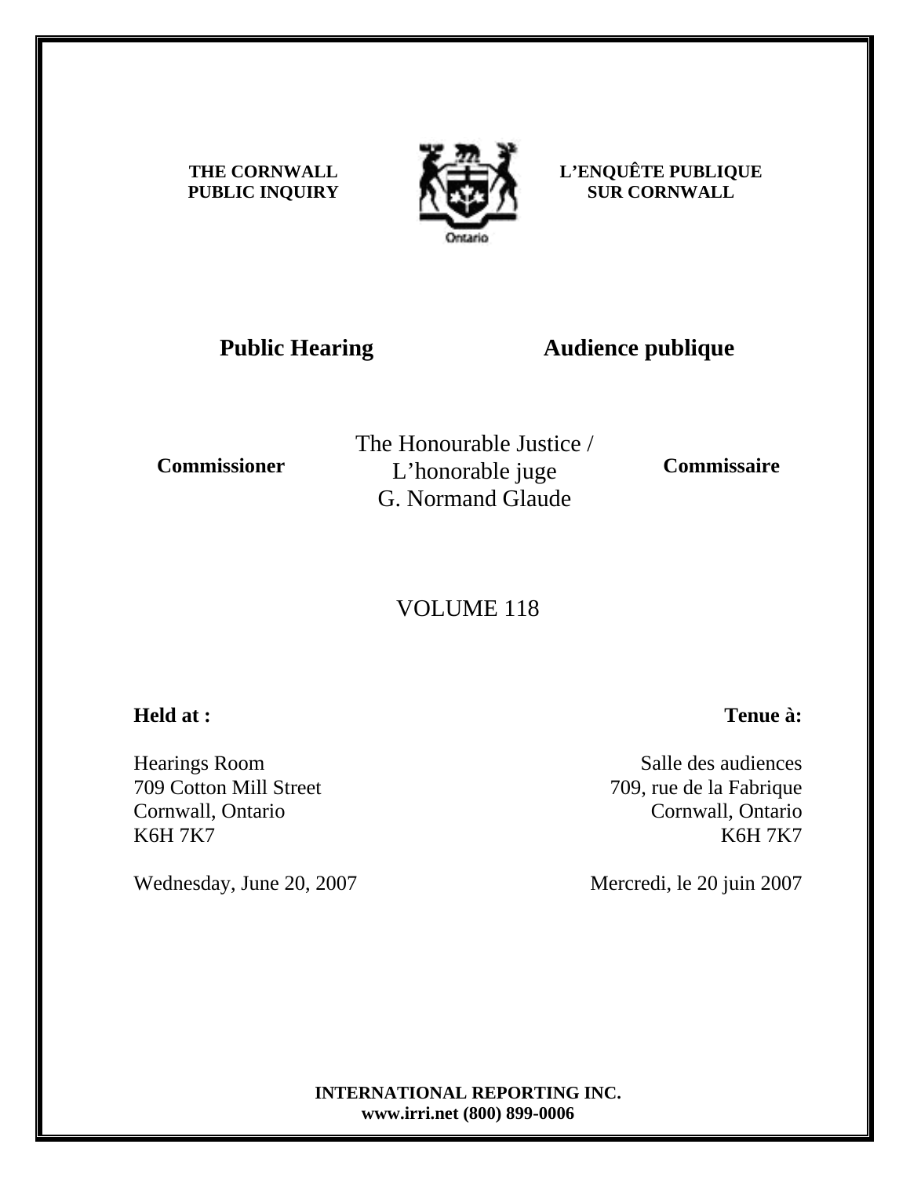**THE CORNWALL PUBLIC INQUIRY**

**L'ENQUÊTE PUBLIQUE SUR CORNWALL**

Ontario

## Public Hearing

## Audience publique

**Commissioner**

The Honourable Justice / L'honorable juge G. Normand Glaude

**Commissaire**

VOLUME 118

**Held at :**

Hearings Room
709 Cotton Mill Street
Cornwall, Ontario
K6H 7K7

Wednesday, June 20, 2007

**Tenue à:**

Salle des audiences
709, rue de la Fabrique
Cornwall, Ontario
K6H 7K7

Mercredi, le 20 juin 2007

**INTERNATIONAL REPORTING INC.**
**www.irri.net (800) 899-0006**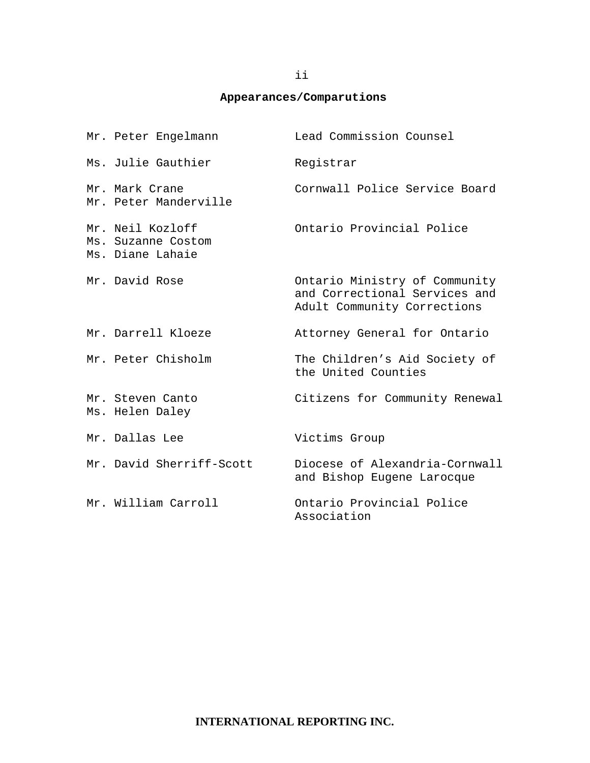## Appearances/Comparutions

| | |
|---|---|
| Mr. Peter Engelmann | Lead Commission Counsel |
| Ms. Julie Gauthier | Registrar |
| Mr. Mark Crane<br>Mr. Peter Manderville | Cornwall Police Service Board |
| Mr. Neil Kozloff<br>Ms. Suzanne Costom<br>Ms. Diane Lahaie | Ontario Provincial Police |
| Mr. David Rose | Ontario Ministry of Community and Correctional Services and Adult Community Corrections |
| Mr. Darrell Kloeze | Attorney General for Ontario |
| Mr. Peter Chisholm | The Children's Aid Society of the United Counties |
| Mr. Steven Canto<br>Ms. Helen Daley | Citizens for Community Renewal |
| Mr. Dallas Lee | Victims Group |
| Mr. David Sherriff-Scott | Diocese of Alexandria-Cornwall and Bishop Eugene Larocque |
| Mr. William Carroll | Ontario Provincial Police Association |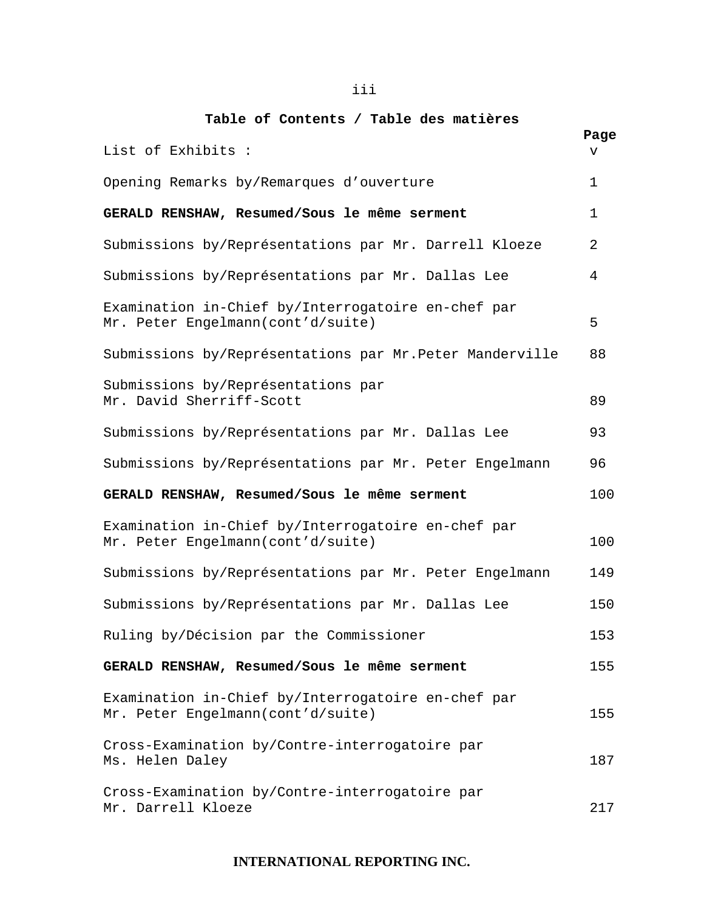## Table of Contents / Table des matières

| | Page |
|---|---|
| List of Exhibits : | v |
| Opening Remarks by/Remarques d'ouverture | 1 |
| **GERALD RENSHAW, Resumed/Sous le même serment** | 1 |
| Submissions by/Représentations par Mr. Darrell Kloeze | 2 |
| Submissions by/Représentations par Mr. Dallas Lee | 4 |
| Examination in-Chief by/Interrogatoire en-chef par Mr. Peter Engelmann(cont'd/suite) | 5 |
| Submissions by/Représentations par Mr.Peter Manderville | 88 |
| Submissions by/Représentations par Mr. David Sherriff-Scott | 89 |
| Submissions by/Représentations par Mr. Dallas Lee | 93 |
| Submissions by/Représentations par Mr. Peter Engelmann | 96 |
| **GERALD RENSHAW, Resumed/Sous le même serment** | 100 |
| Examination in-Chief by/Interrogatoire en-chef par Mr. Peter Engelmann(cont'd/suite) | 100 |
| Submissions by/Représentations par Mr. Peter Engelmann | 149 |
| Submissions by/Représentations par Mr. Dallas Lee | 150 |
| Ruling by/Décision par the Commissioner | 153 |
| **GERALD RENSHAW, Resumed/Sous le même serment** | 155 |
| Examination in-Chief by/Interrogatoire en-chef par Mr. Peter Engelmann(cont'd/suite) | 155 |
| Cross-Examination by/Contre-interrogatoire par Ms. Helen Daley | 187 |
| Cross-Examination by/Contre-interrogatoire par Mr. Darrell Kloeze | 217 |

**INTERNATIONAL REPORTING INC.**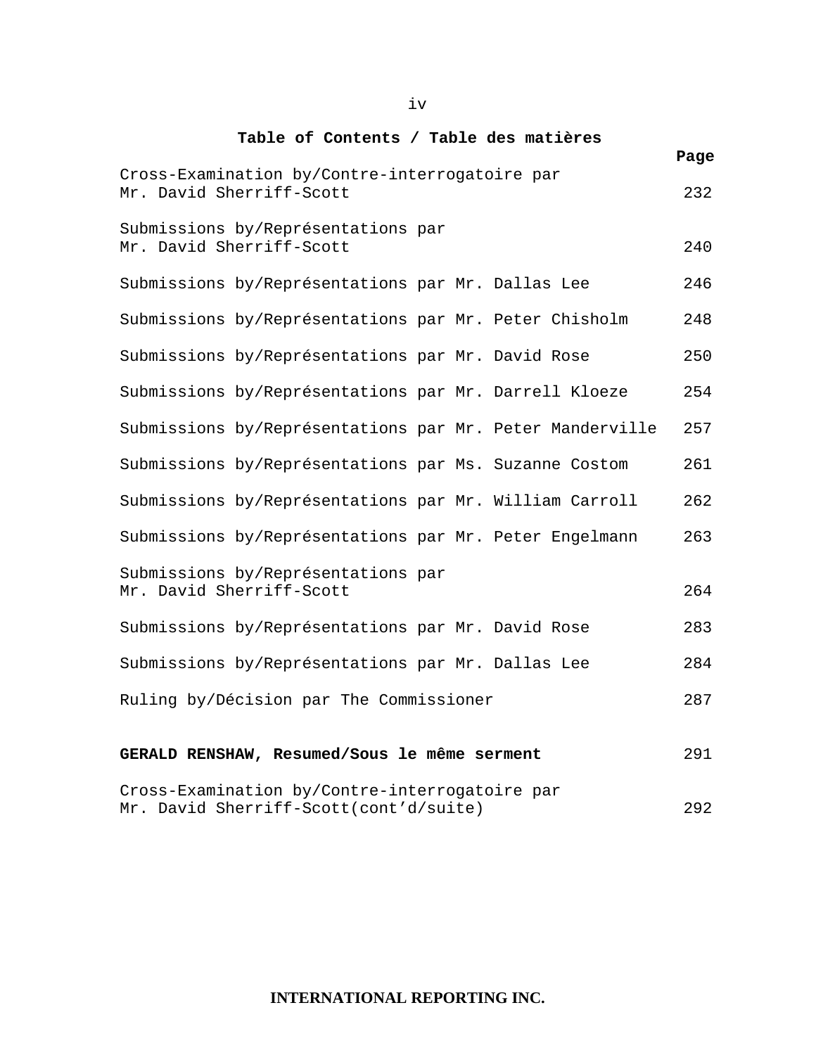## Table of Contents / Table des matières

| | Page |
|---|---|
| Cross-Examination by/Contre-interrogatoire par Mr. David Sherriff-Scott | 232 |
| Submissions by/Représentations par Mr. David Sherriff-Scott | 240 |
| Submissions by/Représentations par Mr. Dallas Lee | 246 |
| Submissions by/Représentations par Mr. Peter Chisholm | 248 |
| Submissions by/Représentations par Mr. David Rose | 250 |
| Submissions by/Représentations par Mr. Darrell Kloeze | 254 |
| Submissions by/Représentations par Mr. Peter Manderville | 257 |
| Submissions by/Représentations par Ms. Suzanne Costom | 261 |
| Submissions by/Représentations par Mr. William Carroll | 262 |
| Submissions by/Représentations par Mr. Peter Engelmann | 263 |
| Submissions by/Représentations par Mr. David Sherriff-Scott | 264 |
| Submissions by/Représentations par Mr. David Rose | 283 |
| Submissions by/Représentations par Mr. Dallas Lee | 284 |
| Ruling by/Décision par The Commissioner | 287 |
| **GERALD RENSHAW, Resumed/Sous le même serment** | 291 |
| Cross-Examination by/Contre-interrogatoire par Mr. David Sherriff-Scott(cont'd/suite) | 292 |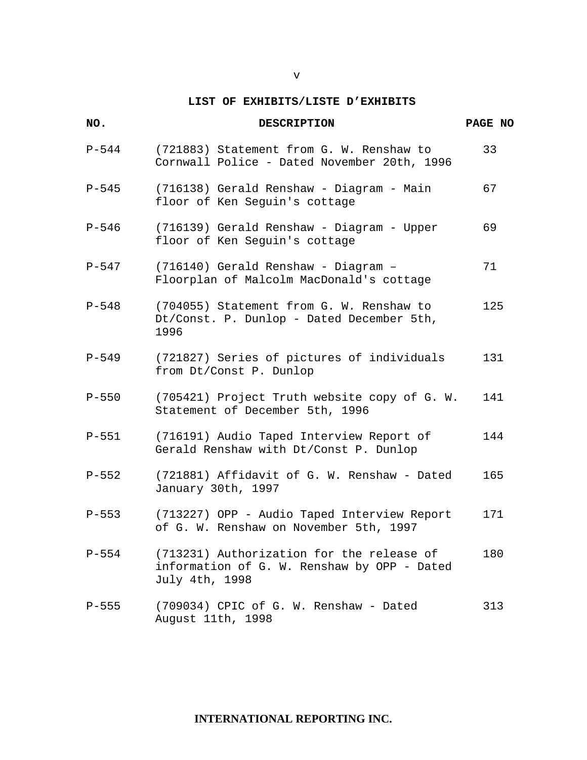## LIST OF EXHIBITS/LISTE D'EXHIBITS

| NO. | DESCRIPTION | PAGE NO |
|---|---|---|
| P-544 | (721883) Statement from G. W. Renshaw to Cornwall Police - Dated November 20th, 1996 | 33 |
| P-545 | (716138) Gerald Renshaw - Diagram - Main floor of Ken Seguin's cottage | 67 |
| P-546 | (716139) Gerald Renshaw - Diagram - Upper floor of Ken Seguin's cottage | 69 |
| P-547 | (716140) Gerald Renshaw - Diagram – Floorplan of Malcolm MacDonald's cottage | 71 |
| P-548 | (704055) Statement from G. W. Renshaw to Dt/Const. P. Dunlop - Dated December 5th, 1996 | 125 |
| P-549 | (721827) Series of pictures of individuals from Dt/Const P. Dunlop | 131 |
| P-550 | (705421) Project Truth website copy of G. W. Statement of December 5th, 1996 | 141 |
| P-551 | (716191) Audio Taped Interview Report of Gerald Renshaw with Dt/Const P. Dunlop | 144 |
| P-552 | (721881) Affidavit of G. W. Renshaw - Dated January 30th, 1997 | 165 |
| P-553 | (713227) OPP - Audio Taped Interview Report of G. W. Renshaw on November 5th, 1997 | 171 |
| P-554 | (713231) Authorization for the release of information of G. W. Renshaw by OPP - Dated July 4th, 1998 | 180 |
| P-555 | (709034) CPIC of G. W. Renshaw - Dated August 11th, 1998 | 313 |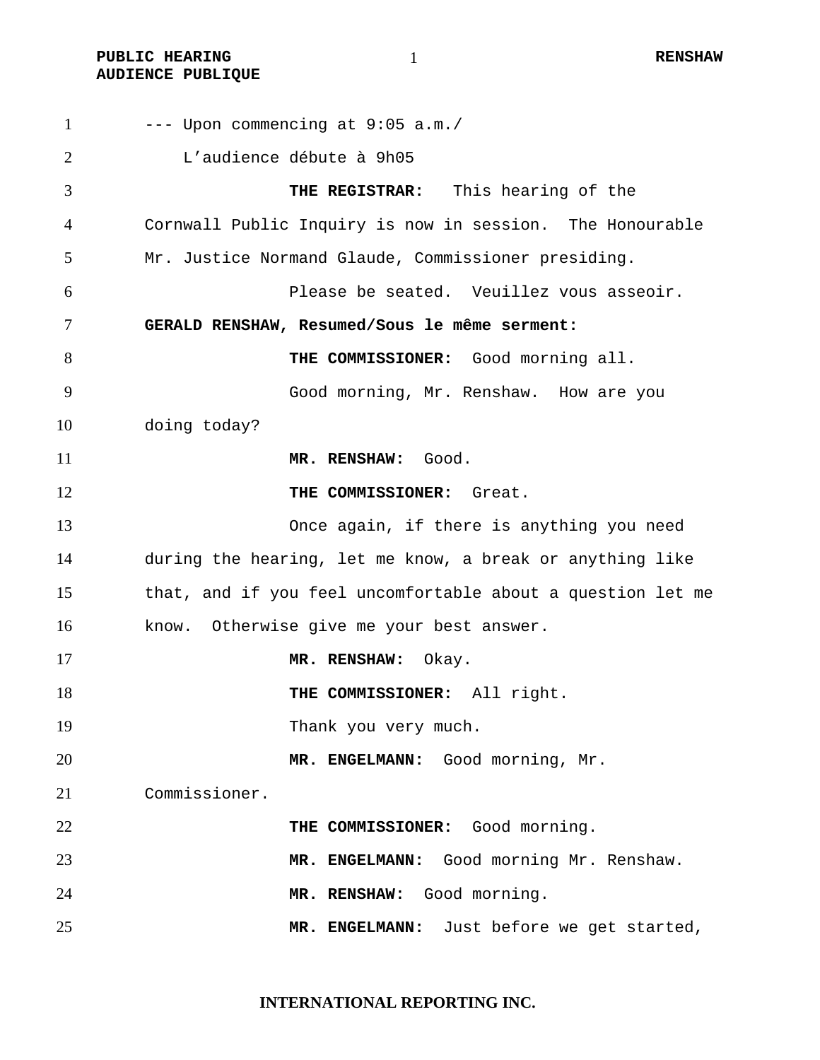--- Upon commencing at 9:05 a.m./
L'audience débute à 9h05

**THE REGISTRAR:** This hearing of the Cornwall Public Inquiry is now in session. The Honourable Mr. Justice Normand Glaude, Commissioner presiding.

Please be seated. Veuillez vous asseoir.

**GERALD RENSHAW, Resumed/Sous le même serment:**

**THE COMMISSIONER:** Good morning all.

Good morning, Mr. Renshaw. How are you doing today?

**MR. RENSHAW:** Good.

**THE COMMISSIONER:** Great.

Once again, if there is anything you need during the hearing, let me know, a break or anything like that, and if you feel uncomfortable about a question let me know. Otherwise give me your best answer.

**MR. RENSHAW:** Okay.

**THE COMMISSIONER:** All right.

Thank you very much.

**MR. ENGELMANN:** Good morning, Mr. Commissioner.

**THE COMMISSIONER:** Good morning.

**MR. ENGELMANN:** Good morning Mr. Renshaw.

**MR. RENSHAW:** Good morning.

**MR. ENGELMANN:** Just before we get started,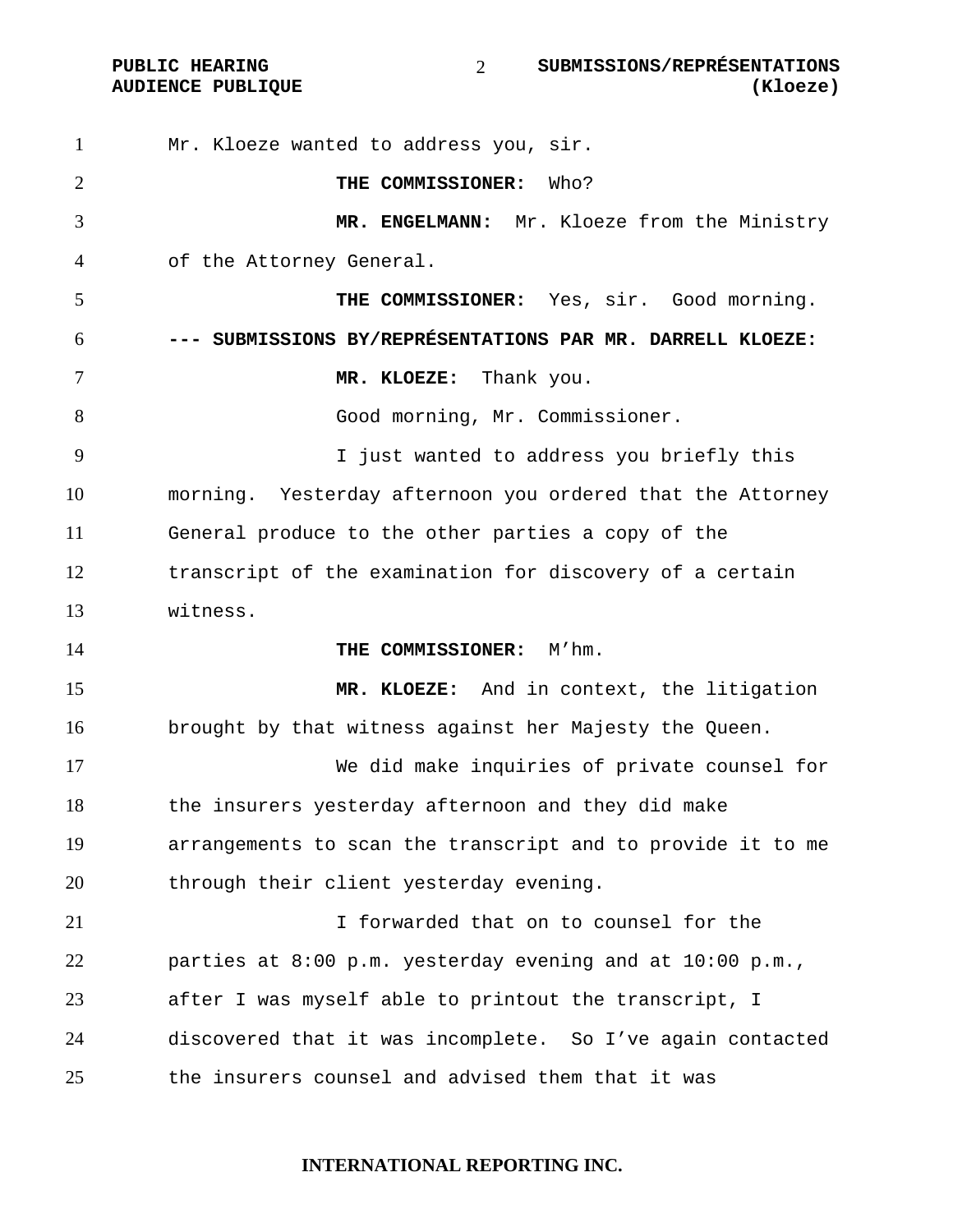Mr. Kloeze wanted to address you, sir.

**THE COMMISSIONER:** Who?

**MR. ENGELMANN:** Mr. Kloeze from the Ministry of the Attorney General.

**THE COMMISSIONER:** Yes, sir. Good morning.

**--- SUBMISSIONS BY/REPRÉSENTATIONS PAR MR. DARRELL KLOEZE:**

**MR. KLOEZE:** Thank you.

Good morning, Mr. Commissioner.

I just wanted to address you briefly this morning. Yesterday afternoon you ordered that the Attorney General produce to the other parties a copy of the transcript of the examination for discovery of a certain witness.

**THE COMMISSIONER:** M'hm.

**MR. KLOEZE:** And in context, the litigation brought by that witness against her Majesty the Queen.

We did make inquiries of private counsel for the insurers yesterday afternoon and they did make arrangements to scan the transcript and to provide it to me through their client yesterday evening.

I forwarded that on to counsel for the parties at 8:00 p.m. yesterday evening and at 10:00 p.m., after I was myself able to printout the transcript, I discovered that it was incomplete. So I've again contacted the insurers counsel and advised them that it was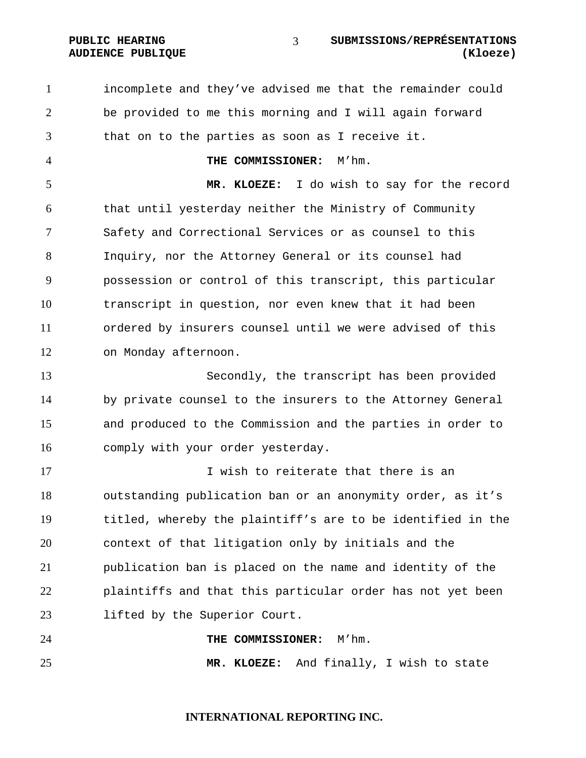incomplete and they've advised me that the remainder could be provided to me this morning and I will again forward that on to the parties as soon as I receive it.

**THE COMMISSIONER:** M'hm.

**MR. KLOEZE:** I do wish to say for the record that until yesterday neither the Ministry of Community Safety and Correctional Services or as counsel to this Inquiry, nor the Attorney General or its counsel had possession or control of this transcript, this particular transcript in question, nor even knew that it had been ordered by insurers counsel until we were advised of this on Monday afternoon.

Secondly, the transcript has been provided by private counsel to the insurers to the Attorney General and produced to the Commission and the parties in order to comply with your order yesterday.

I wish to reiterate that there is an outstanding publication ban or an anonymity order, as it's titled, whereby the plaintiff's are to be identified in the context of that litigation only by initials and the publication ban is placed on the name and identity of the plaintiffs and that this particular order has not yet been lifted by the Superior Court.

**THE COMMISSIONER:** M'hm.

**MR. KLOEZE:** And finally, I wish to state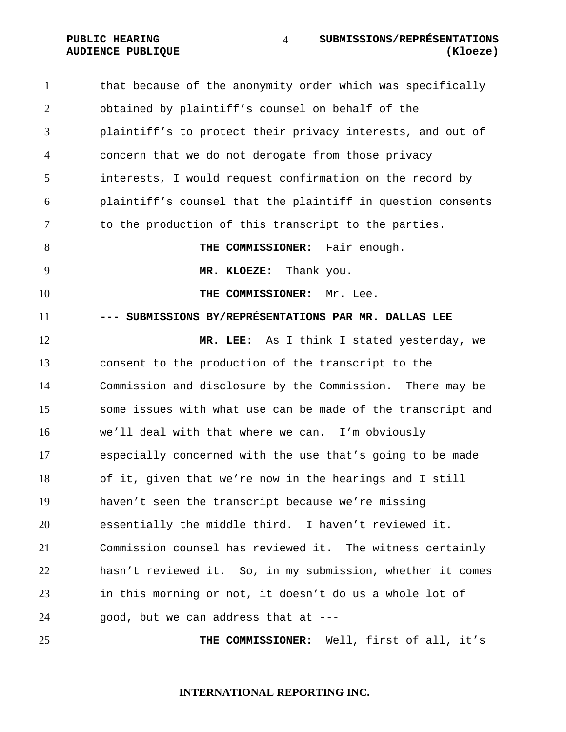that because of the anonymity order which was specifically obtained by plaintiff's counsel on behalf of the plaintiff's to protect their privacy interests, and out of concern that we do not derogate from those privacy interests, I would request confirmation on the record by plaintiff's counsel that the plaintiff in question consents to the production of this transcript to the parties.

**THE COMMISSIONER:** Fair enough.

**MR. KLOEZE:** Thank you.

**THE COMMISSIONER:** Mr. Lee.

**--- SUBMISSIONS BY/REPRÉSENTATIONS PAR MR. DALLAS LEE**

**MR. LEE:** As I think I stated yesterday, we consent to the production of the transcript to the Commission and disclosure by the Commission. There may be some issues with what use can be made of the transcript and we'll deal with that where we can. I'm obviously especially concerned with the use that's going to be made of it, given that we're now in the hearings and I still haven't seen the transcript because we're missing essentially the middle third. I haven't reviewed it. Commission counsel has reviewed it. The witness certainly hasn't reviewed it. So, in my submission, whether it comes in this morning or not, it doesn't do us a whole lot of good, but we can address that at ---

**THE COMMISSIONER:** Well, first of all, it's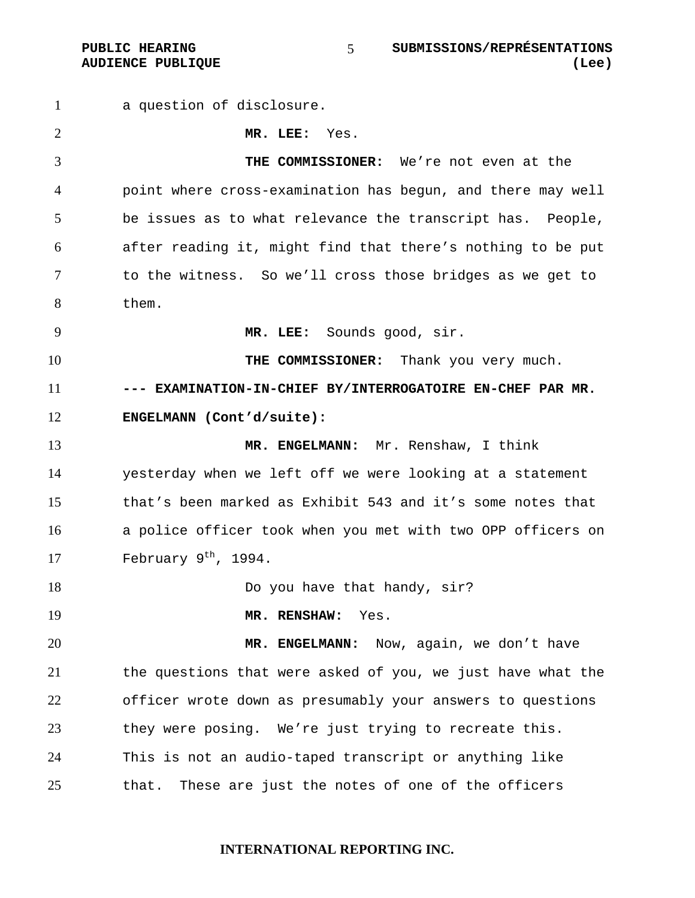a question of disclosure.

**MR. LEE:** Yes.

**THE COMMISSIONER:** We're not even at the point where cross-examination has begun, and there may well be issues as to what relevance the transcript has. People, after reading it, might find that there's nothing to be put to the witness. So we'll cross those bridges as we get to them.

**MR. LEE:** Sounds good, sir.

**THE COMMISSIONER:** Thank you very much.

**--- EXAMINATION-IN-CHIEF BY/INTERROGATOIRE EN-CHEF PAR MR. ENGELMANN (Cont'd/suite):**

**MR. ENGELMANN:** Mr. Renshaw, I think yesterday when we left off we were looking at a statement that's been marked as Exhibit 543 and it's some notes that a police officer took when you met with two OPP officers on February 9th, 1994.

Do you have that handy, sir?

**MR. RENSHAW:** Yes.

**MR. ENGELMANN:** Now, again, we don't have the questions that were asked of you, we just have what the officer wrote down as presumably your answers to questions they were posing. We're just trying to recreate this. This is not an audio-taped transcript or anything like that. These are just the notes of one of the officers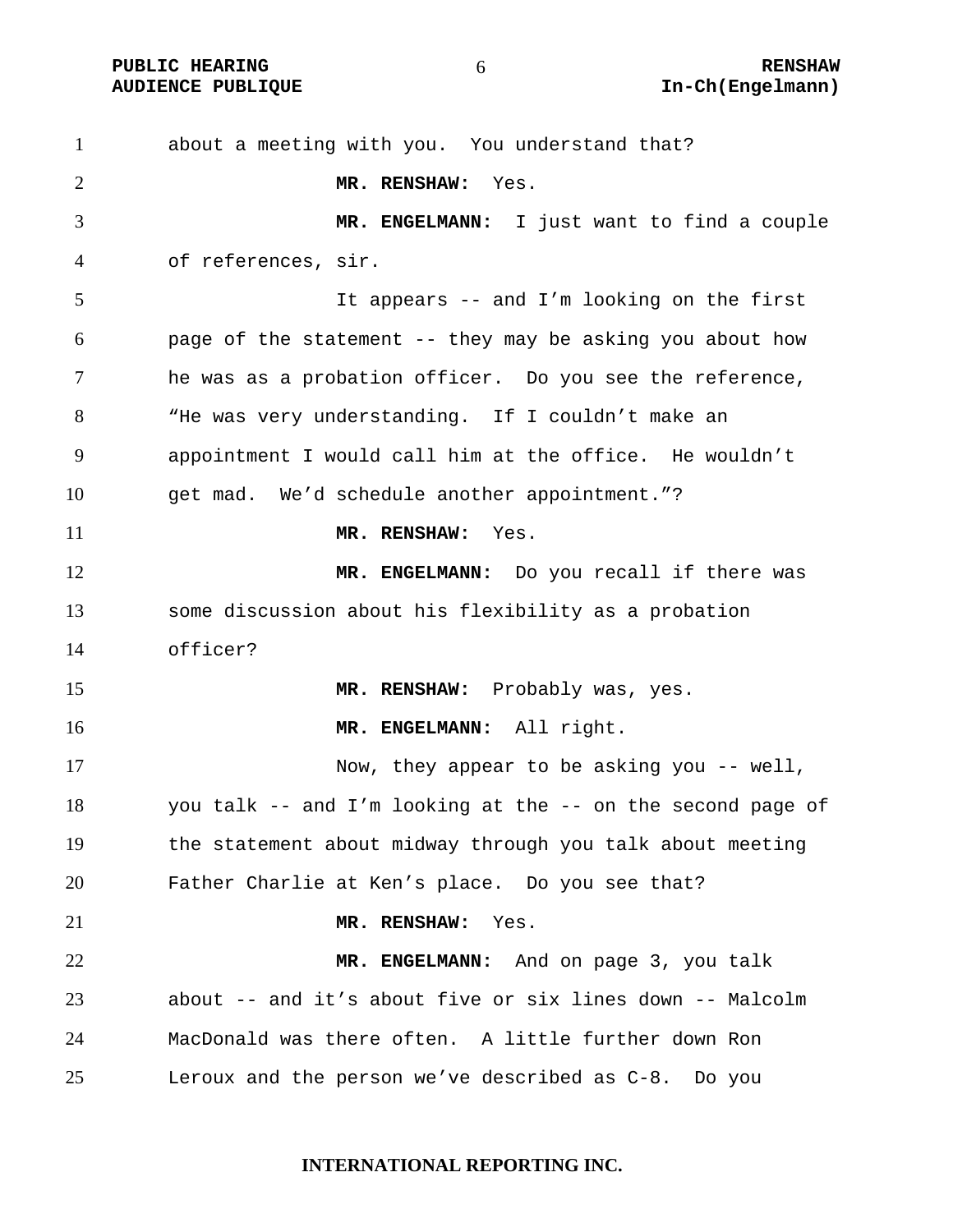about a meeting with you. You understand that?

**MR. RENSHAW:** Yes.

**MR. ENGELMANN:** I just want to find a couple of references, sir.

It appears -- and I'm looking on the first page of the statement -- they may be asking you about how he was as a probation officer. Do you see the reference, "He was very understanding. If I couldn't make an appointment I would call him at the office. He wouldn't get mad. We'd schedule another appointment."?

**MR. RENSHAW:** Yes.

**MR. ENGELMANN:** Do you recall if there was some discussion about his flexibility as a probation officer?

**MR. RENSHAW:** Probably was, yes.

**MR. ENGELMANN:** All right.

Now, they appear to be asking you -- well, you talk -- and I'm looking at the -- on the second page of the statement about midway through you talk about meeting Father Charlie at Ken's place. Do you see that?

**MR. RENSHAW:** Yes.

**MR. ENGELMANN:** And on page 3, you talk about -- and it's about five or six lines down -- Malcolm MacDonald was there often. A little further down Ron Leroux and the person we've described as C-8. Do you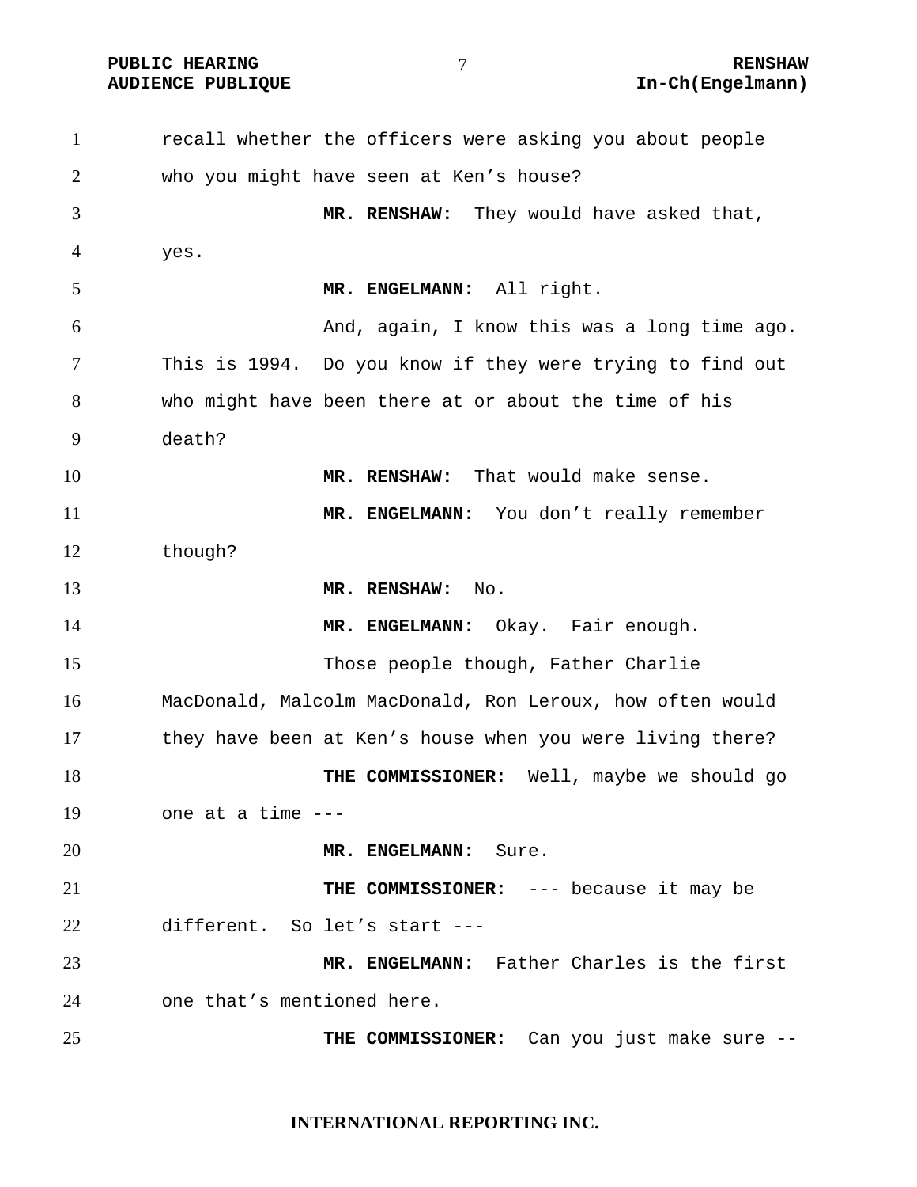recall whether the officers were asking you about people who you might have seen at Ken's house?

**MR. RENSHAW:** They would have asked that, yes.

**MR. ENGELMANN:** All right.

And, again, I know this was a long time ago. This is 1994. Do you know if they were trying to find out who might have been there at or about the time of his death?

**MR. RENSHAW:** That would make sense.

**MR. ENGELMANN:** You don't really remember though?

**MR. RENSHAW:** No.

**MR. ENGELMANN:** Okay. Fair enough.

Those people though, Father Charlie MacDonald, Malcolm MacDonald, Ron Leroux, how often would they have been at Ken's house when you were living there?

**THE COMMISSIONER:** Well, maybe we should go one at a time ---

**MR. ENGELMANN:** Sure.

**THE COMMISSIONER:** --- because it may be different. So let's start ---

**MR. ENGELMANN:** Father Charles is the first one that's mentioned here.

**THE COMMISSIONER:** Can you just make sure --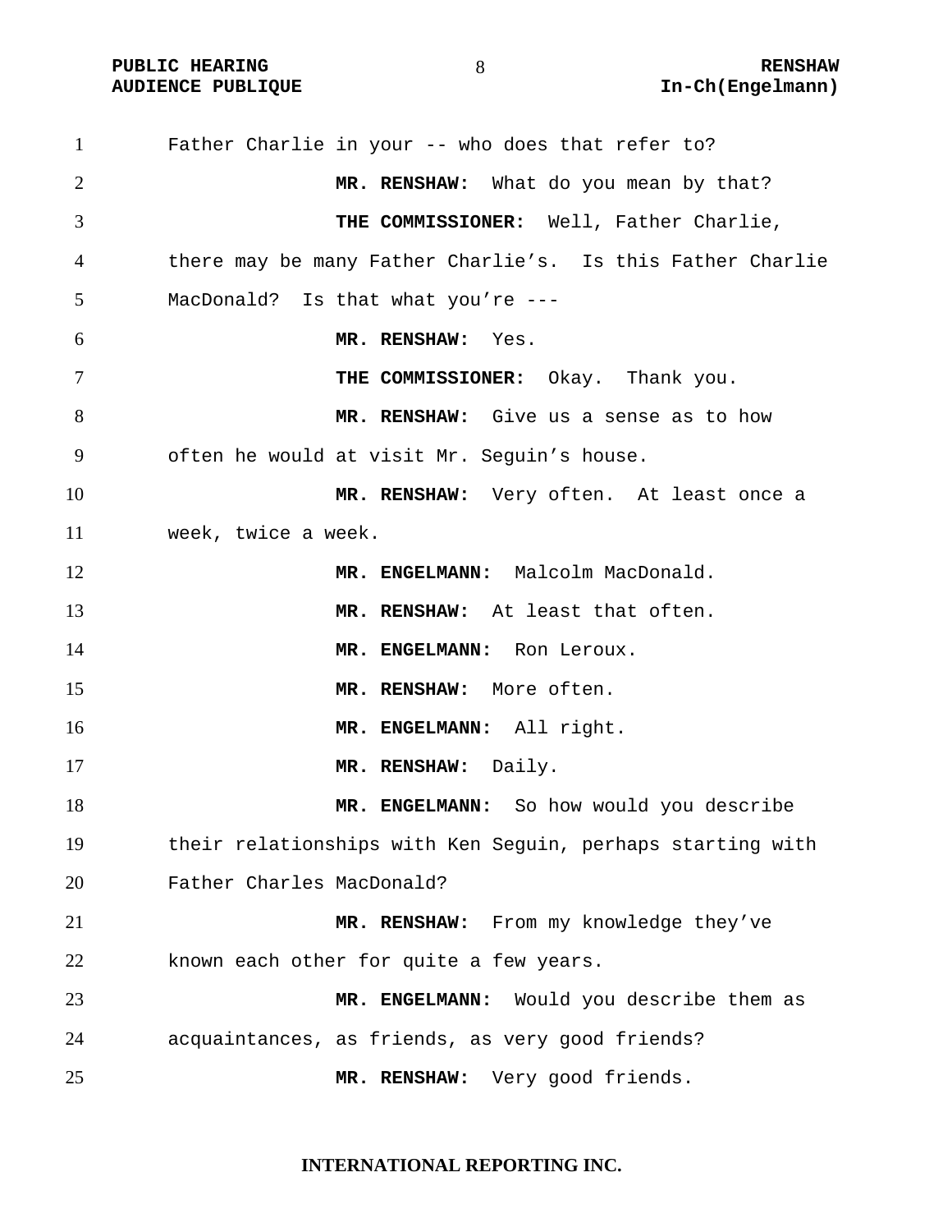Father Charlie in your -- who does that refer to?

**MR. RENSHAW:** What do you mean by that?

**THE COMMISSIONER:** Well, Father Charlie, there may be many Father Charlie's. Is this Father Charlie MacDonald? Is that what you're ---

**MR. RENSHAW:** Yes.

**THE COMMISSIONER:** Okay. Thank you.

**MR. RENSHAW:** Give us a sense as to how often he would at visit Mr. Seguin's house.

**MR. RENSHAW:** Very often. At least once a week, twice a week.

**MR. ENGELMANN:** Malcolm MacDonald.

**MR. RENSHAW:** At least that often.

**MR. ENGELMANN:** Ron Leroux.

**MR. RENSHAW:** More often.

**MR. ENGELMANN:** All right.

**MR. RENSHAW:** Daily.

**MR. ENGELMANN:** So how would you describe their relationships with Ken Seguin, perhaps starting with Father Charles MacDonald?

**MR. RENSHAW:** From my knowledge they've known each other for quite a few years.

**MR. ENGELMANN:** Would you describe them as acquaintances, as friends, as very good friends?

**MR. RENSHAW:** Very good friends.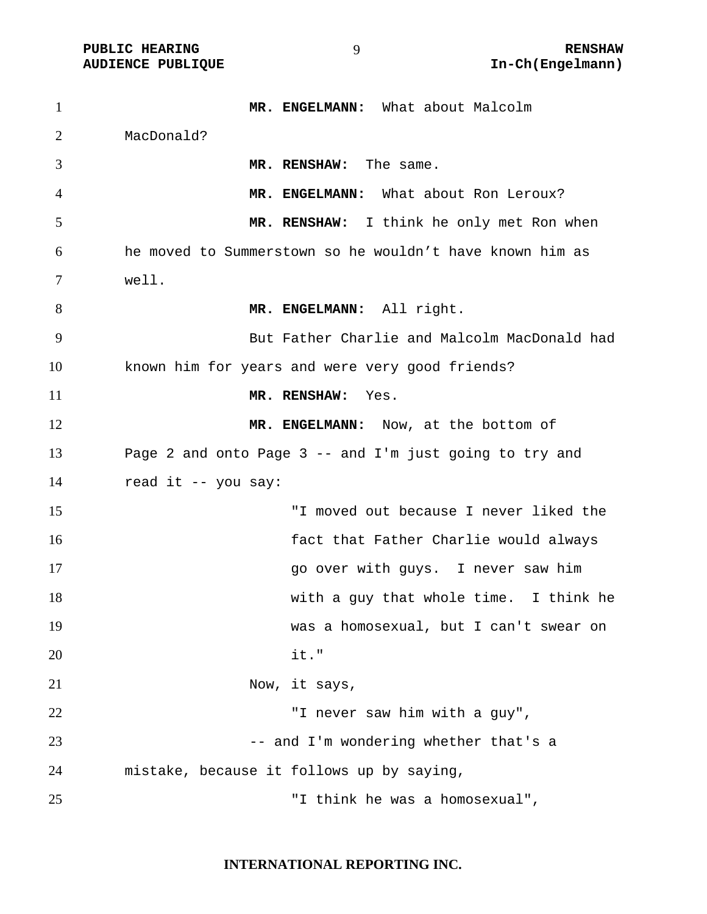**MR. ENGELMANN:** What about Malcolm MacDonald?

**MR. RENSHAW:** The same.

**MR. ENGELMANN:** What about Ron Leroux?

**MR. RENSHAW:** I think he only met Ron when he moved to Summerstown so he wouldn't have known him as well.

**MR. ENGELMANN:** All right.

But Father Charlie and Malcolm MacDonald had known him for years and were very good friends?

**MR. RENSHAW:** Yes.

**MR. ENGELMANN:** Now, at the bottom of Page 2 and onto Page 3 -- and I'm just going to try and read it -- you say:

> "I moved out because I never liked the fact that Father Charlie would always go over with guys. I never saw him with a guy that whole time. I think he was a homosexual, but I can't swear on it."

Now, it says,

> "I never saw him with a guy",

-- and I'm wondering whether that's a mistake, because it follows up by saying,

> "I think he was a homosexual",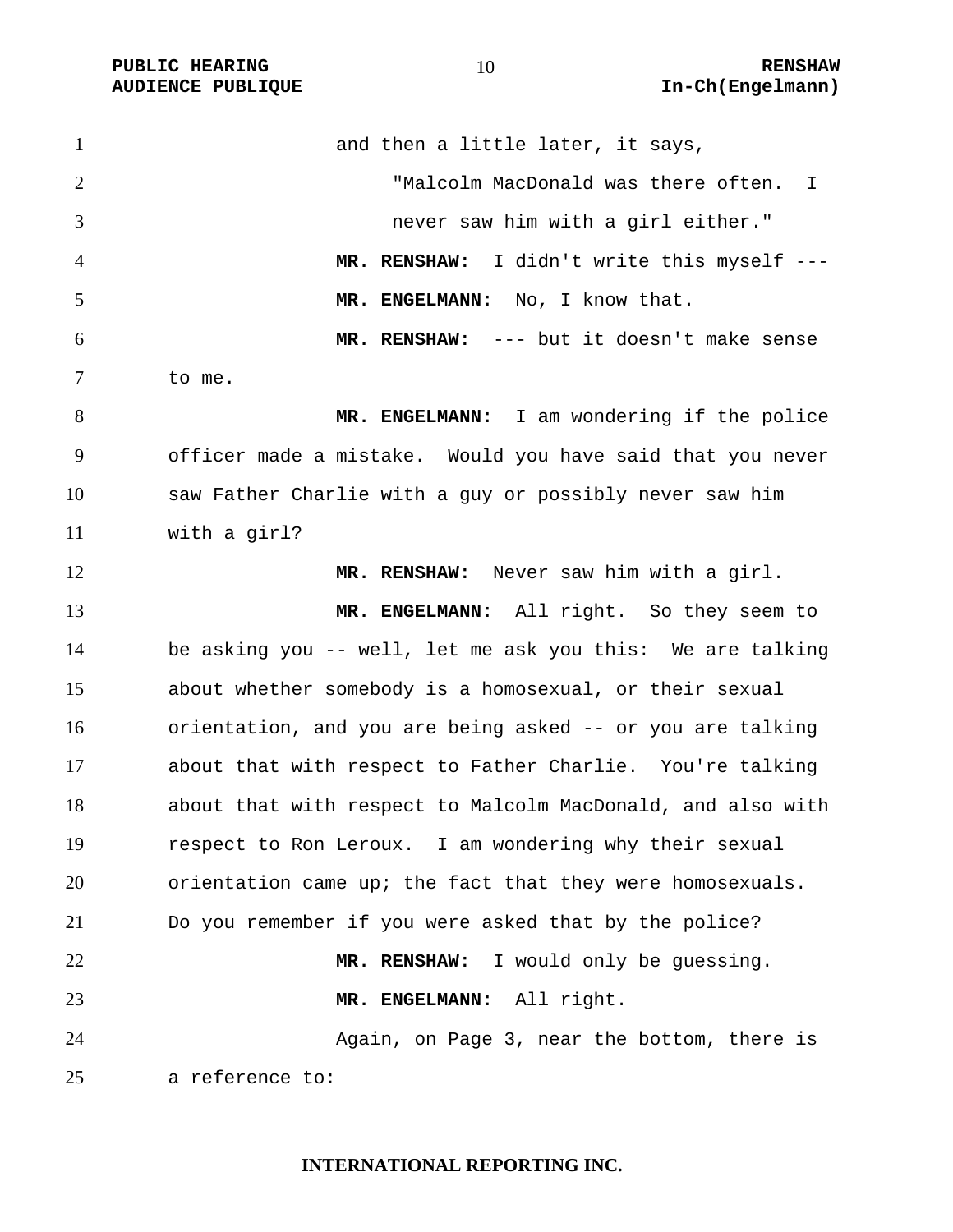and then a little later, it says,

> "Malcolm MacDonald was there often. I never saw him with a girl either."

**MR. RENSHAW:** I didn't write this myself ---

**MR. ENGELMANN:** No, I know that.

**MR. RENSHAW:** --- but it doesn't make sense to me.

**MR. ENGELMANN:** I am wondering if the police officer made a mistake. Would you have said that you never saw Father Charlie with a guy or possibly never saw him with a girl?

**MR. RENSHAW:** Never saw him with a girl.

**MR. ENGELMANN:** All right. So they seem to be asking you -- well, let me ask you this: We are talking about whether somebody is a homosexual, or their sexual orientation, and you are being asked -- or you are talking about that with respect to Father Charlie. You're talking about that with respect to Malcolm MacDonald, and also with respect to Ron Leroux. I am wondering why their sexual orientation came up; the fact that they were homosexuals. Do you remember if you were asked that by the police?

**MR. RENSHAW:** I would only be guessing.

**MR. ENGELMANN:** All right.

Again, on Page 3, near the bottom, there is a reference to: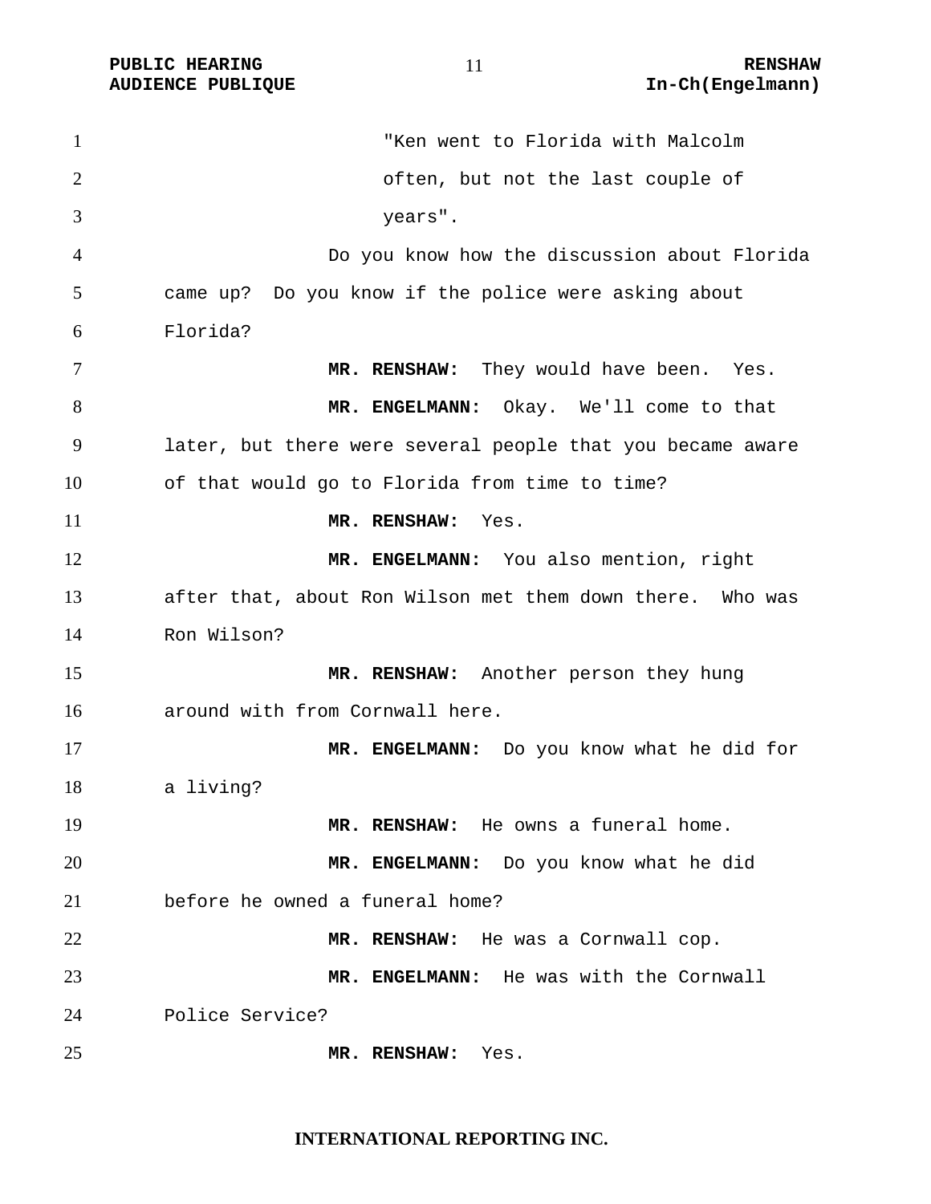"Ken went to Florida with Malcolm often, but not the last couple of years".

Do you know how the discussion about Florida came up? Do you know if the police were asking about Florida?

**MR. RENSHAW:** They would have been. Yes.

**MR. ENGELMANN:** Okay. We'll come to that later, but there were several people that you became aware of that would go to Florida from time to time?

**MR. RENSHAW:** Yes.

**MR. ENGELMANN:** You also mention, right after that, about Ron Wilson met them down there. Who was Ron Wilson?

**MR. RENSHAW:** Another person they hung around with from Cornwall here.

**MR. ENGELMANN:** Do you know what he did for a living?

**MR. RENSHAW:** He owns a funeral home.

**MR. ENGELMANN:** Do you know what he did before he owned a funeral home?

**MR. RENSHAW:** He was a Cornwall cop.

**MR. ENGELMANN:** He was with the Cornwall Police Service?

**MR. RENSHAW:** Yes.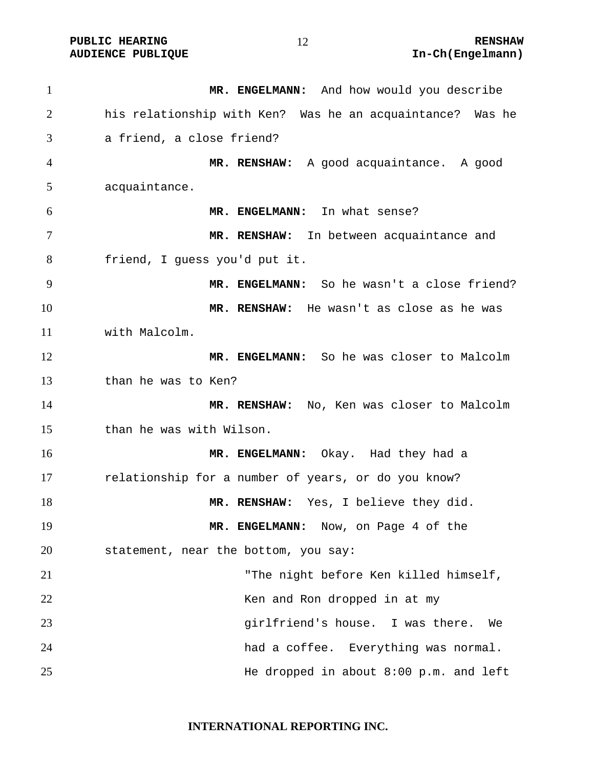**MR. ENGELMANN:** And how would you describe his relationship with Ken? Was he an acquaintance? Was he a friend, a close friend?

**MR. RENSHAW:** A good acquaintance. A good acquaintance.

**MR. ENGELMANN:** In what sense?

**MR. RENSHAW:** In between acquaintance and friend, I guess you'd put it.

**MR. ENGELMANN:** So he wasn't a close friend?

**MR. RENSHAW:** He wasn't as close as he was with Malcolm.

**MR. ENGELMANN:** So he was closer to Malcolm than he was to Ken?

**MR. RENSHAW:** No, Ken was closer to Malcolm than he was with Wilson.

**MR. ENGELMANN:** Okay. Had they had a relationship for a number of years, or do you know?

**MR. RENSHAW:** Yes, I believe they did.

**MR. ENGELMANN:** Now, on Page 4 of the statement, near the bottom, you say:

> "The night before Ken killed himself, Ken and Ron dropped in at my girlfriend's house. I was there. We had a coffee. Everything was normal. He dropped in about 8:00 p.m. and left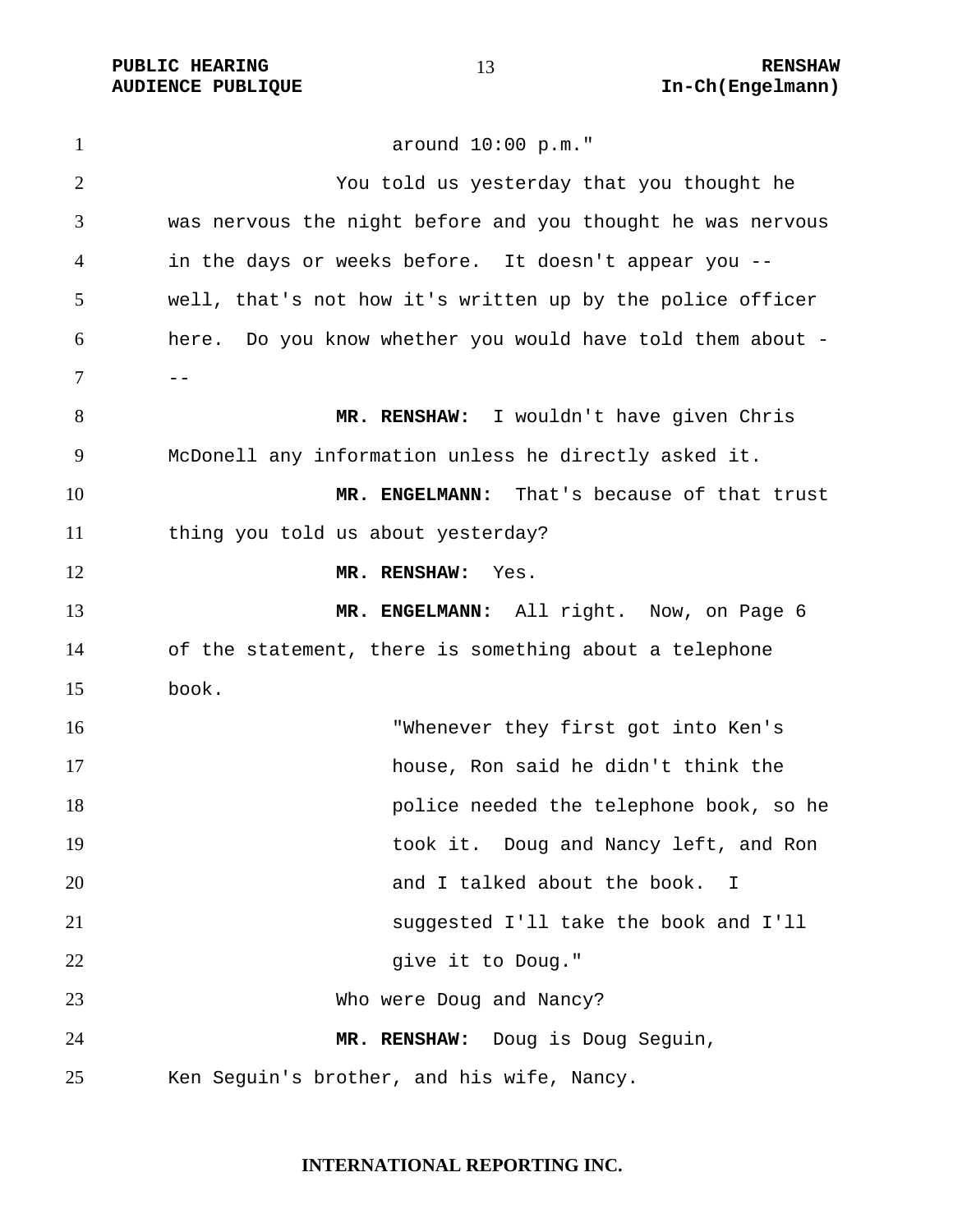around 10:00 p.m."

You told us yesterday that you thought he was nervous the night before and you thought he was nervous in the days or weeks before. It doesn't appear you -- well, that's not how it's written up by the police officer here. Do you know whether you would have told them about ---

**MR. RENSHAW:** I wouldn't have given Chris McDonell any information unless he directly asked it.

**MR. ENGELMANN:** That's because of that trust thing you told us about yesterday?

**MR. RENSHAW:** Yes.

**MR. ENGELMANN:** All right. Now, on Page 6 of the statement, there is something about a telephone book.

> "Whenever they first got into Ken's house, Ron said he didn't think the police needed the telephone book, so he took it. Doug and Nancy left, and Ron and I talked about the book. I suggested I'll take the book and I'll give it to Doug."

Who were Doug and Nancy?

**MR. RENSHAW:** Doug is Doug Seguin, Ken Seguin's brother, and his wife, Nancy.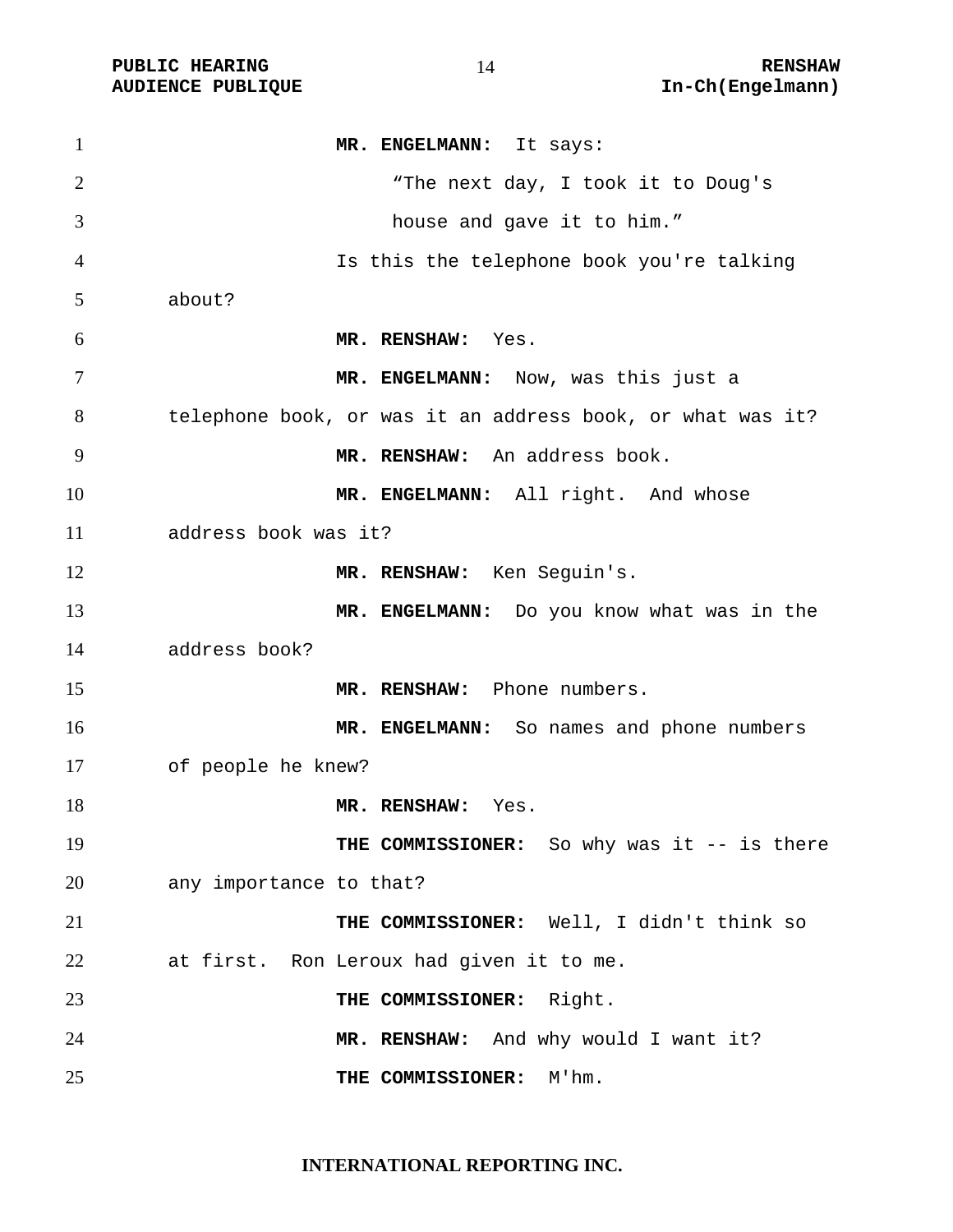**MR. ENGELMANN:** It says:

> "The next day, I took it to Doug's house and gave it to him."

Is this the telephone book you're talking about?

**MR. RENSHAW:** Yes.

**MR. ENGELMANN:** Now, was this just a telephone book, or was it an address book, or what was it?

**MR. RENSHAW:** An address book.

**MR. ENGELMANN:** All right. And whose address book was it?

**MR. RENSHAW:** Ken Seguin's.

**MR. ENGELMANN:** Do you know what was in the address book?

**MR. RENSHAW:** Phone numbers.

**MR. ENGELMANN:** So names and phone numbers of people he knew?

**MR. RENSHAW:** Yes.

**THE COMMISSIONER:** So why was it -- is there any importance to that?

**THE COMMISSIONER:** Well, I didn't think so at first. Ron Leroux had given it to me.

**THE COMMISSIONER:** Right.

**MR. RENSHAW:** And why would I want it?

**THE COMMISSIONER:** M'hm.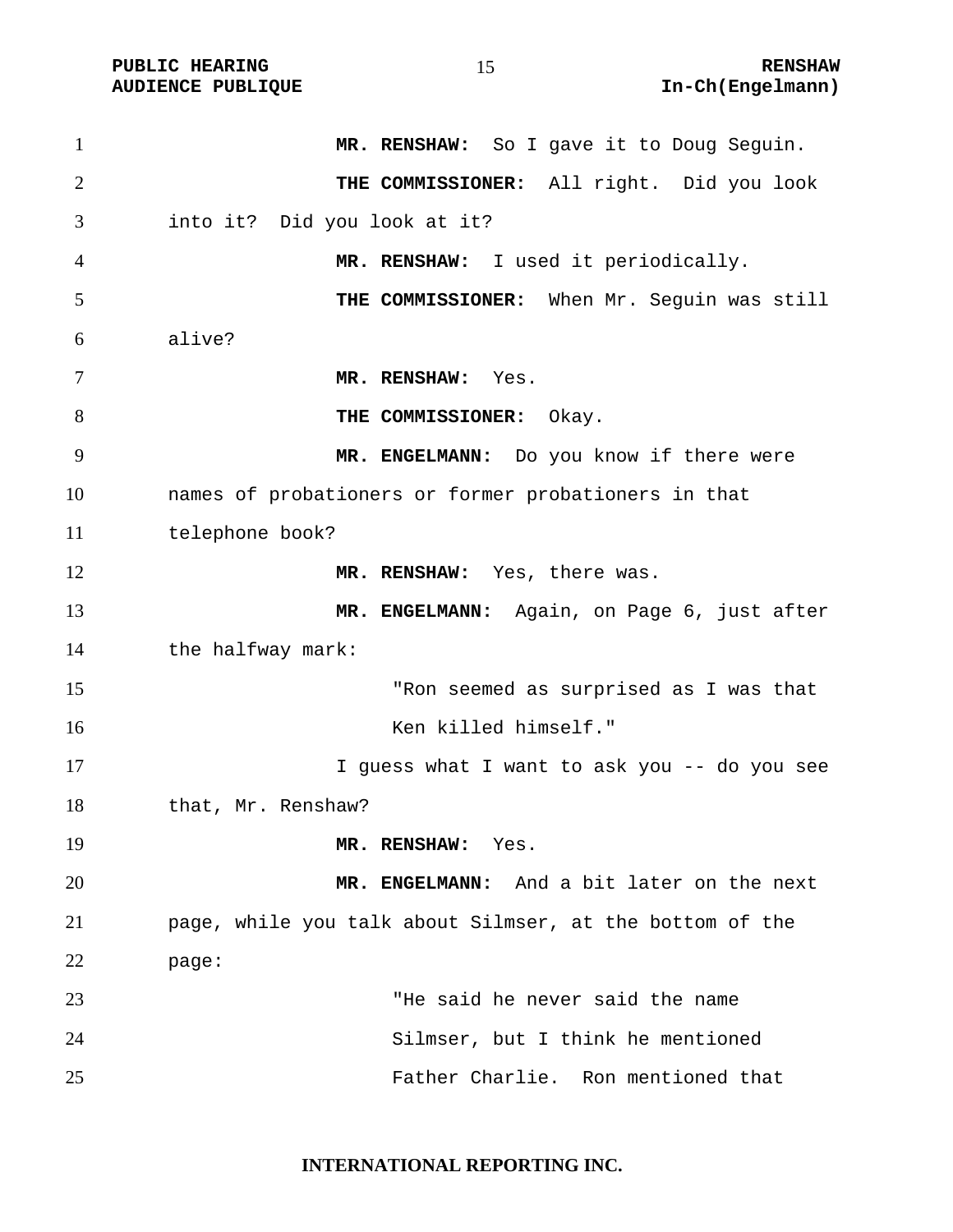**MR. RENSHAW:** So I gave it to Doug Seguin.

**THE COMMISSIONER:** All right. Did you look into it? Did you look at it?

**MR. RENSHAW:** I used it periodically.

**THE COMMISSIONER:** When Mr. Seguin was still alive?

**MR. RENSHAW:** Yes.

**THE COMMISSIONER:** Okay.

**MR. ENGELMANN:** Do you know if there were names of probationers or former probationers in that telephone book?

**MR. RENSHAW:** Yes, there was.

**MR. ENGELMANN:** Again, on Page 6, just after the halfway mark:

> "Ron seemed as surprised as I was that Ken killed himself."

I guess what I want to ask you -- do you see that, Mr. Renshaw?

**MR. RENSHAW:** Yes.

**MR. ENGELMANN:** And a bit later on the next page, while you talk about Silmser, at the bottom of the page:

> "He said he never said the name Silmser, but I think he mentioned Father Charlie. Ron mentioned that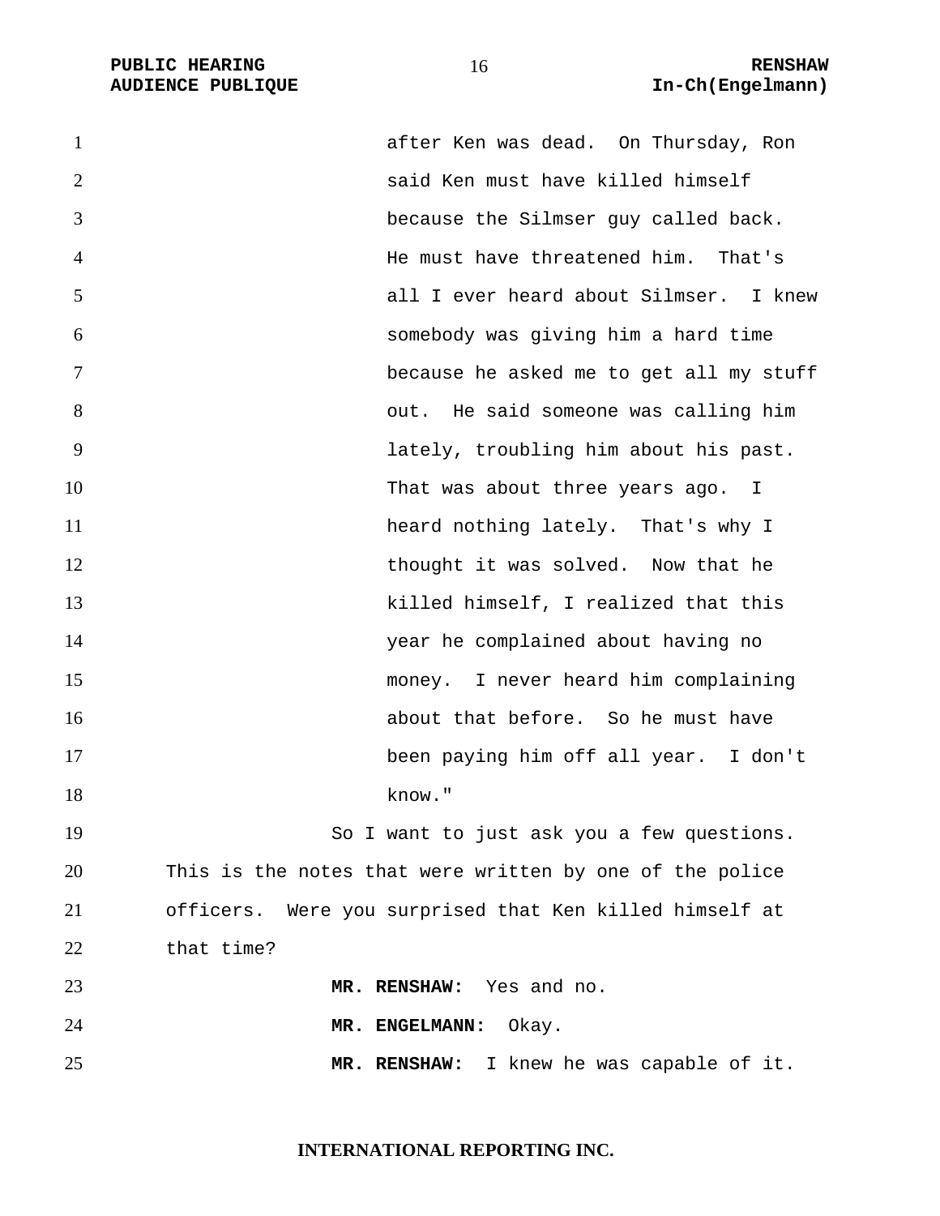after Ken was dead. On Thursday, Ron said Ken must have killed himself because the Silmser guy called back. He must have threatened him. That's all I ever heard about Silmser. I knew somebody was giving him a hard time because he asked me to get all my stuff out. He said someone was calling him lately, troubling him about his past. That was about three years ago. I heard nothing lately. That's why I thought it was solved. Now that he killed himself, I realized that this year he complained about having no money. I never heard him complaining about that before. So he must have been paying him off all year. I don't know."

So I want to just ask you a few questions. This is the notes that were written by one of the police officers. Were you surprised that Ken killed himself at that time?

**MR. RENSHAW:** Yes and no.

**MR. ENGELMANN:** Okay.

**MR. RENSHAW:** I knew he was capable of it.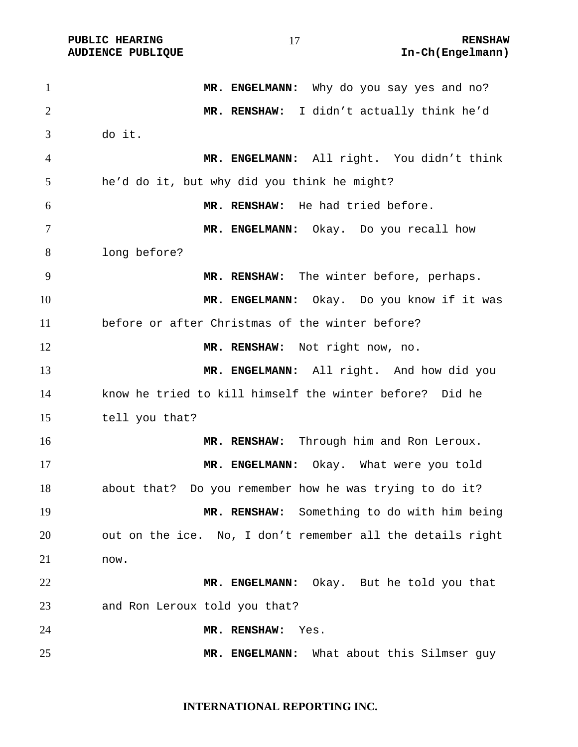**MR. ENGELMANN:** Why do you say yes and no?

**MR. RENSHAW:** I didn't actually think he'd do it.

**MR. ENGELMANN:** All right. You didn't think he'd do it, but why did you think he might?

**MR. RENSHAW:** He had tried before.

**MR. ENGELMANN:** Okay. Do you recall how long before?

**MR. RENSHAW:** The winter before, perhaps.

**MR. ENGELMANN:** Okay. Do you know if it was before or after Christmas of the winter before?

**MR. RENSHAW:** Not right now, no.

**MR. ENGELMANN:** All right. And how did you know he tried to kill himself the winter before? Did he tell you that?

**MR. RENSHAW:** Through him and Ron Leroux.

**MR. ENGELMANN:** Okay. What were you told about that? Do you remember how he was trying to do it?

**MR. RENSHAW:** Something to do with him being out on the ice. No, I don't remember all the details right now.

**MR. ENGELMANN:** Okay. But he told you that and Ron Leroux told you that?

**MR. RENSHAW:** Yes.

**MR. ENGELMANN:** What about this Silmser guy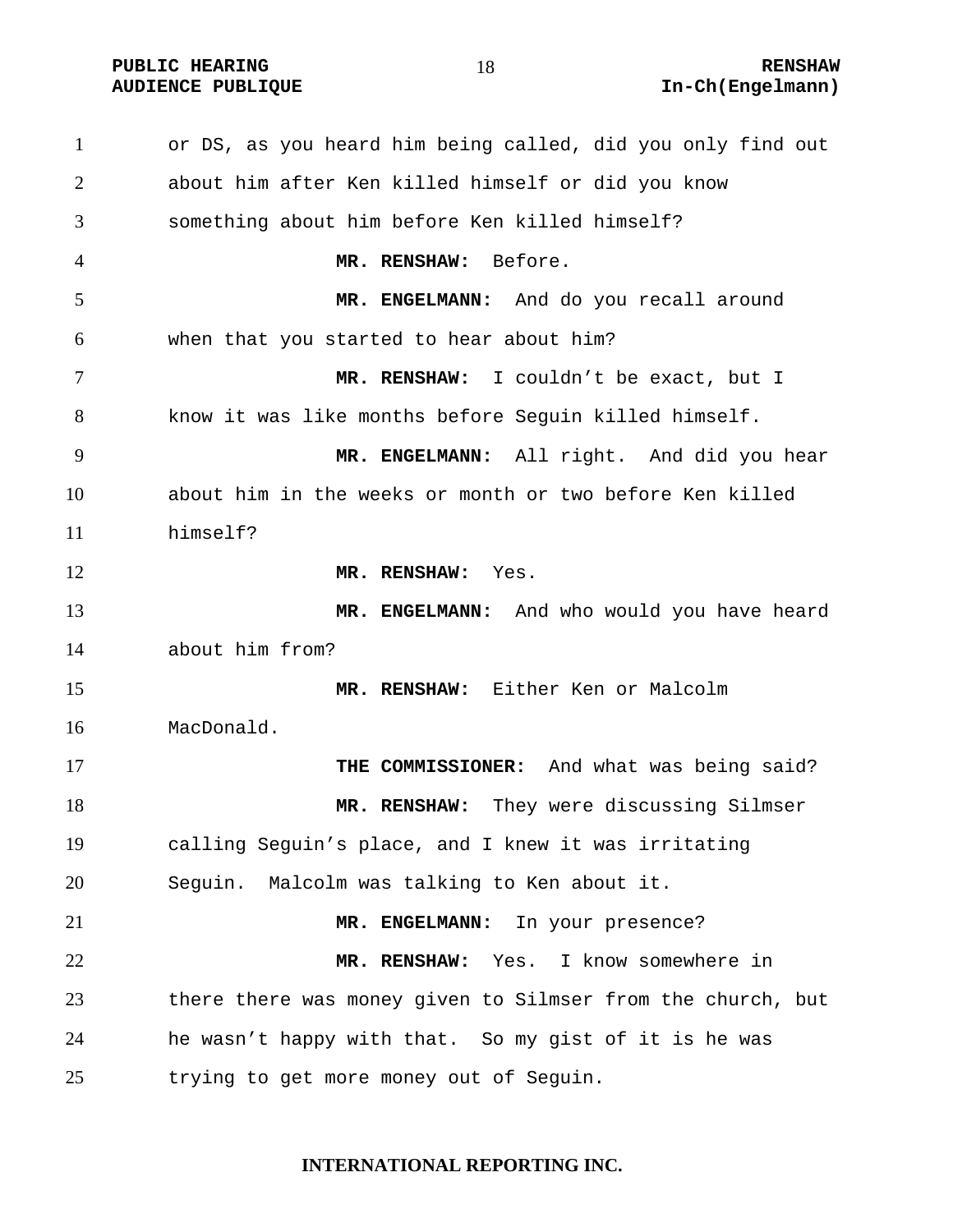or DS, as you heard him being called, did you only find out about him after Ken killed himself or did you know something about him before Ken killed himself?

**MR. RENSHAW:** Before.

**MR. ENGELMANN:** And do you recall around when that you started to hear about him?

**MR. RENSHAW:** I couldn't be exact, but I know it was like months before Seguin killed himself.

**MR. ENGELMANN:** All right. And did you hear about him in the weeks or month or two before Ken killed himself?

**MR. RENSHAW:** Yes.

**MR. ENGELMANN:** And who would you have heard about him from?

**MR. RENSHAW:** Either Ken or Malcolm MacDonald.

**THE COMMISSIONER:** And what was being said?

**MR. RENSHAW:** They were discussing Silmser calling Seguin's place, and I knew it was irritating Seguin. Malcolm was talking to Ken about it.

**MR. ENGELMANN:** In your presence?

**MR. RENSHAW:** Yes. I know somewhere in there there was money given to Silmser from the church, but he wasn't happy with that. So my gist of it is he was trying to get more money out of Seguin.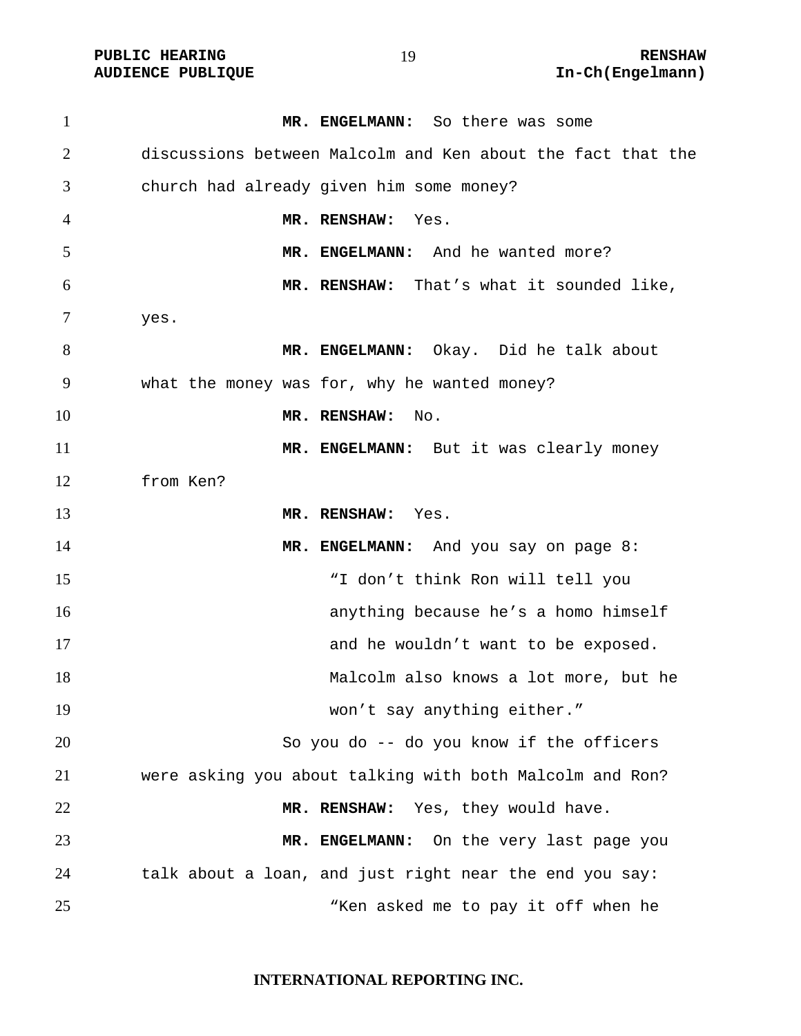**MR. ENGELMANN:** So there was some discussions between Malcolm and Ken about the fact that the church had already given him some money?

**MR. RENSHAW:** Yes.

**MR. ENGELMANN:** And he wanted more?

**MR. RENSHAW:** That's what it sounded like, yes.

**MR. ENGELMANN:** Okay. Did he talk about what the money was for, why he wanted money?

**MR. RENSHAW:** No.

**MR. ENGELMANN:** But it was clearly money from Ken?

**MR. RENSHAW:** Yes.

**MR. ENGELMANN:** And you say on page 8:

> "I don't think Ron will tell you anything because he's a homo himself and he wouldn't want to be exposed. Malcolm also knows a lot more, but he won't say anything either."

So you do -- do you know if the officers were asking you about talking with both Malcolm and Ron?

**MR. RENSHAW:** Yes, they would have.

**MR. ENGELMANN:** On the very last page you talk about a loan, and just right near the end you say:

> "Ken asked me to pay it off when he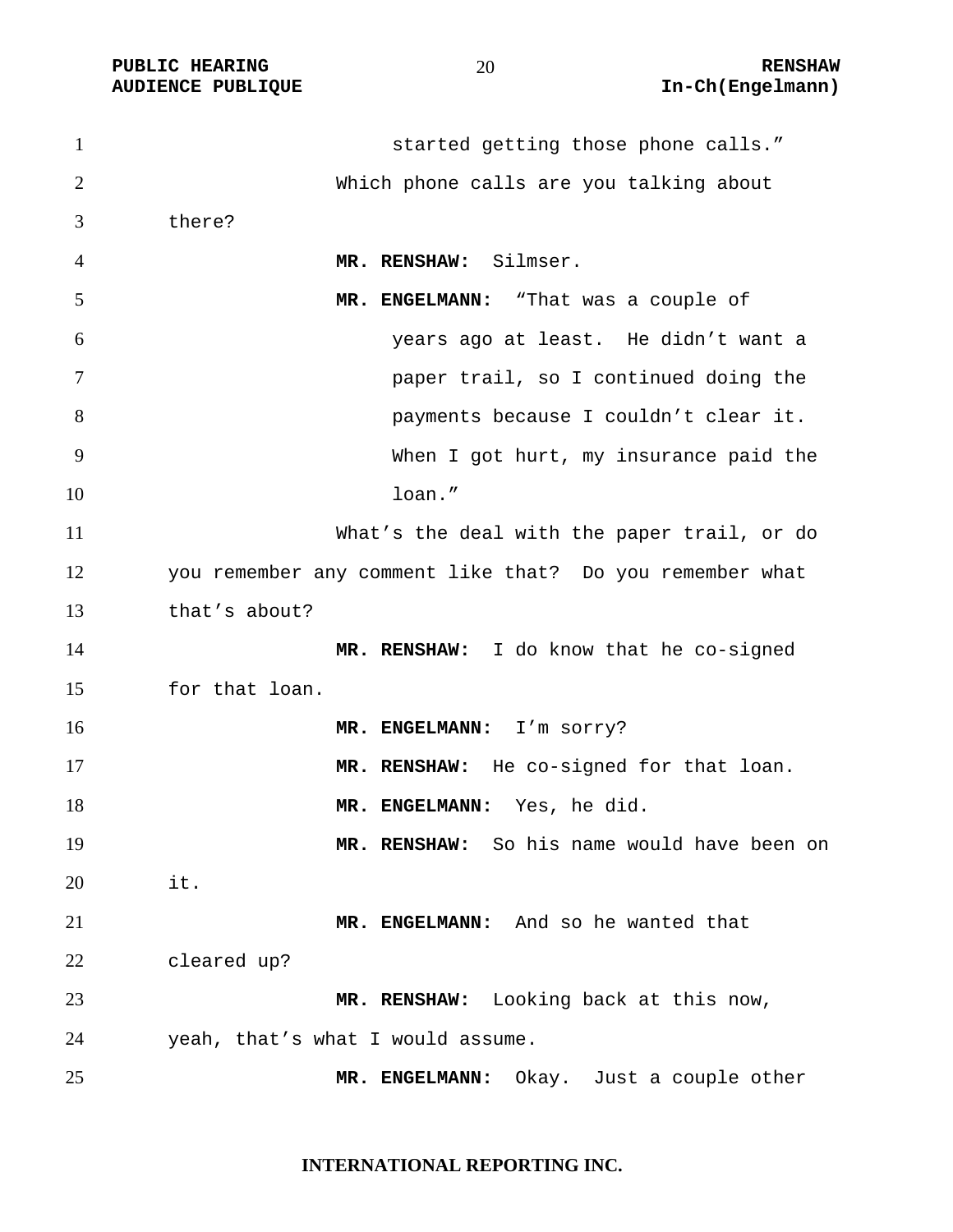started getting those phone calls."

Which phone calls are you talking about there?

**MR. RENSHAW:** Silmser.

**MR. ENGELMANN:** "That was a couple of years ago at least. He didn't want a paper trail, so I continued doing the payments because I couldn't clear it. When I got hurt, my insurance paid the loan."

What's the deal with the paper trail, or do you remember any comment like that? Do you remember what that's about?

**MR. RENSHAW:** I do know that he co-signed for that loan.

**MR. ENGELMANN:** I'm sorry?

**MR. RENSHAW:** He co-signed for that loan.

**MR. ENGELMANN:** Yes, he did.

**MR. RENSHAW:** So his name would have been on it.

**MR. ENGELMANN:** And so he wanted that cleared up?

**MR. RENSHAW:** Looking back at this now, yeah, that's what I would assume.

**MR. ENGELMANN:** Okay. Just a couple other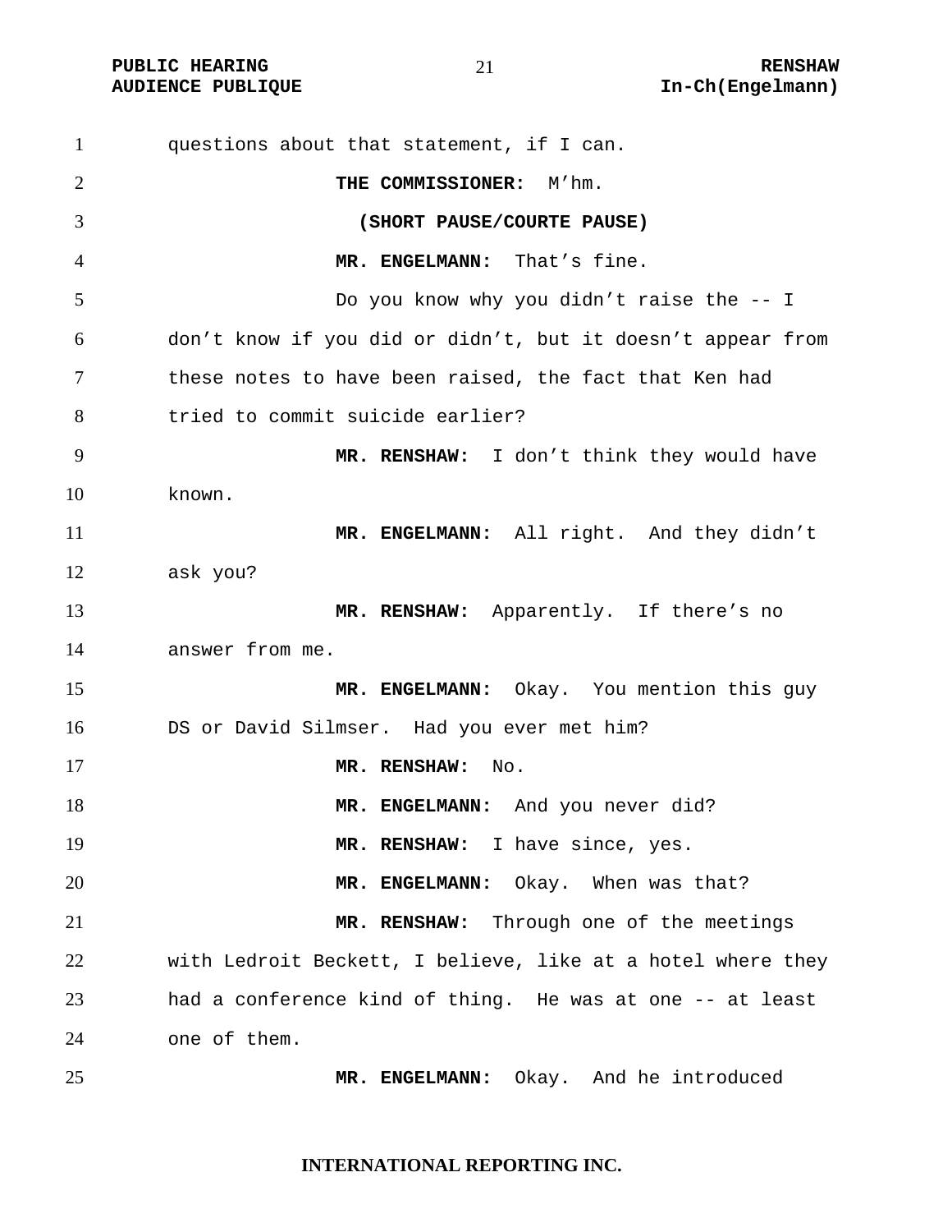questions about that statement, if I can.

**THE COMMISSIONER:** M'hm.

**(SHORT PAUSE/COURTE PAUSE)**

**MR. ENGELMANN:** That's fine.

Do you know why you didn't raise the -- I don't know if you did or didn't, but it doesn't appear from these notes to have been raised, the fact that Ken had tried to commit suicide earlier?

**MR. RENSHAW:** I don't think they would have known.

**MR. ENGELMANN:** All right. And they didn't ask you?

**MR. RENSHAW:** Apparently. If there's no answer from me.

**MR. ENGELMANN:** Okay. You mention this guy DS or David Silmser. Had you ever met him?

**MR. RENSHAW:** No.

**MR. ENGELMANN:** And you never did?

**MR. RENSHAW:** I have since, yes.

**MR. ENGELMANN:** Okay. When was that?

**MR. RENSHAW:** Through one of the meetings with Ledroit Beckett, I believe, like at a hotel where they had a conference kind of thing. He was at one -- at least one of them.

**MR. ENGELMANN:** Okay. And he introduced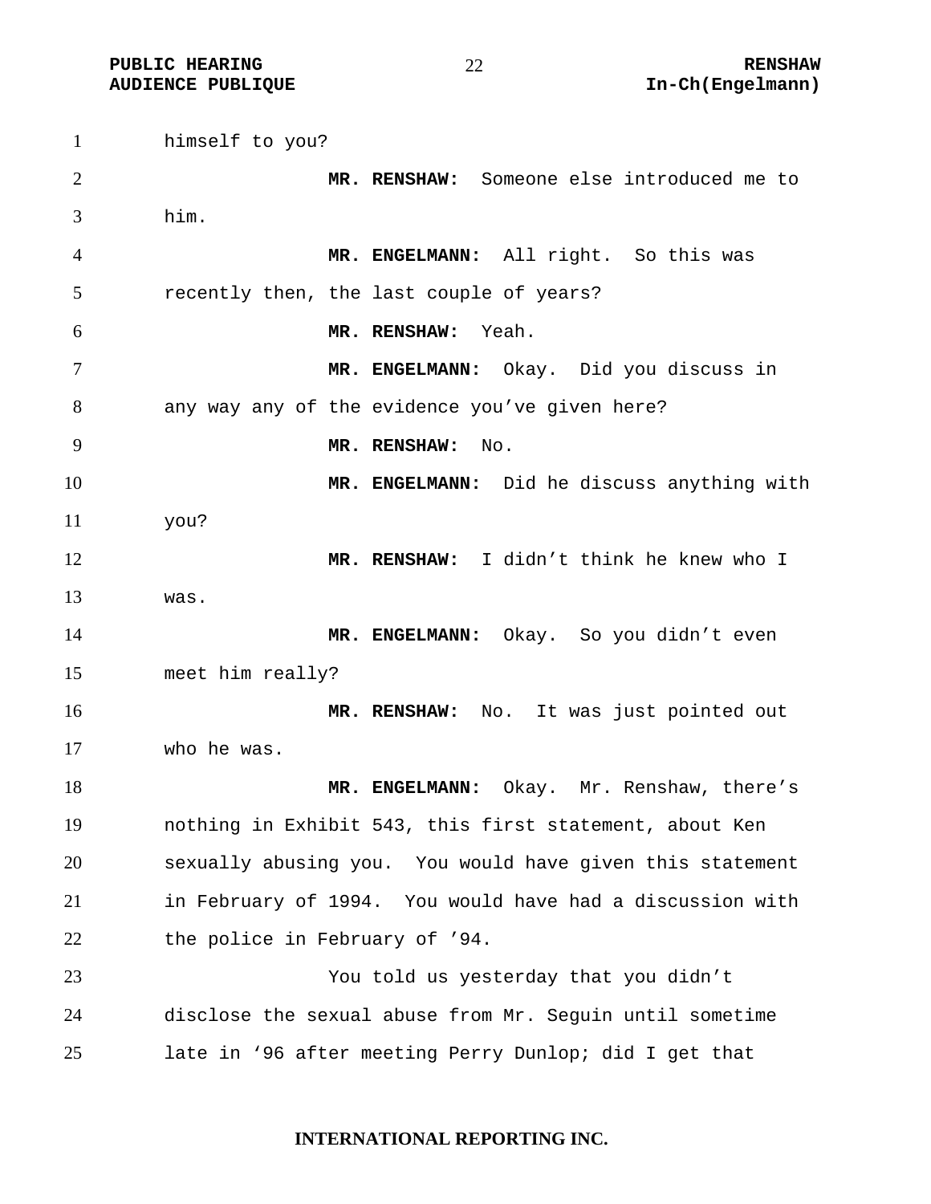himself to you?

**MR. RENSHAW:** Someone else introduced me to him.

**MR. ENGELMANN:** All right. So this was recently then, the last couple of years?

**MR. RENSHAW:** Yeah.

**MR. ENGELMANN:** Okay. Did you discuss in any way any of the evidence you've given here?

**MR. RENSHAW:** No.

**MR. ENGELMANN:** Did he discuss anything with you?

**MR. RENSHAW:** I didn't think he knew who I was.

**MR. ENGELMANN:** Okay. So you didn't even meet him really?

**MR. RENSHAW:** No. It was just pointed out who he was.

**MR. ENGELMANN:** Okay. Mr. Renshaw, there's nothing in Exhibit 543, this first statement, about Ken sexually abusing you. You would have given this statement in February of 1994. You would have had a discussion with the police in February of '94.

You told us yesterday that you didn't disclose the sexual abuse from Mr. Seguin until sometime late in '96 after meeting Perry Dunlop; did I get that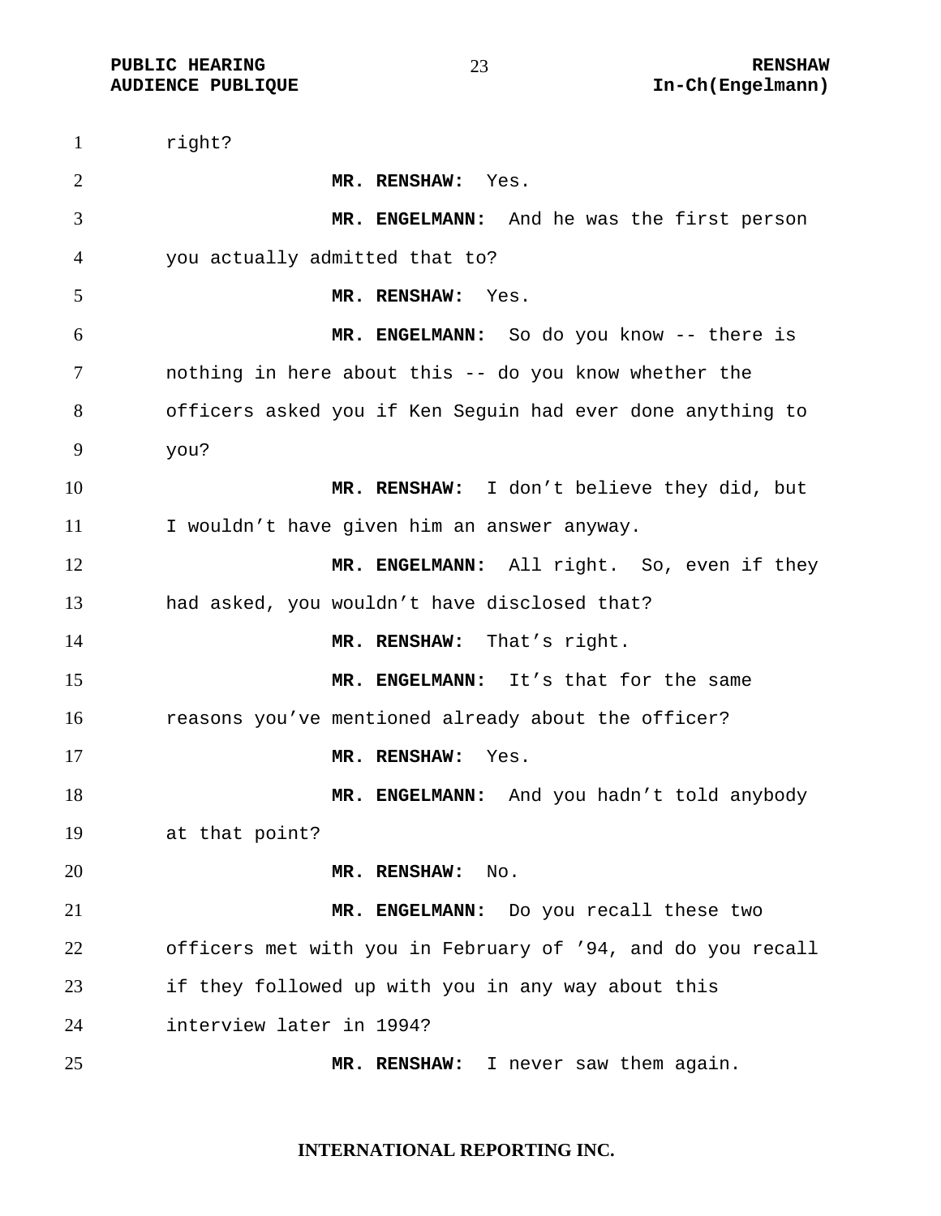right?

**MR. RENSHAW:** Yes.

**MR. ENGELMANN:** And he was the first person you actually admitted that to?

**MR. RENSHAW:** Yes.

**MR. ENGELMANN:** So do you know -- there is nothing in here about this -- do you know whether the officers asked you if Ken Seguin had ever done anything to you?

**MR. RENSHAW:** I don't believe they did, but I wouldn't have given him an answer anyway.

**MR. ENGELMANN:** All right. So, even if they had asked, you wouldn't have disclosed that?

**MR. RENSHAW:** That's right.

**MR. ENGELMANN:** It's that for the same reasons you've mentioned already about the officer?

**MR. RENSHAW:** Yes.

**MR. ENGELMANN:** And you hadn't told anybody at that point?

**MR. RENSHAW:** No.

**MR. ENGELMANN:** Do you recall these two officers met with you in February of '94, and do you recall if they followed up with you in any way about this interview later in 1994?

**MR. RENSHAW:** I never saw them again.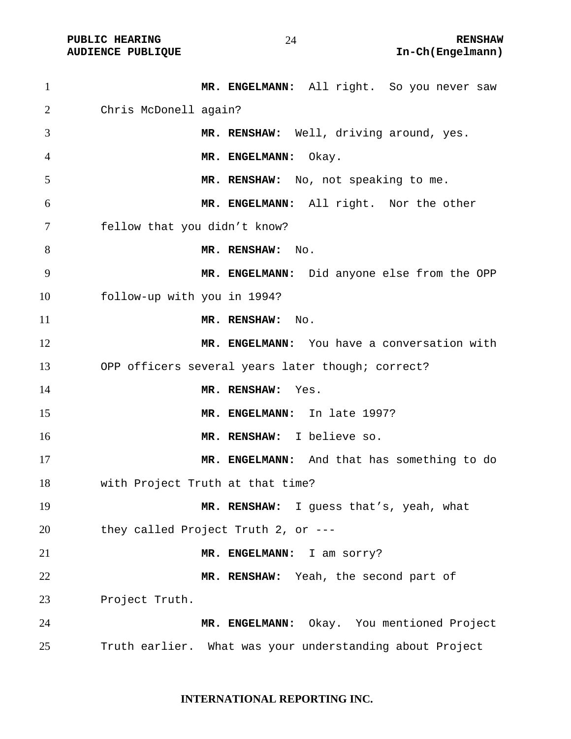**MR. ENGELMANN:** All right. So you never saw Chris McDonell again?

**MR. RENSHAW:** Well, driving around, yes.

**MR. ENGELMANN:** Okay.

**MR. RENSHAW:** No, not speaking to me.

**MR. ENGELMANN:** All right. Nor the other fellow that you didn't know?

**MR. RENSHAW:** No.

**MR. ENGELMANN:** Did anyone else from the OPP follow-up with you in 1994?

**MR. RENSHAW:** No.

**MR. ENGELMANN:** You have a conversation with OPP officers several years later though; correct?

**MR. RENSHAW:** Yes.

**MR. ENGELMANN:** In late 1997?

**MR. RENSHAW:** I believe so.

**MR. ENGELMANN:** And that has something to do with Project Truth at that time?

**MR. RENSHAW:** I guess that's, yeah, what they called Project Truth 2, or ---

**MR. ENGELMANN:** I am sorry?

**MR. RENSHAW:** Yeah, the second part of Project Truth.

**MR. ENGELMANN:** Okay. You mentioned Project Truth earlier. What was your understanding about Project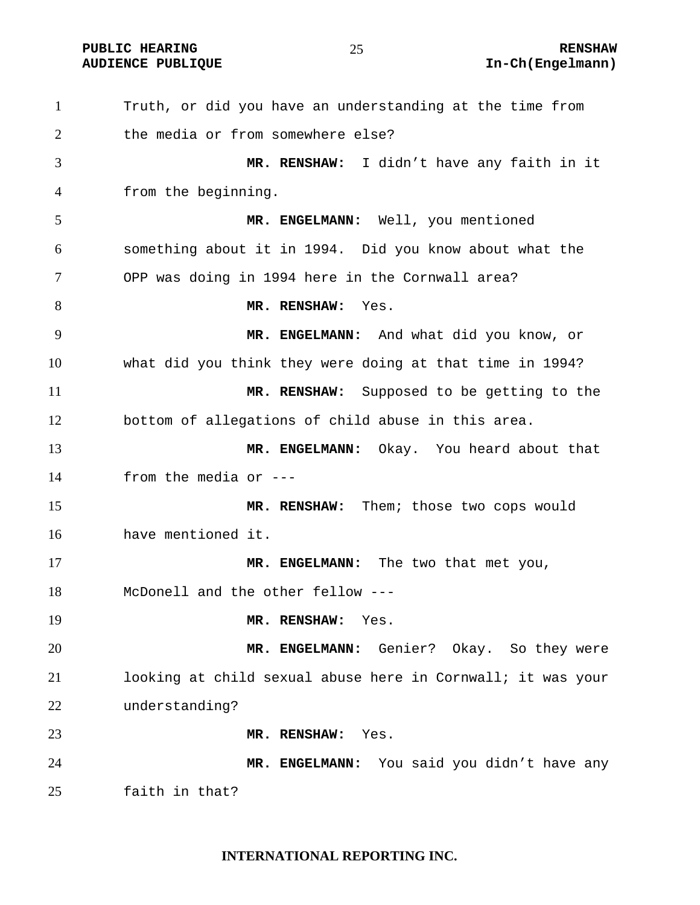Truth, or did you have an understanding at the time from the media or from somewhere else?

**MR. RENSHAW:** I didn't have any faith in it from the beginning.

**MR. ENGELMANN:** Well, you mentioned something about it in 1994. Did you know about what the OPP was doing in 1994 here in the Cornwall area?

**MR. RENSHAW:** Yes.

**MR. ENGELMANN:** And what did you know, or what did you think they were doing at that time in 1994?

**MR. RENSHAW:** Supposed to be getting to the bottom of allegations of child abuse in this area.

**MR. ENGELMANN:** Okay. You heard about that from the media or ---

**MR. RENSHAW:** Them; those two cops would have mentioned it.

**MR. ENGELMANN:** The two that met you, McDonell and the other fellow ---

**MR. RENSHAW:** Yes.

**MR. ENGELMANN:** Genier? Okay. So they were looking at child sexual abuse here in Cornwall; it was your understanding?

**MR. RENSHAW:** Yes.

**MR. ENGELMANN:** You said you didn't have any faith in that?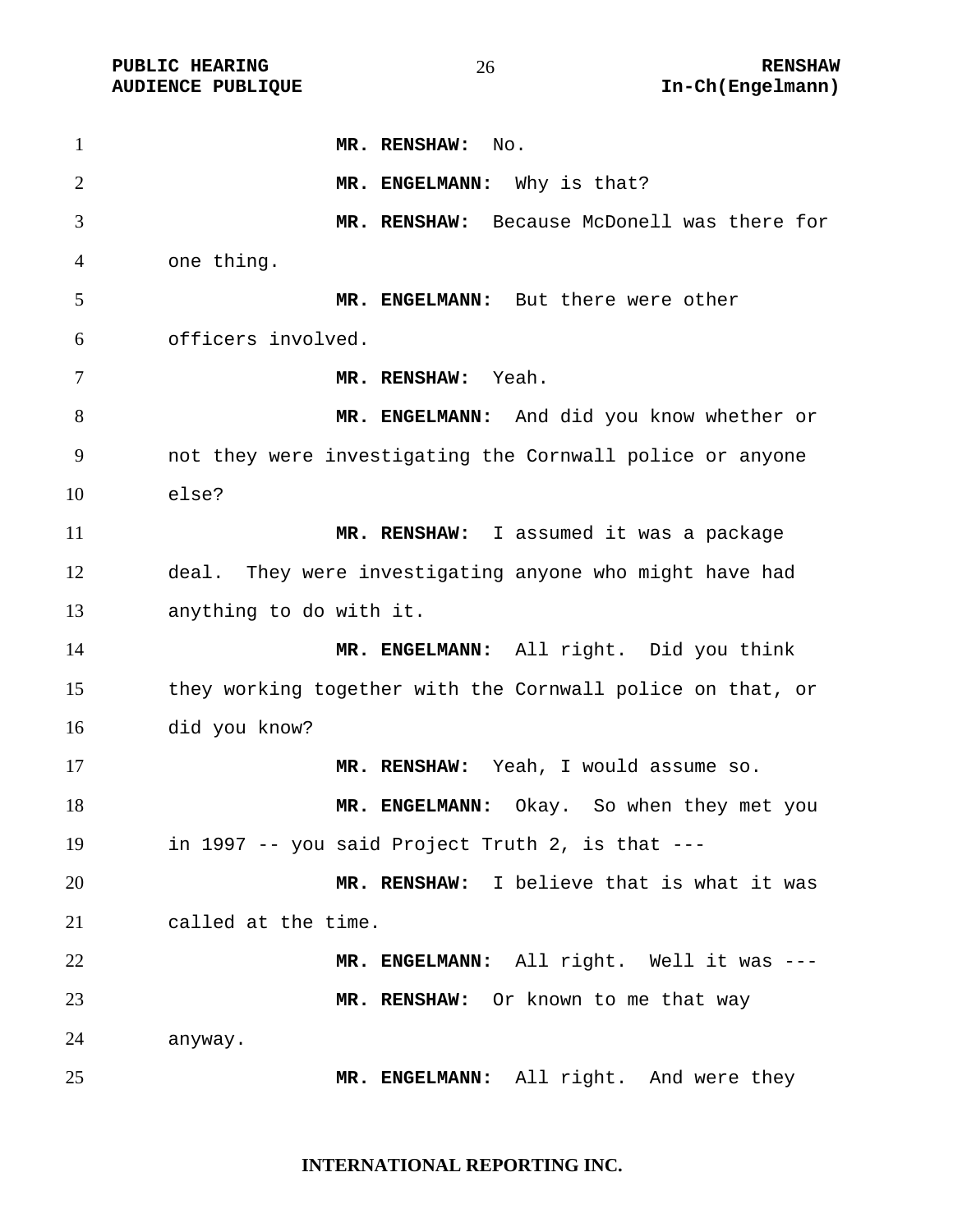**MR. RENSHAW:** No.

**MR. ENGELMANN:** Why is that?

**MR. RENSHAW:** Because McDonell was there for one thing.

**MR. ENGELMANN:** But there were other officers involved.

**MR. RENSHAW:** Yeah.

**MR. ENGELMANN:** And did you know whether or not they were investigating the Cornwall police or anyone else?

**MR. RENSHAW:** I assumed it was a package deal. They were investigating anyone who might have had anything to do with it.

**MR. ENGELMANN:** All right. Did you think they working together with the Cornwall police on that, or did you know?

**MR. RENSHAW:** Yeah, I would assume so.

**MR. ENGELMANN:** Okay. So when they met you in 1997 -- you said Project Truth 2, is that ---

**MR. RENSHAW:** I believe that is what it was called at the time.

**MR. ENGELMANN:** All right. Well it was ---

**MR. RENSHAW:** Or known to me that way anyway.

**MR. ENGELMANN:** All right. And were they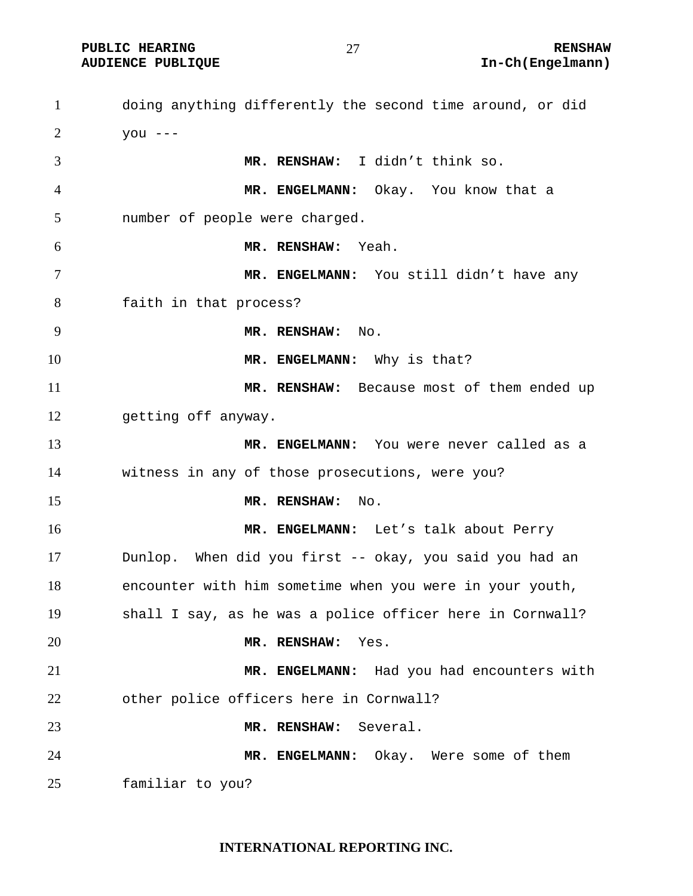doing anything differently the second time around, or did you ---

**MR. RENSHAW:** I didn't think so.

**MR. ENGELMANN:** Okay. You know that a number of people were charged.

**MR. RENSHAW:** Yeah.

**MR. ENGELMANN:** You still didn't have any faith in that process?

**MR. RENSHAW:** No.

**MR. ENGELMANN:** Why is that?

**MR. RENSHAW:** Because most of them ended up getting off anyway.

**MR. ENGELMANN:** You were never called as a witness in any of those prosecutions, were you?

**MR. RENSHAW:** No.

**MR. ENGELMANN:** Let's talk about Perry Dunlop. When did you first -- okay, you said you had an encounter with him sometime when you were in your youth, shall I say, as he was a police officer here in Cornwall?

**MR. RENSHAW:** Yes.

**MR. ENGELMANN:** Had you had encounters with other police officers here in Cornwall?

**MR. RENSHAW:** Several.

**MR. ENGELMANN:** Okay. Were some of them familiar to you?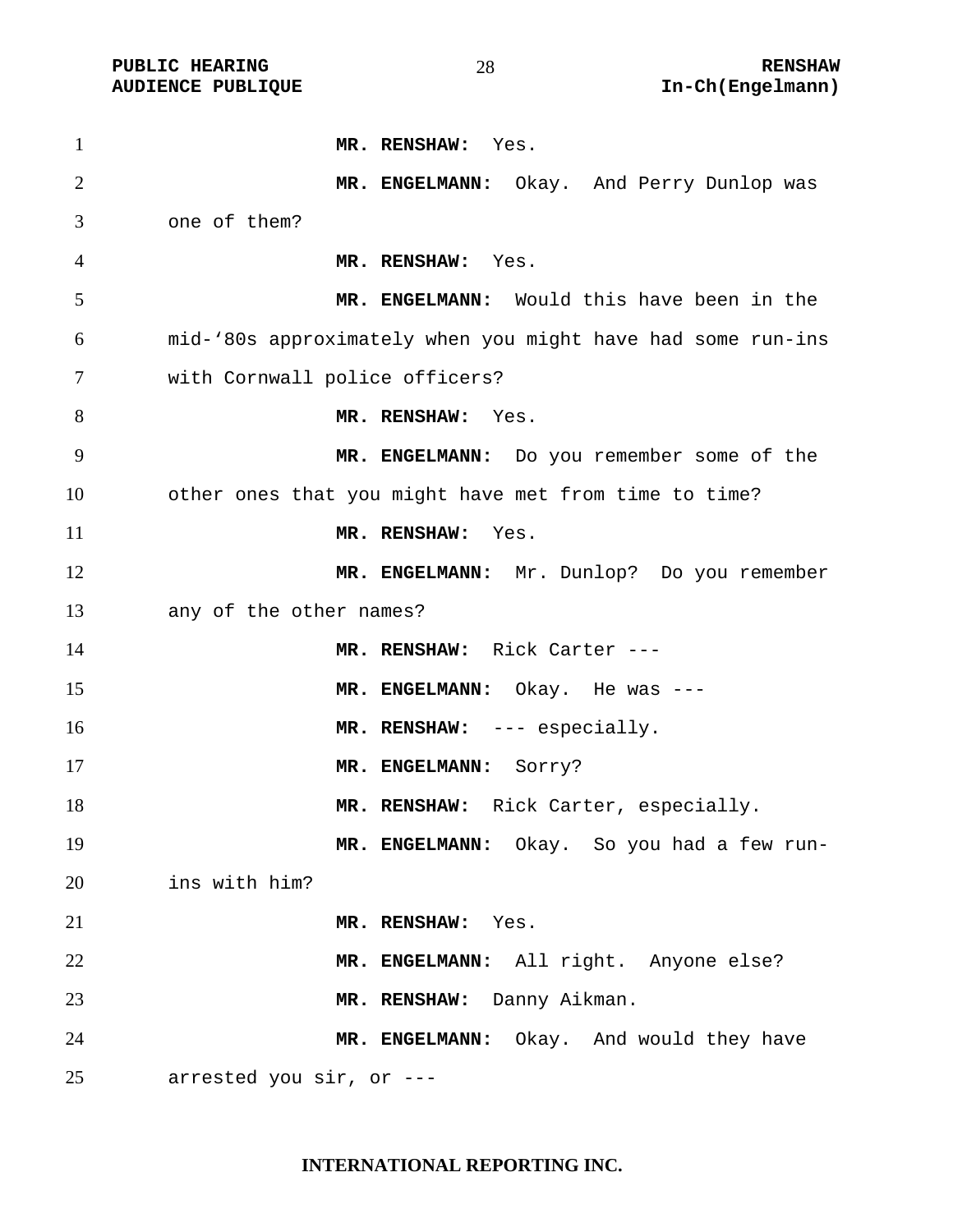**MR. RENSHAW:** Yes.

**MR. ENGELMANN:** Okay. And Perry Dunlop was one of them?

**MR. RENSHAW:** Yes.

**MR. ENGELMANN:** Would this have been in the mid-‘80s approximately when you might have had some run-ins with Cornwall police officers?

**MR. RENSHAW:** Yes.

**MR. ENGELMANN:** Do you remember some of the other ones that you might have met from time to time?

**MR. RENSHAW:** Yes.

**MR. ENGELMANN:** Mr. Dunlop? Do you remember any of the other names?

**MR. RENSHAW:** Rick Carter ---

**MR. ENGELMANN:** Okay. He was ---

**MR. RENSHAW:** --- especially.

**MR. ENGELMANN:** Sorry?

**MR. RENSHAW:** Rick Carter, especially.

**MR. ENGELMANN:** Okay. So you had a few run-ins with him?

**MR. RENSHAW:** Yes.

**MR. ENGELMANN:** All right. Anyone else?

**MR. RENSHAW:** Danny Aikman.

**MR. ENGELMANN:** Okay. And would they have arrested you sir, or ---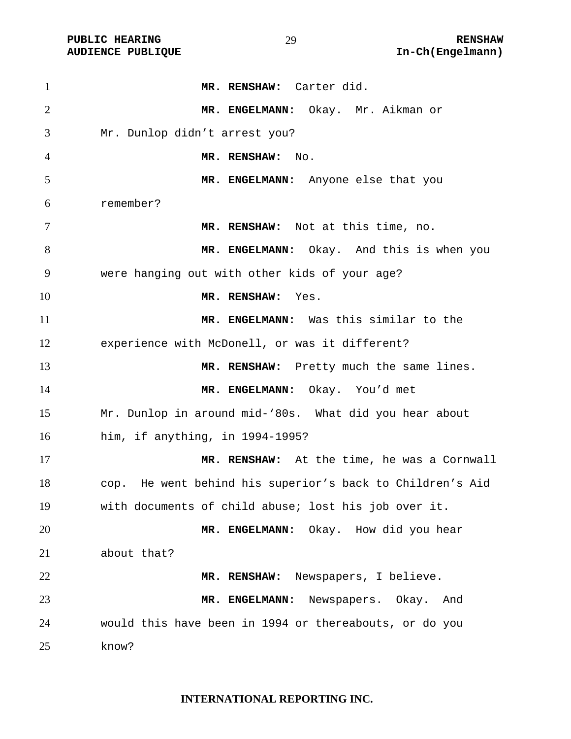**MR. RENSHAW:** Carter did.

**MR. ENGELMANN:** Okay. Mr. Aikman or Mr. Dunlop didn't arrest you?

**MR. RENSHAW:** No.

**MR. ENGELMANN:** Anyone else that you remember?

**MR. RENSHAW:** Not at this time, no.

**MR. ENGELMANN:** Okay. And this is when you were hanging out with other kids of your age?

**MR. RENSHAW:** Yes.

**MR. ENGELMANN:** Was this similar to the experience with McDonell, or was it different?

**MR. RENSHAW:** Pretty much the same lines.

**MR. ENGELMANN:** Okay. You'd met Mr. Dunlop in around mid-'80s. What did you hear about him, if anything, in 1994-1995?

**MR. RENSHAW:** At the time, he was a Cornwall cop. He went behind his superior's back to Children's Aid with documents of child abuse; lost his job over it.

**MR. ENGELMANN:** Okay. How did you hear about that?

**MR. RENSHAW:** Newspapers, I believe.

**MR. ENGELMANN:** Newspapers. Okay. And would this have been in 1994 or thereabouts, or do you know?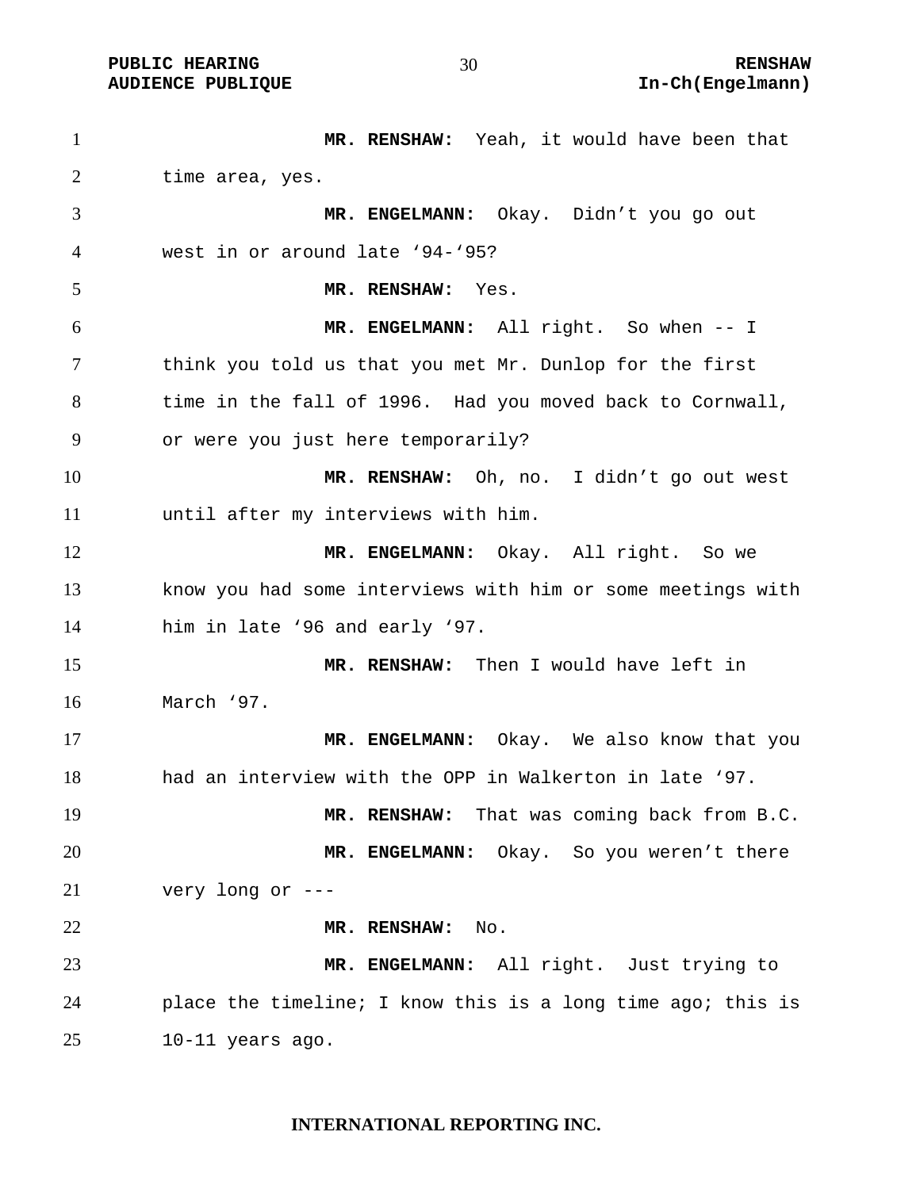**MR. RENSHAW:** Yeah, it would have been that time area, yes.

**MR. ENGELMANN:** Okay. Didn't you go out west in or around late '94-'95?

**MR. RENSHAW:** Yes.

**MR. ENGELMANN:** All right. So when -- I think you told us that you met Mr. Dunlop for the first time in the fall of 1996. Had you moved back to Cornwall, or were you just here temporarily?

**MR. RENSHAW:** Oh, no. I didn't go out west until after my interviews with him.

**MR. ENGELMANN:** Okay. All right. So we know you had some interviews with him or some meetings with him in late '96 and early '97.

**MR. RENSHAW:** Then I would have left in March '97.

**MR. ENGELMANN:** Okay. We also know that you had an interview with the OPP in Walkerton in late '97.

**MR. RENSHAW:** That was coming back from B.C.

**MR. ENGELMANN:** Okay. So you weren't there very long or ---

**MR. RENSHAW:** No.

**MR. ENGELMANN:** All right. Just trying to place the timeline; I know this is a long time ago; this is 10-11 years ago.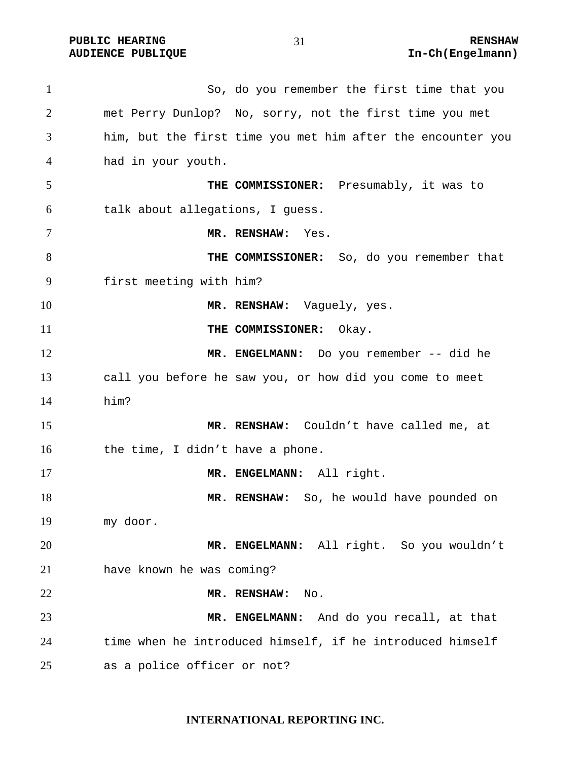So, do you remember the first time that you met Perry Dunlop? No, sorry, not the first time you met him, but the first time you met him after the encounter you had in your youth.

**THE COMMISSIONER:** Presumably, it was to talk about allegations, I guess.

**MR. RENSHAW:** Yes.

**THE COMMISSIONER:** So, do you remember that first meeting with him?

**MR. RENSHAW:** Vaguely, yes.

**THE COMMISSIONER:** Okay.

**MR. ENGELMANN:** Do you remember -- did he call you before he saw you, or how did you come to meet him?

**MR. RENSHAW:** Couldn't have called me, at the time, I didn't have a phone.

**MR. ENGELMANN:** All right.

**MR. RENSHAW:** So, he would have pounded on my door.

**MR. ENGELMANN:** All right. So you wouldn't have known he was coming?

**MR. RENSHAW:** No.

**MR. ENGELMANN:** And do you recall, at that time when he introduced himself, if he introduced himself as a police officer or not?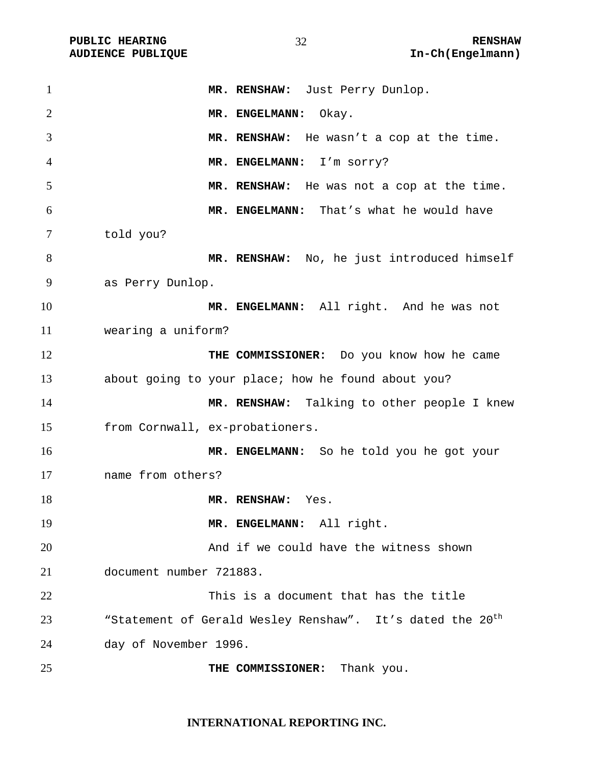**MR. RENSHAW:** Just Perry Dunlop.

**MR. ENGELMANN:** Okay.

**MR. RENSHAW:** He wasn't a cop at the time.

**MR. ENGELMANN:** I'm sorry?

**MR. RENSHAW:** He was not a cop at the time.

**MR. ENGELMANN:** That's what he would have told you?

**MR. RENSHAW:** No, he just introduced himself as Perry Dunlop.

**MR. ENGELMANN:** All right. And he was not wearing a uniform?

**THE COMMISSIONER:** Do you know how he came about going to your place; how he found about you?

**MR. RENSHAW:** Talking to other people I knew from Cornwall, ex-probationers.

**MR. ENGELMANN:** So he told you he got your name from others?

**MR. RENSHAW:** Yes.

**MR. ENGELMANN:** All right.

And if we could have the witness shown document number 721883.

This is a document that has the title "Statement of Gerald Wesley Renshaw". It's dated the 20th day of November 1996.

**THE COMMISSIONER:** Thank you.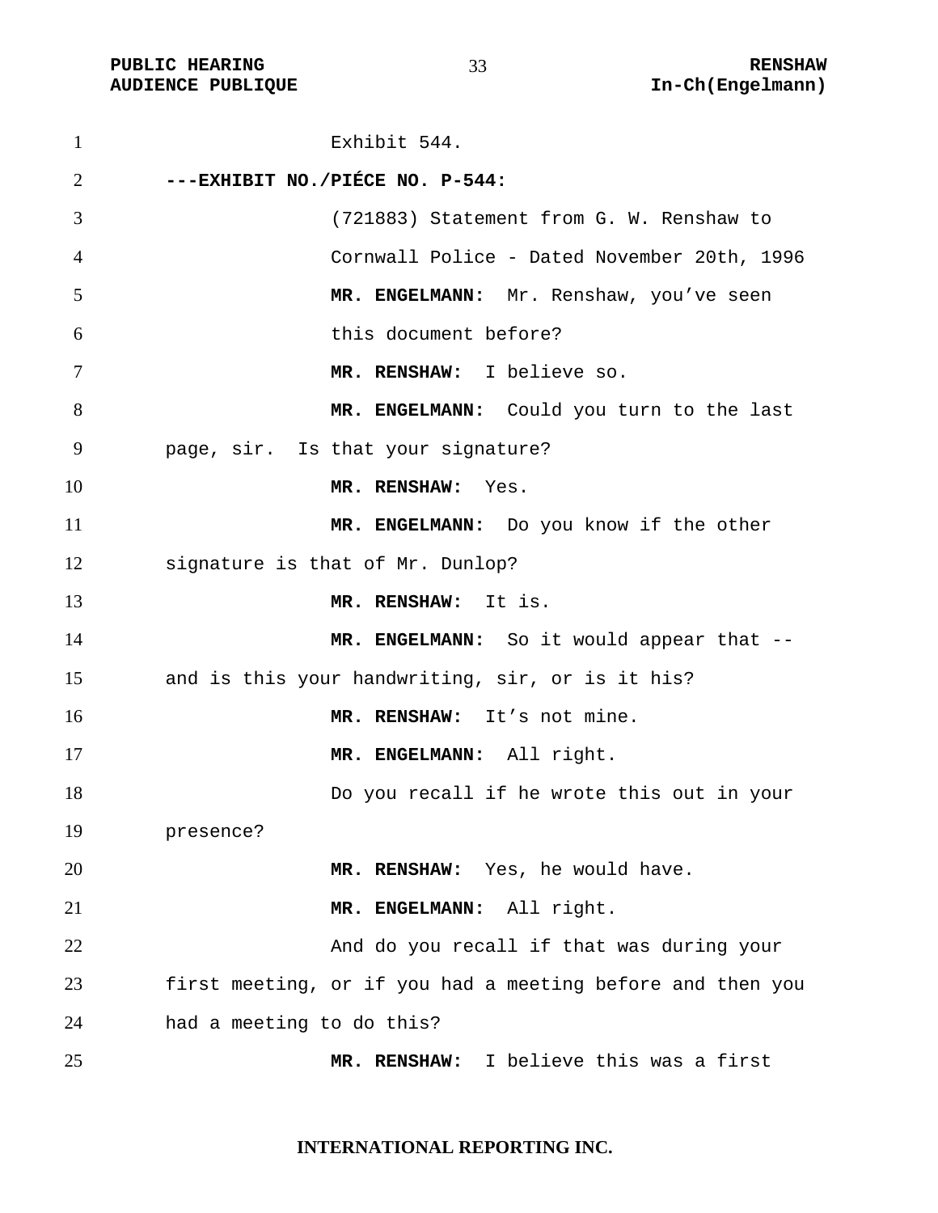Exhibit 544.

**---EXHIBIT NO./PIÉCE NO. P-544:**

(721883) Statement from G. W. Renshaw to Cornwall Police - Dated November 20th, 1996

**MR. ENGELMANN:** Mr. Renshaw, you've seen this document before?

**MR. RENSHAW:** I believe so.

**MR. ENGELMANN:** Could you turn to the last page, sir. Is that your signature?

**MR. RENSHAW:** Yes.

**MR. ENGELMANN:** Do you know if the other signature is that of Mr. Dunlop?

**MR. RENSHAW:** It is.

**MR. ENGELMANN:** So it would appear that -- and is this your handwriting, sir, or is it his?

**MR. RENSHAW:** It's not mine.

**MR. ENGELMANN:** All right.

Do you recall if he wrote this out in your presence?

**MR. RENSHAW:** Yes, he would have.

**MR. ENGELMANN:** All right.

And do you recall if that was during your first meeting, or if you had a meeting before and then you had a meeting to do this?

**MR. RENSHAW:** I believe this was a first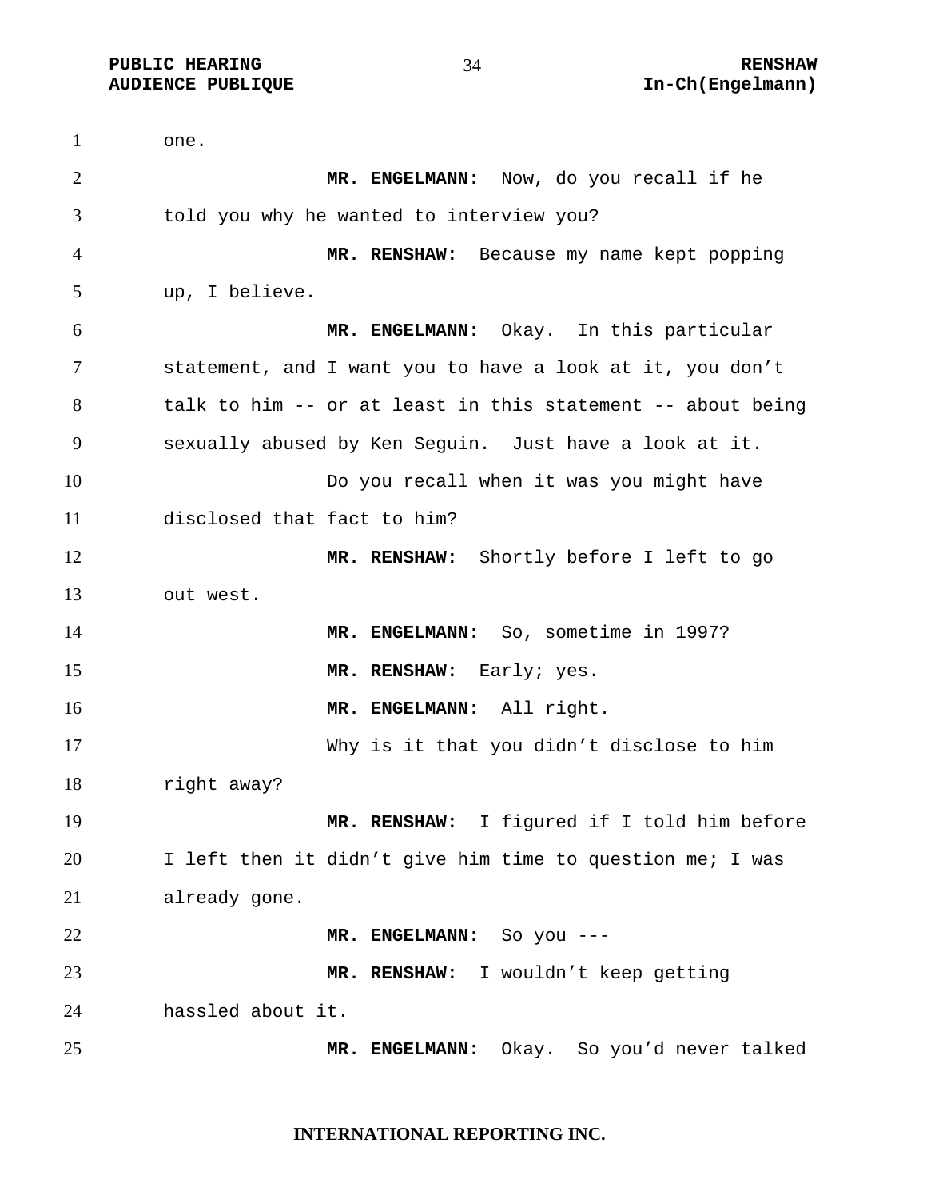one.

**MR. ENGELMANN:** Now, do you recall if he told you why he wanted to interview you?

**MR. RENSHAW:** Because my name kept popping up, I believe.

**MR. ENGELMANN:** Okay. In this particular statement, and I want you to have a look at it, you don't talk to him -- or at least in this statement -- about being sexually abused by Ken Seguin. Just have a look at it.

Do you recall when it was you might have disclosed that fact to him?

**MR. RENSHAW:** Shortly before I left to go out west.

**MR. ENGELMANN:** So, sometime in 1997?

**MR. RENSHAW:** Early; yes.

**MR. ENGELMANN:** All right.

Why is it that you didn't disclose to him right away?

**MR. RENSHAW:** I figured if I told him before I left then it didn't give him time to question me; I was already gone.

**MR. ENGELMANN:** So you ---

**MR. RENSHAW:** I wouldn't keep getting hassled about it.

**MR. ENGELMANN:** Okay. So you'd never talked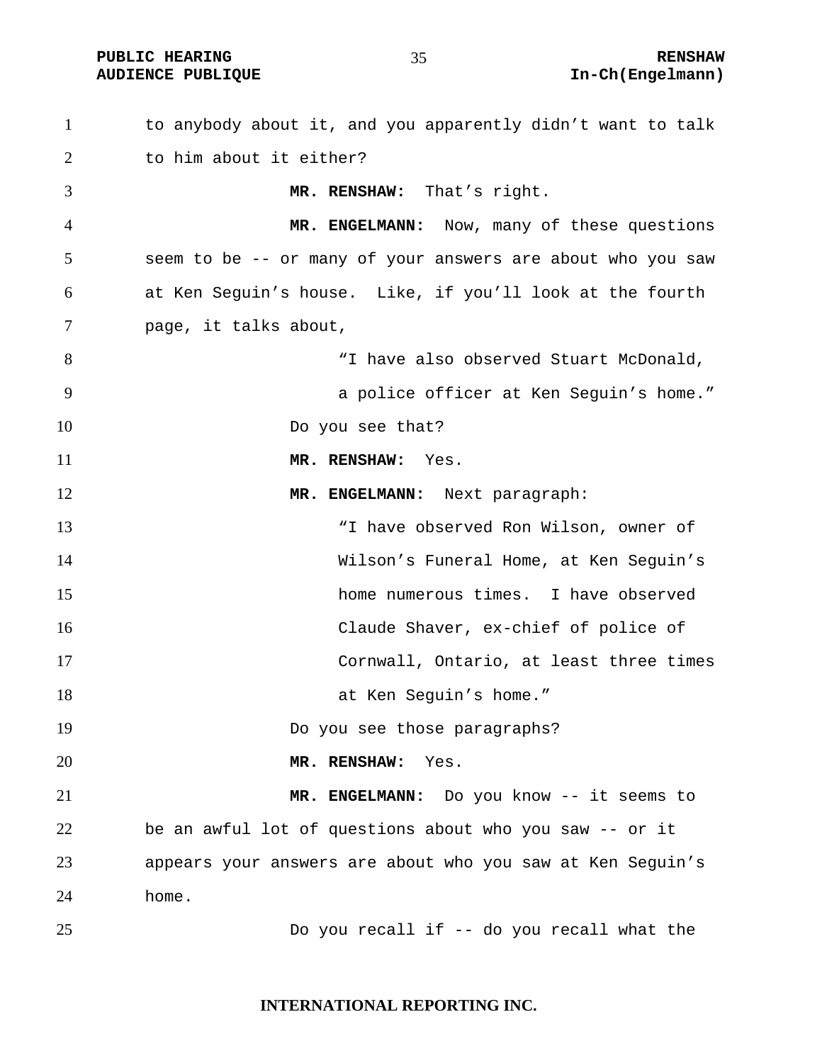to anybody about it, and you apparently didn't want to talk to him about it either?

**MR. RENSHAW:** That's right.

**MR. ENGELMANN:** Now, many of these questions seem to be -- or many of your answers are about who you saw at Ken Seguin's house. Like, if you'll look at the fourth page, it talks about,

> "I have also observed Stuart McDonald, a police officer at Ken Seguin's home."

Do you see that?

**MR. RENSHAW:** Yes.

**MR. ENGELMANN:** Next paragraph:

> "I have observed Ron Wilson, owner of Wilson's Funeral Home, at Ken Seguin's home numerous times. I have observed Claude Shaver, ex-chief of police of Cornwall, Ontario, at least three times at Ken Seguin's home."

Do you see those paragraphs?

**MR. RENSHAW:** Yes.

**MR. ENGELMANN:** Do you know -- it seems to be an awful lot of questions about who you saw -- or it appears your answers are about who you saw at Ken Seguin's home.

Do you recall if -- do you recall what the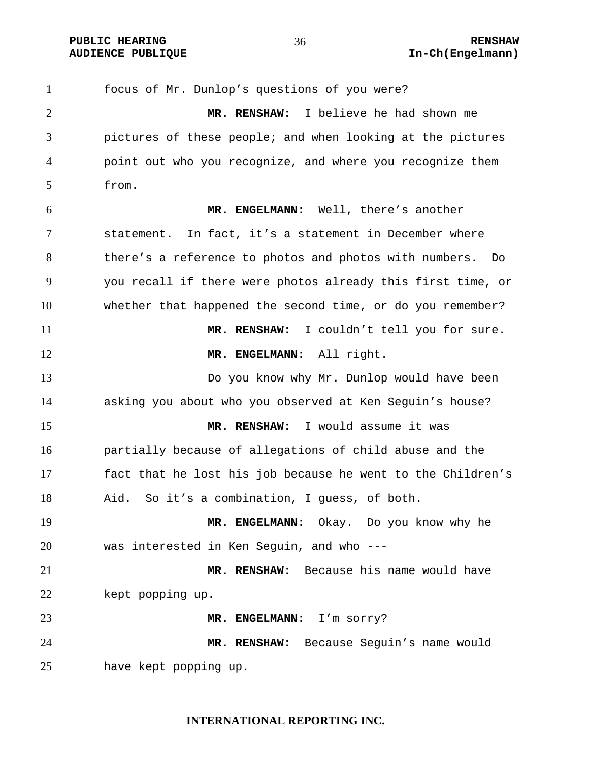focus of Mr. Dunlop's questions of you were?

**MR. RENSHAW:** I believe he had shown me pictures of these people; and when looking at the pictures point out who you recognize, and where you recognize them from.

**MR. ENGELMANN:** Well, there's another statement. In fact, it's a statement in December where there's a reference to photos and photos with numbers. Do you recall if there were photos already this first time, or whether that happened the second time, or do you remember?

**MR. RENSHAW:** I couldn't tell you for sure.

**MR. ENGELMANN:** All right.

Do you know why Mr. Dunlop would have been asking you about who you observed at Ken Seguin's house?

**MR. RENSHAW:** I would assume it was partially because of allegations of child abuse and the fact that he lost his job because he went to the Children's Aid. So it's a combination, I guess, of both.

**MR. ENGELMANN:** Okay. Do you know why he was interested in Ken Seguin, and who ---

**MR. RENSHAW:** Because his name would have kept popping up.

**MR. ENGELMANN:** I'm sorry?

**MR. RENSHAW:** Because Seguin's name would have kept popping up.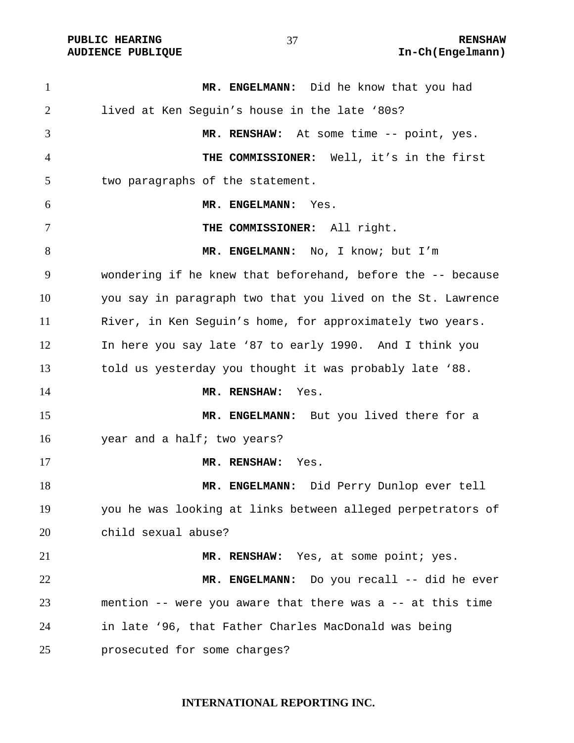**MR. ENGELMANN:** Did he know that you had lived at Ken Seguin's house in the late '80s?

**MR. RENSHAW:** At some time -- point, yes.

**THE COMMISSIONER:** Well, it's in the first two paragraphs of the statement.

**MR. ENGELMANN:** Yes.

**THE COMMISSIONER:** All right.

**MR. ENGELMANN:** No, I know; but I'm wondering if he knew that beforehand, before the -- because you say in paragraph two that you lived on the St. Lawrence River, in Ken Seguin's home, for approximately two years. In here you say late '87 to early 1990. And I think you told us yesterday you thought it was probably late '88.

**MR. RENSHAW:** Yes.

**MR. ENGELMANN:** But you lived there for a year and a half; two years?

**MR. RENSHAW:** Yes.

**MR. ENGELMANN:** Did Perry Dunlop ever tell you he was looking at links between alleged perpetrators of child sexual abuse?

**MR. RENSHAW:** Yes, at some point; yes.

**MR. ENGELMANN:** Do you recall -- did he ever mention -- were you aware that there was a -- at this time in late '96, that Father Charles MacDonald was being prosecuted for some charges?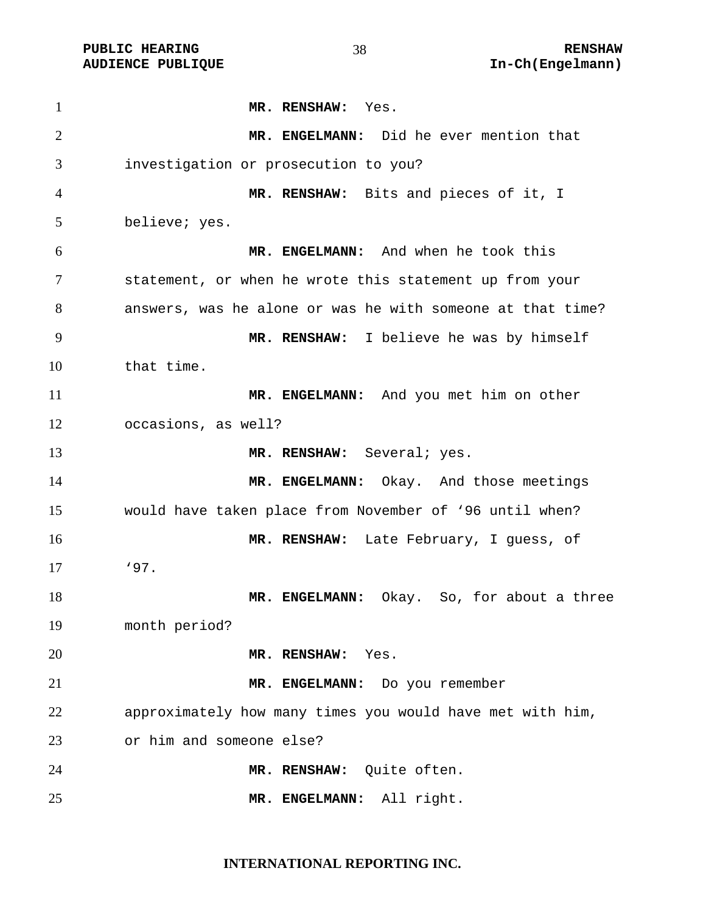**MR. RENSHAW:** Yes.

**MR. ENGELMANN:** Did he ever mention that investigation or prosecution to you?

**MR. RENSHAW:** Bits and pieces of it, I believe; yes.

**MR. ENGELMANN:** And when he took this statement, or when he wrote this statement up from your answers, was he alone or was he with someone at that time?

**MR. RENSHAW:** I believe he was by himself that time.

**MR. ENGELMANN:** And you met him on other occasions, as well?

**MR. RENSHAW:** Several; yes.

**MR. ENGELMANN:** Okay. And those meetings would have taken place from November of '96 until when?

**MR. RENSHAW:** Late February, I guess, of '97.

**MR. ENGELMANN:** Okay. So, for about a three month period?

**MR. RENSHAW:** Yes.

**MR. ENGELMANN:** Do you remember approximately how many times you would have met with him, or him and someone else?

**MR. RENSHAW:** Quite often.

**MR. ENGELMANN:** All right.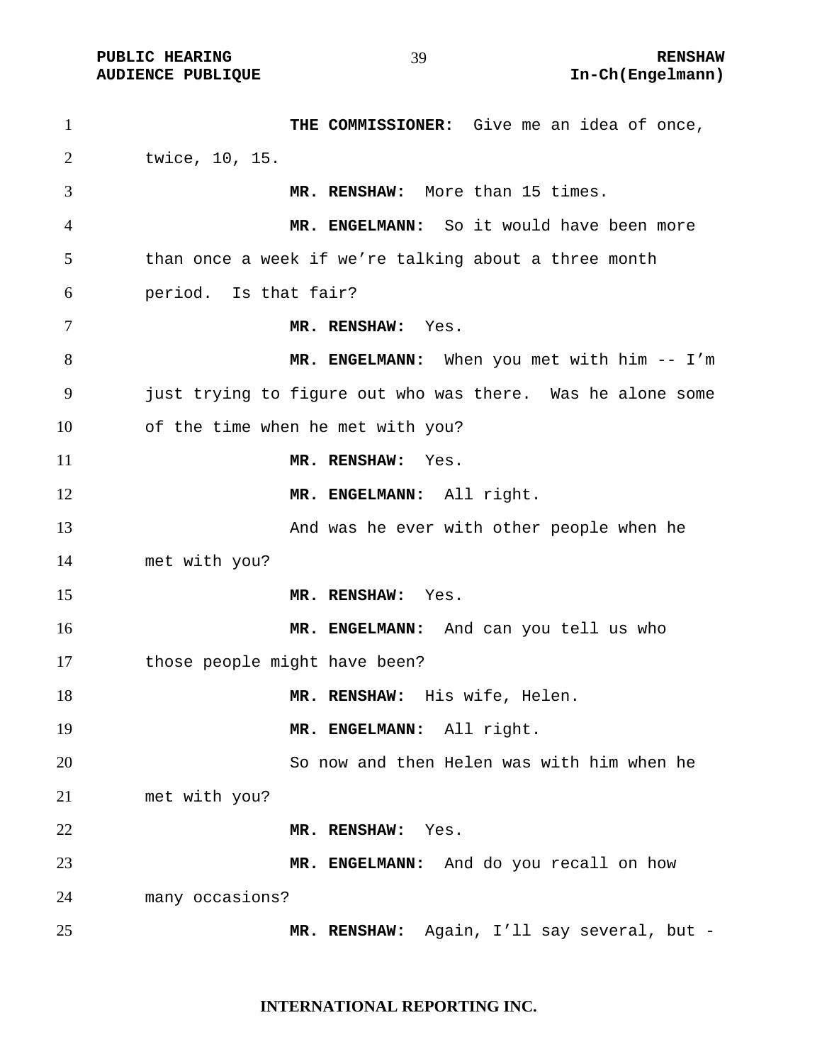**THE COMMISSIONER:** Give me an idea of once, twice, 10, 15.

**MR. RENSHAW:** More than 15 times.

**MR. ENGELMANN:** So it would have been more than once a week if we're talking about a three month period. Is that fair?

**MR. RENSHAW:** Yes.

**MR. ENGELMANN:** When you met with him -- I'm just trying to figure out who was there. Was he alone some of the time when he met with you?

**MR. RENSHAW:** Yes.

**MR. ENGELMANN:** All right.

And was he ever with other people when he met with you?

**MR. RENSHAW:** Yes.

**MR. ENGELMANN:** And can you tell us who those people might have been?

**MR. RENSHAW:** His wife, Helen.

**MR. ENGELMANN:** All right.

So now and then Helen was with him when he met with you?

**MR. RENSHAW:** Yes.

**MR. ENGELMANN:** And do you recall on how many occasions?

**MR. RENSHAW:** Again, I'll say several, but -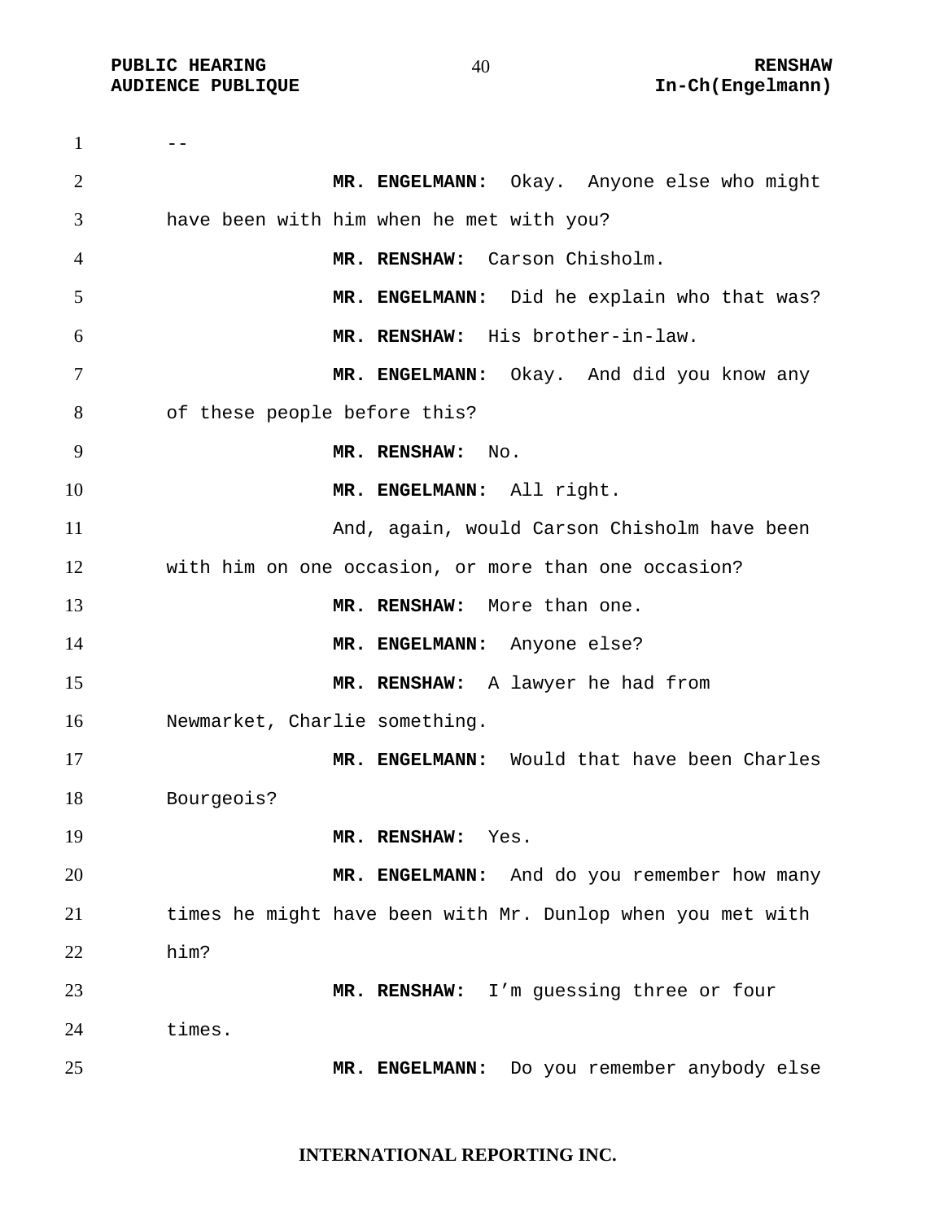--

**MR. ENGELMANN:** Okay. Anyone else who might have been with him when he met with you?

**MR. RENSHAW:** Carson Chisholm.

**MR. ENGELMANN:** Did he explain who that was?

**MR. RENSHAW:** His brother-in-law.

**MR. ENGELMANN:** Okay. And did you know any of these people before this?

**MR. RENSHAW:** No.

**MR. ENGELMANN:** All right.

And, again, would Carson Chisholm have been with him on one occasion, or more than one occasion?

**MR. RENSHAW:** More than one.

**MR. ENGELMANN:** Anyone else?

**MR. RENSHAW:** A lawyer he had from Newmarket, Charlie something.

**MR. ENGELMANN:** Would that have been Charles Bourgeois?

**MR. RENSHAW:** Yes.

**MR. ENGELMANN:** And do you remember how many times he might have been with Mr. Dunlop when you met with him?

**MR. RENSHAW:** I'm guessing three or four times.

**MR. ENGELMANN:** Do you remember anybody else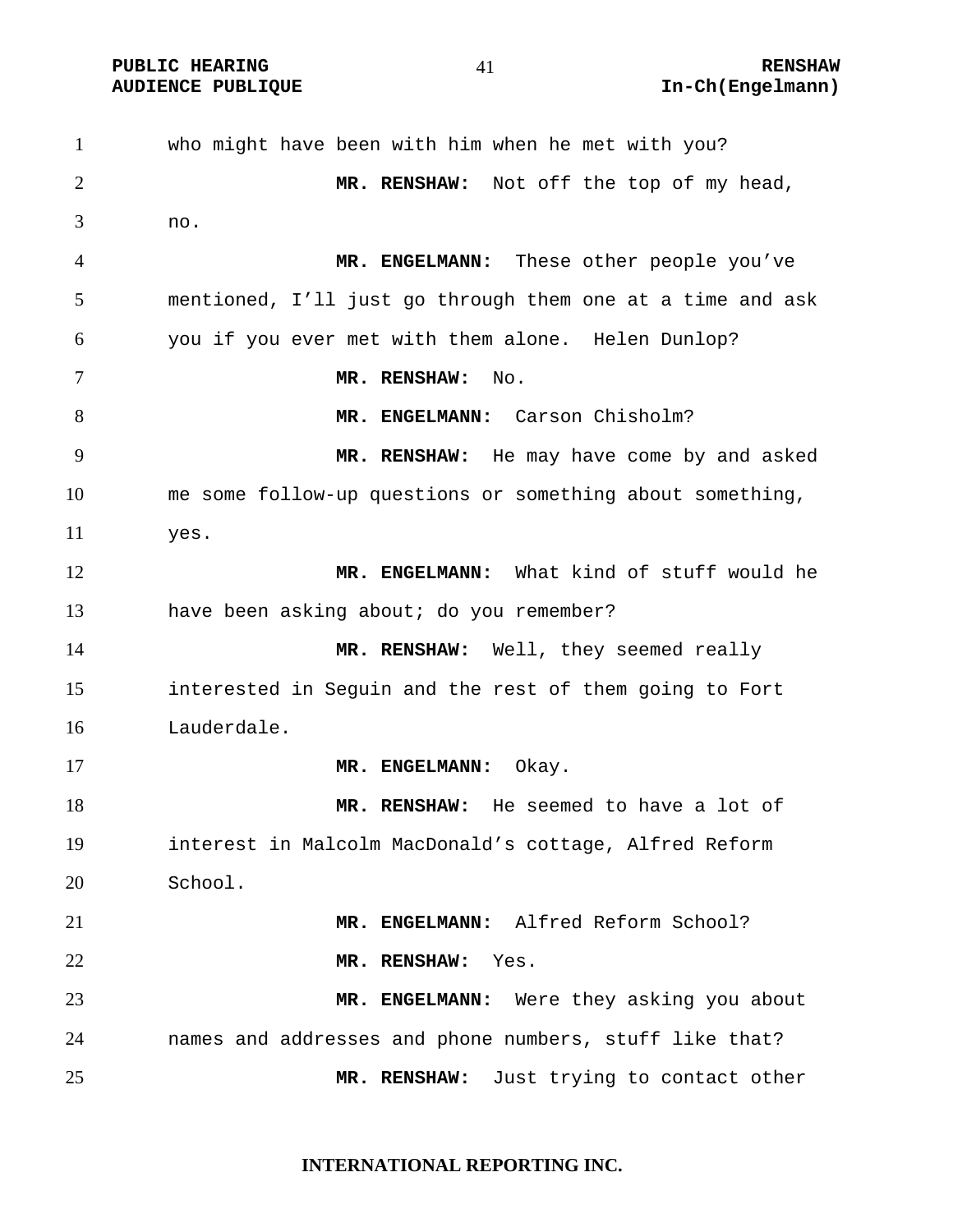who might have been with him when he met with you?

**MR. RENSHAW:** Not off the top of my head, no.

**MR. ENGELMANN:** These other people you've mentioned, I'll just go through them one at a time and ask you if you ever met with them alone. Helen Dunlop?

**MR. RENSHAW:** No.

**MR. ENGELMANN:** Carson Chisholm?

**MR. RENSHAW:** He may have come by and asked me some follow-up questions or something about something, yes.

**MR. ENGELMANN:** What kind of stuff would he have been asking about; do you remember?

**MR. RENSHAW:** Well, they seemed really interested in Seguin and the rest of them going to Fort Lauderdale.

**MR. ENGELMANN:** Okay.

**MR. RENSHAW:** He seemed to have a lot of interest in Malcolm MacDonald's cottage, Alfred Reform School.

**MR. ENGELMANN:** Alfred Reform School?

**MR. RENSHAW:** Yes.

**MR. ENGELMANN:** Were they asking you about names and addresses and phone numbers, stuff like that?

**MR. RENSHAW:** Just trying to contact other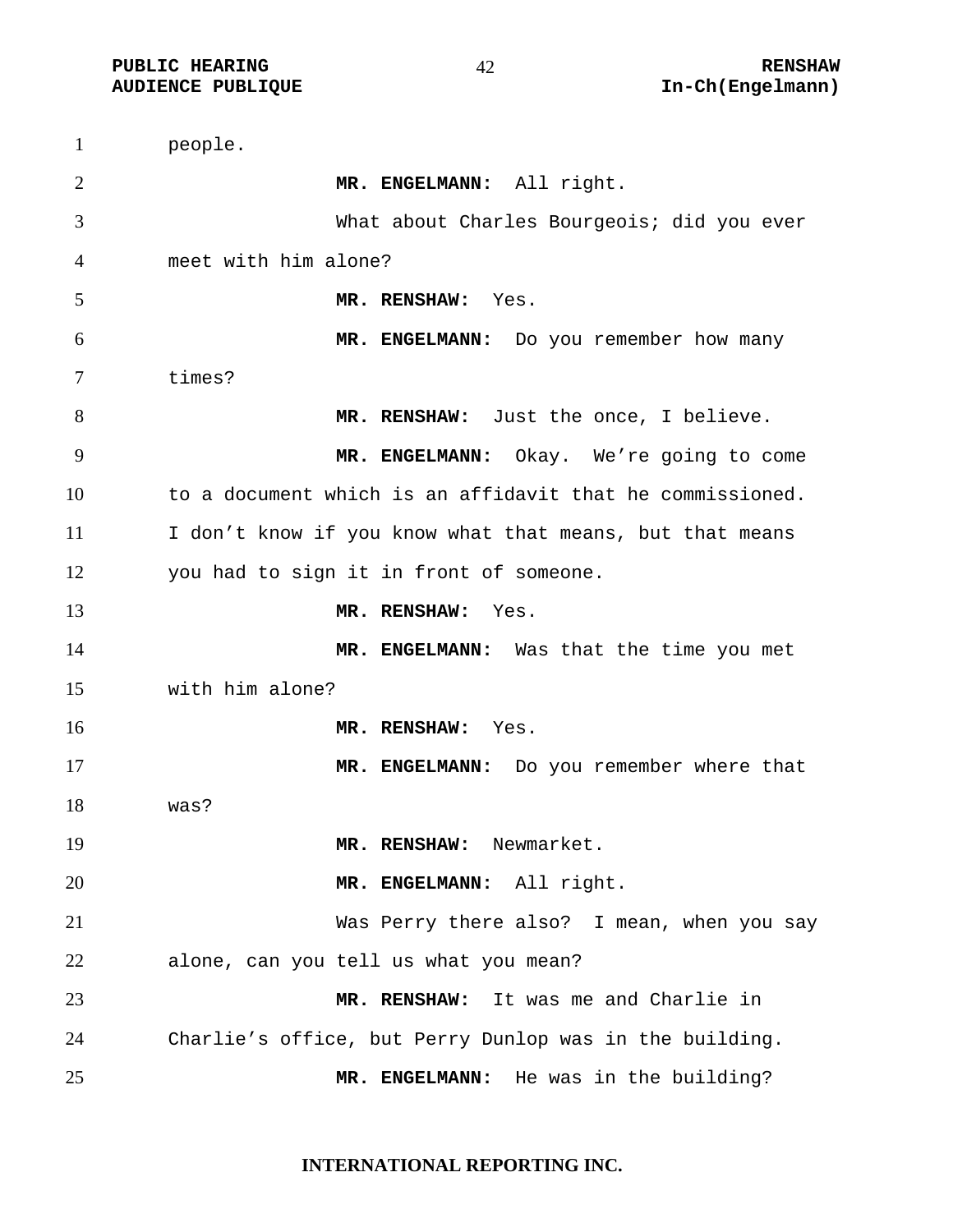people.

**MR. ENGELMANN:** All right.

What about Charles Bourgeois; did you ever meet with him alone?

**MR. RENSHAW:** Yes.

**MR. ENGELMANN:** Do you remember how many times?

**MR. RENSHAW:** Just the once, I believe.

**MR. ENGELMANN:** Okay. We’re going to come to a document which is an affidavit that he commissioned. I don’t know if you know what that means, but that means you had to sign it in front of someone.

**MR. RENSHAW:** Yes.

**MR. ENGELMANN:** Was that the time you met with him alone?

**MR. RENSHAW:** Yes.

**MR. ENGELMANN:** Do you remember where that was?

**MR. RENSHAW:** Newmarket.

**MR. ENGELMANN:** All right.

Was Perry there also? I mean, when you say alone, can you tell us what you mean?

**MR. RENSHAW:** It was me and Charlie in Charlie’s office, but Perry Dunlop was in the building.

**MR. ENGELMANN:** He was in the building?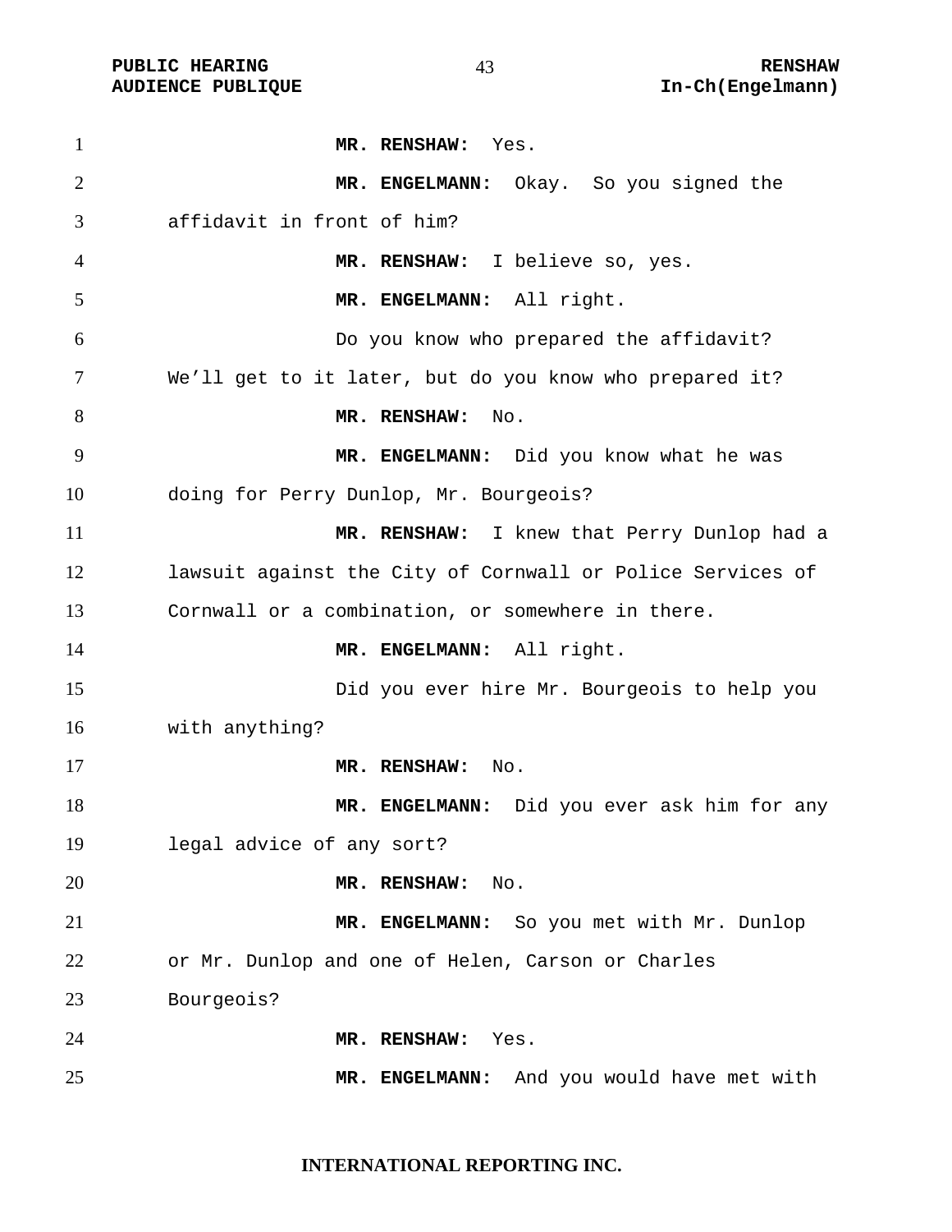**MR. RENSHAW:** Yes.

**MR. ENGELMANN:** Okay. So you signed the affidavit in front of him?

**MR. RENSHAW:** I believe so, yes.

**MR. ENGELMANN:** All right.

Do you know who prepared the affidavit? We'll get to it later, but do you know who prepared it?

**MR. RENSHAW:** No.

**MR. ENGELMANN:** Did you know what he was doing for Perry Dunlop, Mr. Bourgeois?

**MR. RENSHAW:** I knew that Perry Dunlop had a lawsuit against the City of Cornwall or Police Services of Cornwall or a combination, or somewhere in there.

**MR. ENGELMANN:** All right.

Did you ever hire Mr. Bourgeois to help you with anything?

**MR. RENSHAW:** No.

**MR. ENGELMANN:** Did you ever ask him for any legal advice of any sort?

**MR. RENSHAW:** No.

**MR. ENGELMANN:** So you met with Mr. Dunlop or Mr. Dunlop and one of Helen, Carson or Charles Bourgeois?

**MR. RENSHAW:** Yes.

**MR. ENGELMANN:** And you would have met with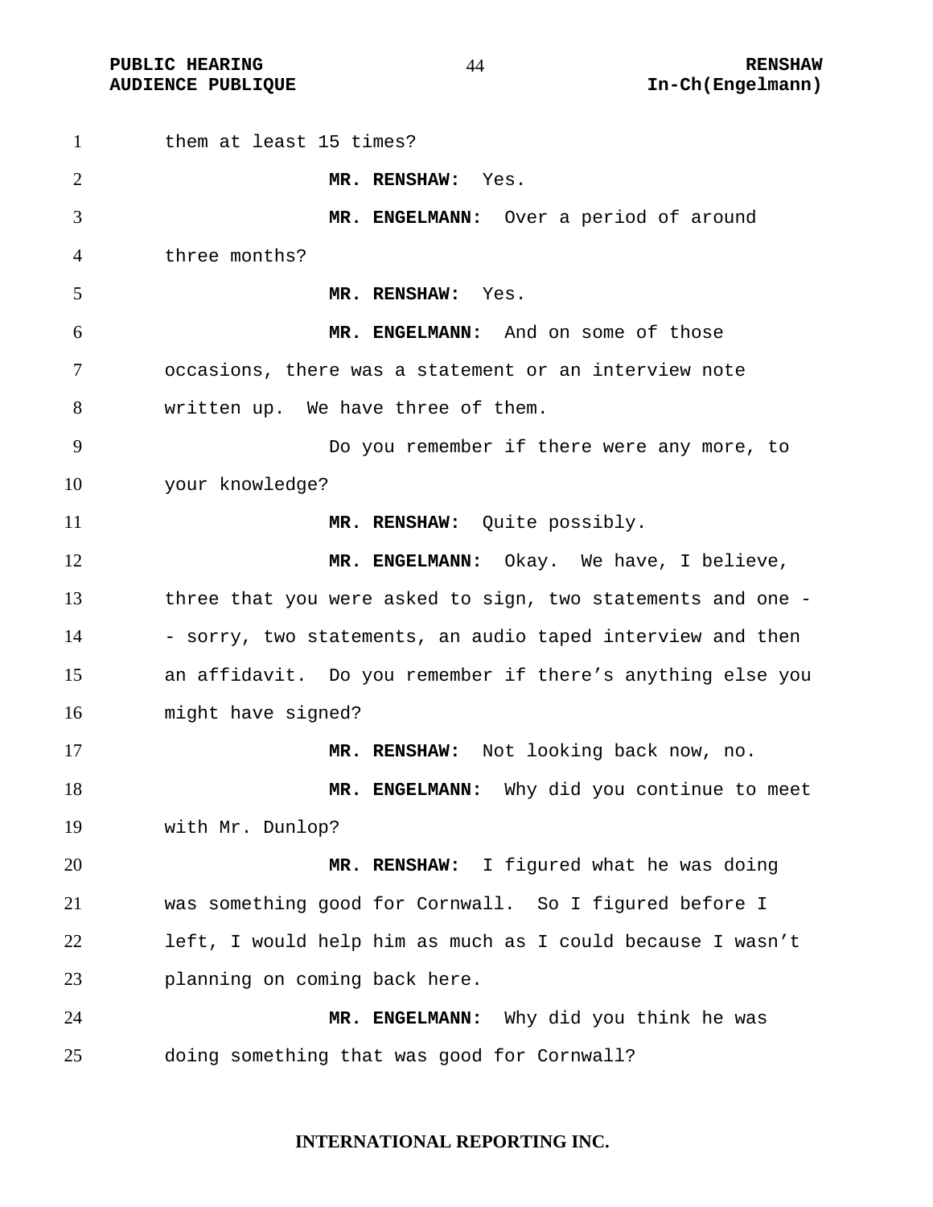them at least 15 times?

**MR. RENSHAW:** Yes.

**MR. ENGELMANN:** Over a period of around three months?

**MR. RENSHAW:** Yes.

**MR. ENGELMANN:** And on some of those occasions, there was a statement or an interview note written up. We have three of them.

Do you remember if there were any more, to your knowledge?

**MR. RENSHAW:** Quite possibly.

**MR. ENGELMANN:** Okay. We have, I believe, three that you were asked to sign, two statements and one -- sorry, two statements, an audio taped interview and then an affidavit. Do you remember if there's anything else you might have signed?

**MR. RENSHAW:** Not looking back now, no.

**MR. ENGELMANN:** Why did you continue to meet with Mr. Dunlop?

**MR. RENSHAW:** I figured what he was doing was something good for Cornwall. So I figured before I left, I would help him as much as I could because I wasn't planning on coming back here.

**MR. ENGELMANN:** Why did you think he was doing something that was good for Cornwall?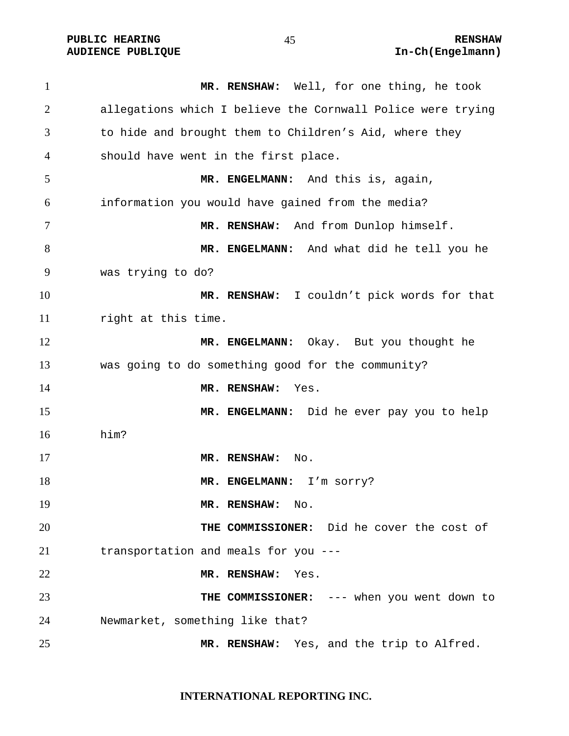**MR. RENSHAW:** Well, for one thing, he took allegations which I believe the Cornwall Police were trying to hide and brought them to Children's Aid, where they should have went in the first place.

**MR. ENGELMANN:** And this is, again, information you would have gained from the media?

**MR. RENSHAW:** And from Dunlop himself.

**MR. ENGELMANN:** And what did he tell you he was trying to do?

**MR. RENSHAW:** I couldn't pick words for that right at this time.

**MR. ENGELMANN:** Okay. But you thought he was going to do something good for the community?

**MR. RENSHAW:** Yes.

**MR. ENGELMANN:** Did he ever pay you to help him?

**MR. RENSHAW:** No.

**MR. ENGELMANN:** I'm sorry?

**MR. RENSHAW:** No.

**THE COMMISSIONER:** Did he cover the cost of transportation and meals for you ---

**MR. RENSHAW:** Yes.

**THE COMMISSIONER:** --- when you went down to Newmarket, something like that?

**MR. RENSHAW:** Yes, and the trip to Alfred.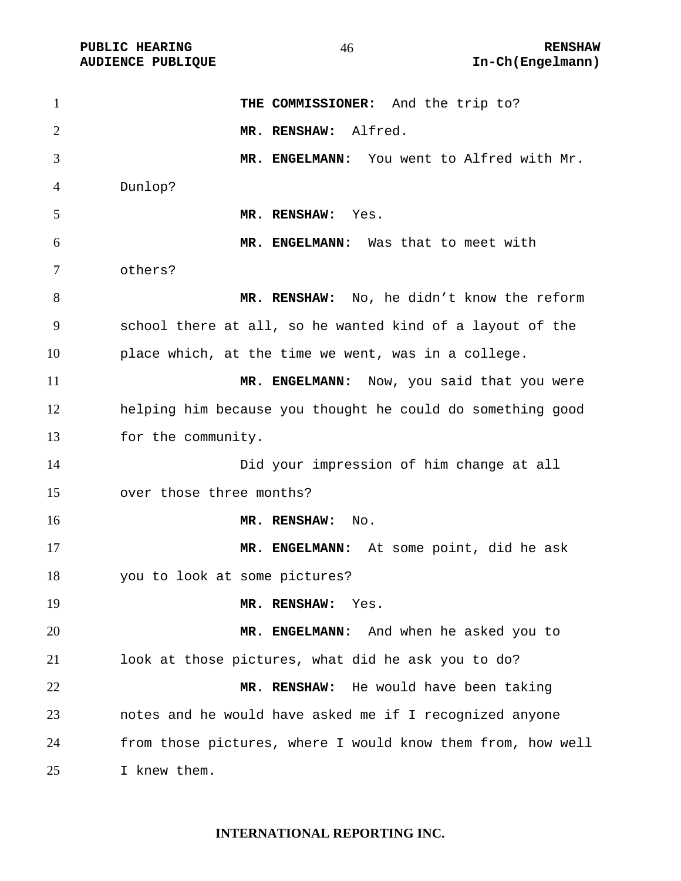**THE COMMISSIONER:** And the trip to?

**MR. RENSHAW:** Alfred.

**MR. ENGELMANN:** You went to Alfred with Mr. Dunlop?

**MR. RENSHAW:** Yes.

**MR. ENGELMANN:** Was that to meet with others?

**MR. RENSHAW:** No, he didn't know the reform school there at all, so he wanted kind of a layout of the place which, at the time we went, was in a college.

**MR. ENGELMANN:** Now, you said that you were helping him because you thought he could do something good for the community.

Did your impression of him change at all over those three months?

**MR. RENSHAW:** No.

**MR. ENGELMANN:** At some point, did he ask you to look at some pictures?

**MR. RENSHAW:** Yes.

**MR. ENGELMANN:** And when he asked you to look at those pictures, what did he ask you to do?

**MR. RENSHAW:** He would have been taking notes and he would have asked me if I recognized anyone from those pictures, where I would know them from, how well I knew them.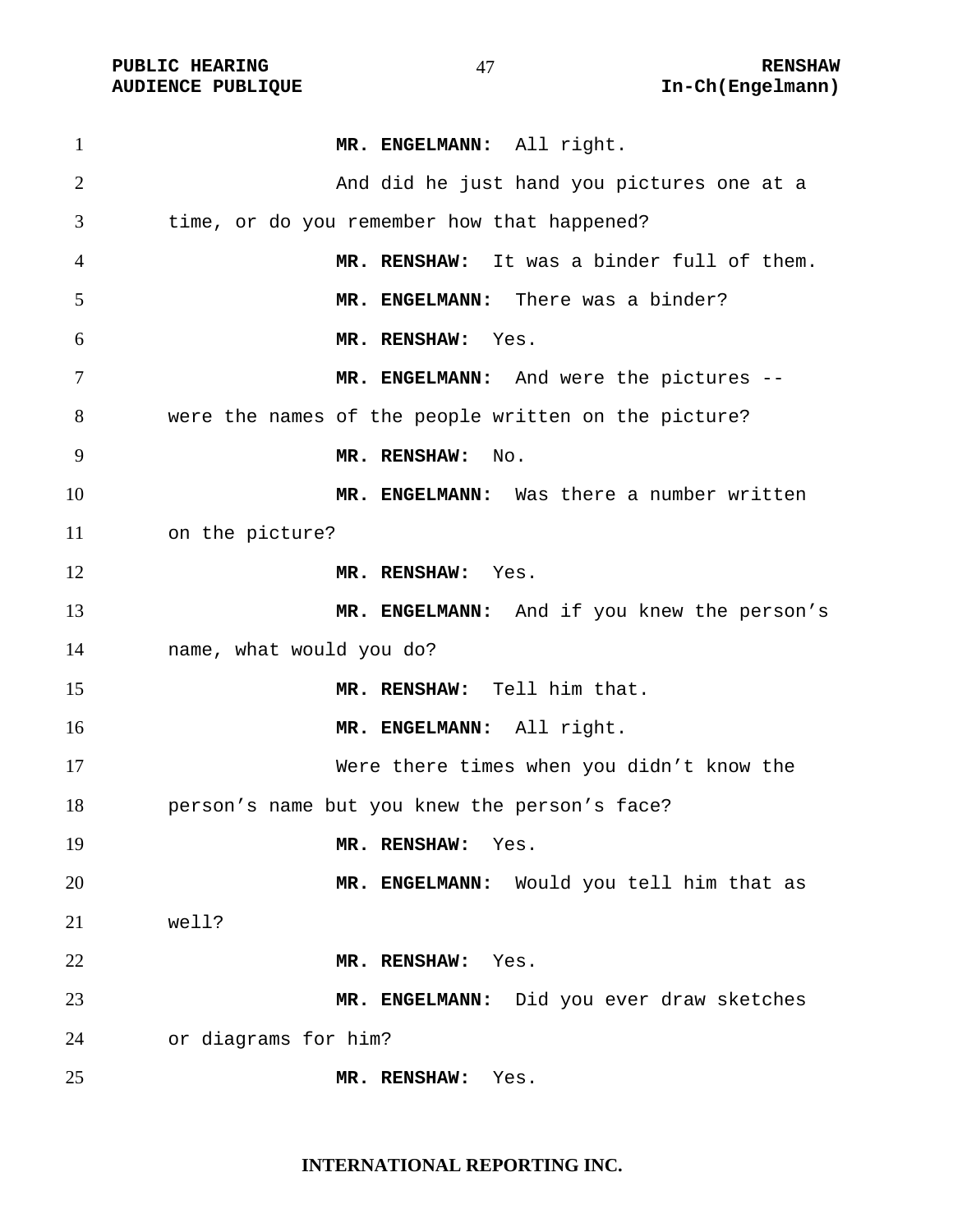**MR. ENGELMANN:** All right.

And did he just hand you pictures one at a time, or do you remember how that happened?

**MR. RENSHAW:** It was a binder full of them.

**MR. ENGELMANN:** There was a binder?

**MR. RENSHAW:** Yes.

**MR. ENGELMANN:** And were the pictures -- were the names of the people written on the picture?

**MR. RENSHAW:** No.

**MR. ENGELMANN:** Was there a number written on the picture?

**MR. RENSHAW:** Yes.

**MR. ENGELMANN:** And if you knew the person's name, what would you do?

**MR. RENSHAW:** Tell him that.

**MR. ENGELMANN:** All right.

Were there times when you didn't know the person's name but you knew the person's face?

**MR. RENSHAW:** Yes.

**MR. ENGELMANN:** Would you tell him that as well?

**MR. RENSHAW:** Yes.

**MR. ENGELMANN:** Did you ever draw sketches or diagrams for him?

**MR. RENSHAW:** Yes.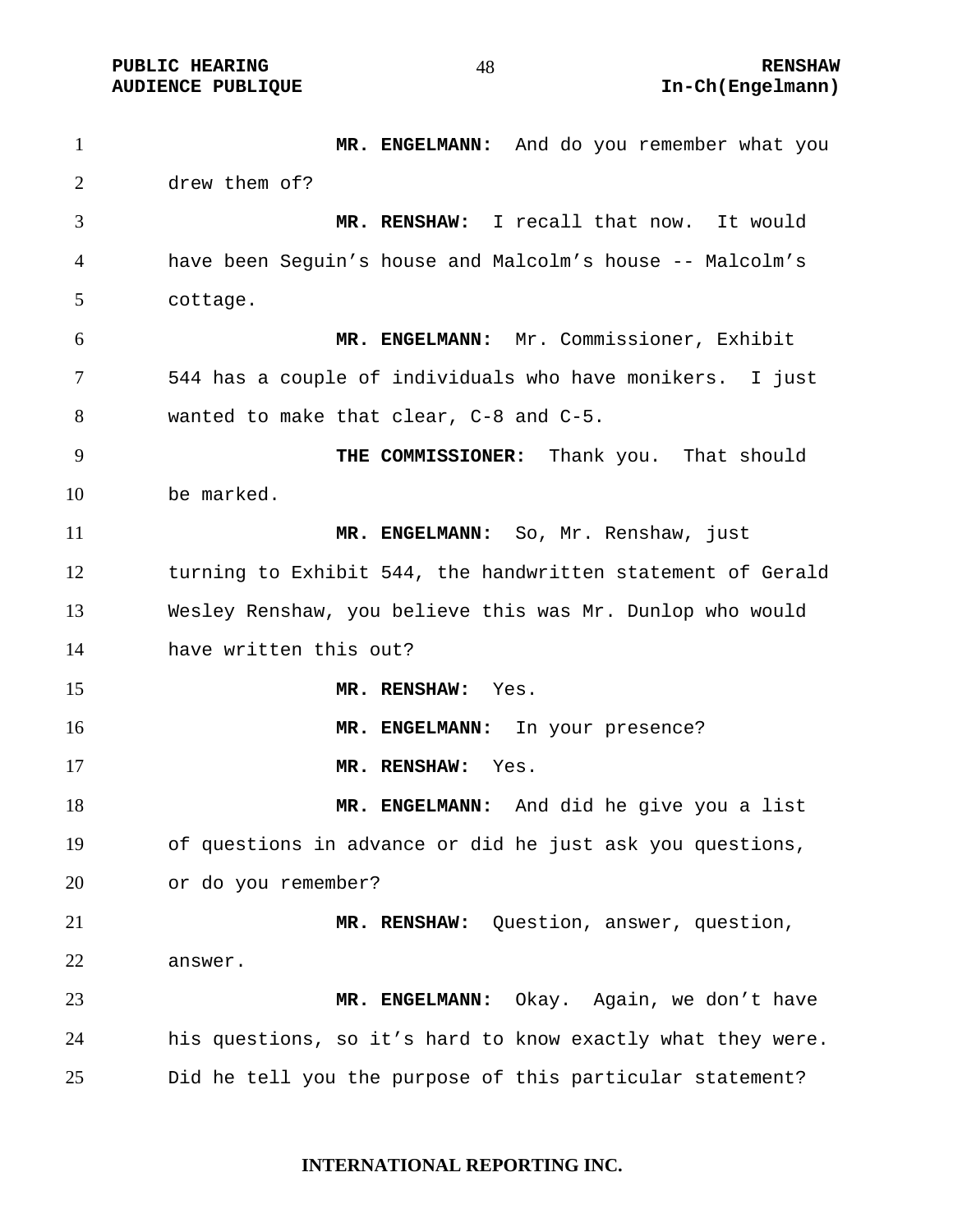**MR. ENGELMANN:** And do you remember what you drew them of?

**MR. RENSHAW:** I recall that now. It would have been Seguin's house and Malcolm's house -- Malcolm's cottage.

**MR. ENGELMANN:** Mr. Commissioner, Exhibit 544 has a couple of individuals who have monikers. I just wanted to make that clear, C-8 and C-5.

**THE COMMISSIONER:** Thank you. That should be marked.

**MR. ENGELMANN:** So, Mr. Renshaw, just turning to Exhibit 544, the handwritten statement of Gerald Wesley Renshaw, you believe this was Mr. Dunlop who would have written this out?

**MR. RENSHAW:** Yes.

**MR. ENGELMANN:** In your presence?

**MR. RENSHAW:** Yes.

**MR. ENGELMANN:** And did he give you a list of questions in advance or did he just ask you questions, or do you remember?

**MR. RENSHAW:** Question, answer, question, answer.

**MR. ENGELMANN:** Okay. Again, we don't have his questions, so it's hard to know exactly what they were. Did he tell you the purpose of this particular statement?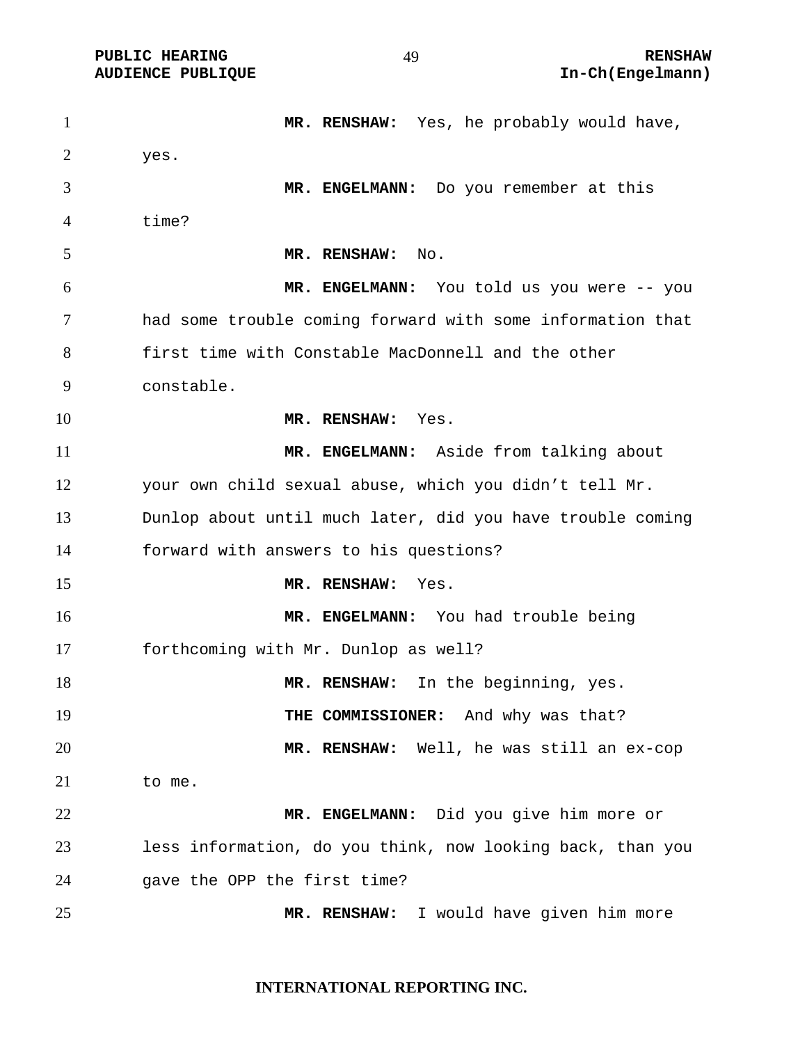**MR. RENSHAW:** Yes, he probably would have, yes.

**MR. ENGELMANN:** Do you remember at this time?

**MR. RENSHAW:** No.

**MR. ENGELMANN:** You told us you were -- you had some trouble coming forward with some information that first time with Constable MacDonnell and the other constable.

**MR. RENSHAW:** Yes.

**MR. ENGELMANN:** Aside from talking about your own child sexual abuse, which you didn't tell Mr. Dunlop about until much later, did you have trouble coming forward with answers to his questions?

**MR. RENSHAW:** Yes.

**MR. ENGELMANN:** You had trouble being forthcoming with Mr. Dunlop as well?

**MR. RENSHAW:** In the beginning, yes.

**THE COMMISSIONER:** And why was that?

**MR. RENSHAW:** Well, he was still an ex-cop to me.

**MR. ENGELMANN:** Did you give him more or less information, do you think, now looking back, than you gave the OPP the first time?

**MR. RENSHAW:** I would have given him more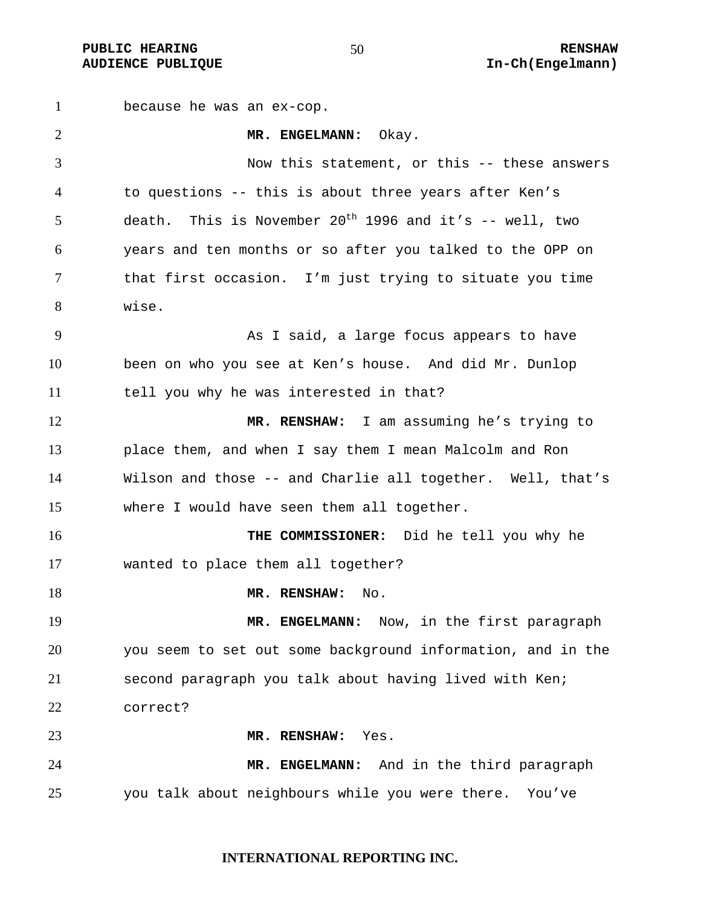because he was an ex-cop.

**MR. ENGELMANN:** Okay.

Now this statement, or this -- these answers to questions -- this is about three years after Ken's death. This is November 20th 1996 and it's -- well, two years and ten months or so after you talked to the OPP on that first occasion. I'm just trying to situate you time wise.

As I said, a large focus appears to have been on who you see at Ken's house. And did Mr. Dunlop tell you why he was interested in that?

**MR. RENSHAW:** I am assuming he's trying to place them, and when I say them I mean Malcolm and Ron Wilson and those -- and Charlie all together. Well, that's where I would have seen them all together.

**THE COMMISSIONER:** Did he tell you why he wanted to place them all together?

**MR. RENSHAW:** No.

**MR. ENGELMANN:** Now, in the first paragraph you seem to set out some background information, and in the second paragraph you talk about having lived with Ken; correct?

**MR. RENSHAW:** Yes.

**MR. ENGELMANN:** And in the third paragraph you talk about neighbours while you were there. You've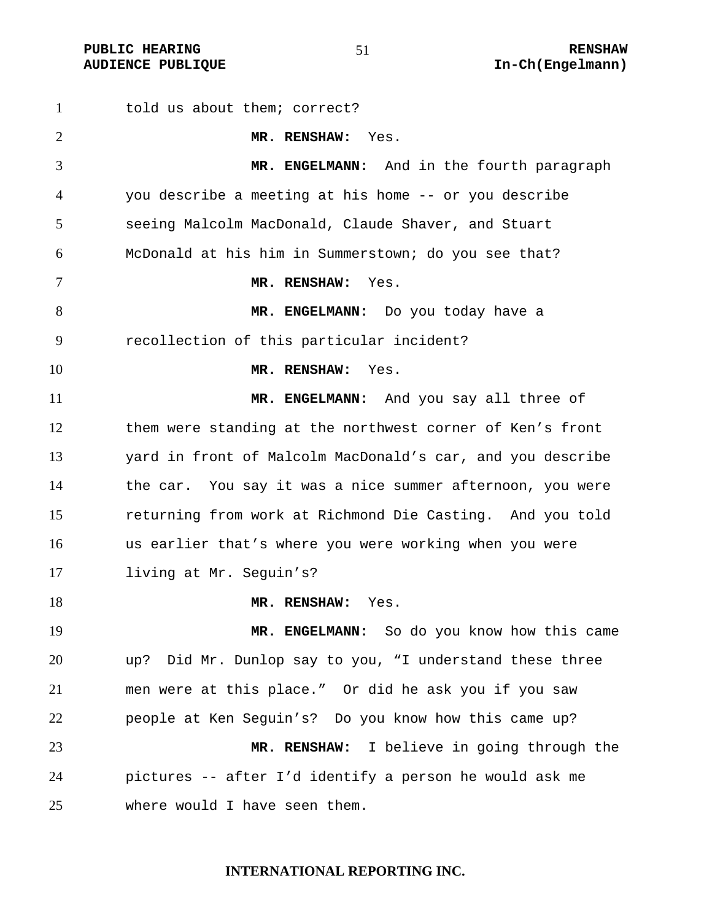told us about them; correct?

**MR. RENSHAW:** Yes.

**MR. ENGELMANN:** And in the fourth paragraph you describe a meeting at his home -- or you describe seeing Malcolm MacDonald, Claude Shaver, and Stuart McDonald at his him in Summerstown; do you see that?

**MR. RENSHAW:** Yes.

**MR. ENGELMANN:** Do you today have a recollection of this particular incident?

**MR. RENSHAW:** Yes.

**MR. ENGELMANN:** And you say all three of them were standing at the northwest corner of Ken's front yard in front of Malcolm MacDonald's car, and you describe the car. You say it was a nice summer afternoon, you were returning from work at Richmond Die Casting. And you told us earlier that's where you were working when you were living at Mr. Seguin's?

**MR. RENSHAW:** Yes.

**MR. ENGELMANN:** So do you know how this came up? Did Mr. Dunlop say to you, "I understand these three men were at this place." Or did he ask you if you saw people at Ken Seguin's? Do you know how this came up?

**MR. RENSHAW:** I believe in going through the pictures -- after I'd identify a person he would ask me where would I have seen them.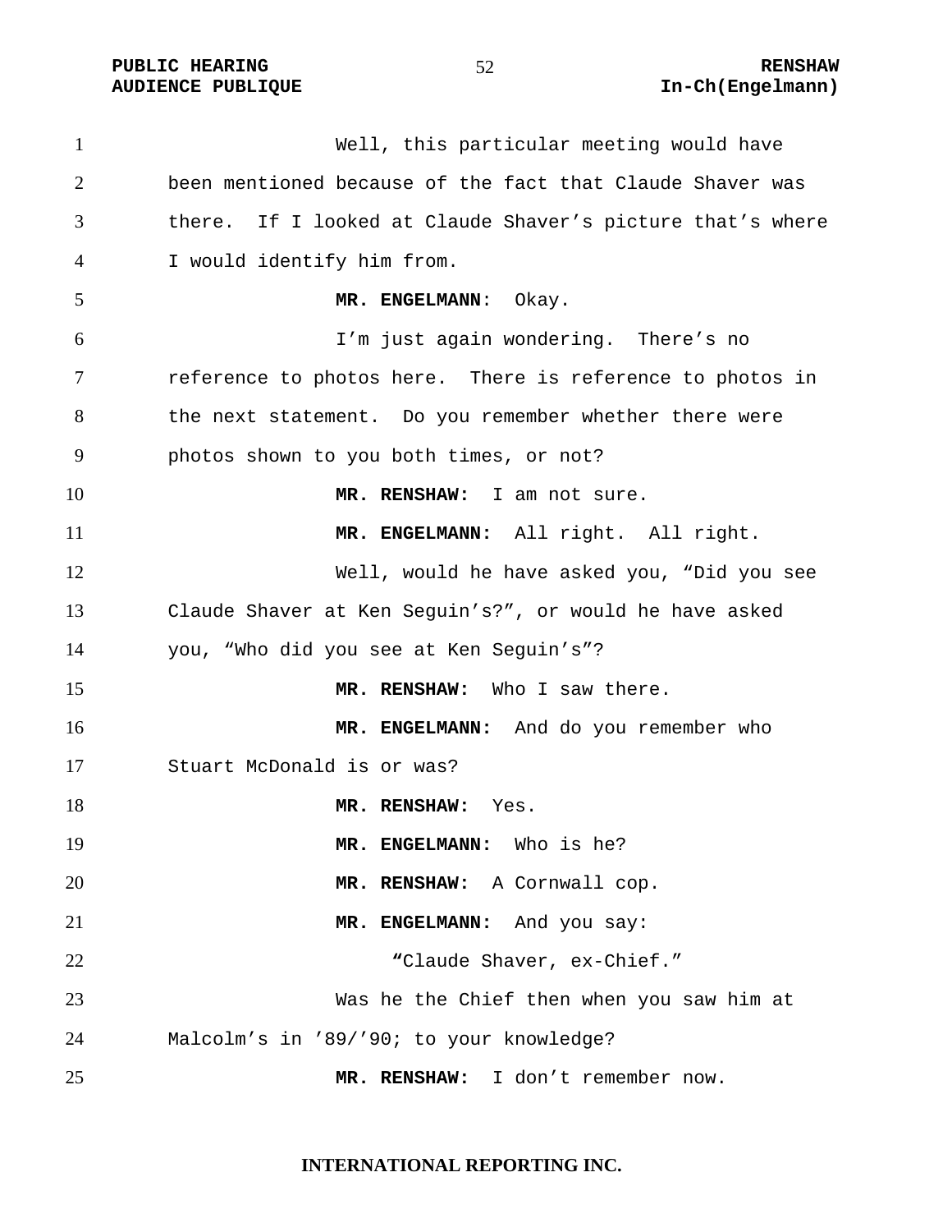Well, this particular meeting would have been mentioned because of the fact that Claude Shaver was there. If I looked at Claude Shaver's picture that's where I would identify him from.

**MR. ENGELMANN**: Okay.

I'm just again wondering. There's no reference to photos here. There is reference to photos in the next statement. Do you remember whether there were photos shown to you both times, or not?

**MR. RENSHAW:** I am not sure.

**MR. ENGELMANN:** All right. All right.

Well, would he have asked you, "Did you see Claude Shaver at Ken Seguin's?", or would he have asked you, "Who did you see at Ken Seguin's"?

**MR. RENSHAW:** Who I saw there.

**MR. ENGELMANN:** And do you remember who Stuart McDonald is or was?

**MR. RENSHAW:** Yes.

**MR. ENGELMANN:** Who is he?

**MR. RENSHAW:** A Cornwall cop.

**MR. ENGELMANN:** And you say:

> "Claude Shaver, ex-Chief."

Was he the Chief then when you saw him at Malcolm's in '89/'90; to your knowledge?

**MR. RENSHAW:** I don't remember now.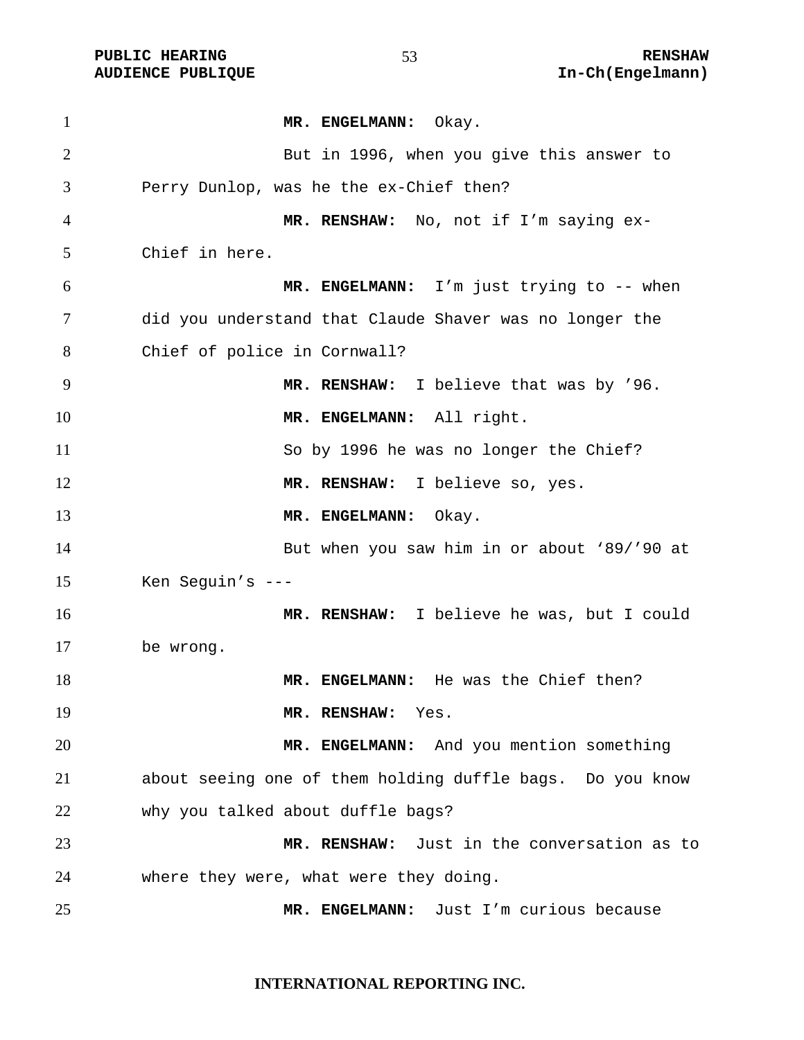**MR. ENGELMANN:** Okay.

But in 1996, when you give this answer to Perry Dunlop, was he the ex-Chief then?

**MR. RENSHAW:** No, not if I'm saying ex-Chief in here.

**MR. ENGELMANN:** I'm just trying to -- when did you understand that Claude Shaver was no longer the Chief of police in Cornwall?

**MR. RENSHAW:** I believe that was by '96.

**MR. ENGELMANN:** All right.

So by 1996 he was no longer the Chief?

**MR. RENSHAW:** I believe so, yes.

**MR. ENGELMANN:** Okay.

But when you saw him in or about '89/'90 at Ken Seguin's ---

**MR. RENSHAW:** I believe he was, but I could be wrong.

**MR. ENGELMANN:** He was the Chief then?

**MR. RENSHAW:** Yes.

**MR. ENGELMANN:** And you mention something about seeing one of them holding duffle bags. Do you know why you talked about duffle bags?

**MR. RENSHAW:** Just in the conversation as to where they were, what were they doing.

**MR. ENGELMANN:** Just I'm curious because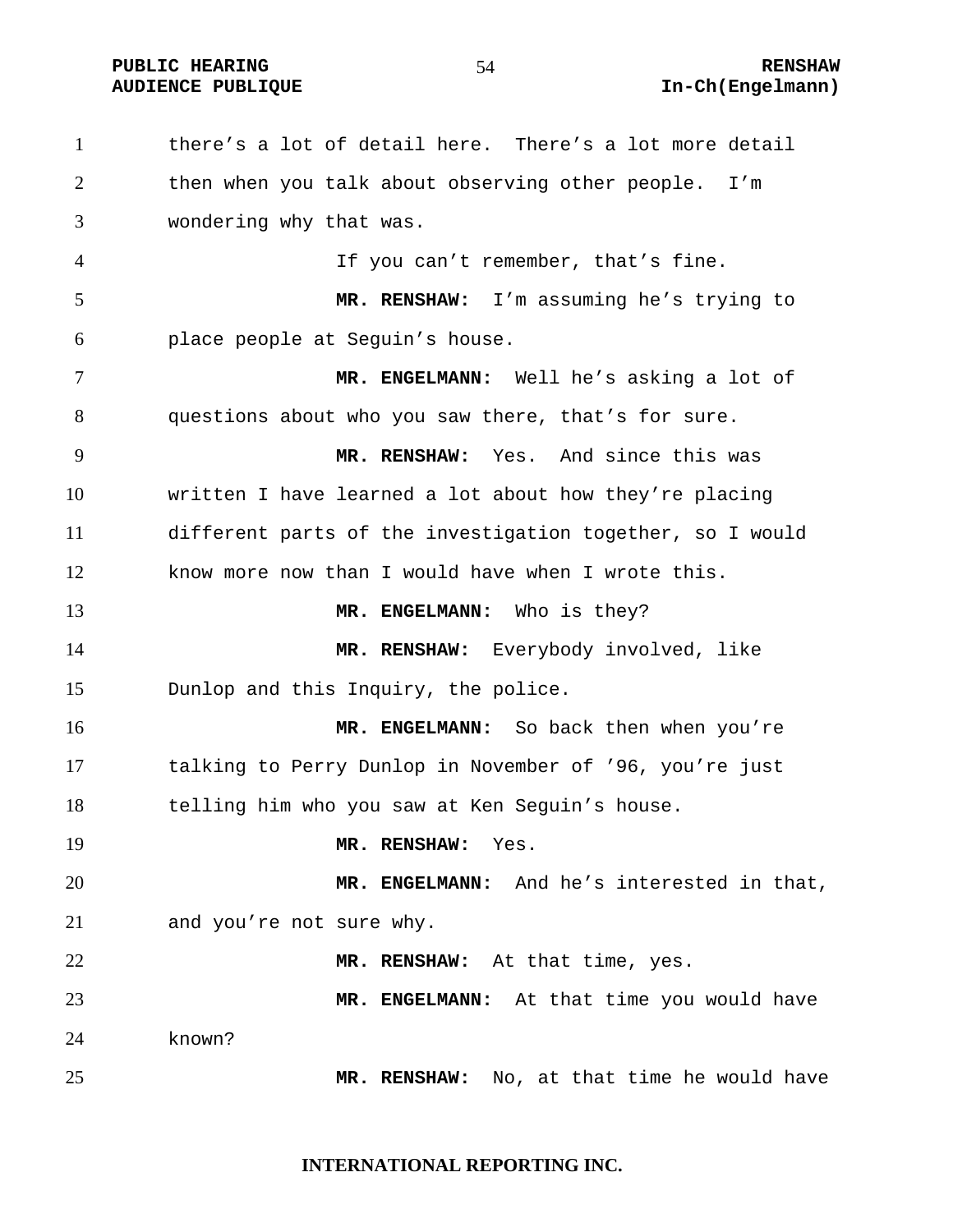there's a lot of detail here. There's a lot more detail then when you talk about observing other people. I'm wondering why that was.

If you can't remember, that's fine.

**MR. RENSHAW:** I'm assuming he's trying to place people at Seguin's house.

**MR. ENGELMANN:** Well he's asking a lot of questions about who you saw there, that's for sure.

**MR. RENSHAW:** Yes. And since this was written I have learned a lot about how they're placing different parts of the investigation together, so I would know more now than I would have when I wrote this.

**MR. ENGELMANN:** Who is they?

**MR. RENSHAW:** Everybody involved, like Dunlop and this Inquiry, the police.

**MR. ENGELMANN:** So back then when you're talking to Perry Dunlop in November of '96, you're just telling him who you saw at Ken Seguin's house.

**MR. RENSHAW:** Yes.

**MR. ENGELMANN:** And he's interested in that, and you're not sure why.

**MR. RENSHAW:** At that time, yes.

**MR. ENGELMANN:** At that time you would have known?

**MR. RENSHAW:** No, at that time he would have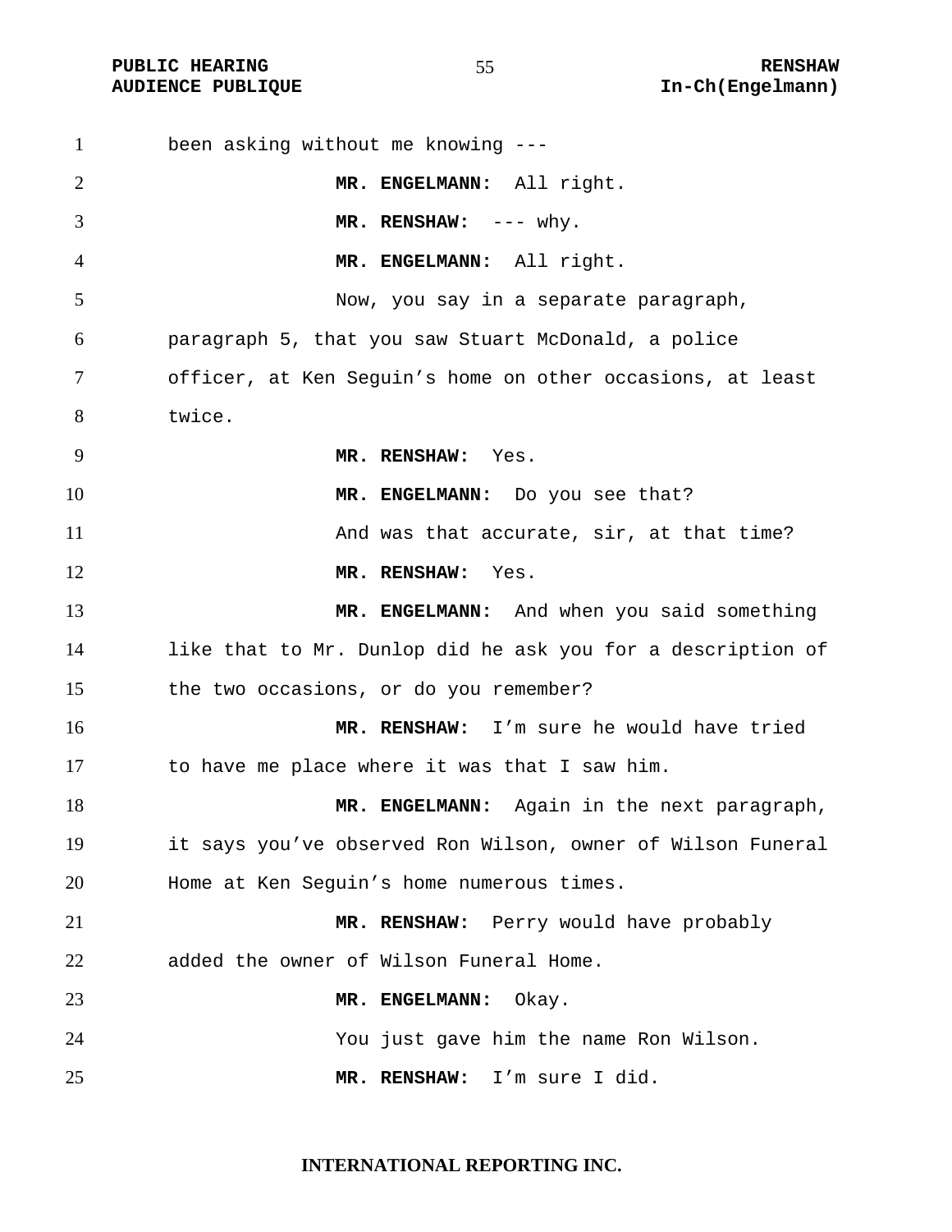been asking without me knowing ---

**MR. ENGELMANN:** All right.

**MR. RENSHAW:** --- why.

**MR. ENGELMANN:** All right.

Now, you say in a separate paragraph, paragraph 5, that you saw Stuart McDonald, a police officer, at Ken Seguin's home on other occasions, at least twice.

**MR. RENSHAW:** Yes.

**MR. ENGELMANN:** Do you see that?

And was that accurate, sir, at that time?

**MR. RENSHAW:** Yes.

**MR. ENGELMANN:** And when you said something like that to Mr. Dunlop did he ask you for a description of the two occasions, or do you remember?

**MR. RENSHAW:** I'm sure he would have tried to have me place where it was that I saw him.

**MR. ENGELMANN:** Again in the next paragraph, it says you've observed Ron Wilson, owner of Wilson Funeral Home at Ken Seguin's home numerous times.

**MR. RENSHAW:** Perry would have probably added the owner of Wilson Funeral Home.

**MR. ENGELMANN:** Okay.

You just gave him the name Ron Wilson.

**MR. RENSHAW:** I'm sure I did.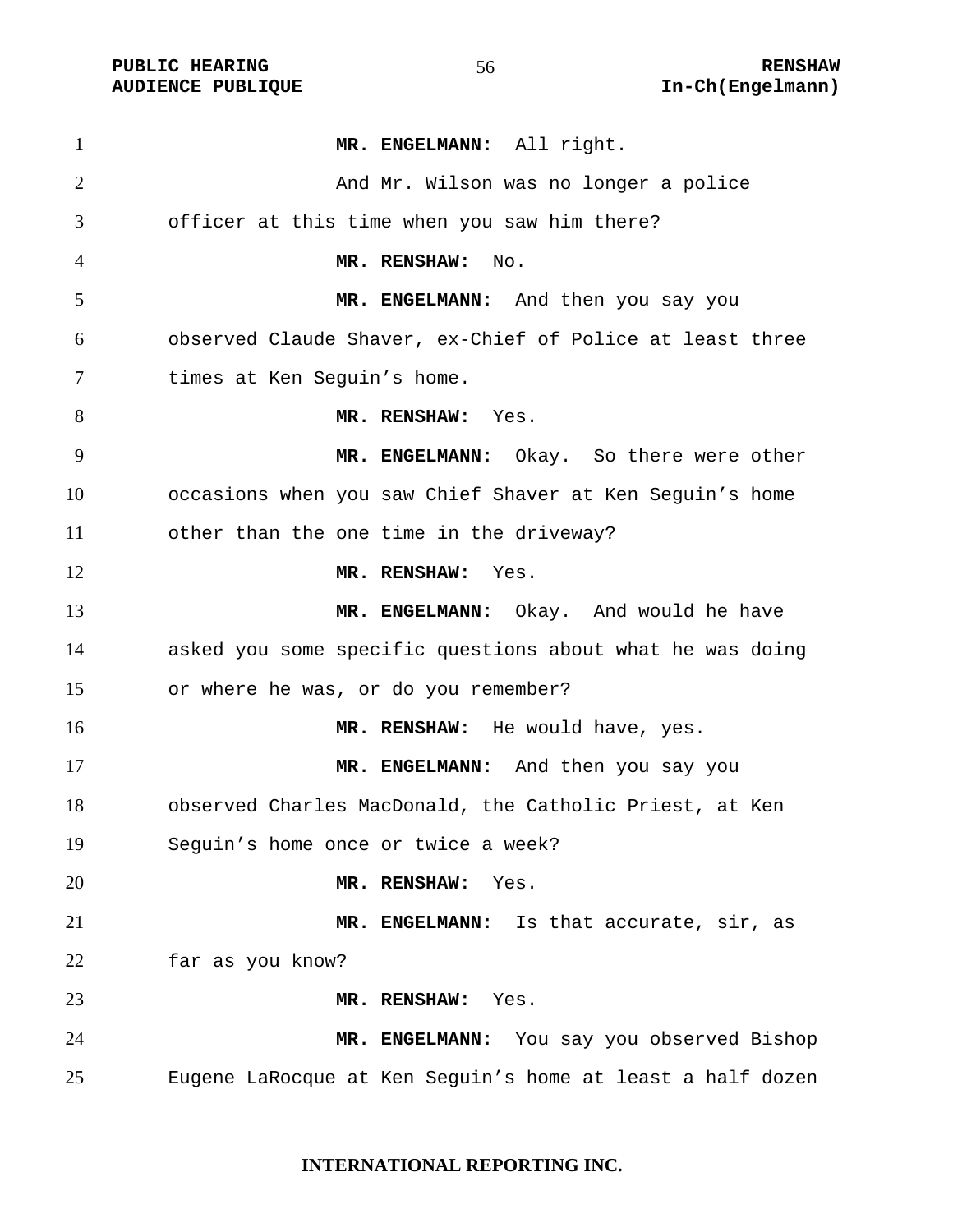**MR. ENGELMANN:** All right.

And Mr. Wilson was no longer a police officer at this time when you saw him there?

**MR. RENSHAW:** No.

**MR. ENGELMANN:** And then you say you observed Claude Shaver, ex-Chief of Police at least three times at Ken Seguin's home.

**MR. RENSHAW:** Yes.

**MR. ENGELMANN:** Okay. So there were other occasions when you saw Chief Shaver at Ken Seguin's home other than the one time in the driveway?

**MR. RENSHAW:** Yes.

**MR. ENGELMANN:** Okay. And would he have asked you some specific questions about what he was doing or where he was, or do you remember?

**MR. RENSHAW:** He would have, yes.

**MR. ENGELMANN:** And then you say you observed Charles MacDonald, the Catholic Priest, at Ken Seguin's home once or twice a week?

**MR. RENSHAW:** Yes.

**MR. ENGELMANN:** Is that accurate, sir, as far as you know?

**MR. RENSHAW:** Yes.

**MR. ENGELMANN:** You say you observed Bishop Eugene LaRocque at Ken Seguin's home at least a half dozen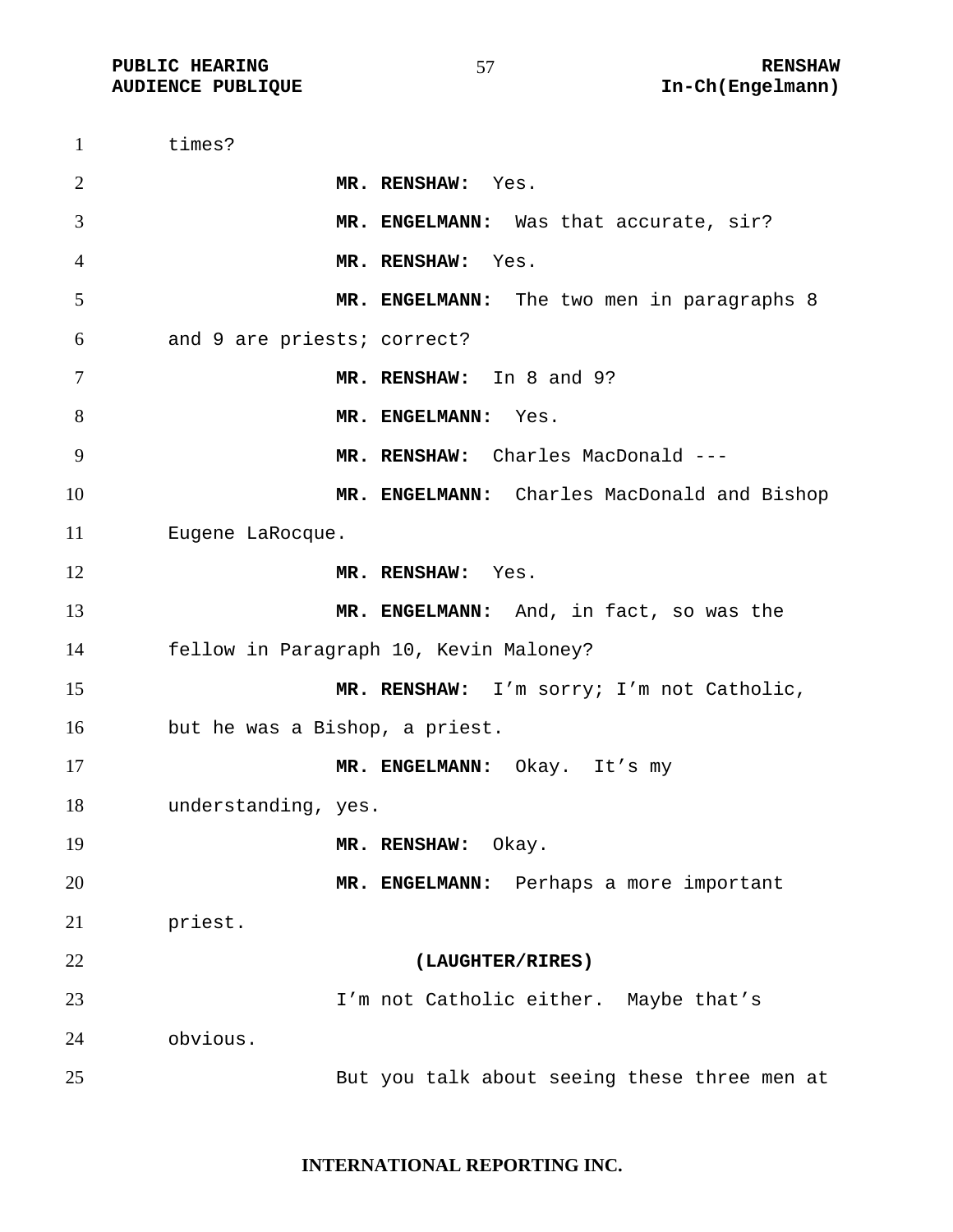times?

**MR. RENSHAW:** Yes.

**MR. ENGELMANN:** Was that accurate, sir?

**MR. RENSHAW:** Yes.

**MR. ENGELMANN:** The two men in paragraphs 8 and 9 are priests; correct?

**MR. RENSHAW:** In 8 and 9?

**MR. ENGELMANN:** Yes.

**MR. RENSHAW:** Charles MacDonald ---

**MR. ENGELMANN:** Charles MacDonald and Bishop Eugene LaRocque.

**MR. RENSHAW:** Yes.

**MR. ENGELMANN:** And, in fact, so was the fellow in Paragraph 10, Kevin Maloney?

**MR. RENSHAW:** I'm sorry; I'm not Catholic, but he was a Bishop, a priest.

**MR. ENGELMANN:** Okay. It's my understanding, yes.

**MR. RENSHAW:** Okay.

**MR. ENGELMANN:** Perhaps a more important priest.

**(LAUGHTER/RIRES)**

I'm not Catholic either. Maybe that's obvious.

But you talk about seeing these three men at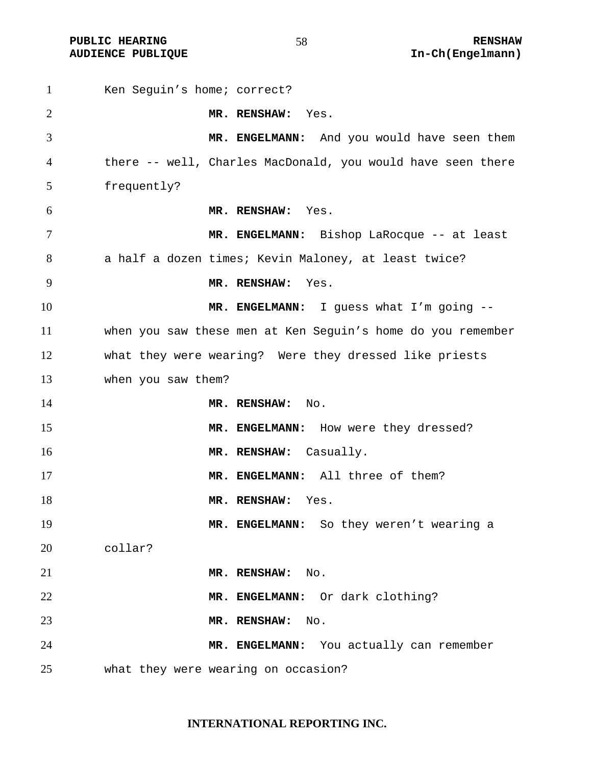Ken Seguin's home; correct?

**MR. RENSHAW:** Yes.

**MR. ENGELMANN:** And you would have seen them there -- well, Charles MacDonald, you would have seen there frequently?

**MR. RENSHAW:** Yes.

**MR. ENGELMANN:** Bishop LaRocque -- at least a half a dozen times; Kevin Maloney, at least twice?

**MR. RENSHAW:** Yes.

**MR. ENGELMANN:** I guess what I'm going -- when you saw these men at Ken Seguin's home do you remember what they were wearing? Were they dressed like priests when you saw them?

**MR. RENSHAW:** No.

**MR. ENGELMANN:** How were they dressed?

**MR. RENSHAW:** Casually.

**MR. ENGELMANN:** All three of them?

**MR. RENSHAW:** Yes.

**MR. ENGELMANN:** So they weren't wearing a collar?

**MR. RENSHAW:** No.

**MR. ENGELMANN:** Or dark clothing?

**MR. RENSHAW:** No.

**MR. ENGELMANN:** You actually can remember what they were wearing on occasion?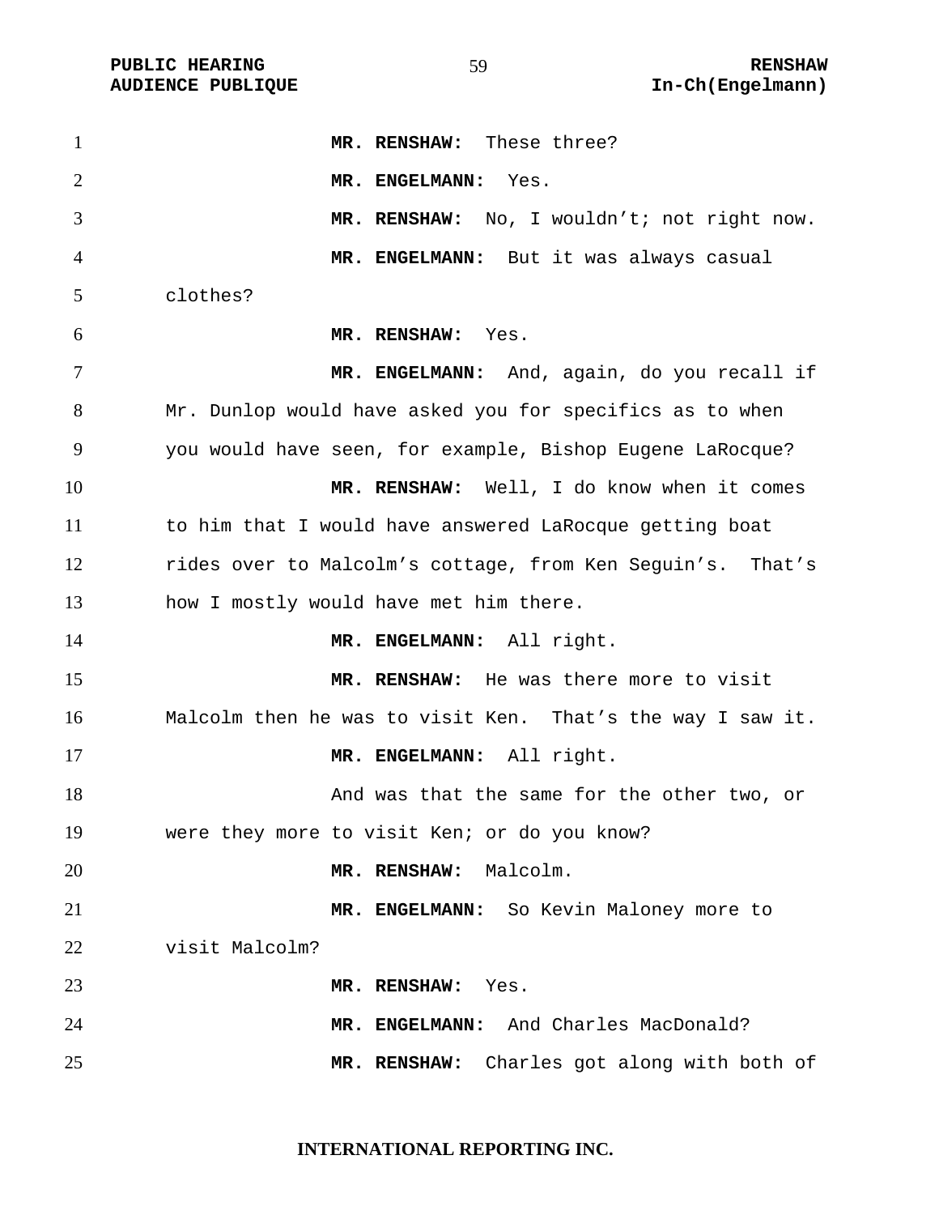**MR. RENSHAW:** These three?

**MR. ENGELMANN:** Yes.

**MR. RENSHAW:** No, I wouldn't; not right now.

**MR. ENGELMANN:** But it was always casual clothes?

**MR. RENSHAW:** Yes.

**MR. ENGELMANN:** And, again, do you recall if Mr. Dunlop would have asked you for specifics as to when you would have seen, for example, Bishop Eugene LaRocque?

**MR. RENSHAW:** Well, I do know when it comes to him that I would have answered LaRocque getting boat rides over to Malcolm's cottage, from Ken Seguin's. That's how I mostly would have met him there.

**MR. ENGELMANN:** All right.

**MR. RENSHAW:** He was there more to visit Malcolm then he was to visit Ken. That's the way I saw it.

**MR. ENGELMANN:** All right.

And was that the same for the other two, or were they more to visit Ken; or do you know?

**MR. RENSHAW:** Malcolm.

**MR. ENGELMANN:** So Kevin Maloney more to visit Malcolm?

**MR. RENSHAW:** Yes.

**MR. ENGELMANN:** And Charles MacDonald?

**MR. RENSHAW:** Charles got along with both of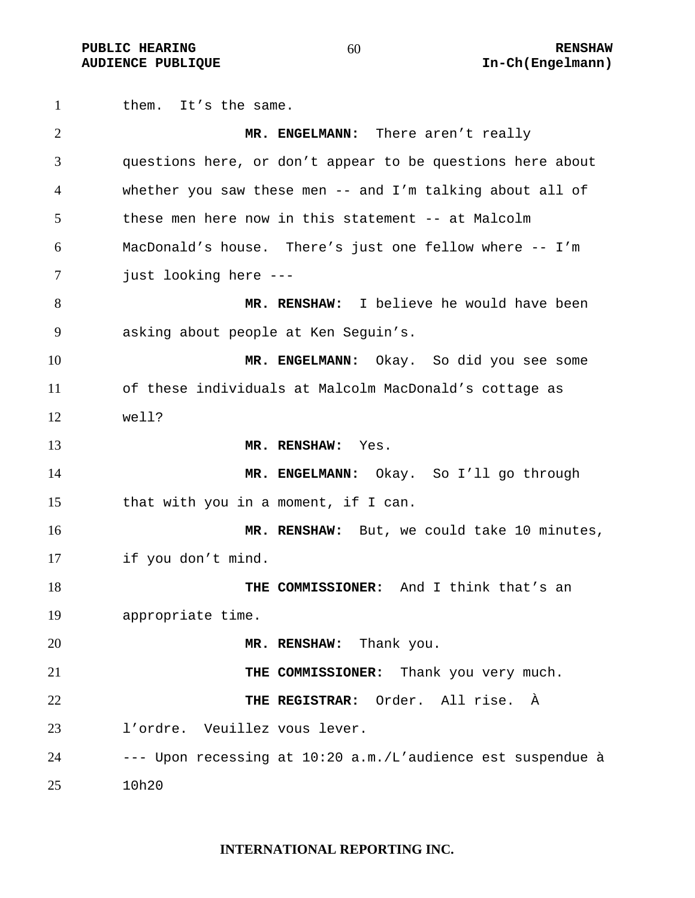them. It's the same.

**MR. ENGELMANN:** There aren't really questions here, or don't appear to be questions here about whether you saw these men -- and I'm talking about all of these men here now in this statement -- at Malcolm MacDonald's house. There's just one fellow where -- I'm just looking here ---

**MR. RENSHAW:** I believe he would have been asking about people at Ken Seguin's.

**MR. ENGELMANN:** Okay. So did you see some of these individuals at Malcolm MacDonald's cottage as well?

**MR. RENSHAW:** Yes.

**MR. ENGELMANN:** Okay. So I'll go through that with you in a moment, if I can.

**MR. RENSHAW:** But, we could take 10 minutes, if you don't mind.

**THE COMMISSIONER:** And I think that's an appropriate time.

**MR. RENSHAW:** Thank you.

**THE COMMISSIONER:** Thank you very much.

**THE REGISTRAR:** Order. All rise. À l'ordre. Veuillez vous lever.

--- Upon recessing at 10:20 a.m./L'audience est suspendue à 10h20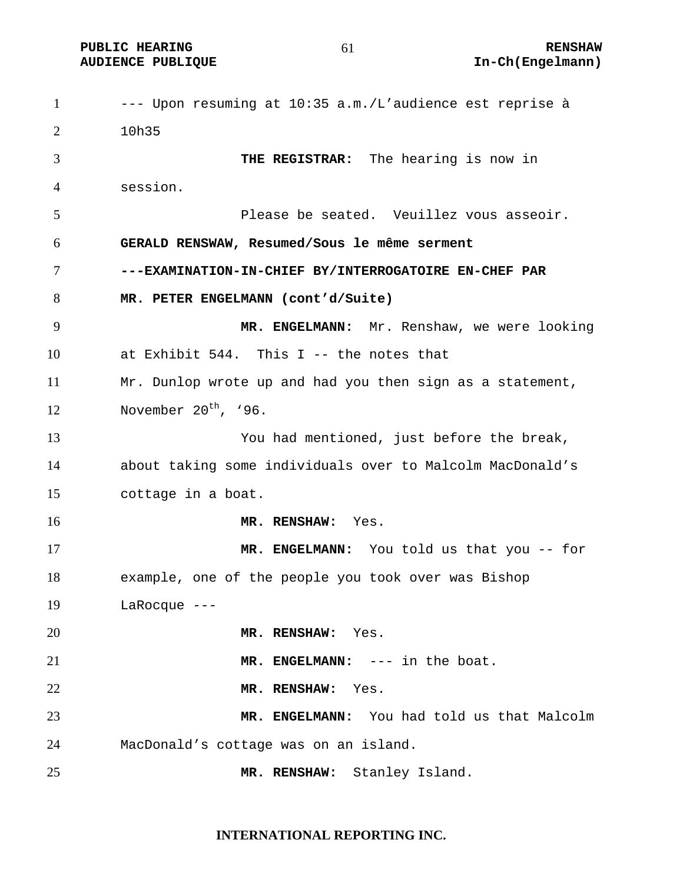--- Upon resuming at 10:35 a.m./L'audience est reprise à 10h35

**THE REGISTRAR:** The hearing is now in session.

Please be seated. Veuillez vous asseoir.

**GERALD RENSWAW, Resumed/Sous le même serment**

**---EXAMINATION-IN-CHIEF BY/INTERROGATOIRE EN-CHEF PAR MR. PETER ENGELMANN (cont'd/Suite)**

**MR. ENGELMANN:** Mr. Renshaw, we were looking at Exhibit 544. This I -- the notes that Mr. Dunlop wrote up and had you then sign as a statement, November 20th, '96.

You had mentioned, just before the break, about taking some individuals over to Malcolm MacDonald's cottage in a boat.

**MR. RENSHAW:** Yes.

**MR. ENGELMANN:** You told us that you -- for example, one of the people you took over was Bishop LaRocque ---

**MR. RENSHAW:** Yes.

**MR. ENGELMANN:** --- in the boat.

**MR. RENSHAW:** Yes.

**MR. ENGELMANN:** You had told us that Malcolm MacDonald's cottage was on an island.

**MR. RENSHAW:** Stanley Island.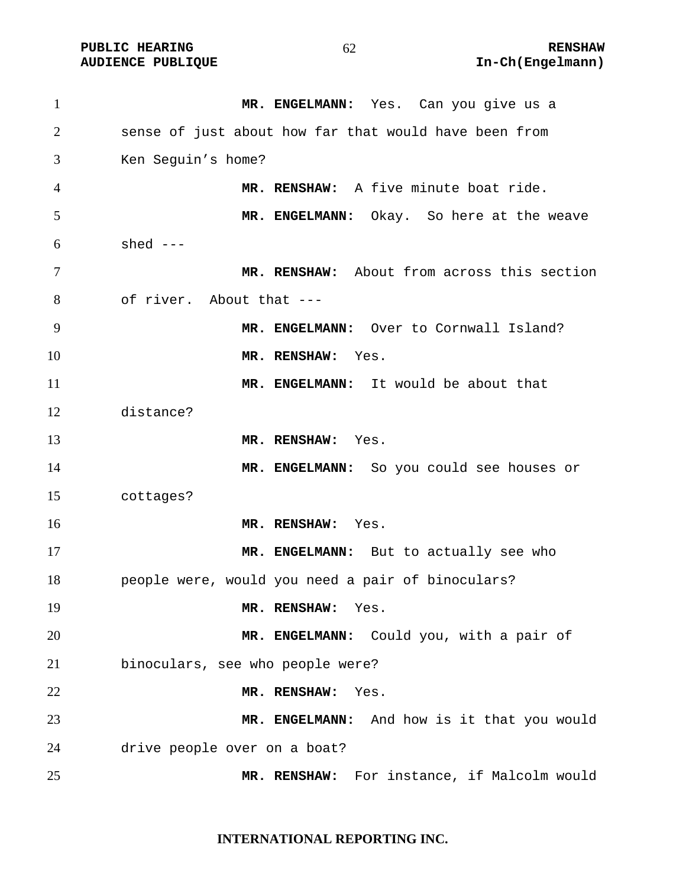**MR. ENGELMANN:** Yes. Can you give us a sense of just about how far that would have been from Ken Seguin's home?

**MR. RENSHAW:** A five minute boat ride.

**MR. ENGELMANN:** Okay. So here at the weave shed ---

**MR. RENSHAW:** About from across this section of river. About that ---

**MR. ENGELMANN:** Over to Cornwall Island?

**MR. RENSHAW:** Yes.

**MR. ENGELMANN:** It would be about that distance?

**MR. RENSHAW:** Yes.

**MR. ENGELMANN:** So you could see houses or cottages?

**MR. RENSHAW:** Yes.

**MR. ENGELMANN:** But to actually see who people were, would you need a pair of binoculars?

**MR. RENSHAW:** Yes.

**MR. ENGELMANN:** Could you, with a pair of binoculars, see who people were?

**MR. RENSHAW:** Yes.

**MR. ENGELMANN:** And how is it that you would drive people over on a boat?

**MR. RENSHAW:** For instance, if Malcolm would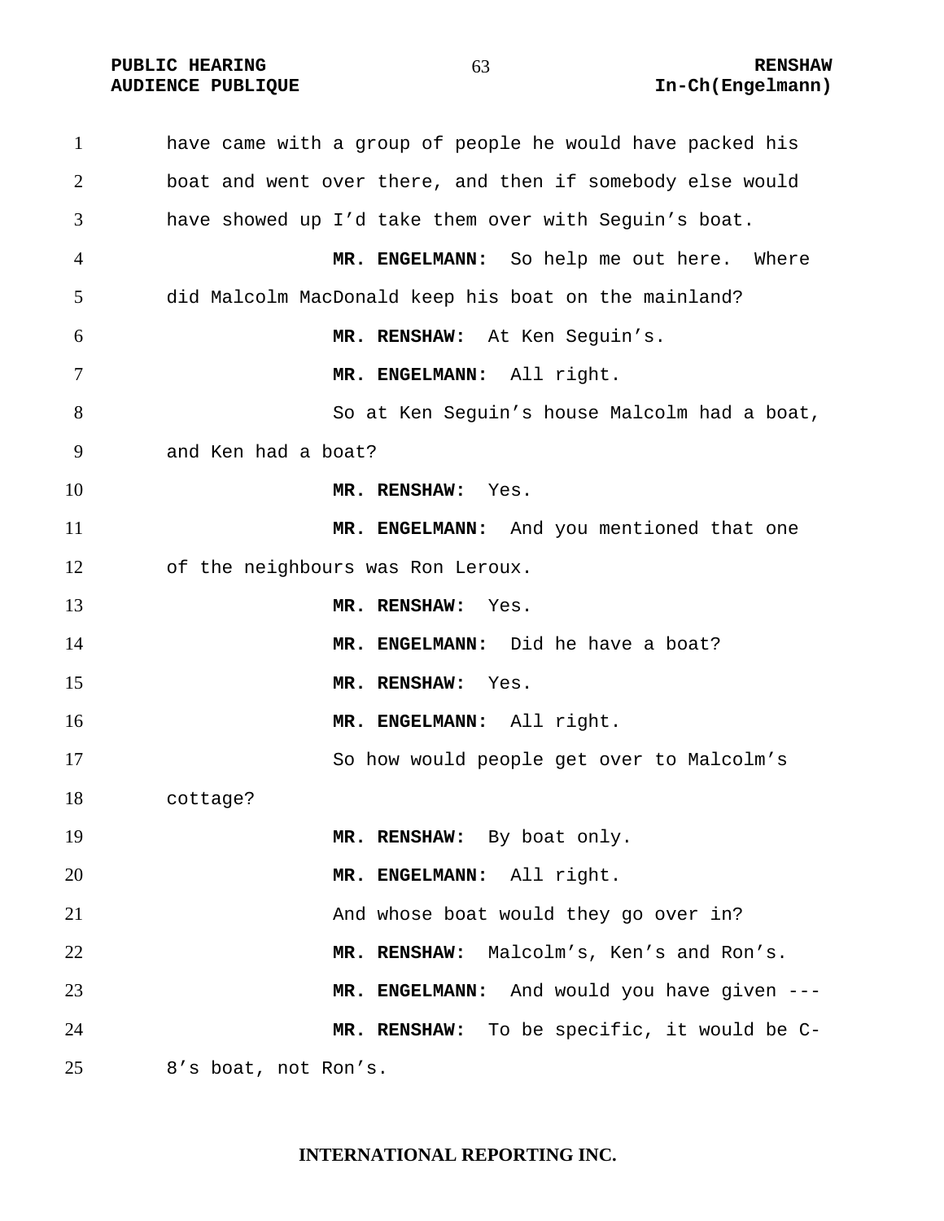have came with a group of people he would have packed his boat and went over there, and then if somebody else would have showed up I'd take them over with Seguin's boat.

**MR. ENGELMANN:** So help me out here. Where did Malcolm MacDonald keep his boat on the mainland?

**MR. RENSHAW:** At Ken Seguin's.

**MR. ENGELMANN:** All right.

So at Ken Seguin's house Malcolm had a boat, and Ken had a boat?

**MR. RENSHAW:** Yes.

**MR. ENGELMANN:** And you mentioned that one of the neighbours was Ron Leroux.

**MR. RENSHAW:** Yes.

**MR. ENGELMANN:** Did he have a boat?

**MR. RENSHAW:** Yes.

**MR. ENGELMANN:** All right.

So how would people get over to Malcolm's cottage?

**MR. RENSHAW:** By boat only.

**MR. ENGELMANN:** All right.

And whose boat would they go over in?

**MR. RENSHAW:** Malcolm's, Ken's and Ron's.

**MR. ENGELMANN:** And would you have given ---

**MR. RENSHAW:** To be specific, it would be C-8's boat, not Ron's.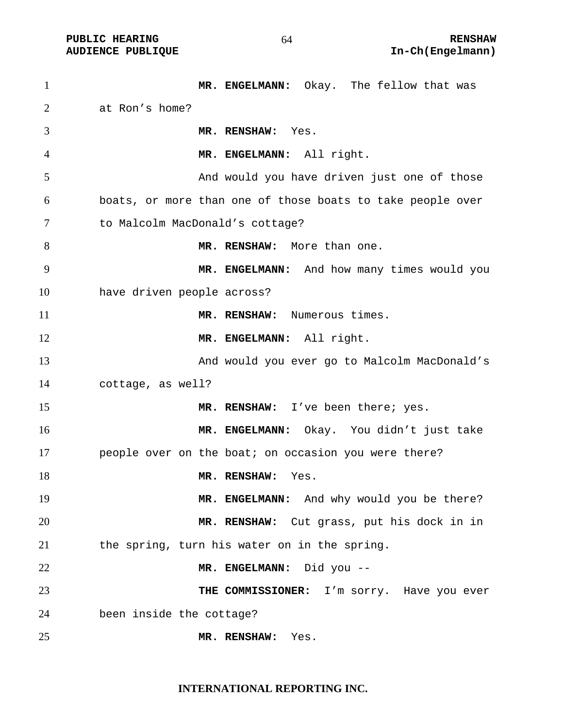**MR. ENGELMANN:** Okay. The fellow that was at Ron's home?

**MR. RENSHAW:** Yes.

**MR. ENGELMANN:** All right.

And would you have driven just one of those boats, or more than one of those boats to take people over to Malcolm MacDonald's cottage?

**MR. RENSHAW:** More than one.

**MR. ENGELMANN:** And how many times would you have driven people across?

**MR. RENSHAW:** Numerous times.

**MR. ENGELMANN:** All right.

And would you ever go to Malcolm MacDonald's cottage, as well?

**MR. RENSHAW:** I've been there; yes.

**MR. ENGELMANN:** Okay. You didn't just take people over on the boat; on occasion you were there?

**MR. RENSHAW:** Yes.

**MR. ENGELMANN:** And why would you be there?

**MR. RENSHAW:** Cut grass, put his dock in in the spring, turn his water on in the spring.

**MR. ENGELMANN:** Did you --

**THE COMMISSIONER:** I'm sorry. Have you ever been inside the cottage?

**MR. RENSHAW:** Yes.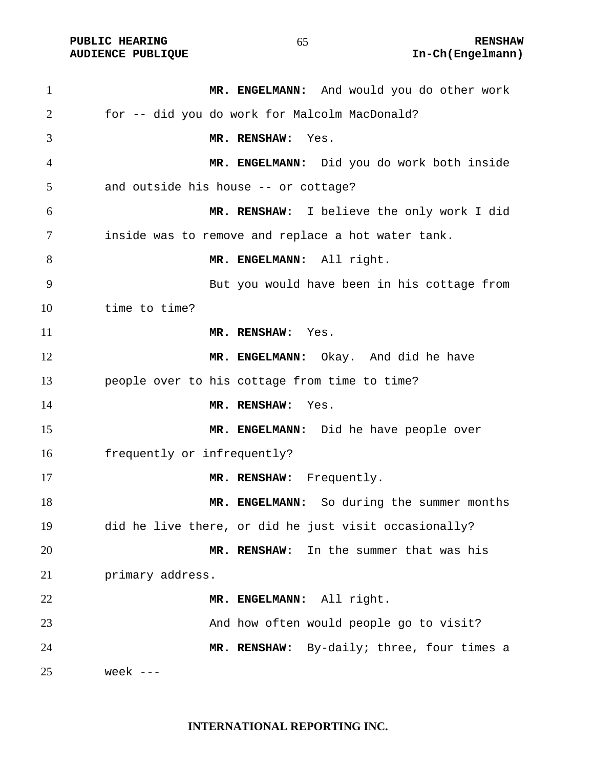**MR. ENGELMANN:** And would you do other work for -- did you do work for Malcolm MacDonald?

**MR. RENSHAW:** Yes.

**MR. ENGELMANN:** Did you do work both inside and outside his house -- or cottage?

**MR. RENSHAW:** I believe the only work I did inside was to remove and replace a hot water tank.

**MR. ENGELMANN:** All right.

But you would have been in his cottage from time to time?

**MR. RENSHAW:** Yes.

**MR. ENGELMANN:** Okay. And did he have people over to his cottage from time to time?

**MR. RENSHAW:** Yes.

**MR. ENGELMANN:** Did he have people over frequently or infrequently?

**MR. RENSHAW:** Frequently.

**MR. ENGELMANN:** So during the summer months did he live there, or did he just visit occasionally?

**MR. RENSHAW:** In the summer that was his primary address.

**MR. ENGELMANN:** All right.

And how often would people go to visit?

**MR. RENSHAW:** By-daily; three, four times a week ---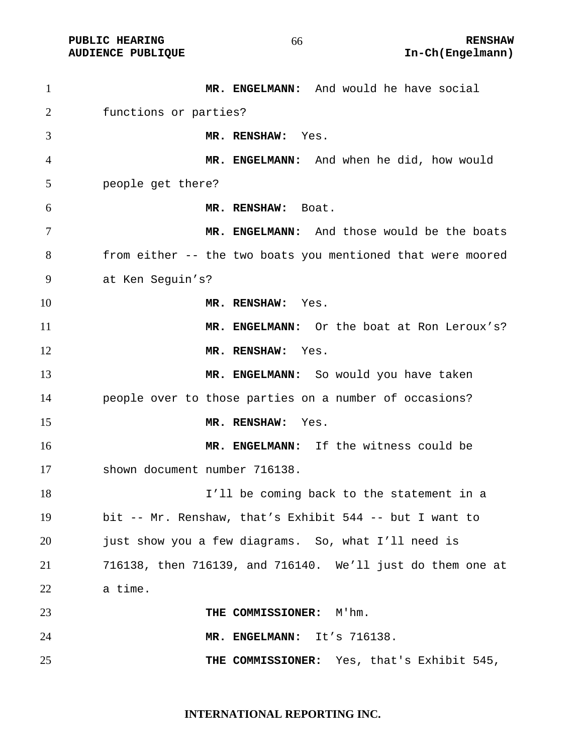**MR. ENGELMANN:** And would he have social functions or parties?

**MR. RENSHAW:** Yes.

**MR. ENGELMANN:** And when he did, how would people get there?

**MR. RENSHAW:** Boat.

**MR. ENGELMANN:** And those would be the boats from either -- the two boats you mentioned that were moored at Ken Seguin's?

**MR. RENSHAW:** Yes.

**MR. ENGELMANN:** Or the boat at Ron Leroux's?

**MR. RENSHAW:** Yes.

**MR. ENGELMANN:** So would you have taken people over to those parties on a number of occasions?

**MR. RENSHAW:** Yes.

**MR. ENGELMANN:** If the witness could be shown document number 716138.

I'll be coming back to the statement in a bit -- Mr. Renshaw, that's Exhibit 544 -- but I want to just show you a few diagrams. So, what I'll need is 716138, then 716139, and 716140. We'll just do them one at a time.

**THE COMMISSIONER:** M'hm.

**MR. ENGELMANN:** It's 716138.

**THE COMMISSIONER:** Yes, that's Exhibit 545,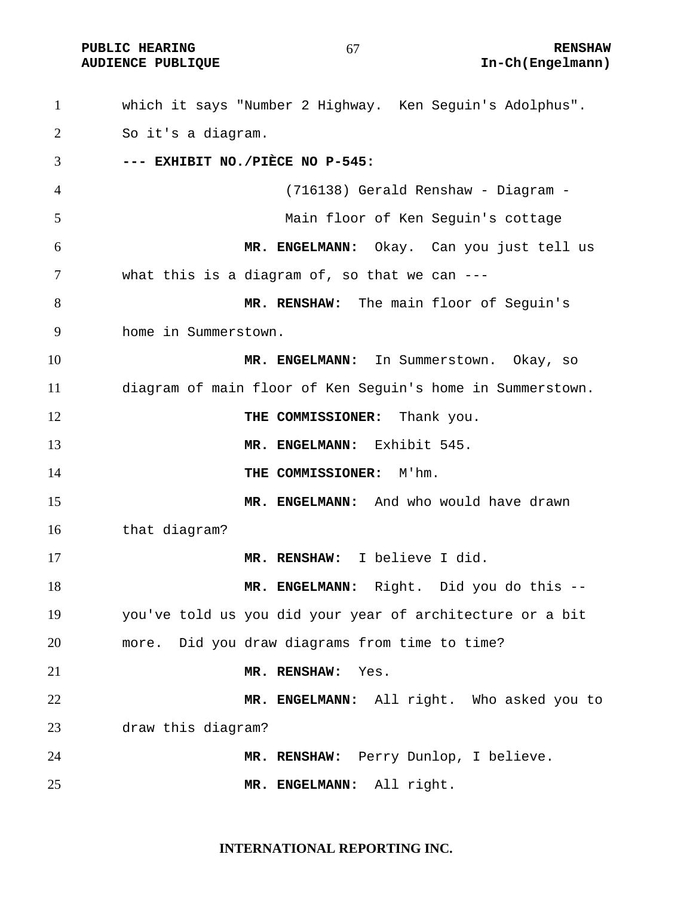which it says "Number 2 Highway.  Ken Seguin's Adolphus".
So it's a diagram.

**--- EXHIBIT NO./PIÈCE NO P-545:**

(716138) Gerald Renshaw - Diagram -
Main floor of Ken Seguin's cottage

**MR. ENGELMANN:** Okay.  Can you just tell us what this is a diagram of, so that we can ---

**MR. RENSHAW:** The main floor of Seguin's home in Summerstown.

**MR. ENGELMANN:** In Summerstown.  Okay, so diagram of main floor of Ken Seguin's home in Summerstown.

**THE COMMISSIONER:** Thank you.

**MR. ENGELMANN:** Exhibit 545.

**THE COMMISSIONER:** M'hm.

**MR. ENGELMANN:** And who would have drawn that diagram?

**MR. RENSHAW:** I believe I did.

**MR. ENGELMANN:** Right.  Did you do this -- you've told us you did your year of architecture or a bit more.  Did you draw diagrams from time to time?

**MR. RENSHAW:** Yes.

**MR. ENGELMANN:** All right.  Who asked you to draw this diagram?

**MR. RENSHAW:** Perry Dunlop, I believe.

**MR. ENGELMANN:** All right.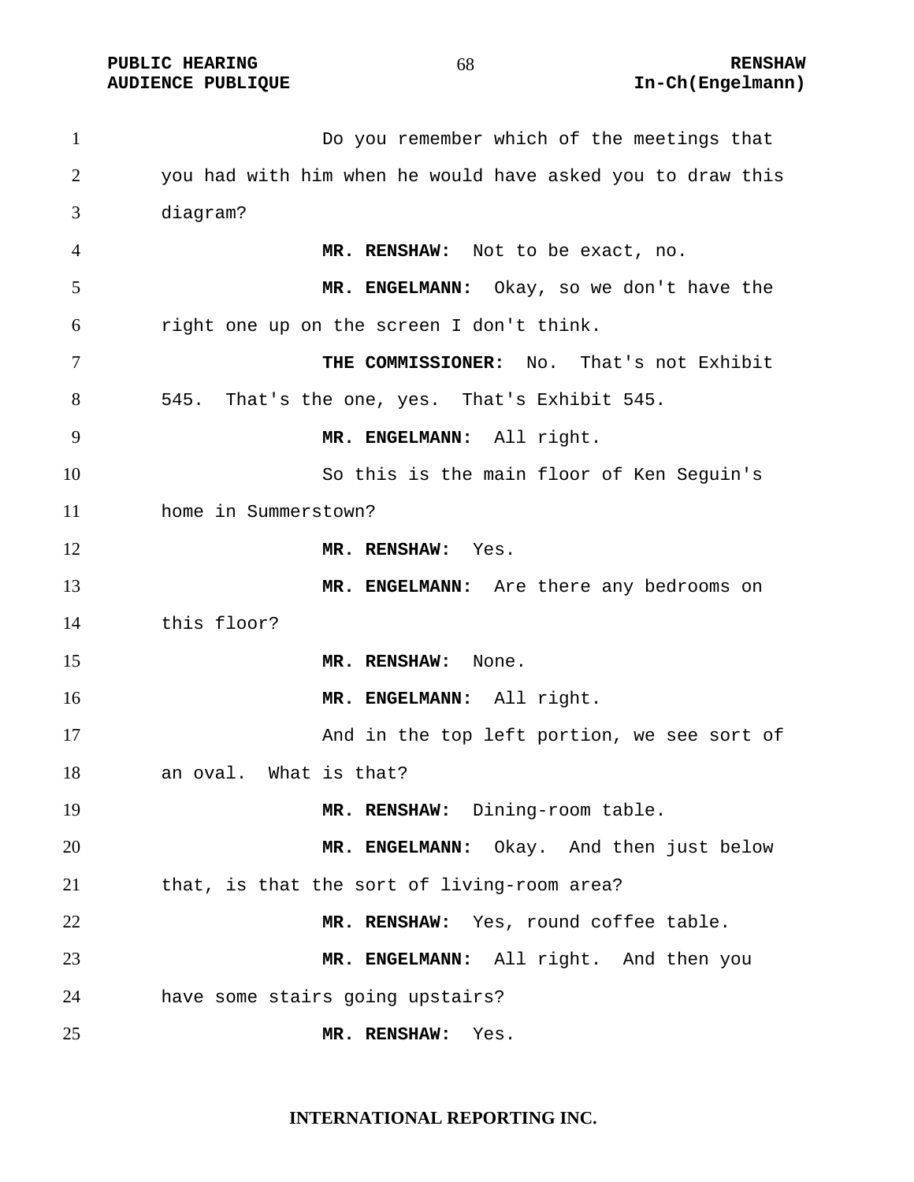Do you remember which of the meetings that you had with him when he would have asked you to draw this diagram?

**MR. RENSHAW:** Not to be exact, no.

**MR. ENGELMANN:** Okay, so we don't have the right one up on the screen I don't think.

**THE COMMISSIONER:** No. That's not Exhibit 545. That's the one, yes. That's Exhibit 545.

**MR. ENGELMANN:** All right.

So this is the main floor of Ken Seguin's home in Summerstown?

**MR. RENSHAW:** Yes.

**MR. ENGELMANN:** Are there any bedrooms on this floor?

**MR. RENSHAW:** None.

**MR. ENGELMANN:** All right.

And in the top left portion, we see sort of an oval. What is that?

**MR. RENSHAW:** Dining-room table.

**MR. ENGELMANN:** Okay. And then just below that, is that the sort of living-room area?

**MR. RENSHAW:** Yes, round coffee table.

**MR. ENGELMANN:** All right. And then you have some stairs going upstairs?

**MR. RENSHAW:** Yes.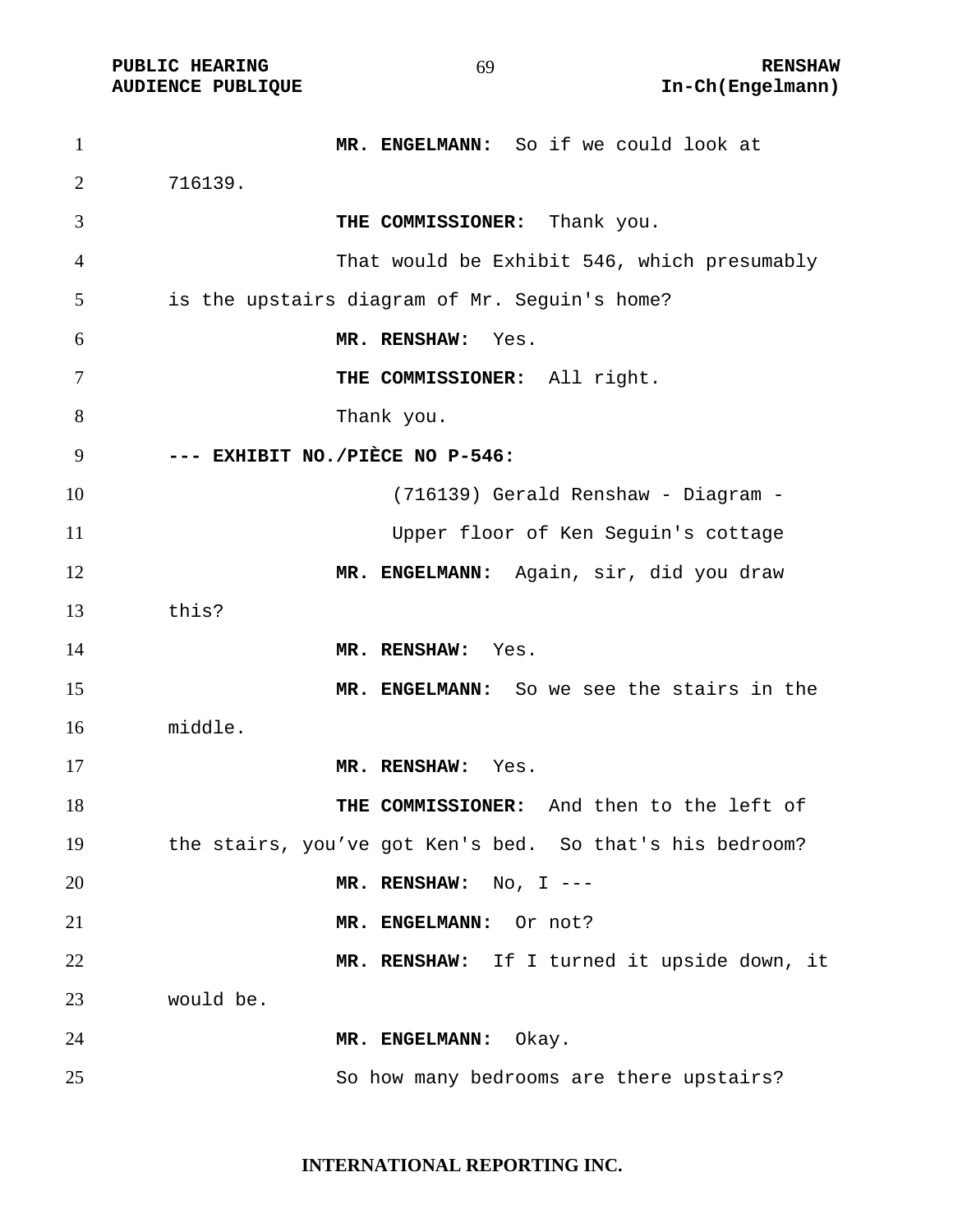**MR. ENGELMANN:** So if we could look at 716139.

**THE COMMISSIONER:** Thank you.

That would be Exhibit 546, which presumably is the upstairs diagram of Mr. Seguin's home?

**MR. RENSHAW:** Yes.

**THE COMMISSIONER:** All right.

Thank you.

**--- EXHIBIT NO./PIÈCE NO P-546:**

(716139) Gerald Renshaw - Diagram - Upper floor of Ken Seguin's cottage

**MR. ENGELMANN:** Again, sir, did you draw this?

**MR. RENSHAW:** Yes.

**MR. ENGELMANN:** So we see the stairs in the middle.

**MR. RENSHAW:** Yes.

**THE COMMISSIONER:** And then to the left of the stairs, you've got Ken's bed. So that's his bedroom?

**MR. RENSHAW:** No, I ---

**MR. ENGELMANN:** Or not?

**MR. RENSHAW:** If I turned it upside down, it would be.

**MR. ENGELMANN:** Okay.

So how many bedrooms are there upstairs?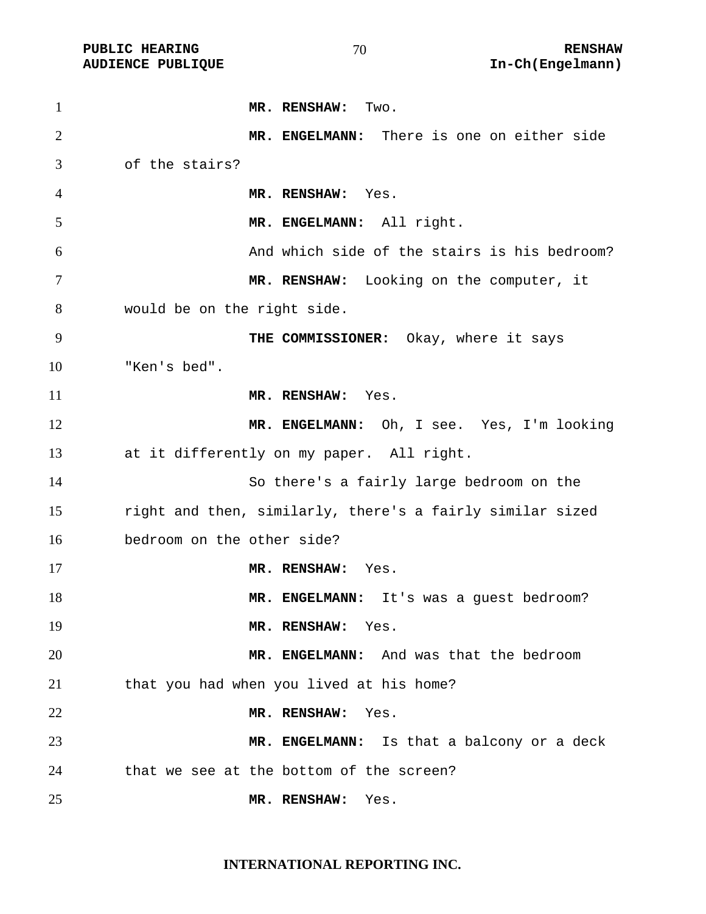**MR. RENSHAW:** Two.

**MR. ENGELMANN:** There is one on either side of the stairs?

**MR. RENSHAW:** Yes.

**MR. ENGELMANN:** All right.

And which side of the stairs is his bedroom?

**MR. RENSHAW:** Looking on the computer, it would be on the right side.

**THE COMMISSIONER:** Okay, where it says "Ken's bed".

**MR. RENSHAW:** Yes.

**MR. ENGELMANN:** Oh, I see. Yes, I'm looking at it differently on my paper. All right.

So there's a fairly large bedroom on the right and then, similarly, there's a fairly similar sized bedroom on the other side?

**MR. RENSHAW:** Yes.

**MR. ENGELMANN:** It's was a guest bedroom?

**MR. RENSHAW:** Yes.

**MR. ENGELMANN:** And was that the bedroom that you had when you lived at his home?

**MR. RENSHAW:** Yes.

**MR. ENGELMANN:** Is that a balcony or a deck that we see at the bottom of the screen?

**MR. RENSHAW:** Yes.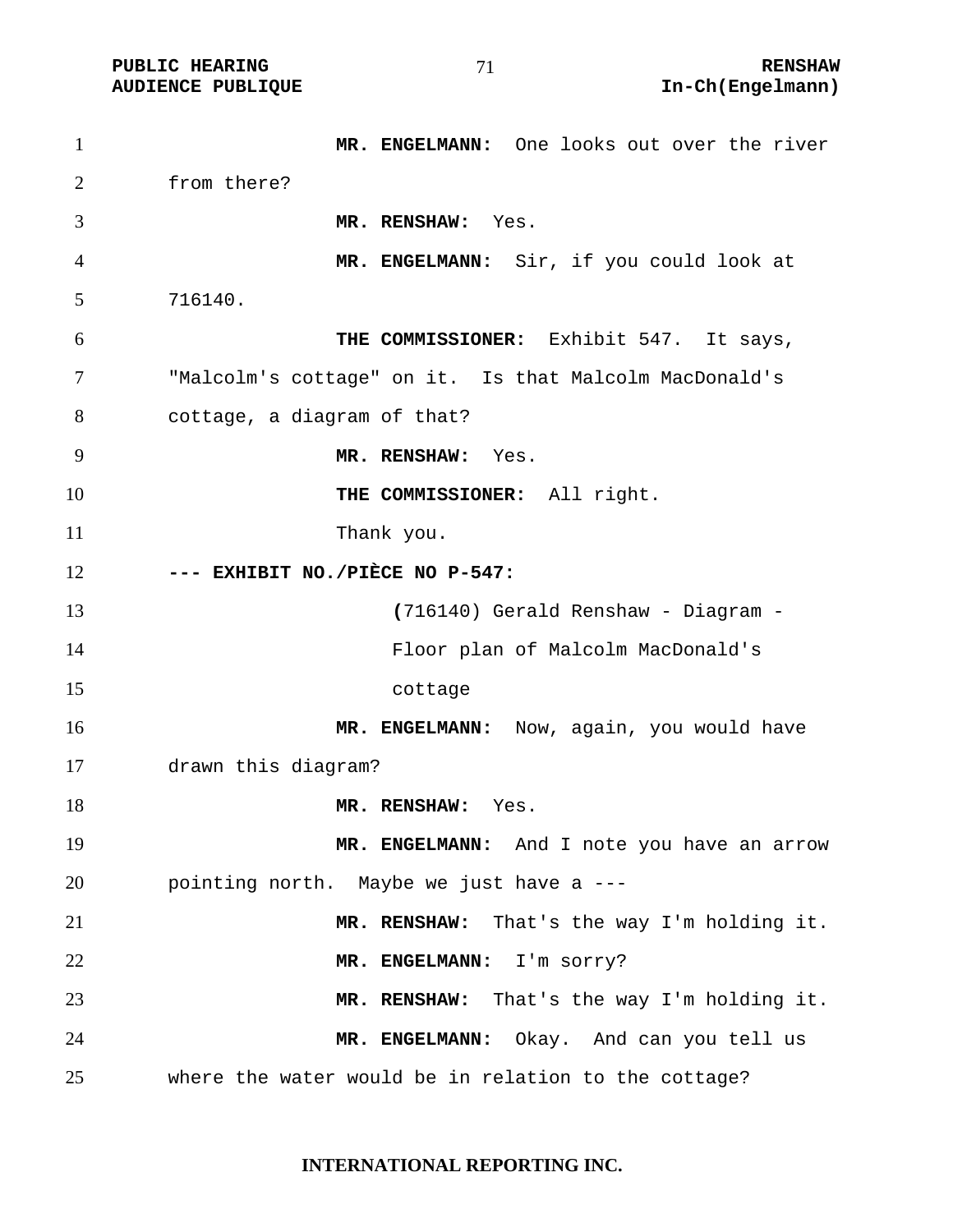**MR. ENGELMANN:** One looks out over the river from there?

**MR. RENSHAW:** Yes.

**MR. ENGELMANN:** Sir, if you could look at 716140.

**THE COMMISSIONER:** Exhibit 547. It says, "Malcolm's cottage" on it. Is that Malcolm MacDonald's cottage, a diagram of that?

**MR. RENSHAW:** Yes.

**THE COMMISSIONER:** All right.

Thank you.

**--- EXHIBIT NO./PIÈCE NO P-547:**

(716140) Gerald Renshaw - Diagram - Floor plan of Malcolm MacDonald's cottage

**MR. ENGELMANN:** Now, again, you would have drawn this diagram?

**MR. RENSHAW:** Yes.

**MR. ENGELMANN:** And I note you have an arrow pointing north. Maybe we just have a ---

**MR. RENSHAW:** That's the way I'm holding it.

**MR. ENGELMANN:** I'm sorry?

**MR. RENSHAW:** That's the way I'm holding it.

**MR. ENGELMANN:** Okay. And can you tell us where the water would be in relation to the cottage?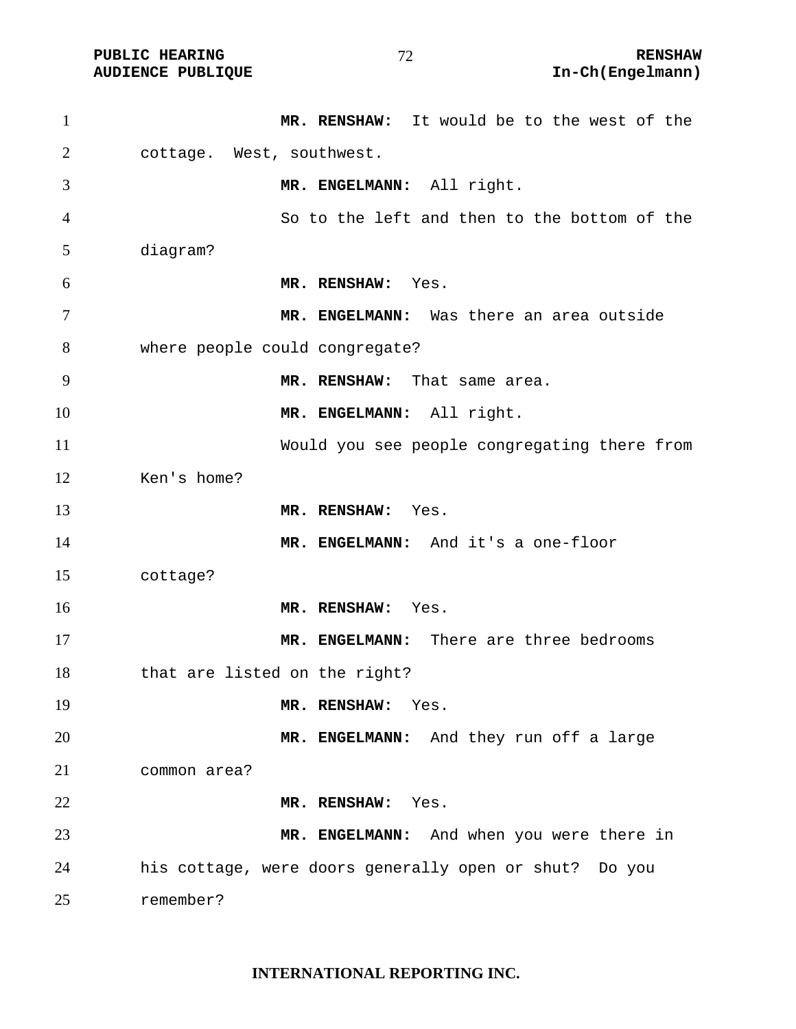**MR. RENSHAW:** It would be to the west of the cottage. West, southwest.

**MR. ENGELMANN:** All right.

So to the left and then to the bottom of the diagram?

**MR. RENSHAW:** Yes.

**MR. ENGELMANN:** Was there an area outside where people could congregate?

**MR. RENSHAW:** That same area.

**MR. ENGELMANN:** All right.

Would you see people congregating there from Ken's home?

**MR. RENSHAW:** Yes.

**MR. ENGELMANN:** And it's a one-floor cottage?

**MR. RENSHAW:** Yes.

**MR. ENGELMANN:** There are three bedrooms that are listed on the right?

**MR. RENSHAW:** Yes.

**MR. ENGELMANN:** And they run off a large common area?

**MR. RENSHAW:** Yes.

**MR. ENGELMANN:** And when you were there in his cottage, were doors generally open or shut? Do you remember?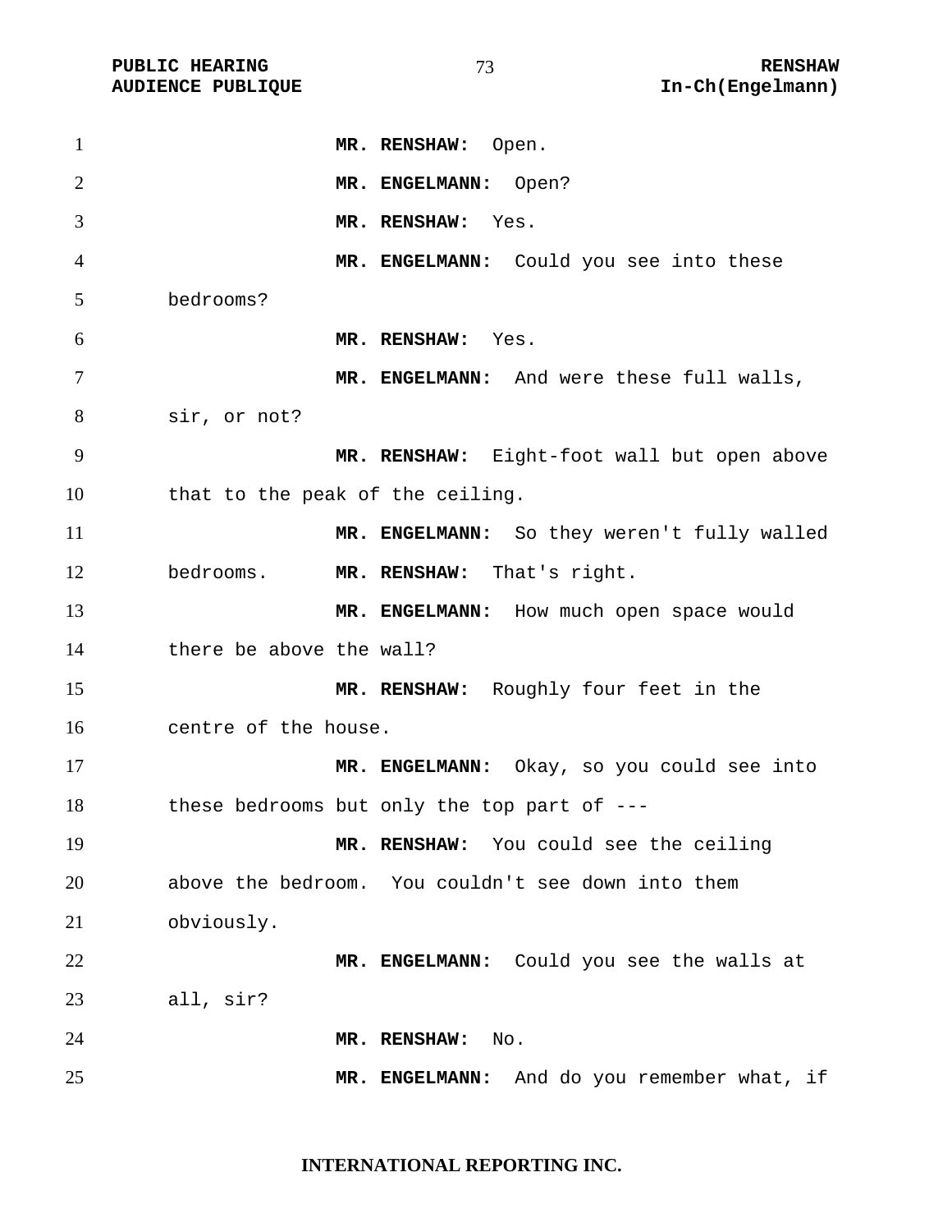**MR. RENSHAW:** Open.

**MR. ENGELMANN:** Open?

**MR. RENSHAW:** Yes.

**MR. ENGELMANN:** Could you see into these bedrooms?

**MR. RENSHAW:** Yes.

**MR. ENGELMANN:** And were these full walls, sir, or not?

**MR. RENSHAW:** Eight-foot wall but open above that to the peak of the ceiling.

**MR. ENGELMANN:** So they weren't fully walled bedrooms. **MR. RENSHAW:** That's right.

**MR. ENGELMANN:** How much open space would there be above the wall?

**MR. RENSHAW:** Roughly four feet in the centre of the house.

**MR. ENGELMANN:** Okay, so you could see into these bedrooms but only the top part of ---

**MR. RENSHAW:** You could see the ceiling above the bedroom. You couldn't see down into them obviously.

**MR. ENGELMANN:** Could you see the walls at all, sir?

**MR. RENSHAW:** No.

**MR. ENGELMANN:** And do you remember what, if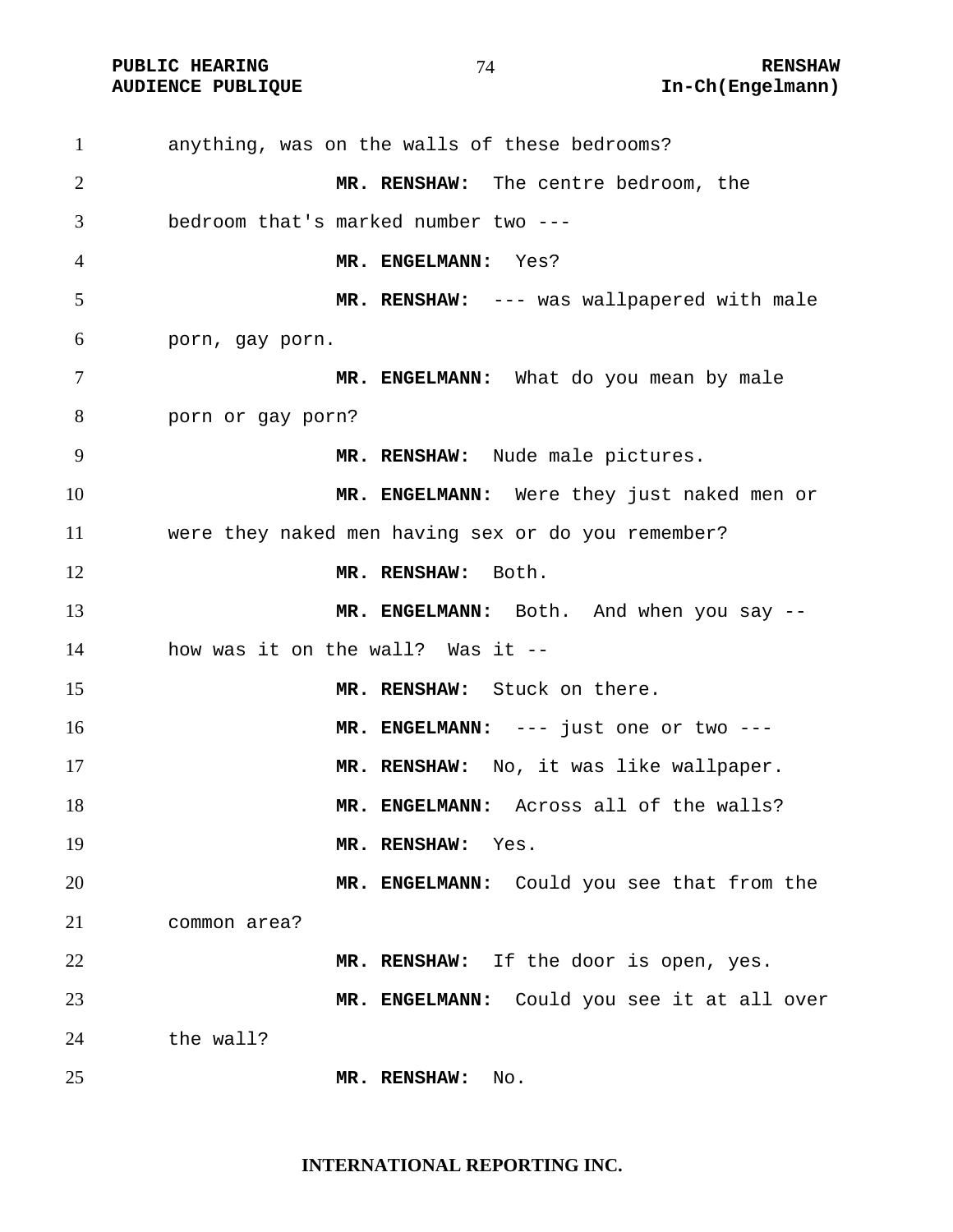anything, was on the walls of these bedrooms?

**MR. RENSHAW:** The centre bedroom, the bedroom that's marked number two ---

**MR. ENGELMANN:** Yes?

**MR. RENSHAW:** --- was wallpapered with male porn, gay porn.

**MR. ENGELMANN:** What do you mean by male porn or gay porn?

**MR. RENSHAW:** Nude male pictures.

**MR. ENGELMANN:** Were they just naked men or were they naked men having sex or do you remember?

**MR. RENSHAW:** Both.

**MR. ENGELMANN:** Both. And when you say -- how was it on the wall? Was it --

**MR. RENSHAW:** Stuck on there.

**MR. ENGELMANN:** --- just one or two ---

**MR. RENSHAW:** No, it was like wallpaper.

**MR. ENGELMANN:** Across all of the walls?

**MR. RENSHAW:** Yes.

**MR. ENGELMANN:** Could you see that from the common area?

**MR. RENSHAW:** If the door is open, yes.

**MR. ENGELMANN:** Could you see it at all over the wall?

**MR. RENSHAW:** No.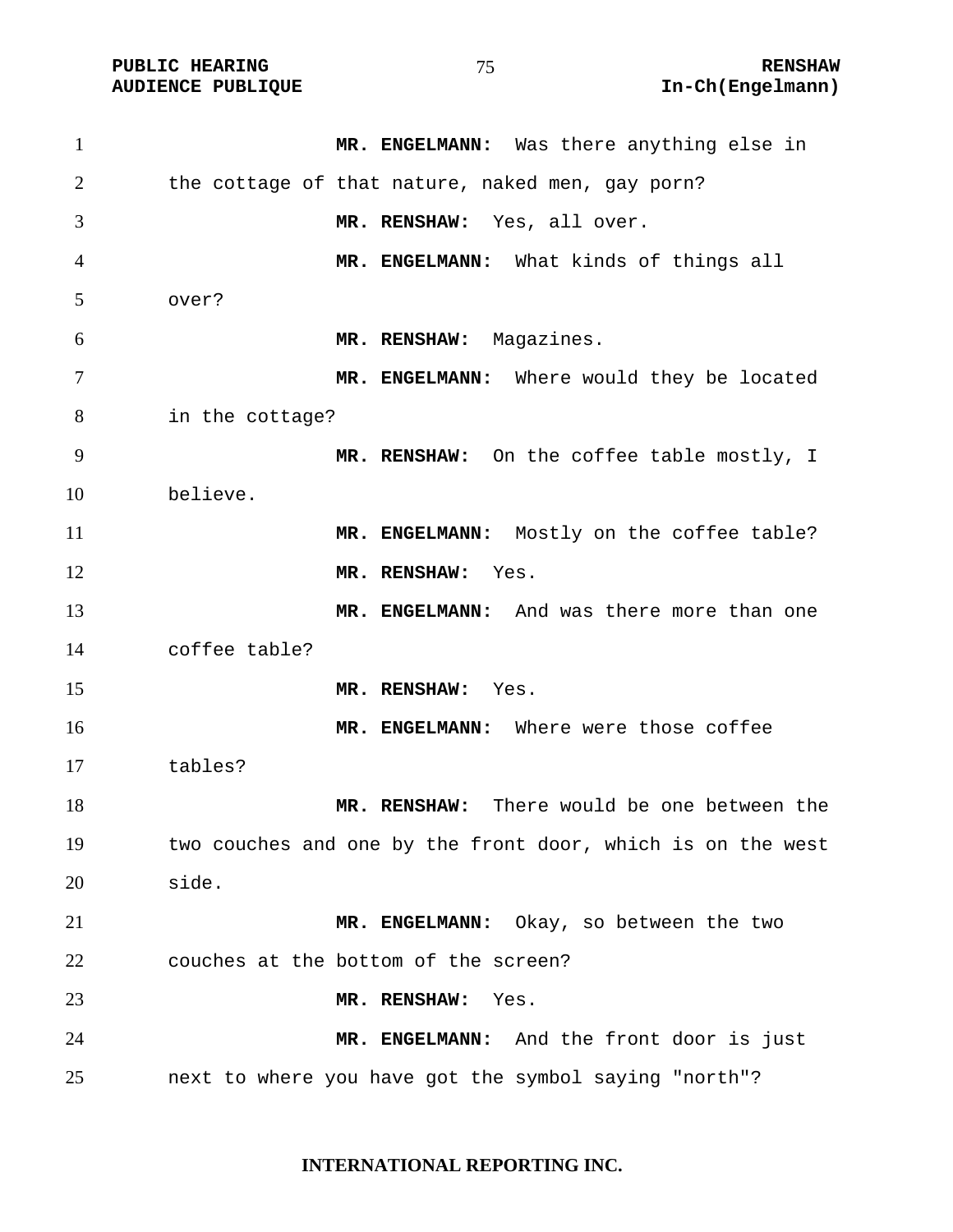**MR. ENGELMANN:** Was there anything else in the cottage of that nature, naked men, gay porn?

**MR. RENSHAW:** Yes, all over.

**MR. ENGELMANN:** What kinds of things all over?

**MR. RENSHAW:** Magazines.

**MR. ENGELMANN:** Where would they be located in the cottage?

**MR. RENSHAW:** On the coffee table mostly, I believe.

**MR. ENGELMANN:** Mostly on the coffee table?

**MR. RENSHAW:** Yes.

**MR. ENGELMANN:** And was there more than one coffee table?

**MR. RENSHAW:** Yes.

**MR. ENGELMANN:** Where were those coffee tables?

**MR. RENSHAW:** There would be one between the two couches and one by the front door, which is on the west side.

**MR. ENGELMANN:** Okay, so between the two couches at the bottom of the screen?

**MR. RENSHAW:** Yes.

**MR. ENGELMANN:** And the front door is just next to where you have got the symbol saying "north"?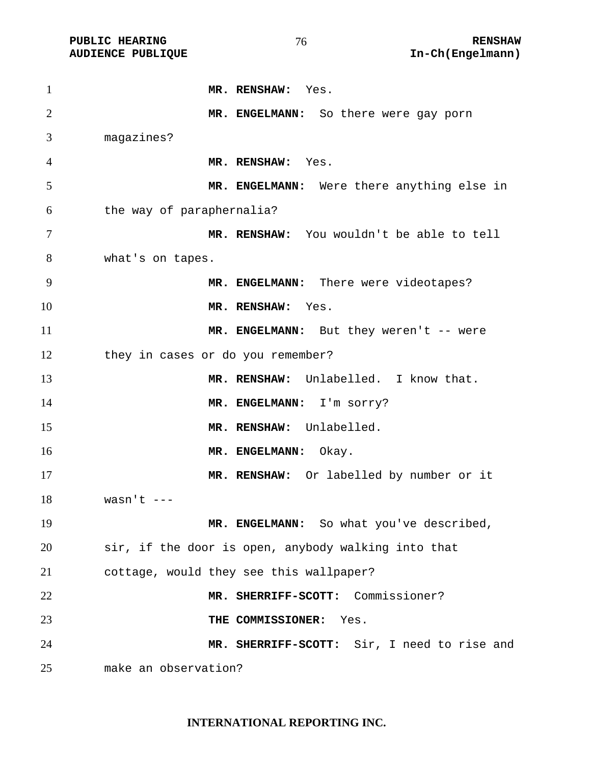**MR. RENSHAW:** Yes.

**MR. ENGELMANN:** So there were gay porn magazines?

**MR. RENSHAW:** Yes.

**MR. ENGELMANN:** Were there anything else in the way of paraphernalia?

**MR. RENSHAW:** You wouldn't be able to tell what's on tapes.

**MR. ENGELMANN:** There were videotapes?

**MR. RENSHAW:** Yes.

**MR. ENGELMANN:** But they weren't -- were they in cases or do you remember?

**MR. RENSHAW:** Unlabelled. I know that.

**MR. ENGELMANN:** I'm sorry?

**MR. RENSHAW:** Unlabelled.

**MR. ENGELMANN:** Okay.

**MR. RENSHAW:** Or labelled by number or it wasn't ---

**MR. ENGELMANN:** So what you've described, sir, if the door is open, anybody walking into that cottage, would they see this wallpaper?

**MR. SHERRIFF-SCOTT:** Commissioner?

**THE COMMISSIONER:** Yes.

**MR. SHERRIFF-SCOTT:** Sir, I need to rise and make an observation?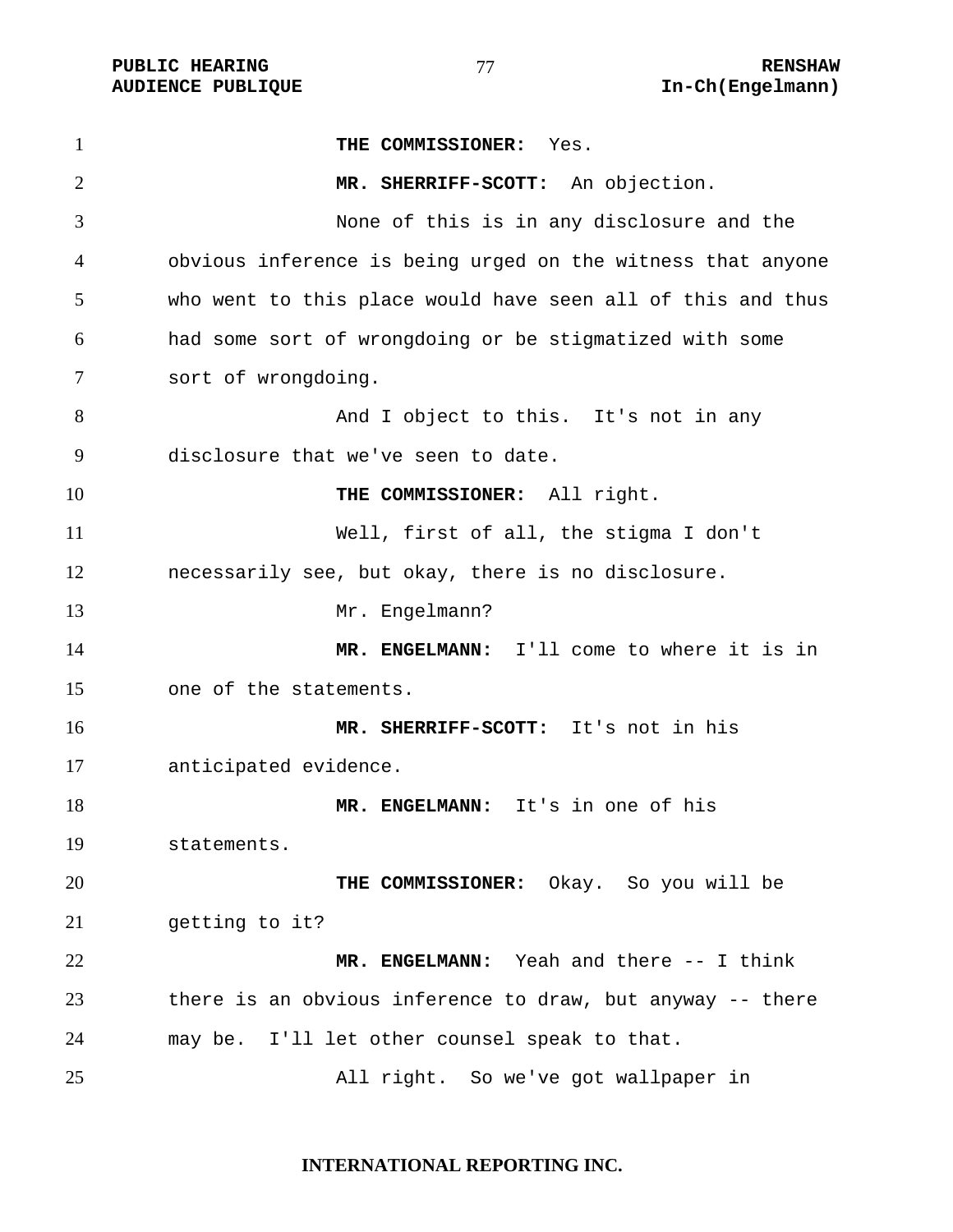**THE COMMISSIONER:** Yes.

**MR. SHERRIFF-SCOTT:** An objection.

None of this is in any disclosure and the obvious inference is being urged on the witness that anyone who went to this place would have seen all of this and thus had some sort of wrongdoing or be stigmatized with some sort of wrongdoing.

And I object to this. It's not in any disclosure that we've seen to date.

**THE COMMISSIONER:** All right.

Well, first of all, the stigma I don't necessarily see, but okay, there is no disclosure.

Mr. Engelmann?

**MR. ENGELMANN:** I'll come to where it is in one of the statements.

**MR. SHERRIFF-SCOTT:** It's not in his anticipated evidence.

**MR. ENGELMANN:** It's in one of his statements.

**THE COMMISSIONER:** Okay. So you will be getting to it?

**MR. ENGELMANN:** Yeah and there -- I think there is an obvious inference to draw, but anyway -- there may be. I'll let other counsel speak to that.

All right. So we've got wallpaper in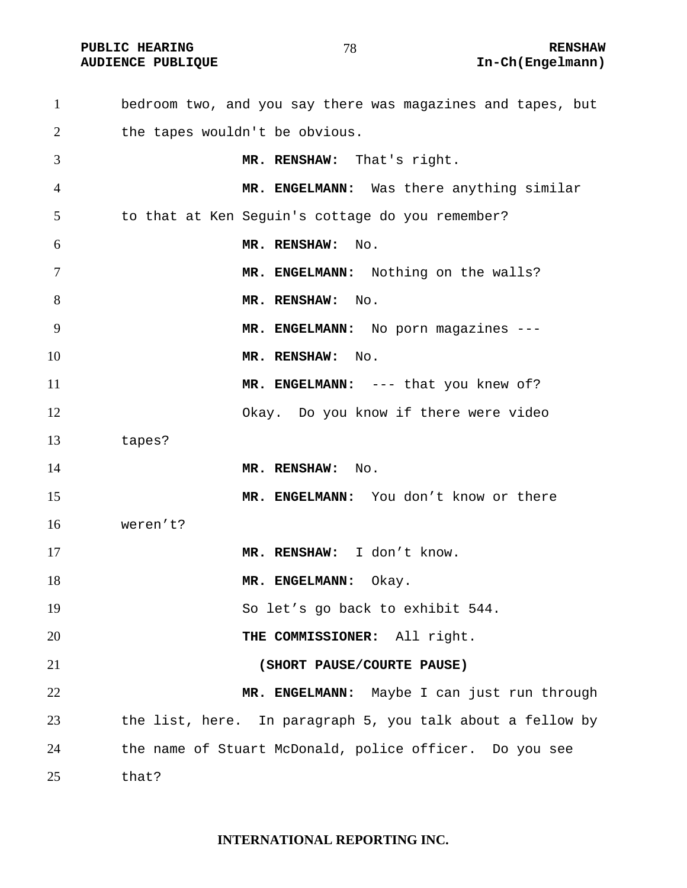bedroom two, and you say there was magazines and tapes, but the tapes wouldn't be obvious.

**MR. RENSHAW:** That's right.

**MR. ENGELMANN:** Was there anything similar to that at Ken Seguin's cottage do you remember?

**MR. RENSHAW:** No.

**MR. ENGELMANN:** Nothing on the walls?

**MR. RENSHAW:** No.

**MR. ENGELMANN:** No porn magazines ---

**MR. RENSHAW:** No.

**MR. ENGELMANN:** --- that you knew of?

Okay. Do you know if there were video tapes?

**MR. RENSHAW:** No.

**MR. ENGELMANN:** You don't know or there weren't?

**MR. RENSHAW:** I don't know.

**MR. ENGELMANN:** Okay.

So let's go back to exhibit 544.

**THE COMMISSIONER:** All right.

**(SHORT PAUSE/COURTE PAUSE)**

**MR. ENGELMANN:** Maybe I can just run through the list, here. In paragraph 5, you talk about a fellow by the name of Stuart McDonald, police officer. Do you see that?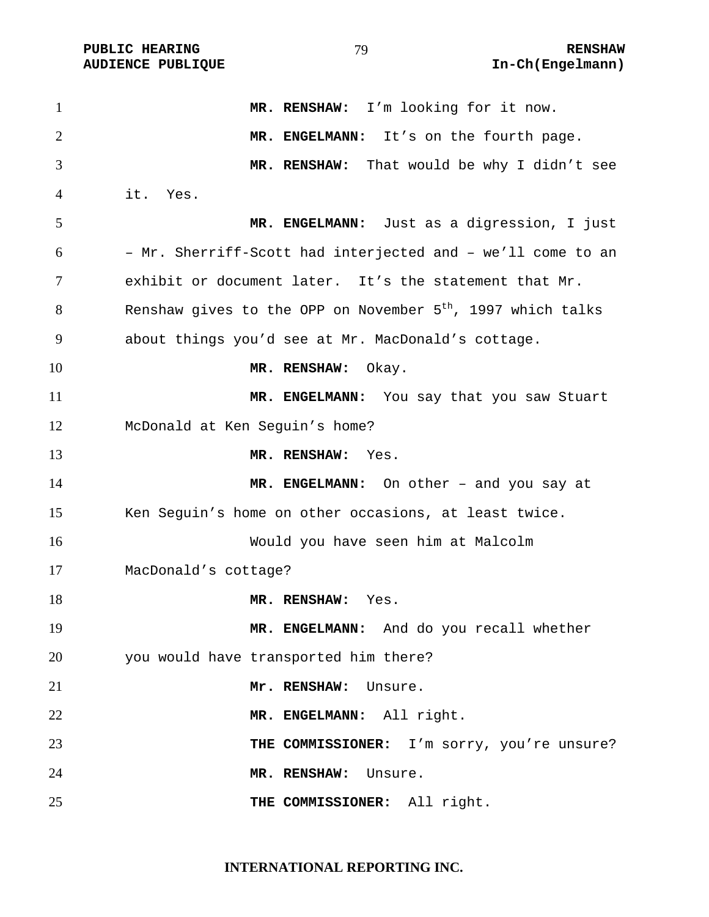**MR. RENSHAW:** I'm looking for it now.

**MR. ENGELMANN:** It's on the fourth page.

**MR. RENSHAW:** That would be why I didn't see it. Yes.

**MR. ENGELMANN:** Just as a digression, I just – Mr. Sherriff-Scott had interjected and – we'll come to an exhibit or document later. It's the statement that Mr. Renshaw gives to the OPP on November 5th, 1997 which talks about things you'd see at Mr. MacDonald's cottage.

**MR. RENSHAW:** Okay.

**MR. ENGELMANN:** You say that you saw Stuart McDonald at Ken Seguin's home?

**MR. RENSHAW:** Yes.

**MR. ENGELMANN:** On other – and you say at Ken Seguin's home on other occasions, at least twice.

Would you have seen him at Malcolm MacDonald's cottage?

**MR. RENSHAW:** Yes.

**MR. ENGELMANN:** And do you recall whether you would have transported him there?

**Mr. RENSHAW:** Unsure.

**MR. ENGELMANN:** All right.

**THE COMMISSIONER:** I'm sorry, you're unsure?

**MR. RENSHAW:** Unsure.

**THE COMMISSIONER:** All right.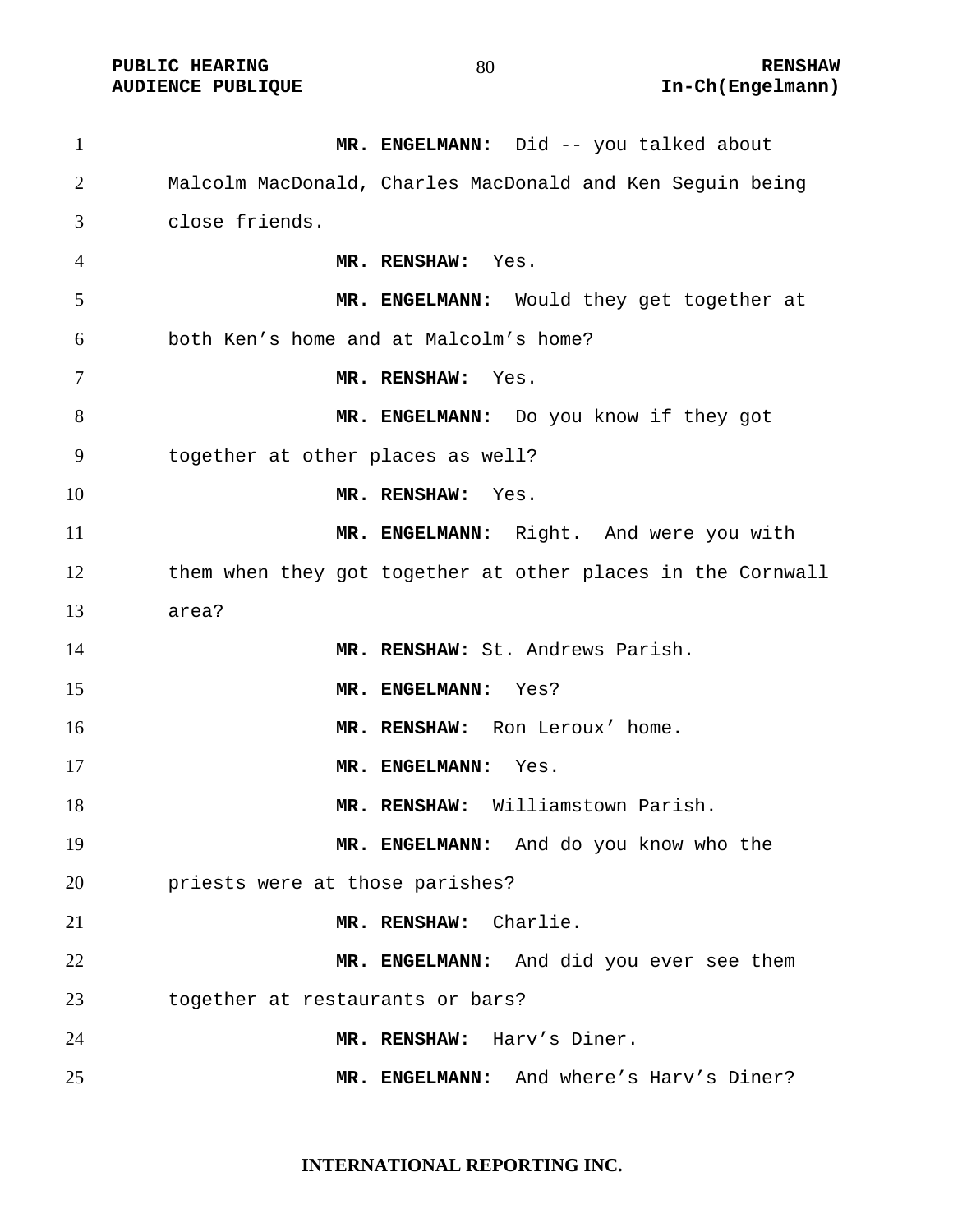**MR. ENGELMANN:** Did -- you talked about Malcolm MacDonald, Charles MacDonald and Ken Seguin being close friends.

**MR. RENSHAW:** Yes.

**MR. ENGELMANN:** Would they get together at both Ken's home and at Malcolm's home?

**MR. RENSHAW:** Yes.

**MR. ENGELMANN:** Do you know if they got together at other places as well?

**MR. RENSHAW:** Yes.

**MR. ENGELMANN:** Right. And were you with them when they got together at other places in the Cornwall area?

**MR. RENSHAW:** St. Andrews Parish.

**MR. ENGELMANN:** Yes?

**MR. RENSHAW:** Ron Leroux' home.

**MR. ENGELMANN:** Yes.

**MR. RENSHAW:** Williamstown Parish.

**MR. ENGELMANN:** And do you know who the priests were at those parishes?

**MR. RENSHAW:** Charlie.

**MR. ENGELMANN:** And did you ever see them together at restaurants or bars?

**MR. RENSHAW:** Harv's Diner.

**MR. ENGELMANN:** And where's Harv's Diner?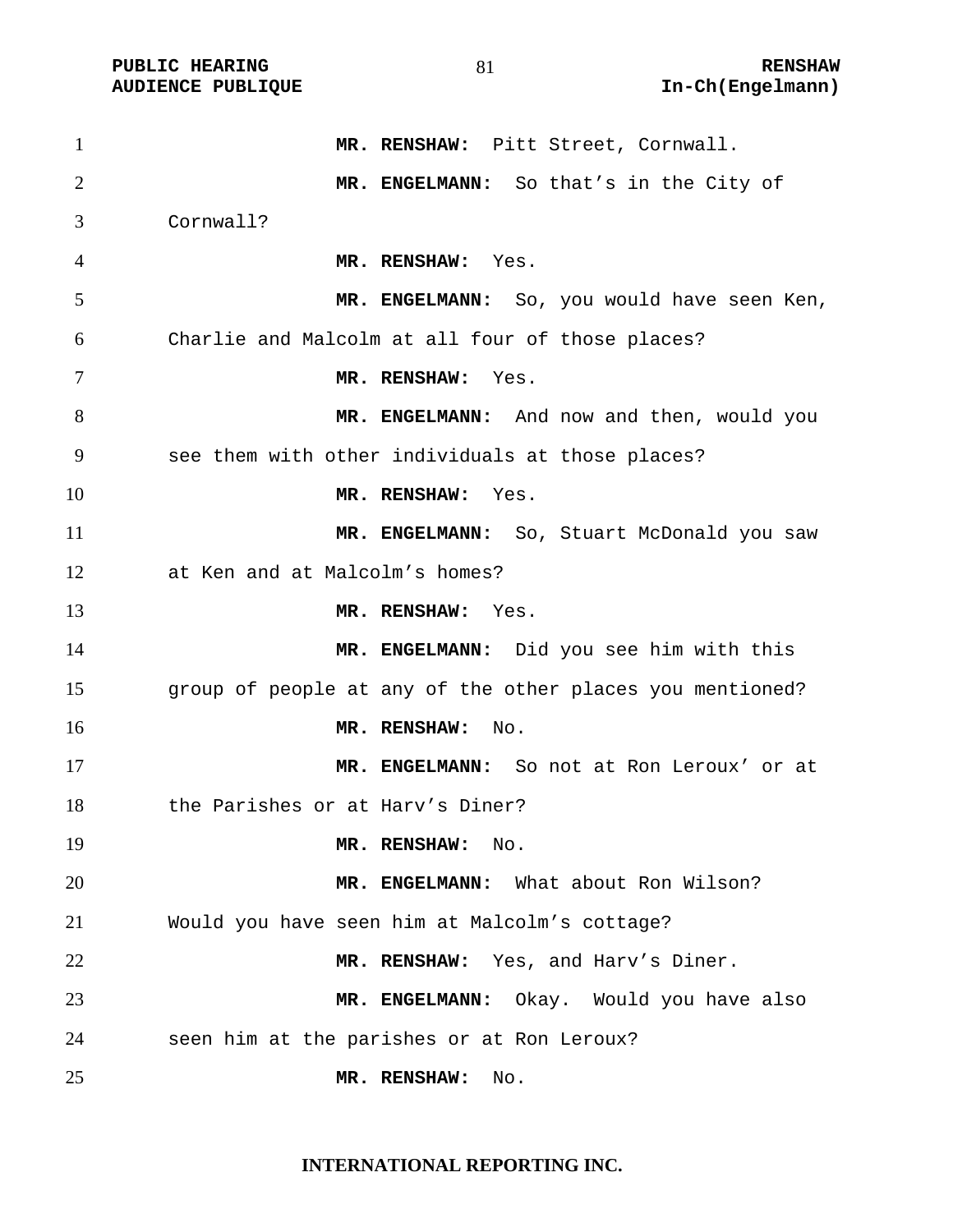**MR. RENSHAW:** Pitt Street, Cornwall.

**MR. ENGELMANN:** So that's in the City of Cornwall?

**MR. RENSHAW:** Yes.

**MR. ENGELMANN:** So, you would have seen Ken, Charlie and Malcolm at all four of those places?

**MR. RENSHAW:** Yes.

**MR. ENGELMANN:** And now and then, would you see them with other individuals at those places?

**MR. RENSHAW:** Yes.

**MR. ENGELMANN:** So, Stuart McDonald you saw at Ken and at Malcolm's homes?

**MR. RENSHAW:** Yes.

**MR. ENGELMANN:** Did you see him with this group of people at any of the other places you mentioned?

**MR. RENSHAW:** No.

**MR. ENGELMANN:** So not at Ron Leroux' or at the Parishes or at Harv's Diner?

**MR. RENSHAW:** No.

**MR. ENGELMANN:** What about Ron Wilson? Would you have seen him at Malcolm's cottage?

**MR. RENSHAW:** Yes, and Harv's Diner.

**MR. ENGELMANN:** Okay. Would you have also seen him at the parishes or at Ron Leroux?

**MR. RENSHAW:** No.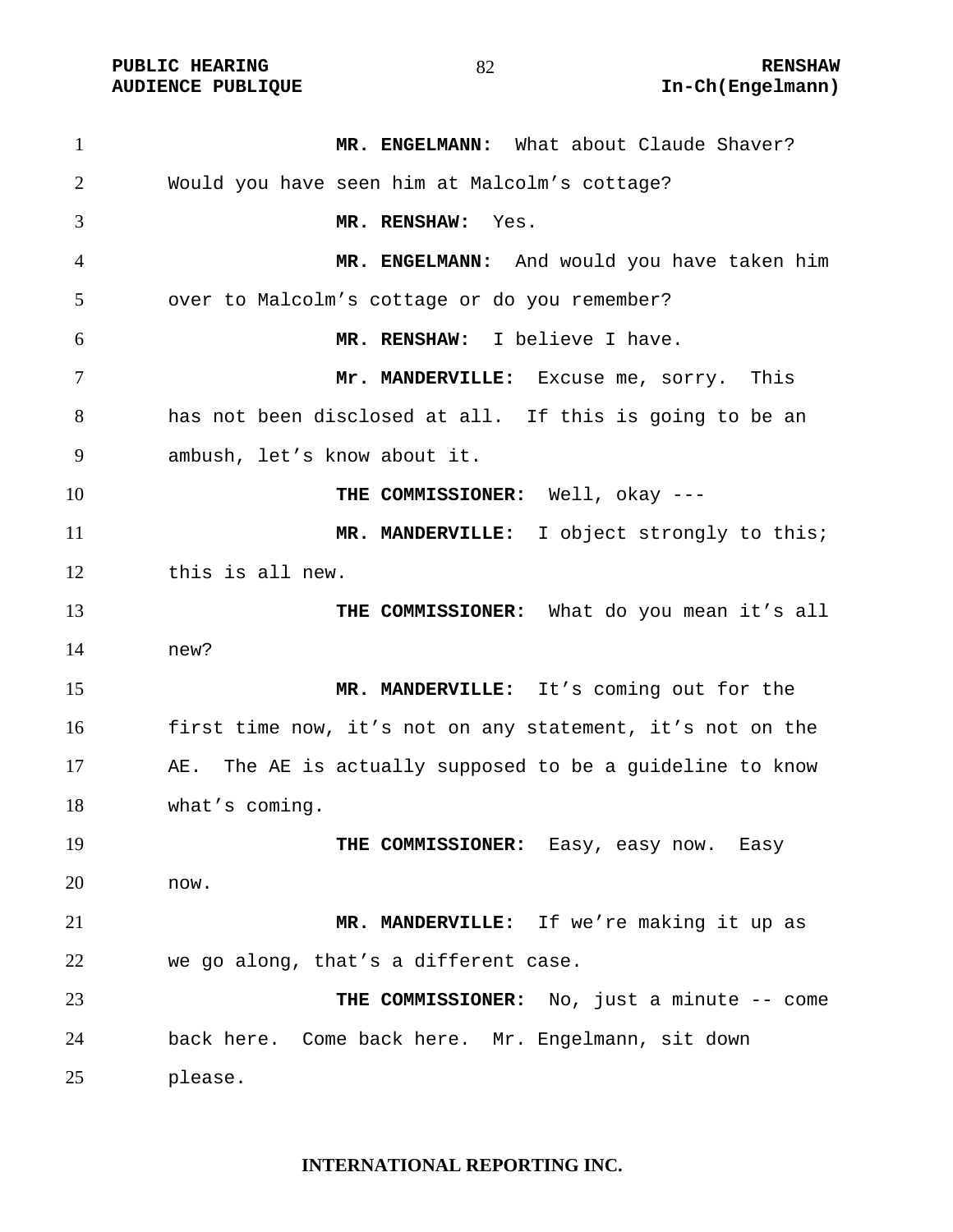**MR. ENGELMANN:** What about Claude Shaver? Would you have seen him at Malcolm's cottage?

**MR. RENSHAW:** Yes.

**MR. ENGELMANN:** And would you have taken him over to Malcolm's cottage or do you remember?

**MR. RENSHAW:** I believe I have.

**Mr. MANDERVILLE:** Excuse me, sorry. This has not been disclosed at all. If this is going to be an ambush, let's know about it.

**THE COMMISSIONER:** Well, okay ---

**MR. MANDERVILLE:** I object strongly to this; this is all new.

**THE COMMISSIONER:** What do you mean it's all new?

**MR. MANDERVILLE:** It's coming out for the first time now, it's not on any statement, it's not on the AE. The AE is actually supposed to be a guideline to know what's coming.

**THE COMMISSIONER:** Easy, easy now. Easy now.

**MR. MANDERVILLE:** If we're making it up as we go along, that's a different case.

**THE COMMISSIONER:** No, just a minute -- come back here. Come back here. Mr. Engelmann, sit down please.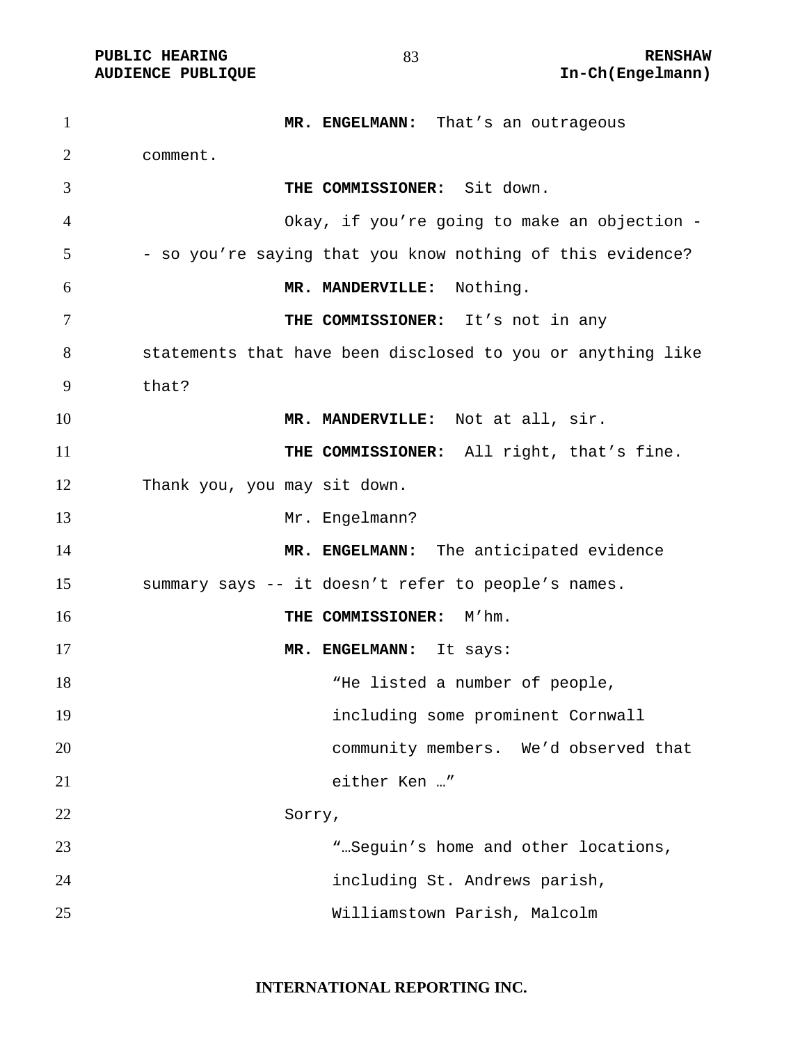**MR. ENGELMANN:** That's an outrageous comment.

**THE COMMISSIONER:** Sit down.

Okay, if you're going to make an objection -- so you're saying that you know nothing of this evidence?

**MR. MANDERVILLE:** Nothing.

**THE COMMISSIONER:** It's not in any statements that have been disclosed to you or anything like that?

**MR. MANDERVILLE:** Not at all, sir.

**THE COMMISSIONER:** All right, that's fine. Thank you, you may sit down.

Mr. Engelmann?

**MR. ENGELMANN:** The anticipated evidence summary says -- it doesn't refer to people's names.

**THE COMMISSIONER:** M'hm.

**MR. ENGELMANN:** It says:

> "He listed a number of people, including some prominent Cornwall community members. We'd observed that either Ken …"

Sorry,

> "…Seguin's home and other locations, including St. Andrews parish, Williamstown Parish, Malcolm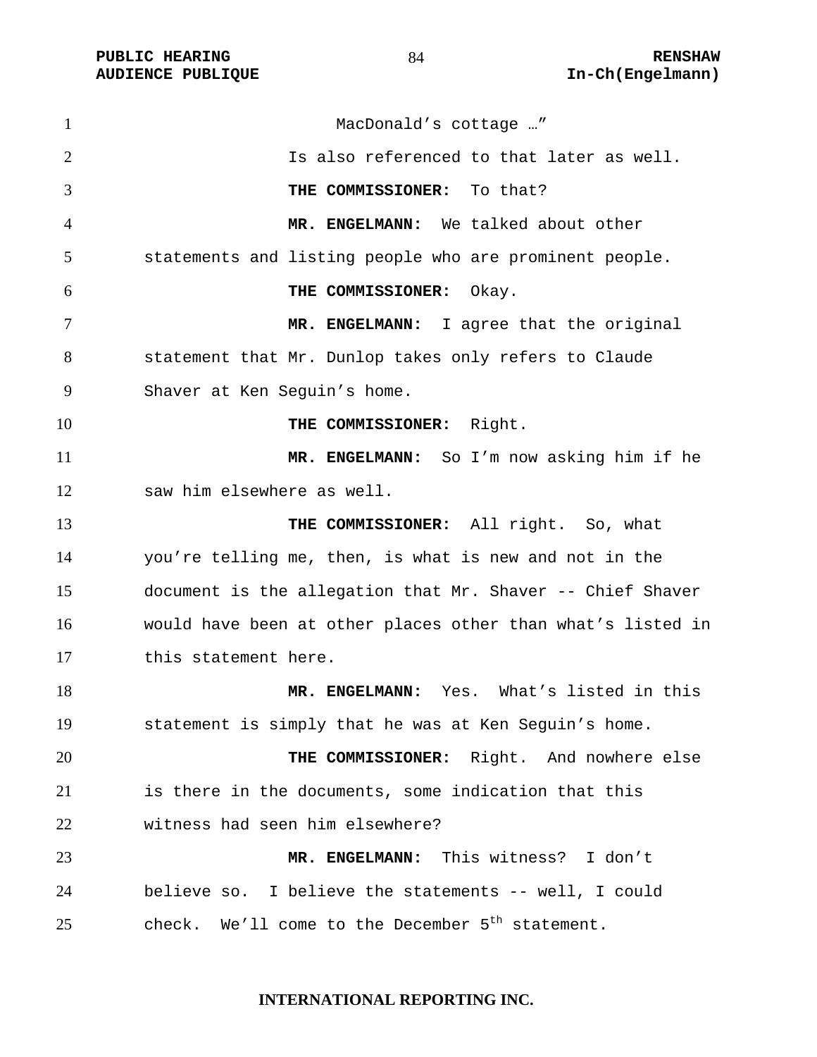MacDonald's cottage …"

Is also referenced to that later as well.

**THE COMMISSIONER:** To that?

**MR. ENGELMANN:** We talked about other statements and listing people who are prominent people.

**THE COMMISSIONER:** Okay.

**MR. ENGELMANN:** I agree that the original statement that Mr. Dunlop takes only refers to Claude Shaver at Ken Seguin's home.

**THE COMMISSIONER:** Right.

**MR. ENGELMANN:** So I'm now asking him if he saw him elsewhere as well.

**THE COMMISSIONER:** All right. So, what you're telling me, then, is what is new and not in the document is the allegation that Mr. Shaver -- Chief Shaver would have been at other places other than what's listed in this statement here.

**MR. ENGELMANN:** Yes. What's listed in this statement is simply that he was at Ken Seguin's home.

**THE COMMISSIONER:** Right. And nowhere else is there in the documents, some indication that this witness had seen him elsewhere?

**MR. ENGELMANN:** This witness? I don't believe so. I believe the statements -- well, I could check. We'll come to the December 5th statement.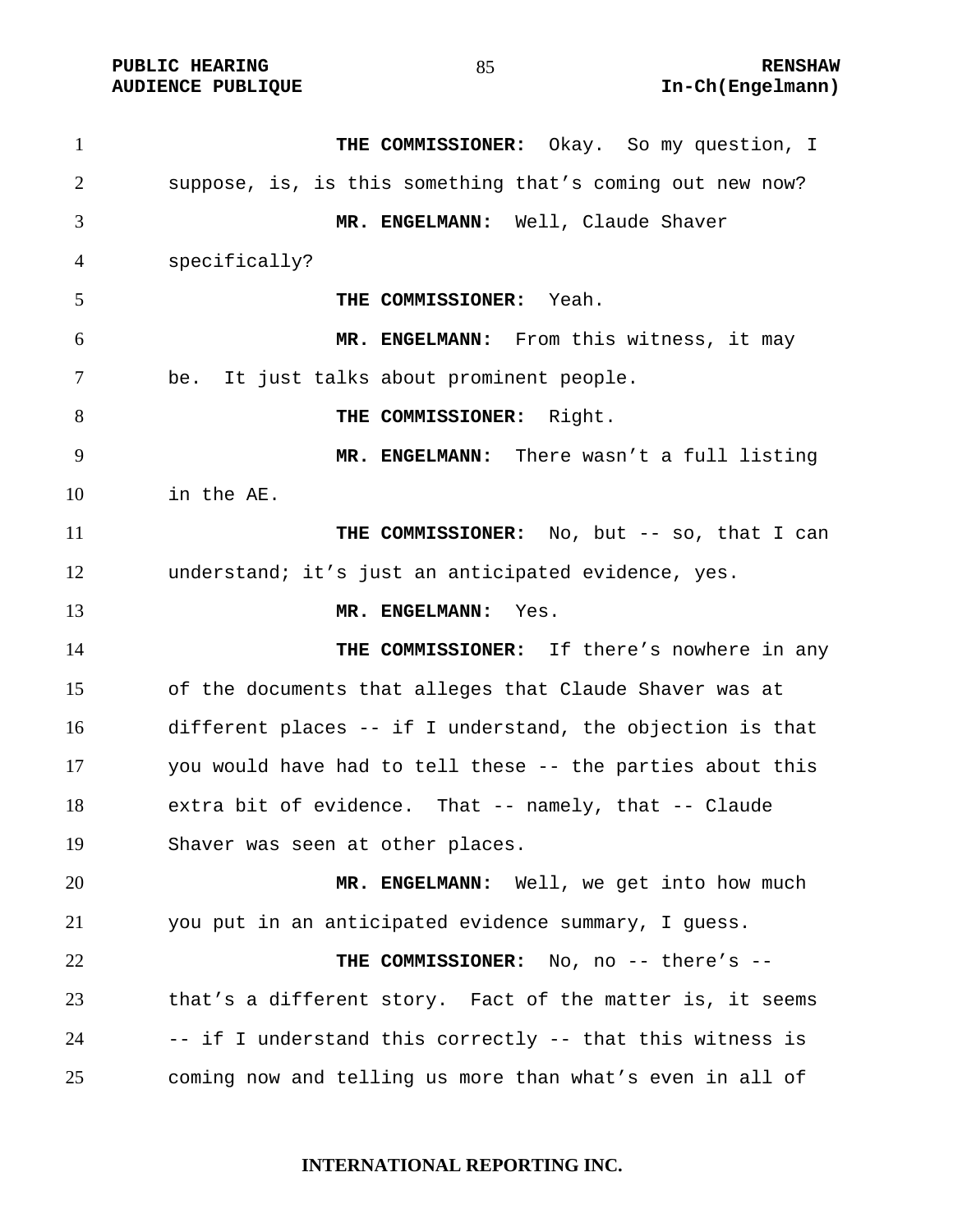**THE COMMISSIONER:** Okay. So my question, I suppose, is, is this something that's coming out new now?

**MR. ENGELMANN:** Well, Claude Shaver specifically?

**THE COMMISSIONER:** Yeah.

**MR. ENGELMANN:** From this witness, it may be. It just talks about prominent people.

**THE COMMISSIONER:** Right.

**MR. ENGELMANN:** There wasn't a full listing in the AE.

**THE COMMISSIONER:** No, but -- so, that I can understand; it's just an anticipated evidence, yes.

**MR. ENGELMANN:** Yes.

**THE COMMISSIONER:** If there's nowhere in any of the documents that alleges that Claude Shaver was at different places -- if I understand, the objection is that you would have had to tell these -- the parties about this extra bit of evidence. That -- namely, that -- Claude Shaver was seen at other places.

**MR. ENGELMANN:** Well, we get into how much you put in an anticipated evidence summary, I guess.

**THE COMMISSIONER:** No, no -- there's -- that's a different story. Fact of the matter is, it seems -- if I understand this correctly -- that this witness is coming now and telling us more than what's even in all of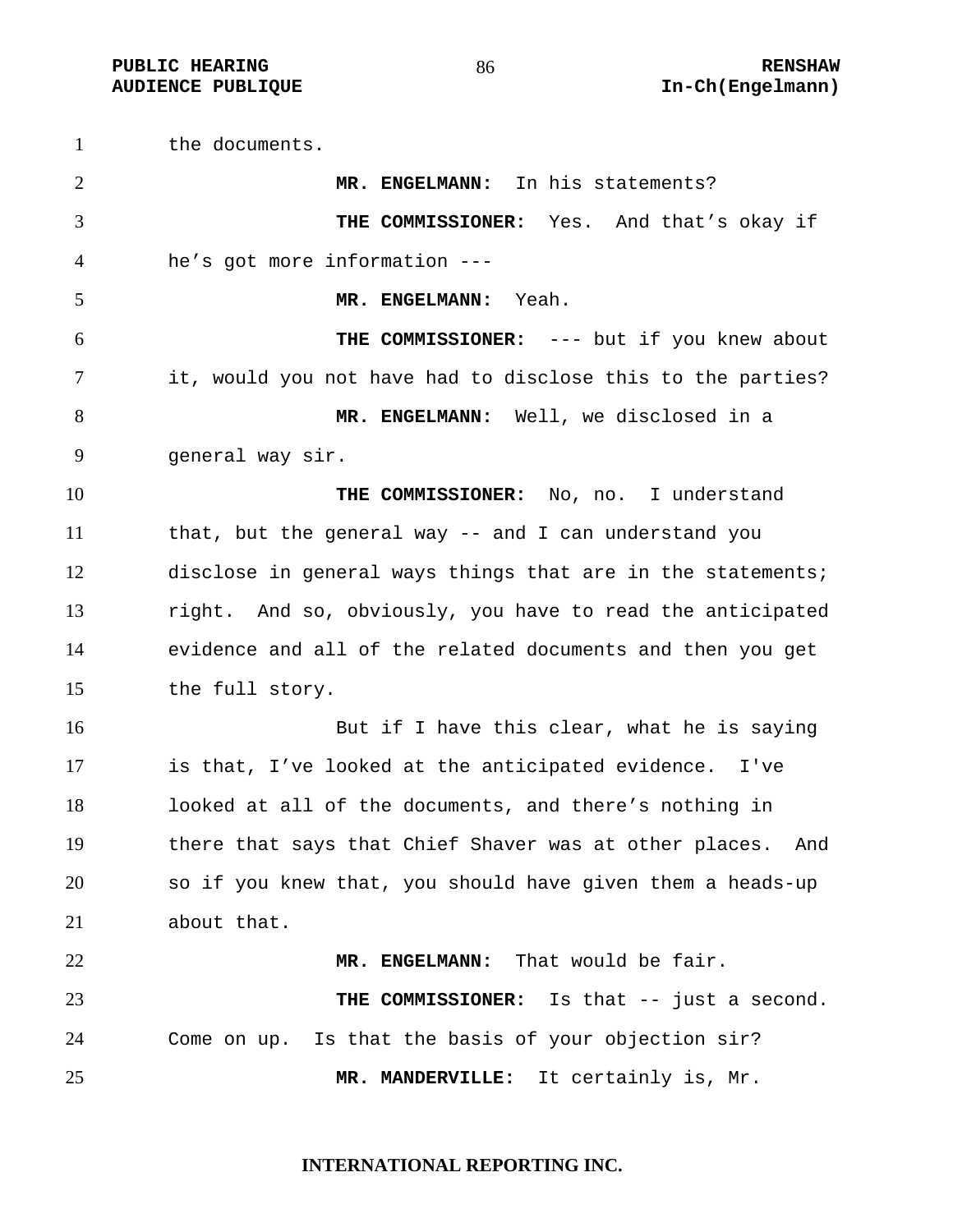the documents.

**MR. ENGELMANN:** In his statements?

**THE COMMISSIONER:** Yes. And that’s okay if he’s got more information ---

**MR. ENGELMANN:** Yeah.

**THE COMMISSIONER:** --- but if you knew about it, would you not have had to disclose this to the parties?

**MR. ENGELMANN:** Well, we disclosed in a general way sir.

**THE COMMISSIONER:** No, no. I understand that, but the general way -- and I can understand you disclose in general ways things that are in the statements; right. And so, obviously, you have to read the anticipated evidence and all of the related documents and then you get the full story.

But if I have this clear, what he is saying is that, I’ve looked at the anticipated evidence. I've looked at all of the documents, and there’s nothing in there that says that Chief Shaver was at other places. And so if you knew that, you should have given them a heads-up about that.

**MR. ENGELMANN:** That would be fair.

**THE COMMISSIONER:** Is that -- just a second. Come on up. Is that the basis of your objection sir?

**MR. MANDERVILLE:** It certainly is, Mr.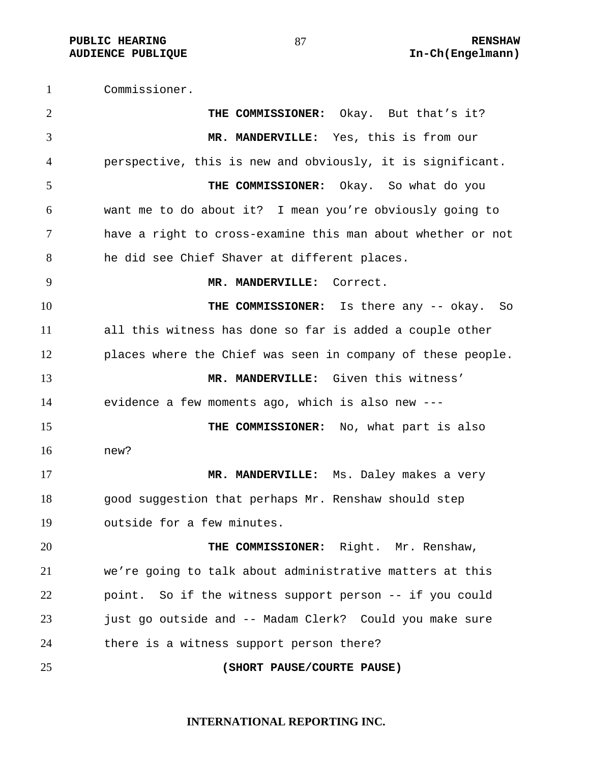Commissioner.

**THE COMMISSIONER:** Okay. But that's it?

**MR. MANDERVILLE:** Yes, this is from our perspective, this is new and obviously, it is significant.

**THE COMMISSIONER:** Okay. So what do you want me to do about it? I mean you're obviously going to have a right to cross-examine this man about whether or not he did see Chief Shaver at different places.

**MR. MANDERVILLE:** Correct.

**THE COMMISSIONER:** Is there any -- okay. So all this witness has done so far is added a couple other places where the Chief was seen in company of these people.

**MR. MANDERVILLE:** Given this witness' evidence a few moments ago, which is also new ---

**THE COMMISSIONER:** No, what part is also new?

**MR. MANDERVILLE:** Ms. Daley makes a very good suggestion that perhaps Mr. Renshaw should step outside for a few minutes.

**THE COMMISSIONER:** Right. Mr. Renshaw, we're going to talk about administrative matters at this point. So if the witness support person -- if you could just go outside and -- Madam Clerk? Could you make sure there is a witness support person there?

**(SHORT PAUSE/COURTE PAUSE)**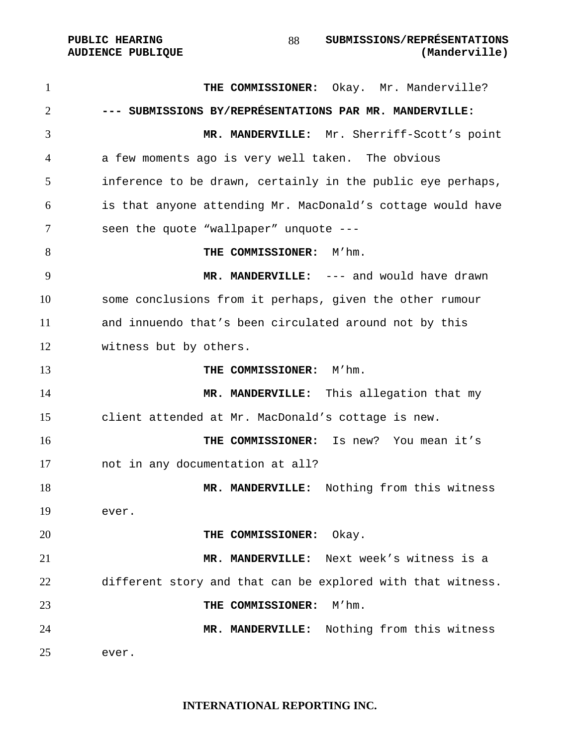**THE COMMISSIONER:** Okay. Mr. Manderville?

**--- SUBMISSIONS BY/REPRÉSENTATIONS PAR MR. MANDERVILLE:**

**MR. MANDERVILLE:** Mr. Sherriff-Scott's point a few moments ago is very well taken. The obvious inference to be drawn, certainly in the public eye perhaps, is that anyone attending Mr. MacDonald's cottage would have seen the quote "wallpaper" unquote ---

**THE COMMISSIONER:** M'hm.

**MR. MANDERVILLE:** --- and would have drawn some conclusions from it perhaps, given the other rumour and innuendo that's been circulated around not by this witness but by others.

**THE COMMISSIONER:** M'hm.

**MR. MANDERVILLE:** This allegation that my client attended at Mr. MacDonald's cottage is new.

**THE COMMISSIONER:** Is new? You mean it's not in any documentation at all?

**MR. MANDERVILLE:** Nothing from this witness ever.

**THE COMMISSIONER:** Okay.

**MR. MANDERVILLE:** Next week's witness is a different story and that can be explored with that witness.

**THE COMMISSIONER:** M'hm.

**MR. MANDERVILLE:** Nothing from this witness ever.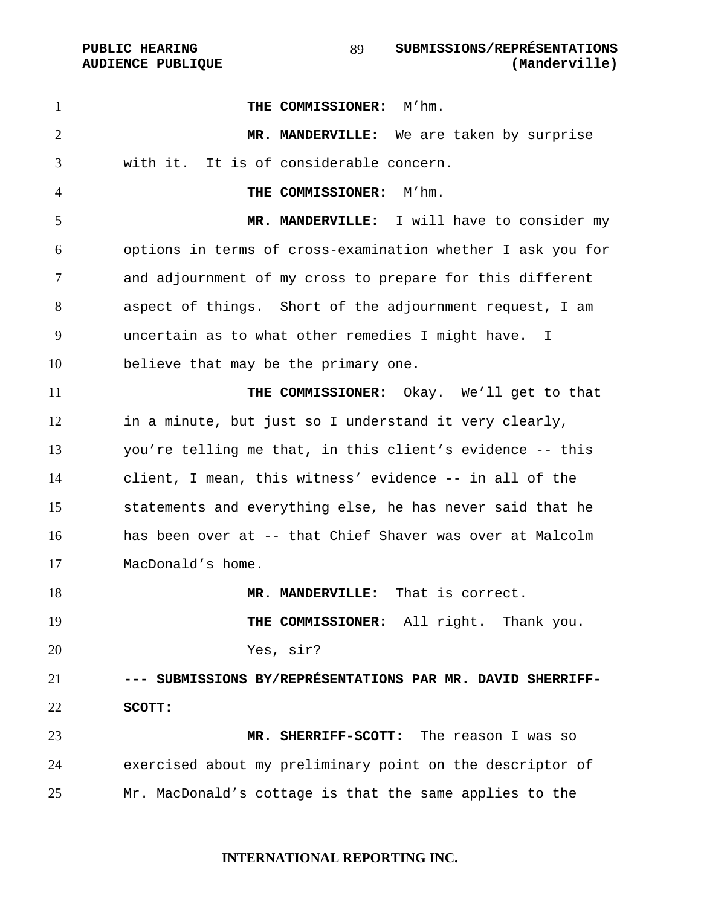**THE COMMISSIONER:** M'hm.

**MR. MANDERVILLE:** We are taken by surprise with it. It is of considerable concern.

**THE COMMISSIONER:** M'hm.

**MR. MANDERVILLE:** I will have to consider my options in terms of cross-examination whether I ask you for and adjournment of my cross to prepare for this different aspect of things. Short of the adjournment request, I am uncertain as to what other remedies I might have. I believe that may be the primary one.

**THE COMMISSIONER:** Okay. We'll get to that in a minute, but just so I understand it very clearly, you're telling me that, in this client's evidence -- this client, I mean, this witness' evidence -- in all of the statements and everything else, he has never said that he has been over at -- that Chief Shaver was over at Malcolm MacDonald's home.

**MR. MANDERVILLE:** That is correct.

**THE COMMISSIONER:** All right. Thank you.

Yes, sir?

**--- SUBMISSIONS BY/REPRÉSENTATIONS PAR MR. DAVID SHERRIFF-SCOTT:**

**MR. SHERRIFF-SCOTT:** The reason I was so exercised about my preliminary point on the descriptor of Mr. MacDonald's cottage is that the same applies to the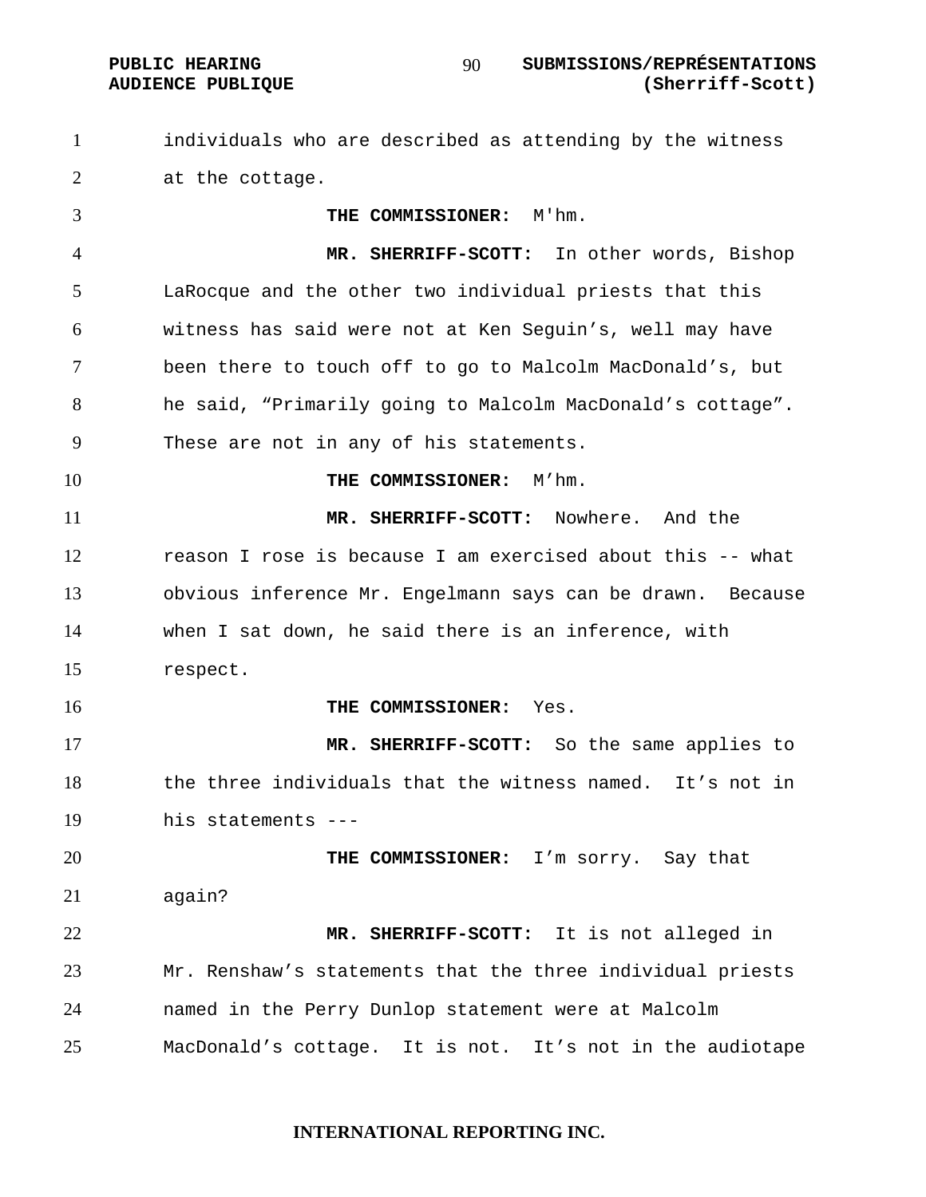individuals who are described as attending by the witness at the cottage.

**THE COMMISSIONER:** M'hm.

**MR. SHERRIFF-SCOTT:** In other words, Bishop LaRocque and the other two individual priests that this witness has said were not at Ken Seguin's, well may have been there to touch off to go to Malcolm MacDonald's, but he said, "Primarily going to Malcolm MacDonald's cottage". These are not in any of his statements.

**THE COMMISSIONER:** M'hm.

**MR. SHERRIFF-SCOTT:** Nowhere. And the reason I rose is because I am exercised about this -- what obvious inference Mr. Engelmann says can be drawn. Because when I sat down, he said there is an inference, with respect.

**THE COMMISSIONER:** Yes.

**MR. SHERRIFF-SCOTT:** So the same applies to the three individuals that the witness named. It's not in his statements ---

**THE COMMISSIONER:** I'm sorry. Say that again?

**MR. SHERRIFF-SCOTT:** It is not alleged in Mr. Renshaw's statements that the three individual priests named in the Perry Dunlop statement were at Malcolm MacDonald's cottage. It is not. It's not in the audiotape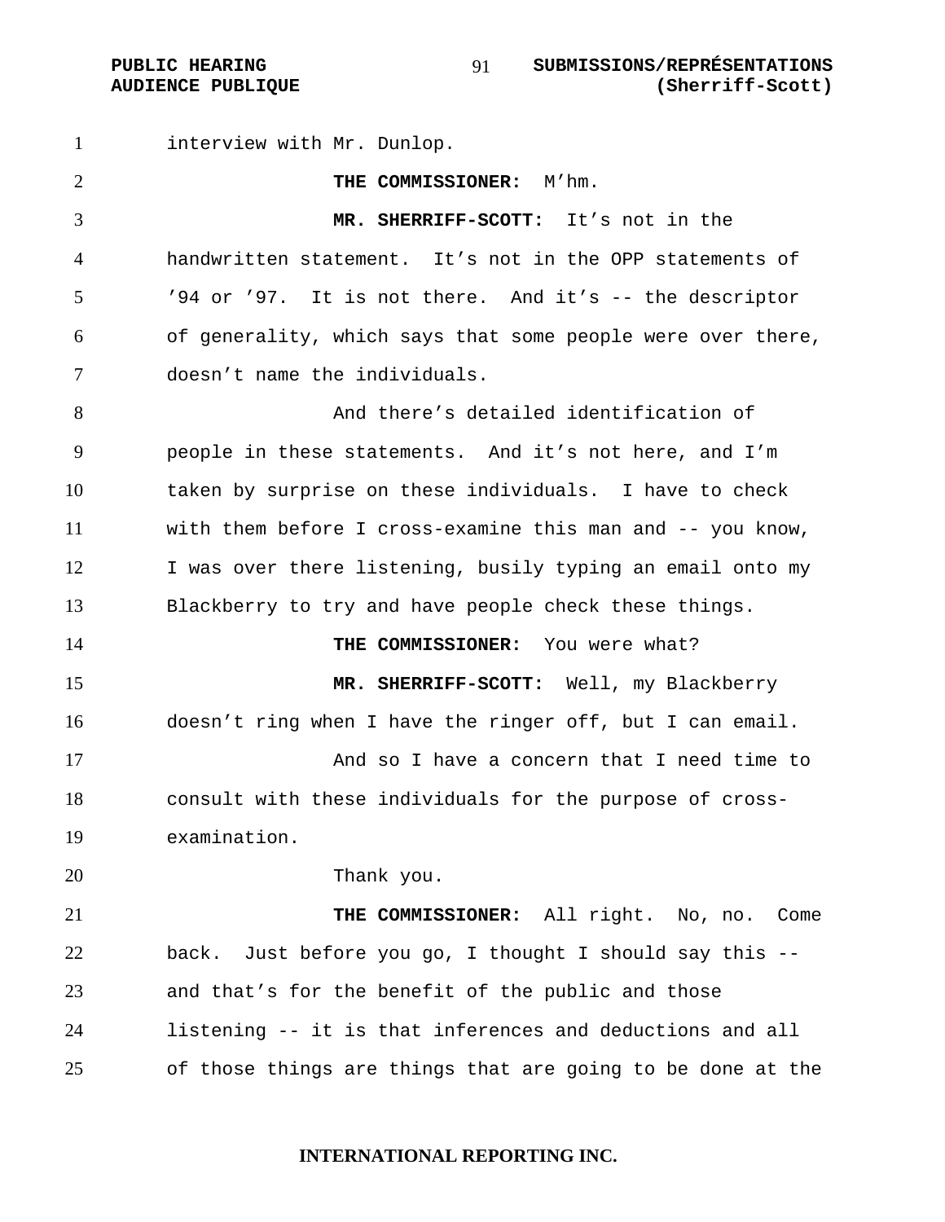interview with Mr. Dunlop.

**THE COMMISSIONER:** M'hm.

**MR. SHERRIFF-SCOTT:** It's not in the handwritten statement. It's not in the OPP statements of '94 or '97. It is not there. And it's -- the descriptor of generality, which says that some people were over there, doesn't name the individuals.

And there's detailed identification of people in these statements. And it's not here, and I'm taken by surprise on these individuals. I have to check with them before I cross-examine this man and -- you know, I was over there listening, busily typing an email onto my Blackberry to try and have people check these things.

**THE COMMISSIONER:** You were what?

**MR. SHERRIFF-SCOTT:** Well, my Blackberry doesn't ring when I have the ringer off, but I can email.

And so I have a concern that I need time to consult with these individuals for the purpose of cross-examination.

Thank you.

**THE COMMISSIONER:** All right. No, no. Come back. Just before you go, I thought I should say this -- and that's for the benefit of the public and those listening -- it is that inferences and deductions and all of those things are things that are going to be done at the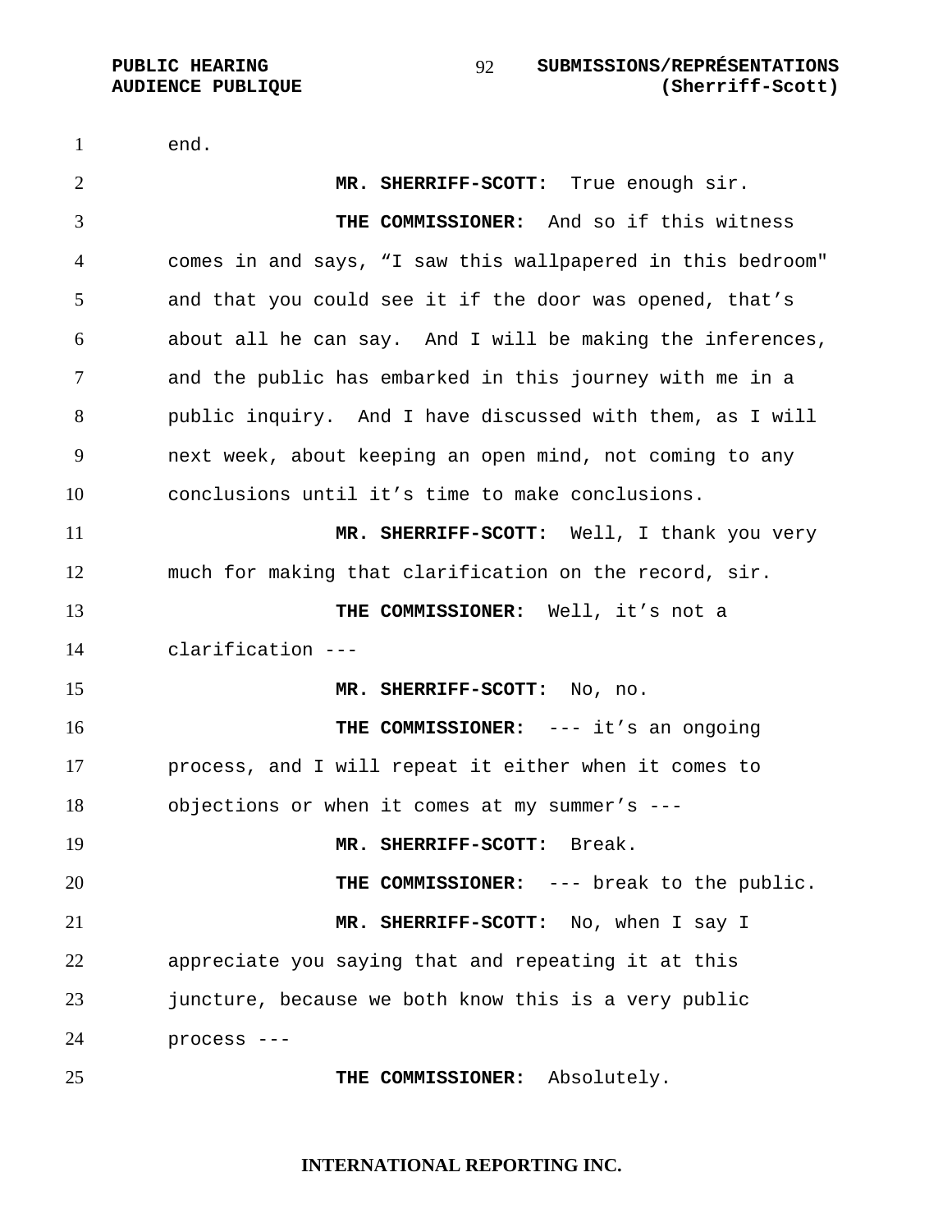end.

**MR. SHERRIFF-SCOTT:** True enough sir.

**THE COMMISSIONER:** And so if this witness comes in and says, “I saw this wallpapered in this bedroom" and that you could see it if the door was opened, that’s about all he can say. And I will be making the inferences, and the public has embarked in this journey with me in a public inquiry. And I have discussed with them, as I will next week, about keeping an open mind, not coming to any conclusions until it’s time to make conclusions.

**MR. SHERRIFF-SCOTT:** Well, I thank you very much for making that clarification on the record, sir.

**THE COMMISSIONER:** Well, it’s not a clarification ---

**MR. SHERRIFF-SCOTT:** No, no.

**THE COMMISSIONER:** --- it’s an ongoing process, and I will repeat it either when it comes to objections or when it comes at my summer’s ---

**MR. SHERRIFF-SCOTT:** Break.

**THE COMMISSIONER:** --- break to the public.

**MR. SHERRIFF-SCOTT:** No, when I say I appreciate you saying that and repeating it at this juncture, because we both know this is a very public process ---

**THE COMMISSIONER:** Absolutely.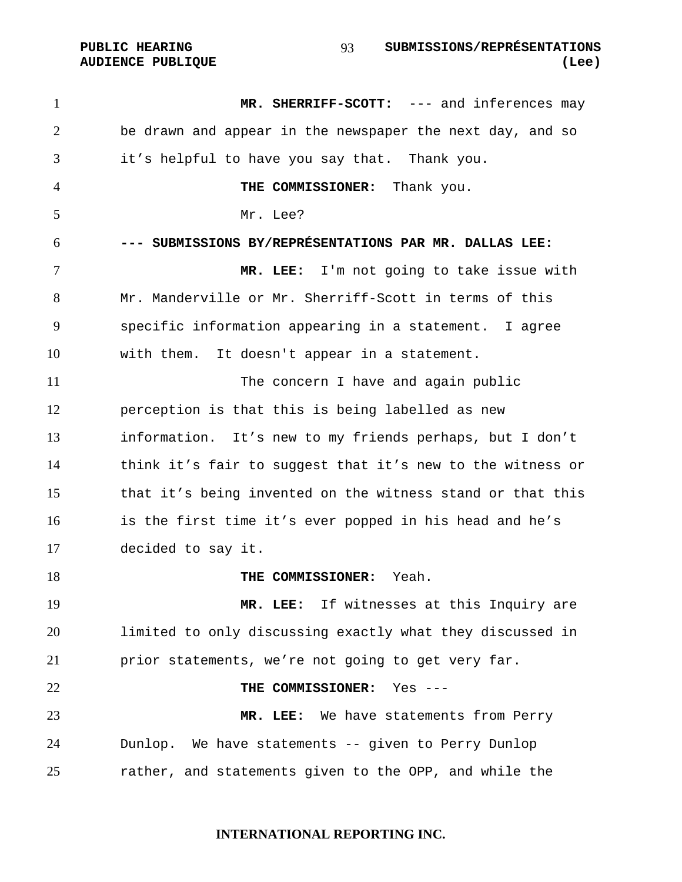**MR. SHERRIFF-SCOTT:** --- and inferences may be drawn and appear in the newspaper the next day, and so it’s helpful to have you say that. Thank you.

**THE COMMISSIONER:** Thank you.

Mr. Lee?

**--- SUBMISSIONS BY/REPRÉSENTATIONS PAR MR. DALLAS LEE:**

**MR. LEE:** I'm not going to take issue with Mr. Manderville or Mr. Sherriff-Scott in terms of this specific information appearing in a statement. I agree with them. It doesn't appear in a statement.

The concern I have and again public perception is that this is being labelled as new information. It’s new to my friends perhaps, but I don’t think it’s fair to suggest that it’s new to the witness or that it’s being invented on the witness stand or that this is the first time it’s ever popped in his head and he’s decided to say it.

**THE COMMISSIONER:** Yeah.

**MR. LEE:** If witnesses at this Inquiry are limited to only discussing exactly what they discussed in prior statements, we’re not going to get very far.

**THE COMMISSIONER:** Yes ---

**MR. LEE:** We have statements from Perry Dunlop. We have statements -- given to Perry Dunlop rather, and statements given to the OPP, and while the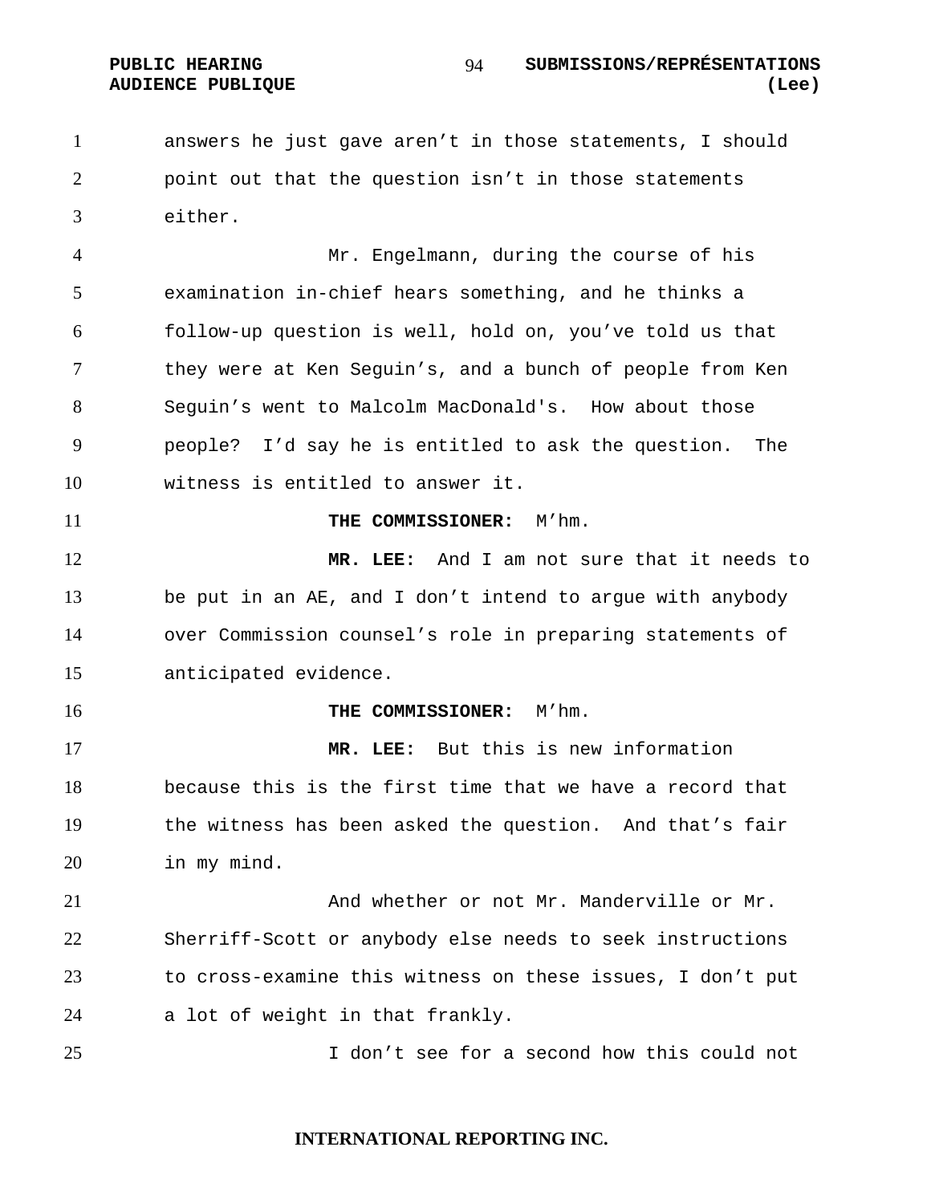answers he just gave aren't in those statements, I should point out that the question isn't in those statements either.

Mr. Engelmann, during the course of his examination in-chief hears something, and he thinks a follow-up question is well, hold on, you've told us that they were at Ken Seguin's, and a bunch of people from Ken Seguin's went to Malcolm MacDonald's. How about those people? I'd say he is entitled to ask the question. The witness is entitled to answer it.

**THE COMMISSIONER:** M'hm.

**MR. LEE:** And I am not sure that it needs to be put in an AE, and I don't intend to argue with anybody over Commission counsel's role in preparing statements of anticipated evidence.

**THE COMMISSIONER:** M'hm.

**MR. LEE:** But this is new information because this is the first time that we have a record that the witness has been asked the question. And that's fair in my mind.

And whether or not Mr. Manderville or Mr. Sherriff-Scott or anybody else needs to seek instructions to cross-examine this witness on these issues, I don't put a lot of weight in that frankly.

I don't see for a second how this could not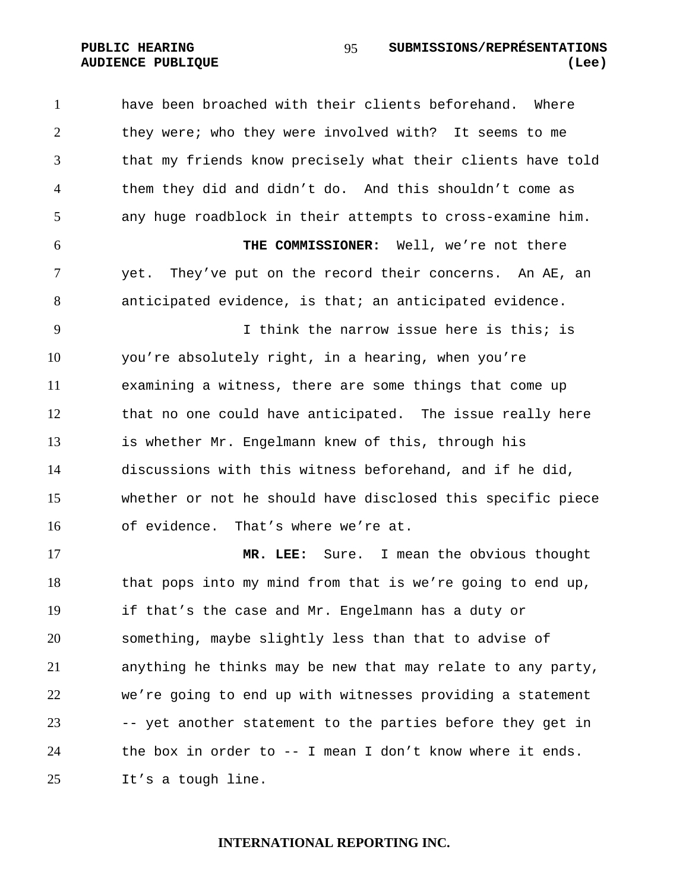have been broached with their clients beforehand. Where they were; who they were involved with? It seems to me that my friends know precisely what their clients have told them they did and didn't do. And this shouldn't come as any huge roadblock in their attempts to cross-examine him.

**THE COMMISSIONER:** Well, we're not there yet. They've put on the record their concerns. An AE, an anticipated evidence, is that; an anticipated evidence.

I think the narrow issue here is this; is you're absolutely right, in a hearing, when you're examining a witness, there are some things that come up that no one could have anticipated. The issue really here is whether Mr. Engelmann knew of this, through his discussions with this witness beforehand, and if he did, whether or not he should have disclosed this specific piece of evidence. That's where we're at.

**MR. LEE:** Sure. I mean the obvious thought that pops into my mind from that is we're going to end up, if that's the case and Mr. Engelmann has a duty or something, maybe slightly less than that to advise of anything he thinks may be new that may relate to any party, we're going to end up with witnesses providing a statement -- yet another statement to the parties before they get in the box in order to -- I mean I don't know where it ends. It's a tough line.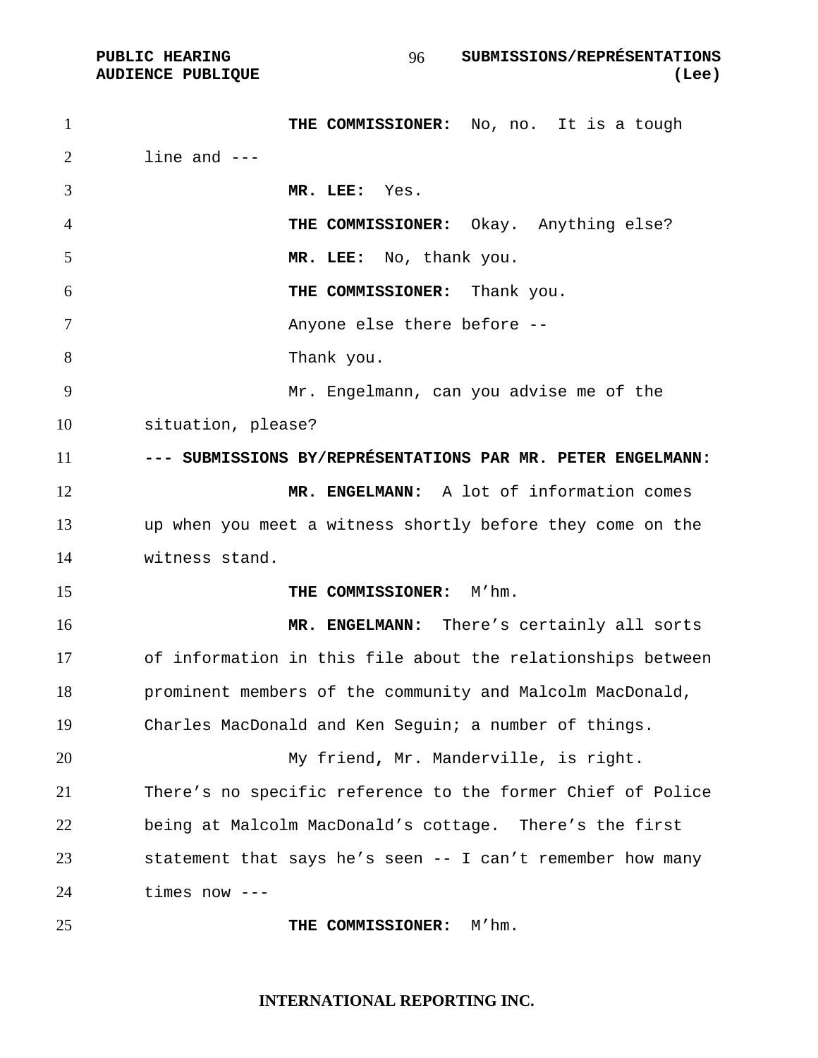**THE COMMISSIONER:** No, no. It is a tough line and ---

**MR. LEE:** Yes.

**THE COMMISSIONER:** Okay. Anything else?

**MR. LEE:** No, thank you.

**THE COMMISSIONER:** Thank you.

Anyone else there before --

Thank you.

Mr. Engelmann, can you advise me of the situation, please?

**--- SUBMISSIONS BY/REPRÉSENTATIONS PAR MR. PETER ENGELMANN:**

**MR. ENGELMANN:** A lot of information comes up when you meet a witness shortly before they come on the witness stand.

**THE COMMISSIONER:** M'hm.

**MR. ENGELMANN:** There's certainly all sorts of information in this file about the relationships between prominent members of the community and Malcolm MacDonald, Charles MacDonald and Ken Seguin; a number of things.

My friend, Mr. Manderville, is right. There's no specific reference to the former Chief of Police being at Malcolm MacDonald's cottage. There's the first statement that says he's seen -- I can't remember how many times now ---

**THE COMMISSIONER:** M'hm.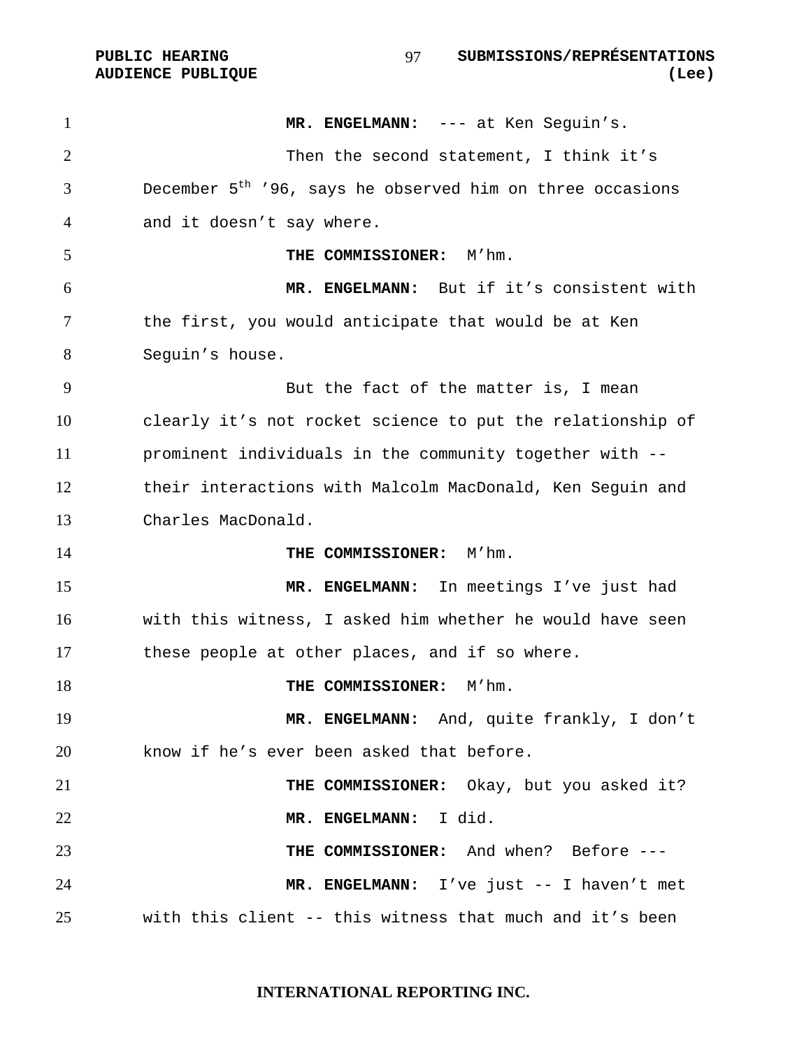**MR. ENGELMANN:** --- at Ken Seguin's.

Then the second statement, I think it's December 5th '96, says he observed him on three occasions and it doesn't say where.

**THE COMMISSIONER:** M'hm.

**MR. ENGELMANN:** But if it's consistent with the first, you would anticipate that would be at Ken Seguin's house.

But the fact of the matter is, I mean clearly it's not rocket science to put the relationship of prominent individuals in the community together with -- their interactions with Malcolm MacDonald, Ken Seguin and Charles MacDonald.

**THE COMMISSIONER:** M'hm.

**MR. ENGELMANN:** In meetings I've just had with this witness, I asked him whether he would have seen these people at other places, and if so where.

**THE COMMISSIONER:** M'hm.

**MR. ENGELMANN:** And, quite frankly, I don't know if he's ever been asked that before.

**THE COMMISSIONER:** Okay, but you asked it?

**MR. ENGELMANN:** I did.

**THE COMMISSIONER:** And when? Before ---

**MR. ENGELMANN:** I've just -- I haven't met with this client -- this witness that much and it's been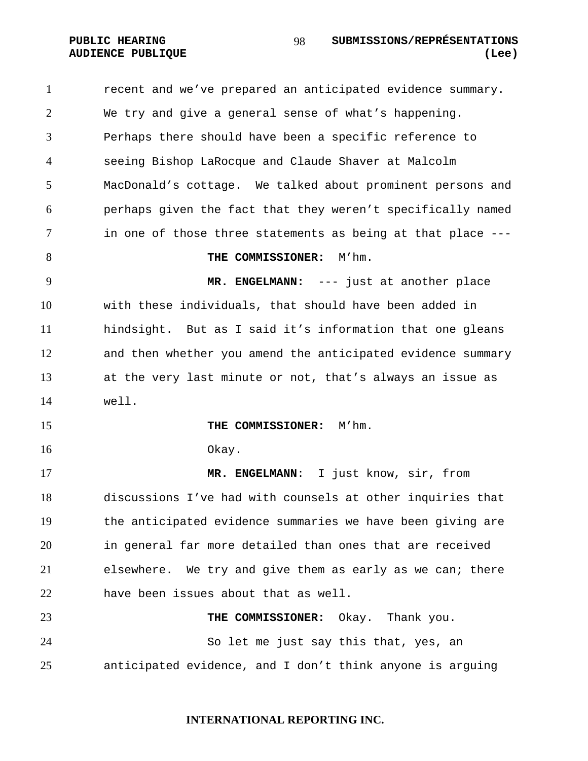recent and we’ve prepared an anticipated evidence summary. We try and give a general sense of what’s happening. Perhaps there should have been a specific reference to seeing Bishop LaRocque and Claude Shaver at Malcolm MacDonald’s cottage. We talked about prominent persons and perhaps given the fact that they weren’t specifically named in one of those three statements as being at that place ---

**THE COMMISSIONER:** M’hm.

**MR. ENGELMANN:** --- just at another place with these individuals, that should have been added in hindsight. But as I said it’s information that one gleans and then whether you amend the anticipated evidence summary at the very last minute or not, that’s always an issue as well.

**THE COMMISSIONER:** M’hm.

Okay.

**MR. ENGELMANN**: I just know, sir, from discussions I’ve had with counsels at other inquiries that the anticipated evidence summaries we have been giving are in general far more detailed than ones that are received elsewhere. We try and give them as early as we can; there have been issues about that as well.

**THE COMMISSIONER:** Okay. Thank you.

So let me just say this that, yes, an anticipated evidence, and I don’t think anyone is arguing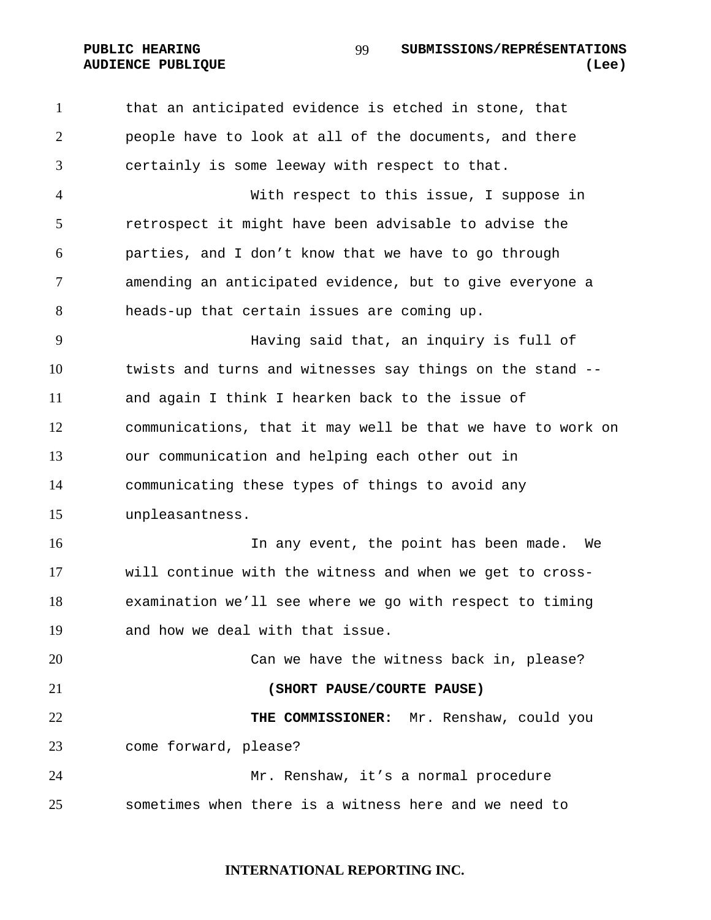that an anticipated evidence is etched in stone, that people have to look at all of the documents, and there certainly is some leeway with respect to that.

With respect to this issue, I suppose in retrospect it might have been advisable to advise the parties, and I don't know that we have to go through amending an anticipated evidence, but to give everyone a heads-up that certain issues are coming up.

Having said that, an inquiry is full of twists and turns and witnesses say things on the stand -- and again I think I hearken back to the issue of communications, that it may well be that we have to work on our communication and helping each other out in communicating these types of things to avoid any unpleasantness.

In any event, the point has been made. We will continue with the witness and when we get to cross-examination we'll see where we go with respect to timing and how we deal with that issue.

Can we have the witness back in, please?

**(SHORT PAUSE/COURTE PAUSE)**

**THE COMMISSIONER:** Mr. Renshaw, could you come forward, please?

Mr. Renshaw, it's a normal procedure sometimes when there is a witness here and we need to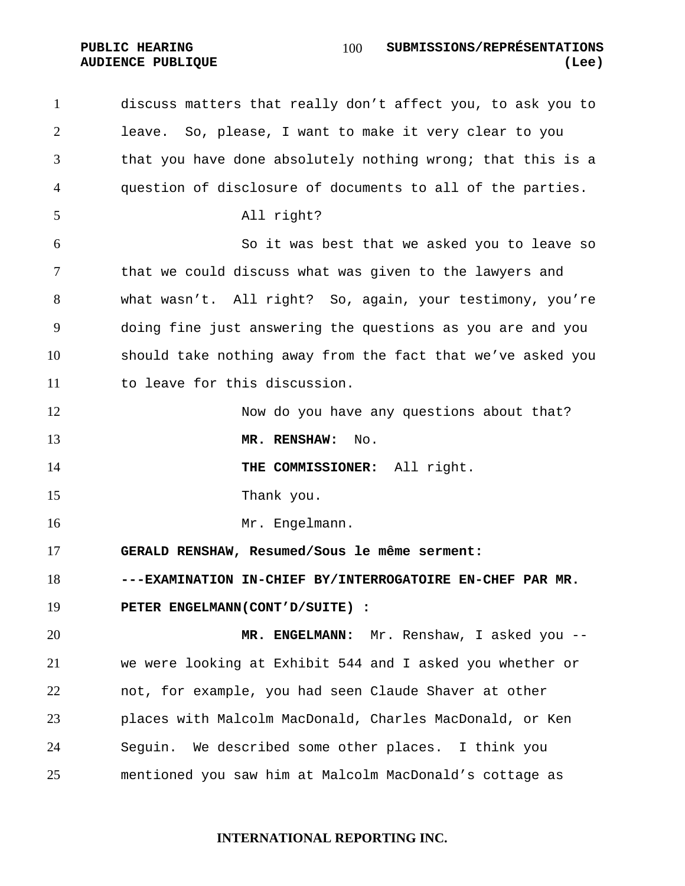discuss matters that really don't affect you, to ask you to leave. So, please, I want to make it very clear to you that you have done absolutely nothing wrong; that this is a question of disclosure of documents to all of the parties.

All right?

So it was best that we asked you to leave so that we could discuss what was given to the lawyers and what wasn't. All right? So, again, your testimony, you're doing fine just answering the questions as you are and you should take nothing away from the fact that we've asked you to leave for this discussion.

Now do you have any questions about that?

**MR. RENSHAW:** No.

**THE COMMISSIONER:** All right.

Thank you.

Mr. Engelmann.

**GERALD RENSHAW, Resumed/Sous le même serment:**

**---EXAMINATION IN-CHIEF BY/INTERROGATOIRE EN-CHEF PAR MR. PETER ENGELMANN(CONT'D/SUITE) :**

**MR. ENGELMANN:** Mr. Renshaw, I asked you -- we were looking at Exhibit 544 and I asked you whether or not, for example, you had seen Claude Shaver at other places with Malcolm MacDonald, Charles MacDonald, or Ken Seguin. We described some other places. I think you mentioned you saw him at Malcolm MacDonald's cottage as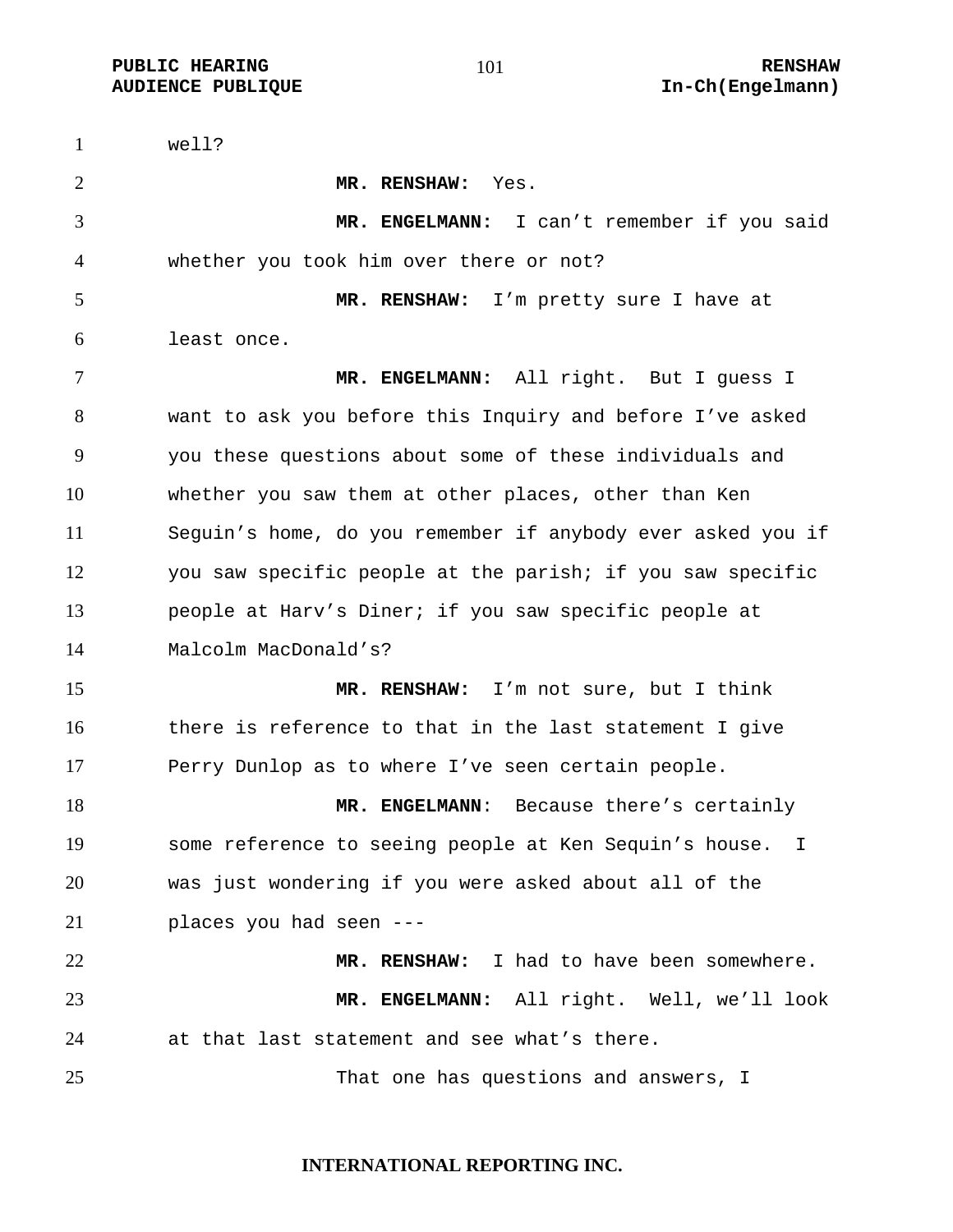well?

**MR. RENSHAW:** Yes.

**MR. ENGELMANN:** I can't remember if you said whether you took him over there or not?

**MR. RENSHAW:** I'm pretty sure I have at least once.

**MR. ENGELMANN:** All right. But I guess I want to ask you before this Inquiry and before I've asked you these questions about some of these individuals and whether you saw them at other places, other than Ken Seguin's home, do you remember if anybody ever asked you if you saw specific people at the parish; if you saw specific people at Harv's Diner; if you saw specific people at Malcolm MacDonald's?

**MR. RENSHAW:** I'm not sure, but I think there is reference to that in the last statement I give Perry Dunlop as to where I've seen certain people.

**MR. ENGELMANN**: Because there's certainly some reference to seeing people at Ken Sequin's house. I was just wondering if you were asked about all of the places you had seen ---

**MR. RENSHAW:** I had to have been somewhere.

**MR. ENGELMANN:** All right. Well, we'll look at that last statement and see what's there.

That one has questions and answers, I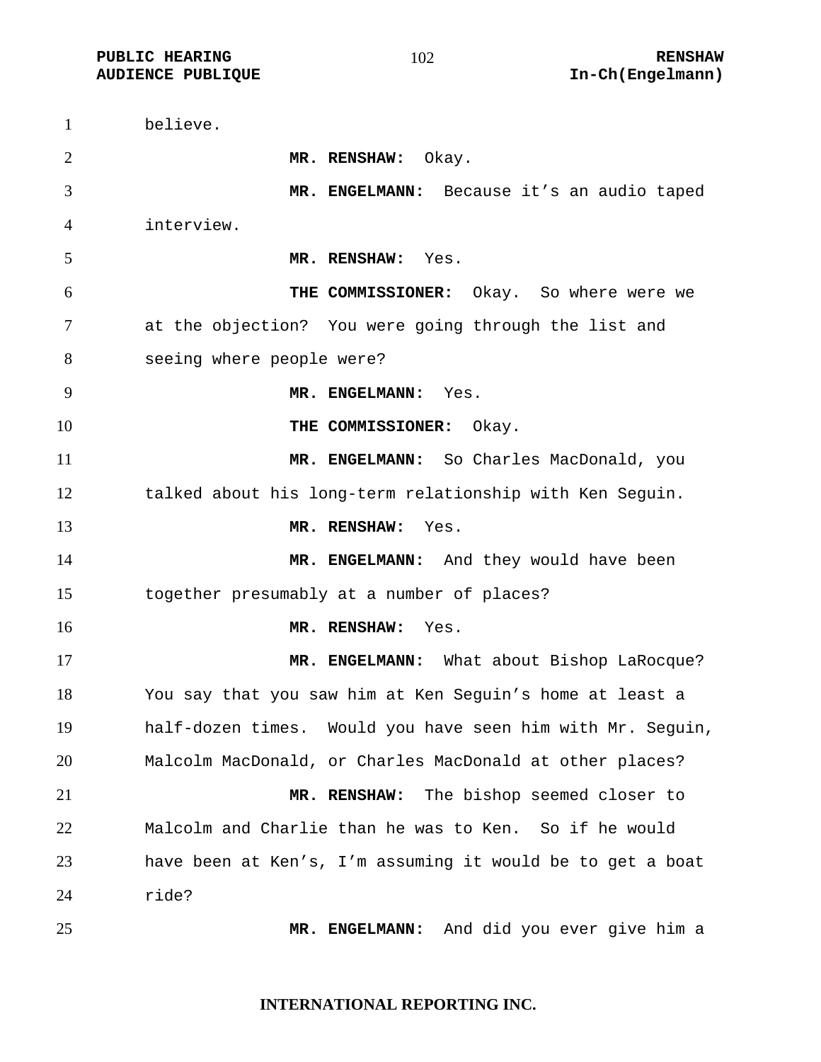believe.

**MR. RENSHAW:** Okay.

**MR. ENGELMANN:** Because it’s an audio taped interview.

**MR. RENSHAW:** Yes.

**THE COMMISSIONER:** Okay. So where were we at the objection? You were going through the list and seeing where people were?

**MR. ENGELMANN:** Yes.

**THE COMMISSIONER:** Okay.

**MR. ENGELMANN:** So Charles MacDonald, you talked about his long-term relationship with Ken Seguin.

**MR. RENSHAW:** Yes.

**MR. ENGELMANN:** And they would have been together presumably at a number of places?

**MR. RENSHAW:** Yes.

**MR. ENGELMANN:** What about Bishop LaRocque? You say that you saw him at Ken Seguin’s home at least a half-dozen times. Would you have seen him with Mr. Seguin, Malcolm MacDonald, or Charles MacDonald at other places?

**MR. RENSHAW:** The bishop seemed closer to Malcolm and Charlie than he was to Ken. So if he would have been at Ken’s, I’m assuming it would be to get a boat ride?

**MR. ENGELMANN:** And did you ever give him a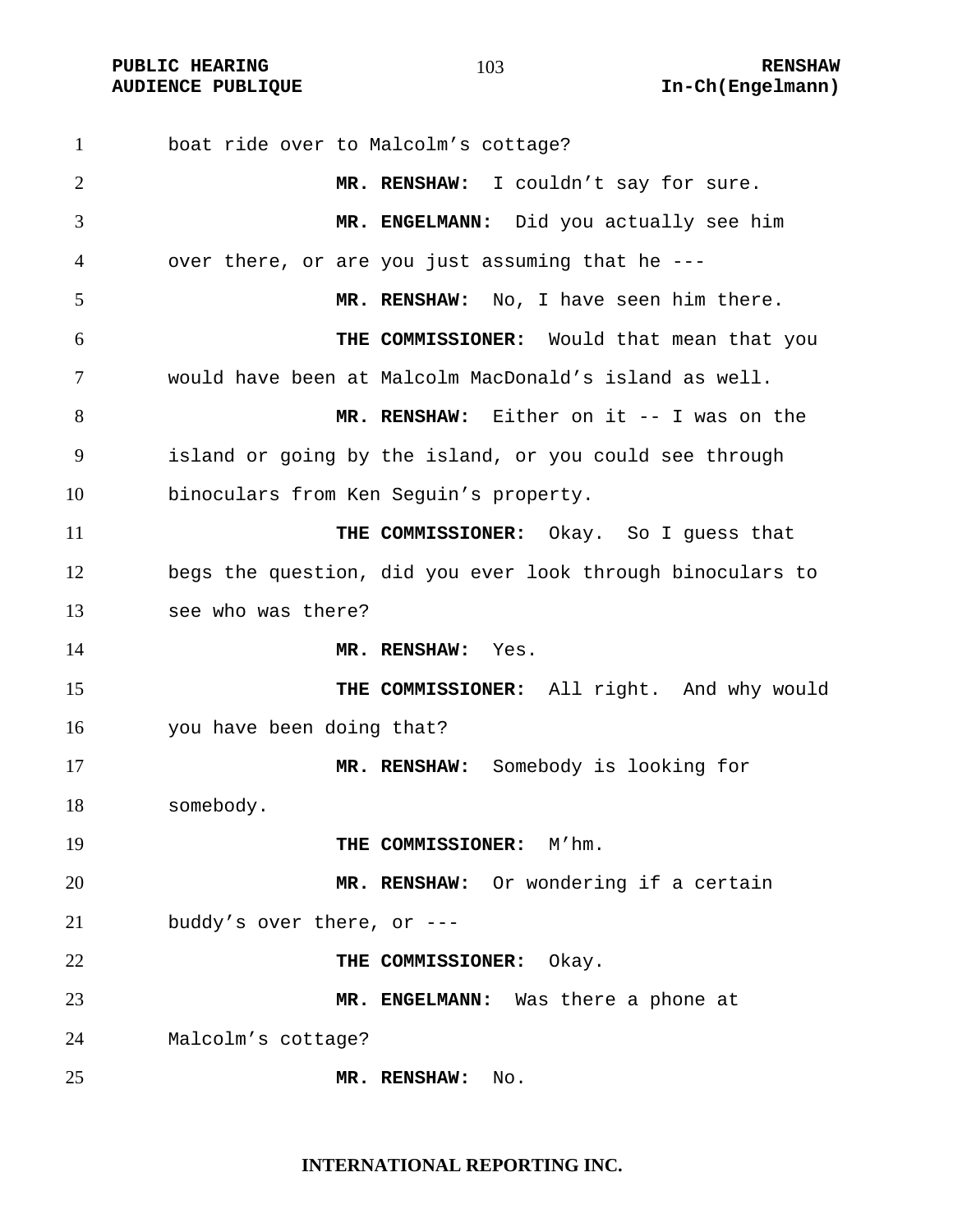boat ride over to Malcolm's cottage?

**MR. RENSHAW:** I couldn't say for sure.

**MR. ENGELMANN:** Did you actually see him over there, or are you just assuming that he ---

**MR. RENSHAW:** No, I have seen him there.

**THE COMMISSIONER:** Would that mean that you would have been at Malcolm MacDonald's island as well.

**MR. RENSHAW:** Either on it -- I was on the island or going by the island, or you could see through binoculars from Ken Seguin's property.

**THE COMMISSIONER:** Okay. So I guess that begs the question, did you ever look through binoculars to see who was there?

**MR. RENSHAW:** Yes.

**THE COMMISSIONER:** All right. And why would you have been doing that?

**MR. RENSHAW:** Somebody is looking for somebody.

**THE COMMISSIONER:** M'hm.

**MR. RENSHAW:** Or wondering if a certain buddy's over there, or ---

**THE COMMISSIONER:** Okay.

**MR. ENGELMANN:** Was there a phone at Malcolm's cottage?

**MR. RENSHAW:** No.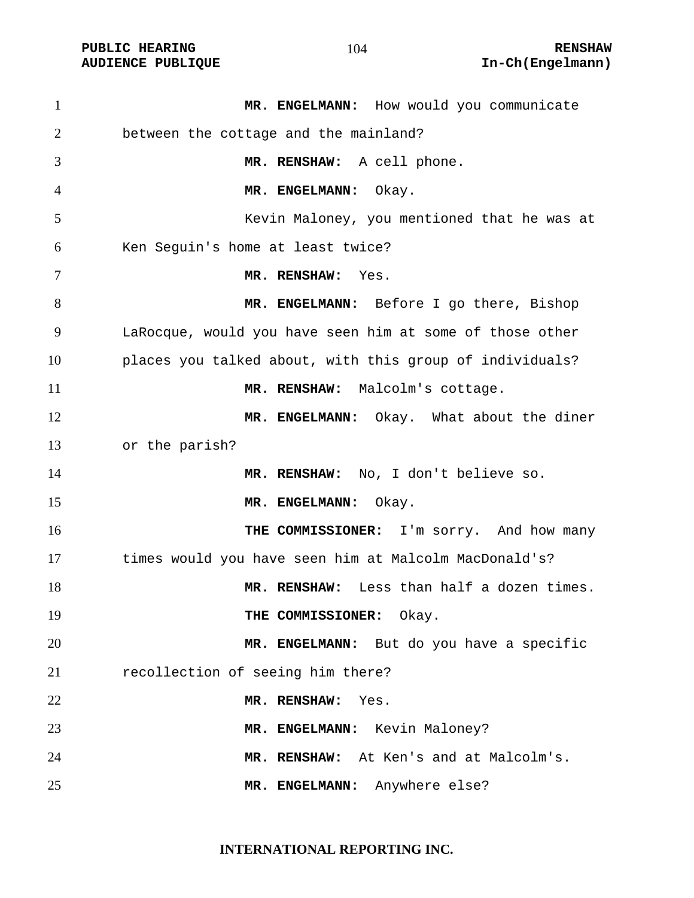**MR. ENGELMANN:** How would you communicate between the cottage and the mainland?

**MR. RENSHAW:** A cell phone.

**MR. ENGELMANN:** Okay.

Kevin Maloney, you mentioned that he was at Ken Seguin's home at least twice?

**MR. RENSHAW:** Yes.

**MR. ENGELMANN:** Before I go there, Bishop LaRocque, would you have seen him at some of those other places you talked about, with this group of individuals?

**MR. RENSHAW:** Malcolm's cottage.

**MR. ENGELMANN:** Okay. What about the diner or the parish?

**MR. RENSHAW:** No, I don't believe so.

**MR. ENGELMANN:** Okay.

**THE COMMISSIONER:** I'm sorry. And how many times would you have seen him at Malcolm MacDonald's?

**MR. RENSHAW:** Less than half a dozen times.

**THE COMMISSIONER:** Okay.

**MR. ENGELMANN:** But do you have a specific recollection of seeing him there?

**MR. RENSHAW:** Yes.

**MR. ENGELMANN:** Kevin Maloney?

**MR. RENSHAW:** At Ken's and at Malcolm's.

**MR. ENGELMANN:** Anywhere else?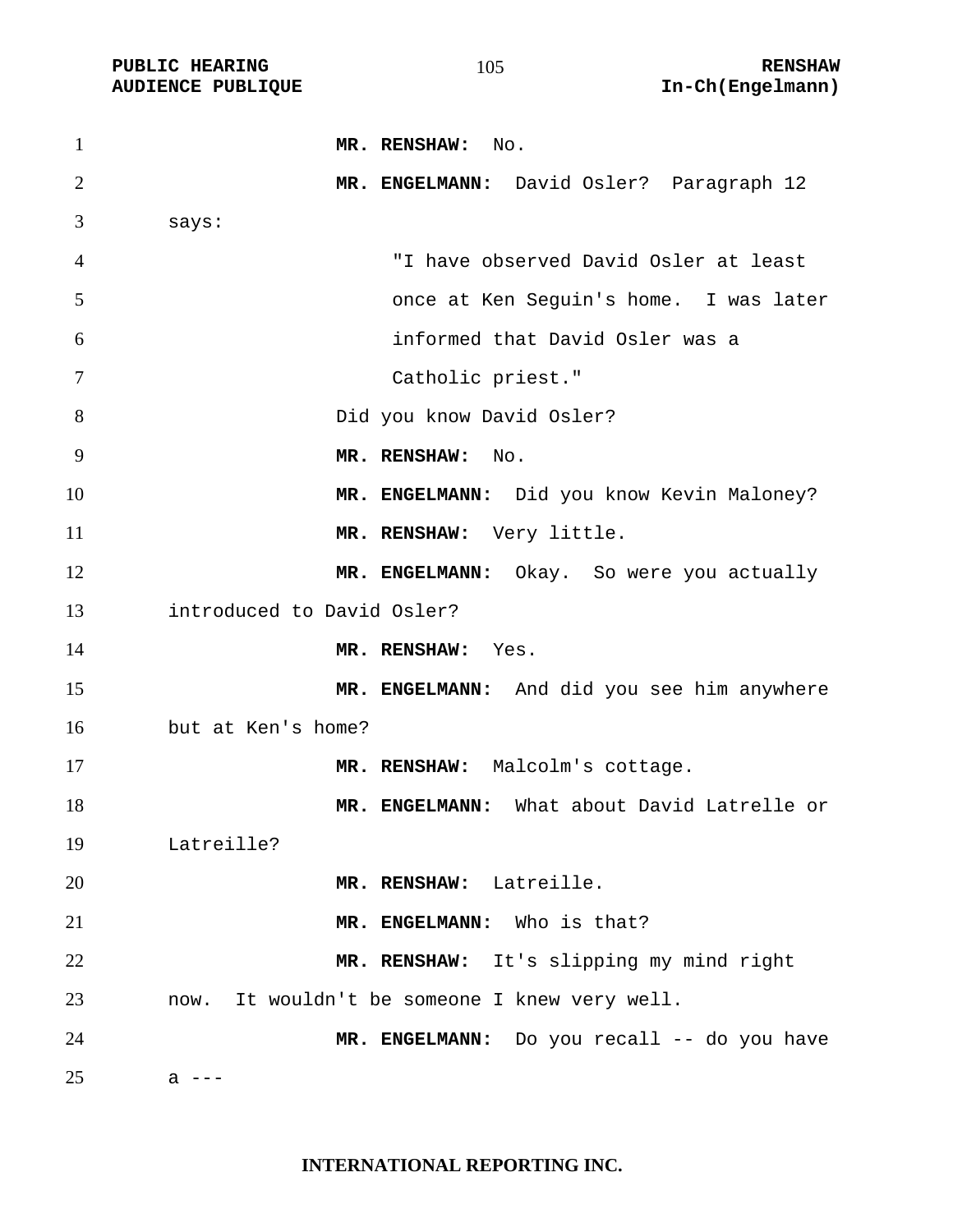**MR. RENSHAW:** No.

**MR. ENGELMANN:** David Osler? Paragraph 12 says:

> "I have observed David Osler at least once at Ken Seguin's home. I was later informed that David Osler was a Catholic priest."

Did you know David Osler?

**MR. RENSHAW:** No.

**MR. ENGELMANN:** Did you know Kevin Maloney?

**MR. RENSHAW:** Very little.

**MR. ENGELMANN:** Okay. So were you actually introduced to David Osler?

**MR. RENSHAW:** Yes.

**MR. ENGELMANN:** And did you see him anywhere but at Ken's home?

**MR. RENSHAW:** Malcolm's cottage.

**MR. ENGELMANN:** What about David Latrelle or Latreille?

**MR. RENSHAW:** Latreille.

**MR. ENGELMANN:** Who is that?

**MR. RENSHAW:** It's slipping my mind right now. It wouldn't be someone I knew very well.

**MR. ENGELMANN:** Do you recall -- do you have a ---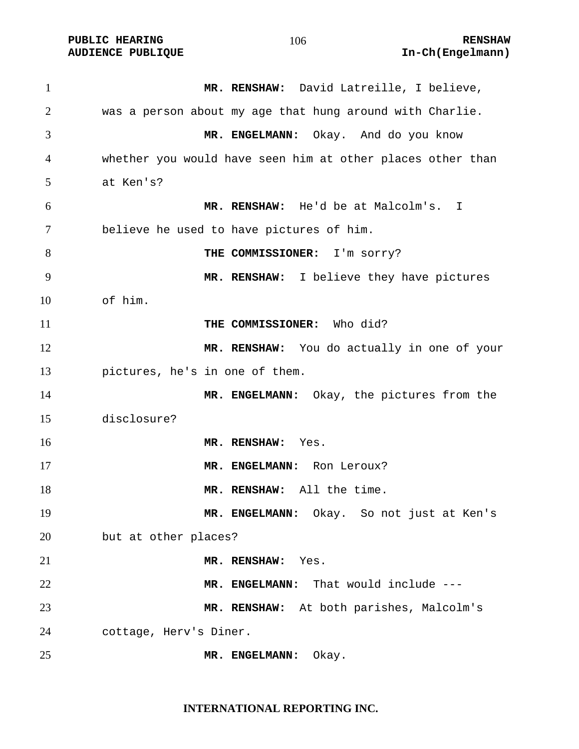**MR. RENSHAW:** David Latreille, I believe, was a person about my age that hung around with Charlie.

**MR. ENGELMANN:** Okay. And do you know whether you would have seen him at other places other than at Ken's?

**MR. RENSHAW:** He'd be at Malcolm's. I believe he used to have pictures of him.

**THE COMMISSIONER:** I'm sorry?

**MR. RENSHAW:** I believe they have pictures of him.

**THE COMMISSIONER:** Who did?

**MR. RENSHAW:** You do actually in one of your pictures, he's in one of them.

**MR. ENGELMANN:** Okay, the pictures from the disclosure?

**MR. RENSHAW:** Yes.

**MR. ENGELMANN:** Ron Leroux?

**MR. RENSHAW:** All the time.

**MR. ENGELMANN:** Okay. So not just at Ken's but at other places?

**MR. RENSHAW:** Yes.

**MR. ENGELMANN:** That would include ---

**MR. RENSHAW:** At both parishes, Malcolm's cottage, Herv's Diner.

**MR. ENGELMANN:** Okay.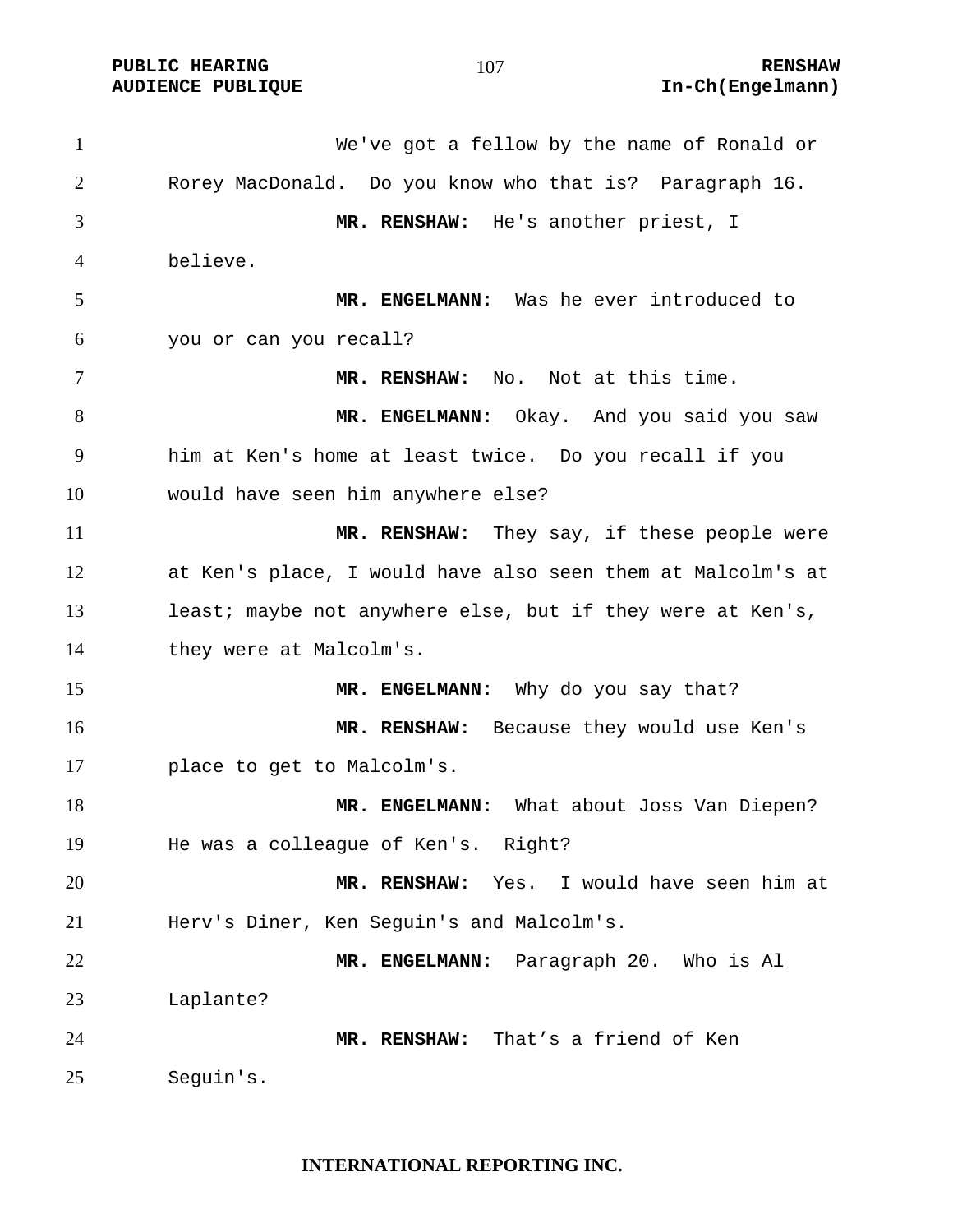We've got a fellow by the name of Ronald or Rorey MacDonald. Do you know who that is? Paragraph 16.

**MR. RENSHAW:** He's another priest, I believe.

**MR. ENGELMANN:** Was he ever introduced to you or can you recall?

**MR. RENSHAW:** No. Not at this time.

**MR. ENGELMANN:** Okay. And you said you saw him at Ken's home at least twice. Do you recall if you would have seen him anywhere else?

**MR. RENSHAW:** They say, if these people were at Ken's place, I would have also seen them at Malcolm's at least; maybe not anywhere else, but if they were at Ken's, they were at Malcolm's.

**MR. ENGELMANN:** Why do you say that?

**MR. RENSHAW:** Because they would use Ken's place to get to Malcolm's.

**MR. ENGELMANN:** What about Joss Van Diepen? He was a colleague of Ken's. Right?

**MR. RENSHAW:** Yes. I would have seen him at Herv's Diner, Ken Seguin's and Malcolm's.

**MR. ENGELMANN:** Paragraph 20. Who is Al Laplante?

**MR. RENSHAW:** That's a friend of Ken Seguin's.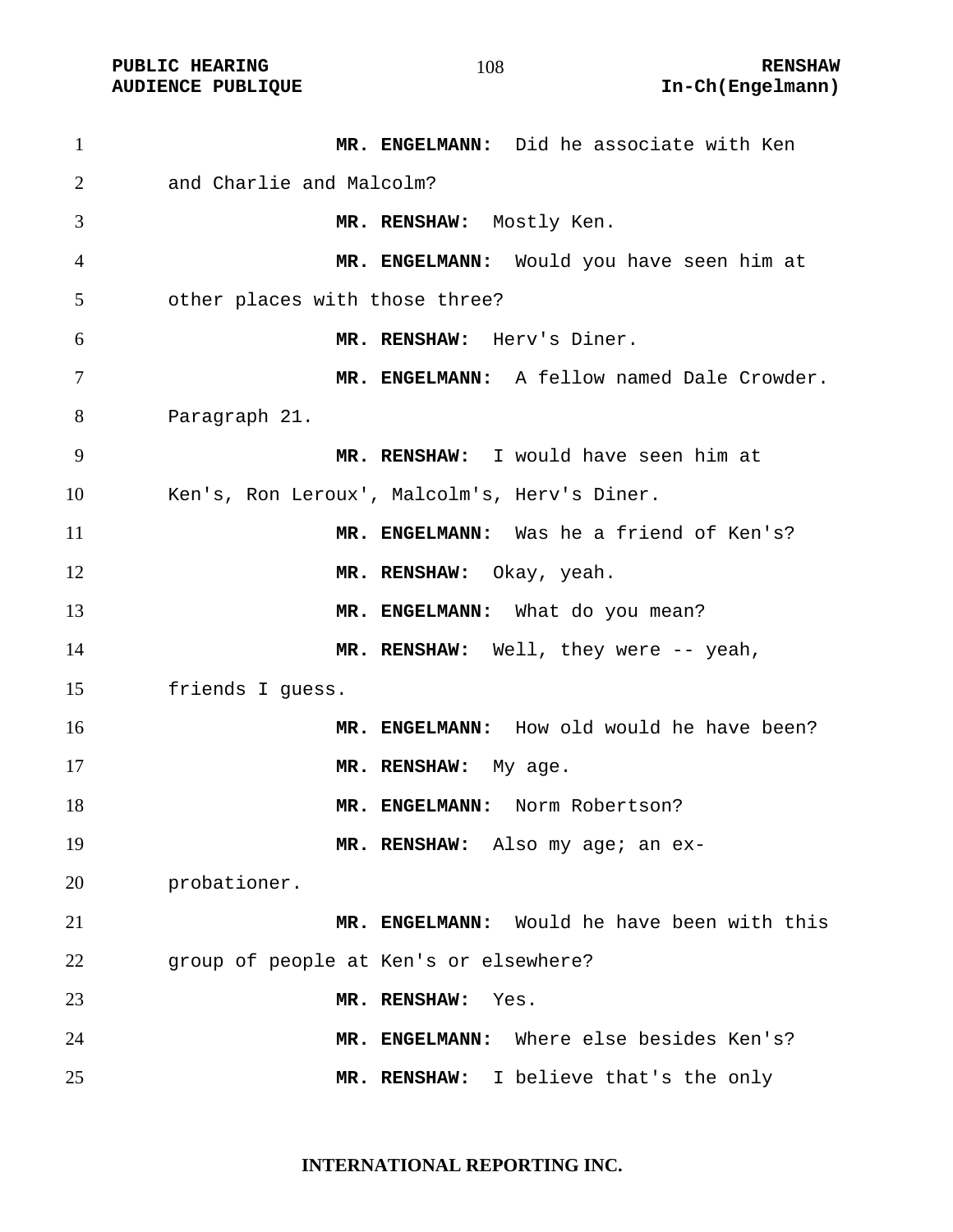**MR. ENGELMANN:** Did he associate with Ken and Charlie and Malcolm?

**MR. RENSHAW:** Mostly Ken.

**MR. ENGELMANN:** Would you have seen him at other places with those three?

**MR. RENSHAW:** Herv's Diner.

**MR. ENGELMANN:** A fellow named Dale Crowder. Paragraph 21.

**MR. RENSHAW:** I would have seen him at Ken's, Ron Leroux', Malcolm's, Herv's Diner.

**MR. ENGELMANN:** Was he a friend of Ken's?

**MR. RENSHAW:** Okay, yeah.

**MR. ENGELMANN:** What do you mean?

**MR. RENSHAW:** Well, they were -- yeah, friends I guess.

**MR. ENGELMANN:** How old would he have been?

**MR. RENSHAW:** My age.

**MR. ENGELMANN:** Norm Robertson?

**MR. RENSHAW:** Also my age; an ex-probationer.

**MR. ENGELMANN:** Would he have been with this group of people at Ken's or elsewhere?

**MR. RENSHAW:** Yes.

**MR. ENGELMANN:** Where else besides Ken's?

**MR. RENSHAW:** I believe that's the only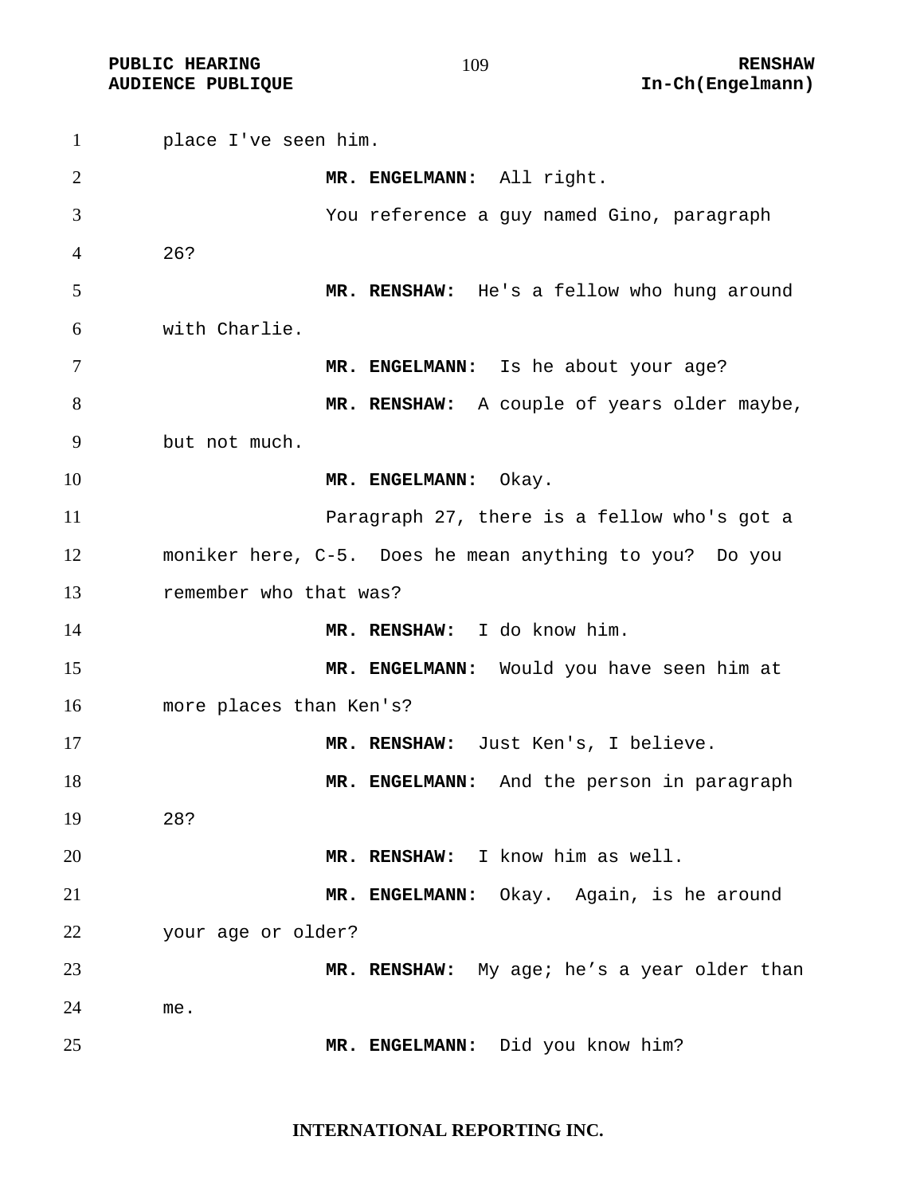place I've seen him.

**MR. ENGELMANN:** All right.

You reference a guy named Gino, paragraph 26?

**MR. RENSHAW:** He's a fellow who hung around with Charlie.

**MR. ENGELMANN:** Is he about your age?

**MR. RENSHAW:** A couple of years older maybe, but not much.

**MR. ENGELMANN:** Okay.

Paragraph 27, there is a fellow who's got a moniker here, C-5. Does he mean anything to you? Do you remember who that was?

**MR. RENSHAW:** I do know him.

**MR. ENGELMANN:** Would you have seen him at more places than Ken's?

**MR. RENSHAW:** Just Ken's, I believe.

**MR. ENGELMANN:** And the person in paragraph 28?

**MR. RENSHAW:** I know him as well.

**MR. ENGELMANN:** Okay. Again, is he around your age or older?

**MR. RENSHAW:** My age; he's a year older than me.

**MR. ENGELMANN:** Did you know him?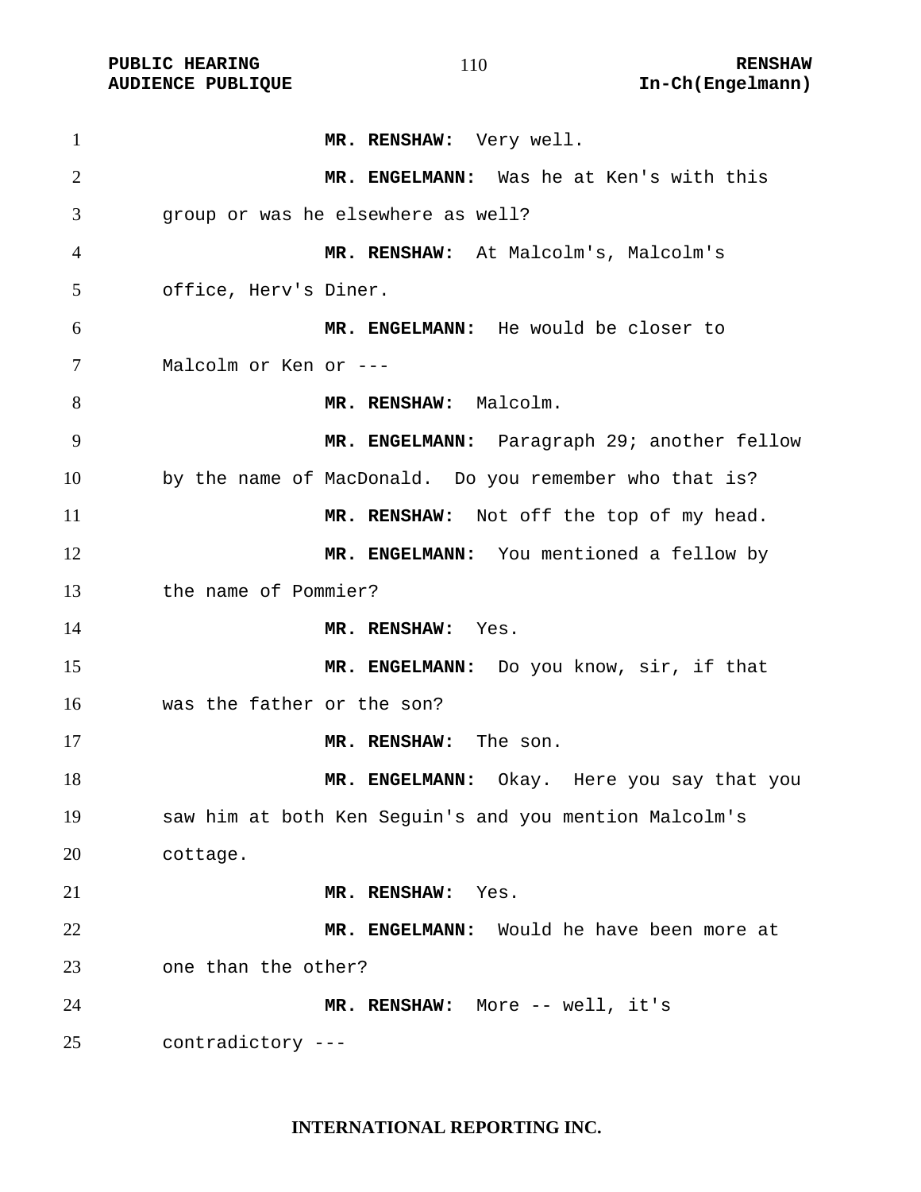**MR. RENSHAW:** Very well.

**MR. ENGELMANN:** Was he at Ken's with this group or was he elsewhere as well?

**MR. RENSHAW:** At Malcolm's, Malcolm's office, Herv's Diner.

**MR. ENGELMANN:** He would be closer to Malcolm or Ken or ---

**MR. RENSHAW:** Malcolm.

**MR. ENGELMANN:** Paragraph 29; another fellow by the name of MacDonald. Do you remember who that is?

**MR. RENSHAW:** Not off the top of my head.

**MR. ENGELMANN:** You mentioned a fellow by the name of Pommier?

**MR. RENSHAW:** Yes.

**MR. ENGELMANN:** Do you know, sir, if that was the father or the son?

**MR. RENSHAW:** The son.

**MR. ENGELMANN:** Okay. Here you say that you saw him at both Ken Seguin's and you mention Malcolm's cottage.

**MR. RENSHAW:** Yes.

**MR. ENGELMANN:** Would he have been more at one than the other?

**MR. RENSHAW:** More -- well, it's contradictory ---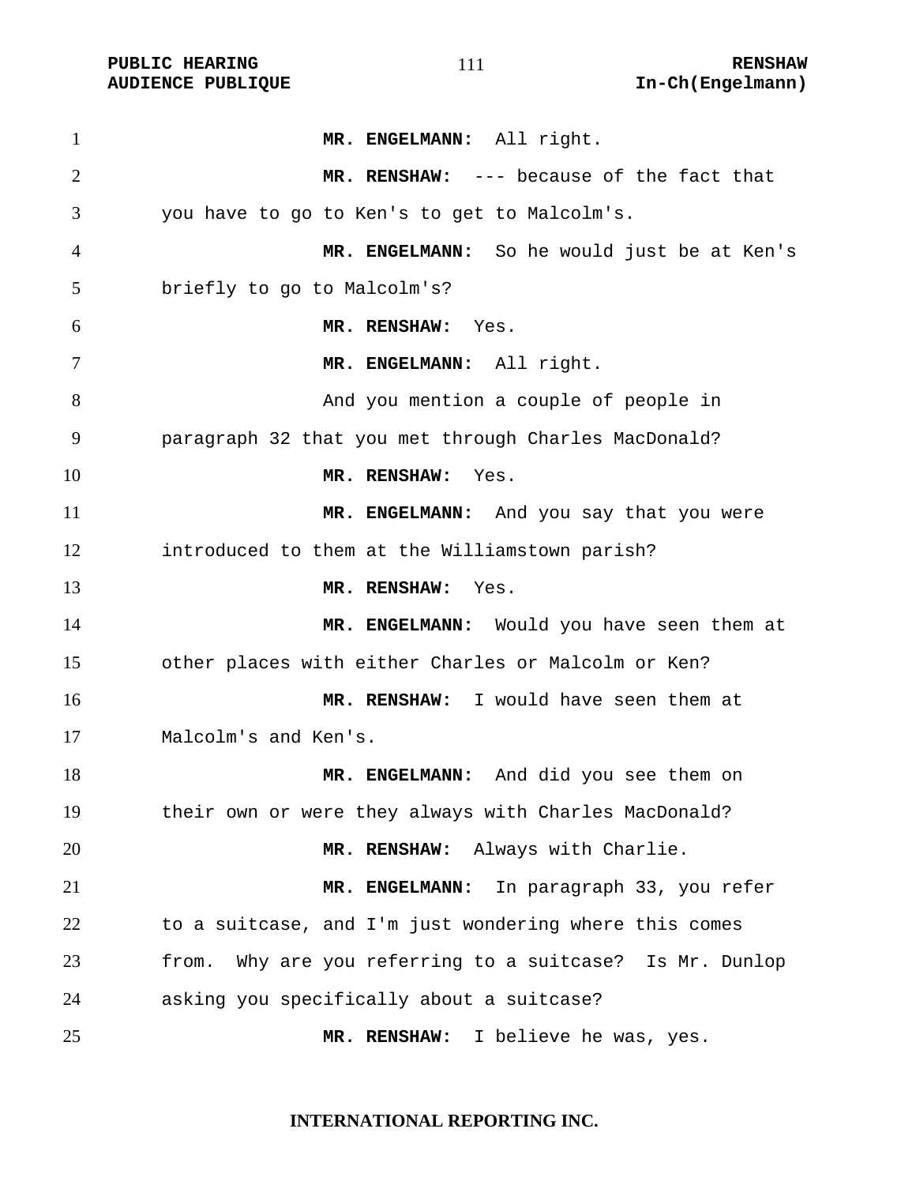**MR. ENGELMANN:** All right.

**MR. RENSHAW:** --- because of the fact that you have to go to Ken's to get to Malcolm's.

**MR. ENGELMANN:** So he would just be at Ken's briefly to go to Malcolm's?

**MR. RENSHAW:** Yes.

**MR. ENGELMANN:** All right.

And you mention a couple of people in paragraph 32 that you met through Charles MacDonald?

**MR. RENSHAW:** Yes.

**MR. ENGELMANN:** And you say that you were introduced to them at the Williamstown parish?

**MR. RENSHAW:** Yes.

**MR. ENGELMANN:** Would you have seen them at other places with either Charles or Malcolm or Ken?

**MR. RENSHAW:** I would have seen them at Malcolm's and Ken's.

**MR. ENGELMANN:** And did you see them on their own or were they always with Charles MacDonald?

**MR. RENSHAW:** Always with Charlie.

**MR. ENGELMANN:** In paragraph 33, you refer to a suitcase, and I'm just wondering where this comes from. Why are you referring to a suitcase? Is Mr. Dunlop asking you specifically about a suitcase?

**MR. RENSHAW:** I believe he was, yes.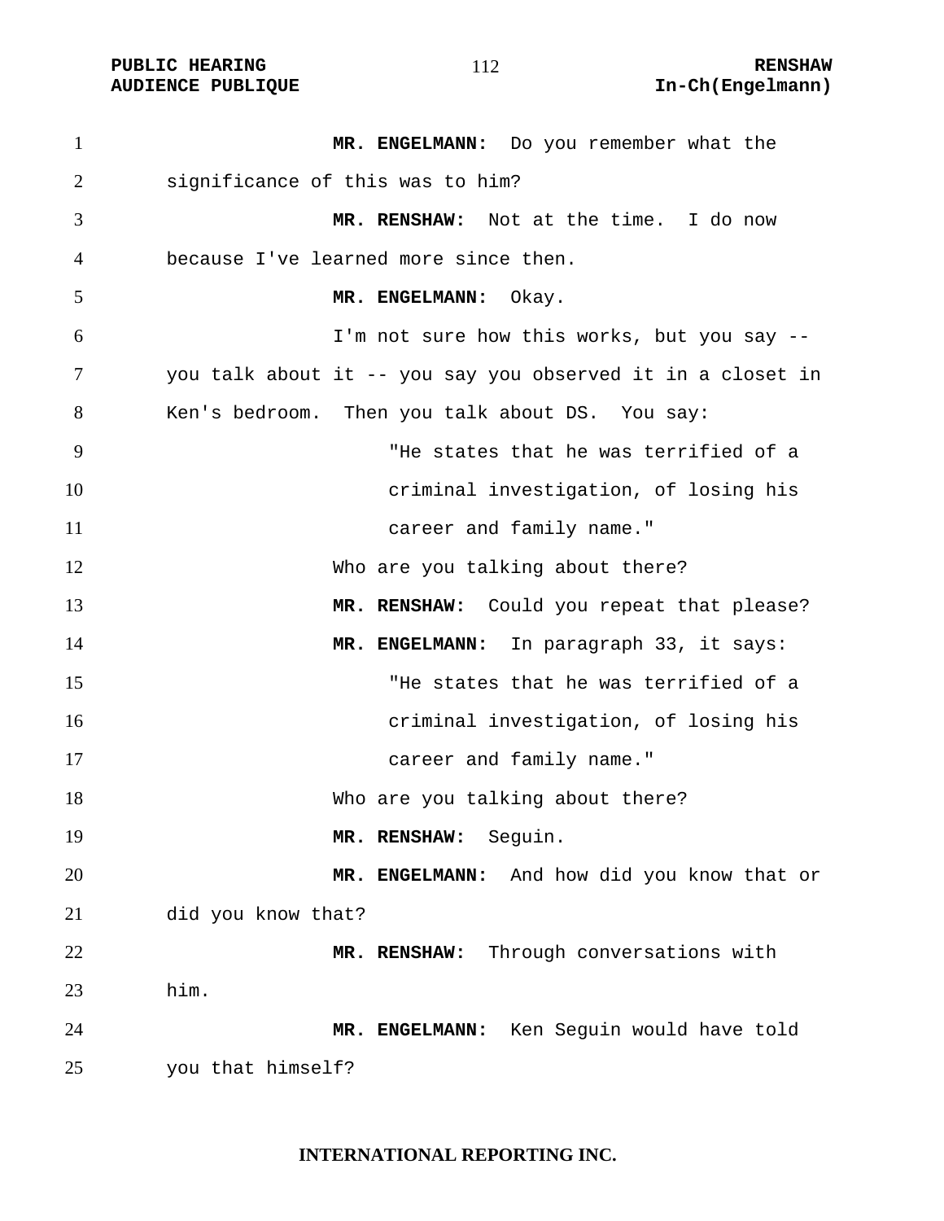**MR. ENGELMANN:** Do you remember what the significance of this was to him?

**MR. RENSHAW:** Not at the time. I do now because I've learned more since then.

**MR. ENGELMANN:** Okay.

I'm not sure how this works, but you say -- you talk about it -- you say you observed it in a closet in Ken's bedroom. Then you talk about DS. You say:

> "He states that he was terrified of a criminal investigation, of losing his career and family name."

Who are you talking about there?

**MR. RENSHAW:** Could you repeat that please?

**MR. ENGELMANN:** In paragraph 33, it says:

> "He states that he was terrified of a criminal investigation, of losing his career and family name."

Who are you talking about there?

**MR. RENSHAW:** Seguin.

**MR. ENGELMANN:** And how did you know that or did you know that?

**MR. RENSHAW:** Through conversations with him.

**MR. ENGELMANN:** Ken Seguin would have told you that himself?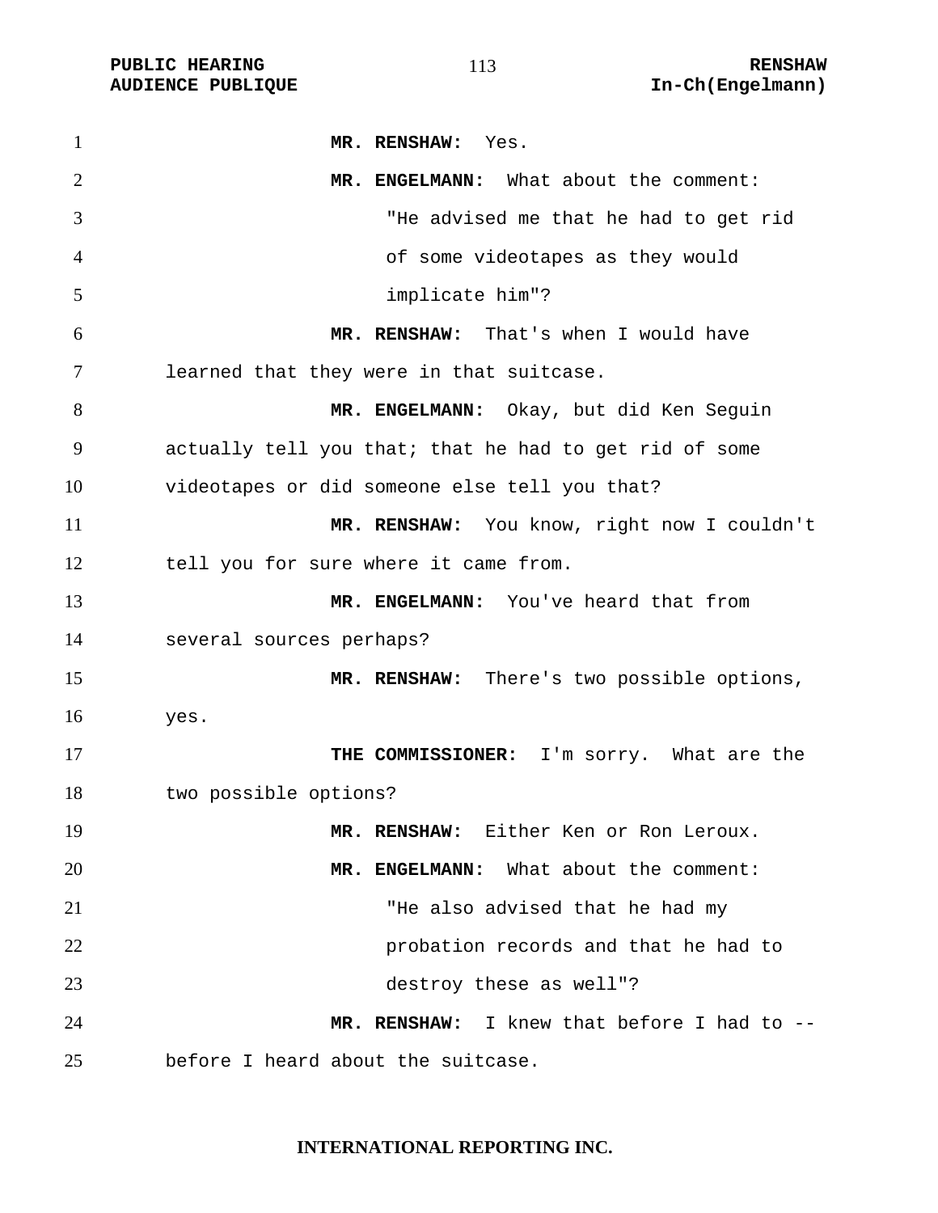**MR. RENSHAW:** Yes.

**MR. ENGELMANN:** What about the comment:

> "He advised me that he had to get rid of some videotapes as they would implicate him"?

**MR. RENSHAW:** That's when I would have learned that they were in that suitcase.

**MR. ENGELMANN:** Okay, but did Ken Seguin actually tell you that; that he had to get rid of some videotapes or did someone else tell you that?

**MR. RENSHAW:** You know, right now I couldn't tell you for sure where it came from.

**MR. ENGELMANN:** You've heard that from several sources perhaps?

**MR. RENSHAW:** There's two possible options, yes.

**THE COMMISSIONER:** I'm sorry. What are the two possible options?

**MR. RENSHAW:** Either Ken or Ron Leroux.

**MR. ENGELMANN:** What about the comment:

> "He also advised that he had my probation records and that he had to destroy these as well"?

**MR. RENSHAW:** I knew that before I had to -- before I heard about the suitcase.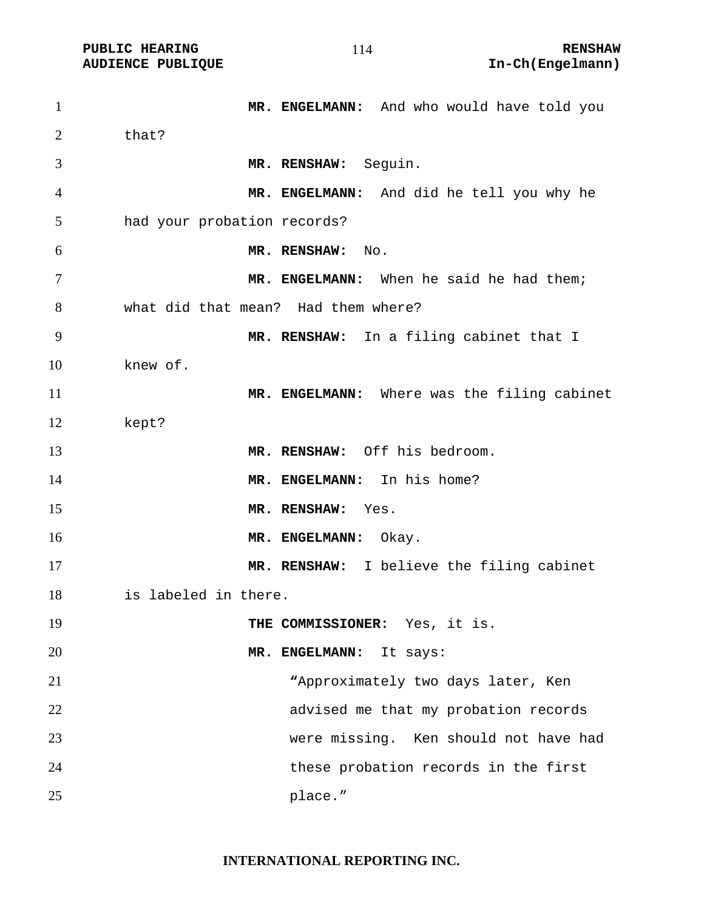**MR. ENGELMANN:** And who would have told you that?

**MR. RENSHAW:** Seguin.

**MR. ENGELMANN:** And did he tell you why he had your probation records?

**MR. RENSHAW:** No.

**MR. ENGELMANN:** When he said he had them; what did that mean? Had them where?

**MR. RENSHAW:** In a filing cabinet that I knew of.

**MR. ENGELMANN:** Where was the filing cabinet kept?

**MR. RENSHAW:** Off his bedroom.

**MR. ENGELMANN:** In his home?

**MR. RENSHAW:** Yes.

**MR. ENGELMANN:** Okay.

**MR. RENSHAW:** I believe the filing cabinet is labeled in there.

**THE COMMISSIONER:** Yes, it is.

**MR. ENGELMANN:** It says:

> "Approximately two days later, Ken advised me that my probation records were missing. Ken should not have had these probation records in the first place."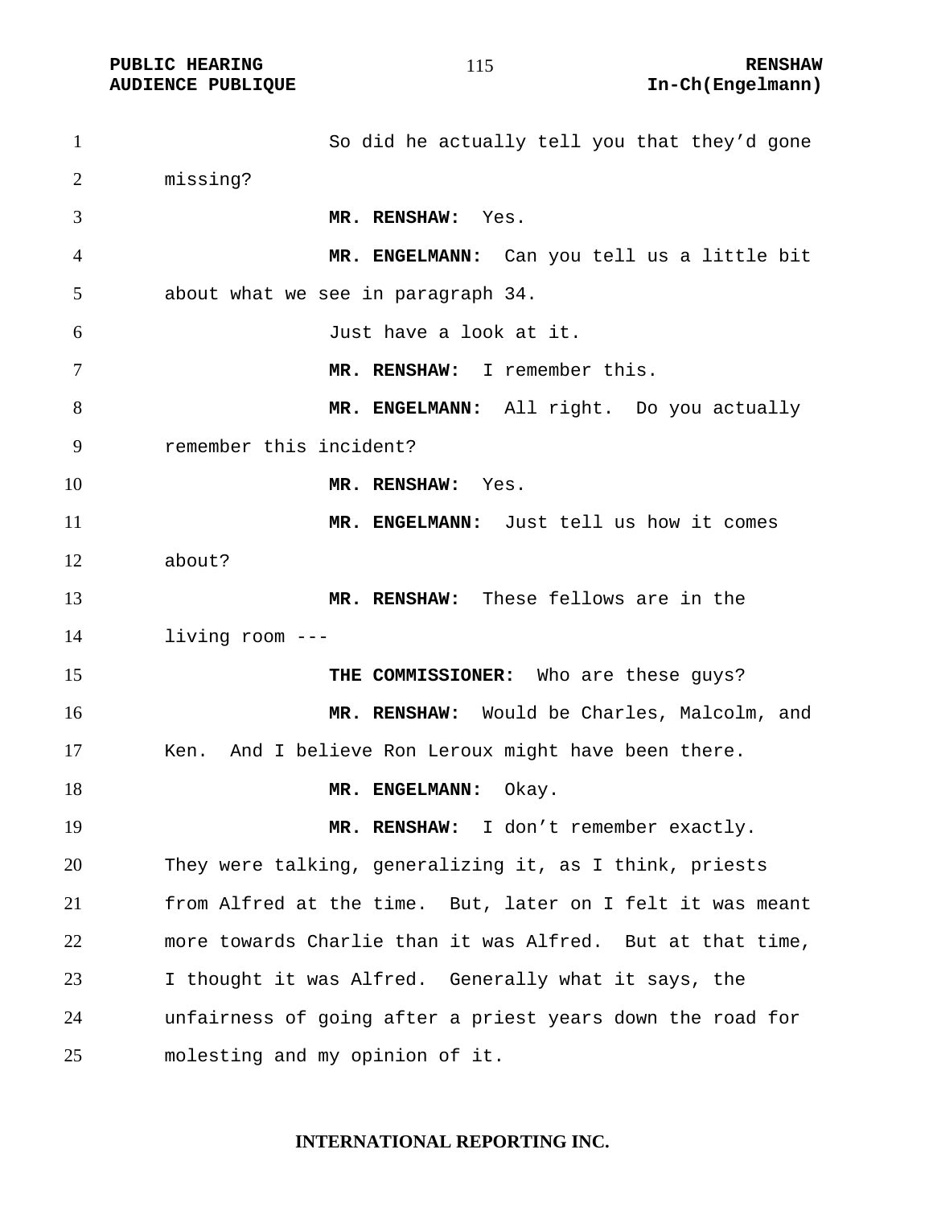So did he actually tell you that they'd gone missing?

**MR. RENSHAW:** Yes.

**MR. ENGELMANN:** Can you tell us a little bit about what we see in paragraph 34.

Just have a look at it.

**MR. RENSHAW:** I remember this.

**MR. ENGELMANN:** All right. Do you actually remember this incident?

**MR. RENSHAW:** Yes.

**MR. ENGELMANN:** Just tell us how it comes about?

**MR. RENSHAW:** These fellows are in the living room ---

**THE COMMISSIONER:** Who are these guys?

**MR. RENSHAW:** Would be Charles, Malcolm, and Ken. And I believe Ron Leroux might have been there.

**MR. ENGELMANN:** Okay.

**MR. RENSHAW:** I don't remember exactly. They were talking, generalizing it, as I think, priests from Alfred at the time. But, later on I felt it was meant more towards Charlie than it was Alfred. But at that time, I thought it was Alfred. Generally what it says, the unfairness of going after a priest years down the road for molesting and my opinion of it.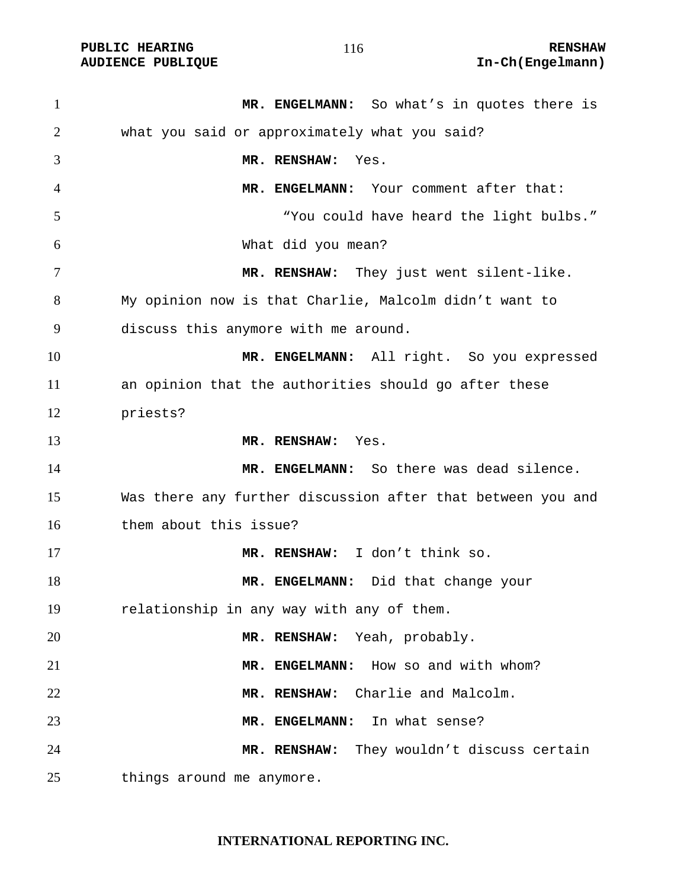**MR. ENGELMANN:** So what's in quotes there is what you said or approximately what you said?

**MR. RENSHAW:** Yes.

**MR. ENGELMANN:** Your comment after that:

"You could have heard the light bulbs."

What did you mean?

**MR. RENSHAW:** They just went silent-like. My opinion now is that Charlie, Malcolm didn't want to discuss this anymore with me around.

**MR. ENGELMANN:** All right. So you expressed an opinion that the authorities should go after these priests?

**MR. RENSHAW:** Yes.

**MR. ENGELMANN:** So there was dead silence. Was there any further discussion after that between you and them about this issue?

**MR. RENSHAW:** I don't think so.

**MR. ENGELMANN:** Did that change your relationship in any way with any of them.

**MR. RENSHAW:** Yeah, probably.

**MR. ENGELMANN:** How so and with whom?

**MR. RENSHAW:** Charlie and Malcolm.

**MR. ENGELMANN:** In what sense?

**MR. RENSHAW:** They wouldn't discuss certain things around me anymore.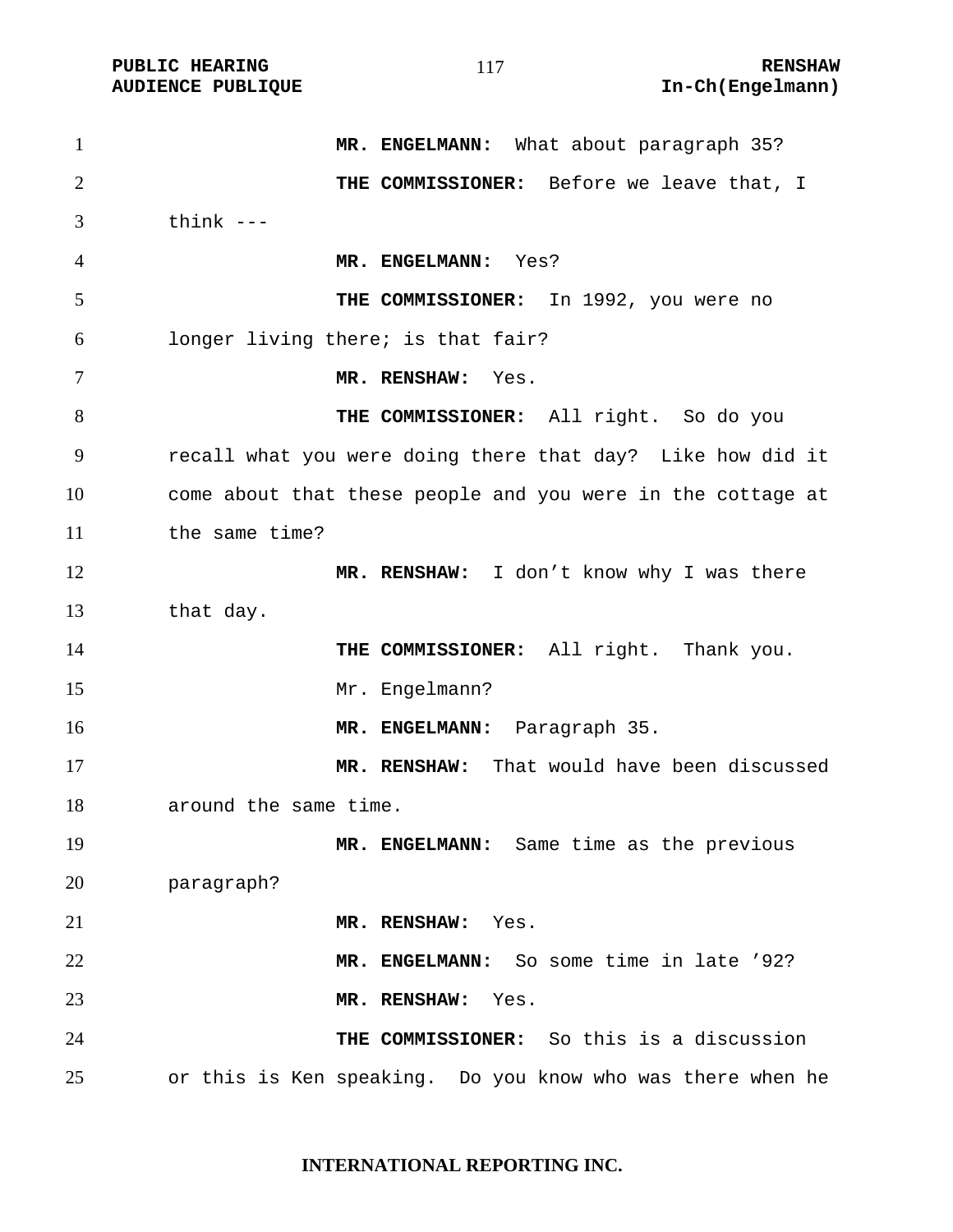**MR. ENGELMANN:** What about paragraph 35?

**THE COMMISSIONER:** Before we leave that, I think ---

**MR. ENGELMANN:** Yes?

**THE COMMISSIONER:** In 1992, you were no longer living there; is that fair?

**MR. RENSHAW:** Yes.

**THE COMMISSIONER:** All right. So do you recall what you were doing there that day? Like how did it come about that these people and you were in the cottage at the same time?

**MR. RENSHAW:** I don't know why I was there that day.

**THE COMMISSIONER:** All right. Thank you.

Mr. Engelmann?

**MR. ENGELMANN:** Paragraph 35.

**MR. RENSHAW:** That would have been discussed around the same time.

**MR. ENGELMANN:** Same time as the previous paragraph?

**MR. RENSHAW:** Yes.

**MR. ENGELMANN:** So some time in late '92?

**MR. RENSHAW:** Yes.

**THE COMMISSIONER:** So this is a discussion or this is Ken speaking. Do you know who was there when he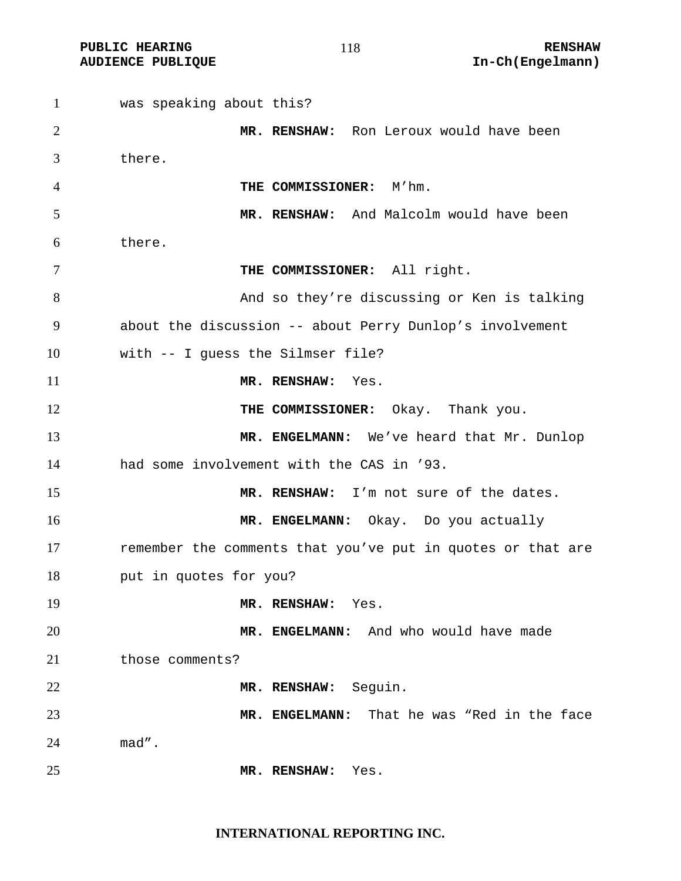was speaking about this?

**MR. RENSHAW:** Ron Leroux would have been there.

**THE COMMISSIONER:** M'hm.

**MR. RENSHAW:** And Malcolm would have been there.

**THE COMMISSIONER:** All right.

And so they're discussing or Ken is talking about the discussion -- about Perry Dunlop's involvement with -- I guess the Silmser file?

**MR. RENSHAW:** Yes.

**THE COMMISSIONER:** Okay. Thank you.

**MR. ENGELMANN:** We've heard that Mr. Dunlop had some involvement with the CAS in '93.

**MR. RENSHAW:** I'm not sure of the dates.

**MR. ENGELMANN:** Okay. Do you actually remember the comments that you've put in quotes or that are put in quotes for you?

**MR. RENSHAW:** Yes.

**MR. ENGELMANN:** And who would have made those comments?

**MR. RENSHAW:** Seguin.

**MR. ENGELMANN:** That he was "Red in the face mad".

**MR. RENSHAW:** Yes.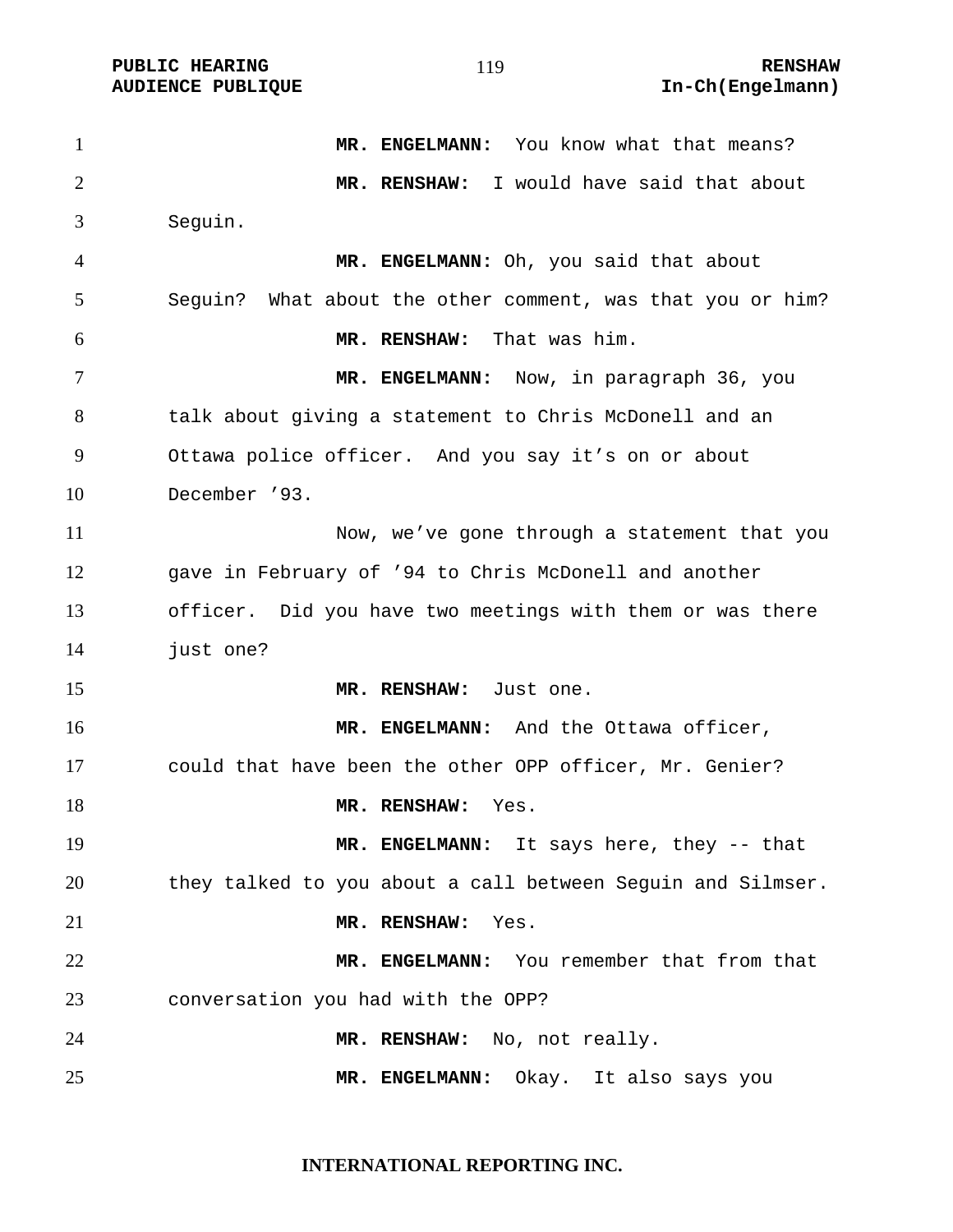**MR. ENGELMANN:** You know what that means?

**MR. RENSHAW:** I would have said that about Seguin.

**MR. ENGELMANN:** Oh, you said that about Seguin? What about the other comment, was that you or him?

**MR. RENSHAW:** That was him.

**MR. ENGELMANN:** Now, in paragraph 36, you talk about giving a statement to Chris McDonell and an Ottawa police officer. And you say it's on or about December '93.

Now, we've gone through a statement that you gave in February of '94 to Chris McDonell and another officer. Did you have two meetings with them or was there just one?

**MR. RENSHAW:** Just one.

**MR. ENGELMANN:** And the Ottawa officer, could that have been the other OPP officer, Mr. Genier?

**MR. RENSHAW:** Yes.

**MR. ENGELMANN:** It says here, they -- that they talked to you about a call between Seguin and Silmser.

**MR. RENSHAW:** Yes.

**MR. ENGELMANN:** You remember that from that conversation you had with the OPP?

**MR. RENSHAW:** No, not really.

**MR. ENGELMANN:** Okay. It also says you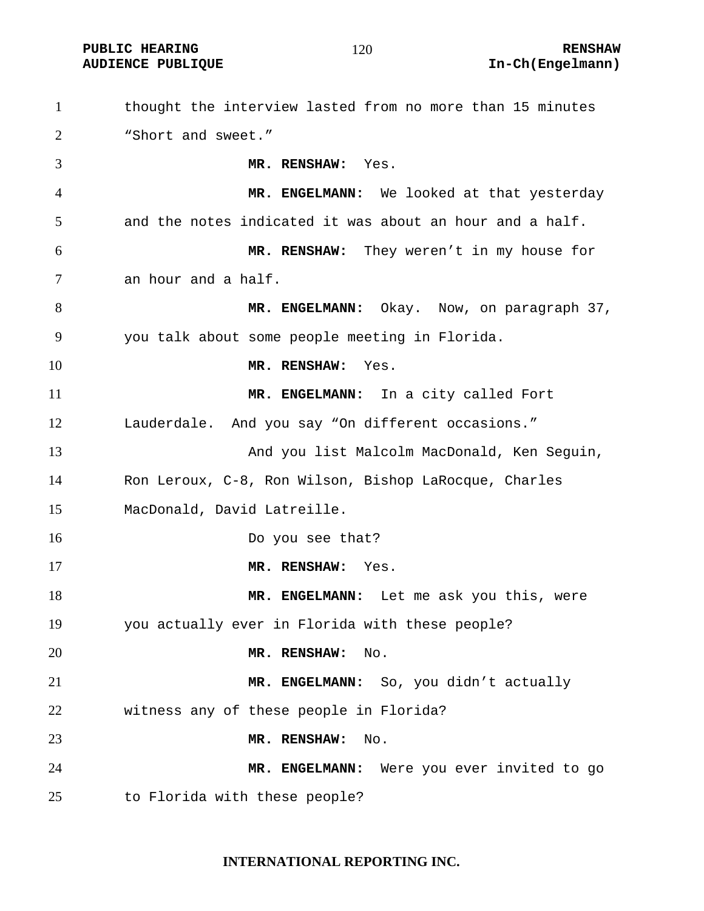thought the interview lasted from no more than 15 minutes "Short and sweet."

**MR. RENSHAW:** Yes.

**MR. ENGELMANN:** We looked at that yesterday and the notes indicated it was about an hour and a half.

**MR. RENSHAW:** They weren't in my house for an hour and a half.

**MR. ENGELMANN:** Okay. Now, on paragraph 37, you talk about some people meeting in Florida.

**MR. RENSHAW:** Yes.

**MR. ENGELMANN:** In a city called Fort Lauderdale. And you say "On different occasions."

And you list Malcolm MacDonald, Ken Seguin, Ron Leroux, C-8, Ron Wilson, Bishop LaRocque, Charles MacDonald, David Latreille.

Do you see that?

**MR. RENSHAW:** Yes.

**MR. ENGELMANN:** Let me ask you this, were you actually ever in Florida with these people?

**MR. RENSHAW:** No.

**MR. ENGELMANN:** So, you didn't actually witness any of these people in Florida?

**MR. RENSHAW:** No.

**MR. ENGELMANN:** Were you ever invited to go to Florida with these people?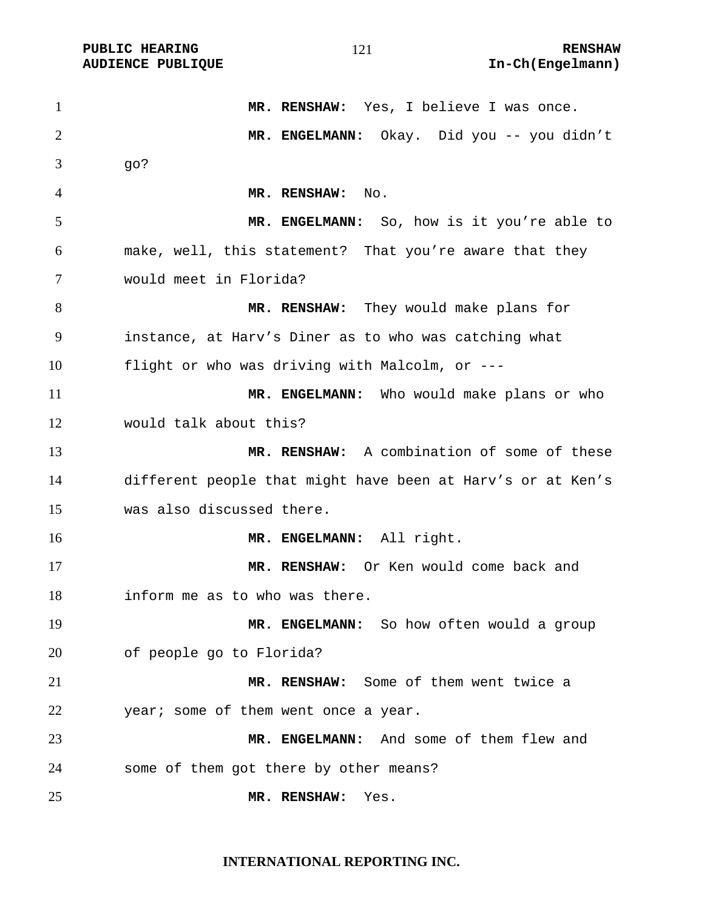**MR. RENSHAW:** Yes, I believe I was once.

**MR. ENGELMANN:** Okay. Did you -- you didn't go?

**MR. RENSHAW:** No.

**MR. ENGELMANN:** So, how is it you're able to make, well, this statement? That you're aware that they would meet in Florida?

**MR. RENSHAW:** They would make plans for instance, at Harv's Diner as to who was catching what flight or who was driving with Malcolm, or ---

**MR. ENGELMANN:** Who would make plans or who would talk about this?

**MR. RENSHAW:** A combination of some of these different people that might have been at Harv's or at Ken's was also discussed there.

**MR. ENGELMANN:** All right.

**MR. RENSHAW:** Or Ken would come back and inform me as to who was there.

**MR. ENGELMANN:** So how often would a group of people go to Florida?

**MR. RENSHAW:** Some of them went twice a year; some of them went once a year.

**MR. ENGELMANN:** And some of them flew and some of them got there by other means?

**MR. RENSHAW:** Yes.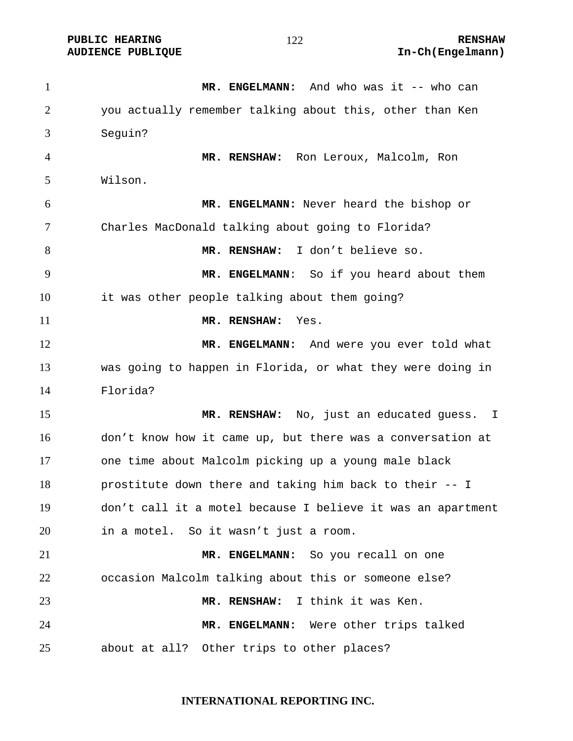**MR. ENGELMANN:** And who was it -- who can you actually remember talking about this, other than Ken Seguin?

**MR. RENSHAW:** Ron Leroux, Malcolm, Ron Wilson.

**MR. ENGELMANN:** Never heard the bishop or Charles MacDonald talking about going to Florida?

**MR. RENSHAW:** I don't believe so.

**MR. ENGELMANN**: So if you heard about them it was other people talking about them going?

**MR. RENSHAW:** Yes.

**MR. ENGELMANN:** And were you ever told what was going to happen in Florida, or what they were doing in Florida?

**MR. RENSHAW:** No, just an educated guess. I don't know how it came up, but there was a conversation at one time about Malcolm picking up a young male black prostitute down there and taking him back to their -- I don't call it a motel because I believe it was an apartment in a motel. So it wasn't just a room.

**MR. ENGELMANN:** So you recall on one occasion Malcolm talking about this or someone else?

**MR. RENSHAW:** I think it was Ken.

**MR. ENGELMANN:** Were other trips talked about at all? Other trips to other places?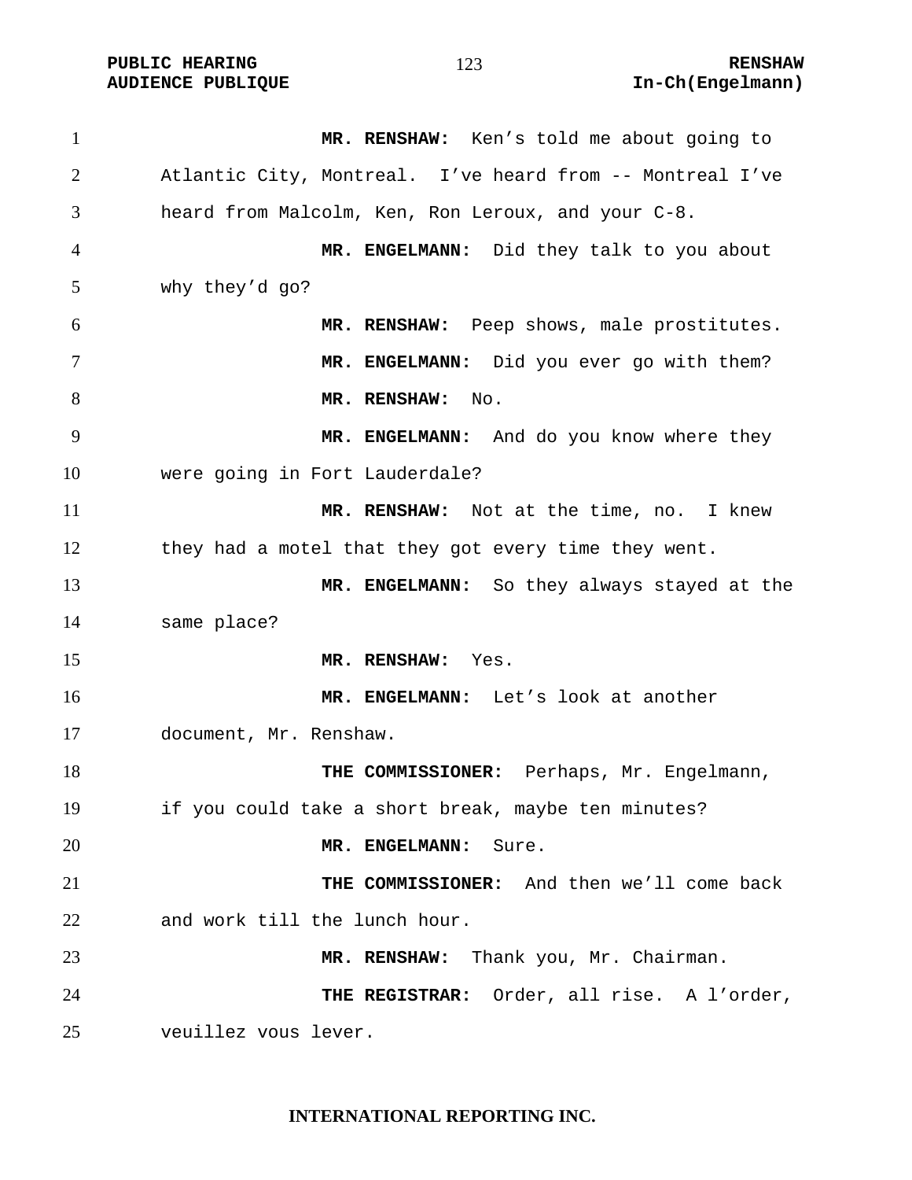**MR. RENSHAW:** Ken's told me about going to Atlantic City, Montreal. I've heard from -- Montreal I've heard from Malcolm, Ken, Ron Leroux, and your C-8.

**MR. ENGELMANN:** Did they talk to you about why they'd go?

**MR. RENSHAW:** Peep shows, male prostitutes.

**MR. ENGELMANN:** Did you ever go with them?

**MR. RENSHAW:** No.

**MR. ENGELMANN:** And do you know where they were going in Fort Lauderdale?

**MR. RENSHAW:** Not at the time, no. I knew they had a motel that they got every time they went.

**MR. ENGELMANN:** So they always stayed at the same place?

**MR. RENSHAW:** Yes.

**MR. ENGELMANN:** Let's look at another document, Mr. Renshaw.

**THE COMMISSIONER:** Perhaps, Mr. Engelmann, if you could take a short break, maybe ten minutes?

**MR. ENGELMANN:** Sure.

**THE COMMISSIONER:** And then we'll come back and work till the lunch hour.

**MR. RENSHAW:** Thank you, Mr. Chairman.

**THE REGISTRAR:** Order, all rise. A l'order, veuillez vous lever.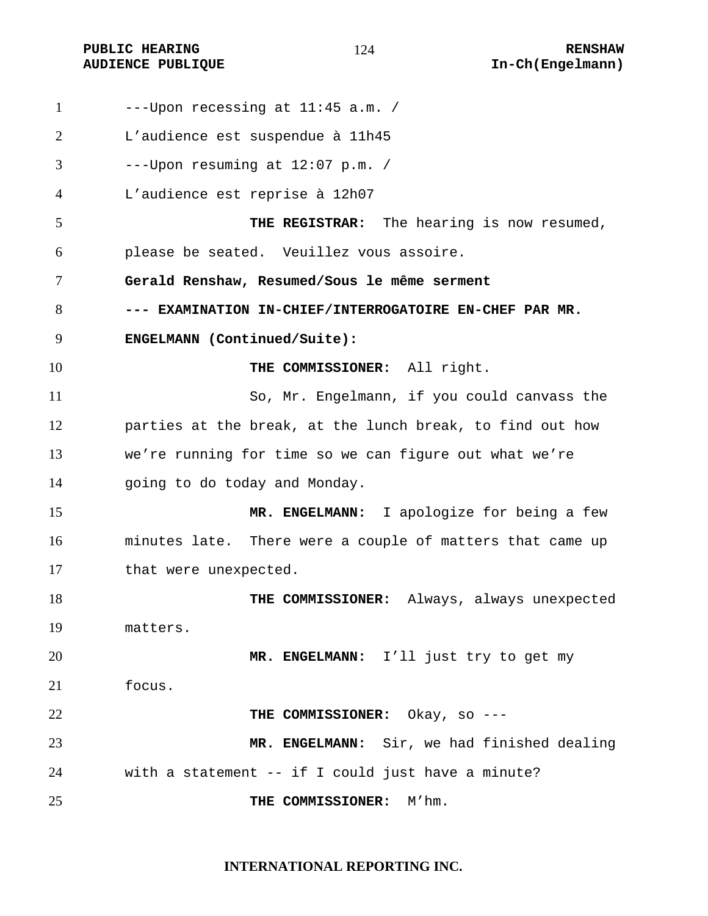---Upon recessing at 11:45 a.m. /
L'audience est suspendue à 11h45
---Upon resuming at 12:07 p.m. /
L'audience est reprise à 12h07

**THE REGISTRAR:** The hearing is now resumed, please be seated. Veuillez vous assoire.

**Gerald Renshaw, Resumed/Sous le même serment**

**--- EXAMINATION IN-CHIEF/INTERROGATOIRE EN-CHEF PAR MR. ENGELMANN (Continued/Suite):**

**THE COMMISSIONER:** All right.

So, Mr. Engelmann, if you could canvass the parties at the break, at the lunch break, to find out how we're running for time so we can figure out what we're going to do today and Monday.

**MR. ENGELMANN:** I apologize for being a few minutes late. There were a couple of matters that came up that were unexpected.

**THE COMMISSIONER:** Always, always unexpected matters.

**MR. ENGELMANN:** I'll just try to get my focus.

**THE COMMISSIONER:** Okay, so ---

**MR. ENGELMANN:** Sir, we had finished dealing with a statement -- if I could just have a minute?

**THE COMMISSIONER:** M'hm.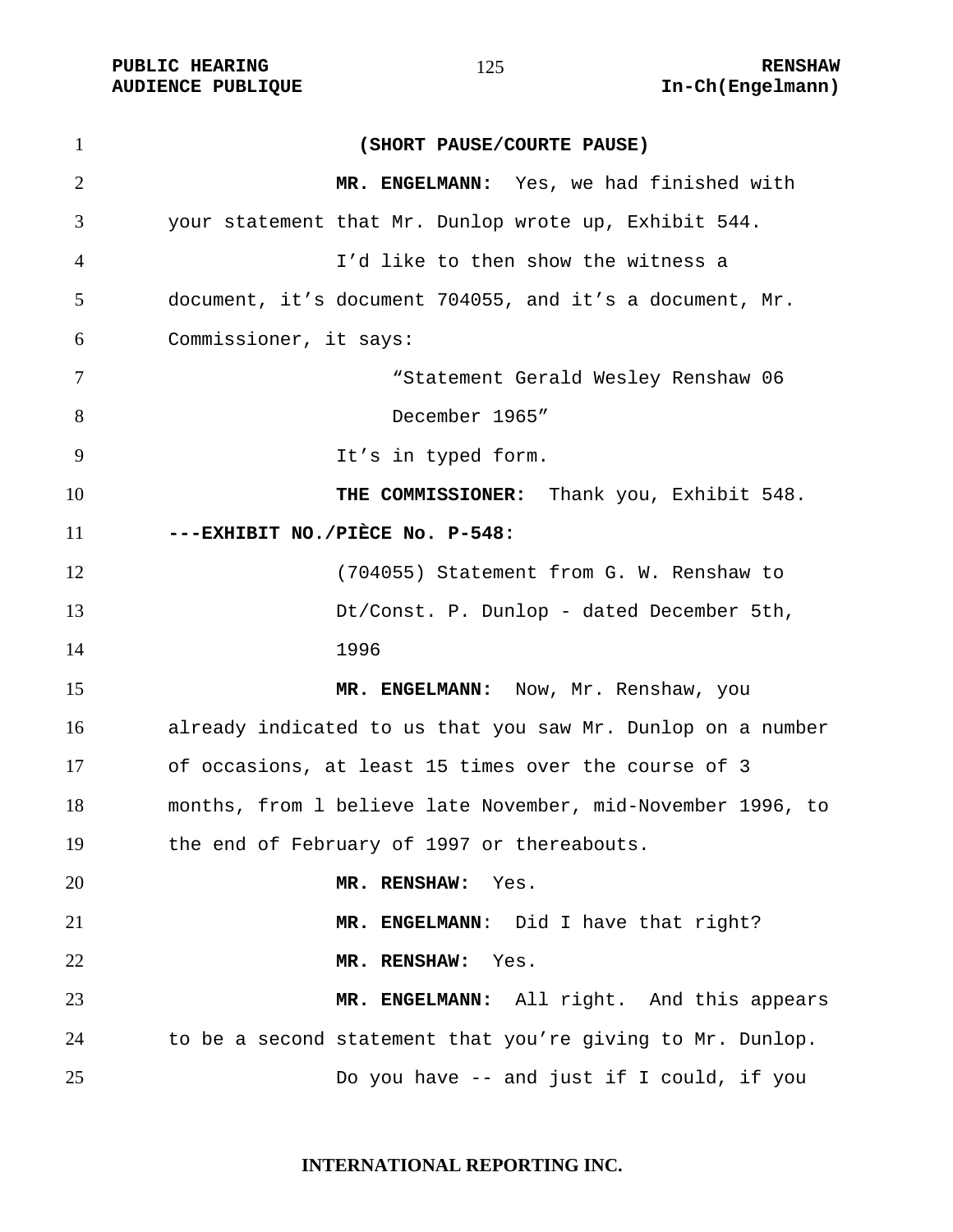**(SHORT PAUSE/COURTE PAUSE)**

**MR. ENGELMANN:** Yes, we had finished with your statement that Mr. Dunlop wrote up, Exhibit 544.

I'd like to then show the witness a document, it's document 704055, and it's a document, Mr. Commissioner, it says:

> "Statement Gerald Wesley Renshaw 06 December 1965"

It's in typed form.

**THE COMMISSIONER:** Thank you, Exhibit 548.

**---EXHIBIT NO./PIÈCE No. P-548:**

(704055) Statement from G. W. Renshaw to Dt/Const. P. Dunlop - dated December 5th, 1996

**MR. ENGELMANN:** Now, Mr. Renshaw, you already indicated to us that you saw Mr. Dunlop on a number of occasions, at least 15 times over the course of 3 months, from l believe late November, mid-November 1996, to the end of February of 1997 or thereabouts.

**MR. RENSHAW:** Yes.

**MR. ENGELMANN**: Did I have that right?

**MR. RENSHAW:** Yes.

**MR. ENGELMANN:** All right. And this appears to be a second statement that you're giving to Mr. Dunlop.

Do you have -- and just if I could, if you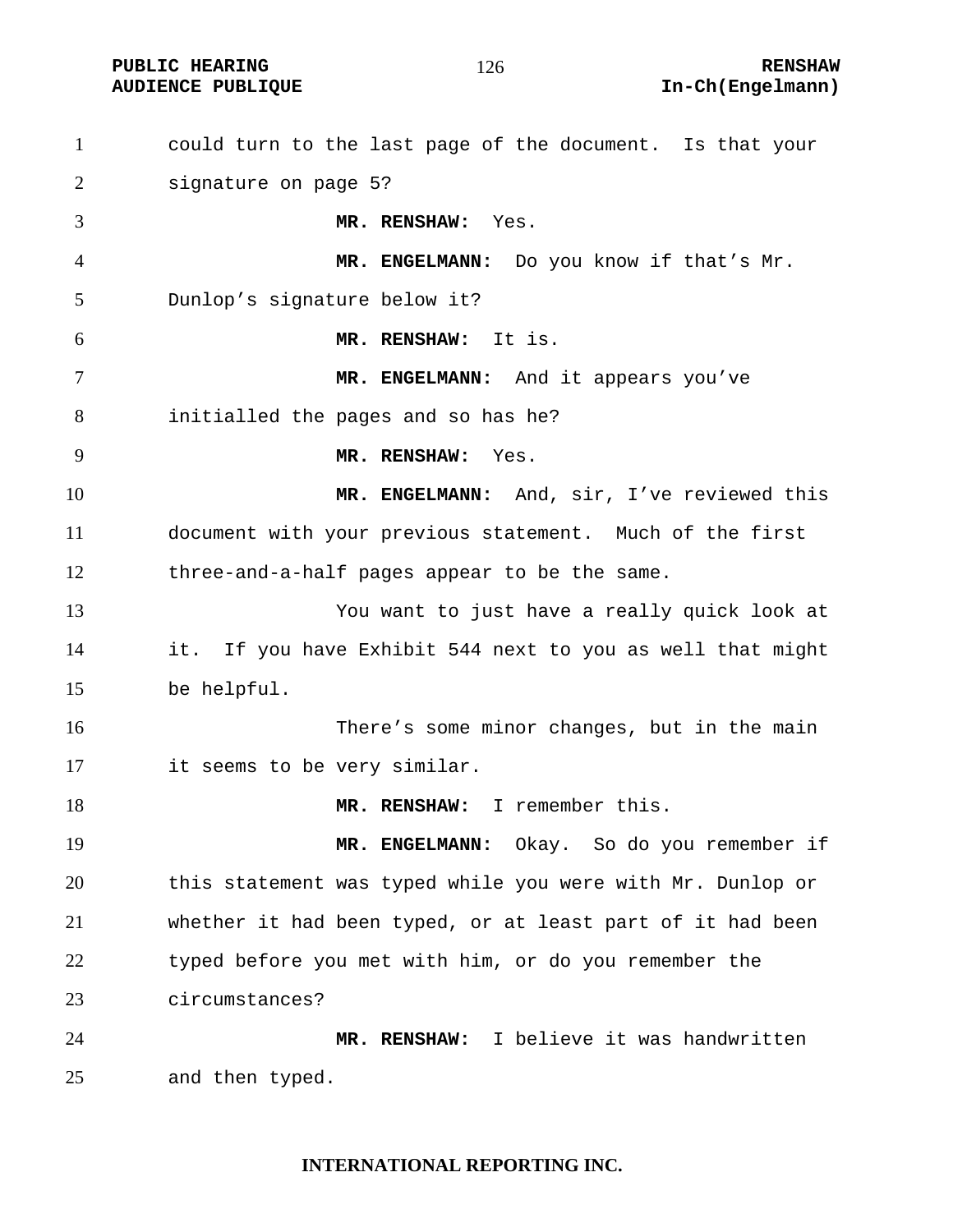could turn to the last page of the document. Is that your signature on page 5?

**MR. RENSHAW:** Yes.

**MR. ENGELMANN:** Do you know if that's Mr. Dunlop's signature below it?

**MR. RENSHAW:** It is.

**MR. ENGELMANN:** And it appears you've initialled the pages and so has he?

**MR. RENSHAW:** Yes.

**MR. ENGELMANN:** And, sir, I've reviewed this document with your previous statement. Much of the first three-and-a-half pages appear to be the same.

You want to just have a really quick look at it. If you have Exhibit 544 next to you as well that might be helpful.

There's some minor changes, but in the main it seems to be very similar.

**MR. RENSHAW:** I remember this.

**MR. ENGELMANN:** Okay. So do you remember if this statement was typed while you were with Mr. Dunlop or whether it had been typed, or at least part of it had been typed before you met with him, or do you remember the circumstances?

**MR. RENSHAW:** I believe it was handwritten and then typed.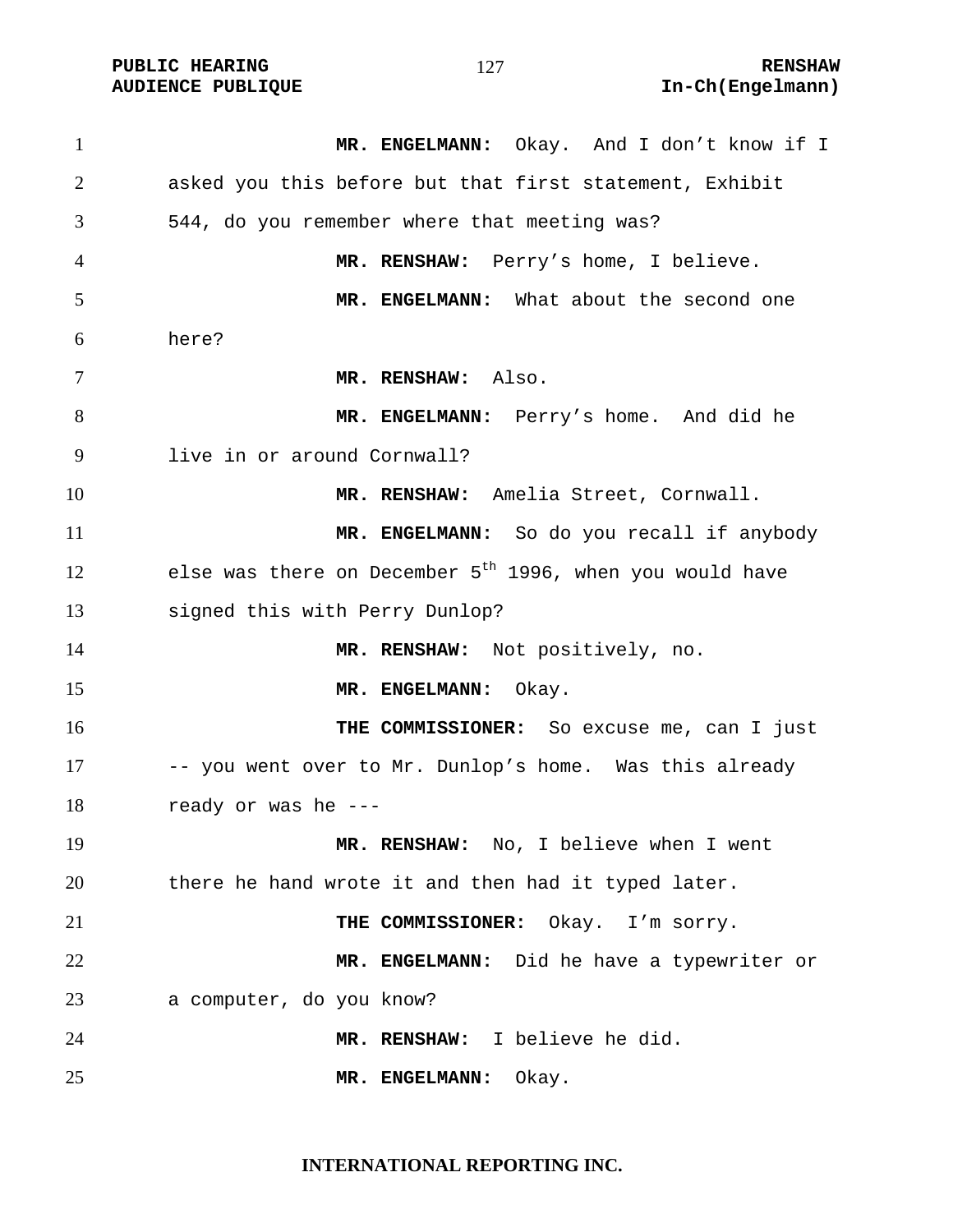**MR. ENGELMANN:** Okay. And I don't know if I asked you this before but that first statement, Exhibit 544, do you remember where that meeting was?

**MR. RENSHAW:** Perry's home, I believe.

**MR. ENGELMANN:** What about the second one here?

**MR. RENSHAW:** Also.

**MR. ENGELMANN:** Perry's home. And did he live in or around Cornwall?

**MR. RENSHAW:** Amelia Street, Cornwall.

**MR. ENGELMANN:** So do you recall if anybody else was there on December 5th 1996, when you would have signed this with Perry Dunlop?

**MR. RENSHAW:** Not positively, no.

**MR. ENGELMANN:** Okay.

**THE COMMISSIONER:** So excuse me, can I just -- you went over to Mr. Dunlop's home. Was this already ready or was he ---

**MR. RENSHAW:** No, I believe when I went there he hand wrote it and then had it typed later.

**THE COMMISSIONER:** Okay. I'm sorry.

**MR. ENGELMANN:** Did he have a typewriter or a computer, do you know?

**MR. RENSHAW:** I believe he did.

**MR. ENGELMANN:** Okay.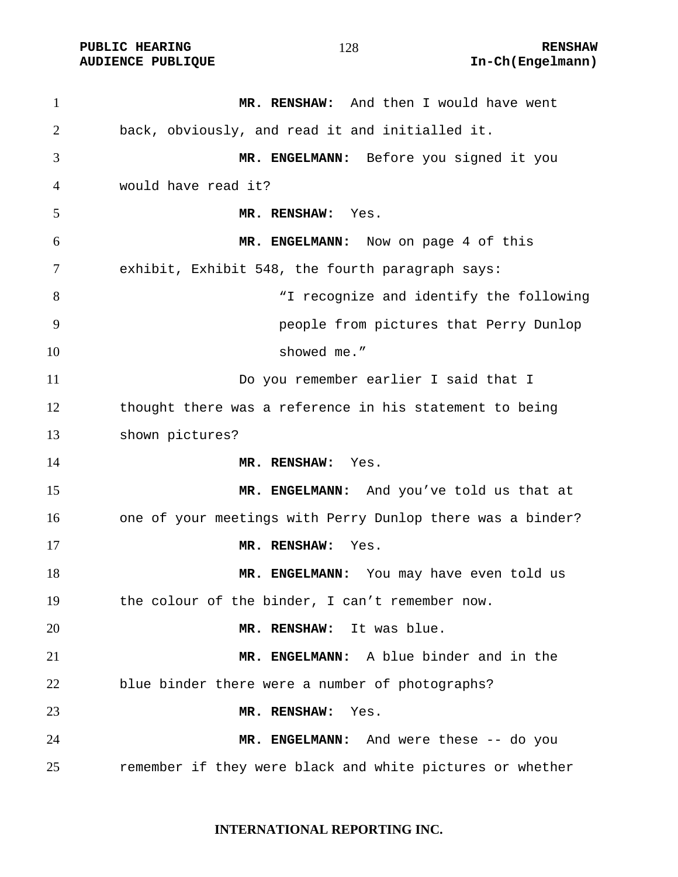**MR. RENSHAW:** And then I would have went back, obviously, and read it and initialled it.

**MR. ENGELMANN:** Before you signed it you would have read it?

**MR. RENSHAW:** Yes.

**MR. ENGELMANN:** Now on page 4 of this exhibit, Exhibit 548, the fourth paragraph says:

> "I recognize and identify the following people from pictures that Perry Dunlop showed me."

Do you remember earlier I said that I thought there was a reference in his statement to being shown pictures?

**MR. RENSHAW:** Yes.

**MR. ENGELMANN:** And you've told us that at one of your meetings with Perry Dunlop there was a binder?

**MR. RENSHAW:** Yes.

**MR. ENGELMANN:** You may have even told us the colour of the binder, I can't remember now.

**MR. RENSHAW:** It was blue.

**MR. ENGELMANN:** A blue binder and in the blue binder there were a number of photographs?

**MR. RENSHAW:** Yes.

**MR. ENGELMANN:** And were these -- do you remember if they were black and white pictures or whether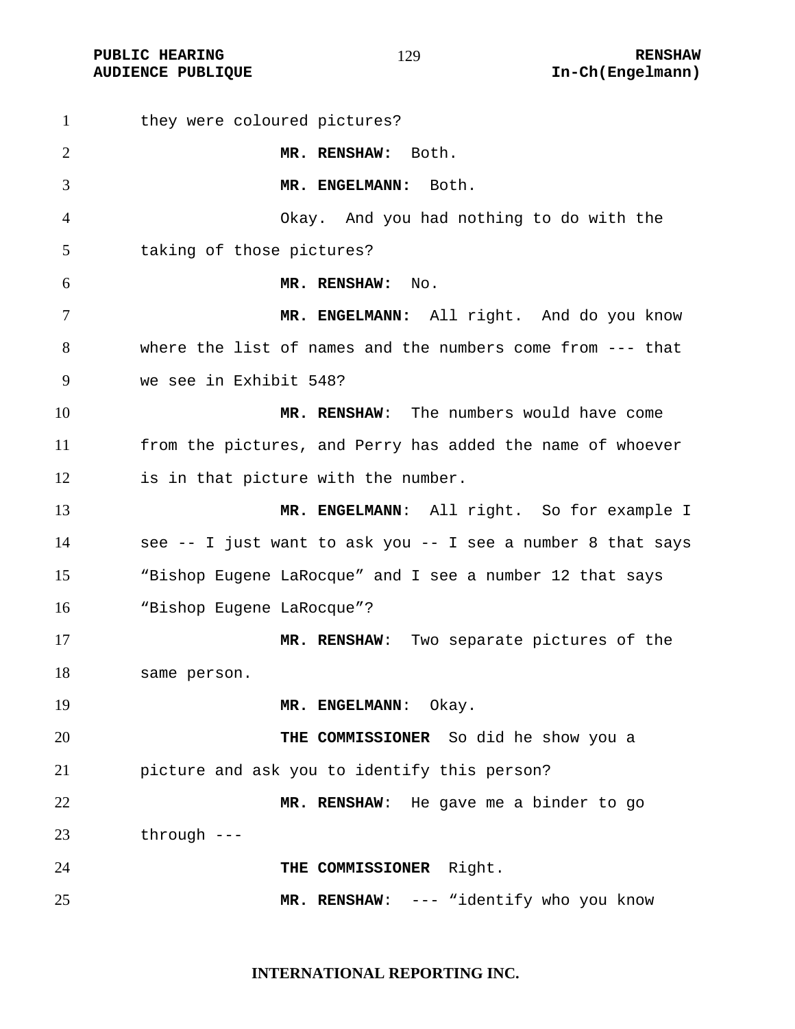they were coloured pictures?

**MR. RENSHAW:** Both.

**MR. ENGELMANN:** Both.

Okay. And you had nothing to do with the taking of those pictures?

**MR. RENSHAW:** No.

**MR. ENGELMANN:** All right. And do you know where the list of names and the numbers come from --- that we see in Exhibit 548?

**MR. RENSHAW**: The numbers would have come from the pictures, and Perry has added the name of whoever is in that picture with the number.

**MR. ENGELMANN**: All right. So for example I see -- I just want to ask you -- I see a number 8 that says "Bishop Eugene LaRocque" and I see a number 12 that says "Bishop Eugene LaRocque"?

**MR. RENSHAW**: Two separate pictures of the same person.

**MR. ENGELMANN**: Okay.

**THE COMMISSIONER** So did he show you a picture and ask you to identify this person?

**MR. RENSHAW**: He gave me a binder to go through ---

**THE COMMISSIONER** Right.

**MR. RENSHAW**: --- "identify who you know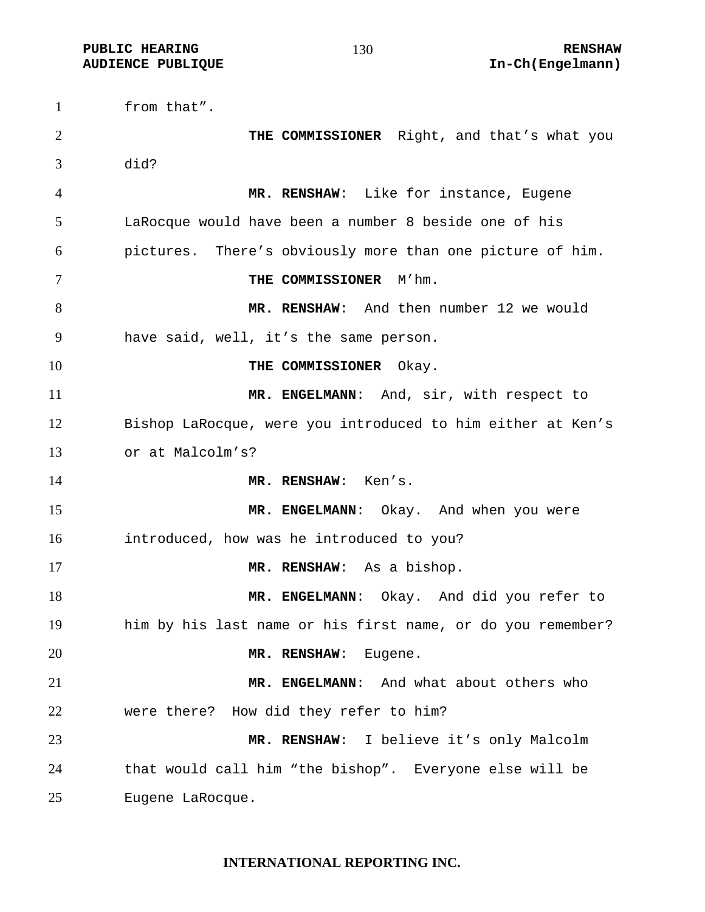from that".

**THE COMMISSIONER** Right, and that's what you did?

**MR. RENSHAW**: Like for instance, Eugene LaRocque would have been a number 8 beside one of his pictures. There's obviously more than one picture of him.

**THE COMMISSIONER** M'hm.

**MR. RENSHAW**: And then number 12 we would have said, well, it's the same person.

**THE COMMISSIONER** Okay.

**MR. ENGELMANN**: And, sir, with respect to Bishop LaRocque, were you introduced to him either at Ken's or at Malcolm's?

**MR. RENSHAW**: Ken's.

**MR. ENGELMANN**: Okay. And when you were introduced, how was he introduced to you?

**MR. RENSHAW**: As a bishop.

**MR. ENGELMANN**: Okay. And did you refer to him by his last name or his first name, or do you remember?

**MR. RENSHAW**: Eugene.

**MR. ENGELMANN**: And what about others who were there? How did they refer to him?

**MR. RENSHAW**: I believe it's only Malcolm that would call him "the bishop". Everyone else will be Eugene LaRocque.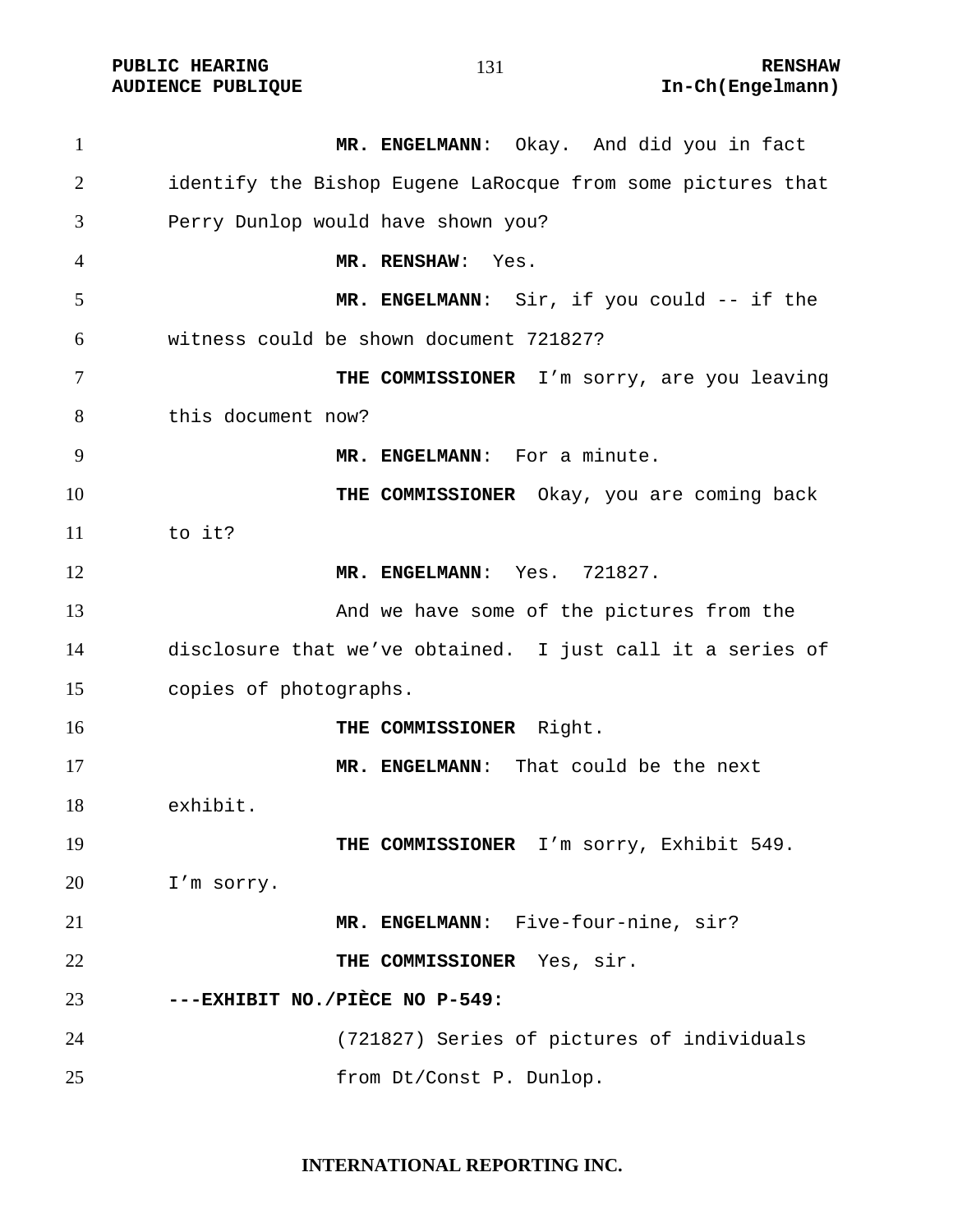**MR. ENGELMANN**: Okay. And did you in fact identify the Bishop Eugene LaRocque from some pictures that Perry Dunlop would have shown you?

**MR. RENSHAW**: Yes.

**MR. ENGELMANN**: Sir, if you could -- if the witness could be shown document 721827?

**THE COMMISSIONER** I'm sorry, are you leaving this document now?

**MR. ENGELMANN**: For a minute.

**THE COMMISSIONER** Okay, you are coming back to it?

**MR. ENGELMANN**: Yes. 721827.

And we have some of the pictures from the disclosure that we've obtained. I just call it a series of copies of photographs.

**THE COMMISSIONER** Right.

**MR. ENGELMANN**: That could be the next exhibit.

**THE COMMISSIONER** I'm sorry, Exhibit 549. I'm sorry.

**MR. ENGELMANN**: Five-four-nine, sir?

**THE COMMISSIONER** Yes, sir.

**---EXHIBIT NO./PIÈCE NO P-549:**

(721827) Series of pictures of individuals from Dt/Const P. Dunlop.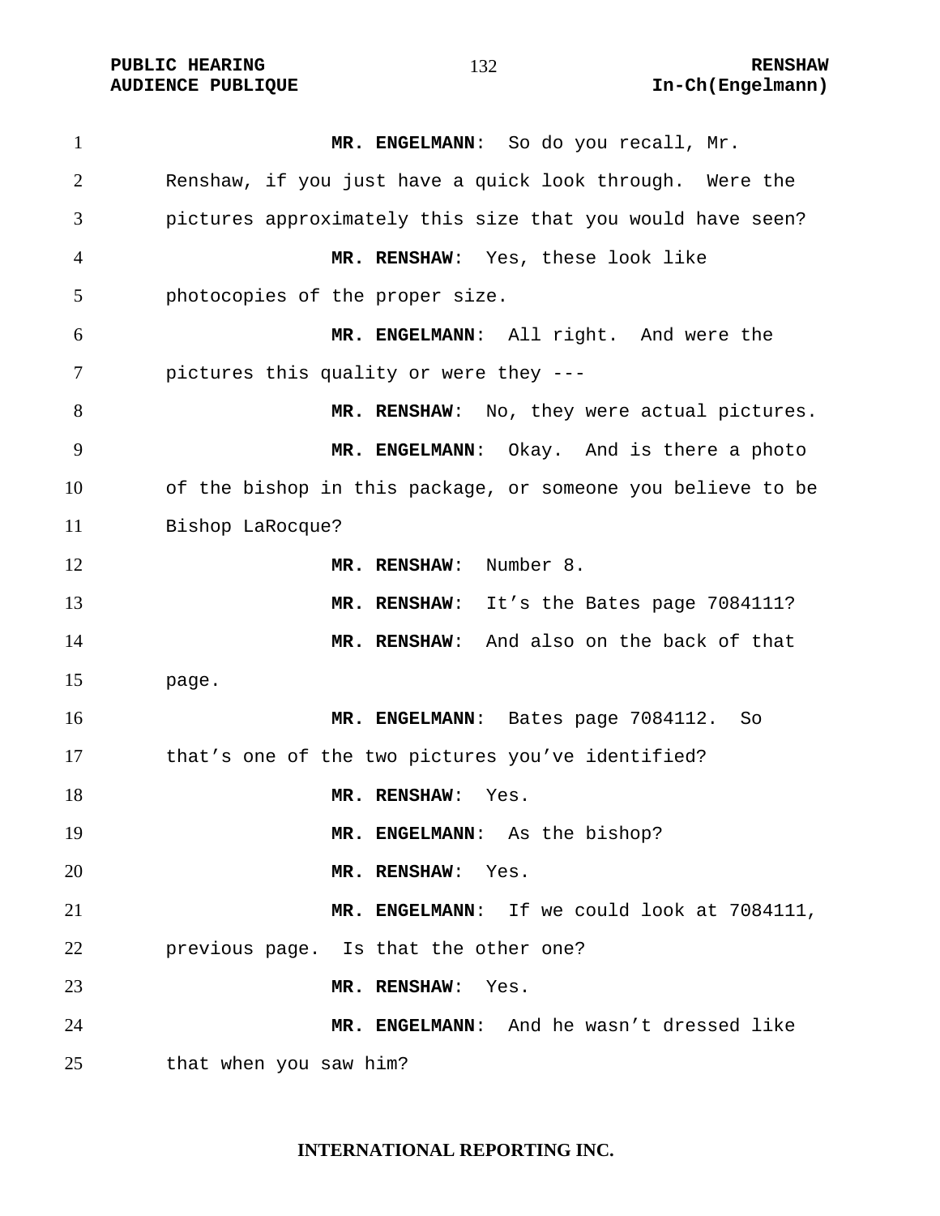**MR. ENGELMANN**: So do you recall, Mr. Renshaw, if you just have a quick look through. Were the pictures approximately this size that you would have seen?

**MR. RENSHAW**: Yes, these look like photocopies of the proper size.

**MR. ENGELMANN**: All right. And were the pictures this quality or were they ---

**MR. RENSHAW**: No, they were actual pictures.

**MR. ENGELMANN**: Okay. And is there a photo of the bishop in this package, or someone you believe to be Bishop LaRocque?

**MR. RENSHAW**: Number 8.

**MR. RENSHAW**: It's the Bates page 7084111?

**MR. RENSHAW**: And also on the back of that page.

**MR. ENGELMANN**: Bates page 7084112. So that's one of the two pictures you've identified?

**MR. RENSHAW**: Yes.

**MR. ENGELMANN**: As the bishop?

**MR. RENSHAW**: Yes.

**MR. ENGELMANN**: If we could look at 7084111, previous page. Is that the other one?

**MR. RENSHAW**: Yes.

**MR. ENGELMANN**: And he wasn't dressed like that when you saw him?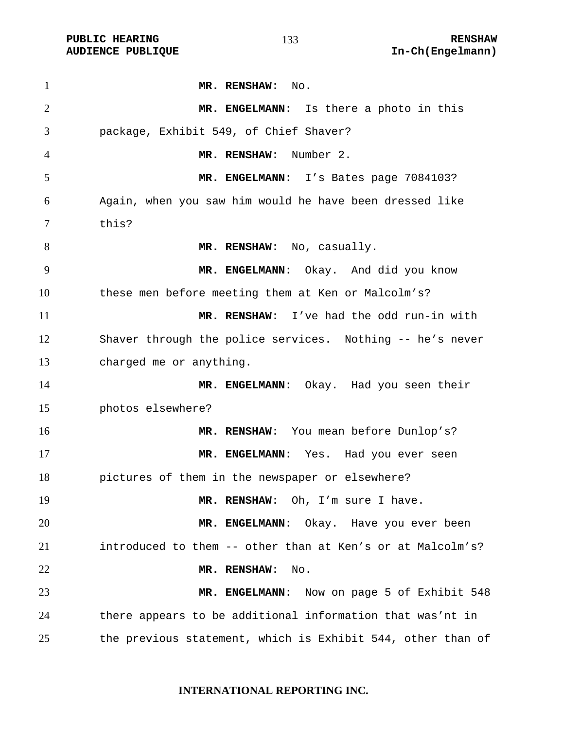**MR. RENSHAW**: No.

**MR. ENGELMANN**: Is there a photo in this package, Exhibit 549, of Chief Shaver?

**MR. RENSHAW**: Number 2.

**MR. ENGELMANN**: I's Bates page 7084103? Again, when you saw him would he have been dressed like this?

**MR. RENSHAW**: No, casually.

**MR. ENGELMANN**: Okay. And did you know these men before meeting them at Ken or Malcolm's?

**MR. RENSHAW**: I've had the odd run-in with Shaver through the police services. Nothing -- he's never charged me or anything.

**MR. ENGELMANN**: Okay. Had you seen their photos elsewhere?

**MR. RENSHAW**: You mean before Dunlop's?

**MR. ENGELMANN**: Yes. Had you ever seen pictures of them in the newspaper or elsewhere?

**MR. RENSHAW**: Oh, I'm sure I have.

**MR. ENGELMANN**: Okay. Have you ever been introduced to them -- other than at Ken's or at Malcolm's?

**MR. RENSHAW**: No.

**MR. ENGELMANN**: Now on page 5 of Exhibit 548 there appears to be additional information that was'nt in the previous statement, which is Exhibit 544, other than of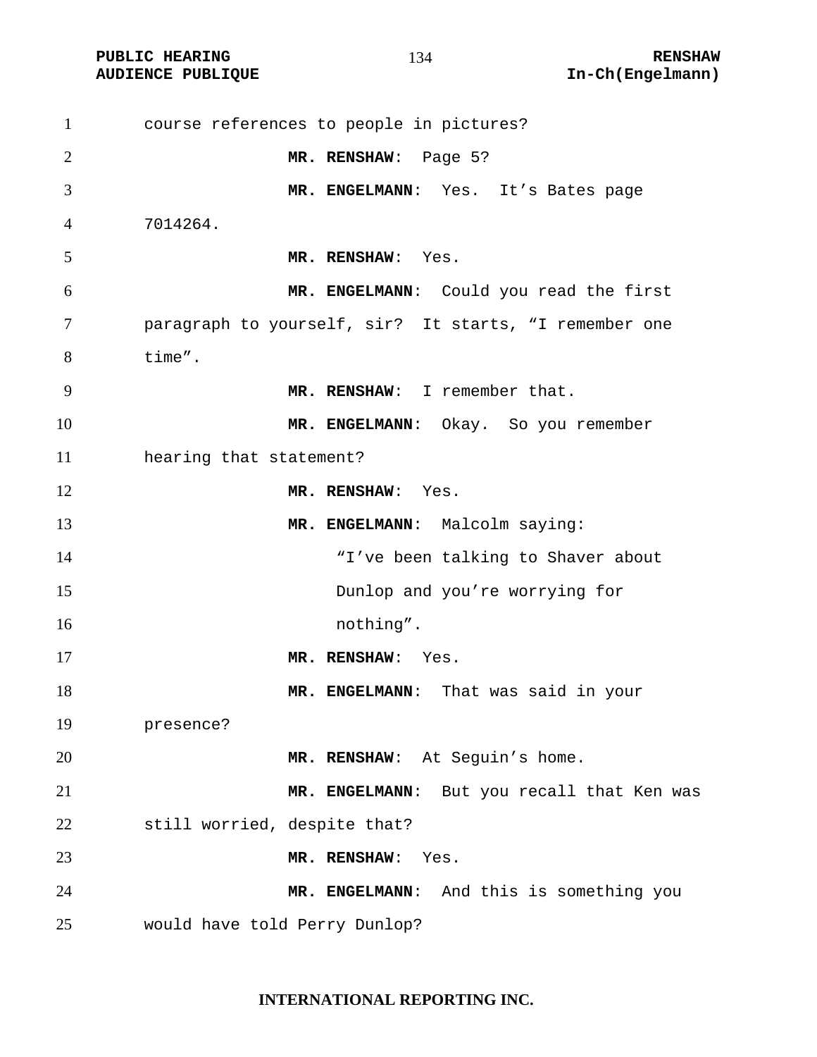course references to people in pictures?

**MR. RENSHAW**: Page 5?

**MR. ENGELMANN**: Yes. It's Bates page 7014264.

**MR. RENSHAW**: Yes.

**MR. ENGELMANN**: Could you read the first paragraph to yourself, sir? It starts, "I remember one time".

**MR. RENSHAW**: I remember that.

**MR. ENGELMANN**: Okay. So you remember hearing that statement?

**MR. RENSHAW**: Yes.

**MR. ENGELMANN**: Malcolm saying:

> "I've been talking to Shaver about Dunlop and you're worrying for nothing".

**MR. RENSHAW**: Yes.

**MR. ENGELMANN**: That was said in your presence?

**MR. RENSHAW**: At Seguin's home.

**MR. ENGELMANN**: But you recall that Ken was still worried, despite that?

**MR. RENSHAW**: Yes.

**MR. ENGELMANN**: And this is something you would have told Perry Dunlop?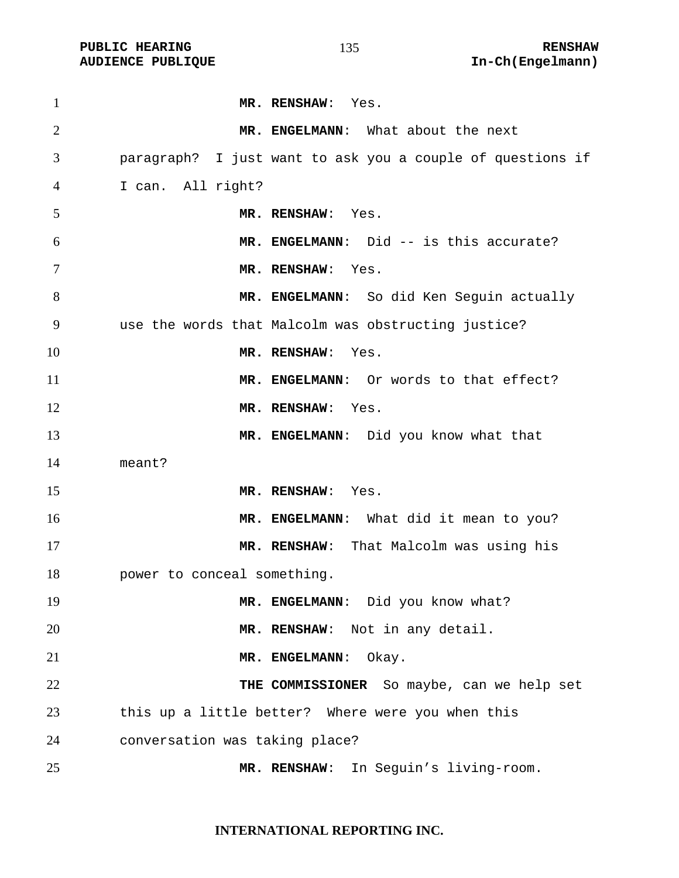**MR. RENSHAW**: Yes.

**MR. ENGELMANN**: What about the next paragraph? I just want to ask you a couple of questions if I can. All right?

**MR. RENSHAW**: Yes.

**MR. ENGELMANN**: Did -- is this accurate?

**MR. RENSHAW**: Yes.

**MR. ENGELMANN**: So did Ken Seguin actually use the words that Malcolm was obstructing justice?

**MR. RENSHAW**: Yes.

**MR. ENGELMANN**: Or words to that effect?

**MR. RENSHAW**: Yes.

**MR. ENGELMANN**: Did you know what that meant?

**MR. RENSHAW**: Yes.

**MR. ENGELMANN**: What did it mean to you?

**MR. RENSHAW**: That Malcolm was using his power to conceal something.

**MR. ENGELMANN**: Did you know what?

**MR. RENSHAW**: Not in any detail.

**MR. ENGELMANN**: Okay.

**THE COMMISSIONER** So maybe, can we help set this up a little better? Where were you when this conversation was taking place?

**MR. RENSHAW**: In Seguin's living-room.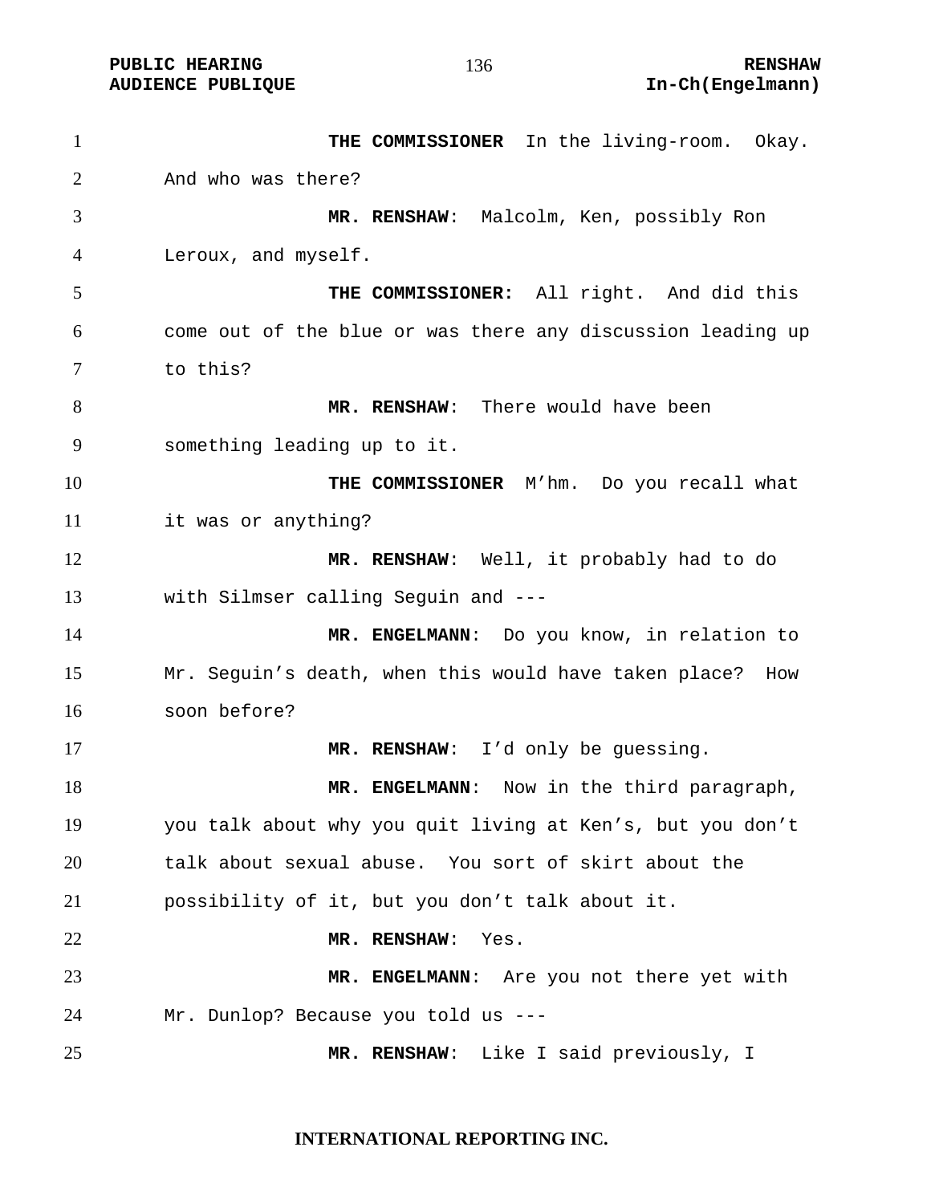**THE COMMISSIONER** In the living-room. Okay. And who was there?

**MR. RENSHAW**: Malcolm, Ken, possibly Ron Leroux, and myself.

**THE COMMISSIONER:** All right. And did this come out of the blue or was there any discussion leading up to this?

**MR. RENSHAW**: There would have been something leading up to it.

**THE COMMISSIONER** M'hm. Do you recall what it was or anything?

**MR. RENSHAW**: Well, it probably had to do with Silmser calling Seguin and ---

**MR. ENGELMANN**: Do you know, in relation to Mr. Seguin's death, when this would have taken place? How soon before?

**MR. RENSHAW**: I'd only be guessing.

**MR. ENGELMANN**: Now in the third paragraph, you talk about why you quit living at Ken's, but you don't talk about sexual abuse. You sort of skirt about the possibility of it, but you don't talk about it.

**MR. RENSHAW**: Yes.

**MR. ENGELMANN**: Are you not there yet with Mr. Dunlop? Because you told us ---

**MR. RENSHAW**: Like I said previously, I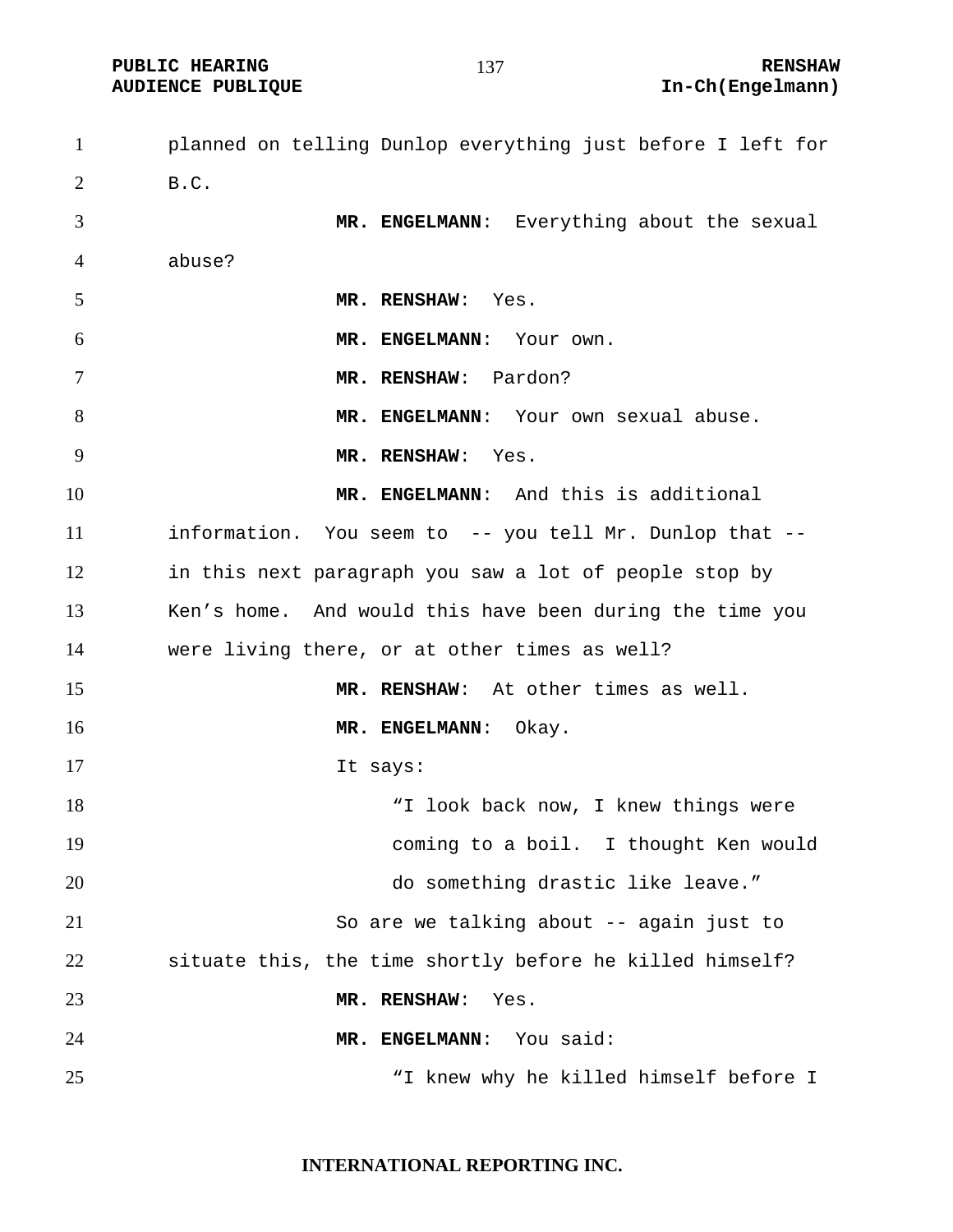planned on telling Dunlop everything just before I left for B.C.

**MR. ENGELMANN**: Everything about the sexual abuse?

**MR. RENSHAW**: Yes.

**MR. ENGELMANN**: Your own.

**MR. RENSHAW**: Pardon?

**MR. ENGELMANN**: Your own sexual abuse.

**MR. RENSHAW**: Yes.

**MR. ENGELMANN**: And this is additional information. You seem to -- you tell Mr. Dunlop that -- in this next paragraph you saw a lot of people stop by Ken's home. And would this have been during the time you were living there, or at other times as well?

**MR. RENSHAW**: At other times as well.

**MR. ENGELMANN**: Okay.

It says:

> "I look back now, I knew things were coming to a boil. I thought Ken would do something drastic like leave."

So are we talking about -- again just to situate this, the time shortly before he killed himself?

**MR. RENSHAW**: Yes.

**MR. ENGELMANN**: You said:

> "I knew why he killed himself before I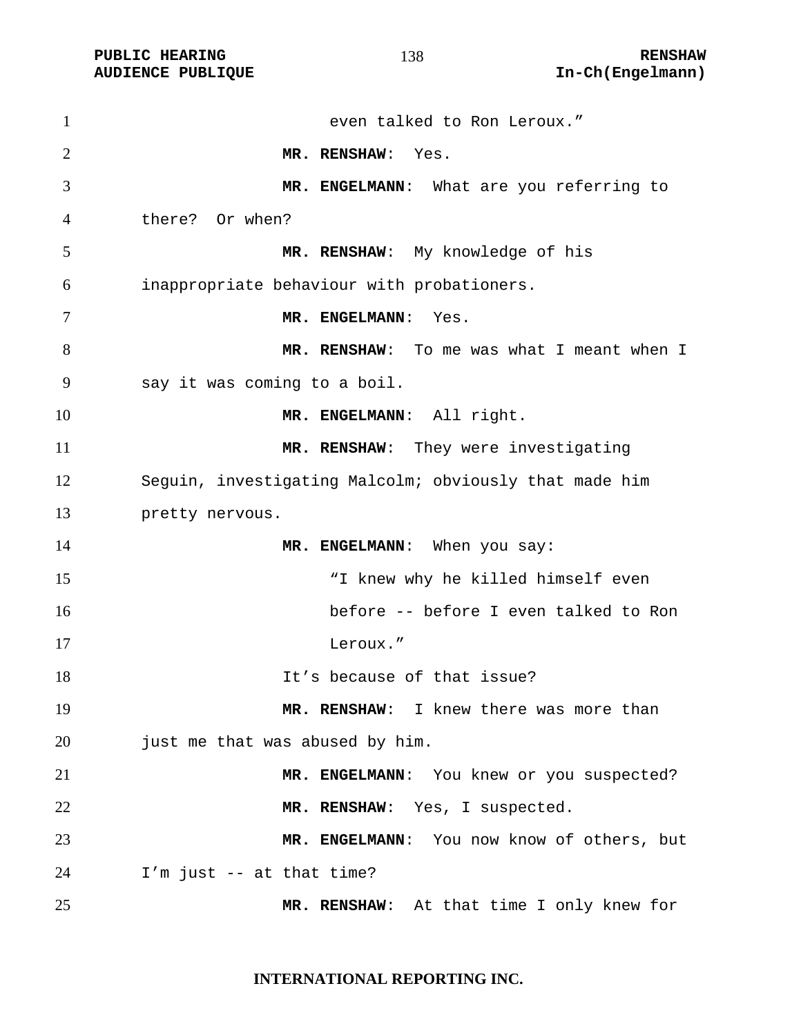even talked to Ron Leroux."

**MR. RENSHAW**: Yes.

**MR. ENGELMANN**: What are you referring to there? Or when?

**MR. RENSHAW**: My knowledge of his inappropriate behaviour with probationers.

**MR. ENGELMANN**: Yes.

**MR. RENSHAW**: To me was what I meant when I say it was coming to a boil.

**MR. ENGELMANN**: All right.

**MR. RENSHAW**: They were investigating Seguin, investigating Malcolm; obviously that made him pretty nervous.

**MR. ENGELMANN**: When you say:

> "I knew why he killed himself even before -- before I even talked to Ron Leroux."

It's because of that issue?

**MR. RENSHAW**: I knew there was more than just me that was abused by him.

**MR. ENGELMANN**: You knew or you suspected?

**MR. RENSHAW**: Yes, I suspected.

**MR. ENGELMANN**: You now know of others, but I'm just -- at that time?

**MR. RENSHAW**: At that time I only knew for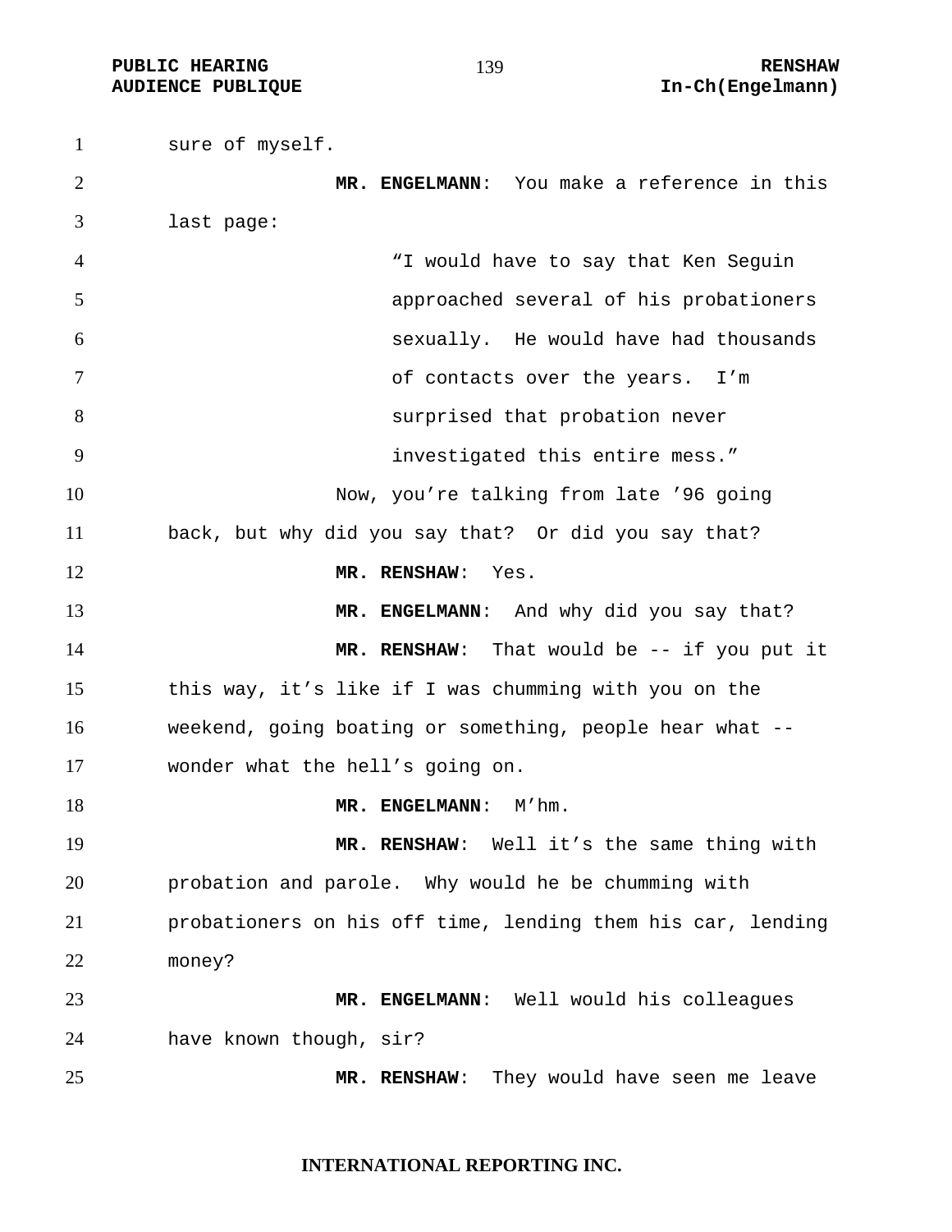sure of myself.

**MR. ENGELMANN**: You make a reference in this last page:

> "I would have to say that Ken Seguin approached several of his probationers sexually. He would have had thousands of contacts over the years. I'm surprised that probation never investigated this entire mess."

Now, you're talking from late '96 going back, but why did you say that? Or did you say that?

**MR. RENSHAW**: Yes.

**MR. ENGELMANN**: And why did you say that?

**MR. RENSHAW**: That would be -- if you put it this way, it's like if I was chumming with you on the weekend, going boating or something, people hear what -- wonder what the hell's going on.

**MR. ENGELMANN**: M'hm.

**MR. RENSHAW**: Well it's the same thing with probation and parole. Why would he be chumming with probationers on his off time, lending them his car, lending money?

**MR. ENGELMANN**: Well would his colleagues have known though, sir?

**MR. RENSHAW**: They would have seen me leave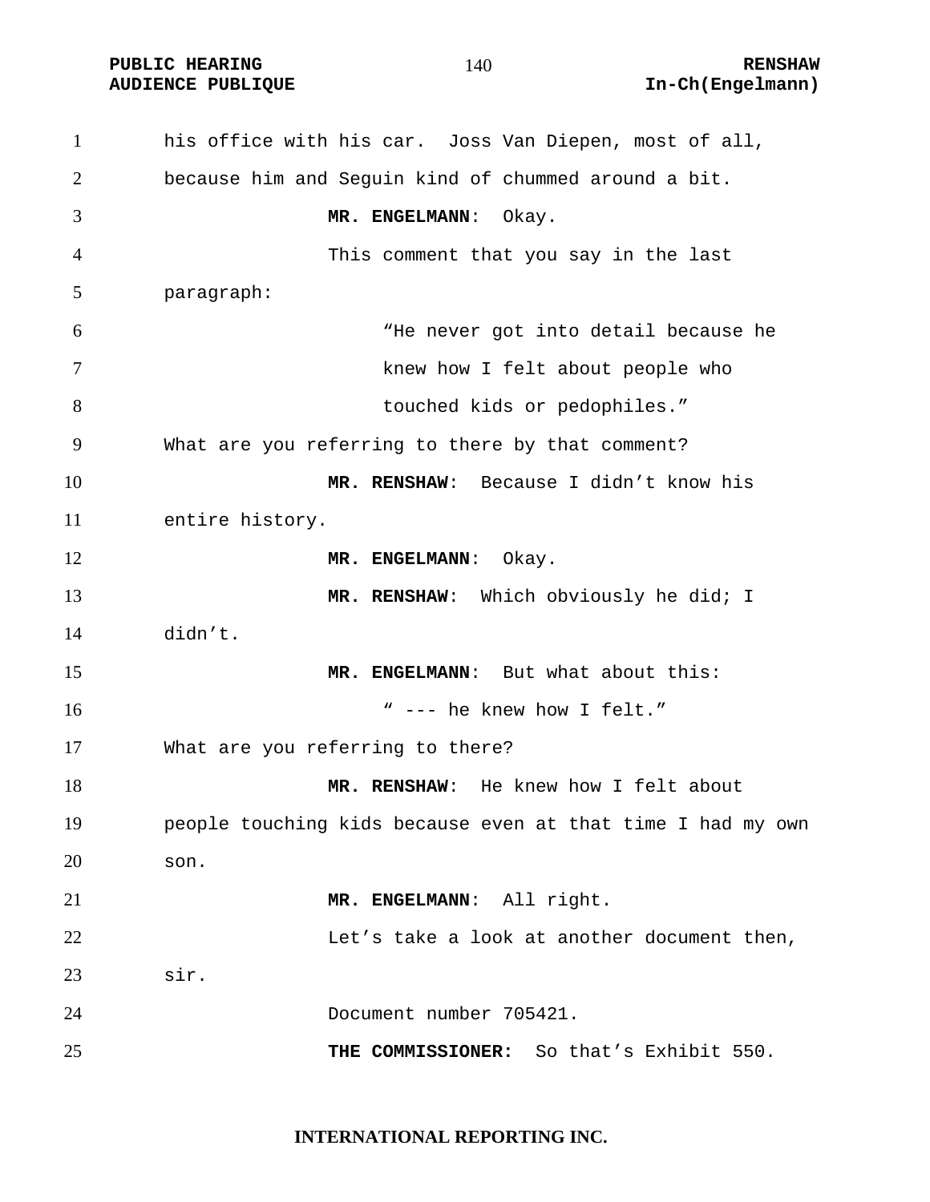his office with his car. Joss Van Diepen, most of all, because him and Seguin kind of chummed around a bit.

**MR. ENGELMANN**: Okay.

This comment that you say in the last paragraph:

> "He never got into detail because he knew how I felt about people who touched kids or pedophiles."

What are you referring to there by that comment?

**MR. RENSHAW**: Because I didn't know his entire history.

**MR. ENGELMANN**: Okay.

**MR. RENSHAW**: Which obviously he did; I didn't.

**MR. ENGELMANN**: But what about this:

> " --- he knew how I felt."

What are you referring to there?

**MR. RENSHAW**: He knew how I felt about people touching kids because even at that time I had my own son.

**MR. ENGELMANN**: All right.

Let's take a look at another document then, sir.

Document number 705421.

**THE COMMISSIONER:** So that's Exhibit 550.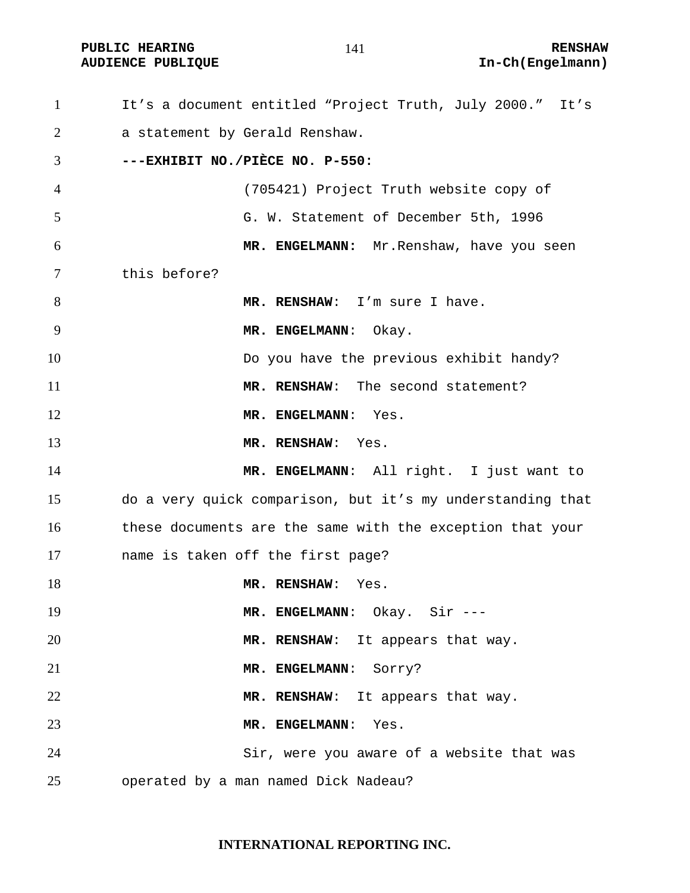It’s a document entitled “Project Truth, July 2000.” It’s a statement by Gerald Renshaw.

**---EXHIBIT NO./PIÈCE NO. P-550:**

(705421) Project Truth website copy of G. W. Statement of December 5th, 1996

**MR. ENGELMANN:** Mr.Renshaw, have you seen this before?

**MR. RENSHAW**: I’m sure I have.

**MR. ENGELMANN**: Okay.

Do you have the previous exhibit handy?

**MR. RENSHAW**: The second statement?

**MR. ENGELMANN**: Yes.

**MR. RENSHAW**: Yes.

**MR. ENGELMANN**: All right. I just want to do a very quick comparison, but it’s my understanding that these documents are the same with the exception that your name is taken off the first page?

**MR. RENSHAW**: Yes.

**MR. ENGELMANN**: Okay. Sir ---

**MR. RENSHAW**: It appears that way.

**MR. ENGELMANN**: Sorry?

**MR. RENSHAW**: It appears that way.

**MR. ENGELMANN**: Yes.

Sir, were you aware of a website that was operated by a man named Dick Nadeau?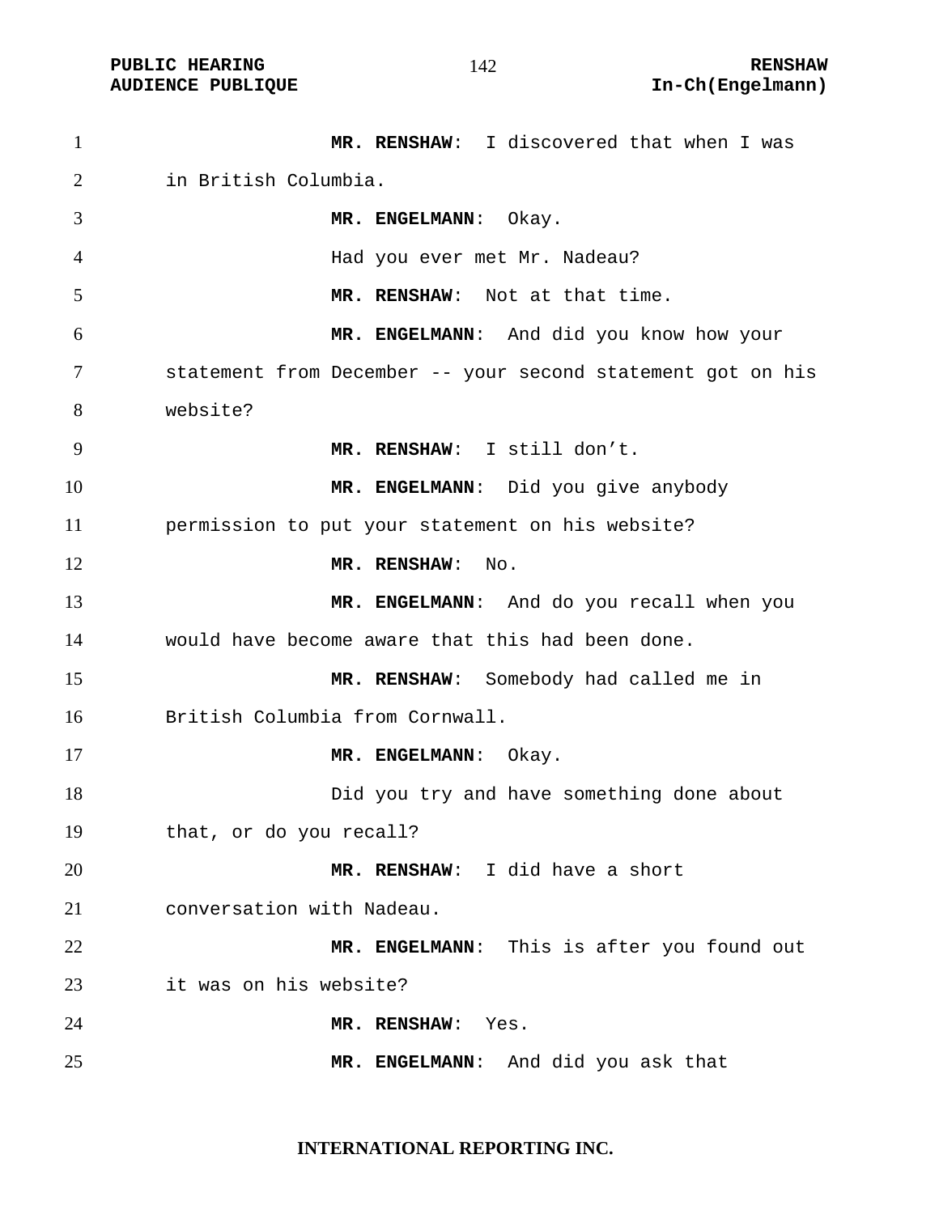**MR. RENSHAW**: I discovered that when I was in British Columbia.

**MR. ENGELMANN**: Okay.

Had you ever met Mr. Nadeau?

**MR. RENSHAW**: Not at that time.

**MR. ENGELMANN**: And did you know how your statement from December -- your second statement got on his website?

**MR. RENSHAW**: I still don't.

**MR. ENGELMANN**: Did you give anybody permission to put your statement on his website?

**MR. RENSHAW**: No.

**MR. ENGELMANN**: And do you recall when you would have become aware that this had been done.

**MR. RENSHAW**: Somebody had called me in British Columbia from Cornwall.

**MR. ENGELMANN**: Okay.

Did you try and have something done about that, or do you recall?

**MR. RENSHAW**: I did have a short conversation with Nadeau.

**MR. ENGELMANN**: This is after you found out it was on his website?

**MR. RENSHAW**: Yes.

**MR. ENGELMANN**: And did you ask that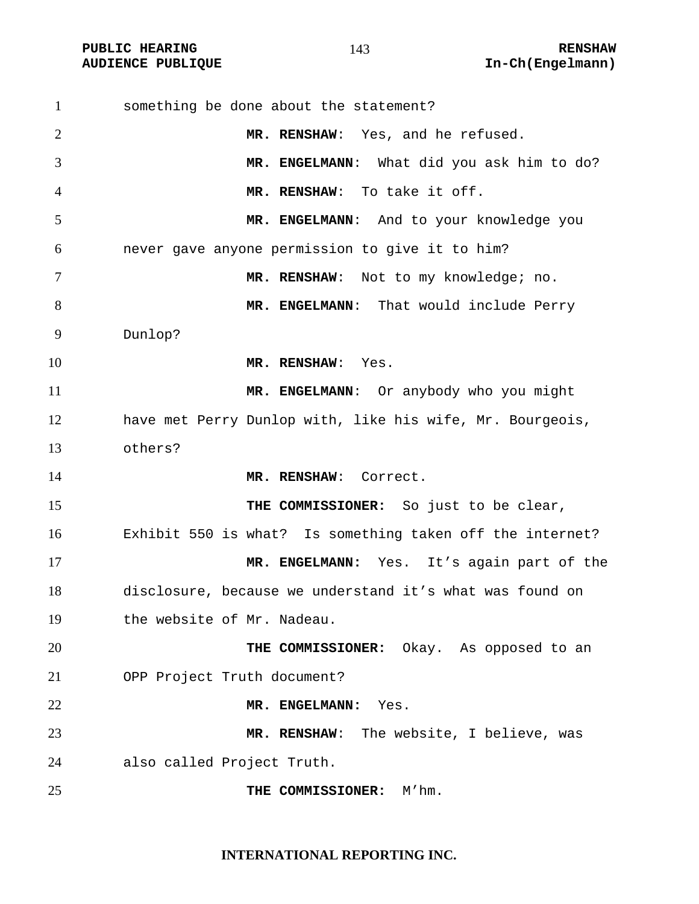something be done about the statement?

**MR. RENSHAW**: Yes, and he refused.

**MR. ENGELMANN**: What did you ask him to do?

**MR. RENSHAW**: To take it off.

**MR. ENGELMANN**: And to your knowledge you never gave anyone permission to give it to him?

**MR. RENSHAW**: Not to my knowledge; no.

**MR. ENGELMANN**: That would include Perry Dunlop?

**MR. RENSHAW**: Yes.

**MR. ENGELMANN**: Or anybody who you might have met Perry Dunlop with, like his wife, Mr. Bourgeois, others?

**MR. RENSHAW**: Correct.

**THE COMMISSIONER:** So just to be clear, Exhibit 550 is what? Is something taken off the internet?

**MR. ENGELMANN:** Yes. It's again part of the disclosure, because we understand it's what was found on the website of Mr. Nadeau.

**THE COMMISSIONER:** Okay. As opposed to an OPP Project Truth document?

**MR. ENGELMANN:** Yes.

**MR. RENSHAW**: The website, I believe, was also called Project Truth.

**THE COMMISSIONER:** M'hm.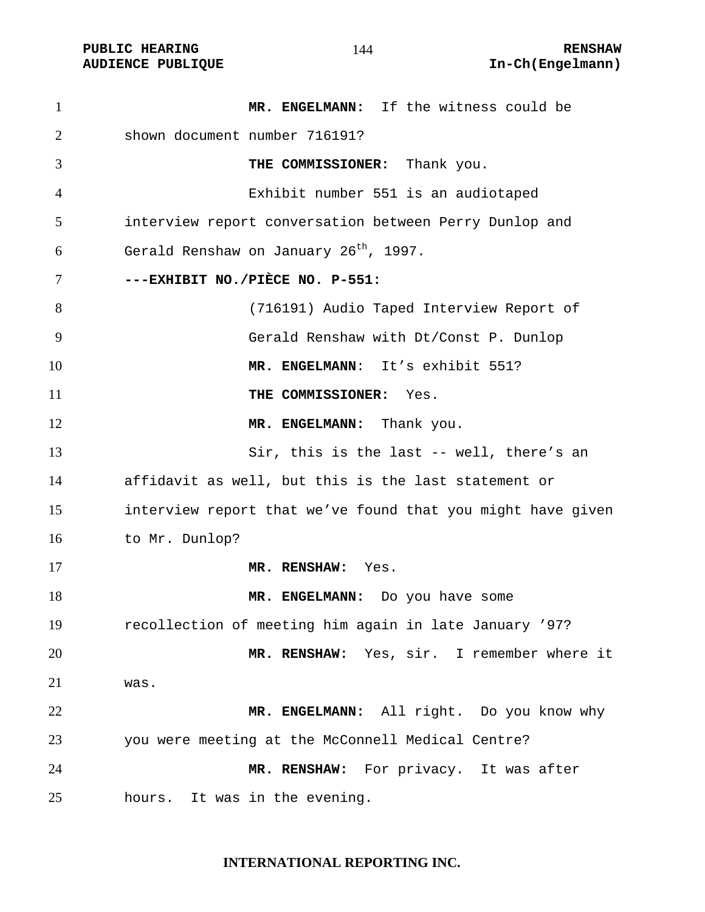**MR. ENGELMANN:** If the witness could be shown document number 716191?

**THE COMMISSIONER:** Thank you.

Exhibit number 551 is an audiotaped interview report conversation between Perry Dunlop and Gerald Renshaw on January 26th, 1997.

**---EXHIBIT NO./PIÈCE NO. P-551:**

(716191) Audio Taped Interview Report of Gerald Renshaw with Dt/Const P. Dunlop

**MR. ENGELMANN**: It's exhibit 551?

**THE COMMISSIONER:** Yes.

**MR. ENGELMANN:** Thank you.

Sir, this is the last -- well, there's an affidavit as well, but this is the last statement or interview report that we've found that you might have given to Mr. Dunlop?

**MR. RENSHAW:** Yes.

**MR. ENGELMANN:** Do you have some recollection of meeting him again in late January '97?

**MR. RENSHAW:** Yes, sir. I remember where it was.

**MR. ENGELMANN:** All right. Do you know why you were meeting at the McConnell Medical Centre?

**MR. RENSHAW:** For privacy. It was after hours. It was in the evening.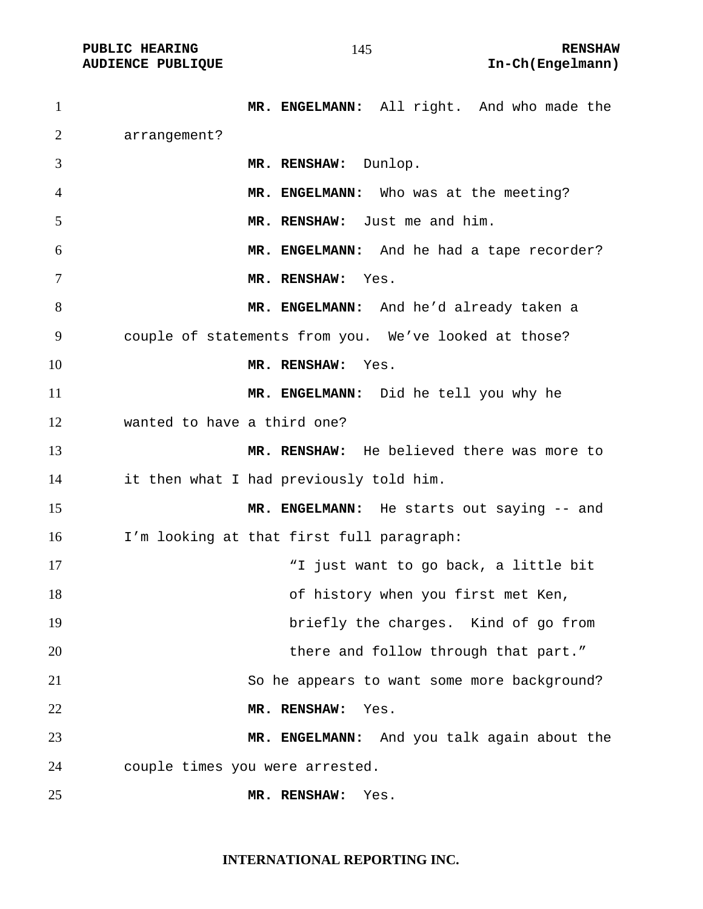**MR. ENGELMANN:** All right. And who made the arrangement?

**MR. RENSHAW:** Dunlop.

**MR. ENGELMANN:** Who was at the meeting?

**MR. RENSHAW:** Just me and him.

**MR. ENGELMANN:** And he had a tape recorder?

**MR. RENSHAW:** Yes.

**MR. ENGELMANN:** And he'd already taken a couple of statements from you. We've looked at those?

**MR. RENSHAW:** Yes.

**MR. ENGELMANN:** Did he tell you why he wanted to have a third one?

**MR. RENSHAW:** He believed there was more to it then what I had previously told him.

**MR. ENGELMANN:** He starts out saying -- and I'm looking at that first full paragraph:

> "I just want to go back, a little bit of history when you first met Ken, briefly the charges. Kind of go from there and follow through that part."

So he appears to want some more background?

**MR. RENSHAW:** Yes.

**MR. ENGELMANN:** And you talk again about the couple times you were arrested.

**MR. RENSHAW:** Yes.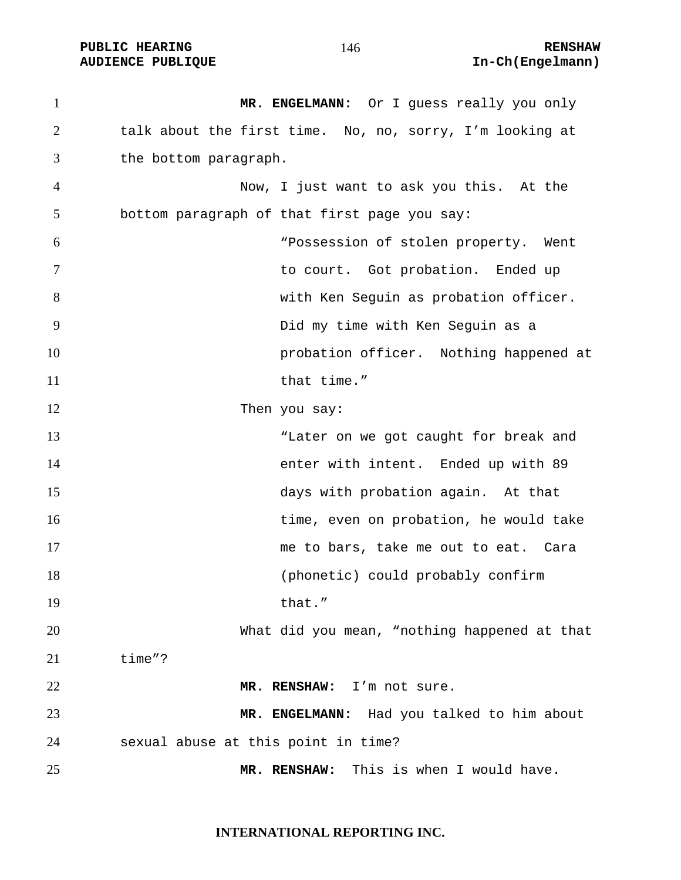**MR. ENGELMANN:** Or I guess really you only talk about the first time. No, no, sorry, I'm looking at the bottom paragraph.

Now, I just want to ask you this. At the bottom paragraph of that first page you say:

> "Possession of stolen property. Went to court. Got probation. Ended up with Ken Seguin as probation officer. Did my time with Ken Seguin as a probation officer. Nothing happened at that time."

Then you say:

> "Later on we got caught for break and enter with intent. Ended up with 89 days with probation again. At that time, even on probation, he would take me to bars, take me out to eat. Cara (phonetic) could probably confirm that."

What did you mean, "nothing happened at that time"?

**MR. RENSHAW:** I'm not sure.

**MR. ENGELMANN:** Had you talked to him about sexual abuse at this point in time?

**MR. RENSHAW:** This is when I would have.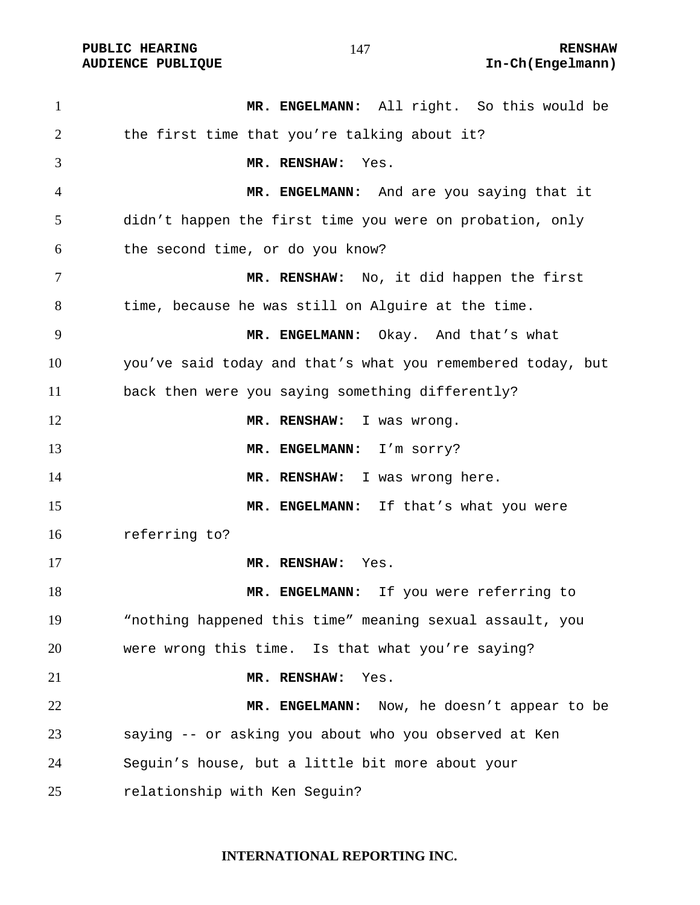**MR. ENGELMANN:** All right. So this would be the first time that you're talking about it?

**MR. RENSHAW:** Yes.

**MR. ENGELMANN:** And are you saying that it didn't happen the first time you were on probation, only the second time, or do you know?

**MR. RENSHAW:** No, it did happen the first time, because he was still on Alguire at the time.

**MR. ENGELMANN:** Okay. And that's what you've said today and that's what you remembered today, but back then were you saying something differently?

**MR. RENSHAW:** I was wrong.

**MR. ENGELMANN:** I'm sorry?

**MR. RENSHAW:** I was wrong here.

**MR. ENGELMANN:** If that's what you were referring to?

**MR. RENSHAW:** Yes.

**MR. ENGELMANN:** If you were referring to "nothing happened this time" meaning sexual assault, you were wrong this time. Is that what you're saying?

**MR. RENSHAW:** Yes.

**MR. ENGELMANN:** Now, he doesn't appear to be saying -- or asking you about who you observed at Ken Seguin's house, but a little bit more about your relationship with Ken Seguin?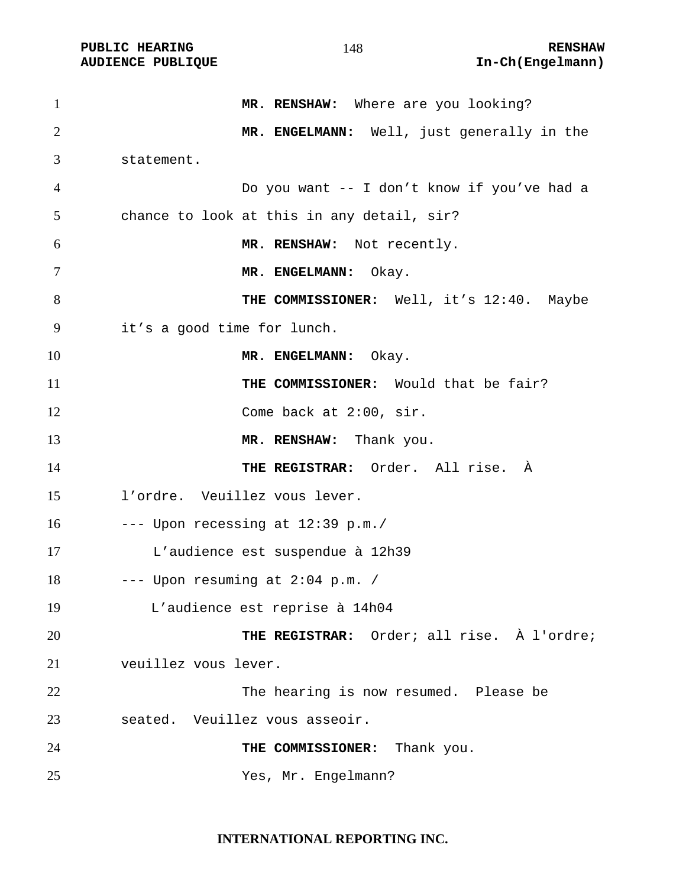**MR. RENSHAW:** Where are you looking?

**MR. ENGELMANN:** Well, just generally in the statement.

Do you want -- I don't know if you've had a chance to look at this in any detail, sir?

**MR. RENSHAW:** Not recently.

**MR. ENGELMANN:** Okay.

**THE COMMISSIONER:** Well, it's 12:40. Maybe it's a good time for lunch.

**MR. ENGELMANN:** Okay.

**THE COMMISSIONER:** Would that be fair?

Come back at 2:00, sir.

**MR. RENSHAW:** Thank you.

**THE REGISTRAR:** Order. All rise. À l'ordre. Veuillez vous lever.

--- Upon recessing at 12:39 p.m./
L'audience est suspendue à 12h39

--- Upon resuming at 2:04 p.m. /
L'audience est reprise à 14h04

**THE REGISTRAR:** Order; all rise. À l'ordre; veuillez vous lever.

The hearing is now resumed. Please be seated. Veuillez vous asseoir.

**THE COMMISSIONER:** Thank you.

Yes, Mr. Engelmann?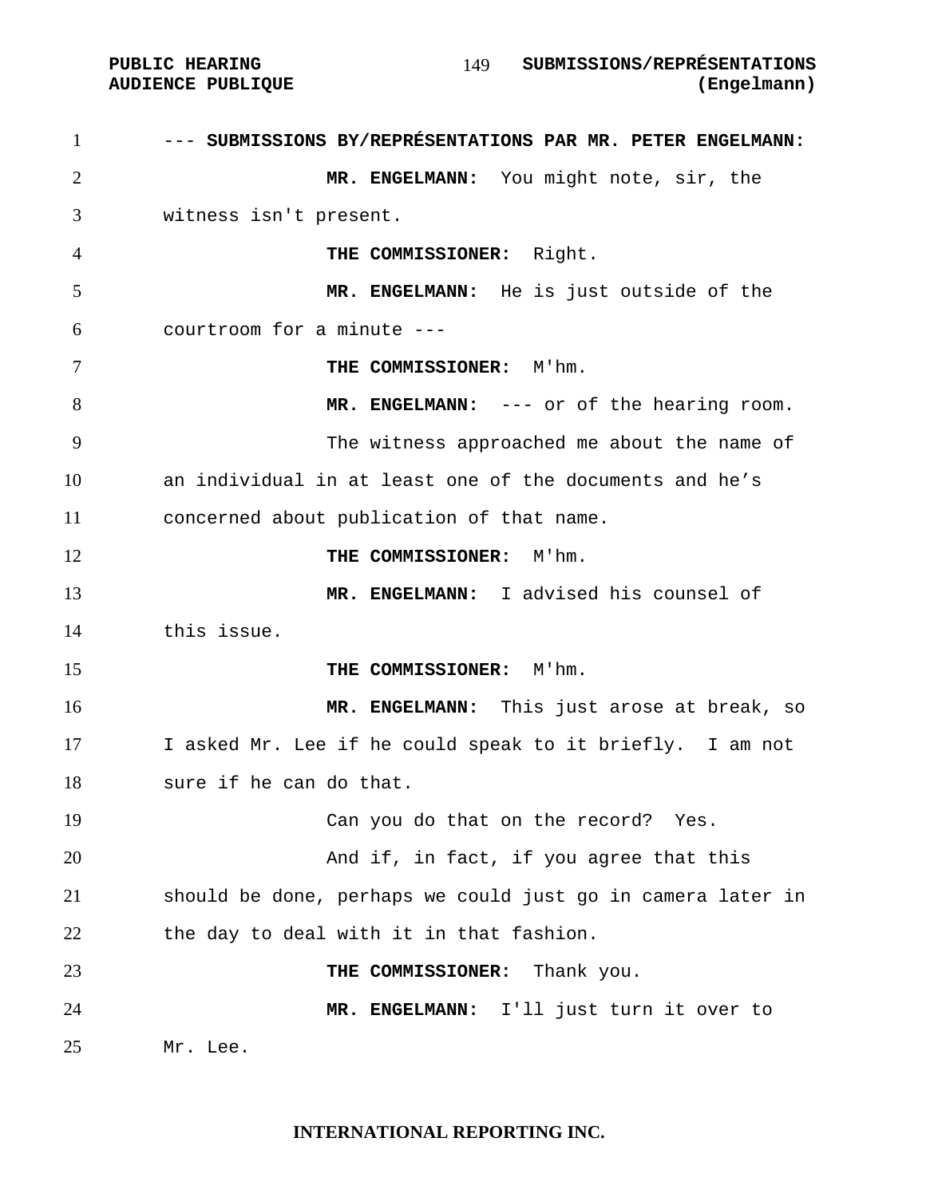--- **SUBMISSIONS BY/REPRÉSENTATIONS PAR MR. PETER ENGELMANN:**

**MR. ENGELMANN:** You might note, sir, the witness isn't present.

**THE COMMISSIONER:** Right.

**MR. ENGELMANN:** He is just outside of the courtroom for a minute ---

**THE COMMISSIONER:** M'hm.

**MR. ENGELMANN:** --- or of the hearing room.

The witness approached me about the name of an individual in at least one of the documents and he's concerned about publication of that name.

**THE COMMISSIONER:** M'hm.

**MR. ENGELMANN:** I advised his counsel of this issue.

**THE COMMISSIONER:** M'hm.

**MR. ENGELMANN:** This just arose at break, so I asked Mr. Lee if he could speak to it briefly. I am not sure if he can do that.

Can you do that on the record? Yes.

And if, in fact, if you agree that this should be done, perhaps we could just go in camera later in the day to deal with it in that fashion.

**THE COMMISSIONER:** Thank you.

**MR. ENGELMANN:** I'll just turn it over to Mr. Lee.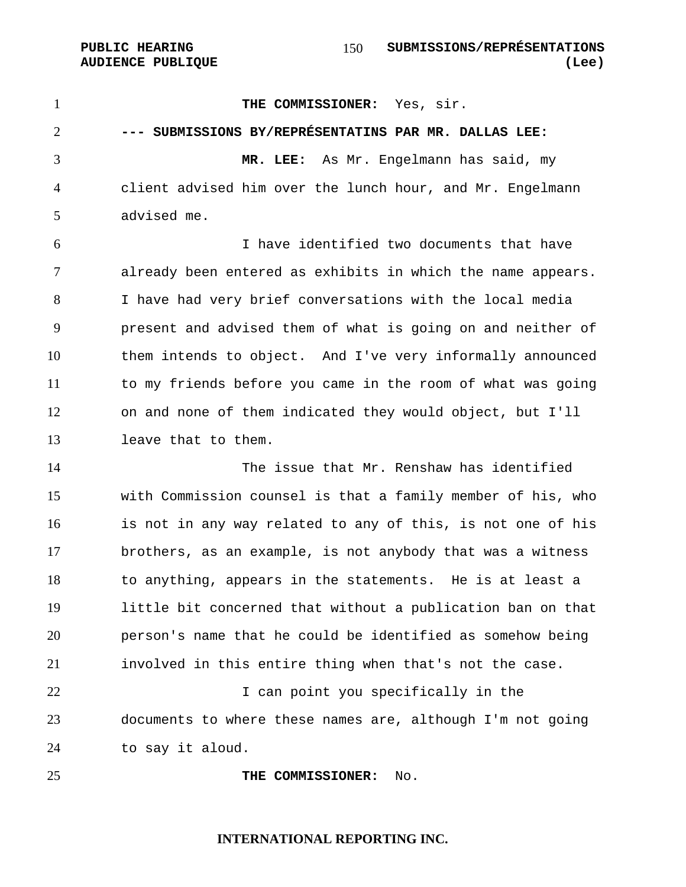**THE COMMISSIONER:** Yes, sir.

**--- SUBMISSIONS BY/REPRÉSENTATINS PAR MR. DALLAS LEE:**

**MR. LEE:** As Mr. Engelmann has said, my client advised him over the lunch hour, and Mr. Engelmann advised me.

I have identified two documents that have already been entered as exhibits in which the name appears. I have had very brief conversations with the local media present and advised them of what is going on and neither of them intends to object. And I've very informally announced to my friends before you came in the room of what was going on and none of them indicated they would object, but I'll leave that to them.

The issue that Mr. Renshaw has identified with Commission counsel is that a family member of his, who is not in any way related to any of this, is not one of his brothers, as an example, is not anybody that was a witness to anything, appears in the statements. He is at least a little bit concerned that without a publication ban on that person's name that he could be identified as somehow being involved in this entire thing when that's not the case.

I can point you specifically in the documents to where these names are, although I'm not going to say it aloud.

**THE COMMISSIONER:** No.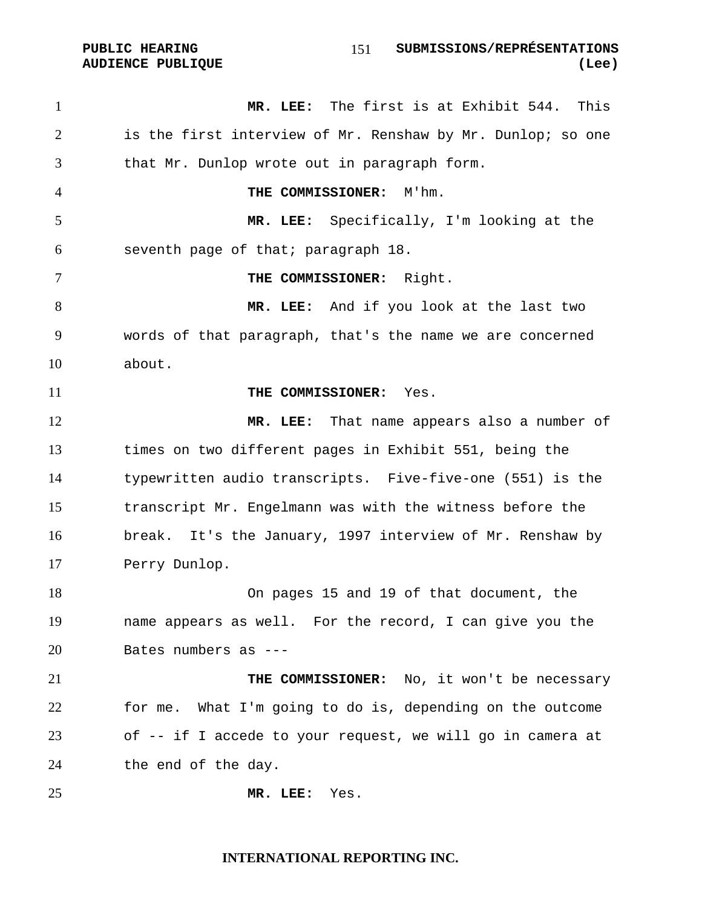**MR. LEE:** The first is at Exhibit 544. This is the first interview of Mr. Renshaw by Mr. Dunlop; so one that Mr. Dunlop wrote out in paragraph form.

**THE COMMISSIONER:** M'hm.

**MR. LEE:** Specifically, I'm looking at the seventh page of that; paragraph 18.

**THE COMMISSIONER:** Right.

**MR. LEE:** And if you look at the last two words of that paragraph, that's the name we are concerned about.

**THE COMMISSIONER:** Yes.

**MR. LEE:** That name appears also a number of times on two different pages in Exhibit 551, being the typewritten audio transcripts. Five-five-one (551) is the transcript Mr. Engelmann was with the witness before the break. It's the January, 1997 interview of Mr. Renshaw by Perry Dunlop.

On pages 15 and 19 of that document, the name appears as well. For the record, I can give you the Bates numbers as ---

**THE COMMISSIONER:** No, it won't be necessary for me. What I'm going to do is, depending on the outcome of -- if I accede to your request, we will go in camera at the end of the day.

**MR. LEE:** Yes.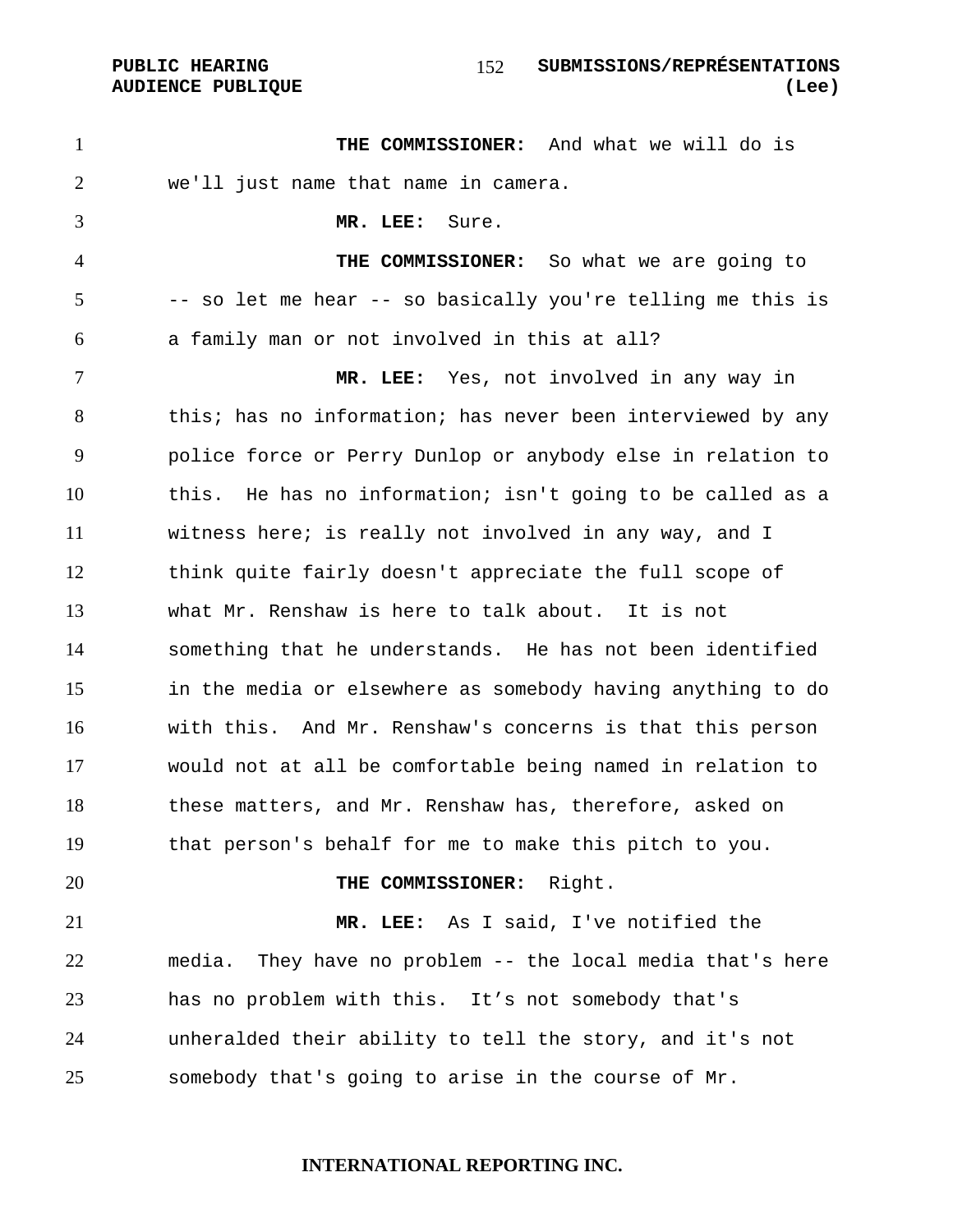**THE COMMISSIONER:** And what we will do is we'll just name that name in camera.

**MR. LEE:** Sure.

**THE COMMISSIONER:** So what we are going to -- so let me hear -- so basically you're telling me this is a family man or not involved in this at all?

**MR. LEE:** Yes, not involved in any way in this; has no information; has never been interviewed by any police force or Perry Dunlop or anybody else in relation to this. He has no information; isn't going to be called as a witness here; is really not involved in any way, and I think quite fairly doesn't appreciate the full scope of what Mr. Renshaw is here to talk about. It is not something that he understands. He has not been identified in the media or elsewhere as somebody having anything to do with this. And Mr. Renshaw's concerns is that this person would not at all be comfortable being named in relation to these matters, and Mr. Renshaw has, therefore, asked on that person's behalf for me to make this pitch to you.

**THE COMMISSIONER:** Right.

**MR. LEE:** As I said, I've notified the media. They have no problem -- the local media that's here has no problem with this. It's not somebody that's unheralded their ability to tell the story, and it's not somebody that's going to arise in the course of Mr.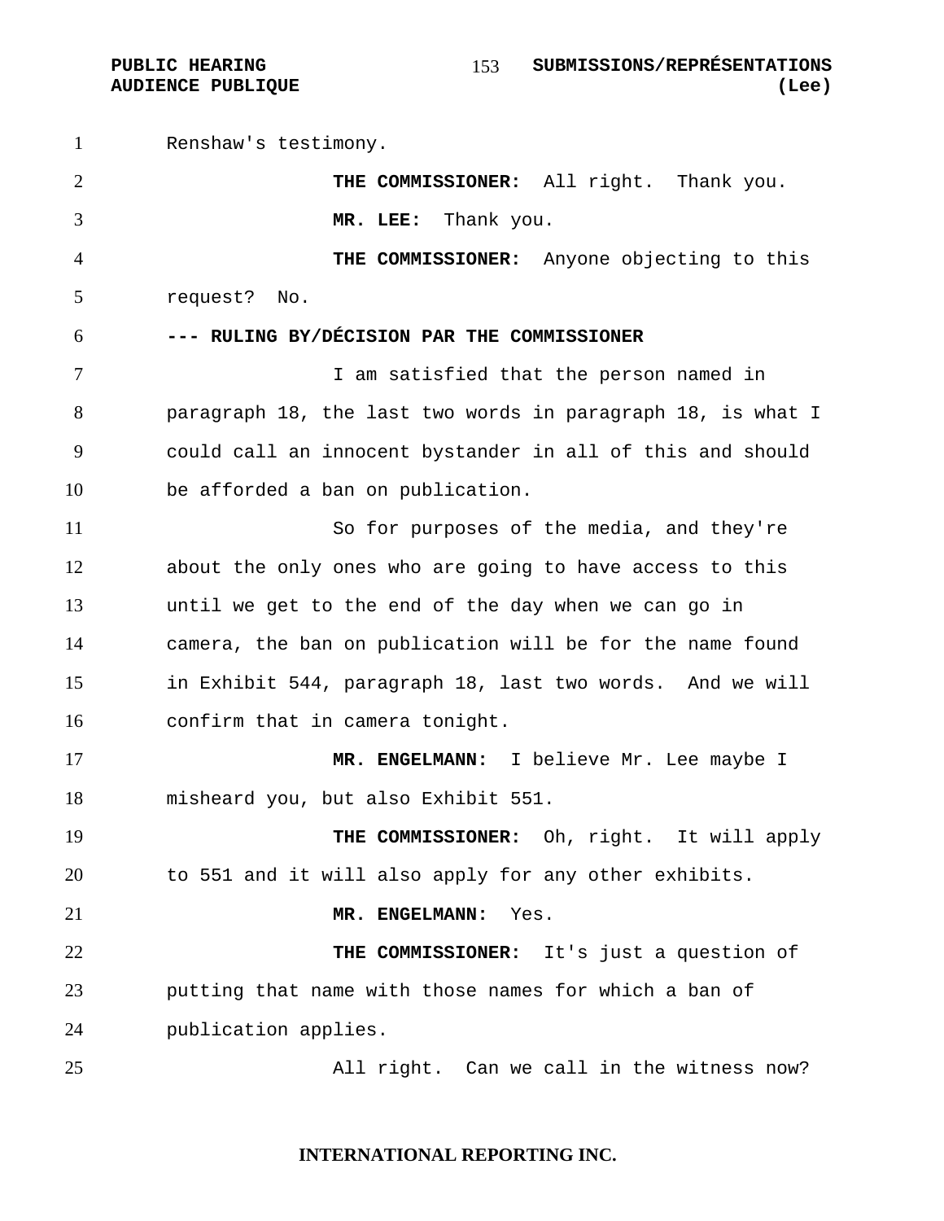Renshaw's testimony.

**THE COMMISSIONER:** All right. Thank you.

**MR. LEE:** Thank you.

**THE COMMISSIONER:** Anyone objecting to this request? No.

**--- RULING BY/DÉCISION PAR THE COMMISSIONER**

I am satisfied that the person named in paragraph 18, the last two words in paragraph 18, is what I could call an innocent bystander in all of this and should be afforded a ban on publication.

So for purposes of the media, and they're about the only ones who are going to have access to this until we get to the end of the day when we can go in camera, the ban on publication will be for the name found in Exhibit 544, paragraph 18, last two words. And we will confirm that in camera tonight.

**MR. ENGELMANN:** I believe Mr. Lee maybe I misheard you, but also Exhibit 551.

**THE COMMISSIONER:** Oh, right. It will apply to 551 and it will also apply for any other exhibits.

**MR. ENGELMANN:** Yes.

**THE COMMISSIONER:** It's just a question of putting that name with those names for which a ban of publication applies.

All right. Can we call in the witness now?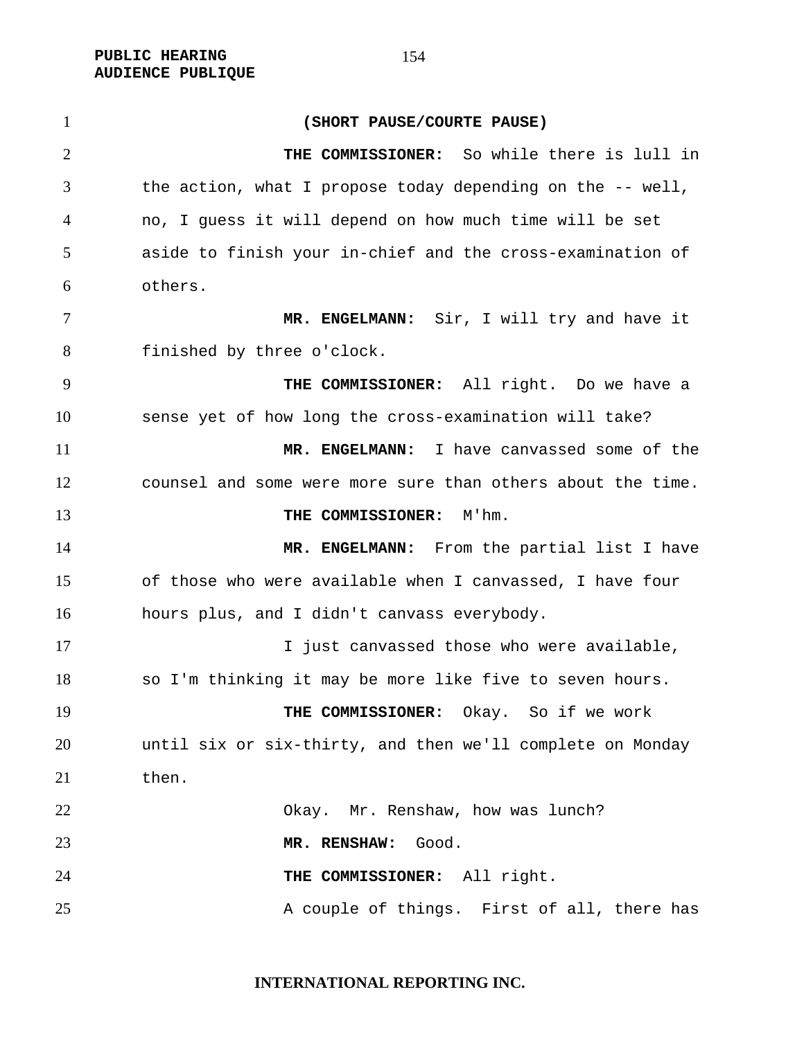**(SHORT PAUSE/COURTE PAUSE)**

**THE COMMISSIONER:** So while there is lull in the action, what I propose today depending on the -- well, no, I guess it will depend on how much time will be set aside to finish your in-chief and the cross-examination of others.

**MR. ENGELMANN:** Sir, I will try and have it finished by three o'clock.

**THE COMMISSIONER:** All right. Do we have a sense yet of how long the cross-examination will take?

**MR. ENGELMANN:** I have canvassed some of the counsel and some were more sure than others about the time.

**THE COMMISSIONER:** M'hm.

**MR. ENGELMANN:** From the partial list I have of those who were available when I canvassed, I have four hours plus, and I didn't canvass everybody.

I just canvassed those who were available, so I'm thinking it may be more like five to seven hours.

**THE COMMISSIONER:** Okay. So if we work until six or six-thirty, and then we'll complete on Monday then.

Okay. Mr. Renshaw, how was lunch?

**MR. RENSHAW:** Good.

**THE COMMISSIONER:** All right.

A couple of things. First of all, there has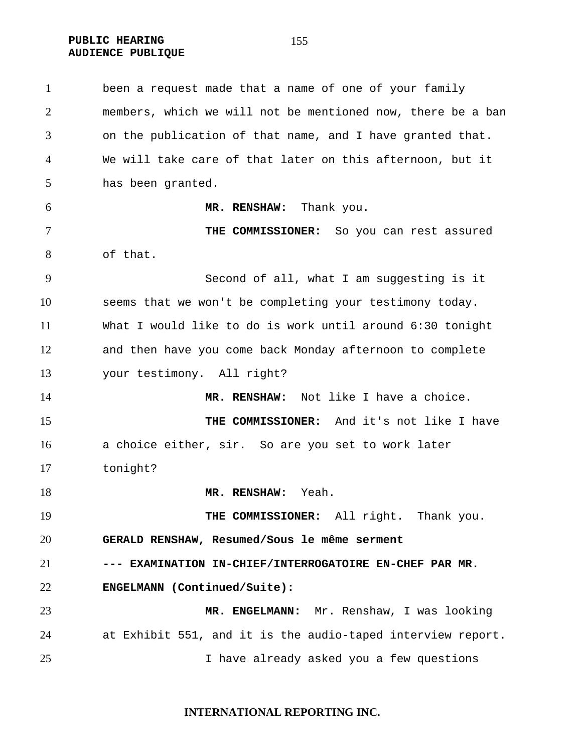been a request made that a name of one of your family members, which we will not be mentioned now, there be a ban on the publication of that name, and I have granted that. We will take care of that later on this afternoon, but it has been granted.

**MR. RENSHAW:** Thank you.

**THE COMMISSIONER:** So you can rest assured of that.

Second of all, what I am suggesting is it seems that we won't be completing your testimony today. What I would like to do is work until around 6:30 tonight and then have you come back Monday afternoon to complete your testimony. All right?

**MR. RENSHAW:** Not like I have a choice.

**THE COMMISSIONER:** And it's not like I have a choice either, sir. So are you set to work later tonight?

**MR. RENSHAW:** Yeah.

**THE COMMISSIONER:** All right. Thank you.

**GERALD RENSHAW, Resumed/Sous le même serment**

**--- EXAMINATION IN-CHIEF/INTERROGATOIRE EN-CHEF PAR MR. ENGELMANN (Continued/Suite):**

**MR. ENGELMANN:** Mr. Renshaw, I was looking at Exhibit 551, and it is the audio-taped interview report.

I have already asked you a few questions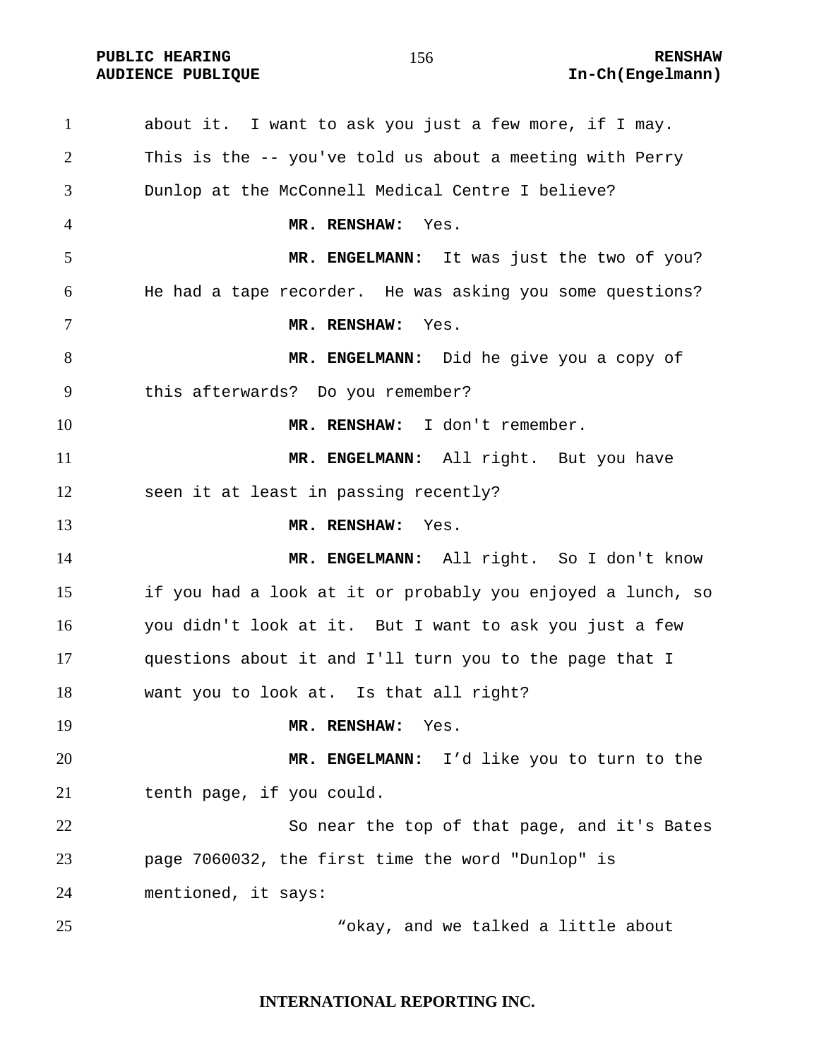about it. I want to ask you just a few more, if I may. This is the -- you've told us about a meeting with Perry Dunlop at the McConnell Medical Centre I believe?

**MR. RENSHAW:** Yes.

**MR. ENGELMANN:** It was just the two of you? He had a tape recorder. He was asking you some questions?

**MR. RENSHAW:** Yes.

**MR. ENGELMANN:** Did he give you a copy of this afterwards? Do you remember?

**MR. RENSHAW:** I don't remember.

**MR. ENGELMANN:** All right. But you have seen it at least in passing recently?

**MR. RENSHAW:** Yes.

**MR. ENGELMANN:** All right. So I don't know if you had a look at it or probably you enjoyed a lunch, so you didn't look at it. But I want to ask you just a few questions about it and I'll turn you to the page that I want you to look at. Is that all right?

**MR. RENSHAW:** Yes.

**MR. ENGELMANN:** I'd like you to turn to the tenth page, if you could.

So near the top of that page, and it's Bates page 7060032, the first time the word "Dunlop" is mentioned, it says:

> "okay, and we talked a little about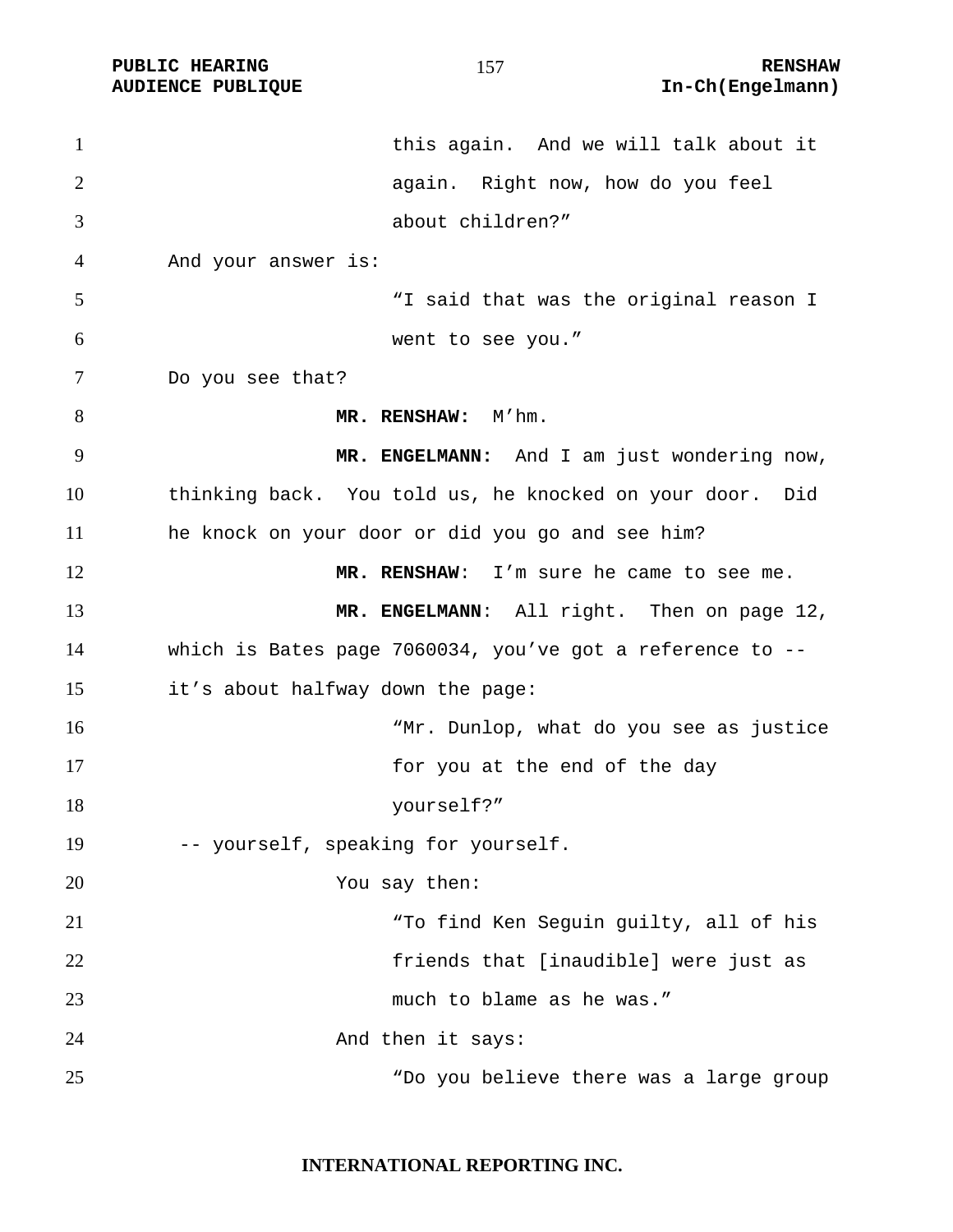this again. And we will talk about it again. Right now, how do you feel about children?"

And your answer is:

"I said that was the original reason I went to see you."

Do you see that?

**MR. RENSHAW:** M'hm.

**MR. ENGELMANN:** And I am just wondering now, thinking back. You told us, he knocked on your door. Did he knock on your door or did you go and see him?

**MR. RENSHAW**: I'm sure he came to see me.

**MR. ENGELMANN**: All right. Then on page 12, which is Bates page 7060034, you've got a reference to -- it's about halfway down the page:

"Mr. Dunlop, what do you see as justice for you at the end of the day yourself?"

-- yourself, speaking for yourself.

You say then:

"To find Ken Seguin guilty, all of his friends that [inaudible] were just as much to blame as he was."

And then it says:

"Do you believe there was a large group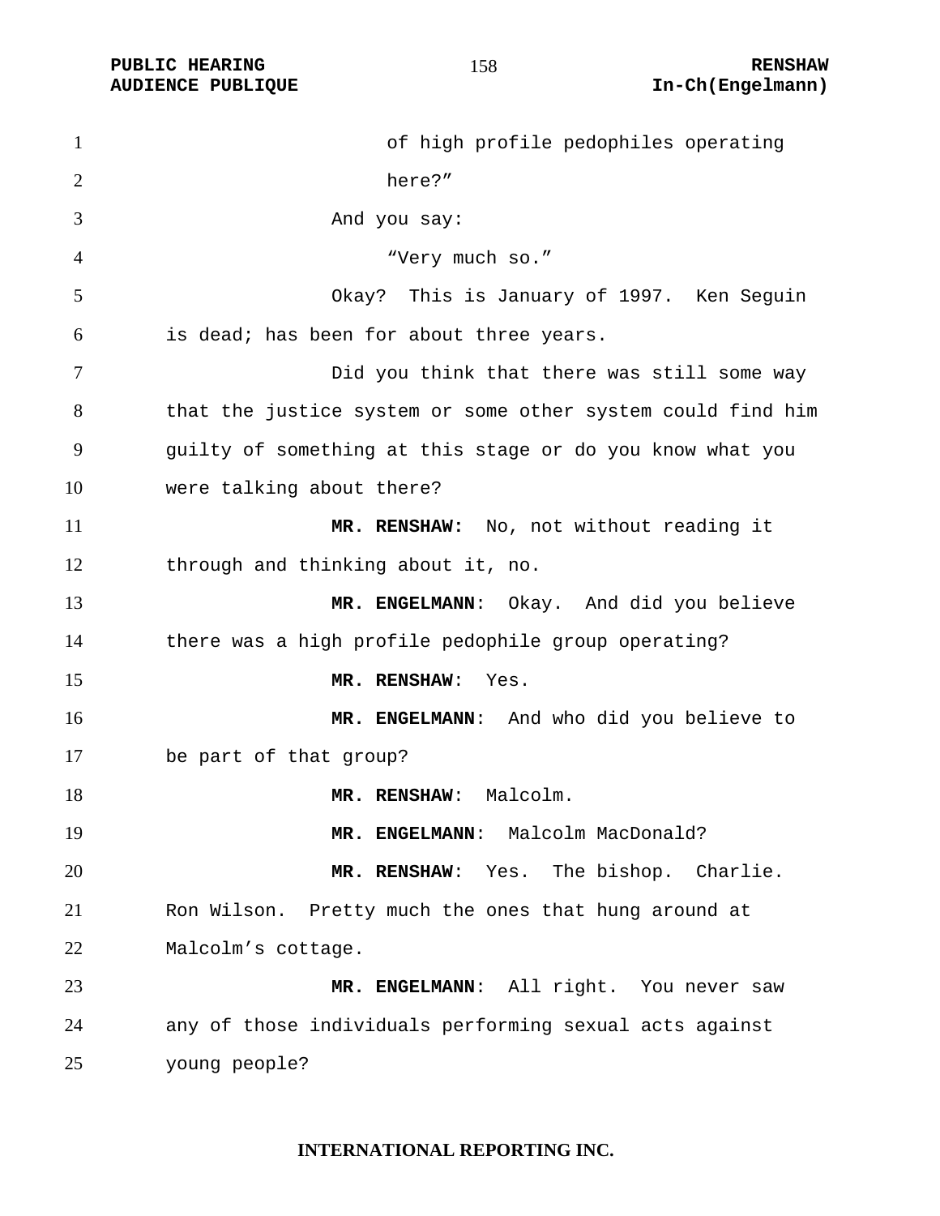of high profile pedophiles operating here?”

And you say:

“Very much so.”

Okay? This is January of 1997. Ken Seguin is dead; has been for about three years.

Did you think that there was still some way that the justice system or some other system could find him guilty of something at this stage or do you know what you were talking about there?

**MR. RENSHAW:** No, not without reading it through and thinking about it, no.

**MR. ENGELMANN**: Okay. And did you believe there was a high profile pedophile group operating?

**MR. RENSHAW**: Yes.

**MR. ENGELMANN**: And who did you believe to be part of that group?

**MR. RENSHAW**: Malcolm.

**MR. ENGELMANN**: Malcolm MacDonald?

**MR. RENSHAW**: Yes. The bishop. Charlie. Ron Wilson. Pretty much the ones that hung around at Malcolm’s cottage.

**MR. ENGELMANN**: All right. You never saw any of those individuals performing sexual acts against young people?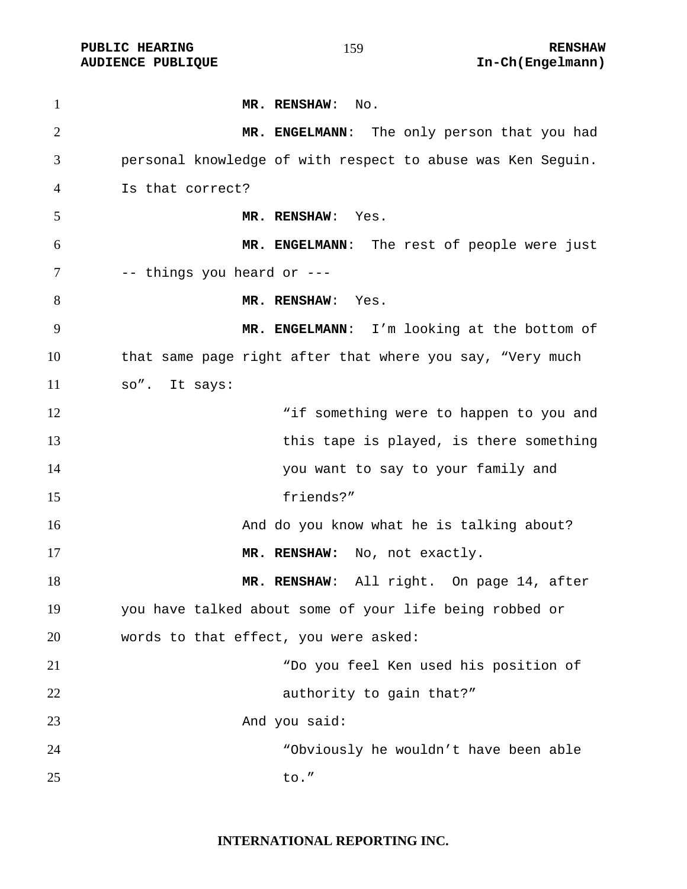**MR. RENSHAW**: No.

**MR. ENGELMANN**: The only person that you had personal knowledge of with respect to abuse was Ken Seguin. Is that correct?

**MR. RENSHAW**: Yes.

**MR. ENGELMANN**: The rest of people were just -- things you heard or ---

**MR. RENSHAW**: Yes.

**MR. ENGELMANN**: I'm looking at the bottom of that same page right after that where you say, "Very much so". It says:

> "if something were to happen to you and this tape is played, is there something you want to say to your family and friends?"

And do you know what he is talking about?

**MR. RENSHAW:** No, not exactly.

**MR. RENSHAW**: All right. On page 14, after you have talked about some of your life being robbed or words to that effect, you were asked:

> "Do you feel Ken used his position of authority to gain that?"

And you said:

> "Obviously he wouldn't have been able to."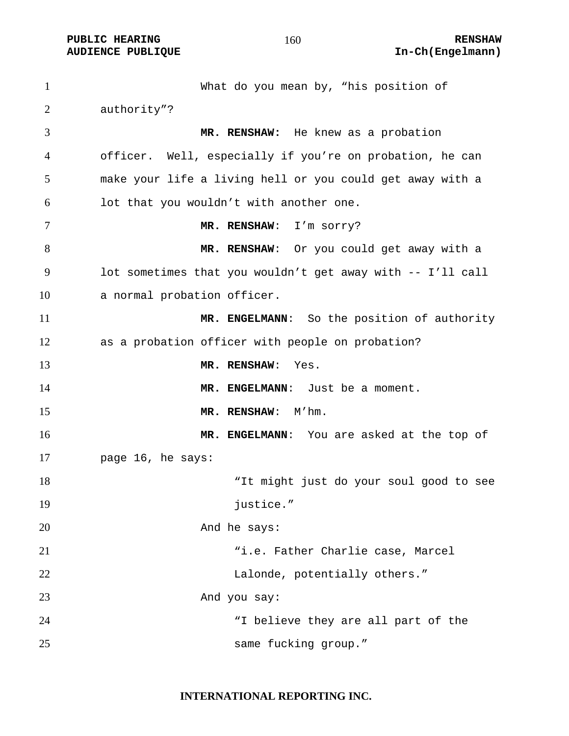What do you mean by, "his position of authority"?

**MR. RENSHAW:** He knew as a probation officer. Well, especially if you're on probation, he can make your life a living hell or you could get away with a lot that you wouldn't with another one.

**MR. RENSHAW**: I'm sorry?

**MR. RENSHAW**: Or you could get away with a lot sometimes that you wouldn't get away with -- I'll call a normal probation officer.

**MR. ENGELMANN**: So the position of authority as a probation officer with people on probation?

**MR. RENSHAW**: Yes.

**MR. ENGELMANN**: Just be a moment.

**MR. RENSHAW**: M'hm.

**MR. ENGELMANN**: You are asked at the top of page 16, he says:

> "It might just do your soul good to see justice."

And he says:

> "i.e. Father Charlie case, Marcel Lalonde, potentially others."

And you say:

> "I believe they are all part of the same fucking group."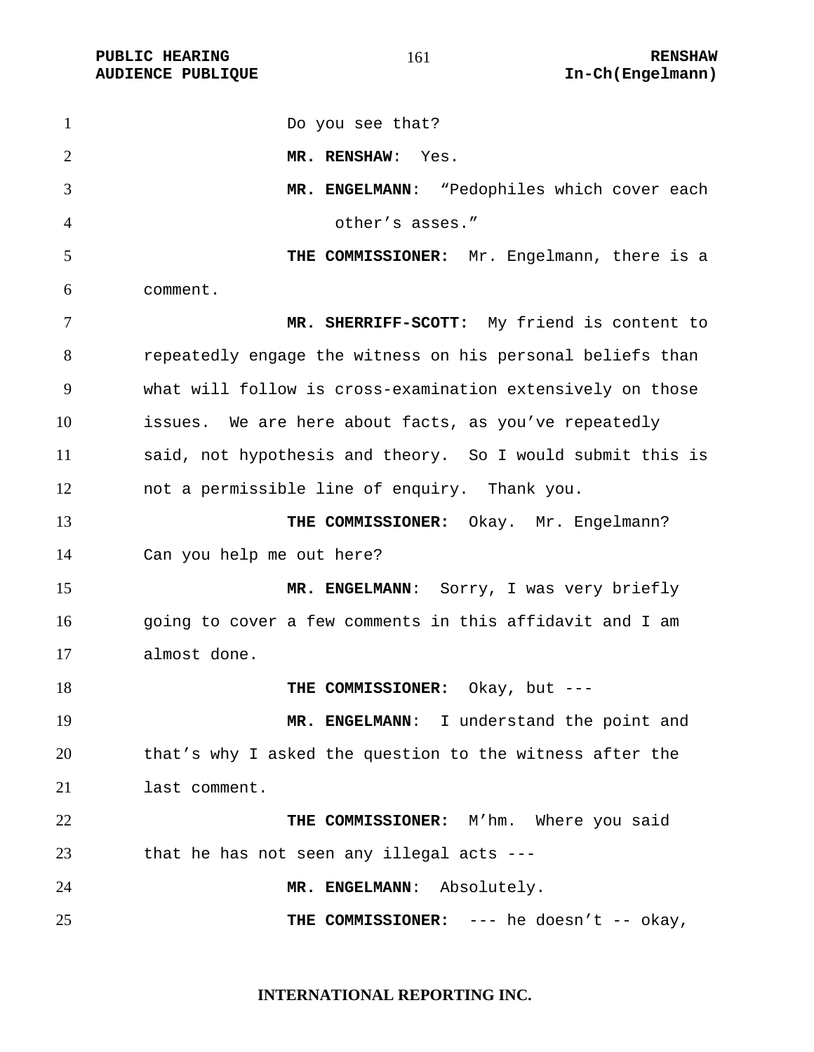Do you see that?

**MR. RENSHAW**: Yes.

**MR. ENGELMANN**: "Pedophiles which cover each other's asses."

**THE COMMISSIONER:** Mr. Engelmann, there is a comment.

**MR. SHERRIFF-SCOTT:** My friend is content to repeatedly engage the witness on his personal beliefs than what will follow is cross-examination extensively on those issues. We are here about facts, as you've repeatedly said, not hypothesis and theory. So I would submit this is not a permissible line of enquiry. Thank you.

**THE COMMISSIONER:** Okay. Mr. Engelmann? Can you help me out here?

**MR. ENGELMANN**: Sorry, I was very briefly going to cover a few comments in this affidavit and I am almost done.

**THE COMMISSIONER:** Okay, but ---

**MR. ENGELMANN**: I understand the point and that's why I asked the question to the witness after the last comment.

**THE COMMISSIONER:** M'hm. Where you said that he has not seen any illegal acts ---

**MR. ENGELMANN**: Absolutely.

**THE COMMISSIONER:** --- he doesn't -- okay,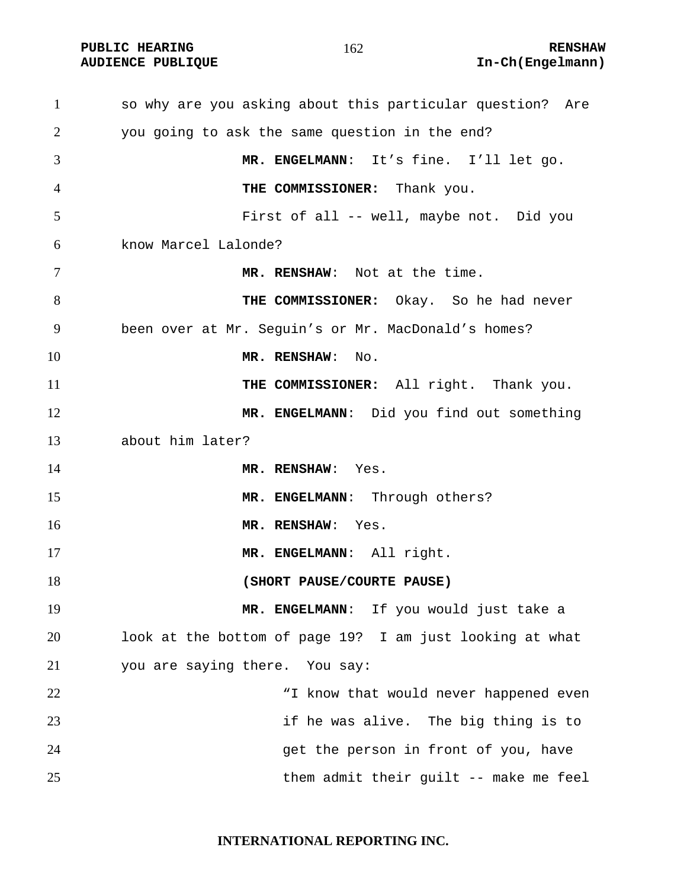so why are you asking about this particular question? Are you going to ask the same question in the end?

**MR. ENGELMANN**: It's fine. I'll let go.

**THE COMMISSIONER:** Thank you.

First of all -- well, maybe not. Did you know Marcel Lalonde?

**MR. RENSHAW**: Not at the time.

**THE COMMISSIONER:** Okay. So he had never been over at Mr. Seguin's or Mr. MacDonald's homes?

**MR. RENSHAW**: No.

**THE COMMISSIONER:** All right. Thank you.

**MR. ENGELMANN**: Did you find out something about him later?

**MR. RENSHAW**: Yes.

**MR. ENGELMANN**: Through others?

**MR. RENSHAW**: Yes.

**MR. ENGELMANN**: All right.

**(SHORT PAUSE/COURTE PAUSE)**

**MR. ENGELMANN**: If you would just take a look at the bottom of page 19? I am just looking at what you are saying there. You say:

> "I know that would never happened even if he was alive. The big thing is to get the person in front of you, have them admit their guilt -- make me feel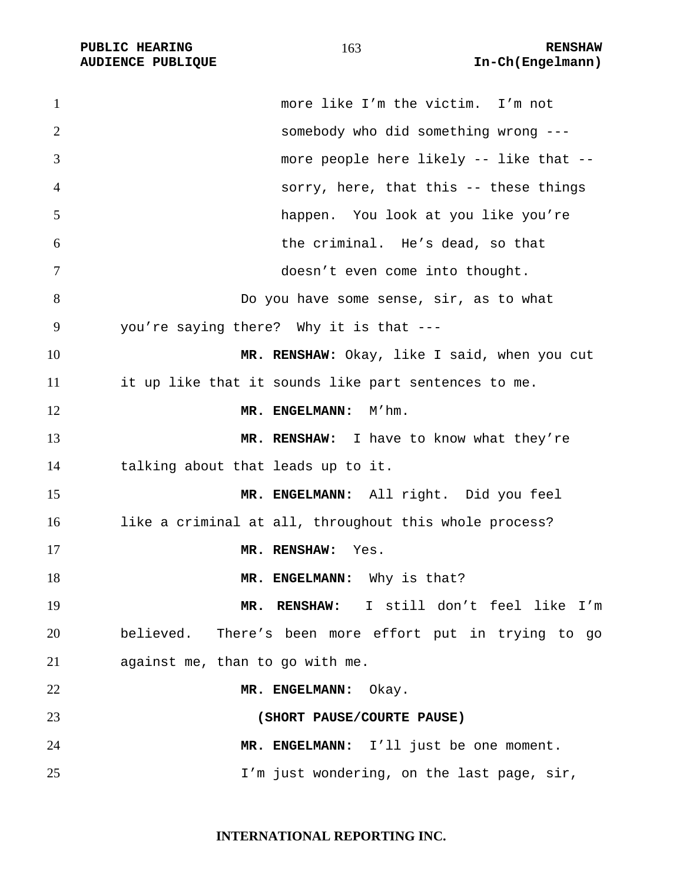more like I'm the victim. I'm not somebody who did something wrong --- more people here likely -- like that -- sorry, here, that this -- these things happen. You look at you like you're the criminal. He's dead, so that doesn't even come into thought.

Do you have some sense, sir, as to what you're saying there? Why it is that ---

**MR. RENSHAW:** Okay, like I said, when you cut it up like that it sounds like part sentences to me.

**MR. ENGELMANN:** M'hm.

**MR. RENSHAW:** I have to know what they're talking about that leads up to it.

**MR. ENGELMANN:** All right. Did you feel like a criminal at all, throughout this whole process?

**MR. RENSHAW:** Yes.

**MR. ENGELMANN:** Why is that?

**MR. RENSHAW:** I still don't feel like I'm believed. There's been more effort put in trying to go against me, than to go with me.

**MR. ENGELMANN:** Okay.

**(SHORT PAUSE/COURTE PAUSE)**

**MR. ENGELMANN:** I'll just be one moment.

I'm just wondering, on the last page, sir,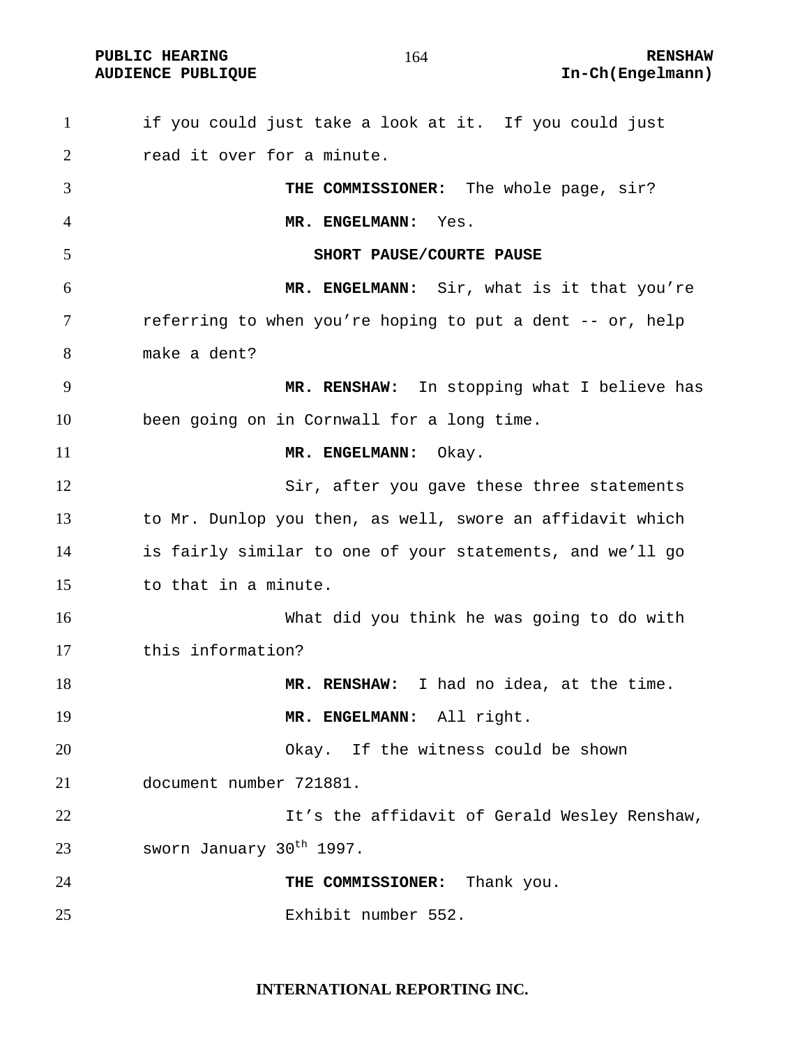if you could just take a look at it. If you could just read it over for a minute.

**THE COMMISSIONER:** The whole page, sir?

**MR. ENGELMANN:** Yes.

**SHORT PAUSE/COURTE PAUSE**

**MR. ENGELMANN:** Sir, what is it that you're referring to when you're hoping to put a dent -- or, help make a dent?

**MR. RENSHAW:** In stopping what I believe has been going on in Cornwall for a long time.

**MR. ENGELMANN:** Okay.

Sir, after you gave these three statements to Mr. Dunlop you then, as well, swore an affidavit which is fairly similar to one of your statements, and we'll go to that in a minute.

What did you think he was going to do with this information?

**MR. RENSHAW:** I had no idea, at the time.

**MR. ENGELMANN:** All right.

Okay. If the witness could be shown document number 721881.

It's the affidavit of Gerald Wesley Renshaw, sworn January 30th 1997.

**THE COMMISSIONER:** Thank you.

Exhibit number 552.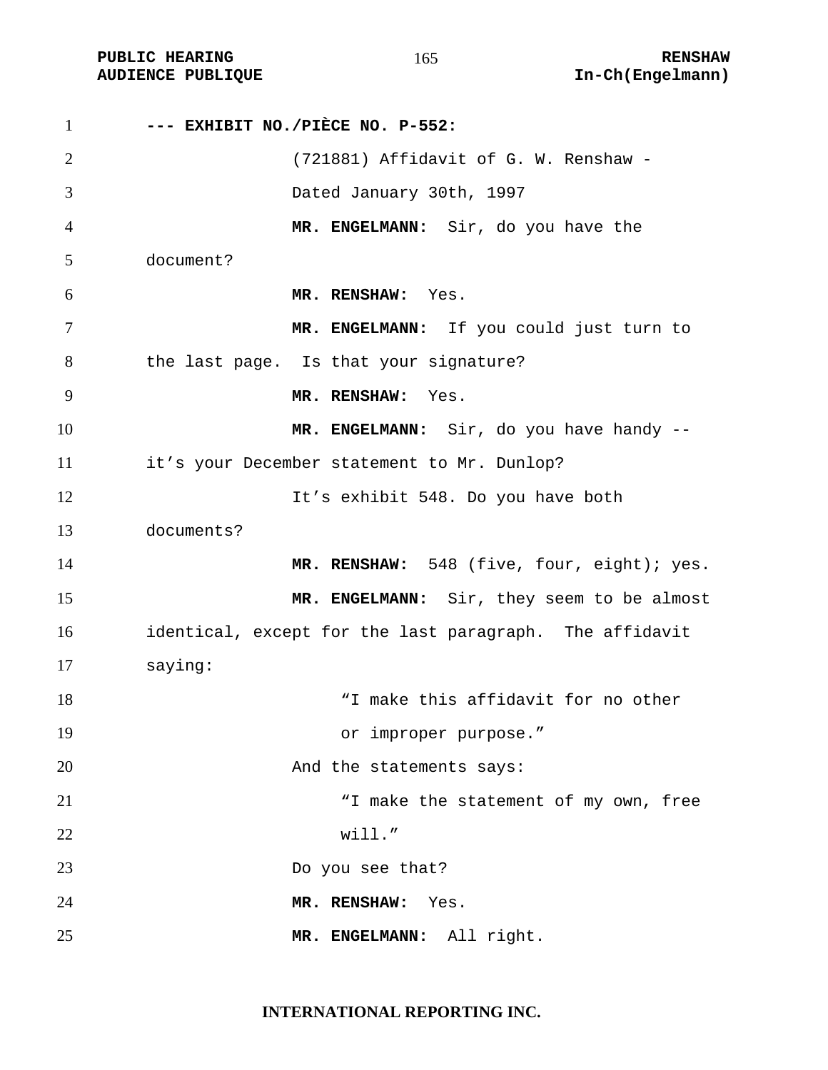**--- EXHIBIT NO./PIÈCE NO. P-552:**

(721881) Affidavit of G. W. Renshaw - Dated January 30th, 1997

**MR. ENGELMANN:** Sir, do you have the document?

**MR. RENSHAW:** Yes.

**MR. ENGELMANN:** If you could just turn to the last page. Is that your signature?

**MR. RENSHAW:** Yes.

**MR. ENGELMANN:** Sir, do you have handy -- it's your December statement to Mr. Dunlop?

It's exhibit 548. Do you have both documents?

**MR. RENSHAW:** 548 (five, four, eight); yes.

**MR. ENGELMANN:** Sir, they seem to be almost identical, except for the last paragraph. The affidavit saying:

> "I make this affidavit for no other or improper purpose."

And the statements says:

> "I make the statement of my own, free will."

Do you see that?

**MR. RENSHAW:** Yes.

**MR. ENGELMANN:** All right.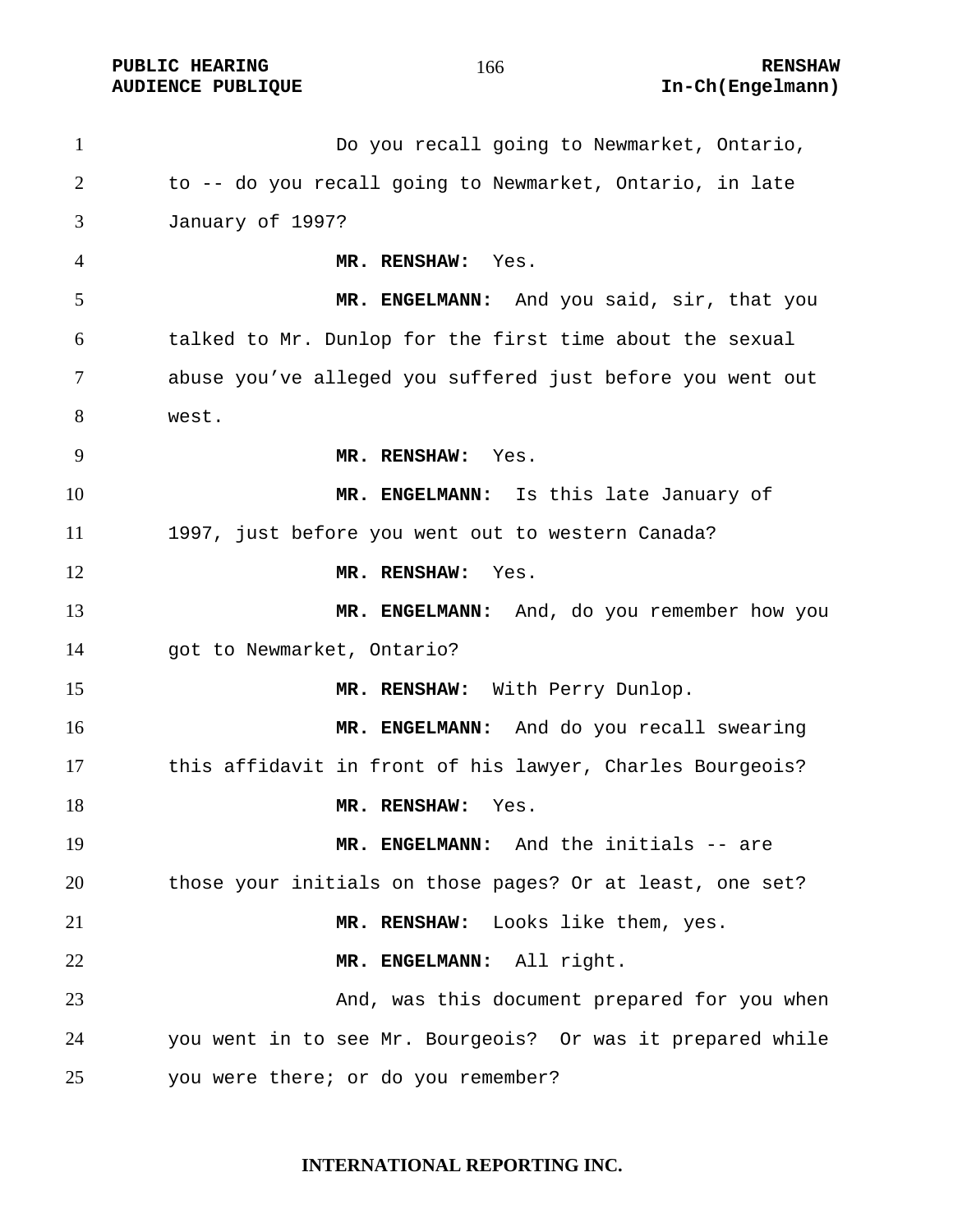Do you recall going to Newmarket, Ontario, to -- do you recall going to Newmarket, Ontario, in late January of 1997?

**MR. RENSHAW:** Yes.

**MR. ENGELMANN:** And you said, sir, that you talked to Mr. Dunlop for the first time about the sexual abuse you've alleged you suffered just before you went out west.

**MR. RENSHAW:** Yes.

**MR. ENGELMANN:** Is this late January of 1997, just before you went out to western Canada?

**MR. RENSHAW:** Yes.

**MR. ENGELMANN:** And, do you remember how you got to Newmarket, Ontario?

**MR. RENSHAW:** With Perry Dunlop.

**MR. ENGELMANN:** And do you recall swearing this affidavit in front of his lawyer, Charles Bourgeois?

**MR. RENSHAW:** Yes.

**MR. ENGELMANN:** And the initials -- are those your initials on those pages? Or at least, one set?

**MR. RENSHAW:** Looks like them, yes.

**MR. ENGELMANN:** All right.

And, was this document prepared for you when you went in to see Mr. Bourgeois? Or was it prepared while you were there; or do you remember?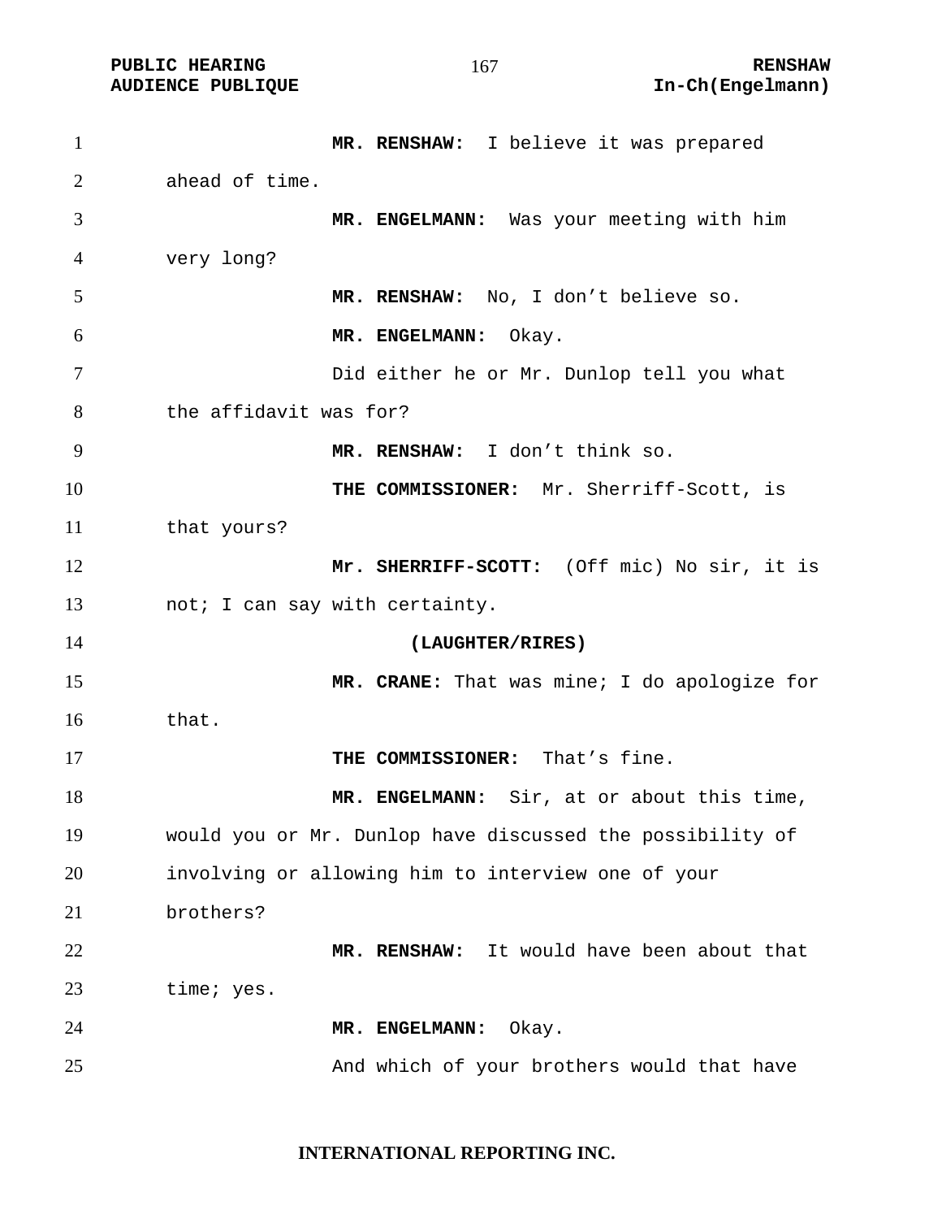**MR. RENSHAW:** I believe it was prepared ahead of time.

**MR. ENGELMANN:** Was your meeting with him very long?

**MR. RENSHAW:** No, I don't believe so.

**MR. ENGELMANN:** Okay.

Did either he or Mr. Dunlop tell you what the affidavit was for?

**MR. RENSHAW:** I don't think so.

**THE COMMISSIONER:** Mr. Sherriff-Scott, is that yours?

**Mr. SHERRIFF-SCOTT:** (Off mic) No sir, it is not; I can say with certainty.

**(LAUGHTER/RIRES)**

**MR. CRANE:** That was mine; I do apologize for that.

**THE COMMISSIONER:** That's fine.

**MR. ENGELMANN:** Sir, at or about this time, would you or Mr. Dunlop have discussed the possibility of involving or allowing him to interview one of your brothers?

**MR. RENSHAW:** It would have been about that time; yes.

**MR. ENGELMANN:** Okay.

And which of your brothers would that have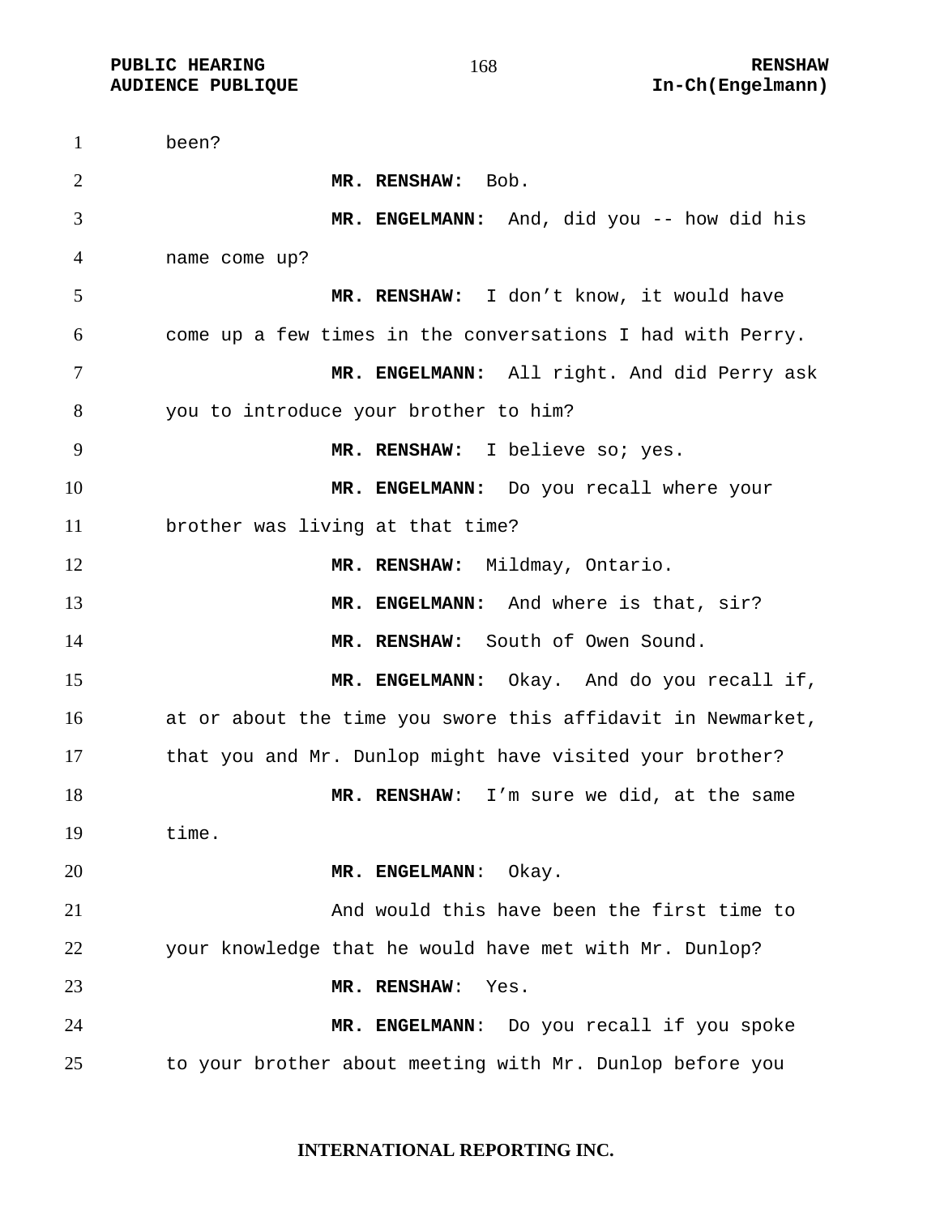been?

**MR. RENSHAW:** Bob.

**MR. ENGELMANN:** And, did you -- how did his name come up?

**MR. RENSHAW:** I don't know, it would have come up a few times in the conversations I had with Perry.

**MR. ENGELMANN:** All right. And did Perry ask you to introduce your brother to him?

**MR. RENSHAW:** I believe so; yes.

**MR. ENGELMANN:** Do you recall where your brother was living at that time?

**MR. RENSHAW:** Mildmay, Ontario.

**MR. ENGELMANN:** And where is that, sir?

**MR. RENSHAW:** South of Owen Sound.

**MR. ENGELMANN:** Okay. And do you recall if, at or about the time you swore this affidavit in Newmarket, that you and Mr. Dunlop might have visited your brother?

**MR. RENSHAW**: I'm sure we did, at the same time.

**MR. ENGELMANN**: Okay.

And would this have been the first time to your knowledge that he would have met with Mr. Dunlop?

**MR. RENSHAW**: Yes.

**MR. ENGELMANN**: Do you recall if you spoke to your brother about meeting with Mr. Dunlop before you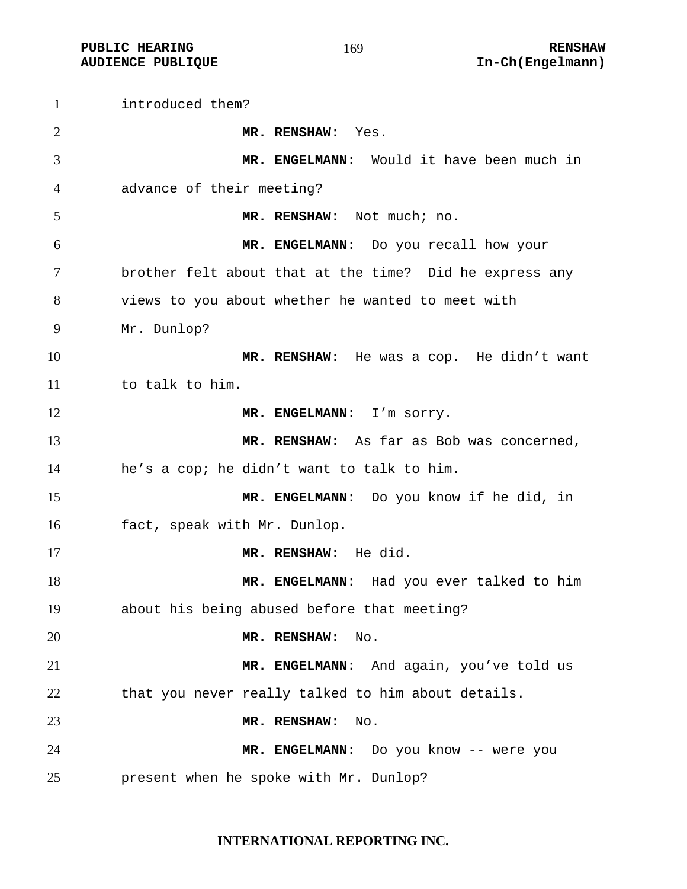introduced them?

**MR. RENSHAW**: Yes.

**MR. ENGELMANN**: Would it have been much in advance of their meeting?

**MR. RENSHAW**: Not much; no.

**MR. ENGELMANN**: Do you recall how your brother felt about that at the time? Did he express any views to you about whether he wanted to meet with Mr. Dunlop?

**MR. RENSHAW**: He was a cop. He didn't want to talk to him.

**MR. ENGELMANN**: I'm sorry.

**MR. RENSHAW**: As far as Bob was concerned, he's a cop; he didn't want to talk to him.

**MR. ENGELMANN**: Do you know if he did, in fact, speak with Mr. Dunlop.

**MR. RENSHAW**: He did.

**MR. ENGELMANN**: Had you ever talked to him about his being abused before that meeting?

**MR. RENSHAW**: No.

**MR. ENGELMANN**: And again, you've told us that you never really talked to him about details.

**MR. RENSHAW**: No.

**MR. ENGELMANN**: Do you know -- were you present when he spoke with Mr. Dunlop?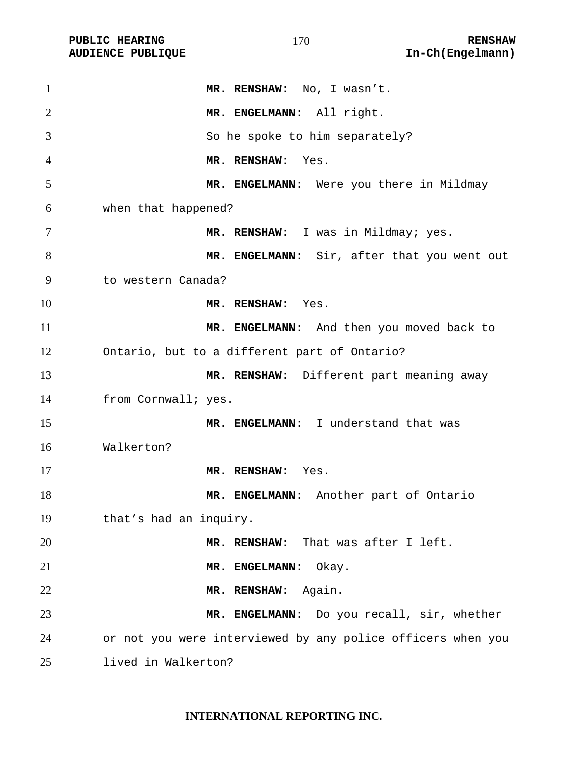**MR. RENSHAW**: No, I wasn't.

**MR. ENGELMANN**: All right.

So he spoke to him separately?

**MR. RENSHAW**: Yes.

**MR. ENGELMANN**: Were you there in Mildmay when that happened?

**MR. RENSHAW**: I was in Mildmay; yes.

**MR. ENGELMANN**: Sir, after that you went out to western Canada?

**MR. RENSHAW**: Yes.

**MR. ENGELMANN**: And then you moved back to Ontario, but to a different part of Ontario?

**MR. RENSHAW**: Different part meaning away from Cornwall; yes.

**MR. ENGELMANN**: I understand that was Walkerton?

**MR. RENSHAW**: Yes.

**MR. ENGELMANN**: Another part of Ontario that's had an inquiry.

**MR. RENSHAW**: That was after I left.

**MR. ENGELMANN**: Okay.

**MR. RENSHAW**: Again.

**MR. ENGELMANN**: Do you recall, sir, whether or not you were interviewed by any police officers when you lived in Walkerton?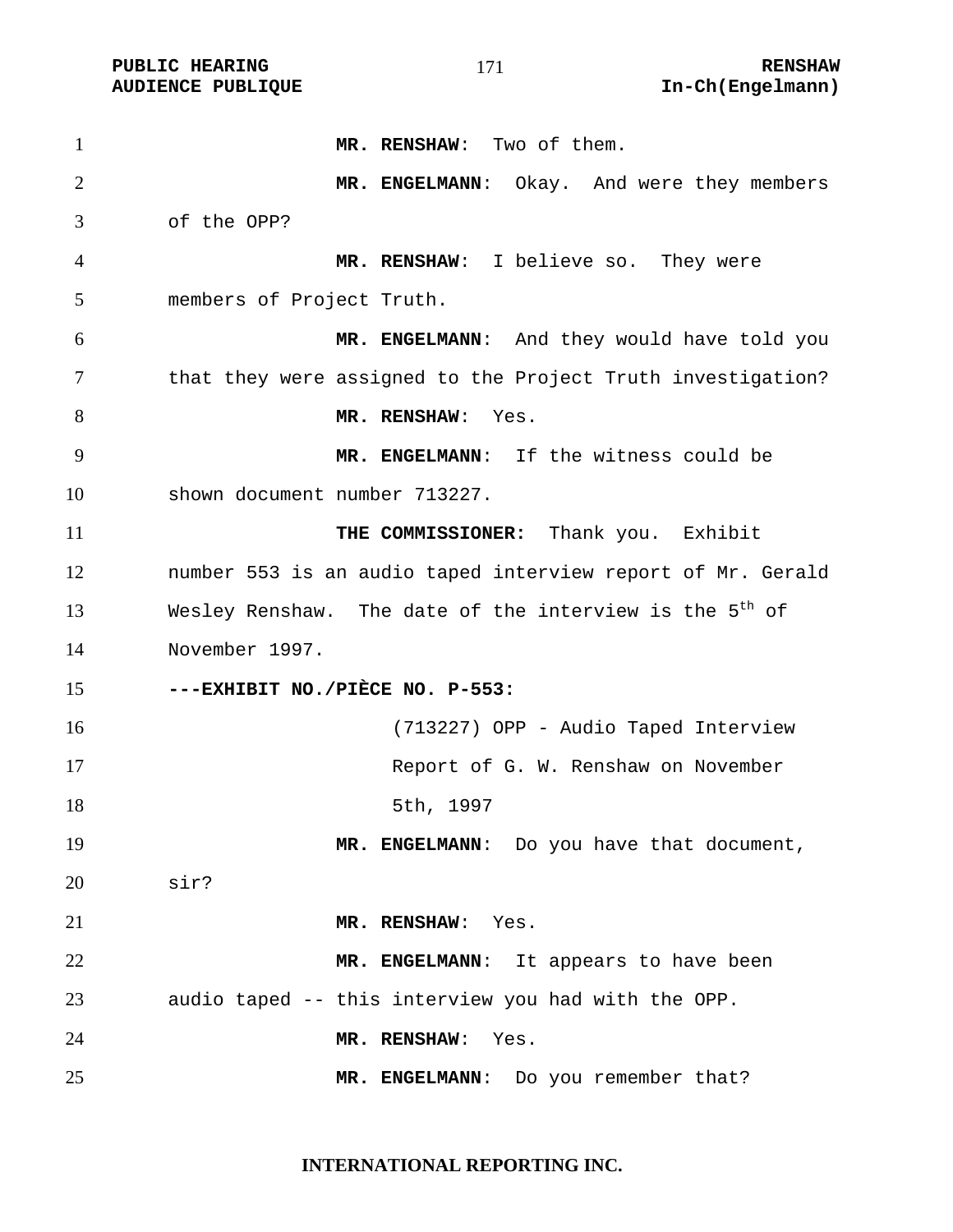**MR. RENSHAW**: Two of them.

**MR. ENGELMANN**: Okay. And were they members of the OPP?

**MR. RENSHAW**: I believe so. They were members of Project Truth.

**MR. ENGELMANN**: And they would have told you that they were assigned to the Project Truth investigation?

**MR. RENSHAW**: Yes.

**MR. ENGELMANN**: If the witness could be shown document number 713227.

**THE COMMISSIONER:** Thank you. Exhibit number 553 is an audio taped interview report of Mr. Gerald Wesley Renshaw. The date of the interview is the 5th of November 1997.

**---EXHIBIT NO./PIÈCE NO. P-553:**

(713227) OPP - Audio Taped Interview Report of G. W. Renshaw on November 5th, 1997

**MR. ENGELMANN**: Do you have that document, sir?

**MR. RENSHAW**: Yes.

**MR. ENGELMANN**: It appears to have been audio taped -- this interview you had with the OPP.

**MR. RENSHAW**: Yes.

**MR. ENGELMANN**: Do you remember that?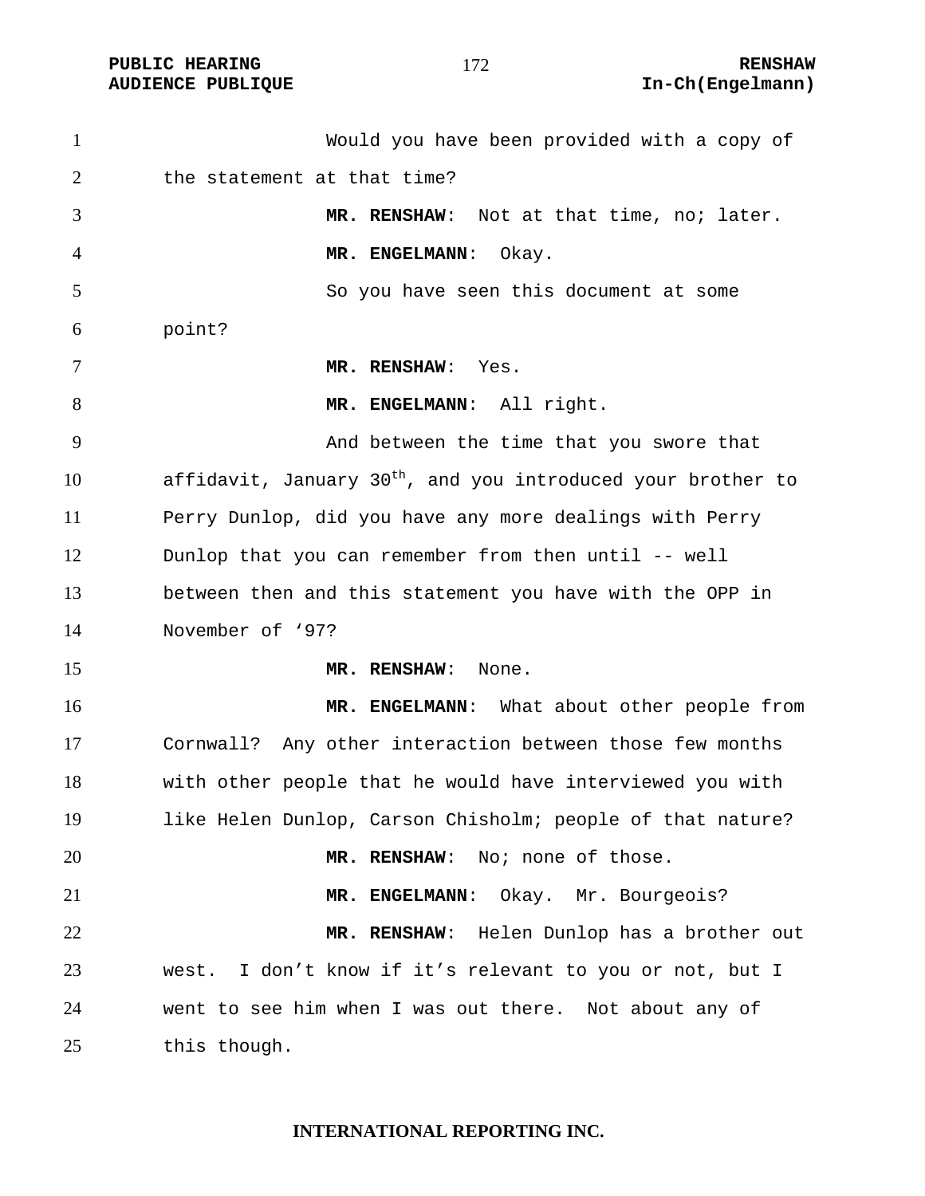Would you have been provided with a copy of the statement at that time?

**MR. RENSHAW**: Not at that time, no; later.

**MR. ENGELMANN**: Okay.

So you have seen this document at some point?

**MR. RENSHAW**: Yes.

**MR. ENGELMANN**: All right.

And between the time that you swore that affidavit, January 30th, and you introduced your brother to Perry Dunlop, did you have any more dealings with Perry Dunlop that you can remember from then until -- well between then and this statement you have with the OPP in November of '97?

**MR. RENSHAW**: None.

**MR. ENGELMANN**: What about other people from Cornwall? Any other interaction between those few months with other people that he would have interviewed you with like Helen Dunlop, Carson Chisholm; people of that nature?

**MR. RENSHAW**: No; none of those.

**MR. ENGELMANN**: Okay. Mr. Bourgeois?

**MR. RENSHAW**: Helen Dunlop has a brother out west. I don't know if it's relevant to you or not, but I went to see him when I was out there. Not about any of this though.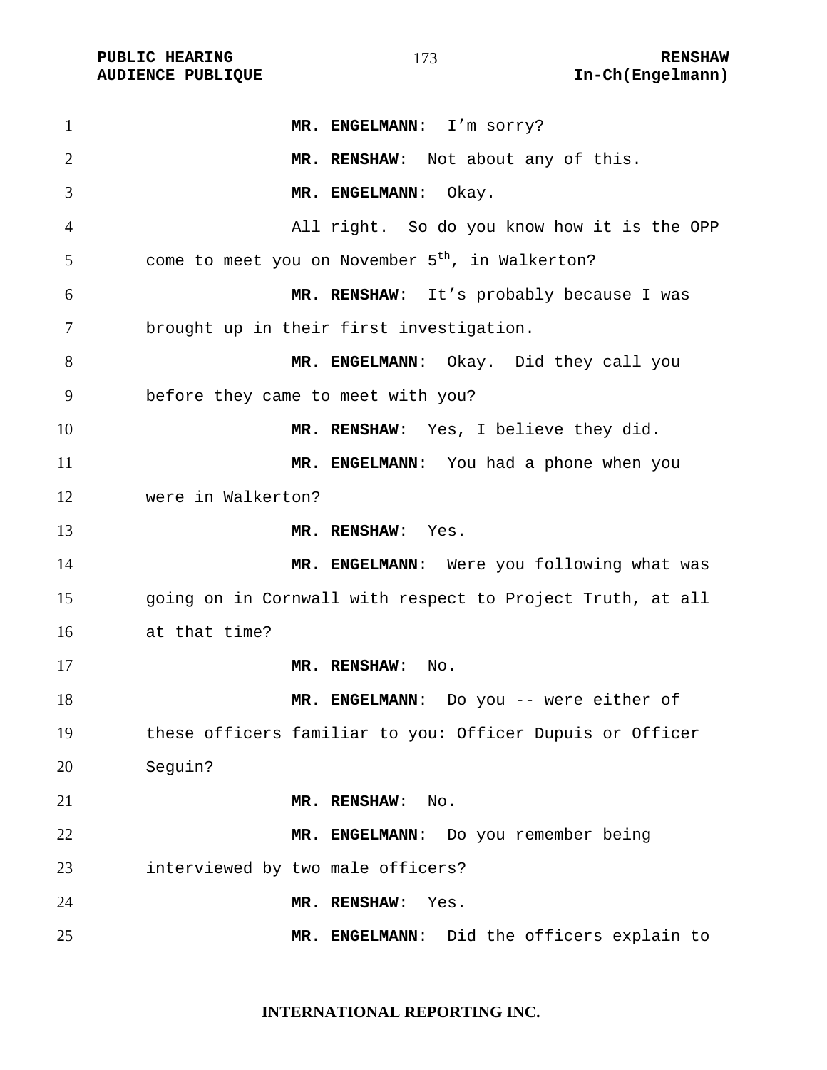**MR. ENGELMANN**: I'm sorry?

**MR. RENSHAW**: Not about any of this.

**MR. ENGELMANN**: Okay.

All right. So do you know how it is the OPP come to meet you on November 5th, in Walkerton?

**MR. RENSHAW**: It's probably because I was brought up in their first investigation.

**MR. ENGELMANN**: Okay. Did they call you before they came to meet with you?

**MR. RENSHAW**: Yes, I believe they did.

**MR. ENGELMANN**: You had a phone when you were in Walkerton?

**MR. RENSHAW**: Yes.

**MR. ENGELMANN**: Were you following what was going on in Cornwall with respect to Project Truth, at all at that time?

**MR. RENSHAW**: No.

**MR. ENGELMANN**: Do you -- were either of these officers familiar to you: Officer Dupuis or Officer Seguin?

**MR. RENSHAW**: No.

**MR. ENGELMANN**: Do you remember being interviewed by two male officers?

**MR. RENSHAW**: Yes.

**MR. ENGELMANN**: Did the officers explain to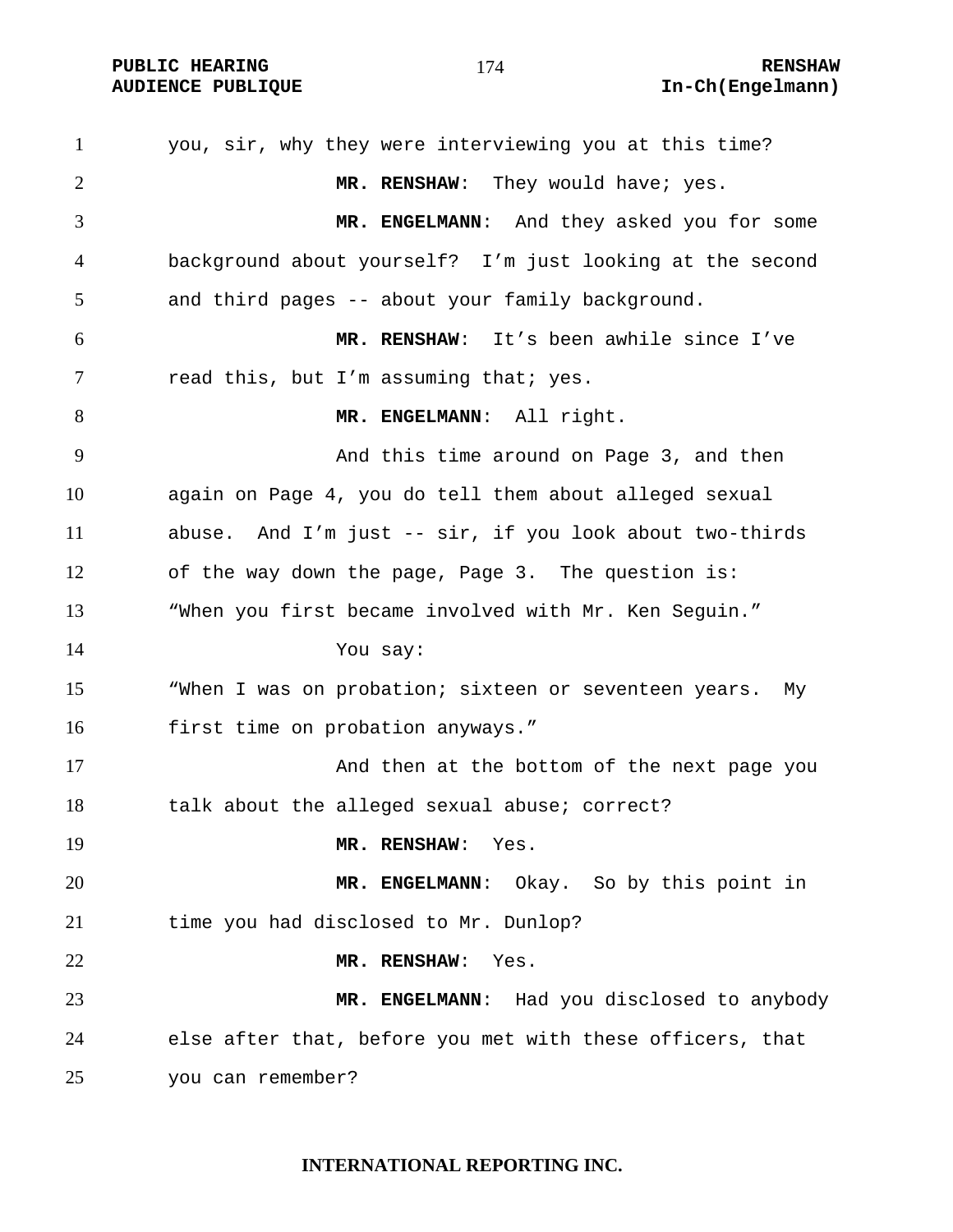you, sir, why they were interviewing you at this time?

**MR. RENSHAW**: They would have; yes.

**MR. ENGELMANN**: And they asked you for some background about yourself? I'm just looking at the second and third pages -- about your family background.

**MR. RENSHAW**: It's been awhile since I've read this, but I'm assuming that; yes.

**MR. ENGELMANN**: All right.

And this time around on Page 3, and then again on Page 4, you do tell them about alleged sexual abuse. And I'm just -- sir, if you look about two-thirds of the way down the page, Page 3. The question is: "When you first became involved with Mr. Ken Seguin."

You say:

"When I was on probation; sixteen or seventeen years. My first time on probation anyways."

And then at the bottom of the next page you talk about the alleged sexual abuse; correct?

**MR. RENSHAW**: Yes.

**MR. ENGELMANN**: Okay. So by this point in time you had disclosed to Mr. Dunlop?

**MR. RENSHAW**: Yes.

**MR. ENGELMANN**: Had you disclosed to anybody else after that, before you met with these officers, that you can remember?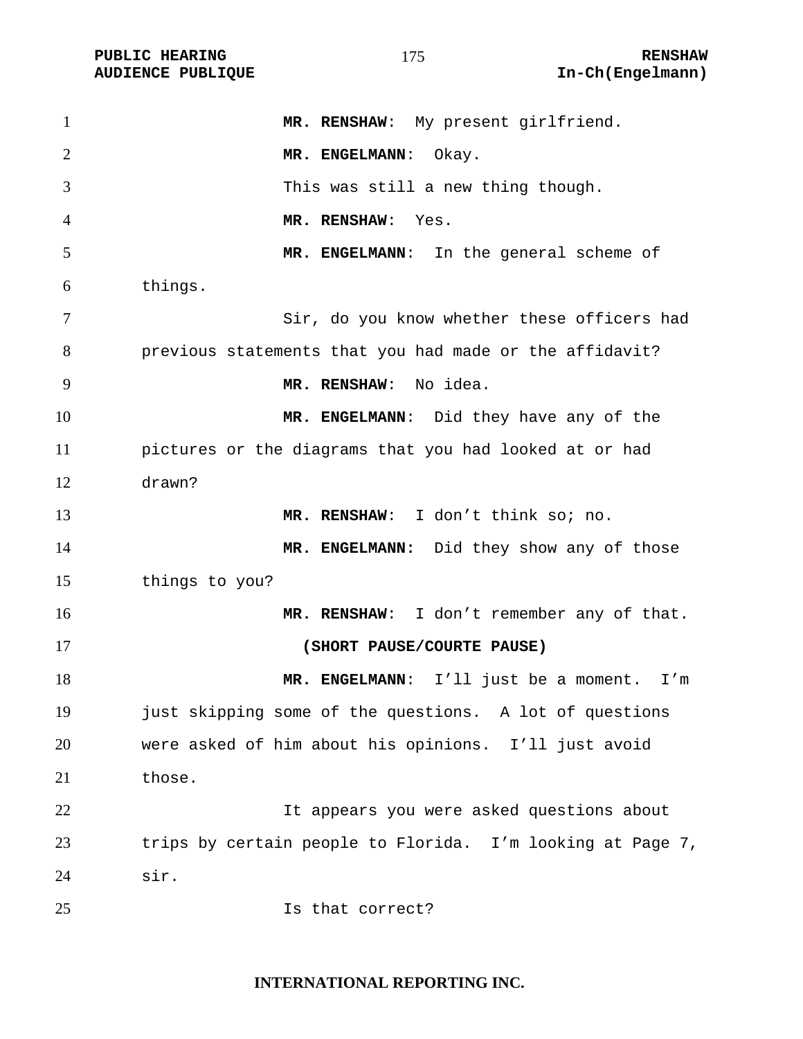**MR. RENSHAW**: My present girlfriend.

**MR. ENGELMANN**: Okay.

This was still a new thing though.

**MR. RENSHAW**: Yes.

**MR. ENGELMANN**: In the general scheme of things.

Sir, do you know whether these officers had previous statements that you had made or the affidavit?

**MR. RENSHAW**: No idea.

**MR. ENGELMANN**: Did they have any of the pictures or the diagrams that you had looked at or had drawn?

**MR. RENSHAW**: I don't think so; no.

**MR. ENGELMANN:** Did they show any of those things to you?

**MR. RENSHAW**: I don't remember any of that.

**(SHORT PAUSE/COURTE PAUSE)**

**MR. ENGELMANN**: I'll just be a moment. I'm just skipping some of the questions. A lot of questions were asked of him about his opinions. I'll just avoid those.

It appears you were asked questions about trips by certain people to Florida. I'm looking at Page 7, sir.

Is that correct?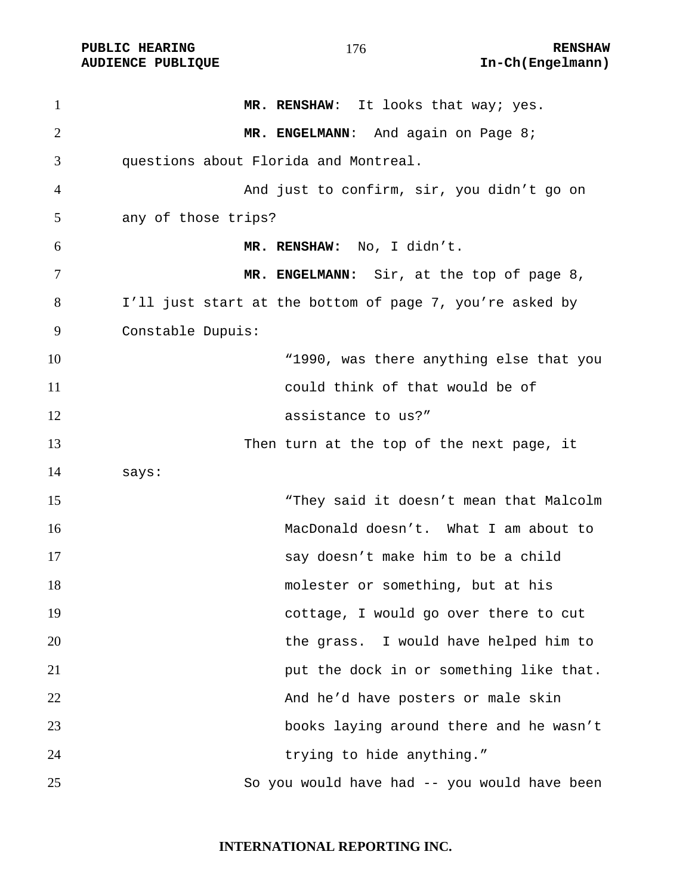**MR. RENSHAW**: It looks that way; yes.

**MR. ENGELMANN**: And again on Page 8; questions about Florida and Montreal.

And just to confirm, sir, you didn't go on any of those trips?

**MR. RENSHAW:** No, I didn't.

**MR. ENGELMANN:** Sir, at the top of page 8, I'll just start at the bottom of page 7, you're asked by Constable Dupuis:

> "1990, was there anything else that you could think of that would be of assistance to us?"

Then turn at the top of the next page, it says:

> "They said it doesn't mean that Malcolm MacDonald doesn't. What I am about to say doesn't make him to be a child molester or something, but at his cottage, I would go over there to cut the grass. I would have helped him to put the dock in or something like that. And he'd have posters or male skin books laying around there and he wasn't trying to hide anything."

So you would have had -- you would have been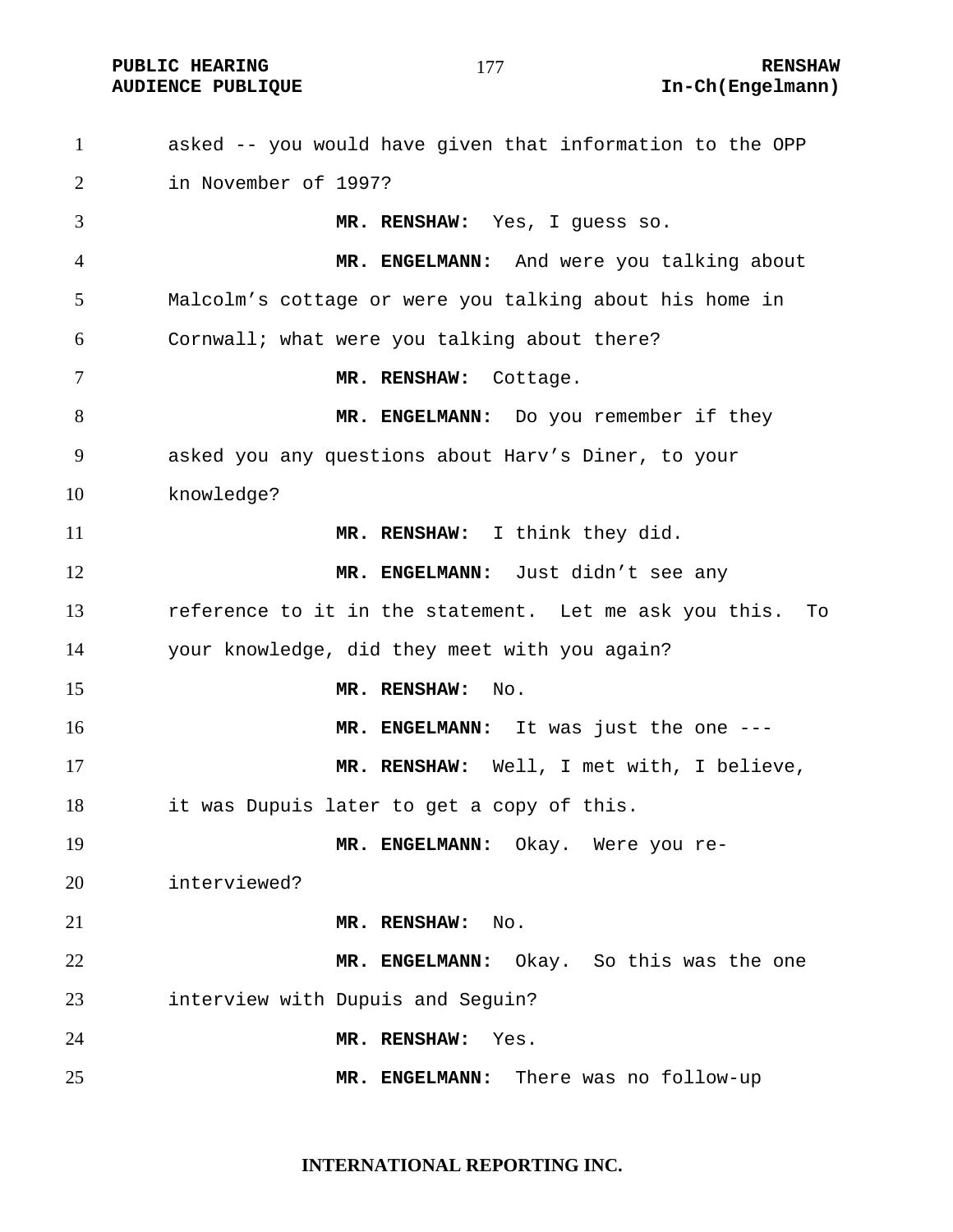asked -- you would have given that information to the OPP in November of 1997?

**MR. RENSHAW:** Yes, I guess so.

**MR. ENGELMANN:** And were you talking about Malcolm's cottage or were you talking about his home in Cornwall; what were you talking about there?

**MR. RENSHAW:** Cottage.

**MR. ENGELMANN:** Do you remember if they asked you any questions about Harv's Diner, to your knowledge?

**MR. RENSHAW:** I think they did.

**MR. ENGELMANN:** Just didn't see any reference to it in the statement. Let me ask you this. To your knowledge, did they meet with you again?

**MR. RENSHAW:** No.

**MR. ENGELMANN:** It was just the one ---

**MR. RENSHAW:** Well, I met with, I believe, it was Dupuis later to get a copy of this.

**MR. ENGELMANN:** Okay. Were you re-interviewed?

**MR. RENSHAW:** No.

**MR. ENGELMANN:** Okay. So this was the one interview with Dupuis and Seguin?

**MR. RENSHAW:** Yes.

**MR. ENGELMANN:** There was no follow-up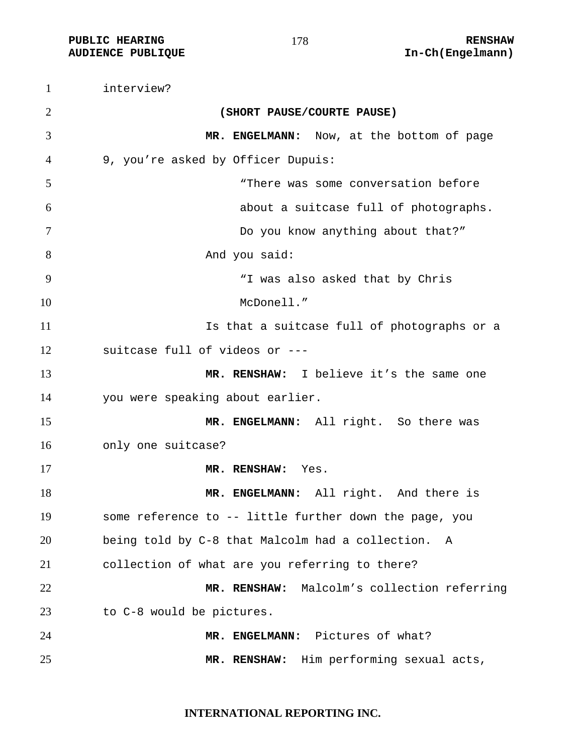interview?

**(SHORT PAUSE/COURTE PAUSE)**

**MR. ENGELMANN:** Now, at the bottom of page 9, you're asked by Officer Dupuis:

> "There was some conversation before about a suitcase full of photographs. Do you know anything about that?"

And you said:

> "I was also asked that by Chris McDonell."

Is that a suitcase full of photographs or a suitcase full of videos or ---

**MR. RENSHAW:** I believe it's the same one you were speaking about earlier.

**MR. ENGELMANN:** All right. So there was only one suitcase?

**MR. RENSHAW:** Yes.

**MR. ENGELMANN:** All right. And there is some reference to -- little further down the page, you being told by C-8 that Malcolm had a collection. A collection of what are you referring to there?

**MR. RENSHAW:** Malcolm's collection referring to C-8 would be pictures.

**MR. ENGELMANN:** Pictures of what?

**MR. RENSHAW:** Him performing sexual acts,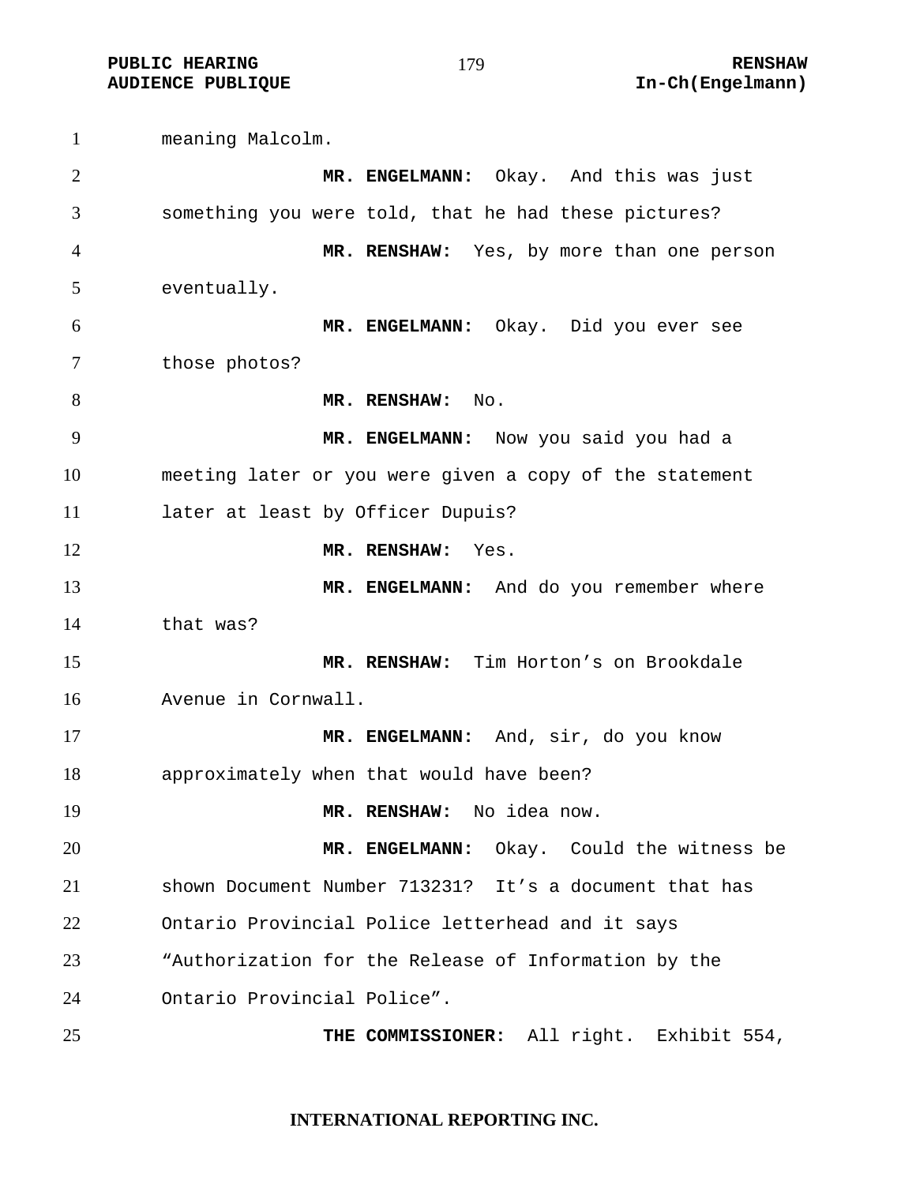meaning Malcolm.

**MR. ENGELMANN:** Okay. And this was just something you were told, that he had these pictures?

**MR. RENSHAW:** Yes, by more than one person eventually.

**MR. ENGELMANN:** Okay. Did you ever see those photos?

**MR. RENSHAW:** No.

**MR. ENGELMANN:** Now you said you had a meeting later or you were given a copy of the statement later at least by Officer Dupuis?

**MR. RENSHAW:** Yes.

**MR. ENGELMANN:** And do you remember where that was?

**MR. RENSHAW:** Tim Horton's on Brookdale Avenue in Cornwall.

**MR. ENGELMANN:** And, sir, do you know approximately when that would have been?

**MR. RENSHAW:** No idea now.

**MR. ENGELMANN:** Okay. Could the witness be shown Document Number 713231? It's a document that has Ontario Provincial Police letterhead and it says "Authorization for the Release of Information by the Ontario Provincial Police".

**THE COMMISSIONER:** All right. Exhibit 554,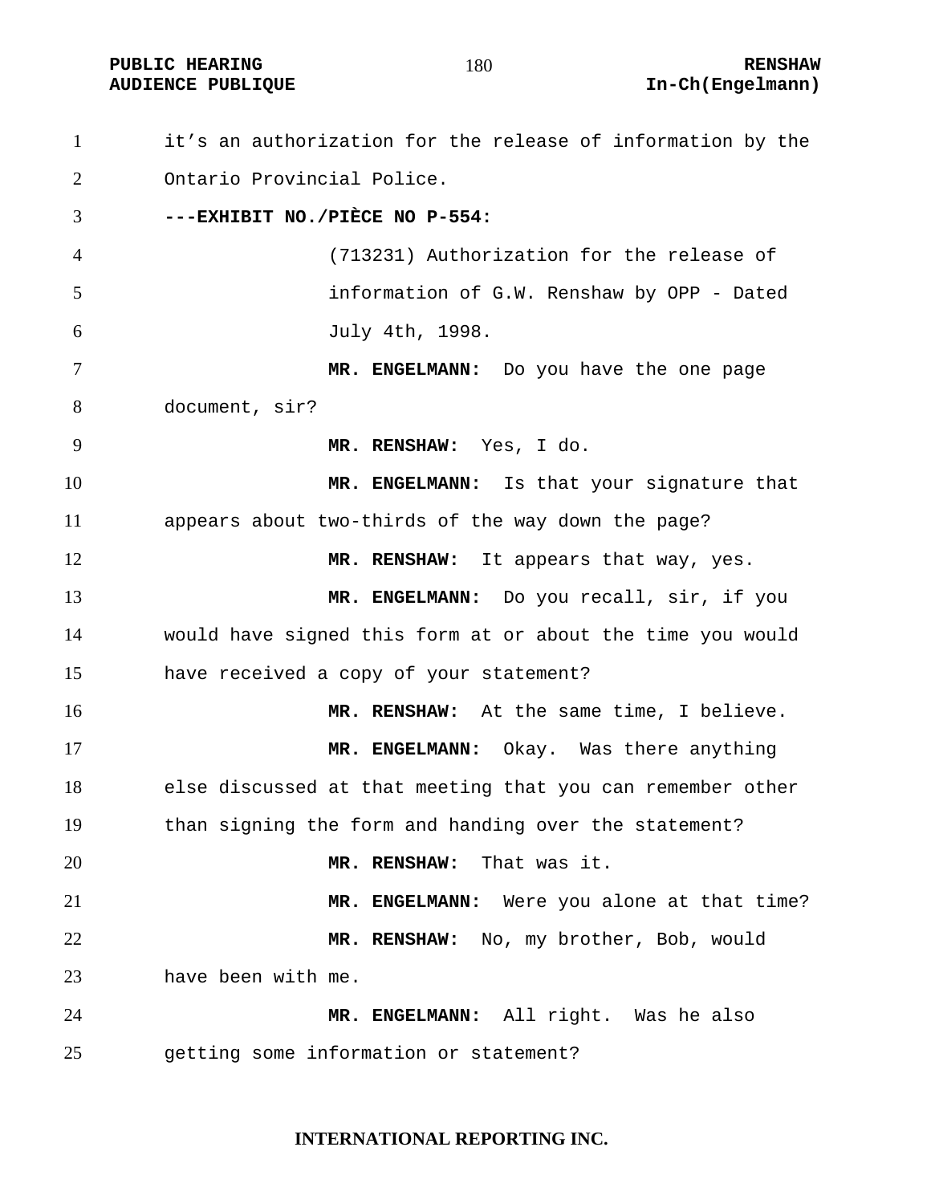it's an authorization for the release of information by the Ontario Provincial Police.

**---EXHIBIT NO./PIÈCE NO P-554:**

(713231) Authorization for the release of information of G.W. Renshaw by OPP - Dated July 4th, 1998.

**MR. ENGELMANN:** Do you have the one page document, sir?

**MR. RENSHAW:** Yes, I do.

**MR. ENGELMANN:** Is that your signature that appears about two-thirds of the way down the page?

**MR. RENSHAW:** It appears that way, yes.

**MR. ENGELMANN:** Do you recall, sir, if you would have signed this form at or about the time you would have received a copy of your statement?

**MR. RENSHAW:** At the same time, I believe.

**MR. ENGELMANN:** Okay. Was there anything else discussed at that meeting that you can remember other than signing the form and handing over the statement?

**MR. RENSHAW:** That was it.

**MR. ENGELMANN:** Were you alone at that time?

**MR. RENSHAW:** No, my brother, Bob, would have been with me.

**MR. ENGELMANN:** All right. Was he also getting some information or statement?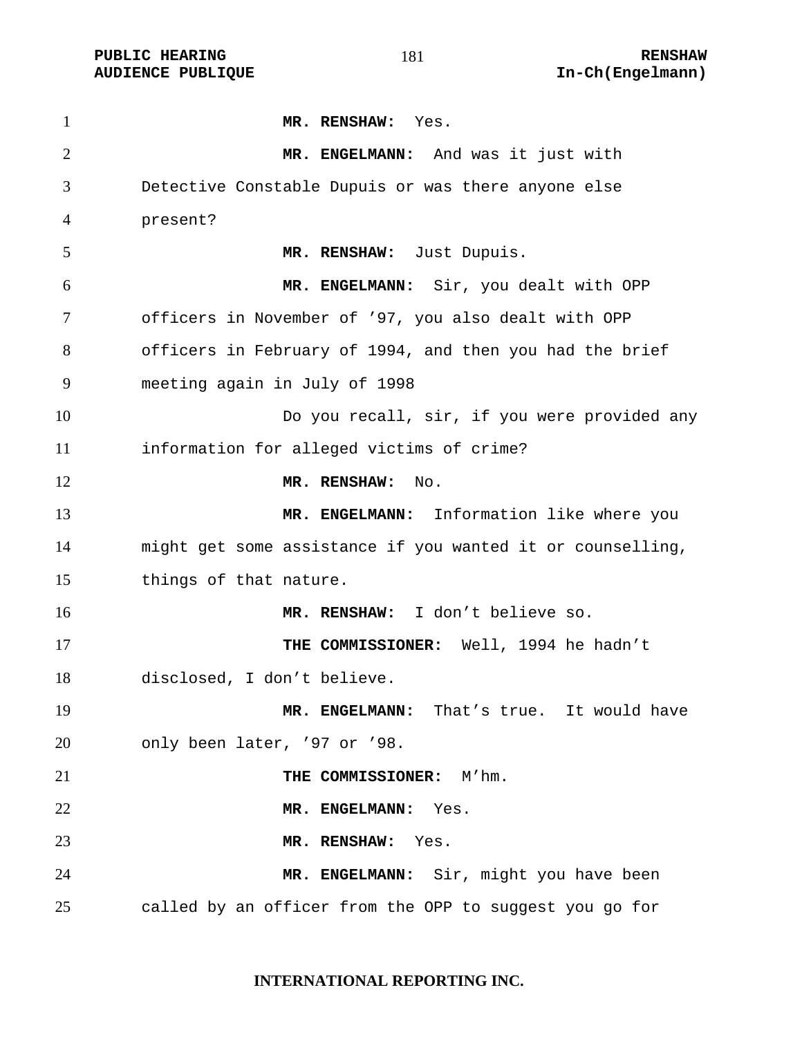**MR. RENSHAW:** Yes.

**MR. ENGELMANN:** And was it just with Detective Constable Dupuis or was there anyone else present?

**MR. RENSHAW:** Just Dupuis.

**MR. ENGELMANN:** Sir, you dealt with OPP officers in November of ’97, you also dealt with OPP officers in February of 1994, and then you had the brief meeting again in July of 1998

Do you recall, sir, if you were provided any information for alleged victims of crime?

**MR. RENSHAW:** No.

**MR. ENGELMANN:** Information like where you might get some assistance if you wanted it or counselling, things of that nature.

**MR. RENSHAW:** I don’t believe so.

**THE COMMISSIONER:** Well, 1994 he hadn’t disclosed, I don’t believe.

**MR. ENGELMANN:** That’s true. It would have only been later, ’97 or ’98.

**THE COMMISSIONER:** M’hm.

**MR. ENGELMANN:** Yes.

**MR. RENSHAW:** Yes.

**MR. ENGELMANN:** Sir, might you have been called by an officer from the OPP to suggest you go for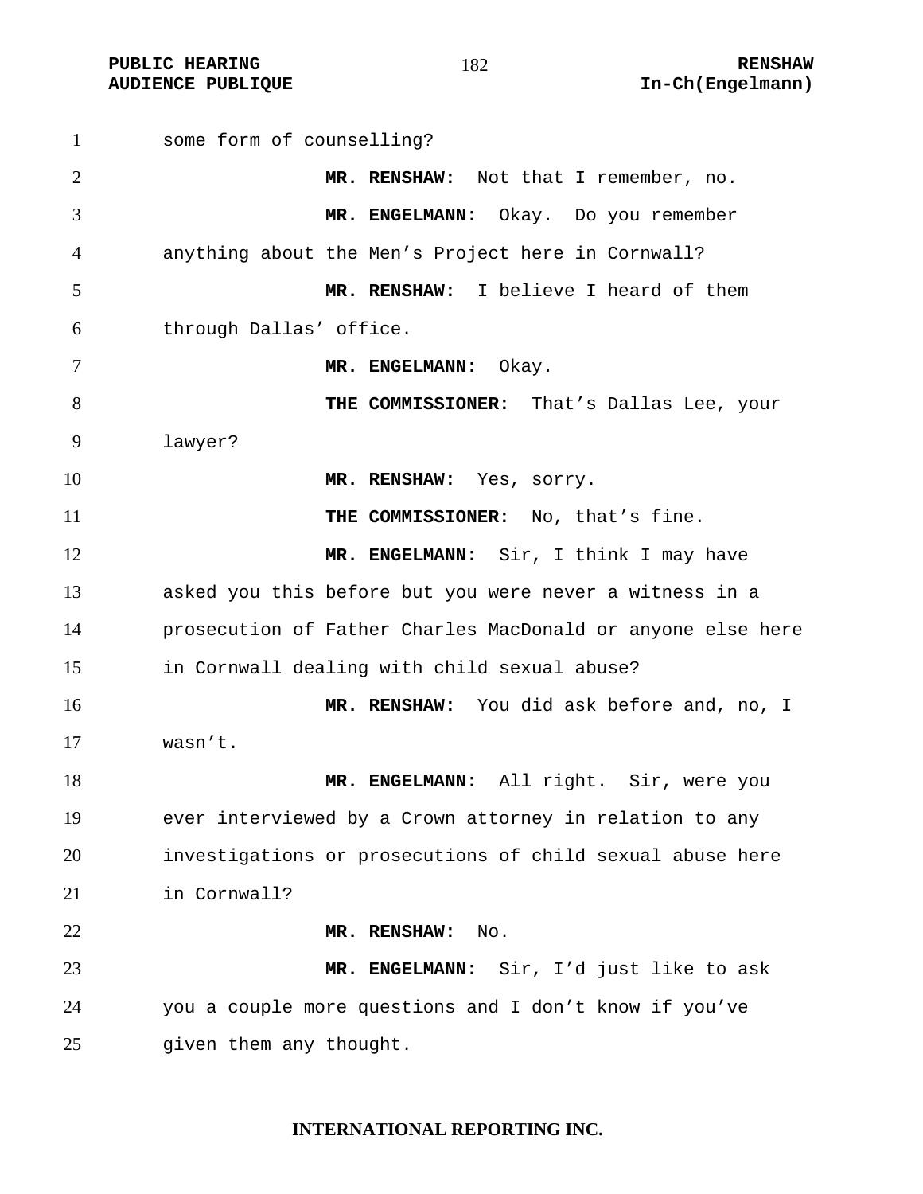some form of counselling?

**MR. RENSHAW:** Not that I remember, no.

**MR. ENGELMANN:** Okay. Do you remember anything about the Men's Project here in Cornwall?

**MR. RENSHAW:** I believe I heard of them through Dallas' office.

**MR. ENGELMANN:** Okay.

**THE COMMISSIONER:** That's Dallas Lee, your lawyer?

**MR. RENSHAW:** Yes, sorry.

**THE COMMISSIONER:** No, that's fine.

**MR. ENGELMANN:** Sir, I think I may have asked you this before but you were never a witness in a prosecution of Father Charles MacDonald or anyone else here in Cornwall dealing with child sexual abuse?

**MR. RENSHAW:** You did ask before and, no, I wasn't.

**MR. ENGELMANN:** All right. Sir, were you ever interviewed by a Crown attorney in relation to any investigations or prosecutions of child sexual abuse here in Cornwall?

**MR. RENSHAW:** No.

**MR. ENGELMANN:** Sir, I'd just like to ask you a couple more questions and I don't know if you've given them any thought.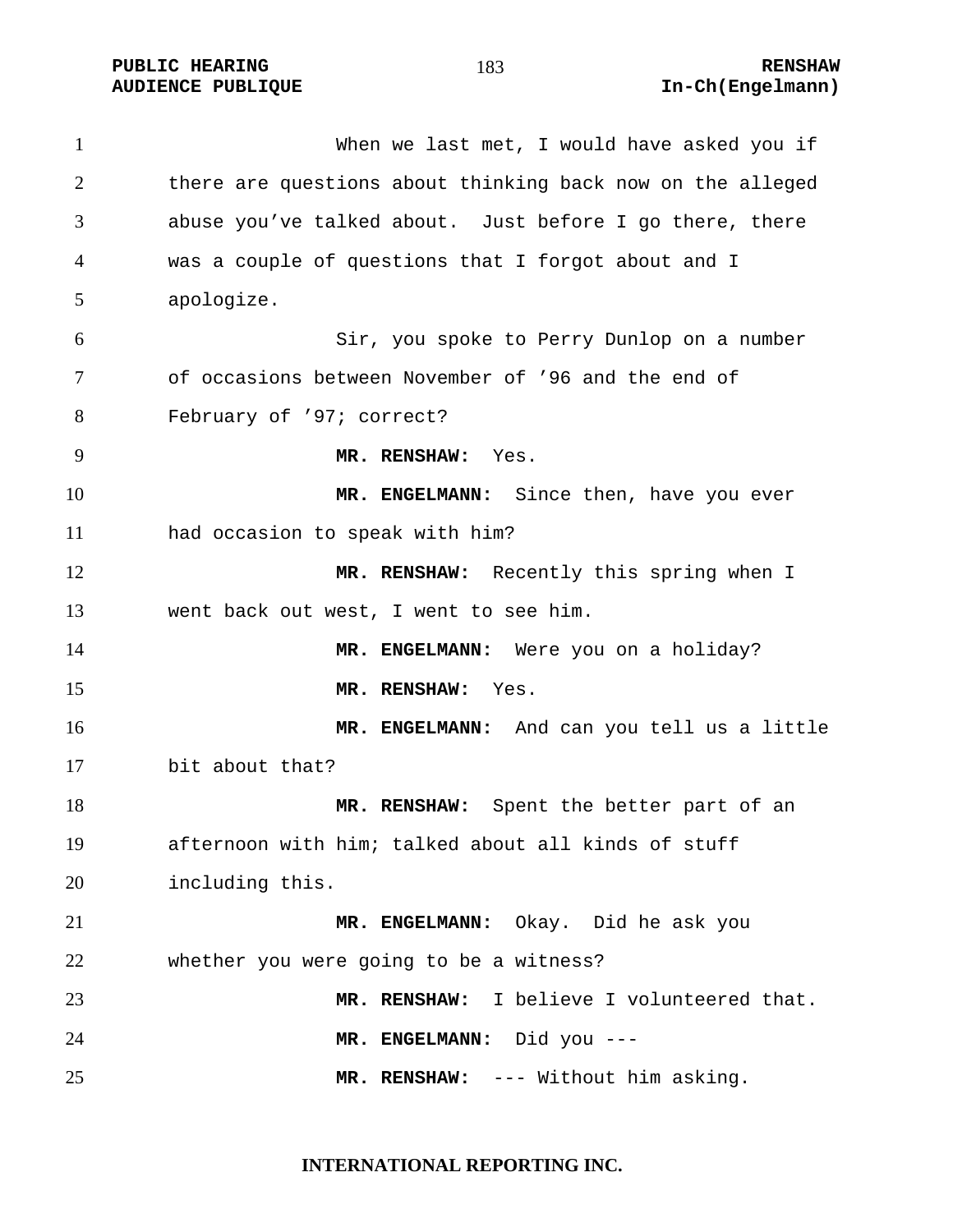When we last met, I would have asked you if there are questions about thinking back now on the alleged abuse you've talked about. Just before I go there, there was a couple of questions that I forgot about and I apologize.

Sir, you spoke to Perry Dunlop on a number of occasions between November of '96 and the end of February of '97; correct?

**MR. RENSHAW:** Yes.

**MR. ENGELMANN:** Since then, have you ever had occasion to speak with him?

**MR. RENSHAW:** Recently this spring when I went back out west, I went to see him.

**MR. ENGELMANN:** Were you on a holiday?

**MR. RENSHAW:** Yes.

**MR. ENGELMANN:** And can you tell us a little bit about that?

**MR. RENSHAW:** Spent the better part of an afternoon with him; talked about all kinds of stuff including this.

**MR. ENGELMANN:** Okay. Did he ask you whether you were going to be a witness?

**MR. RENSHAW:** I believe I volunteered that.

**MR. ENGELMANN:** Did you ---

**MR. RENSHAW:** --- Without him asking.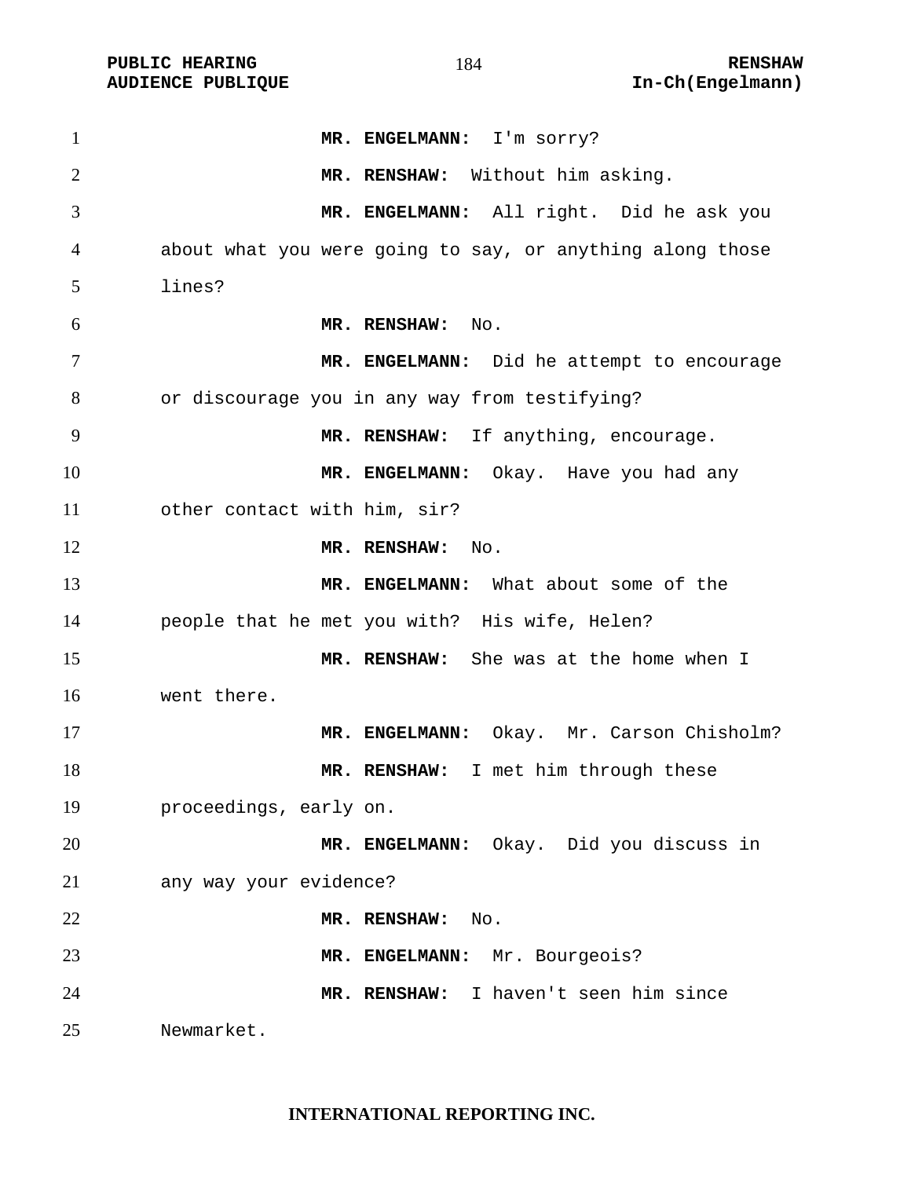**MR. ENGELMANN:** I'm sorry?

**MR. RENSHAW:** Without him asking.

**MR. ENGELMANN:** All right. Did he ask you about what you were going to say, or anything along those lines?

**MR. RENSHAW:** No.

**MR. ENGELMANN:** Did he attempt to encourage or discourage you in any way from testifying?

**MR. RENSHAW:** If anything, encourage.

**MR. ENGELMANN:** Okay. Have you had any other contact with him, sir?

**MR. RENSHAW:** No.

**MR. ENGELMANN:** What about some of the people that he met you with? His wife, Helen?

**MR. RENSHAW:** She was at the home when I went there.

**MR. ENGELMANN:** Okay. Mr. Carson Chisholm?

**MR. RENSHAW:** I met him through these proceedings, early on.

**MR. ENGELMANN:** Okay. Did you discuss in any way your evidence?

**MR. RENSHAW:** No.

**MR. ENGELMANN:** Mr. Bourgeois?

**MR. RENSHAW:** I haven't seen him since Newmarket.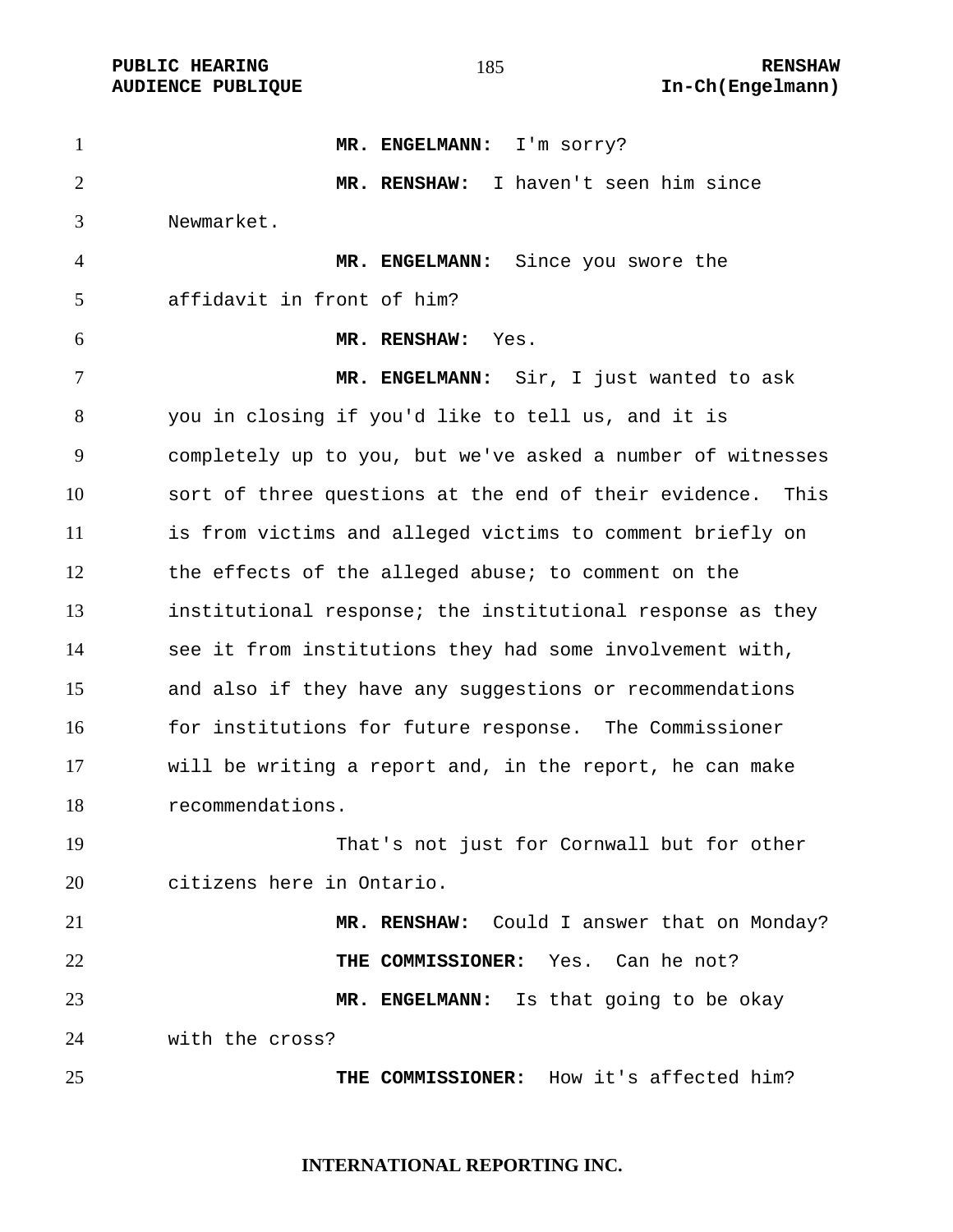**MR. ENGELMANN:** I'm sorry?

**MR. RENSHAW:** I haven't seen him since Newmarket.

**MR. ENGELMANN:** Since you swore the affidavit in front of him?

**MR. RENSHAW:** Yes.

**MR. ENGELMANN:** Sir, I just wanted to ask you in closing if you'd like to tell us, and it is completely up to you, but we've asked a number of witnesses sort of three questions at the end of their evidence. This is from victims and alleged victims to comment briefly on the effects of the alleged abuse; to comment on the institutional response; the institutional response as they see it from institutions they had some involvement with, and also if they have any suggestions or recommendations for institutions for future response. The Commissioner will be writing a report and, in the report, he can make recommendations.

That's not just for Cornwall but for other citizens here in Ontario.

**MR. RENSHAW:** Could I answer that on Monday?

**THE COMMISSIONER:** Yes. Can he not?

**MR. ENGELMANN:** Is that going to be okay with the cross?

**THE COMMISSIONER:** How it's affected him?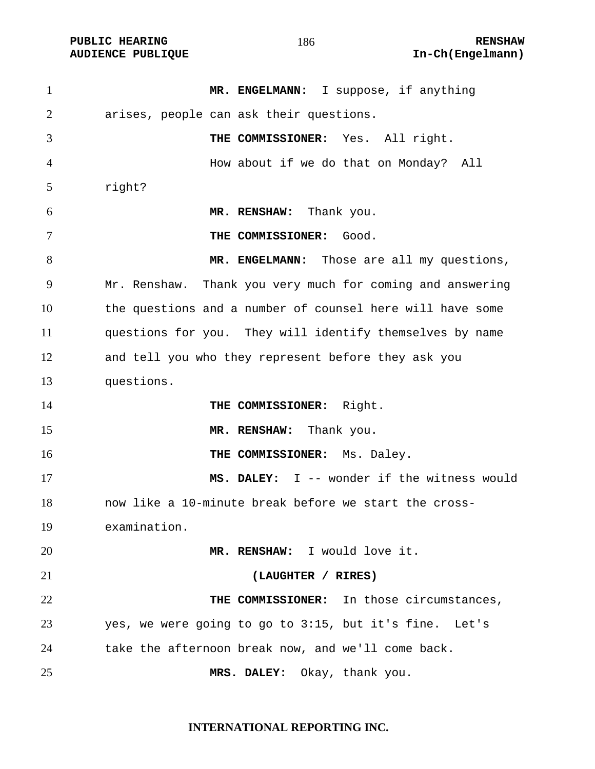**MR. ENGELMANN:** I suppose, if anything arises, people can ask their questions.

**THE COMMISSIONER:** Yes. All right.

How about if we do that on Monday? All right?

**MR. RENSHAW:** Thank you.

**THE COMMISSIONER:** Good.

**MR. ENGELMANN:** Those are all my questions, Mr. Renshaw. Thank you very much for coming and answering the questions and a number of counsel here will have some questions for you. They will identify themselves by name and tell you who they represent before they ask you questions.

**THE COMMISSIONER:** Right.

**MR. RENSHAW:** Thank you.

**THE COMMISSIONER:** Ms. Daley.

**MS. DALEY:** I -- wonder if the witness would now like a 10-minute break before we start the cross-examination.

**MR. RENSHAW:** I would love it.

**(LAUGHTER / RIRES)**

**THE COMMISSIONER:** In those circumstances, yes, we were going to go to 3:15, but it's fine. Let's take the afternoon break now, and we'll come back.

**MRS. DALEY:** Okay, thank you.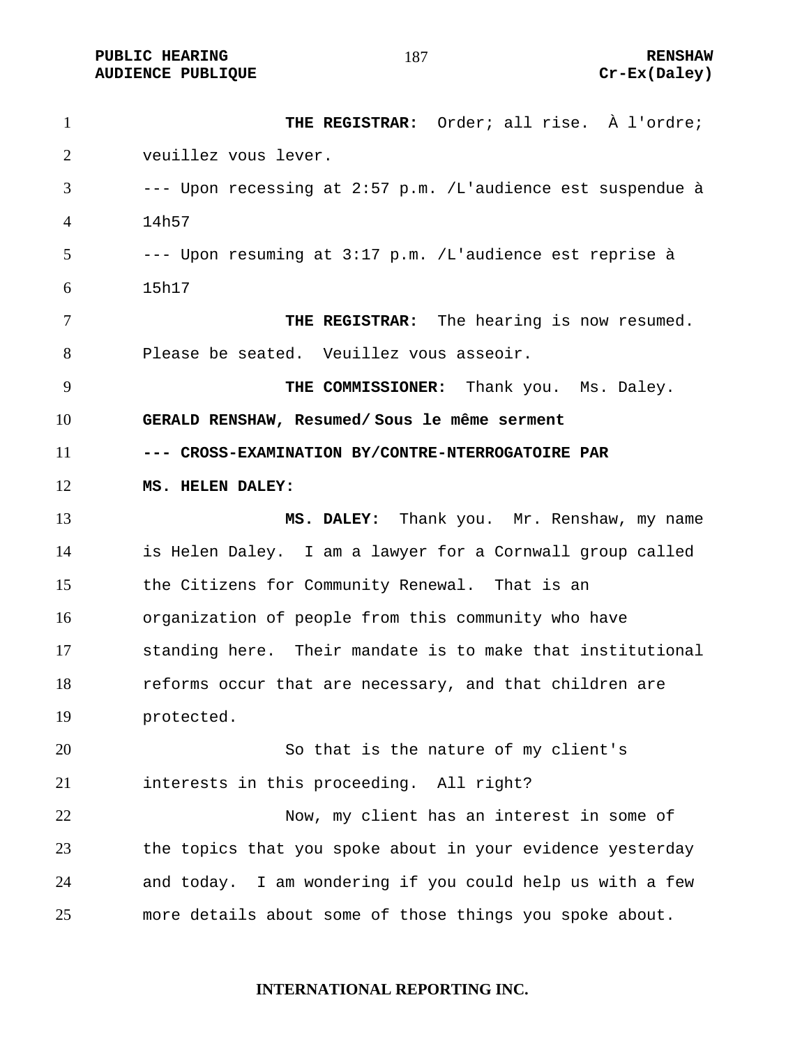**THE REGISTRAR:** Order; all rise. À l'ordre; veuillez vous lever.

--- Upon recessing at 2:57 p.m. /L'audience est suspendue à 14h57

--- Upon resuming at 3:17 p.m. /L'audience est reprise à 15h17

**THE REGISTRAR:** The hearing is now resumed. Please be seated. Veuillez vous asseoir.

**THE COMMISSIONER:** Thank you. Ms. Daley.

**GERALD RENSHAW, Resumed/ Sous le même serment**

**--- CROSS-EXAMINATION BY/CONTRE-NTERROGATOIRE PAR MS. HELEN DALEY:**

**MS. DALEY:** Thank you. Mr. Renshaw, my name is Helen Daley. I am a lawyer for a Cornwall group called the Citizens for Community Renewal. That is an organization of people from this community who have standing here. Their mandate is to make that institutional reforms occur that are necessary, and that children are protected.

So that is the nature of my client's interests in this proceeding. All right?

Now, my client has an interest in some of the topics that you spoke about in your evidence yesterday and today. I am wondering if you could help us with a few more details about some of those things you spoke about.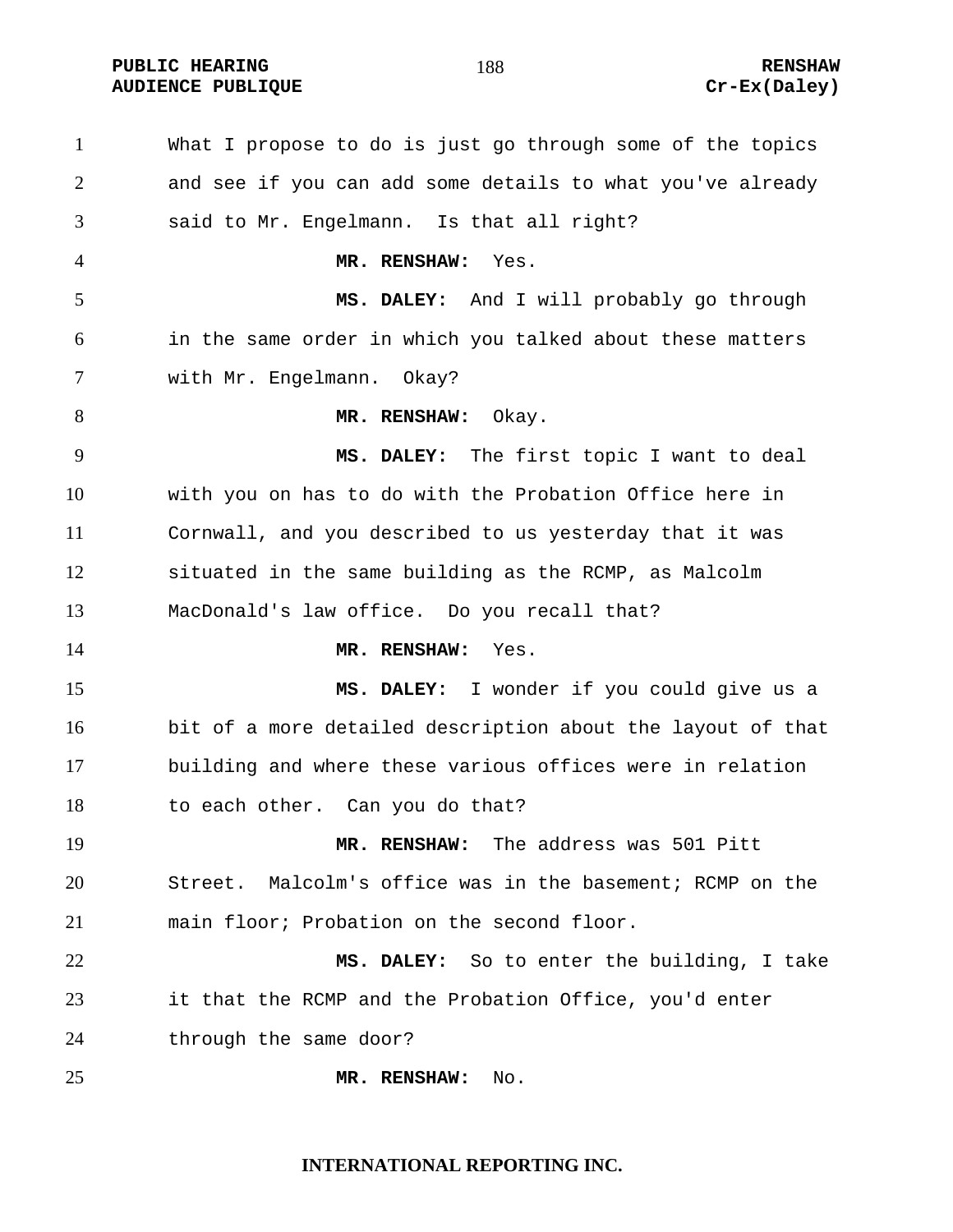What I propose to do is just go through some of the topics and see if you can add some details to what you've already said to Mr. Engelmann. Is that all right?

**MR. RENSHAW:** Yes.

**MS. DALEY:** And I will probably go through in the same order in which you talked about these matters with Mr. Engelmann. Okay?

**MR. RENSHAW:** Okay.

**MS. DALEY:** The first topic I want to deal with you on has to do with the Probation Office here in Cornwall, and you described to us yesterday that it was situated in the same building as the RCMP, as Malcolm MacDonald's law office. Do you recall that?

**MR. RENSHAW:** Yes.

**MS. DALEY:** I wonder if you could give us a bit of a more detailed description about the layout of that building and where these various offices were in relation to each other. Can you do that?

**MR. RENSHAW:** The address was 501 Pitt Street. Malcolm's office was in the basement; RCMP on the main floor; Probation on the second floor.

**MS. DALEY:** So to enter the building, I take it that the RCMP and the Probation Office, you'd enter through the same door?

**MR. RENSHAW:** No.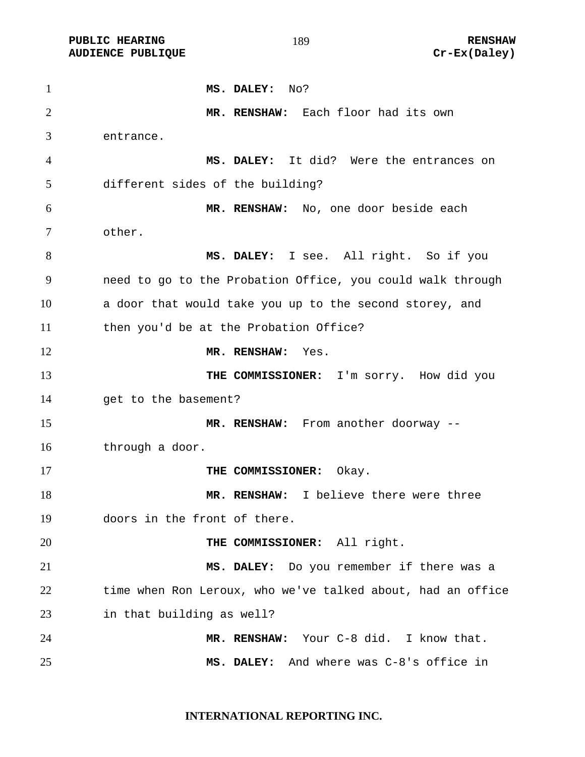**MS. DALEY:** No?

**MR. RENSHAW:** Each floor had its own entrance.

**MS. DALEY:** It did? Were the entrances on different sides of the building?

**MR. RENSHAW:** No, one door beside each other.

**MS. DALEY:** I see. All right. So if you need to go to the Probation Office, you could walk through a door that would take you up to the second storey, and then you'd be at the Probation Office?

**MR. RENSHAW:** Yes.

**THE COMMISSIONER:** I'm sorry. How did you get to the basement?

**MR. RENSHAW:** From another doorway -- through a door.

**THE COMMISSIONER:** Okay.

**MR. RENSHAW:** I believe there were three doors in the front of there.

**THE COMMISSIONER:** All right.

**MS. DALEY:** Do you remember if there was a time when Ron Leroux, who we've talked about, had an office in that building as well?

**MR. RENSHAW:** Your C-8 did. I know that.

**MS. DALEY:** And where was C-8's office in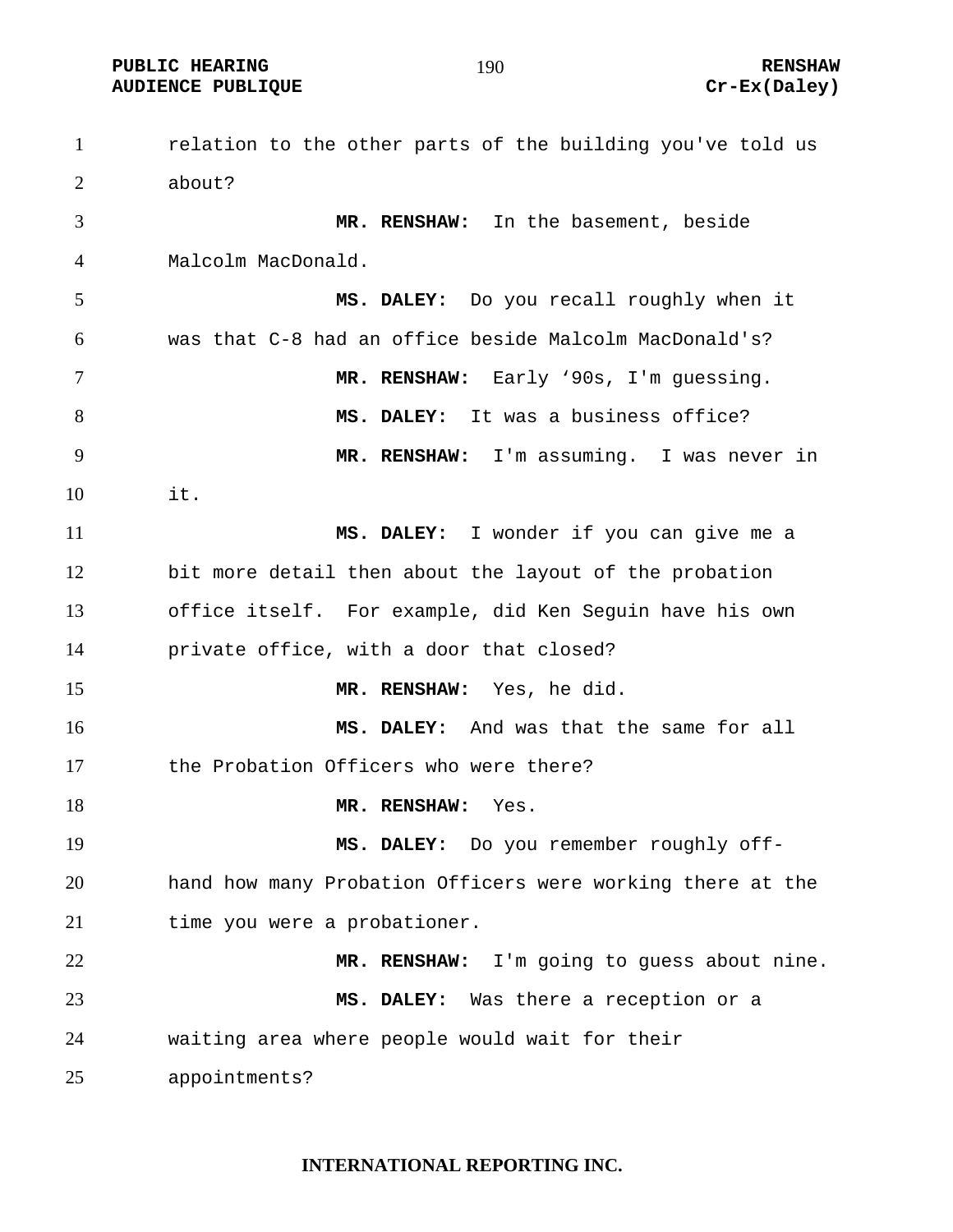relation to the other parts of the building you've told us about?

**MR. RENSHAW:** In the basement, beside Malcolm MacDonald.

**MS. DALEY:** Do you recall roughly when it was that C-8 had an office beside Malcolm MacDonald's?

**MR. RENSHAW:** Early ‘90s, I'm guessing.

**MS. DALEY:** It was a business office?

**MR. RENSHAW:** I'm assuming. I was never in it.

**MS. DALEY:** I wonder if you can give me a bit more detail then about the layout of the probation office itself. For example, did Ken Seguin have his own private office, with a door that closed?

**MR. RENSHAW:** Yes, he did.

**MS. DALEY:** And was that the same for all the Probation Officers who were there?

**MR. RENSHAW:** Yes.

**MS. DALEY:** Do you remember roughly off-hand how many Probation Officers were working there at the time you were a probationer.

**MR. RENSHAW:** I'm going to guess about nine.

**MS. DALEY:** Was there a reception or a waiting area where people would wait for their appointments?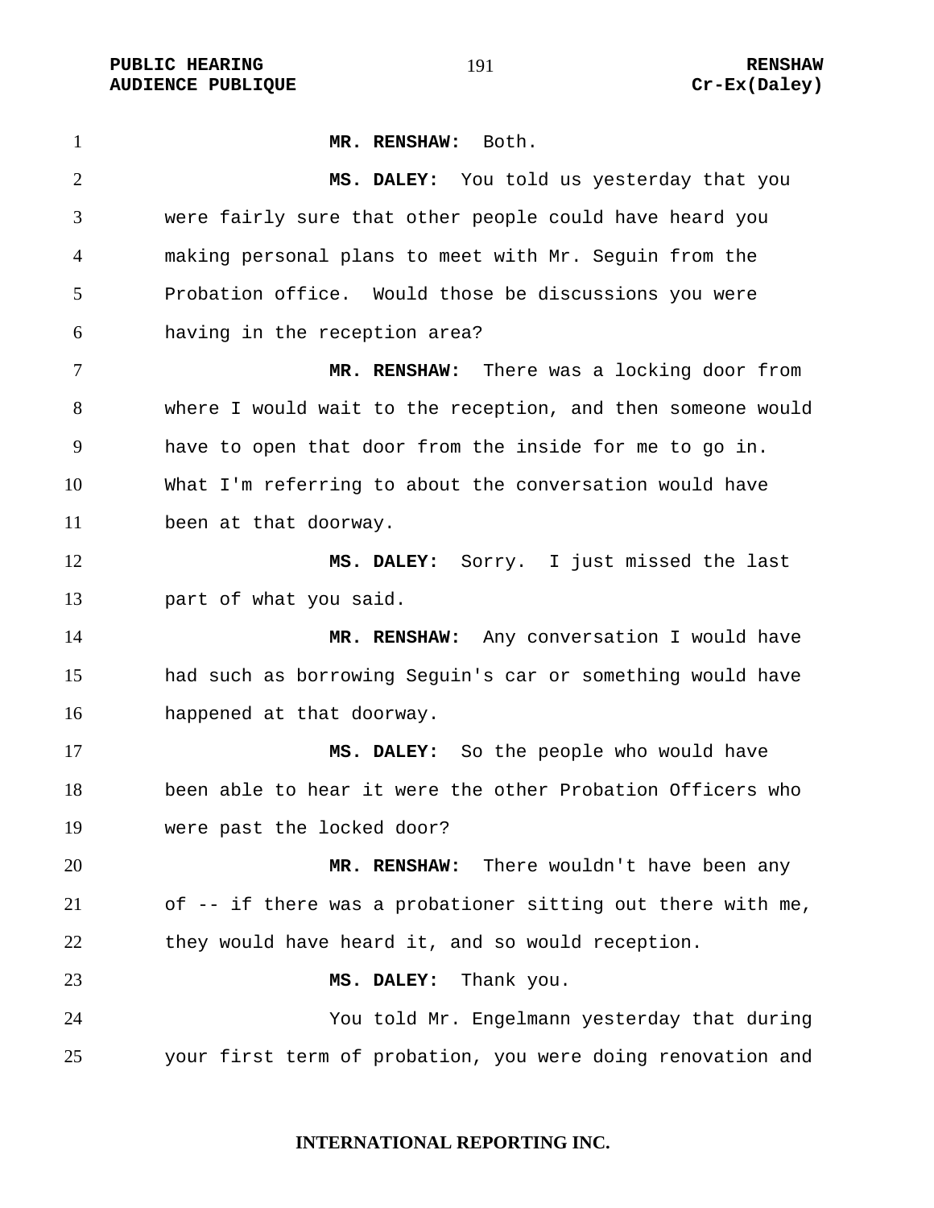**MR. RENSHAW:** Both.

**MS. DALEY:** You told us yesterday that you were fairly sure that other people could have heard you making personal plans to meet with Mr. Seguin from the Probation office. Would those be discussions you were having in the reception area?

**MR. RENSHAW:** There was a locking door from where I would wait to the reception, and then someone would have to open that door from the inside for me to go in. What I'm referring to about the conversation would have been at that doorway.

**MS. DALEY:** Sorry. I just missed the last part of what you said.

**MR. RENSHAW:** Any conversation I would have had such as borrowing Seguin's car or something would have happened at that doorway.

**MS. DALEY:** So the people who would have been able to hear it were the other Probation Officers who were past the locked door?

**MR. RENSHAW:** There wouldn't have been any of -- if there was a probationer sitting out there with me, they would have heard it, and so would reception.

**MS. DALEY:** Thank you.

You told Mr. Engelmann yesterday that during your first term of probation, you were doing renovation and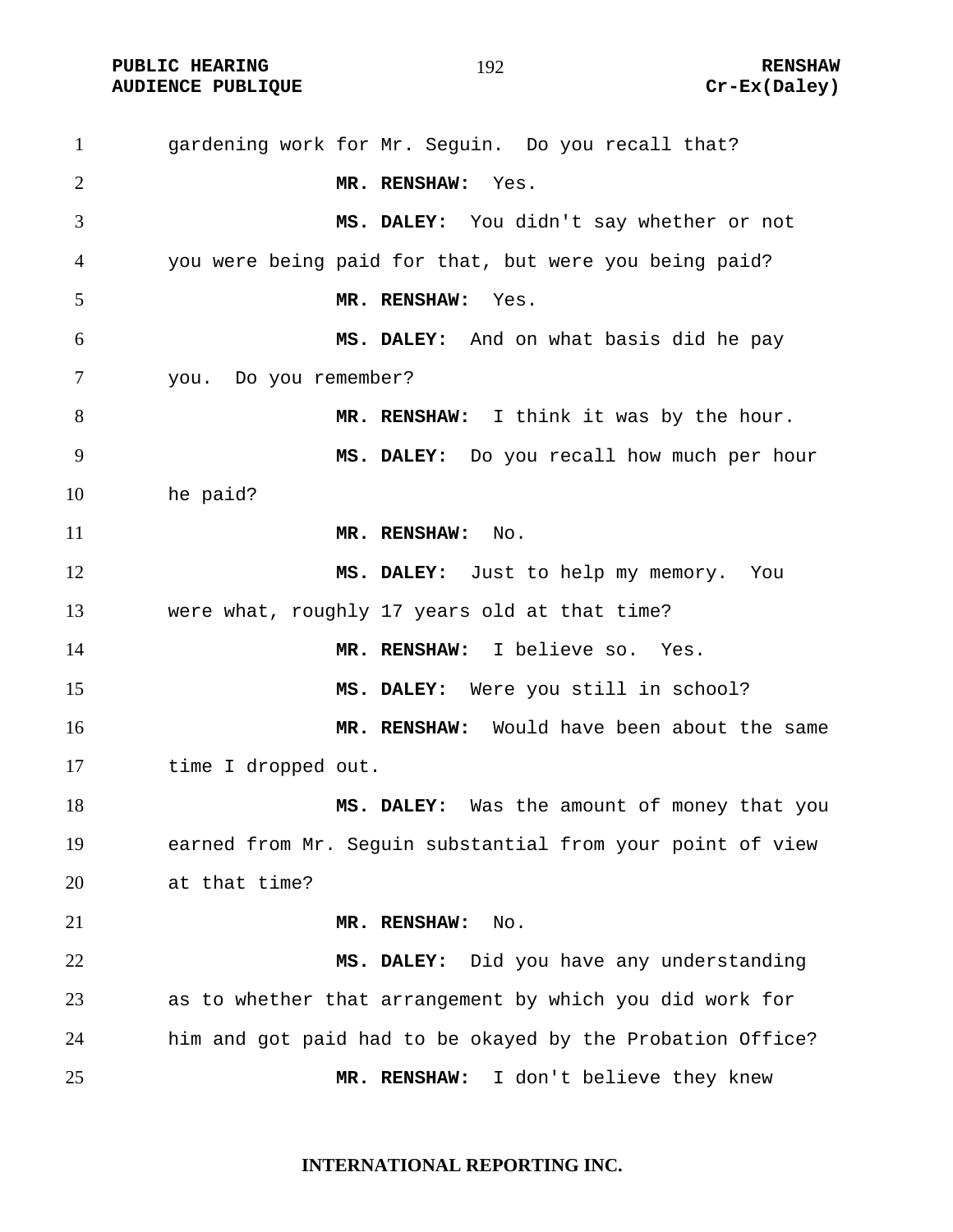gardening work for Mr. Seguin. Do you recall that?

**MR. RENSHAW:** Yes.

**MS. DALEY:** You didn't say whether or not you were being paid for that, but were you being paid?

**MR. RENSHAW:** Yes.

**MS. DALEY:** And on what basis did he pay you. Do you remember?

**MR. RENSHAW:** I think it was by the hour.

**MS. DALEY:** Do you recall how much per hour he paid?

**MR. RENSHAW:** No.

**MS. DALEY:** Just to help my memory. You were what, roughly 17 years old at that time?

**MR. RENSHAW:** I believe so. Yes.

**MS. DALEY:** Were you still in school?

**MR. RENSHAW:** Would have been about the same time I dropped out.

**MS. DALEY:** Was the amount of money that you earned from Mr. Seguin substantial from your point of view at that time?

**MR. RENSHAW:** No.

**MS. DALEY:** Did you have any understanding as to whether that arrangement by which you did work for him and got paid had to be okayed by the Probation Office?

**MR. RENSHAW:** I don't believe they knew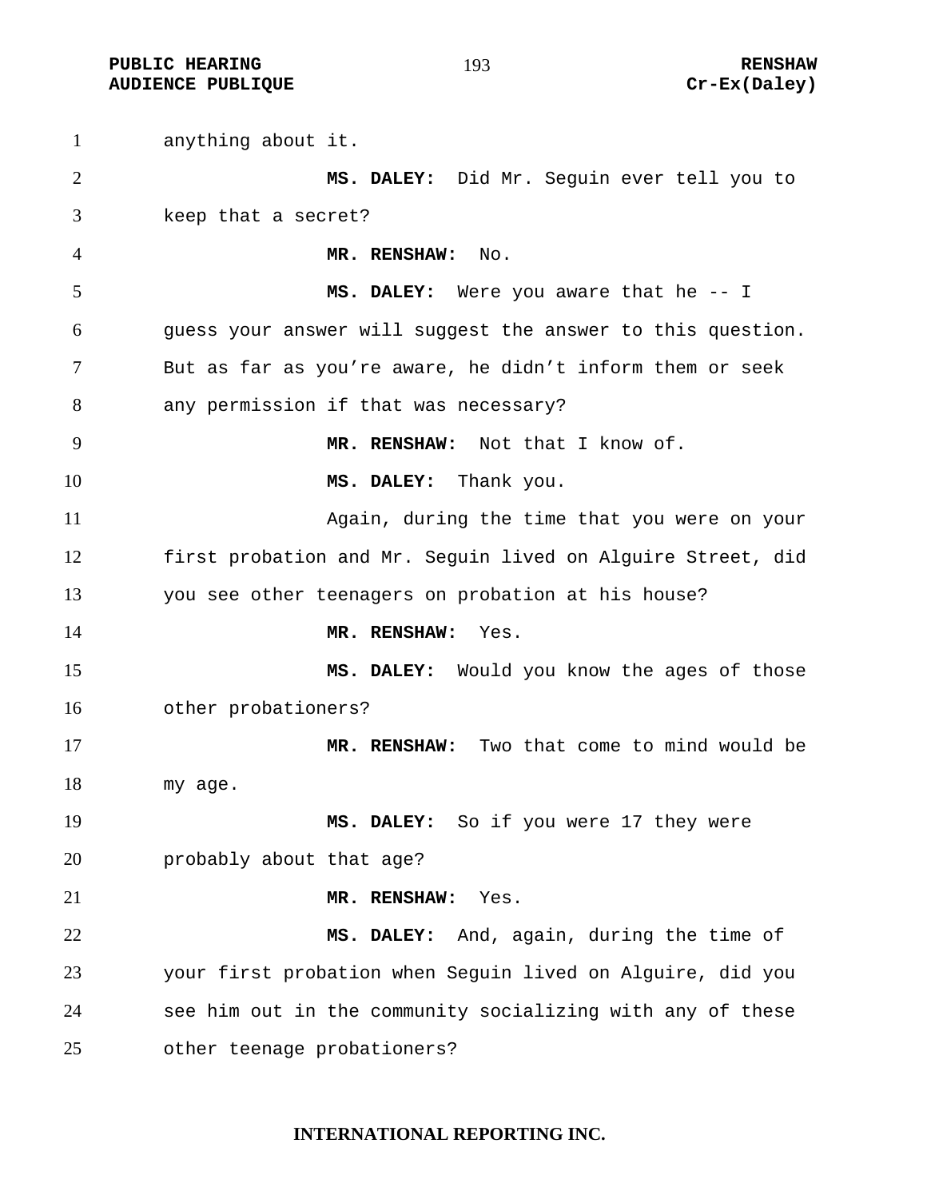anything about it.

**MS. DALEY:** Did Mr. Seguin ever tell you to keep that a secret?

**MR. RENSHAW:** No.

**MS. DALEY:** Were you aware that he -- I guess your answer will suggest the answer to this question. But as far as you're aware, he didn't inform them or seek any permission if that was necessary?

**MR. RENSHAW:** Not that I know of.

**MS. DALEY:** Thank you.

Again, during the time that you were on your first probation and Mr. Seguin lived on Alguire Street, did you see other teenagers on probation at his house?

**MR. RENSHAW:** Yes.

**MS. DALEY:** Would you know the ages of those other probationers?

**MR. RENSHAW:** Two that come to mind would be my age.

**MS. DALEY:** So if you were 17 they were probably about that age?

**MR. RENSHAW:** Yes.

**MS. DALEY:** And, again, during the time of your first probation when Seguin lived on Alguire, did you see him out in the community socializing with any of these other teenage probationers?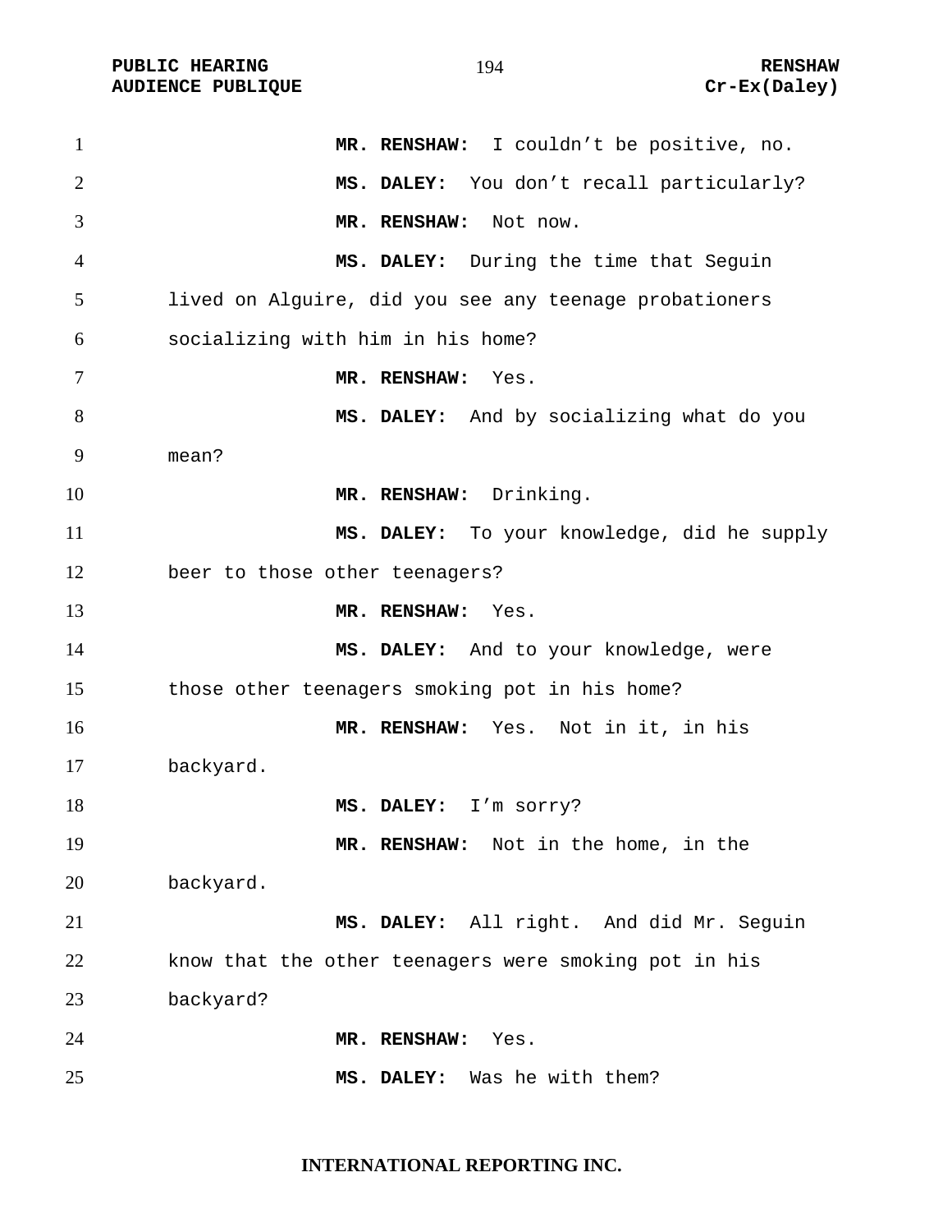**MR. RENSHAW:** I couldn't be positive, no.

**MS. DALEY:** You don't recall particularly?

**MR. RENSHAW:** Not now.

**MS. DALEY:** During the time that Seguin lived on Alguire, did you see any teenage probationers socializing with him in his home?

**MR. RENSHAW:** Yes.

**MS. DALEY:** And by socializing what do you mean?

**MR. RENSHAW:** Drinking.

**MS. DALEY:** To your knowledge, did he supply beer to those other teenagers?

**MR. RENSHAW:** Yes.

**MS. DALEY:** And to your knowledge, were those other teenagers smoking pot in his home?

**MR. RENSHAW:** Yes. Not in it, in his backyard.

**MS. DALEY:** I'm sorry?

**MR. RENSHAW:** Not in the home, in the backyard.

**MS. DALEY:** All right. And did Mr. Seguin know that the other teenagers were smoking pot in his backyard?

**MR. RENSHAW:** Yes.

**MS. DALEY:** Was he with them?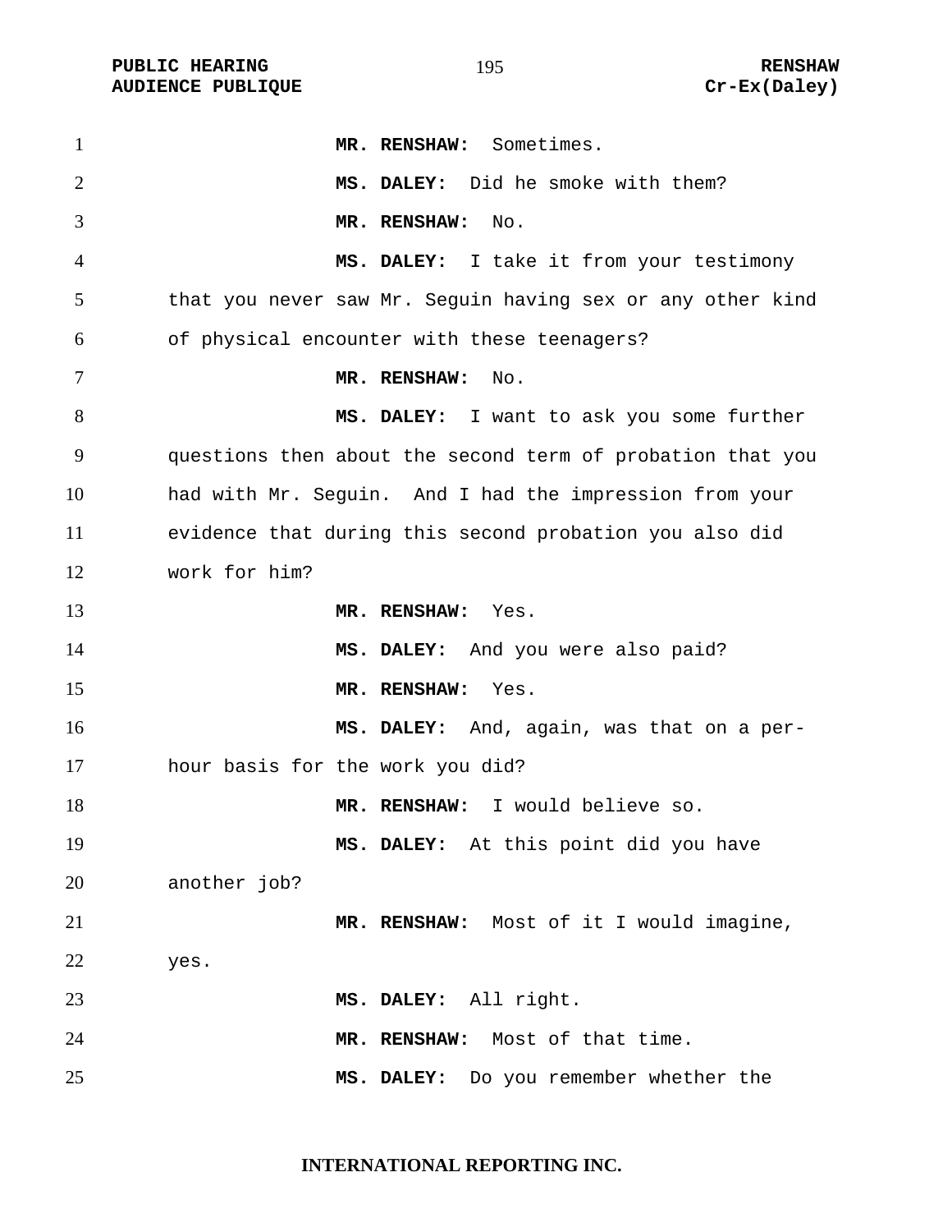**MR. RENSHAW:** Sometimes.

**MS. DALEY:** Did he smoke with them?

**MR. RENSHAW:** No.

**MS. DALEY:** I take it from your testimony that you never saw Mr. Seguin having sex or any other kind of physical encounter with these teenagers?

**MR. RENSHAW:** No.

**MS. DALEY:** I want to ask you some further questions then about the second term of probation that you had with Mr. Seguin. And I had the impression from your evidence that during this second probation you also did work for him?

**MR. RENSHAW:** Yes.

**MS. DALEY:** And you were also paid?

**MR. RENSHAW:** Yes.

**MS. DALEY:** And, again, was that on a per-hour basis for the work you did?

**MR. RENSHAW:** I would believe so.

**MS. DALEY:** At this point did you have another job?

**MR. RENSHAW:** Most of it I would imagine, yes.

**MS. DALEY:** All right.

**MR. RENSHAW:** Most of that time.

**MS. DALEY:** Do you remember whether the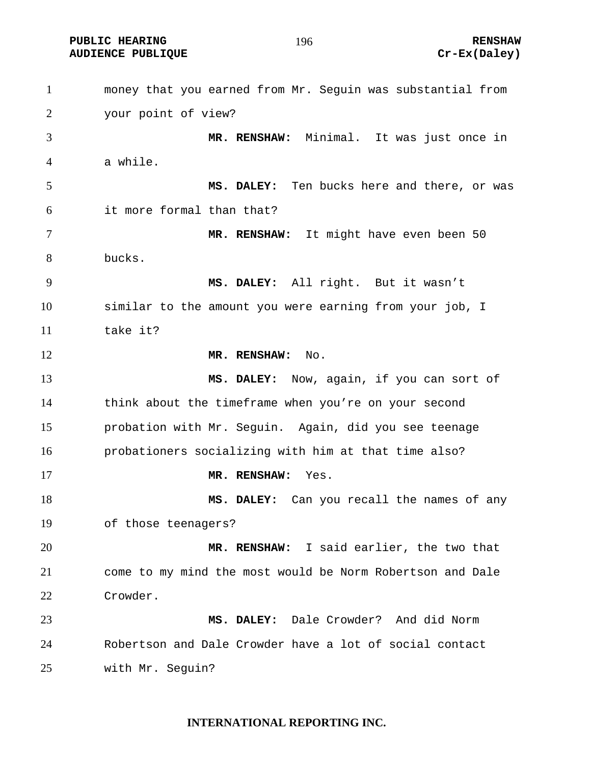money that you earned from Mr. Seguin was substantial from your point of view?

**MR. RENSHAW:** Minimal. It was just once in a while.

**MS. DALEY:** Ten bucks here and there, or was it more formal than that?

**MR. RENSHAW:** It might have even been 50 bucks.

**MS. DALEY:** All right. But it wasn't similar to the amount you were earning from your job, I take it?

**MR. RENSHAW:** No.

**MS. DALEY:** Now, again, if you can sort of think about the timeframe when you're on your second probation with Mr. Seguin. Again, did you see teenage probationers socializing with him at that time also?

**MR. RENSHAW:** Yes.

**MS. DALEY:** Can you recall the names of any of those teenagers?

**MR. RENSHAW:** I said earlier, the two that come to my mind the most would be Norm Robertson and Dale Crowder.

**MS. DALEY:** Dale Crowder? And did Norm Robertson and Dale Crowder have a lot of social contact with Mr. Seguin?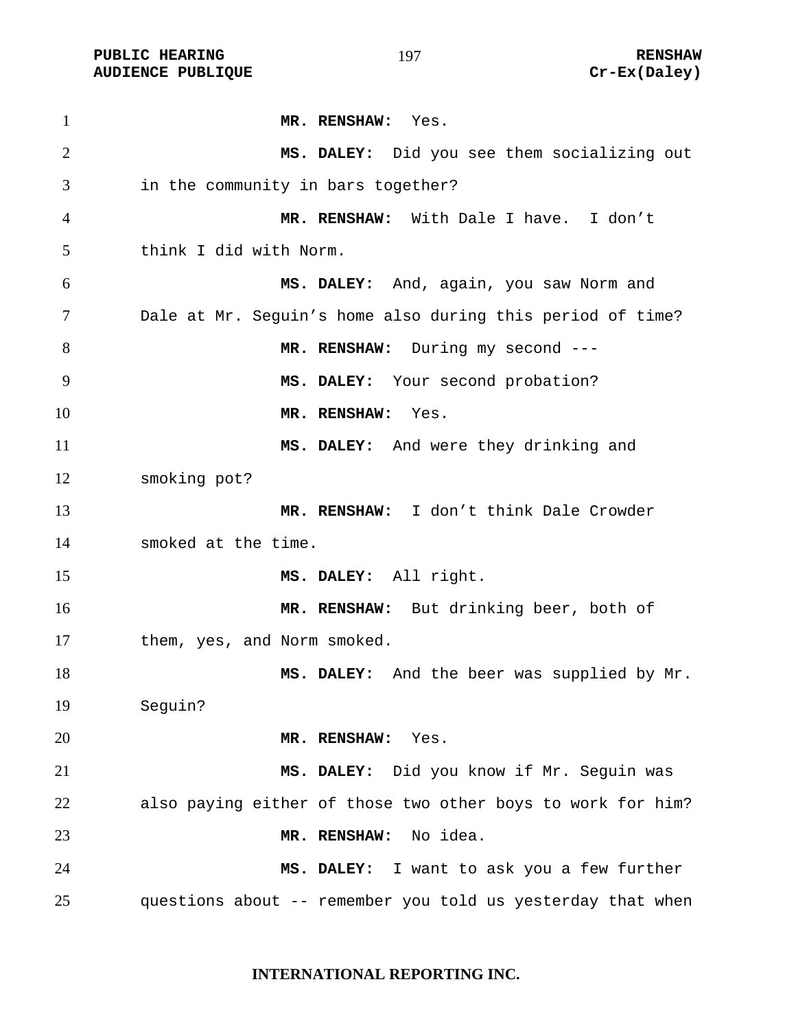**MR. RENSHAW:** Yes.

**MS. DALEY:** Did you see them socializing out in the community in bars together?

**MR. RENSHAW:** With Dale I have. I don't think I did with Norm.

**MS. DALEY:** And, again, you saw Norm and Dale at Mr. Seguin's home also during this period of time?

**MR. RENSHAW:** During my second ---

**MS. DALEY:** Your second probation?

**MR. RENSHAW:** Yes.

**MS. DALEY:** And were they drinking and smoking pot?

**MR. RENSHAW:** I don't think Dale Crowder smoked at the time.

**MS. DALEY:** All right.

**MR. RENSHAW:** But drinking beer, both of them, yes, and Norm smoked.

**MS. DALEY:** And the beer was supplied by Mr. Seguin?

**MR. RENSHAW:** Yes.

**MS. DALEY:** Did you know if Mr. Seguin was also paying either of those two other boys to work for him?

**MR. RENSHAW:** No idea.

**MS. DALEY:** I want to ask you a few further questions about -- remember you told us yesterday that when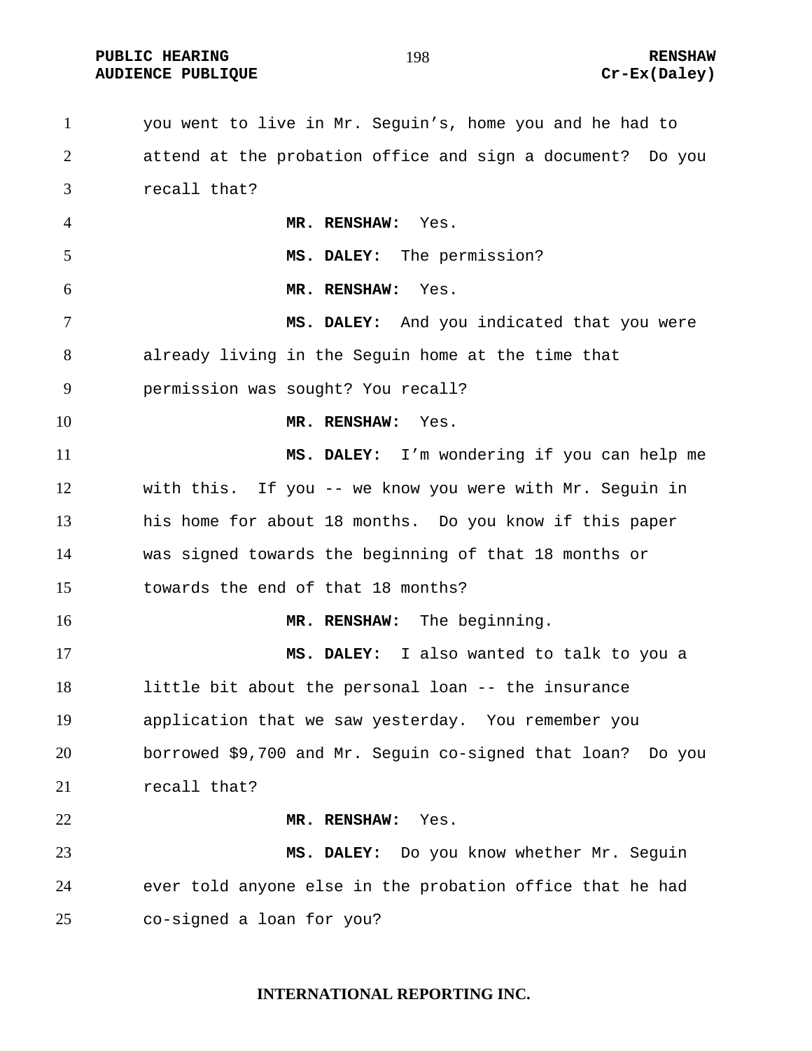you went to live in Mr. Seguin's, home you and he had to attend at the probation office and sign a document? Do you recall that?

**MR. RENSHAW:** Yes.

**MS. DALEY:** The permission?

**MR. RENSHAW:** Yes.

**MS. DALEY:** And you indicated that you were already living in the Seguin home at the time that permission was sought? You recall?

**MR. RENSHAW:** Yes.

**MS. DALEY:** I'm wondering if you can help me with this. If you -- we know you were with Mr. Seguin in his home for about 18 months. Do you know if this paper was signed towards the beginning of that 18 months or towards the end of that 18 months?

**MR. RENSHAW:** The beginning.

**MS. DALEY:** I also wanted to talk to you a little bit about the personal loan -- the insurance application that we saw yesterday. You remember you borrowed $9,700 and Mr. Seguin co-signed that loan? Do you recall that?

**MR. RENSHAW:** Yes.

**MS. DALEY:** Do you know whether Mr. Seguin ever told anyone else in the probation office that he had co-signed a loan for you?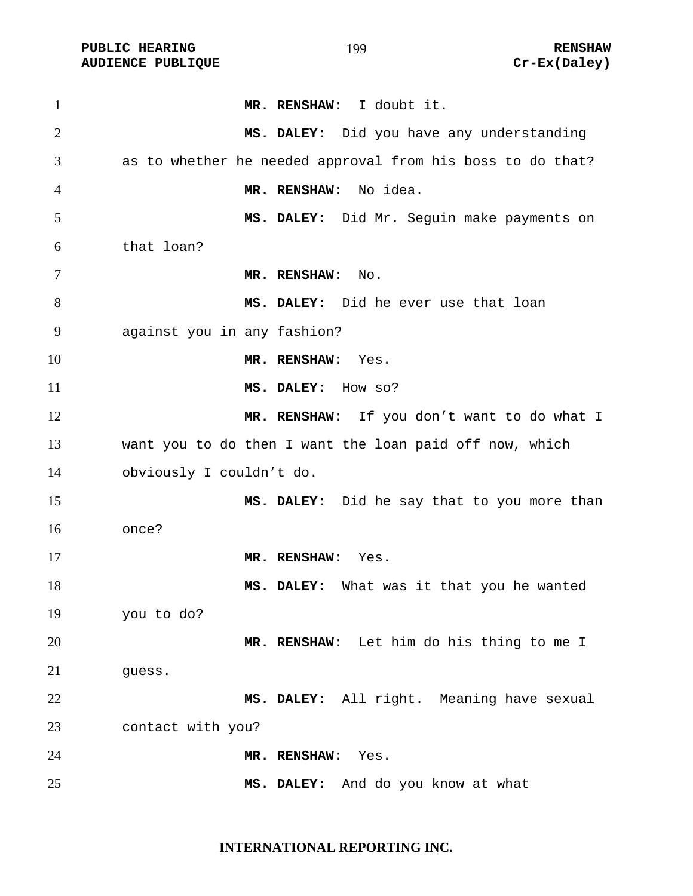**MR. RENSHAW:** I doubt it.

**MS. DALEY:** Did you have any understanding as to whether he needed approval from his boss to do that?

**MR. RENSHAW:** No idea.

**MS. DALEY:** Did Mr. Seguin make payments on that loan?

**MR. RENSHAW:** No.

**MS. DALEY:** Did he ever use that loan against you in any fashion?

**MR. RENSHAW:** Yes.

**MS. DALEY:** How so?

**MR. RENSHAW:** If you don't want to do what I want you to do then I want the loan paid off now, which obviously I couldn't do.

**MS. DALEY:** Did he say that to you more than once?

**MR. RENSHAW:** Yes.

**MS. DALEY:** What was it that you he wanted you to do?

**MR. RENSHAW:** Let him do his thing to me I guess.

**MS. DALEY:** All right. Meaning have sexual contact with you?

**MR. RENSHAW:** Yes.

**MS. DALEY:** And do you know at what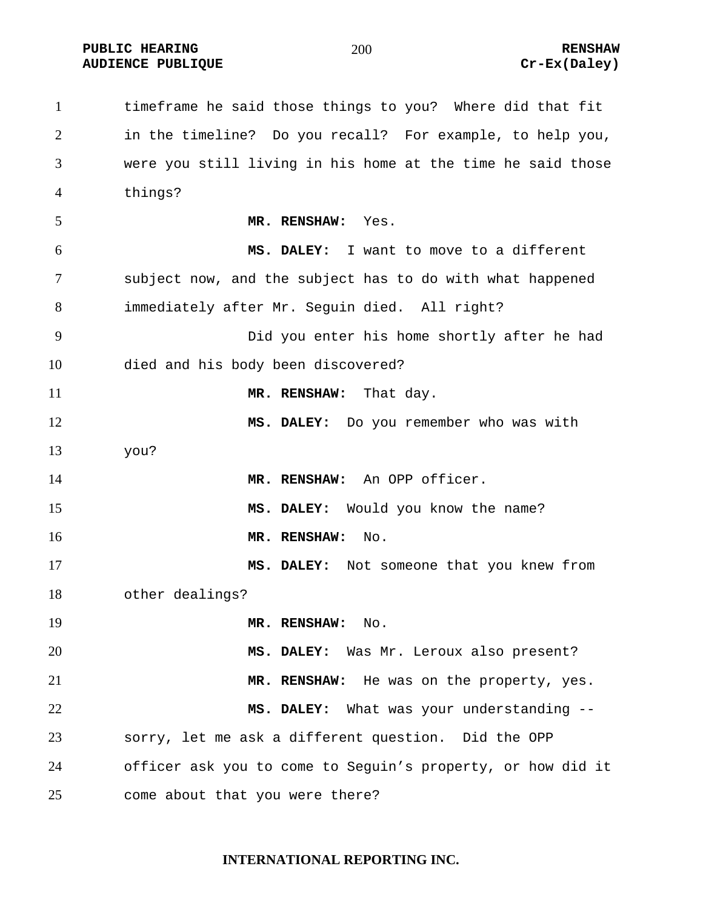timeframe he said those things to you? Where did that fit in the timeline? Do you recall? For example, to help you, were you still living in his home at the time he said those things?

**MR. RENSHAW:** Yes.

**MS. DALEY:** I want to move to a different subject now, and the subject has to do with what happened immediately after Mr. Seguin died. All right?

Did you enter his home shortly after he had died and his body been discovered?

**MR. RENSHAW:** That day.

**MS. DALEY:** Do you remember who was with you?

**MR. RENSHAW:** An OPP officer.

**MS. DALEY:** Would you know the name?

**MR. RENSHAW:** No.

**MS. DALEY:** Not someone that you knew from other dealings?

**MR. RENSHAW:** No.

**MS. DALEY:** Was Mr. Leroux also present?

**MR. RENSHAW:** He was on the property, yes.

**MS. DALEY:** What was your understanding -- sorry, let me ask a different question. Did the OPP officer ask you to come to Seguin's property, or how did it come about that you were there?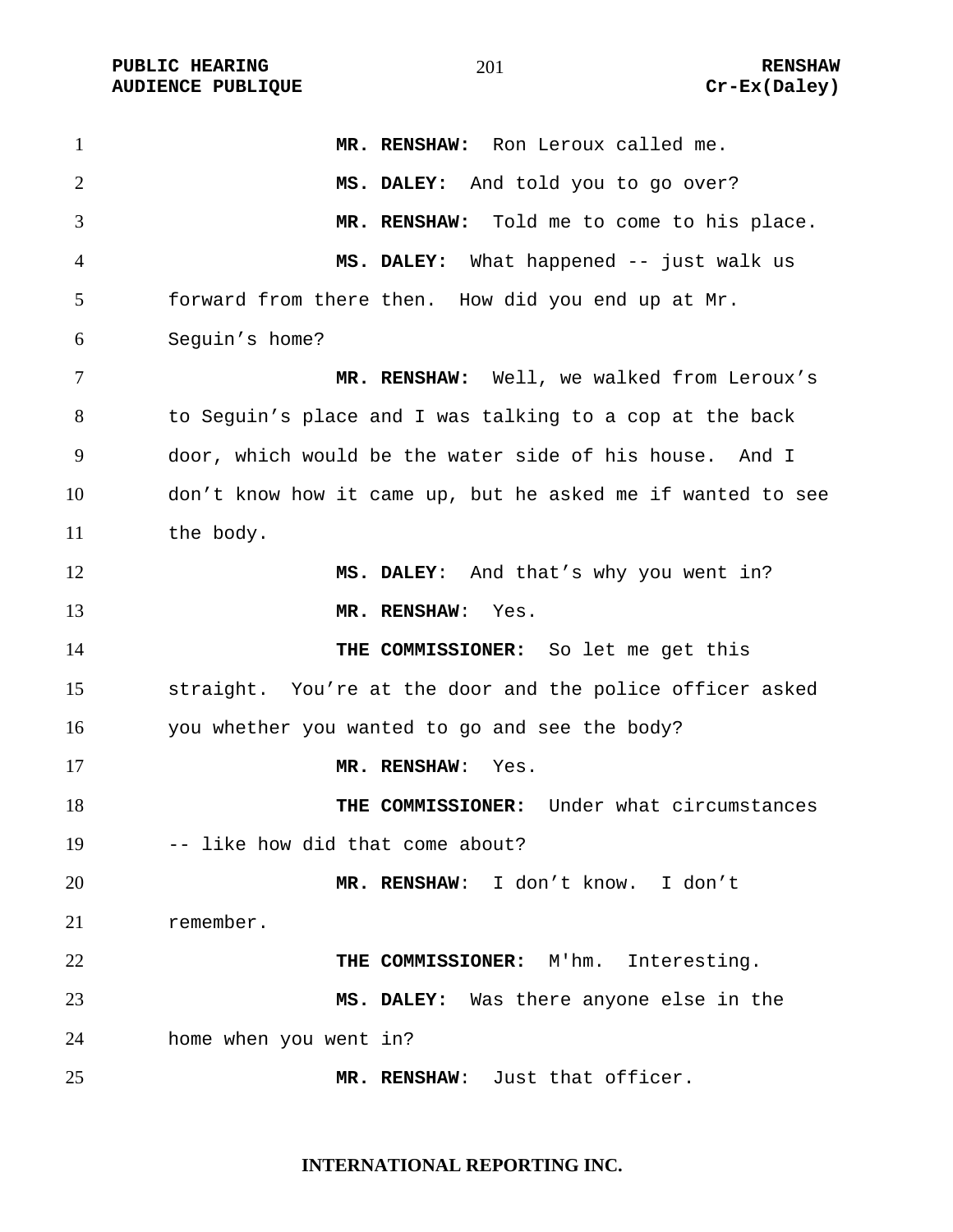**MR. RENSHAW:** Ron Leroux called me.

**MS. DALEY:** And told you to go over?

**MR. RENSHAW:** Told me to come to his place.

**MS. DALEY:** What happened -- just walk us forward from there then. How did you end up at Mr. Seguin's home?

**MR. RENSHAW:** Well, we walked from Leroux's to Seguin's place and I was talking to a cop at the back door, which would be the water side of his house. And I don't know how it came up, but he asked me if wanted to see the body.

**MS. DALEY**: And that's why you went in?

**MR. RENSHAW**: Yes.

**THE COMMISSIONER:** So let me get this straight. You're at the door and the police officer asked you whether you wanted to go and see the body?

**MR. RENSHAW**: Yes.

**THE COMMISSIONER:** Under what circumstances -- like how did that come about?

**MR. RENSHAW**: I don't know. I don't remember.

**THE COMMISSIONER:** M'hm. Interesting.

**MS. DALEY:** Was there anyone else in the home when you went in?

**MR. RENSHAW**: Just that officer.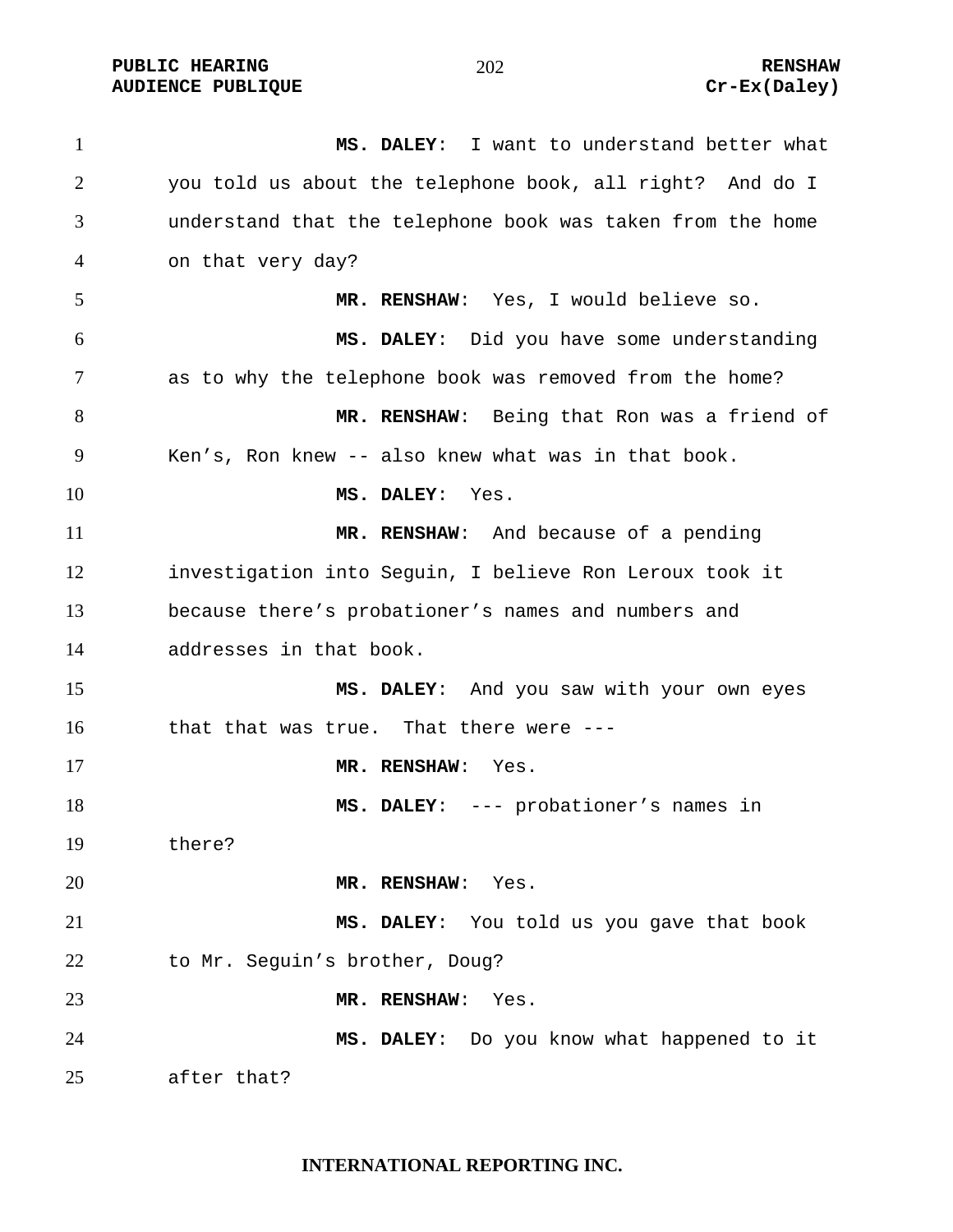**MS. DALEY**: I want to understand better what you told us about the telephone book, all right? And do I understand that the telephone book was taken from the home on that very day?

**MR. RENSHAW**: Yes, I would believe so.

**MS. DALEY**: Did you have some understanding as to why the telephone book was removed from the home?

**MR. RENSHAW**: Being that Ron was a friend of Ken's, Ron knew -- also knew what was in that book.

**MS. DALEY**: Yes.

**MR. RENSHAW**: And because of a pending investigation into Seguin, I believe Ron Leroux took it because there's probationer's names and numbers and addresses in that book.

**MS. DALEY**: And you saw with your own eyes that that was true. That there were ---

**MR. RENSHAW**: Yes.

**MS. DALEY**: --- probationer's names in there?

**MR. RENSHAW**: Yes.

**MS. DALEY**: You told us you gave that book to Mr. Seguin's brother, Doug?

**MR. RENSHAW**: Yes.

**MS. DALEY**: Do you know what happened to it after that?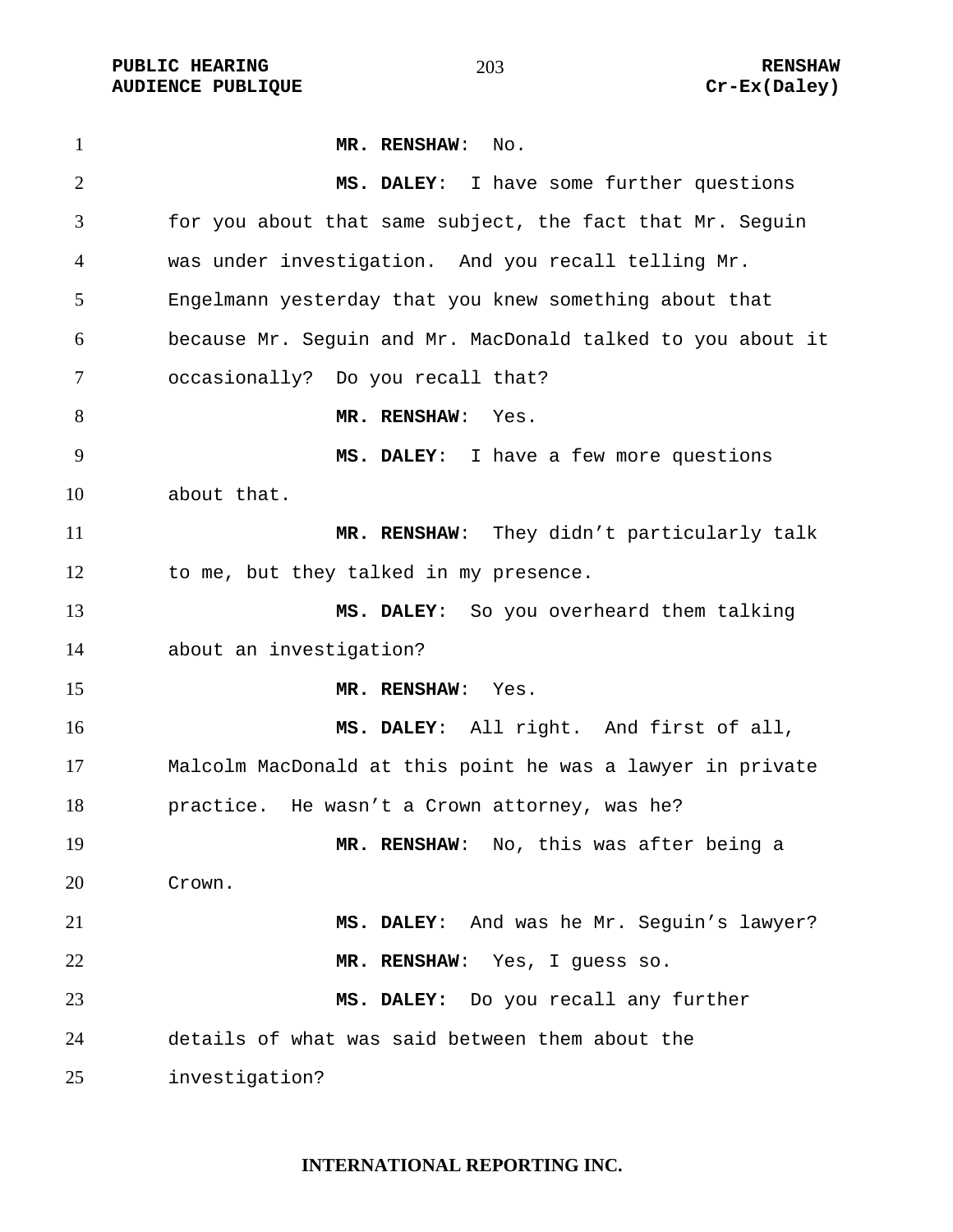**MR. RENSHAW**: No.

**MS. DALEY**: I have some further questions for you about that same subject, the fact that Mr. Seguin was under investigation. And you recall telling Mr. Engelmann yesterday that you knew something about that because Mr. Seguin and Mr. MacDonald talked to you about it occasionally? Do you recall that?

**MR. RENSHAW**: Yes.

**MS. DALEY**: I have a few more questions about that.

**MR. RENSHAW**: They didn't particularly talk to me, but they talked in my presence.

**MS. DALEY**: So you overheard them talking about an investigation?

**MR. RENSHAW**: Yes.

**MS. DALEY**: All right. And first of all, Malcolm MacDonald at this point he was a lawyer in private practice. He wasn't a Crown attorney, was he?

**MR. RENSHAW**: No, this was after being a Crown.

**MS. DALEY**: And was he Mr. Seguin's lawyer?

**MR. RENSHAW**: Yes, I guess so.

**MS. DALEY:** Do you recall any further details of what was said between them about the investigation?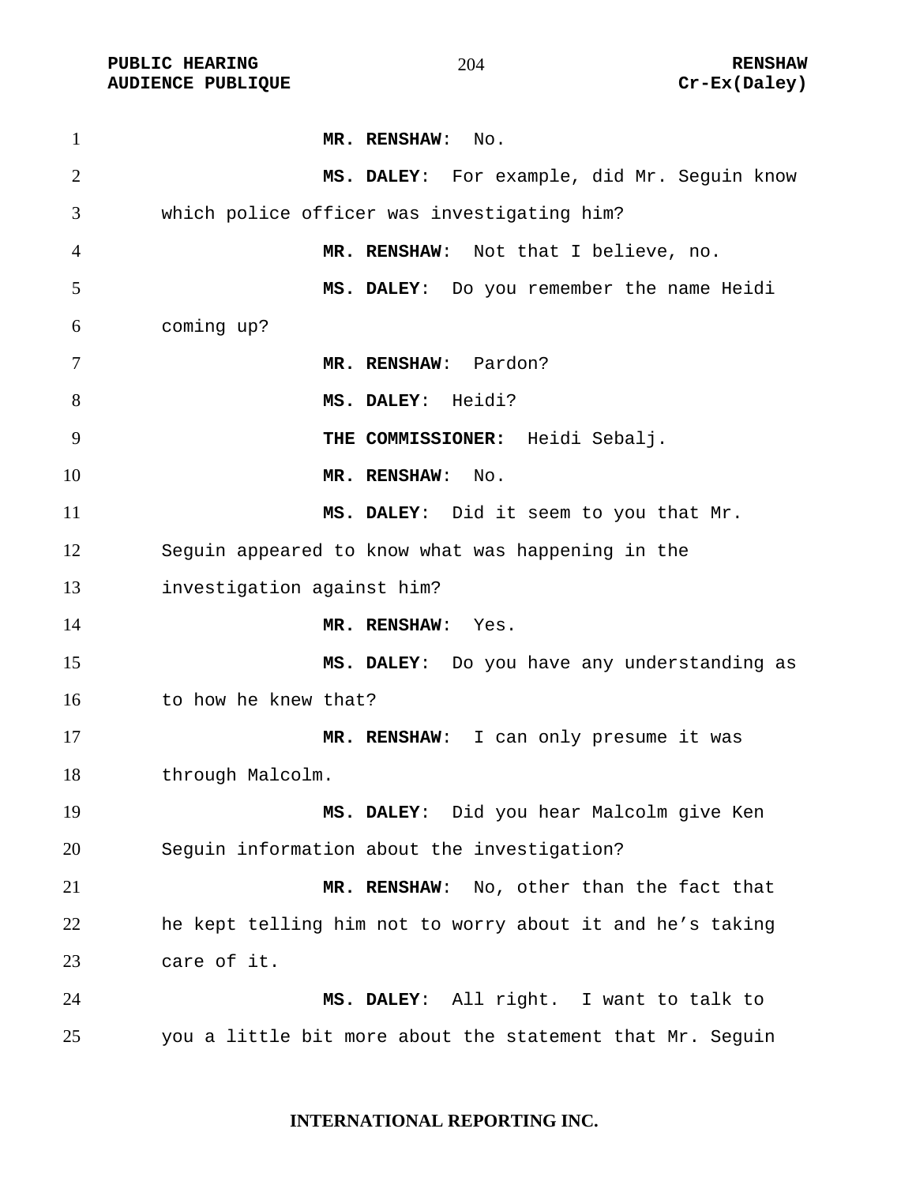**MR. RENSHAW**: No.

**MS. DALEY**: For example, did Mr. Seguin know which police officer was investigating him?

**MR. RENSHAW**: Not that I believe, no.

**MS. DALEY**: Do you remember the name Heidi coming up?

**MR. RENSHAW**: Pardon?

**MS. DALEY**: Heidi?

**THE COMMISSIONER:** Heidi Sebalj.

**MR. RENSHAW**: No.

**MS. DALEY**: Did it seem to you that Mr. Seguin appeared to know what was happening in the investigation against him?

**MR. RENSHAW**: Yes.

**MS. DALEY**: Do you have any understanding as to how he knew that?

**MR. RENSHAW**: I can only presume it was through Malcolm.

**MS. DALEY**: Did you hear Malcolm give Ken Seguin information about the investigation?

**MR. RENSHAW**: No, other than the fact that he kept telling him not to worry about it and he's taking care of it.

**MS. DALEY**: All right. I want to talk to you a little bit more about the statement that Mr. Seguin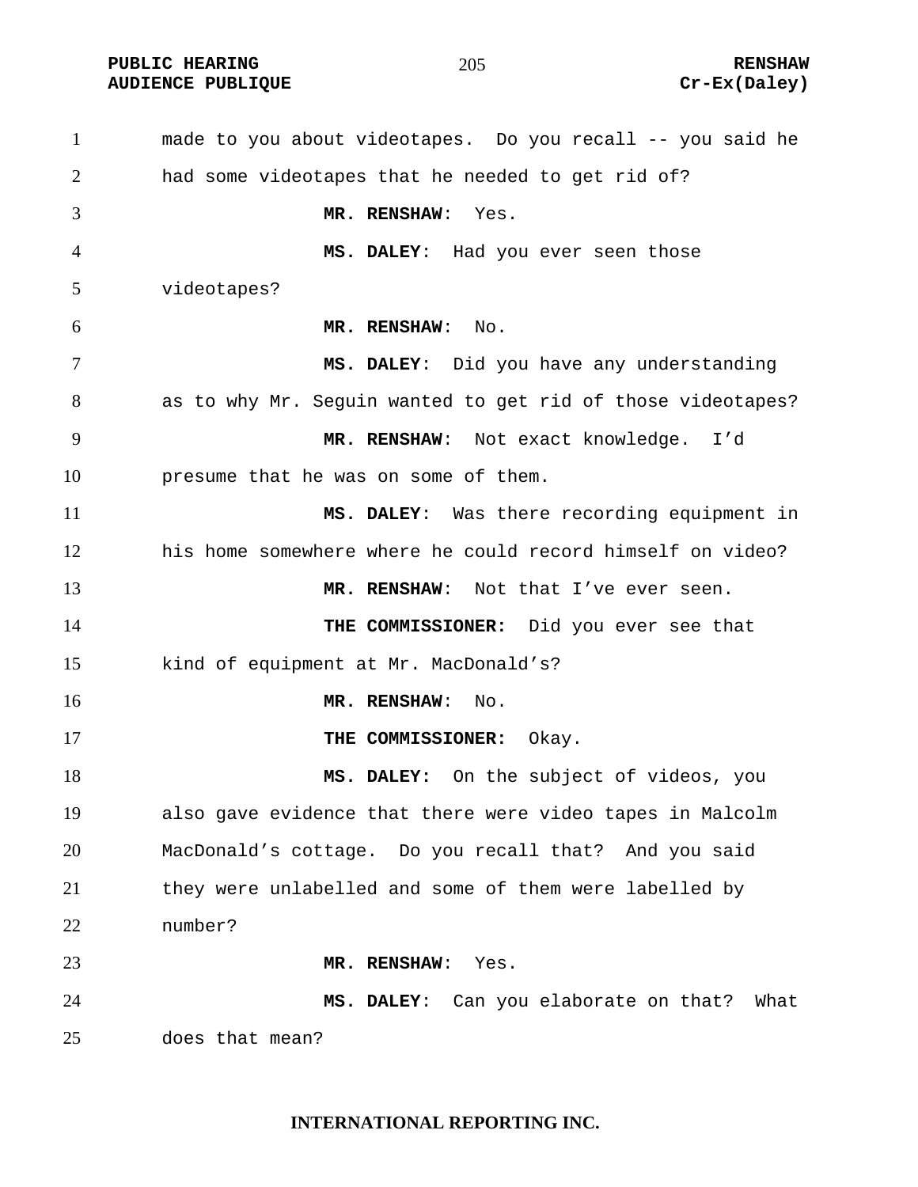made to you about videotapes. Do you recall -- you said he had some videotapes that he needed to get rid of?

**MR. RENSHAW**: Yes.

**MS. DALEY**: Had you ever seen those videotapes?

**MR. RENSHAW**: No.

**MS. DALEY**: Did you have any understanding as to why Mr. Seguin wanted to get rid of those videotapes?

**MR. RENSHAW**: Not exact knowledge. I'd presume that he was on some of them.

**MS. DALEY**: Was there recording equipment in his home somewhere where he could record himself on video?

**MR. RENSHAW**: Not that I've ever seen.

**THE COMMISSIONER:** Did you ever see that kind of equipment at Mr. MacDonald's?

**MR. RENSHAW**: No.

**THE COMMISSIONER:** Okay.

**MS. DALEY:** On the subject of videos, you also gave evidence that there were video tapes in Malcolm MacDonald's cottage. Do you recall that? And you said they were unlabelled and some of them were labelled by number?

**MR. RENSHAW**: Yes.

**MS. DALEY**: Can you elaborate on that? What does that mean?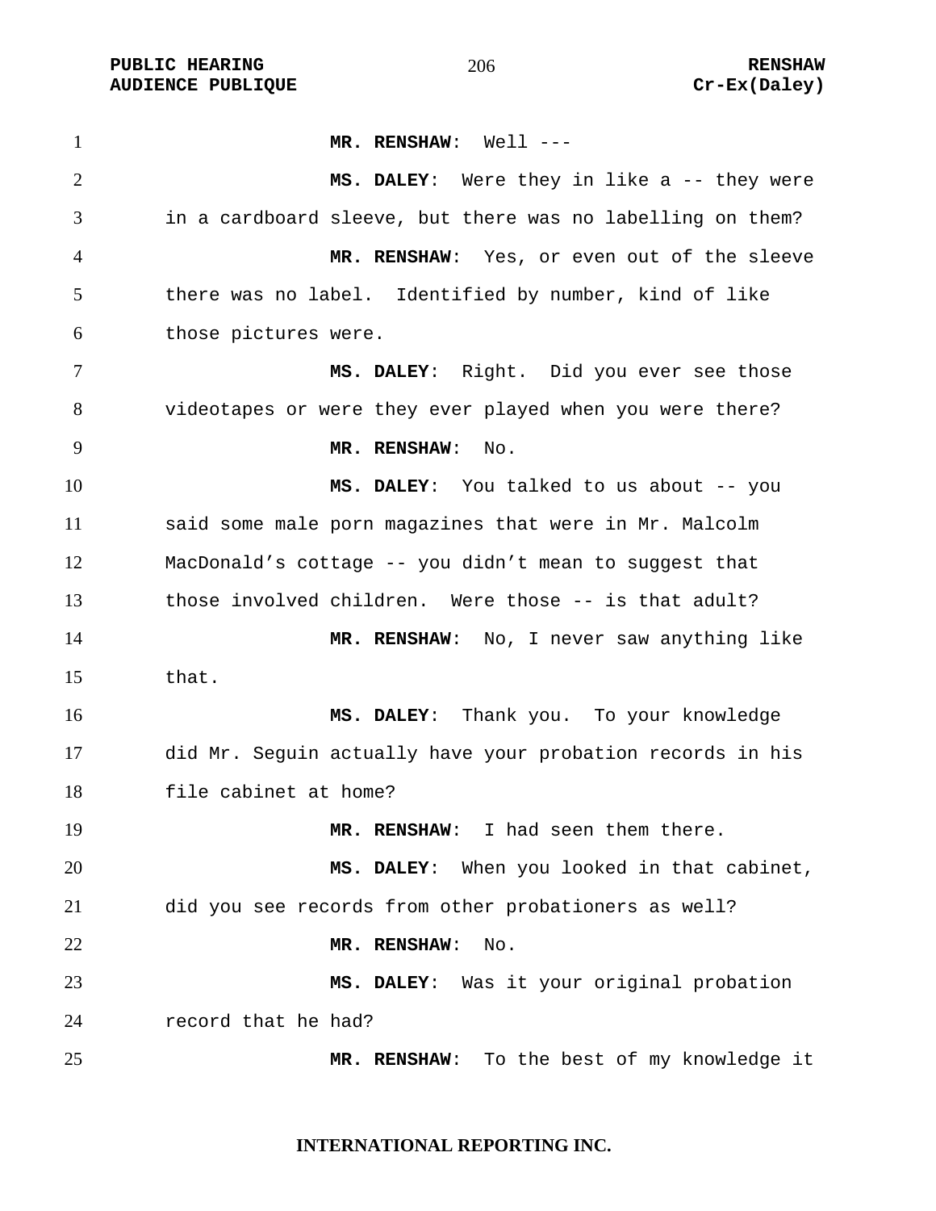**MR. RENSHAW**: Well ---

**MS. DALEY**: Were they in like a -- they were in a cardboard sleeve, but there was no labelling on them?

**MR. RENSHAW**: Yes, or even out of the sleeve there was no label. Identified by number, kind of like those pictures were.

**MS. DALEY**: Right. Did you ever see those videotapes or were they ever played when you were there?

**MR. RENSHAW**: No.

**MS. DALEY**: You talked to us about -- you said some male porn magazines that were in Mr. Malcolm MacDonald's cottage -- you didn't mean to suggest that those involved children. Were those -- is that adult?

**MR. RENSHAW**: No, I never saw anything like that.

**MS. DALEY**: Thank you. To your knowledge did Mr. Seguin actually have your probation records in his file cabinet at home?

**MR. RENSHAW**: I had seen them there.

**MS. DALEY**: When you looked in that cabinet, did you see records from other probationers as well?

**MR. RENSHAW**: No.

**MS. DALEY**: Was it your original probation record that he had?

**MR. RENSHAW**: To the best of my knowledge it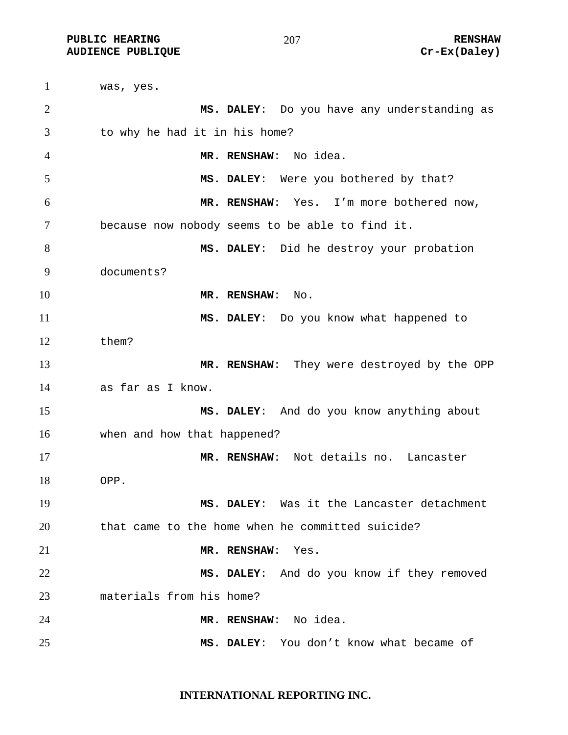was, yes.

**MS. DALEY**: Do you have any understanding as to why he had it in his home?

**MR. RENSHAW**: No idea.

**MS. DALEY**: Were you bothered by that?

**MR. RENSHAW**: Yes. I'm more bothered now, because now nobody seems to be able to find it.

**MS. DALEY**: Did he destroy your probation documents?

**MR. RENSHAW**: No.

**MS. DALEY**: Do you know what happened to them?

**MR. RENSHAW**: They were destroyed by the OPP as far as I know.

**MS. DALEY**: And do you know anything about when and how that happened?

**MR. RENSHAW**: Not details no. Lancaster OPP.

**MS. DALEY**: Was it the Lancaster detachment that came to the home when he committed suicide?

**MR. RENSHAW**: Yes.

**MS. DALEY**: And do you know if they removed materials from his home?

**MR. RENSHAW**: No idea.

**MS. DALEY**: You don't know what became of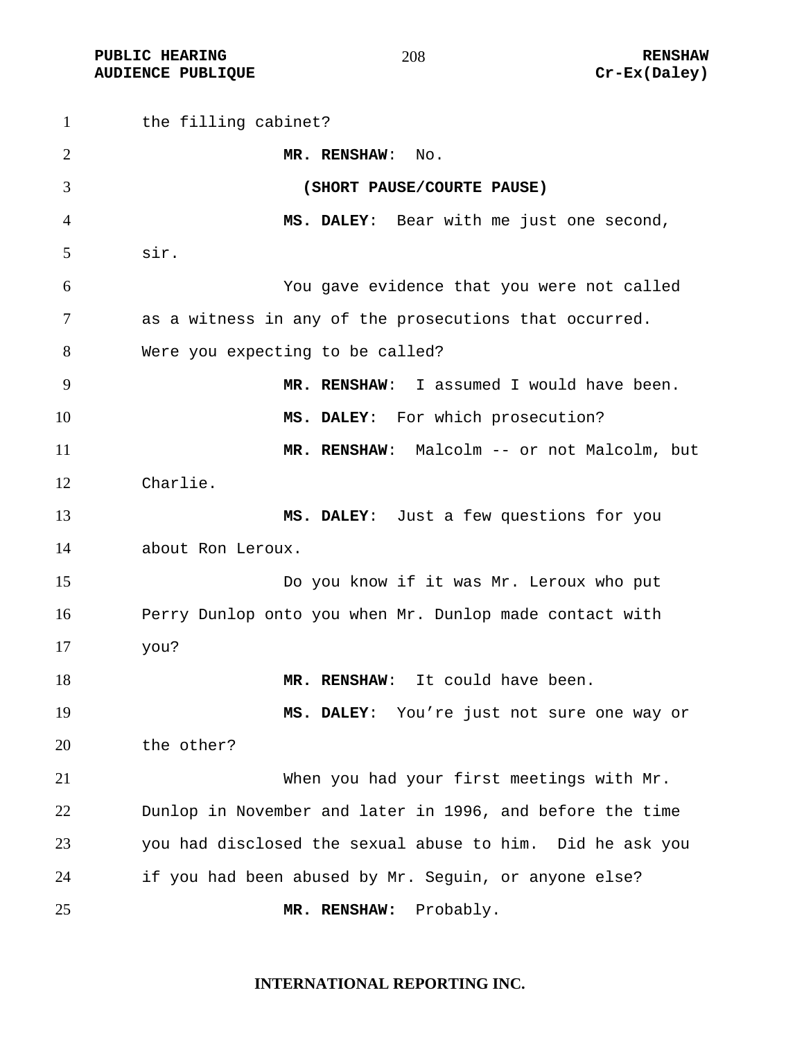the filling cabinet?

**MR. RENSHAW**: No.

**(SHORT PAUSE/COURTE PAUSE)**

**MS. DALEY**: Bear with me just one second, sir.

You gave evidence that you were not called as a witness in any of the prosecutions that occurred. Were you expecting to be called?

**MR. RENSHAW**: I assumed I would have been.

**MS. DALEY**: For which prosecution?

**MR. RENSHAW**: Malcolm -- or not Malcolm, but Charlie.

**MS. DALEY**: Just a few questions for you about Ron Leroux.

Do you know if it was Mr. Leroux who put Perry Dunlop onto you when Mr. Dunlop made contact with you?

**MR. RENSHAW**: It could have been.

**MS. DALEY**: You're just not sure one way or the other?

When you had your first meetings with Mr. Dunlop in November and later in 1996, and before the time you had disclosed the sexual abuse to him. Did he ask you if you had been abused by Mr. Seguin, or anyone else?

**MR. RENSHAW:** Probably.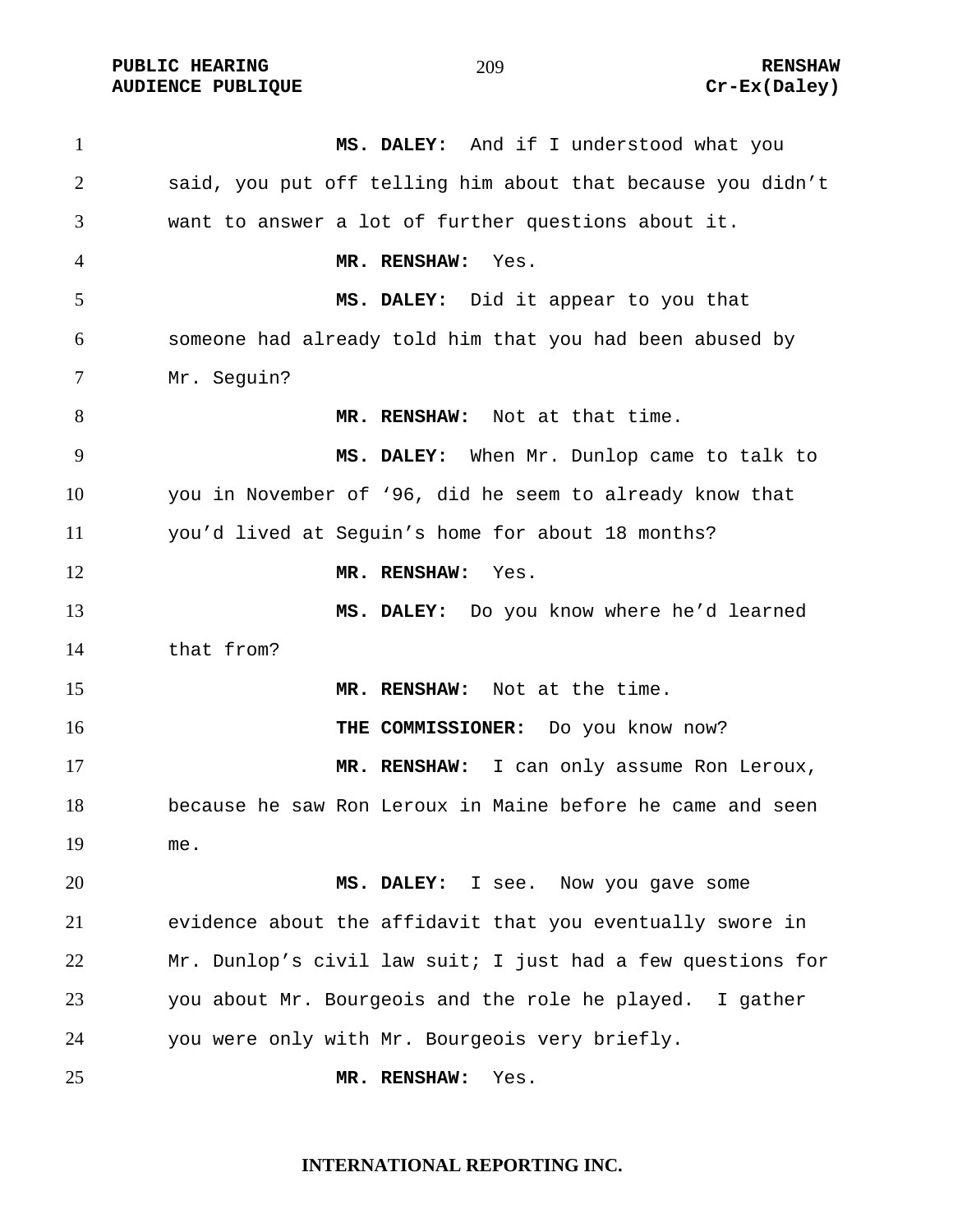**MS. DALEY:** And if I understood what you said, you put off telling him about that because you didn't want to answer a lot of further questions about it.

**MR. RENSHAW:** Yes.

**MS. DALEY:** Did it appear to you that someone had already told him that you had been abused by Mr. Seguin?

**MR. RENSHAW:** Not at that time.

**MS. DALEY:** When Mr. Dunlop came to talk to you in November of '96, did he seem to already know that you'd lived at Seguin's home for about 18 months?

**MR. RENSHAW:** Yes.

**MS. DALEY:** Do you know where he'd learned that from?

**MR. RENSHAW:** Not at the time.

**THE COMMISSIONER:** Do you know now?

**MR. RENSHAW:** I can only assume Ron Leroux, because he saw Ron Leroux in Maine before he came and seen me.

**MS. DALEY:** I see. Now you gave some evidence about the affidavit that you eventually swore in Mr. Dunlop's civil law suit; I just had a few questions for you about Mr. Bourgeois and the role he played. I gather you were only with Mr. Bourgeois very briefly.

**MR. RENSHAW:** Yes.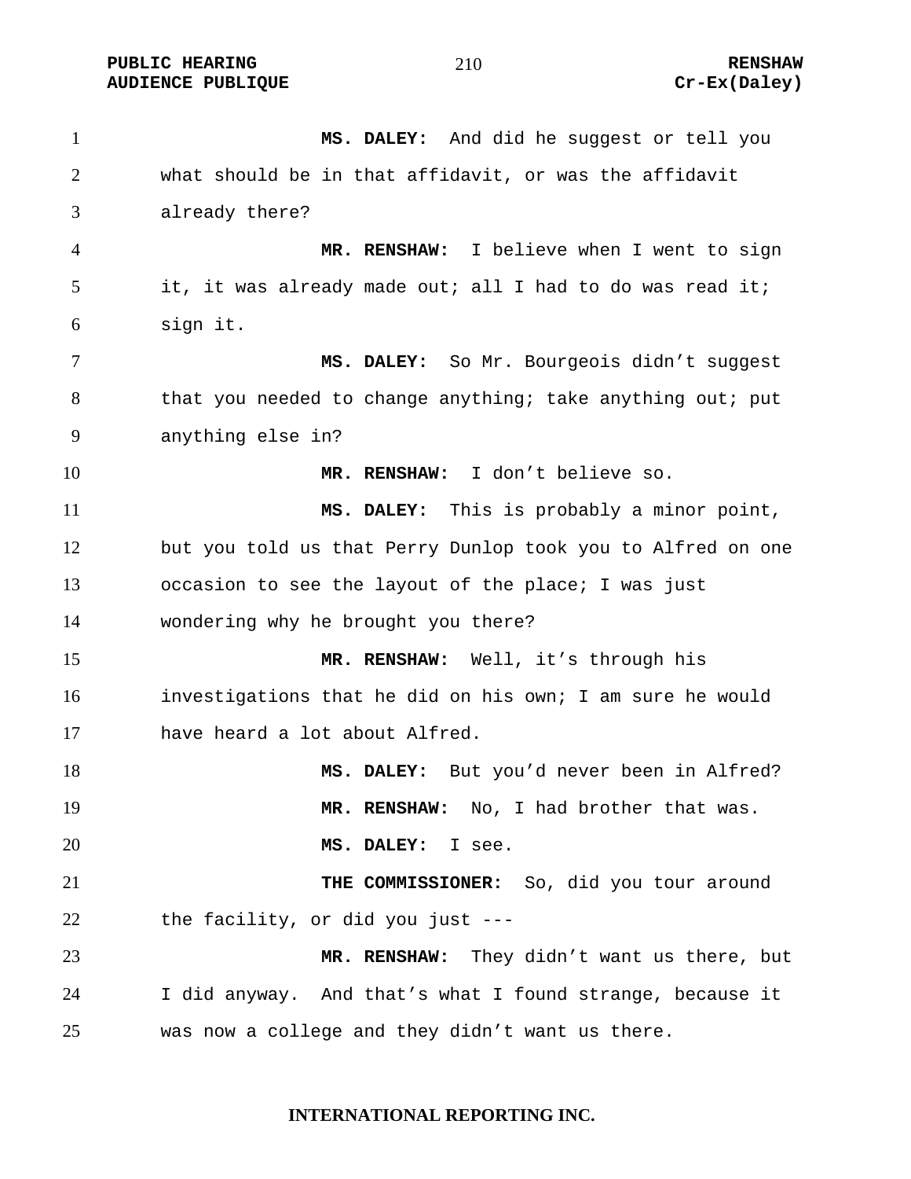**MS. DALEY:** And did he suggest or tell you what should be in that affidavit, or was the affidavit already there?

**MR. RENSHAW:** I believe when I went to sign it, it was already made out; all I had to do was read it; sign it.

**MS. DALEY:** So Mr. Bourgeois didn't suggest that you needed to change anything; take anything out; put anything else in?

**MR. RENSHAW:** I don't believe so.

**MS. DALEY:** This is probably a minor point, but you told us that Perry Dunlop took you to Alfred on one occasion to see the layout of the place; I was just wondering why he brought you there?

**MR. RENSHAW:** Well, it's through his investigations that he did on his own; I am sure he would have heard a lot about Alfred.

**MS. DALEY:** But you'd never been in Alfred?

**MR. RENSHAW:** No, I had brother that was.

**MS. DALEY:** I see.

**THE COMMISSIONER:** So, did you tour around the facility, or did you just ---

**MR. RENSHAW:** They didn't want us there, but I did anyway. And that's what I found strange, because it was now a college and they didn't want us there.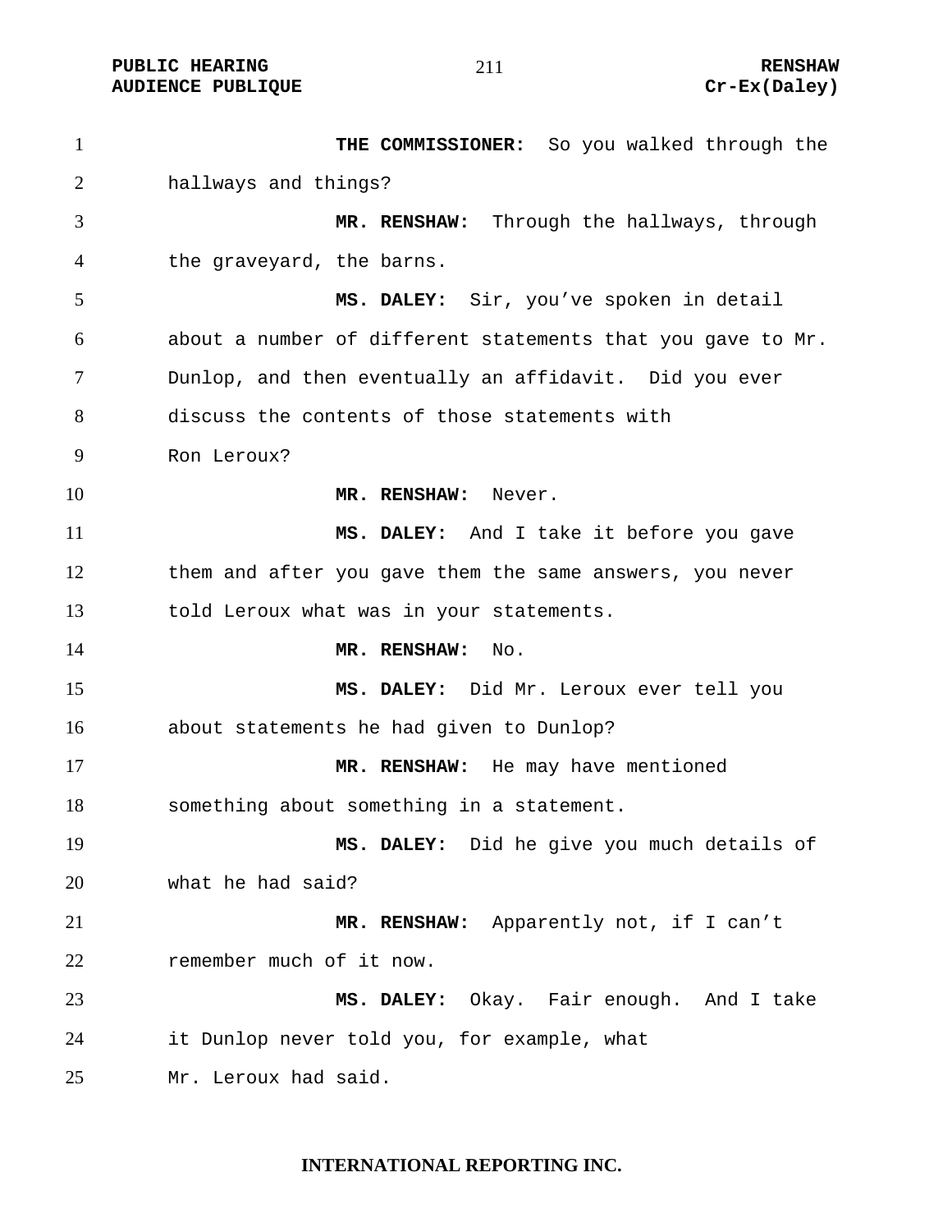**THE COMMISSIONER:** So you walked through the hallways and things?

**MR. RENSHAW:** Through the hallways, through the graveyard, the barns.

**MS. DALEY:** Sir, you've spoken in detail about a number of different statements that you gave to Mr. Dunlop, and then eventually an affidavit. Did you ever discuss the contents of those statements with Ron Leroux?

**MR. RENSHAW:** Never.

**MS. DALEY:** And I take it before you gave them and after you gave them the same answers, you never told Leroux what was in your statements.

**MR. RENSHAW:** No.

**MS. DALEY:** Did Mr. Leroux ever tell you about statements he had given to Dunlop?

**MR. RENSHAW:** He may have mentioned something about something in a statement.

**MS. DALEY:** Did he give you much details of what he had said?

**MR. RENSHAW:** Apparently not, if I can't remember much of it now.

**MS. DALEY:** Okay. Fair enough. And I take it Dunlop never told you, for example, what Mr. Leroux had said.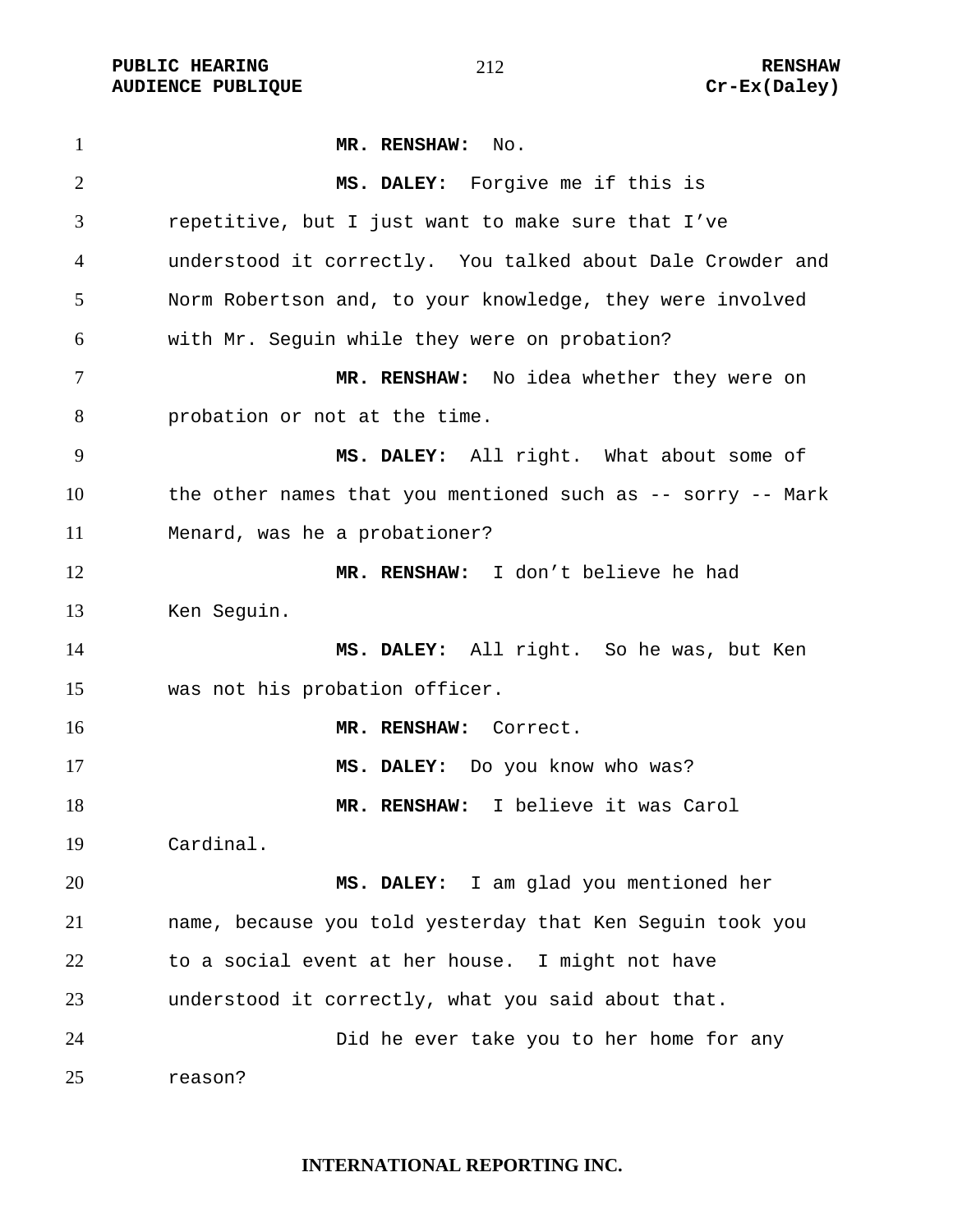**MR. RENSHAW:** No.

**MS. DALEY:** Forgive me if this is repetitive, but I just want to make sure that I've understood it correctly. You talked about Dale Crowder and Norm Robertson and, to your knowledge, they were involved with Mr. Seguin while they were on probation?

**MR. RENSHAW:** No idea whether they were on probation or not at the time.

**MS. DALEY:** All right. What about some of the other names that you mentioned such as -- sorry -- Mark Menard, was he a probationer?

**MR. RENSHAW:** I don't believe he had Ken Seguin.

**MS. DALEY:** All right. So he was, but Ken was not his probation officer.

**MR. RENSHAW:** Correct.

**MS. DALEY:** Do you know who was?

**MR. RENSHAW:** I believe it was Carol Cardinal.

**MS. DALEY:** I am glad you mentioned her name, because you told yesterday that Ken Seguin took you to a social event at her house. I might not have understood it correctly, what you said about that.

Did he ever take you to her home for any reason?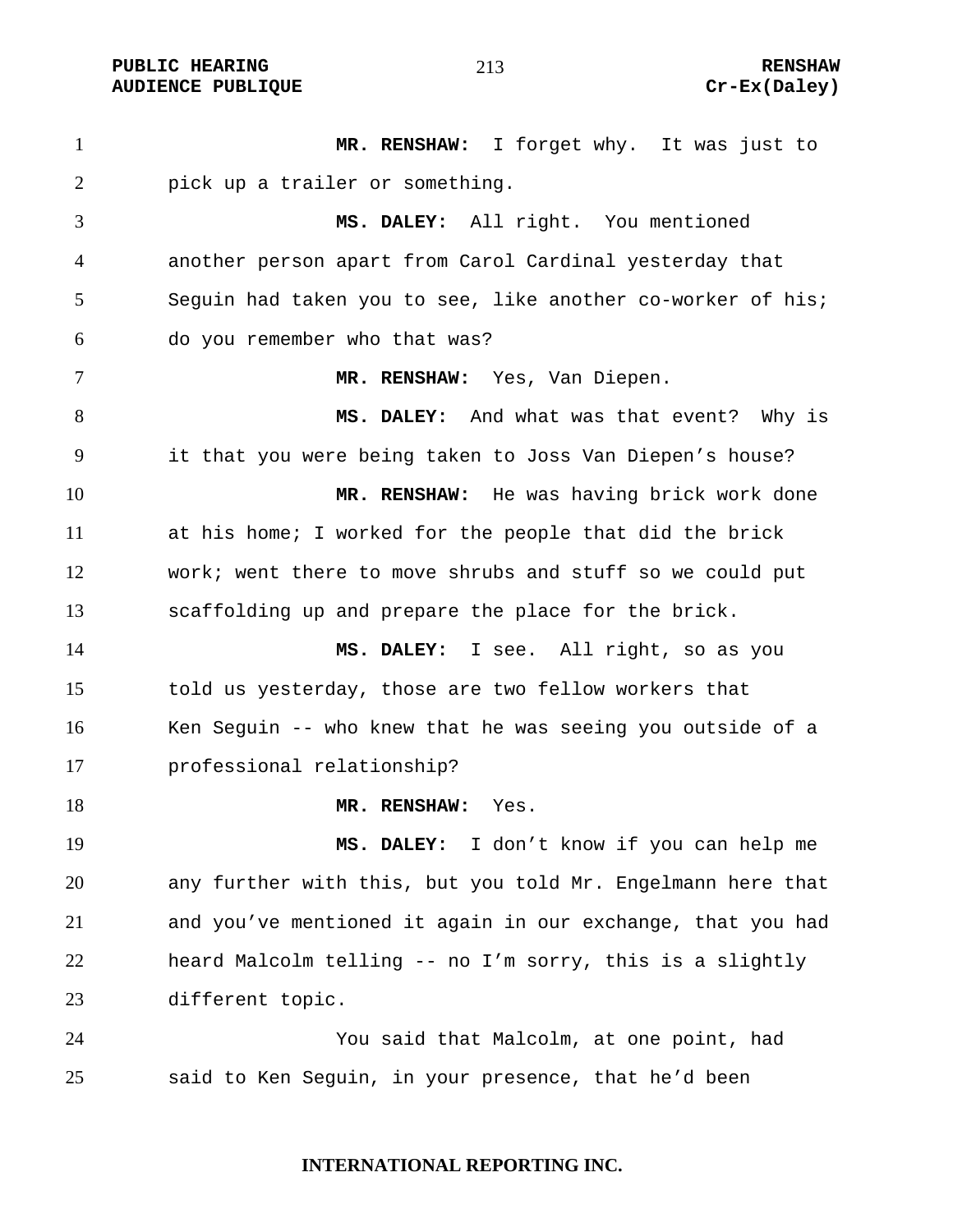**MR. RENSHAW:** I forget why. It was just to pick up a trailer or something.

**MS. DALEY:** All right. You mentioned another person apart from Carol Cardinal yesterday that Seguin had taken you to see, like another co-worker of his; do you remember who that was?

**MR. RENSHAW:** Yes, Van Diepen.

**MS. DALEY:** And what was that event? Why is it that you were being taken to Joss Van Diepen's house?

**MR. RENSHAW:** He was having brick work done at his home; I worked for the people that did the brick work; went there to move shrubs and stuff so we could put scaffolding up and prepare the place for the brick.

**MS. DALEY:** I see. All right, so as you told us yesterday, those are two fellow workers that Ken Seguin -- who knew that he was seeing you outside of a professional relationship?

**MR. RENSHAW:** Yes.

**MS. DALEY:** I don't know if you can help me any further with this, but you told Mr. Engelmann here that and you've mentioned it again in our exchange, that you had heard Malcolm telling -- no I'm sorry, this is a slightly different topic.

You said that Malcolm, at one point, had said to Ken Seguin, in your presence, that he'd been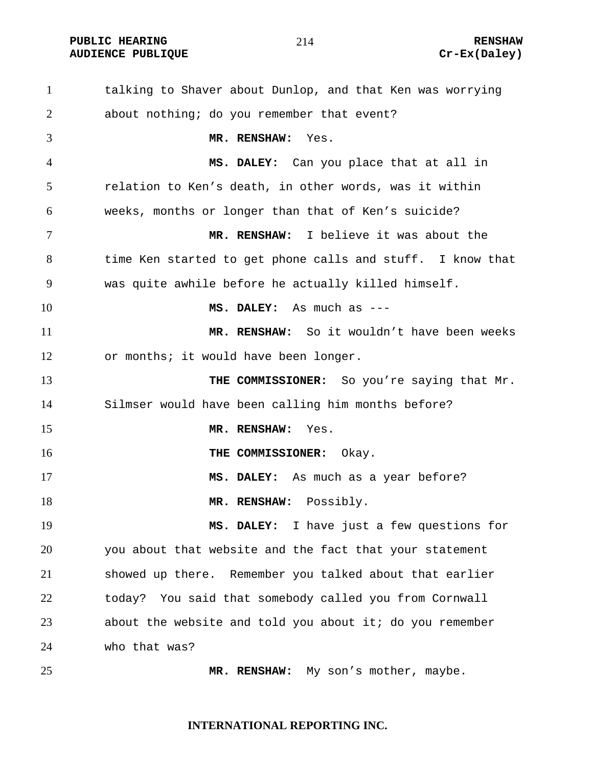talking to Shaver about Dunlop, and that Ken was worrying about nothing; do you remember that event?

**MR. RENSHAW:** Yes.

**MS. DALEY:** Can you place that at all in relation to Ken's death, in other words, was it within weeks, months or longer than that of Ken's suicide?

**MR. RENSHAW:** I believe it was about the time Ken started to get phone calls and stuff. I know that was quite awhile before he actually killed himself.

**MS. DALEY:** As much as ---

**MR. RENSHAW:** So it wouldn't have been weeks or months; it would have been longer.

**THE COMMISSIONER:** So you're saying that Mr. Silmser would have been calling him months before?

**MR. RENSHAW:** Yes.

**THE COMMISSIONER:** Okay.

**MS. DALEY:** As much as a year before?

**MR. RENSHAW:** Possibly.

**MS. DALEY:** I have just a few questions for you about that website and the fact that your statement showed up there. Remember you talked about that earlier today? You said that somebody called you from Cornwall about the website and told you about it; do you remember who that was?

**MR. RENSHAW:** My son's mother, maybe.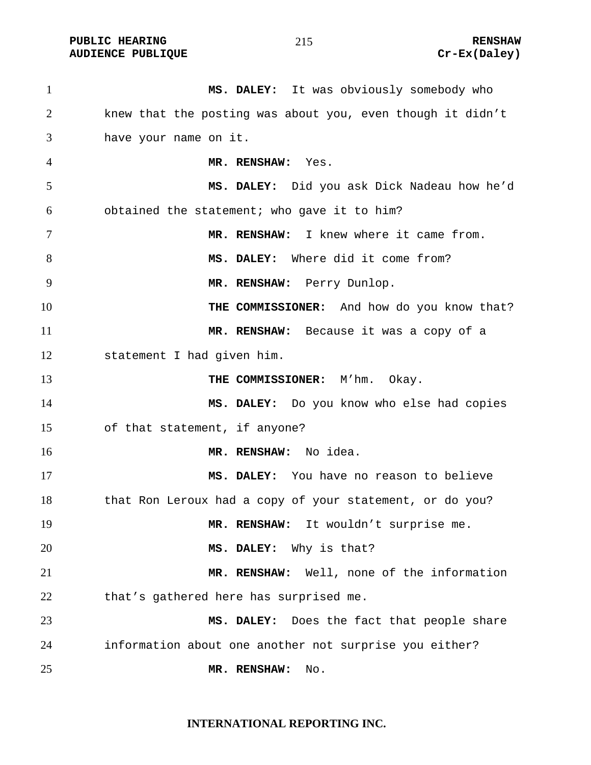**MS. DALEY:** It was obviously somebody who knew that the posting was about you, even though it didn't have your name on it.

**MR. RENSHAW:** Yes.

**MS. DALEY:** Did you ask Dick Nadeau how he'd obtained the statement; who gave it to him?

**MR. RENSHAW:** I knew where it came from.

**MS. DALEY:** Where did it come from?

**MR. RENSHAW:** Perry Dunlop.

**THE COMMISSIONER:** And how do you know that?

**MR. RENSHAW:** Because it was a copy of a statement I had given him.

**THE COMMISSIONER:** M'hm. Okay.

**MS. DALEY:** Do you know who else had copies of that statement, if anyone?

**MR. RENSHAW:** No idea.

**MS. DALEY:** You have no reason to believe that Ron Leroux had a copy of your statement, or do you?

**MR. RENSHAW:** It wouldn't surprise me.

**MS. DALEY:** Why is that?

**MR. RENSHAW:** Well, none of the information that's gathered here has surprised me.

**MS. DALEY:** Does the fact that people share information about one another not surprise you either?

**MR. RENSHAW:** No.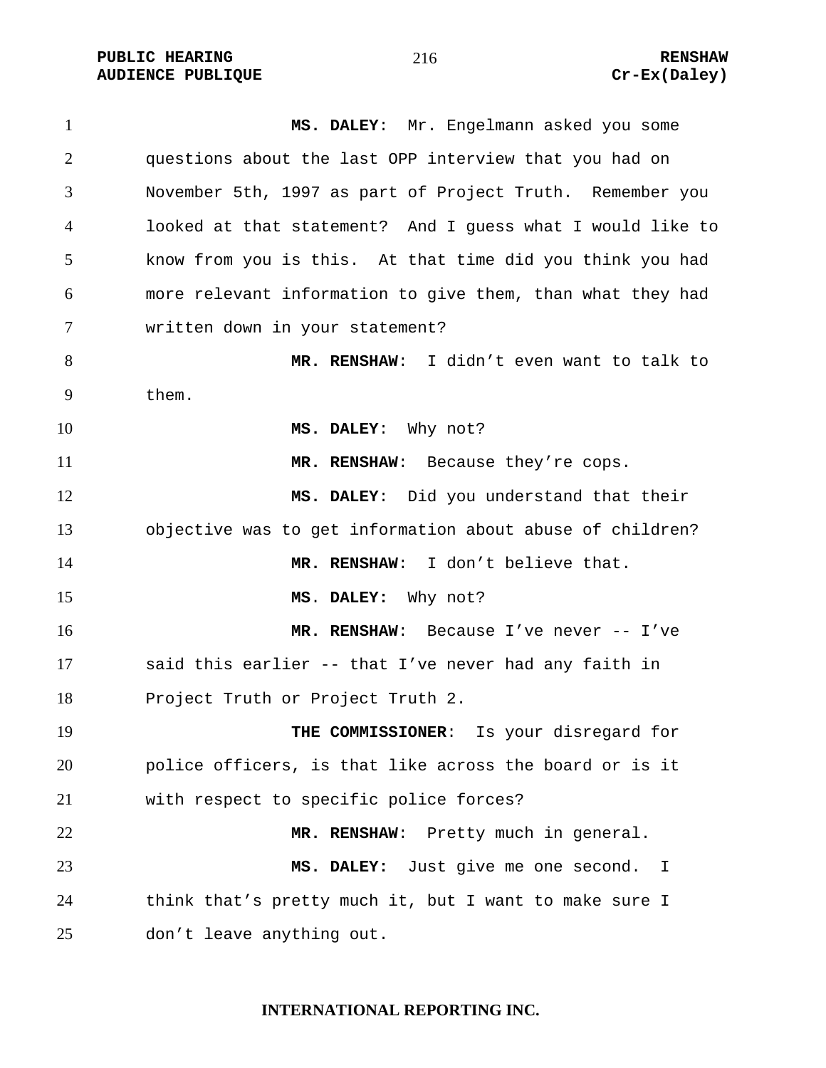**MS. DALEY**: Mr. Engelmann asked you some questions about the last OPP interview that you had on November 5th, 1997 as part of Project Truth. Remember you looked at that statement? And I guess what I would like to know from you is this. At that time did you think you had more relevant information to give them, than what they had written down in your statement?

**MR. RENSHAW**: I didn't even want to talk to them.

**MS. DALEY**: Why not?

**MR. RENSHAW**: Because they're cops.

**MS. DALEY**: Did you understand that their objective was to get information about abuse of children?

**MR. RENSHAW**: I don't believe that.

**MS. DALEY:** Why not?

**MR. RENSHAW**: Because I've never -- I've said this earlier -- that I've never had any faith in Project Truth or Project Truth 2.

**THE COMMISSIONER**: Is your disregard for police officers, is that like across the board or is it with respect to specific police forces?

**MR. RENSHAW**: Pretty much in general.

**MS. DALEY:** Just give me one second. I think that's pretty much it, but I want to make sure I don't leave anything out.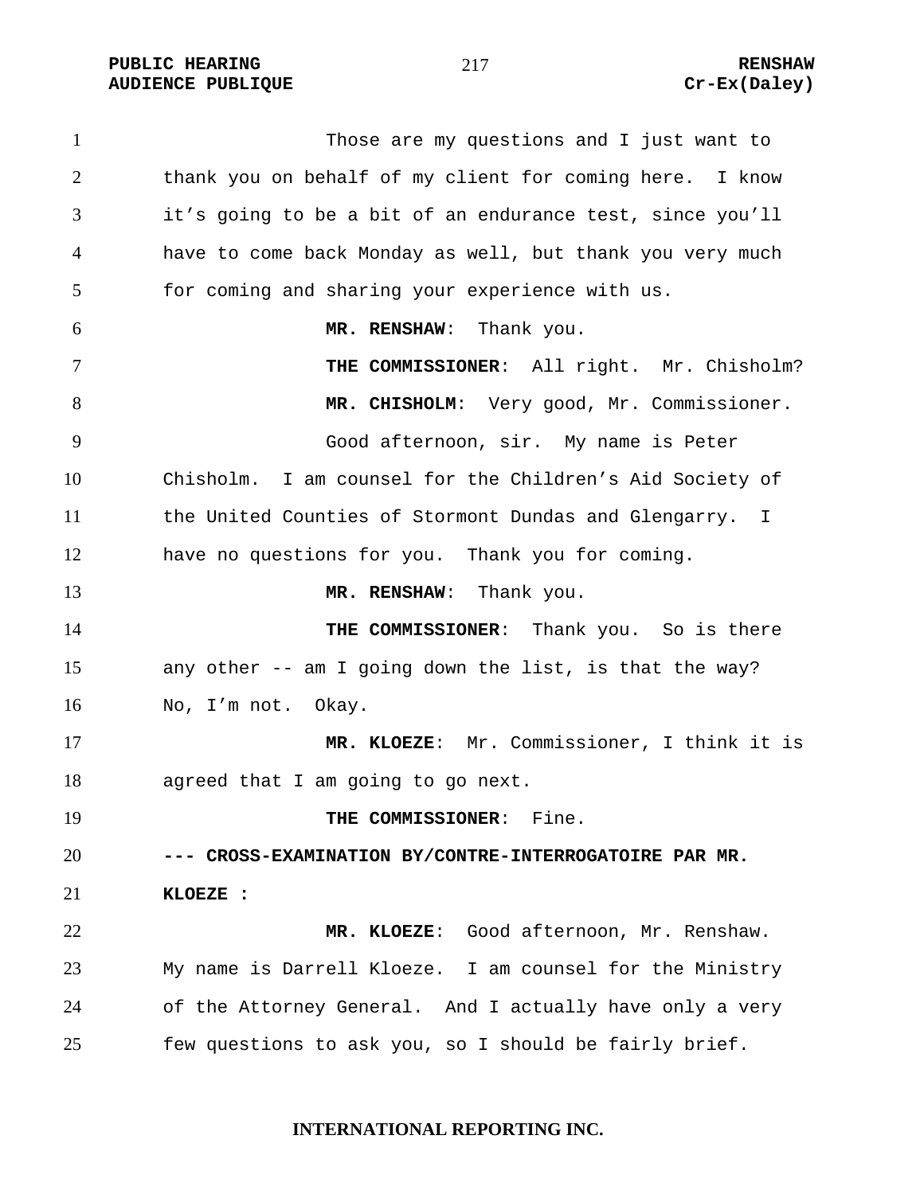Those are my questions and I just want to thank you on behalf of my client for coming here. I know it's going to be a bit of an endurance test, since you'll have to come back Monday as well, but thank you very much for coming and sharing your experience with us.

**MR. RENSHAW**: Thank you.

**THE COMMISSIONER**: All right. Mr. Chisholm?

**MR. CHISHOLM**: Very good, Mr. Commissioner.

Good afternoon, sir. My name is Peter Chisholm. I am counsel for the Children's Aid Society of the United Counties of Stormont Dundas and Glengarry. I have no questions for you. Thank you for coming.

**MR. RENSHAW**: Thank you.

**THE COMMISSIONER**: Thank you. So is there any other -- am I going down the list, is that the way? No, I'm not. Okay.

**MR. KLOEZE**: Mr. Commissioner, I think it is agreed that I am going to go next.

**THE COMMISSIONER**: Fine.

**--- CROSS-EXAMINATION BY/CONTRE-INTERROGATOIRE PAR MR. KLOEZE :**

**MR. KLOEZE**: Good afternoon, Mr. Renshaw. My name is Darrell Kloeze. I am counsel for the Ministry of the Attorney General. And I actually have only a very few questions to ask you, so I should be fairly brief.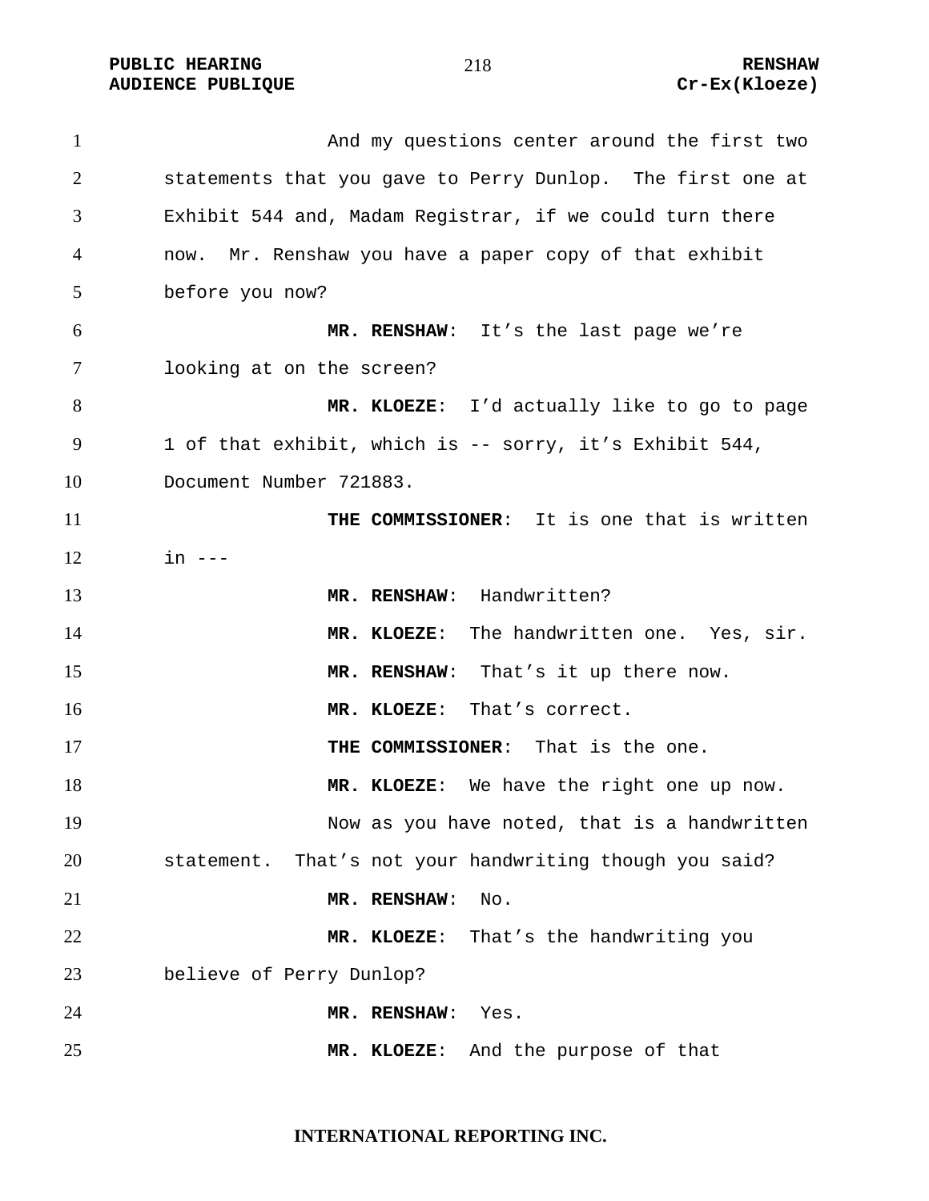And my questions center around the first two statements that you gave to Perry Dunlop. The first one at Exhibit 544 and, Madam Registrar, if we could turn there now. Mr. Renshaw you have a paper copy of that exhibit before you now?

**MR. RENSHAW**: It's the last page we're looking at on the screen?

**MR. KLOEZE**: I'd actually like to go to page 1 of that exhibit, which is -- sorry, it's Exhibit 544, Document Number 721883.

**THE COMMISSIONER**: It is one that is written in ---

**MR. RENSHAW**: Handwritten?

**MR. KLOEZE**: The handwritten one. Yes, sir.

**MR. RENSHAW**: That's it up there now.

**MR. KLOEZE**: That's correct.

**THE COMMISSIONER**: That is the one.

**MR. KLOEZE**: We have the right one up now.

Now as you have noted, that is a handwritten statement. That's not your handwriting though you said?

**MR. RENSHAW**: No.

**MR. KLOEZE**: That's the handwriting you believe of Perry Dunlop?

**MR. RENSHAW**: Yes.

**MR. KLOEZE**: And the purpose of that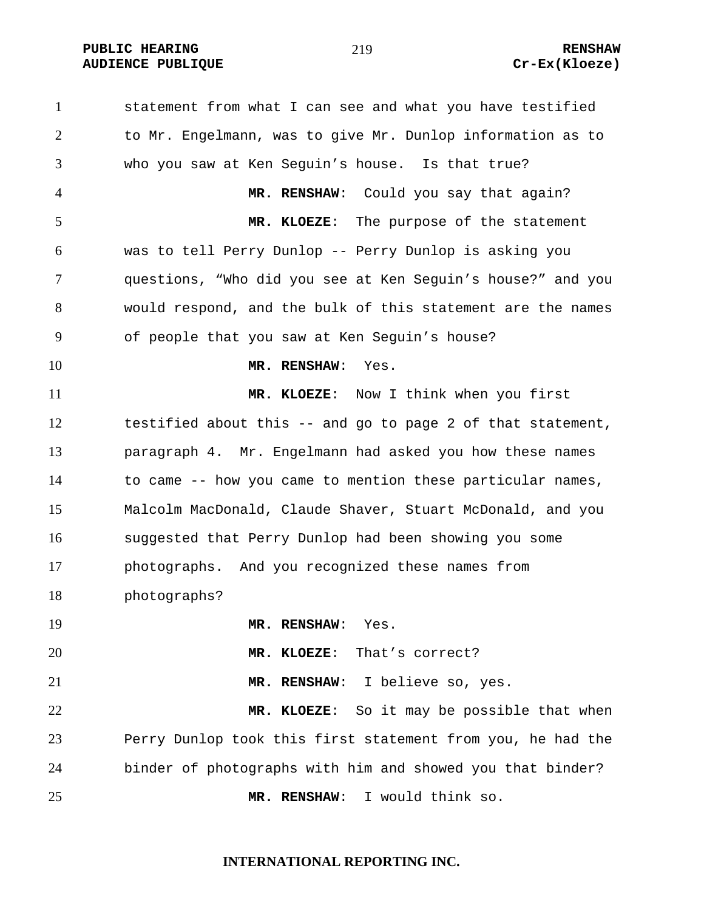statement from what I can see and what you have testified to Mr. Engelmann, was to give Mr. Dunlop information as to who you saw at Ken Seguin's house. Is that true?

**MR. RENSHAW**: Could you say that again?

**MR. KLOEZE**: The purpose of the statement was to tell Perry Dunlop -- Perry Dunlop is asking you questions, "Who did you see at Ken Seguin's house?" and you would respond, and the bulk of this statement are the names of people that you saw at Ken Seguin's house?

**MR. RENSHAW**: Yes.

**MR. KLOEZE**: Now I think when you first testified about this -- and go to page 2 of that statement, paragraph 4. Mr. Engelmann had asked you how these names to came -- how you came to mention these particular names, Malcolm MacDonald, Claude Shaver, Stuart McDonald, and you suggested that Perry Dunlop had been showing you some photographs. And you recognized these names from photographs?

**MR. RENSHAW**: Yes.

**MR. KLOEZE**: That's correct?

**MR. RENSHAW**: I believe so, yes.

**MR. KLOEZE**: So it may be possible that when Perry Dunlop took this first statement from you, he had the binder of photographs with him and showed you that binder?

**MR. RENSHAW**: I would think so.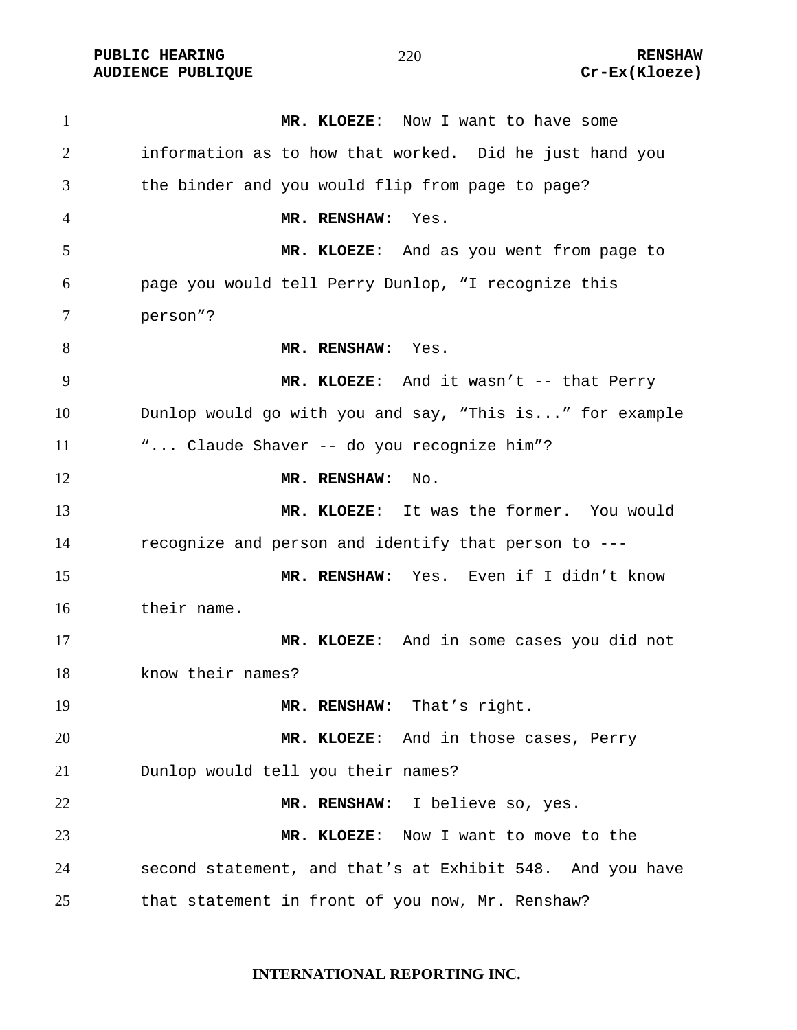**MR. KLOEZE**: Now I want to have some information as to how that worked. Did he just hand you the binder and you would flip from page to page?

**MR. RENSHAW**: Yes.

**MR. KLOEZE**: And as you went from page to page you would tell Perry Dunlop, "I recognize this person"?

**MR. RENSHAW**: Yes.

**MR. KLOEZE**: And it wasn't -- that Perry Dunlop would go with you and say, "This is..." for example "... Claude Shaver -- do you recognize him"?

**MR. RENSHAW**: No.

**MR. KLOEZE**: It was the former. You would recognize and person and identify that person to ---

**MR. RENSHAW**: Yes. Even if I didn't know their name.

**MR. KLOEZE**: And in some cases you did not know their names?

**MR. RENSHAW**: That's right.

**MR. KLOEZE**: And in those cases, Perry Dunlop would tell you their names?

**MR. RENSHAW**: I believe so, yes.

**MR. KLOEZE**: Now I want to move to the second statement, and that's at Exhibit 548. And you have that statement in front of you now, Mr. Renshaw?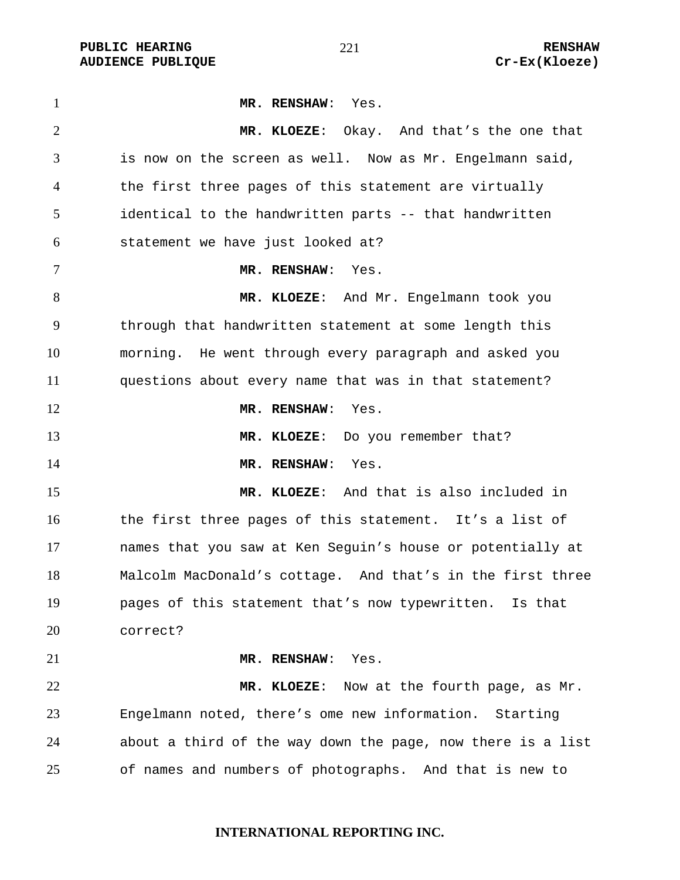**MR. RENSHAW**: Yes.

**MR. KLOEZE**: Okay. And that's the one that is now on the screen as well. Now as Mr. Engelmann said, the first three pages of this statement are virtually identical to the handwritten parts -- that handwritten statement we have just looked at?

**MR. RENSHAW**: Yes.

**MR. KLOEZE**: And Mr. Engelmann took you through that handwritten statement at some length this morning. He went through every paragraph and asked you questions about every name that was in that statement?

**MR. RENSHAW**: Yes.

**MR. KLOEZE**: Do you remember that?

**MR. RENSHAW**: Yes.

**MR. KLOEZE**: And that is also included in the first three pages of this statement. It's a list of names that you saw at Ken Seguin's house or potentially at Malcolm MacDonald's cottage. And that's in the first three pages of this statement that's now typewritten. Is that correct?

**MR. RENSHAW**: Yes.

**MR. KLOEZE**: Now at the fourth page, as Mr. Engelmann noted, there's ome new information. Starting about a third of the way down the page, now there is a list of names and numbers of photographs. And that is new to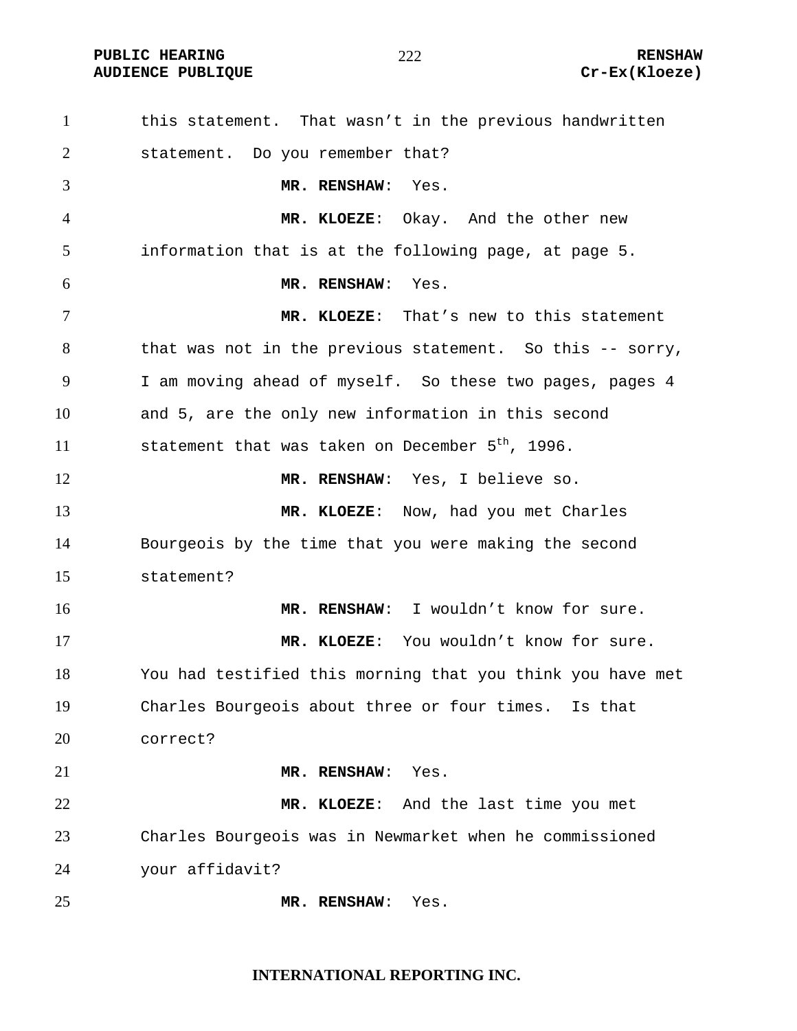this statement. That wasn't in the previous handwritten statement. Do you remember that?

**MR. RENSHAW**: Yes.

**MR. KLOEZE**: Okay. And the other new information that is at the following page, at page 5.

**MR. RENSHAW**: Yes.

**MR. KLOEZE**: That's new to this statement that was not in the previous statement. So this -- sorry, I am moving ahead of myself. So these two pages, pages 4 and 5, are the only new information in this second statement that was taken on December 5th, 1996.

**MR. RENSHAW**: Yes, I believe so.

**MR. KLOEZE**: Now, had you met Charles Bourgeois by the time that you were making the second statement?

**MR. RENSHAW**: I wouldn't know for sure.

**MR. KLOEZE**: You wouldn't know for sure. You had testified this morning that you think you have met Charles Bourgeois about three or four times. Is that correct?

**MR. RENSHAW**: Yes.

**MR. KLOEZE**: And the last time you met Charles Bourgeois was in Newmarket when he commissioned your affidavit?

**MR. RENSHAW**: Yes.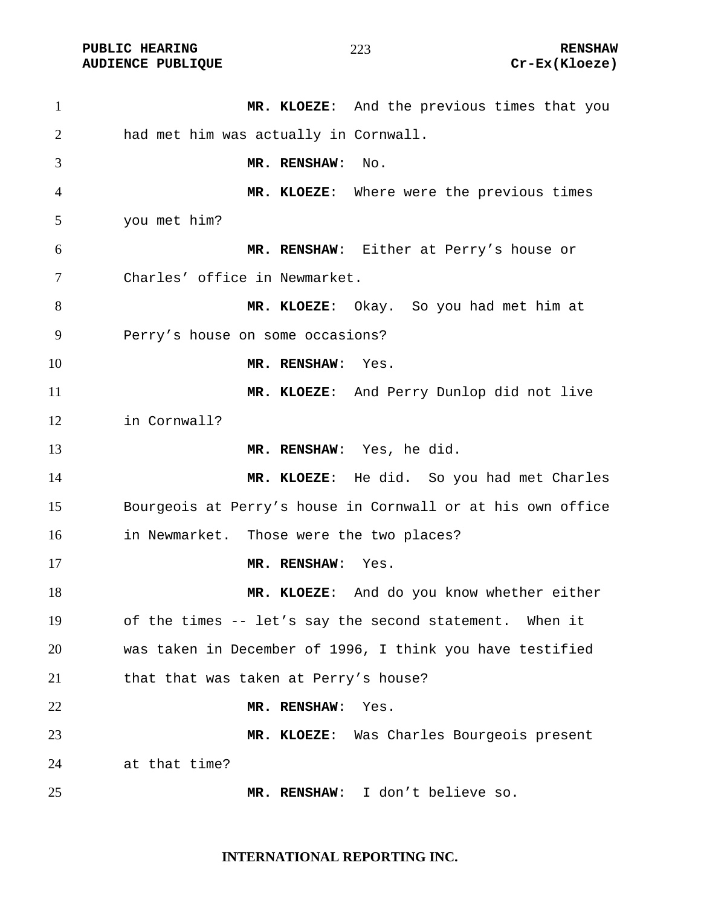**MR. KLOEZE**: And the previous times that you had met him was actually in Cornwall.

**MR. RENSHAW**: No.

**MR. KLOEZE**: Where were the previous times you met him?

**MR. RENSHAW**: Either at Perry’s house or Charles’ office in Newmarket.

**MR. KLOEZE**: Okay. So you had met him at Perry’s house on some occasions?

**MR. RENSHAW**: Yes.

**MR. KLOEZE**: And Perry Dunlop did not live in Cornwall?

**MR. RENSHAW**: Yes, he did.

**MR. KLOEZE**: He did. So you had met Charles Bourgeois at Perry’s house in Cornwall or at his own office in Newmarket. Those were the two places?

**MR. RENSHAW**: Yes.

**MR. KLOEZE**: And do you know whether either of the times -- let’s say the second statement. When it was taken in December of 1996, I think you have testified that that was taken at Perry’s house?

**MR. RENSHAW**: Yes.

**MR. KLOEZE**: Was Charles Bourgeois present at that time?

**MR. RENSHAW**: I don’t believe so.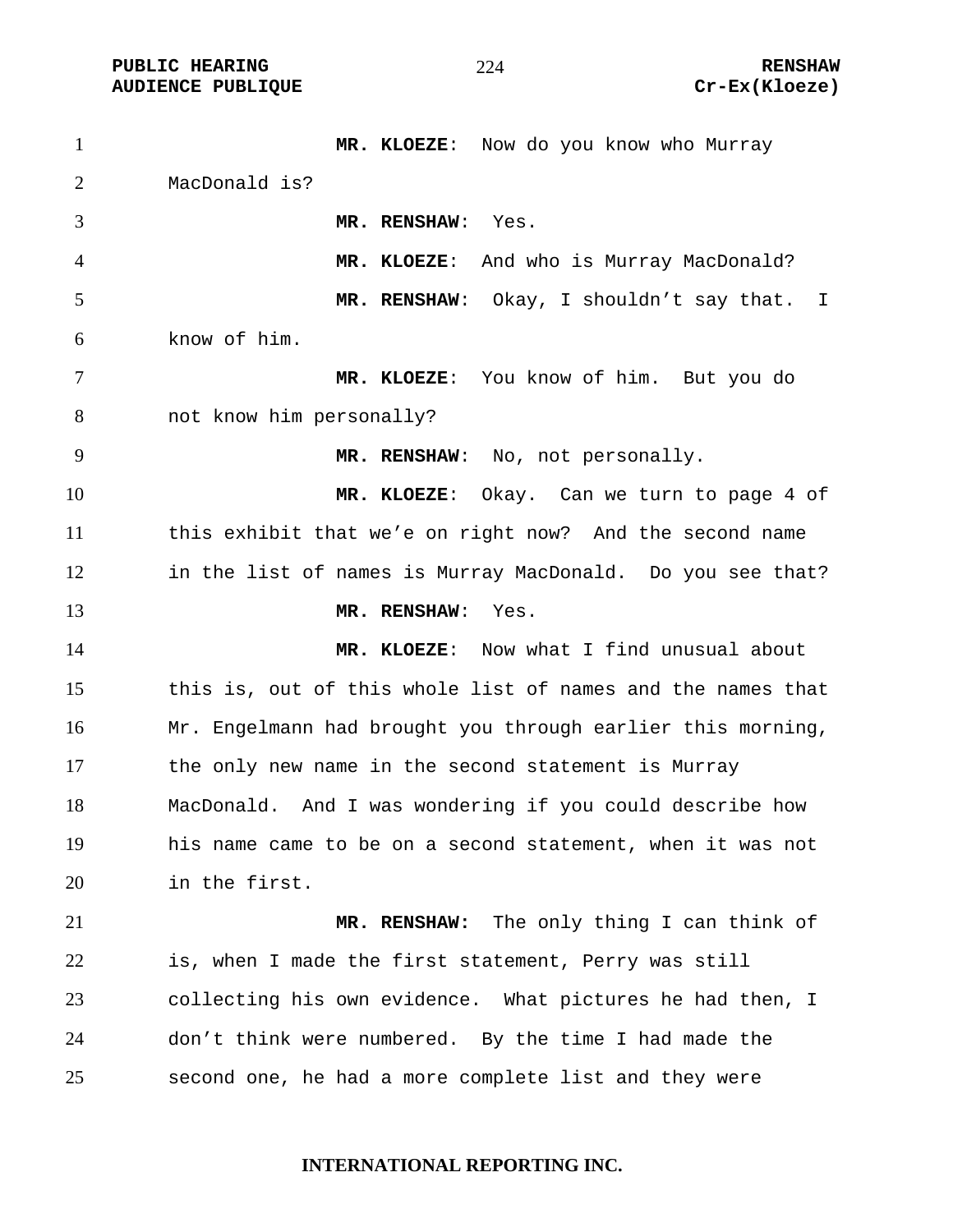**MR. KLOEZE**: Now do you know who Murray MacDonald is?

**MR. RENSHAW**: Yes.

**MR. KLOEZE**: And who is Murray MacDonald?

**MR. RENSHAW**: Okay, I shouldn't say that. I know of him.

**MR. KLOEZE**: You know of him. But you do not know him personally?

**MR. RENSHAW**: No, not personally.

**MR. KLOEZE**: Okay. Can we turn to page 4 of this exhibit that we'e on right now? And the second name in the list of names is Murray MacDonald. Do you see that?

**MR. RENSHAW**: Yes.

**MR. KLOEZE**: Now what I find unusual about this is, out of this whole list of names and the names that Mr. Engelmann had brought you through earlier this morning, the only new name in the second statement is Murray MacDonald. And I was wondering if you could describe how his name came to be on a second statement, when it was not in the first.

**MR. RENSHAW:** The only thing I can think of is, when I made the first statement, Perry was still collecting his own evidence. What pictures he had then, I don't think were numbered. By the time I had made the second one, he had a more complete list and they were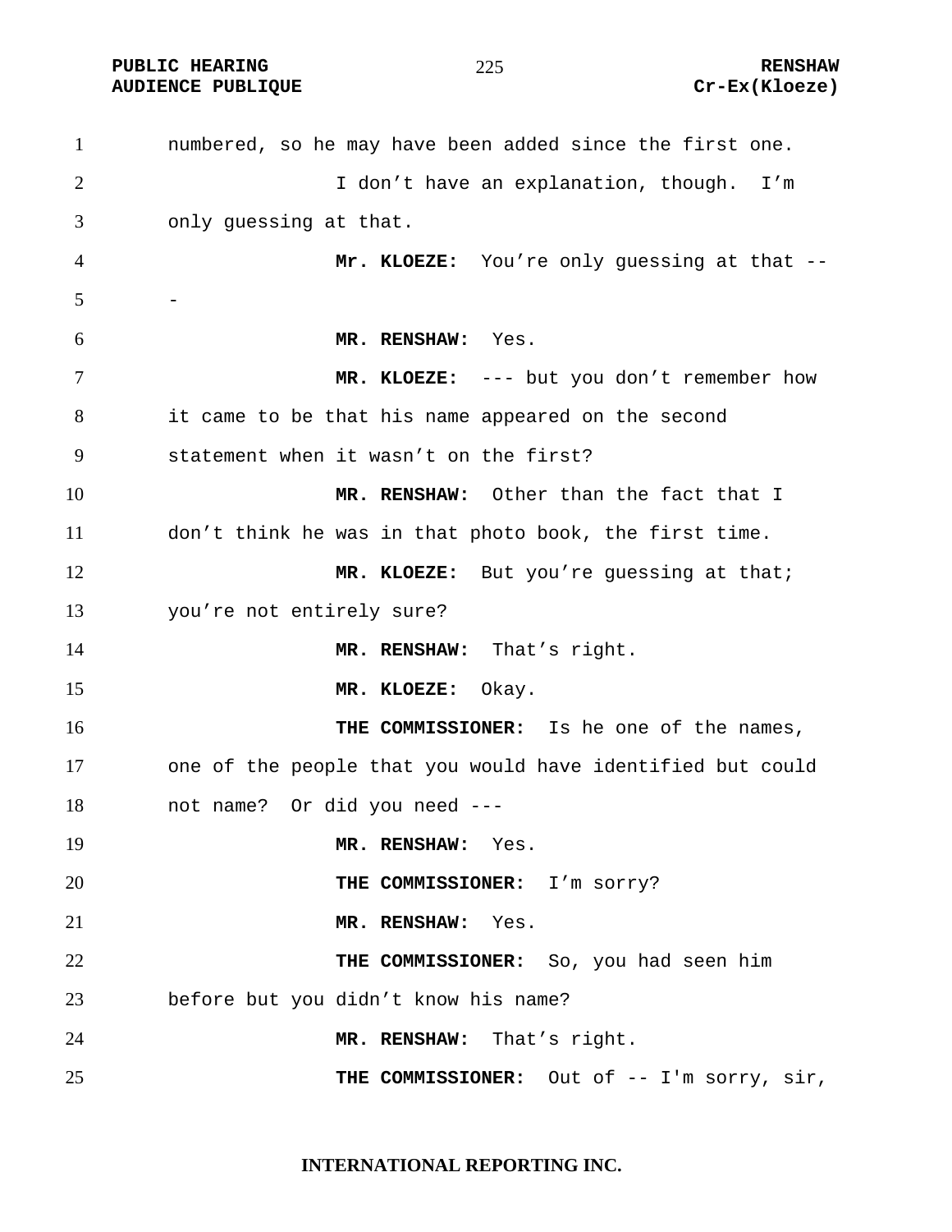numbered, so he may have been added since the first one.

I don't have an explanation, though. I'm only guessing at that.

**Mr. KLOEZE:** You're only guessing at that ---

**MR. RENSHAW:** Yes.

**MR. KLOEZE:** --- but you don't remember how it came to be that his name appeared on the second statement when it wasn't on the first?

**MR. RENSHAW:** Other than the fact that I don't think he was in that photo book, the first time.

**MR. KLOEZE:** But you're guessing at that; you're not entirely sure?

**MR. RENSHAW:** That's right.

**MR. KLOEZE:** Okay.

**THE COMMISSIONER:** Is he one of the names, one of the people that you would have identified but could not name? Or did you need ---

**MR. RENSHAW:** Yes.

**THE COMMISSIONER:** I'm sorry?

**MR. RENSHAW:** Yes.

**THE COMMISSIONER:** So, you had seen him before but you didn't know his name?

**MR. RENSHAW:** That's right.

**THE COMMISSIONER:** Out of -- I'm sorry, sir,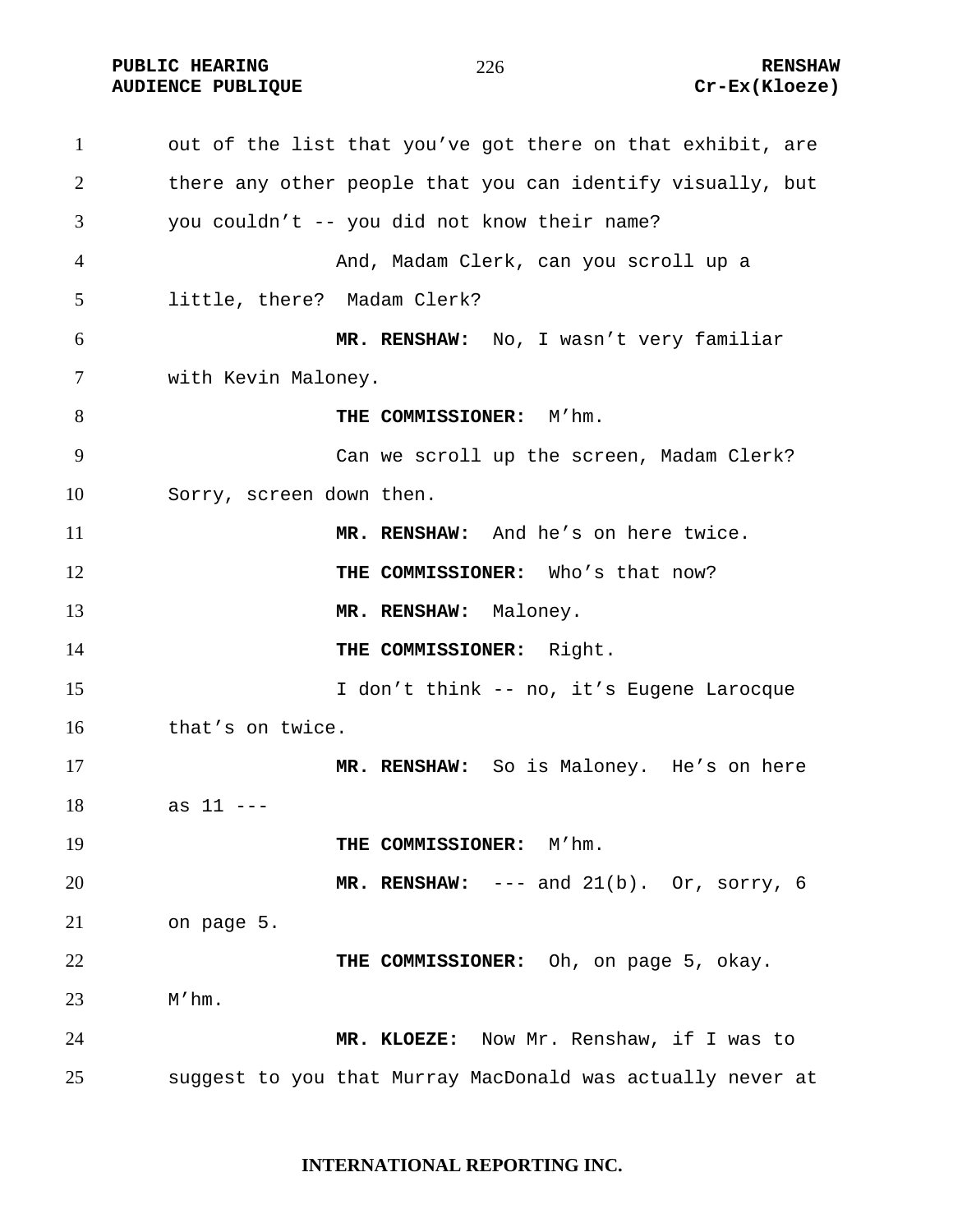out of the list that you've got there on that exhibit, are there any other people that you can identify visually, but you couldn't -- you did not know their name?

And, Madam Clerk, can you scroll up a little, there? Madam Clerk?

**MR. RENSHAW:** No, I wasn't very familiar with Kevin Maloney.

**THE COMMISSIONER:** M'hm.

Can we scroll up the screen, Madam Clerk? Sorry, screen down then.

**MR. RENSHAW:** And he's on here twice.

**THE COMMISSIONER:** Who's that now?

**MR. RENSHAW:** Maloney.

**THE COMMISSIONER:** Right.

I don't think -- no, it's Eugene Larocque that's on twice.

**MR. RENSHAW:** So is Maloney. He's on here as 11 ---

**THE COMMISSIONER:** M'hm.

**MR. RENSHAW:** --- and 21(b). Or, sorry, 6 on page 5.

**THE COMMISSIONER:** Oh, on page 5, okay. M'hm.

**MR. KLOEZE:** Now Mr. Renshaw, if I was to suggest to you that Murray MacDonald was actually never at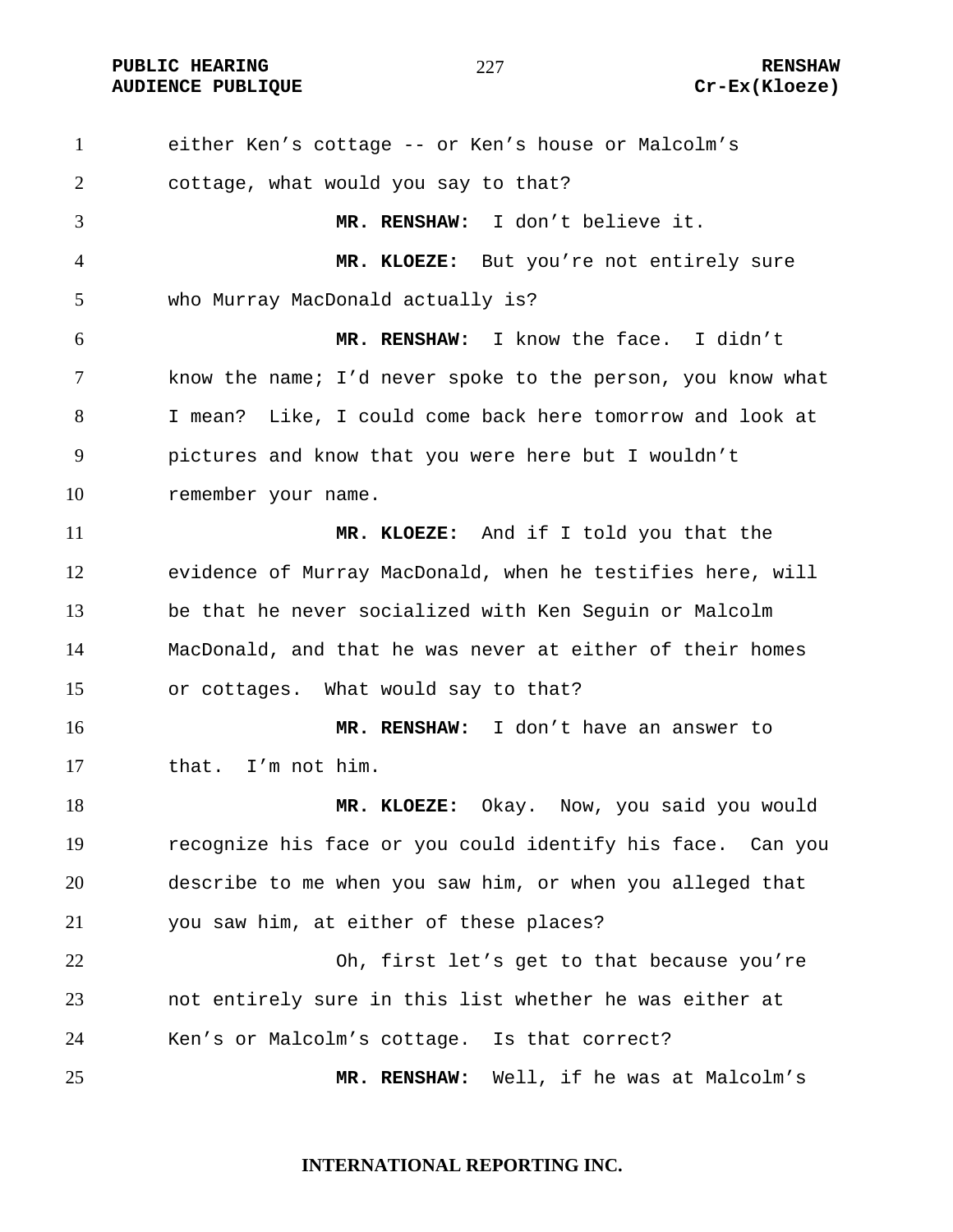either Ken's cottage -- or Ken's house or Malcolm's cottage, what would you say to that?

**MR. RENSHAW:** I don't believe it.

**MR. KLOEZE:** But you're not entirely sure who Murray MacDonald actually is?

**MR. RENSHAW:** I know the face. I didn't know the name; I'd never spoke to the person, you know what I mean? Like, I could come back here tomorrow and look at pictures and know that you were here but I wouldn't remember your name.

**MR. KLOEZE:** And if I told you that the evidence of Murray MacDonald, when he testifies here, will be that he never socialized with Ken Seguin or Malcolm MacDonald, and that he was never at either of their homes or cottages. What would say to that?

**MR. RENSHAW:** I don't have an answer to that. I'm not him.

**MR. KLOEZE:** Okay. Now, you said you would recognize his face or you could identify his face. Can you describe to me when you saw him, or when you alleged that you saw him, at either of these places?

Oh, first let's get to that because you're not entirely sure in this list whether he was either at Ken's or Malcolm's cottage. Is that correct?

**MR. RENSHAW:** Well, if he was at Malcolm's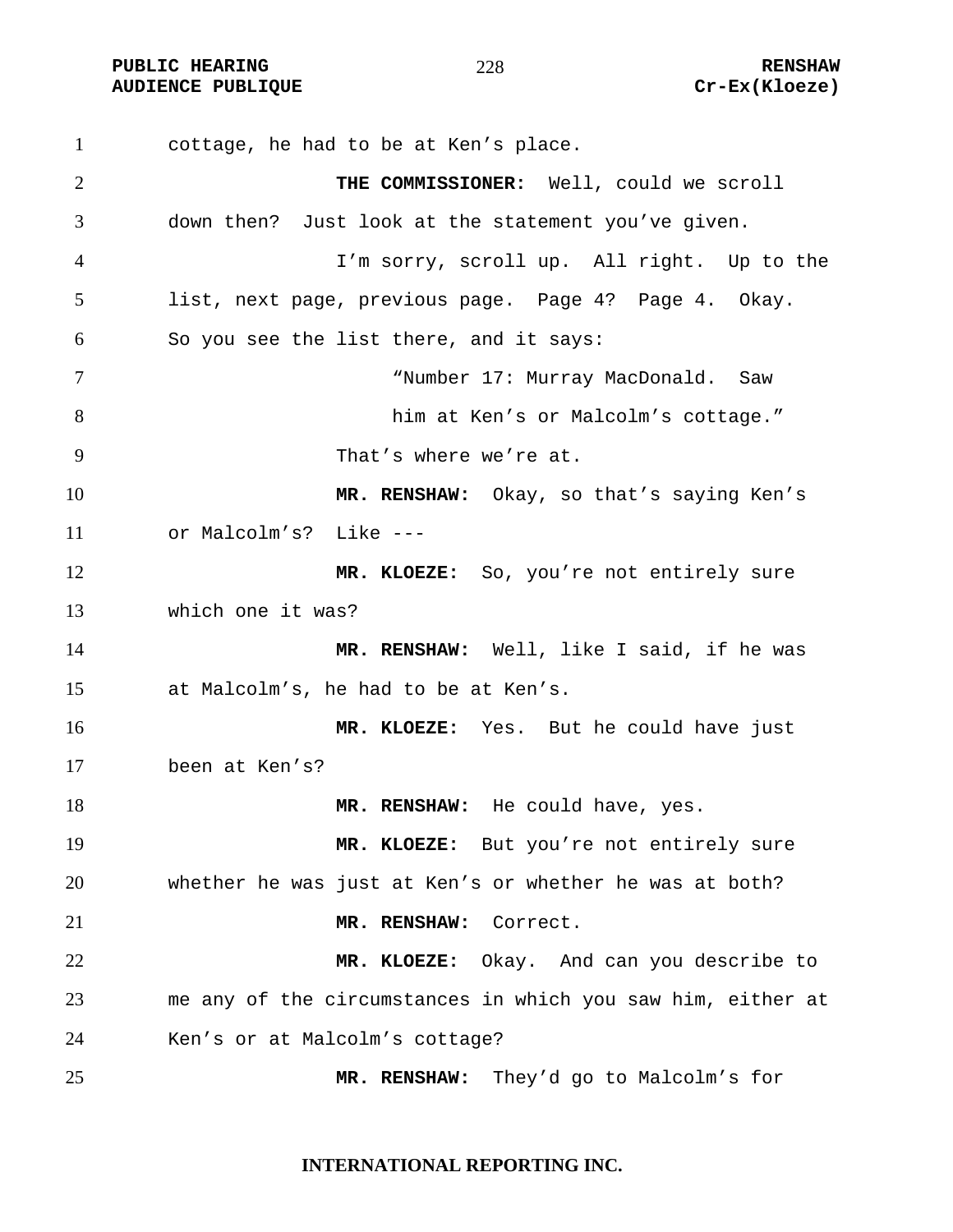cottage, he had to be at Ken's place.

**THE COMMISSIONER:** Well, could we scroll down then? Just look at the statement you've given.

I'm sorry, scroll up. All right. Up to the list, next page, previous page. Page 4? Page 4. Okay. So you see the list there, and it says:

> "Number 17: Murray MacDonald. Saw him at Ken's or Malcolm's cottage."

That's where we're at.

**MR. RENSHAW:** Okay, so that's saying Ken's or Malcolm's? Like ---

**MR. KLOEZE:** So, you're not entirely sure which one it was?

**MR. RENSHAW:** Well, like I said, if he was at Malcolm's, he had to be at Ken's.

**MR. KLOEZE:** Yes. But he could have just been at Ken's?

**MR. RENSHAW:** He could have, yes.

**MR. KLOEZE:** But you're not entirely sure whether he was just at Ken's or whether he was at both?

**MR. RENSHAW:** Correct.

**MR. KLOEZE:** Okay. And can you describe to me any of the circumstances in which you saw him, either at Ken's or at Malcolm's cottage?

**MR. RENSHAW:** They'd go to Malcolm's for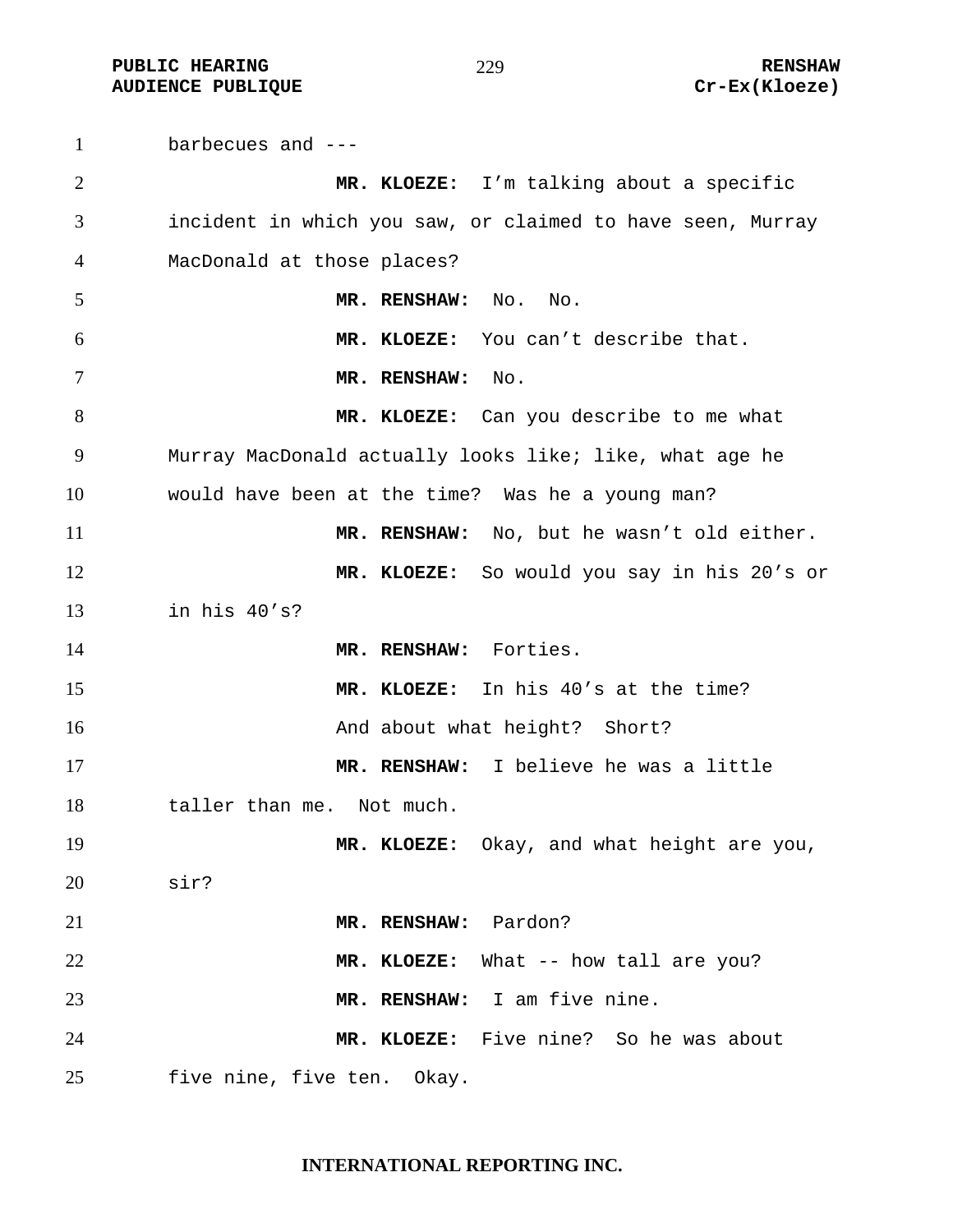barbecues and ---

**MR. KLOEZE:** I'm talking about a specific incident in which you saw, or claimed to have seen, Murray MacDonald at those places?

**MR. RENSHAW:** No. No.

**MR. KLOEZE:** You can't describe that.

**MR. RENSHAW:** No.

**MR. KLOEZE:** Can you describe to me what Murray MacDonald actually looks like; like, what age he would have been at the time? Was he a young man?

**MR. RENSHAW:** No, but he wasn't old either.

**MR. KLOEZE:** So would you say in his 20's or in his 40's?

**MR. RENSHAW:** Forties.

**MR. KLOEZE:** In his 40's at the time?

And about what height? Short?

**MR. RENSHAW:** I believe he was a little taller than me. Not much.

**MR. KLOEZE:** Okay, and what height are you, sir?

**MR. RENSHAW:** Pardon?

**MR. KLOEZE:** What -- how tall are you?

**MR. RENSHAW:** I am five nine.

**MR. KLOEZE:** Five nine? So he was about five nine, five ten. Okay.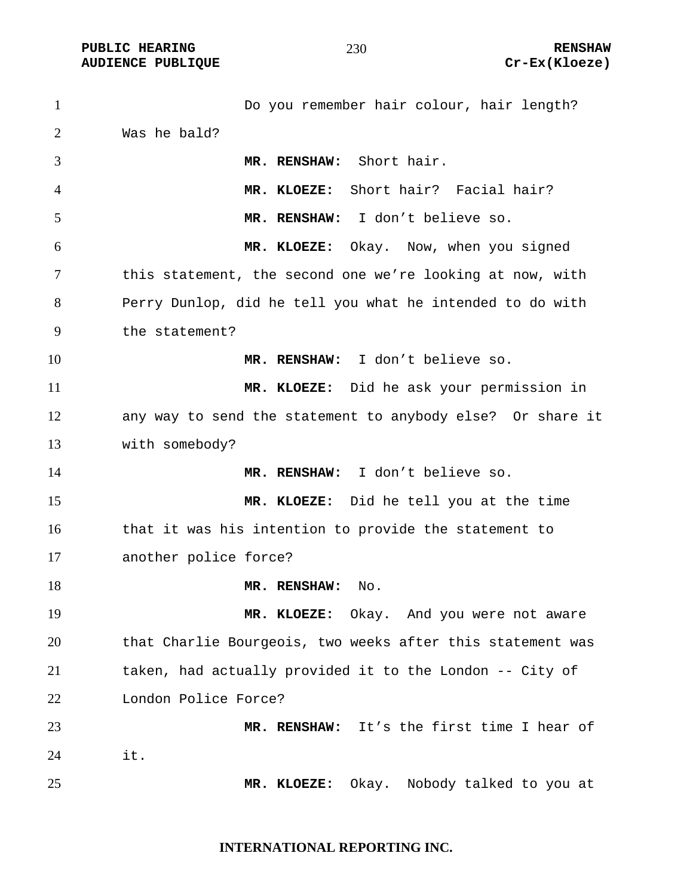Do you remember hair colour, hair length? Was he bald?

**MR. RENSHAW:** Short hair.

**MR. KLOEZE:** Short hair? Facial hair?

**MR. RENSHAW:** I don't believe so.

**MR. KLOEZE:** Okay. Now, when you signed this statement, the second one we're looking at now, with Perry Dunlop, did he tell you what he intended to do with the statement?

**MR. RENSHAW:** I don't believe so.

**MR. KLOEZE:** Did he ask your permission in any way to send the statement to anybody else? Or share it with somebody?

**MR. RENSHAW:** I don't believe so.

**MR. KLOEZE:** Did he tell you at the time that it was his intention to provide the statement to another police force?

**MR. RENSHAW:** No.

**MR. KLOEZE:** Okay. And you were not aware that Charlie Bourgeois, two weeks after this statement was taken, had actually provided it to the London -- City of London Police Force?

**MR. RENSHAW:** It's the first time I hear of it.

**MR. KLOEZE:** Okay. Nobody talked to you at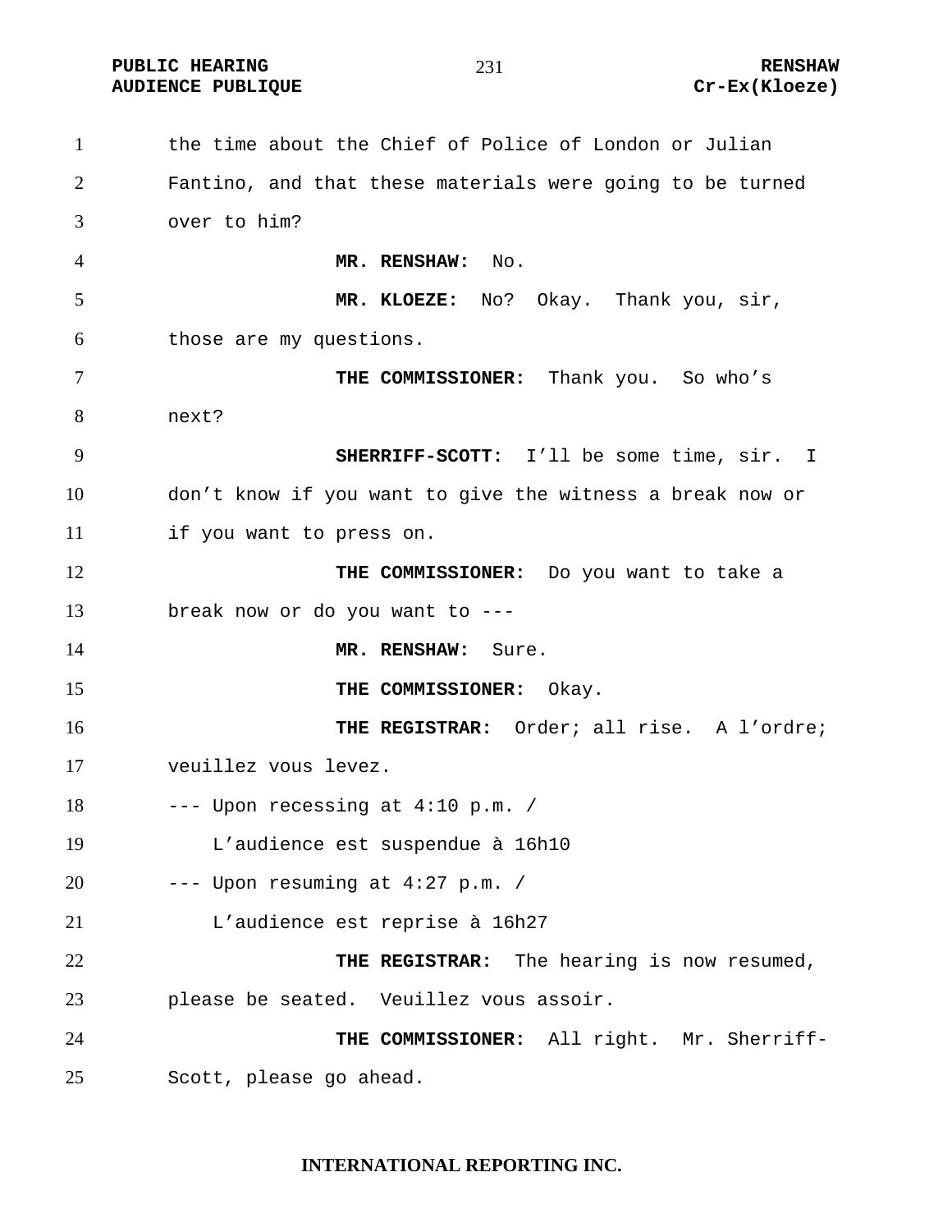the time about the Chief of Police of London or Julian Fantino, and that these materials were going to be turned over to him?

**MR. RENSHAW:** No.

**MR. KLOEZE:** No? Okay. Thank you, sir, those are my questions.

**THE COMMISSIONER:** Thank you. So who's next?

**SHERRIFF-SCOTT:** I'll be some time, sir. I don't know if you want to give the witness a break now or if you want to press on.

**THE COMMISSIONER:** Do you want to take a break now or do you want to ---

**MR. RENSHAW:** Sure.

**THE COMMISSIONER:** Okay.

**THE REGISTRAR:** Order; all rise. A l'ordre; veuillez vous levez.

--- Upon recessing at 4:10 p.m. /
L'audience est suspendue à 16h10

--- Upon resuming at 4:27 p.m. /
L'audience est reprise à 16h27

**THE REGISTRAR:** The hearing is now resumed, please be seated. Veuillez vous assoir.

**THE COMMISSIONER:** All right. Mr. Sherriff-Scott, please go ahead.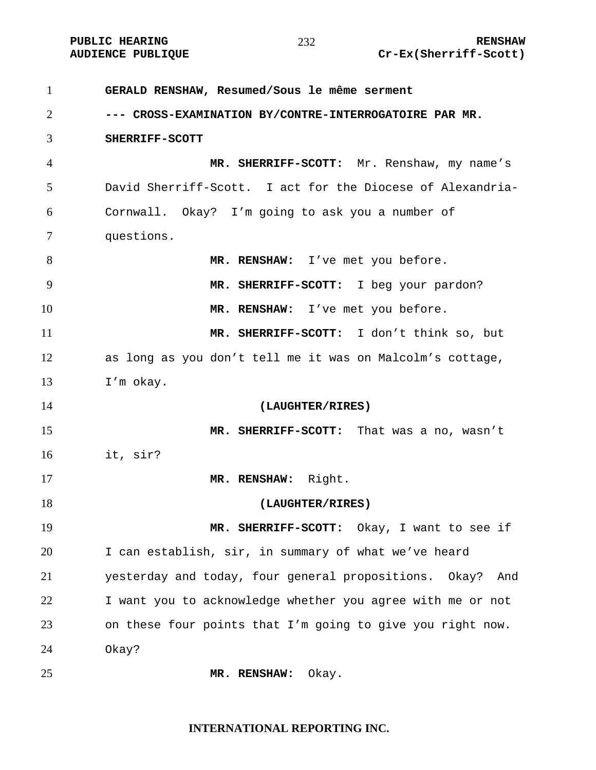**GERALD RENSHAW, Resumed/Sous le même serment**

**--- CROSS-EXAMINATION BY/CONTRE-INTERROGATOIRE PAR MR. SHERRIFF-SCOTT**

**MR. SHERRIFF-SCOTT:** Mr. Renshaw, my name's David Sherriff-Scott. I act for the Diocese of Alexandria-Cornwall. Okay? I'm going to ask you a number of questions.

**MR. RENSHAW:** I've met you before.

**MR. SHERRIFF-SCOTT:** I beg your pardon?

**MR. RENSHAW:** I've met you before.

**MR. SHERRIFF-SCOTT:** I don't think so, but as long as you don't tell me it was on Malcolm's cottage, I'm okay.

**(LAUGHTER/RIRES)**

**MR. SHERRIFF-SCOTT:** That was a no, wasn't it, sir?

**MR. RENSHAW:** Right.

**(LAUGHTER/RIRES)**

**MR. SHERRIFF-SCOTT:** Okay, I want to see if I can establish, sir, in summary of what we've heard yesterday and today, four general propositions. Okay? And I want you to acknowledge whether you agree with me or not on these four points that I'm going to give you right now. Okay?

**MR. RENSHAW:** Okay.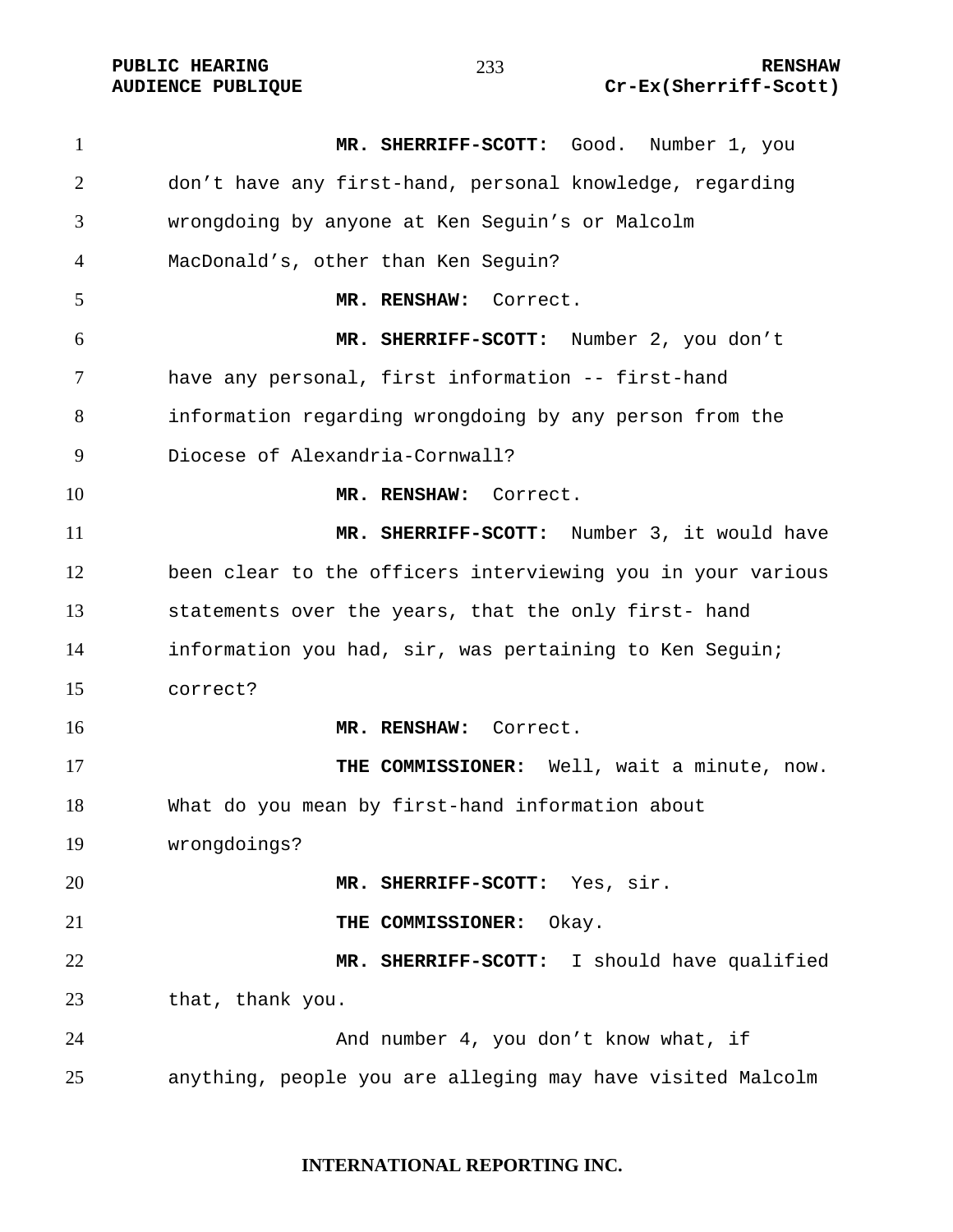**MR. SHERRIFF-SCOTT:** Good. Number 1, you don't have any first-hand, personal knowledge, regarding wrongdoing by anyone at Ken Seguin's or Malcolm MacDonald's, other than Ken Seguin?

**MR. RENSHAW:** Correct.

**MR. SHERRIFF-SCOTT:** Number 2, you don't have any personal, first information -- first-hand information regarding wrongdoing by any person from the Diocese of Alexandria-Cornwall?

**MR. RENSHAW:** Correct.

**MR. SHERRIFF-SCOTT:** Number 3, it would have been clear to the officers interviewing you in your various statements over the years, that the only first- hand information you had, sir, was pertaining to Ken Seguin; correct?

**MR. RENSHAW:** Correct.

**THE COMMISSIONER:** Well, wait a minute, now. What do you mean by first-hand information about wrongdoings?

**MR. SHERRIFF-SCOTT:** Yes, sir.

**THE COMMISSIONER:** Okay.

**MR. SHERRIFF-SCOTT:** I should have qualified that, thank you.

And number 4, you don't know what, if anything, people you are alleging may have visited Malcolm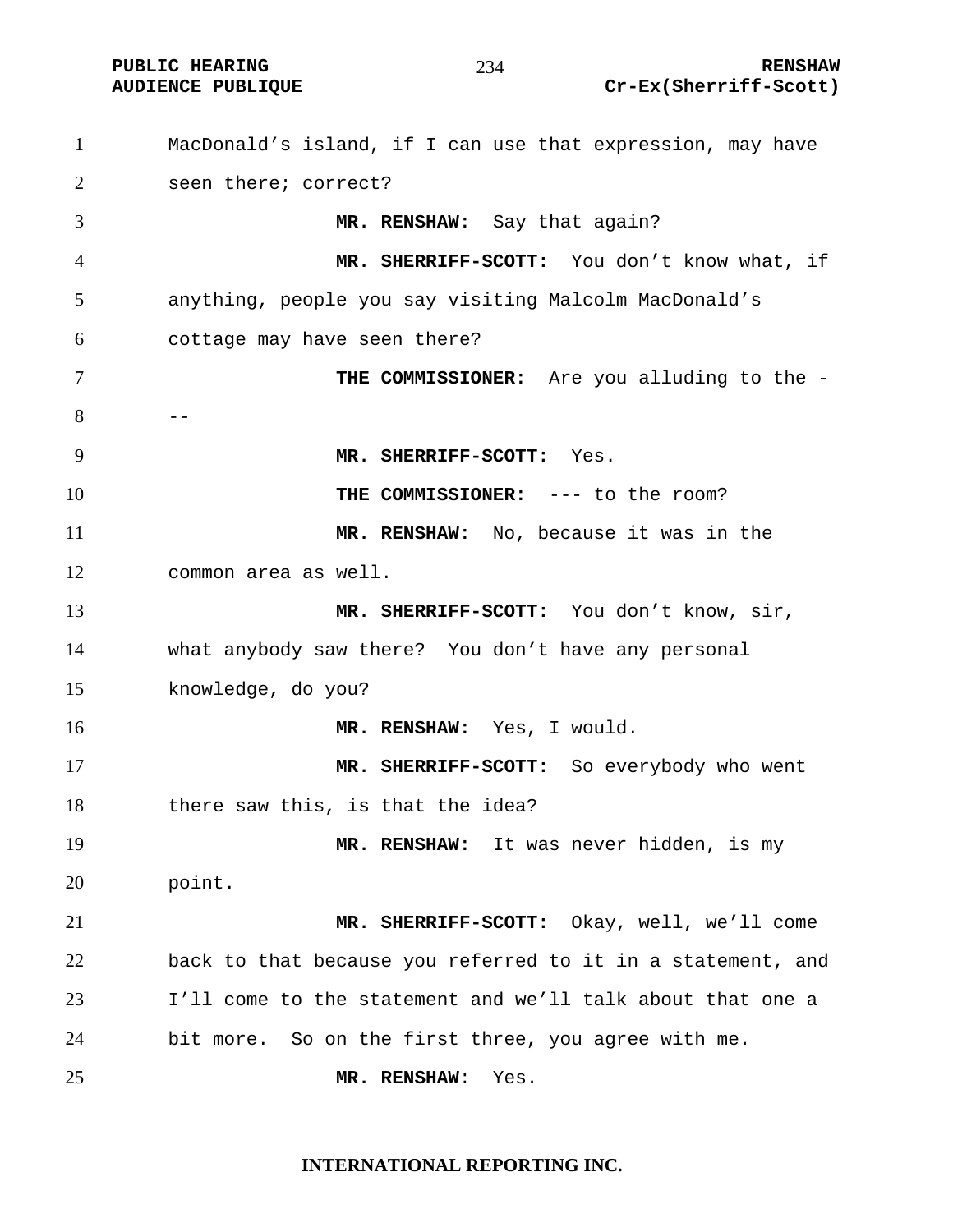MacDonald's island, if I can use that expression, may have seen there; correct?

**MR. RENSHAW:** Say that again?

**MR. SHERRIFF-SCOTT:** You don't know what, if anything, people you say visiting Malcolm MacDonald's cottage may have seen there?

**THE COMMISSIONER:** Are you alluding to the ---

**MR. SHERRIFF-SCOTT:** Yes.

**THE COMMISSIONER:** --- to the room?

**MR. RENSHAW:** No, because it was in the common area as well.

**MR. SHERRIFF-SCOTT:** You don't know, sir, what anybody saw there? You don't have any personal knowledge, do you?

**MR. RENSHAW:** Yes, I would.

**MR. SHERRIFF-SCOTT:** So everybody who went there saw this, is that the idea?

**MR. RENSHAW:** It was never hidden, is my point.

**MR. SHERRIFF-SCOTT:** Okay, well, we'll come back to that because you referred to it in a statement, and I'll come to the statement and we'll talk about that one a bit more. So on the first three, you agree with me.

**MR. RENSHAW**: Yes.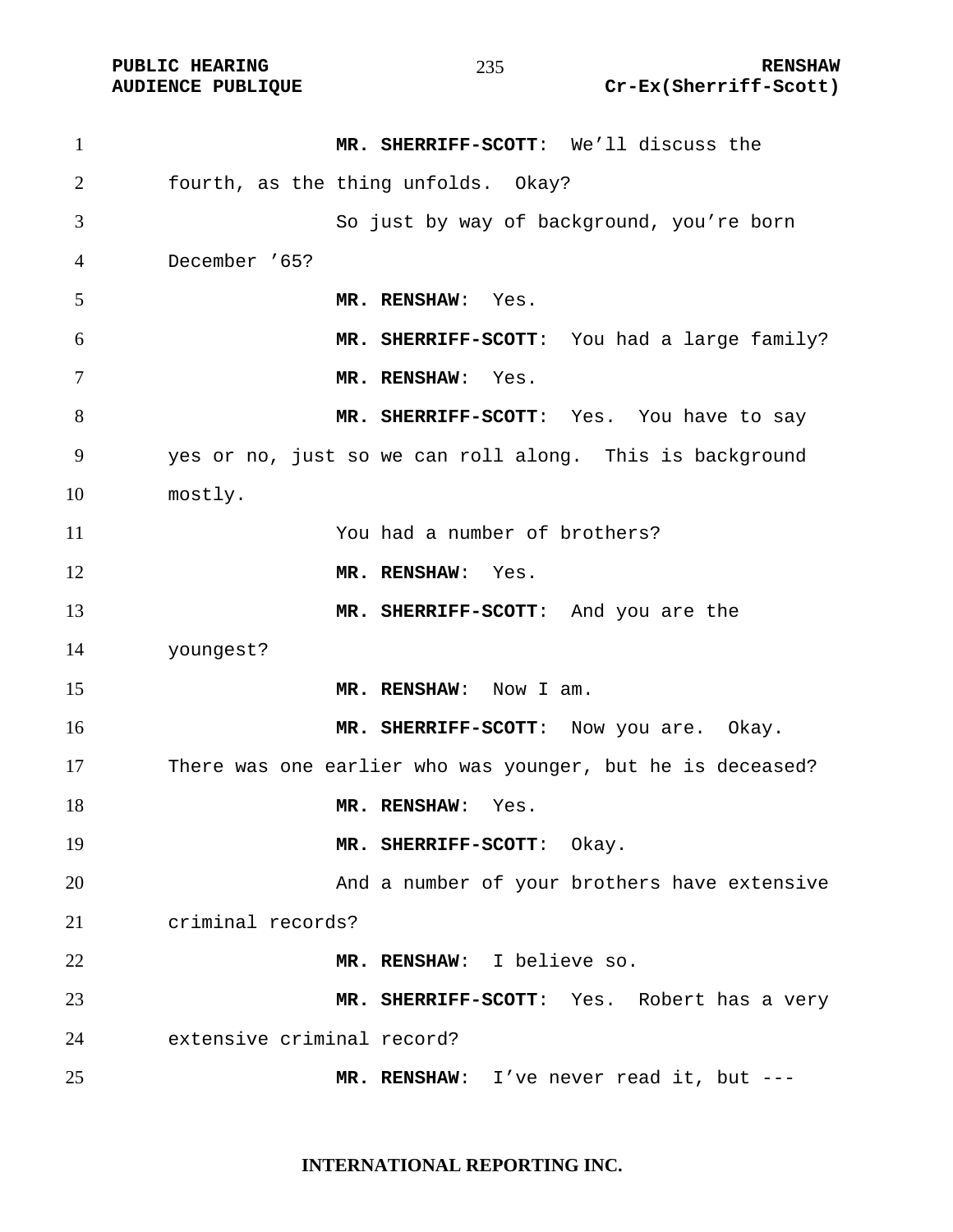**MR. SHERRIFF-SCOTT**: We'll discuss the fourth, as the thing unfolds. Okay?

So just by way of background, you're born December '65?

**MR. RENSHAW**: Yes.

**MR. SHERRIFF-SCOTT**: You had a large family?

**MR. RENSHAW**: Yes.

**MR. SHERRIFF-SCOTT**: Yes. You have to say yes or no, just so we can roll along. This is background mostly.

You had a number of brothers?

**MR. RENSHAW**: Yes.

**MR. SHERRIFF-SCOTT**: And you are the youngest?

**MR. RENSHAW**: Now I am.

**MR. SHERRIFF-SCOTT**: Now you are. Okay. There was one earlier who was younger, but he is deceased?

**MR. RENSHAW**: Yes.

**MR. SHERRIFF-SCOTT**: Okay.

And a number of your brothers have extensive criminal records?

**MR. RENSHAW**: I believe so.

**MR. SHERRIFF-SCOTT**: Yes. Robert has a very extensive criminal record?

**MR. RENSHAW**: I've never read it, but ---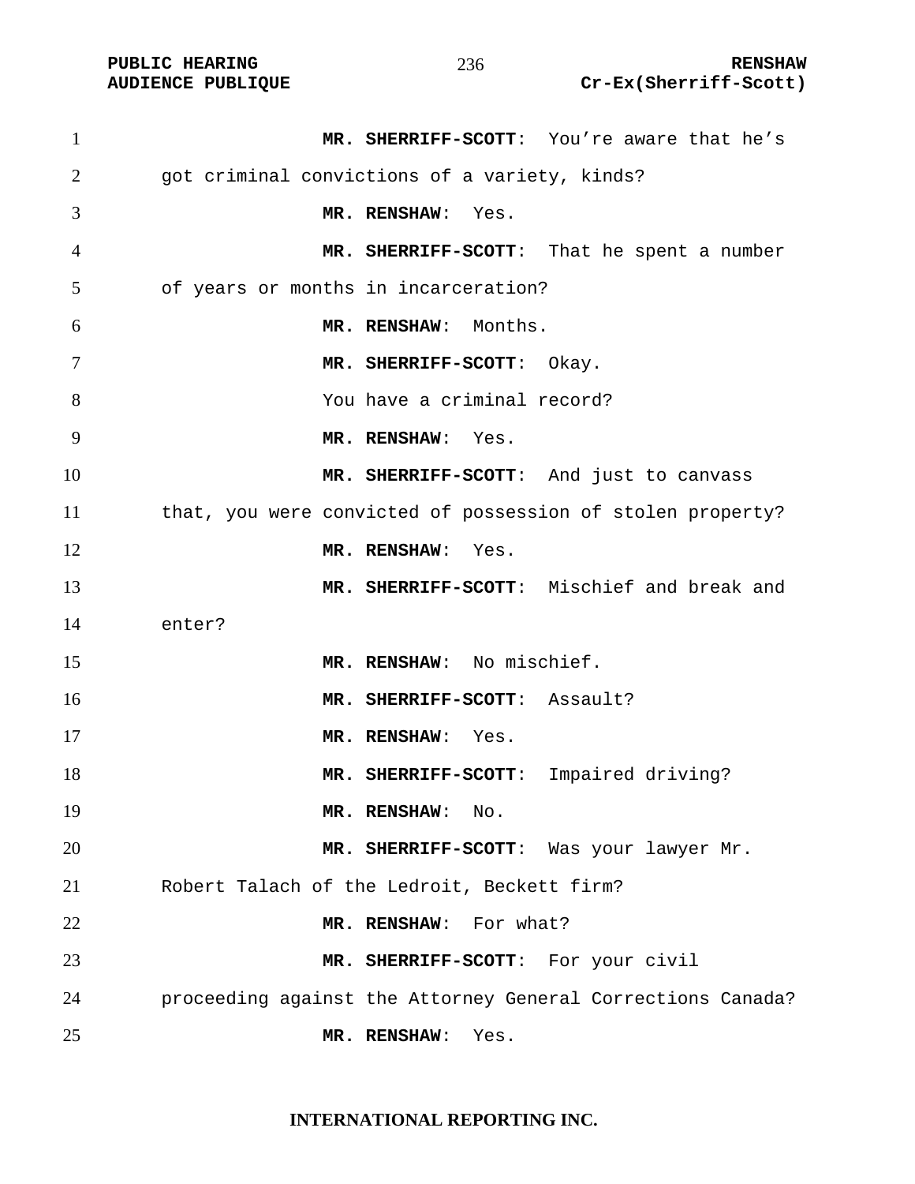**MR. SHERRIFF-SCOTT**: You're aware that he's got criminal convictions of a variety, kinds?

**MR. RENSHAW**: Yes.

**MR. SHERRIFF-SCOTT**: That he spent a number of years or months in incarceration?

**MR. RENSHAW**: Months.

**MR. SHERRIFF-SCOTT**: Okay.

You have a criminal record?

**MR. RENSHAW**: Yes.

**MR. SHERRIFF-SCOTT**: And just to canvass that, you were convicted of possession of stolen property?

**MR. RENSHAW**: Yes.

**MR. SHERRIFF-SCOTT**: Mischief and break and enter?

**MR. RENSHAW**: No mischief.

**MR. SHERRIFF-SCOTT**: Assault?

**MR. RENSHAW**: Yes.

**MR. SHERRIFF-SCOTT**: Impaired driving?

**MR. RENSHAW**: No.

**MR. SHERRIFF-SCOTT**: Was your lawyer Mr. Robert Talach of the Ledroit, Beckett firm?

**MR. RENSHAW**: For what?

**MR. SHERRIFF-SCOTT**: For your civil proceeding against the Attorney General Corrections Canada?

**MR. RENSHAW**: Yes.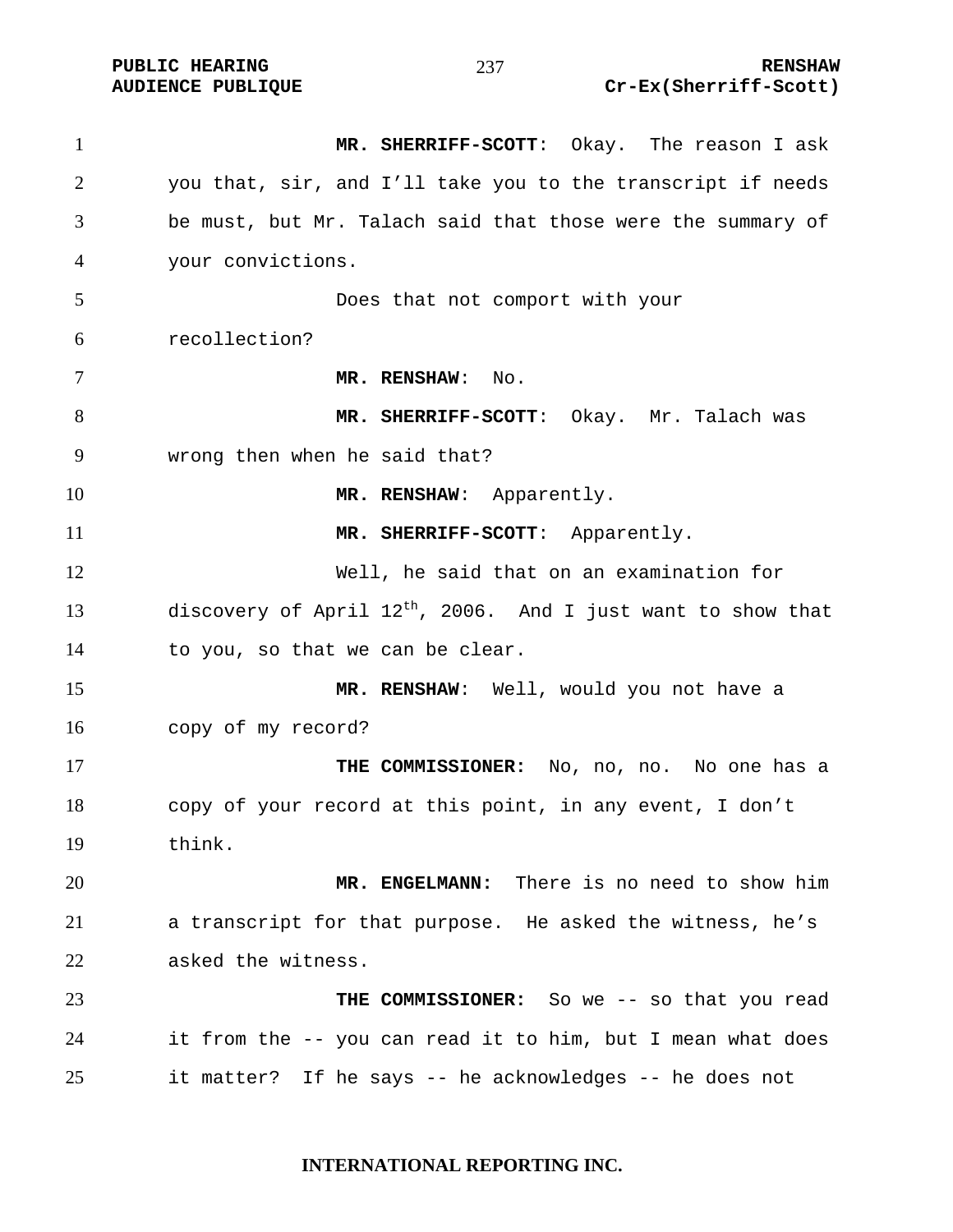**MR. SHERRIFF-SCOTT**: Okay. The reason I ask you that, sir, and I'll take you to the transcript if needs be must, but Mr. Talach said that those were the summary of your convictions.

Does that not comport with your recollection?

**MR. RENSHAW**: No.

**MR. SHERRIFF-SCOTT**: Okay. Mr. Talach was wrong then when he said that?

**MR. RENSHAW**: Apparently.

**MR. SHERRIFF-SCOTT**: Apparently.

Well, he said that on an examination for discovery of April 12th, 2006. And I just want to show that to you, so that we can be clear.

**MR. RENSHAW**: Well, would you not have a copy of my record?

**THE COMMISSIONER:** No, no, no. No one has a copy of your record at this point, in any event, I don't think.

**MR. ENGELMANN:** There is no need to show him a transcript for that purpose. He asked the witness, he's asked the witness.

**THE COMMISSIONER:** So we -- so that you read it from the -- you can read it to him, but I mean what does it matter? If he says -- he acknowledges -- he does not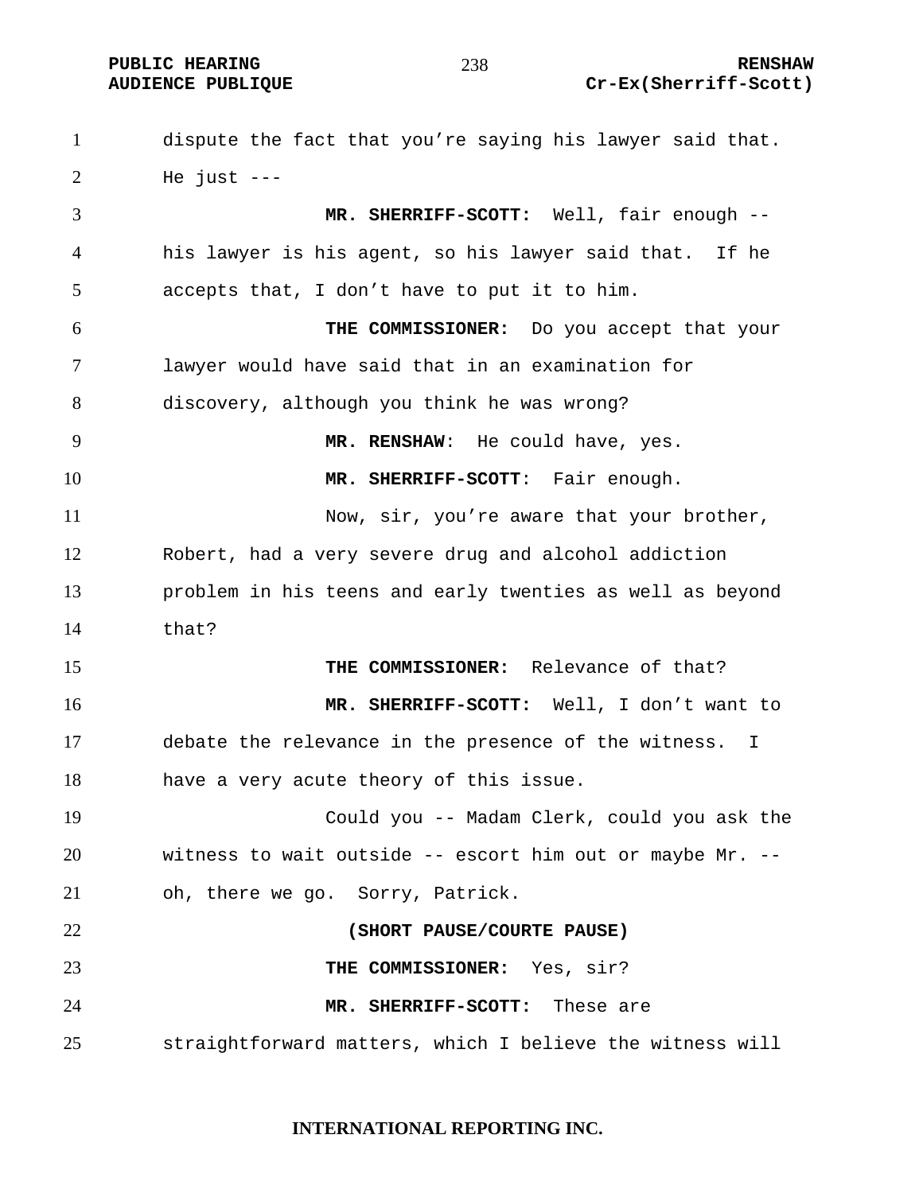dispute the fact that you're saying his lawyer said that. He just ---

**MR. SHERRIFF-SCOTT:** Well, fair enough -- his lawyer is his agent, so his lawyer said that. If he accepts that, I don't have to put it to him.

**THE COMMISSIONER:** Do you accept that your lawyer would have said that in an examination for discovery, although you think he was wrong?

**MR. RENSHAW**: He could have, yes.

**MR. SHERRIFF-SCOTT**: Fair enough.

Now, sir, you're aware that your brother, Robert, had a very severe drug and alcohol addiction problem in his teens and early twenties as well as beyond that?

**THE COMMISSIONER:** Relevance of that?

**MR. SHERRIFF-SCOTT:** Well, I don't want to debate the relevance in the presence of the witness. I have a very acute theory of this issue.

Could you -- Madam Clerk, could you ask the witness to wait outside -- escort him out or maybe Mr. -- oh, there we go. Sorry, Patrick.

**(SHORT PAUSE/COURTE PAUSE)**

**THE COMMISSIONER:** Yes, sir?

**MR. SHERRIFF-SCOTT:** These are straightforward matters, which I believe the witness will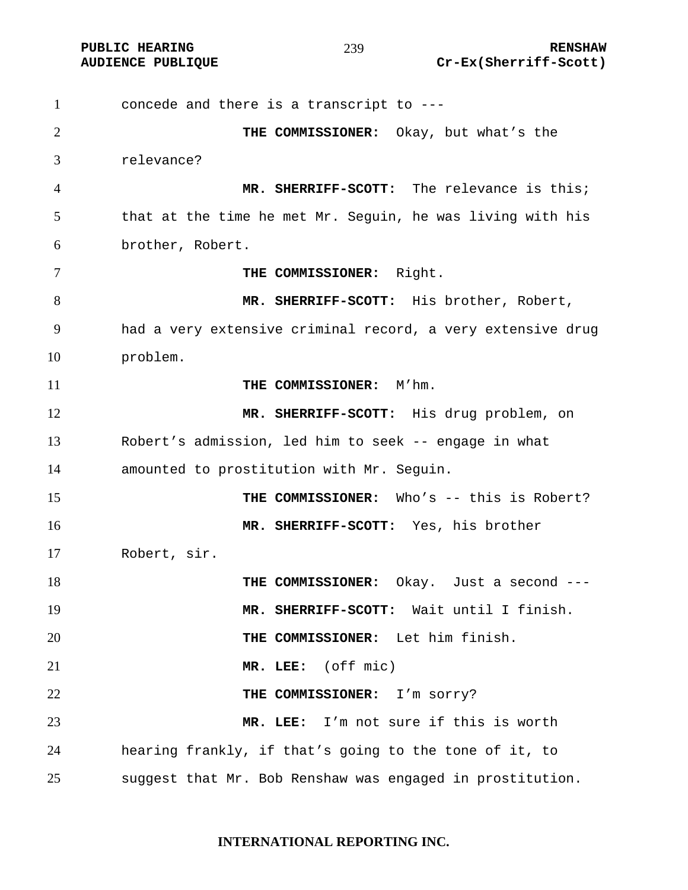concede and there is a transcript to ---

**THE COMMISSIONER:** Okay, but what's the relevance?

**MR. SHERRIFF-SCOTT:** The relevance is this; that at the time he met Mr. Seguin, he was living with his brother, Robert.

**THE COMMISSIONER:** Right.

**MR. SHERRIFF-SCOTT:** His brother, Robert, had a very extensive criminal record, a very extensive drug problem.

**THE COMMISSIONER:** M'hm.

**MR. SHERRIFF-SCOTT:** His drug problem, on Robert's admission, led him to seek -- engage in what amounted to prostitution with Mr. Seguin.

**THE COMMISSIONER:** Who's -- this is Robert?

**MR. SHERRIFF-SCOTT:** Yes, his brother Robert, sir.

**THE COMMISSIONER:** Okay. Just a second ---

**MR. SHERRIFF-SCOTT:** Wait until I finish.

**THE COMMISSIONER:** Let him finish.

**MR. LEE:** (off mic)

**THE COMMISSIONER:** I'm sorry?

**MR. LEE:** I'm not sure if this is worth hearing frankly, if that's going to the tone of it, to suggest that Mr. Bob Renshaw was engaged in prostitution.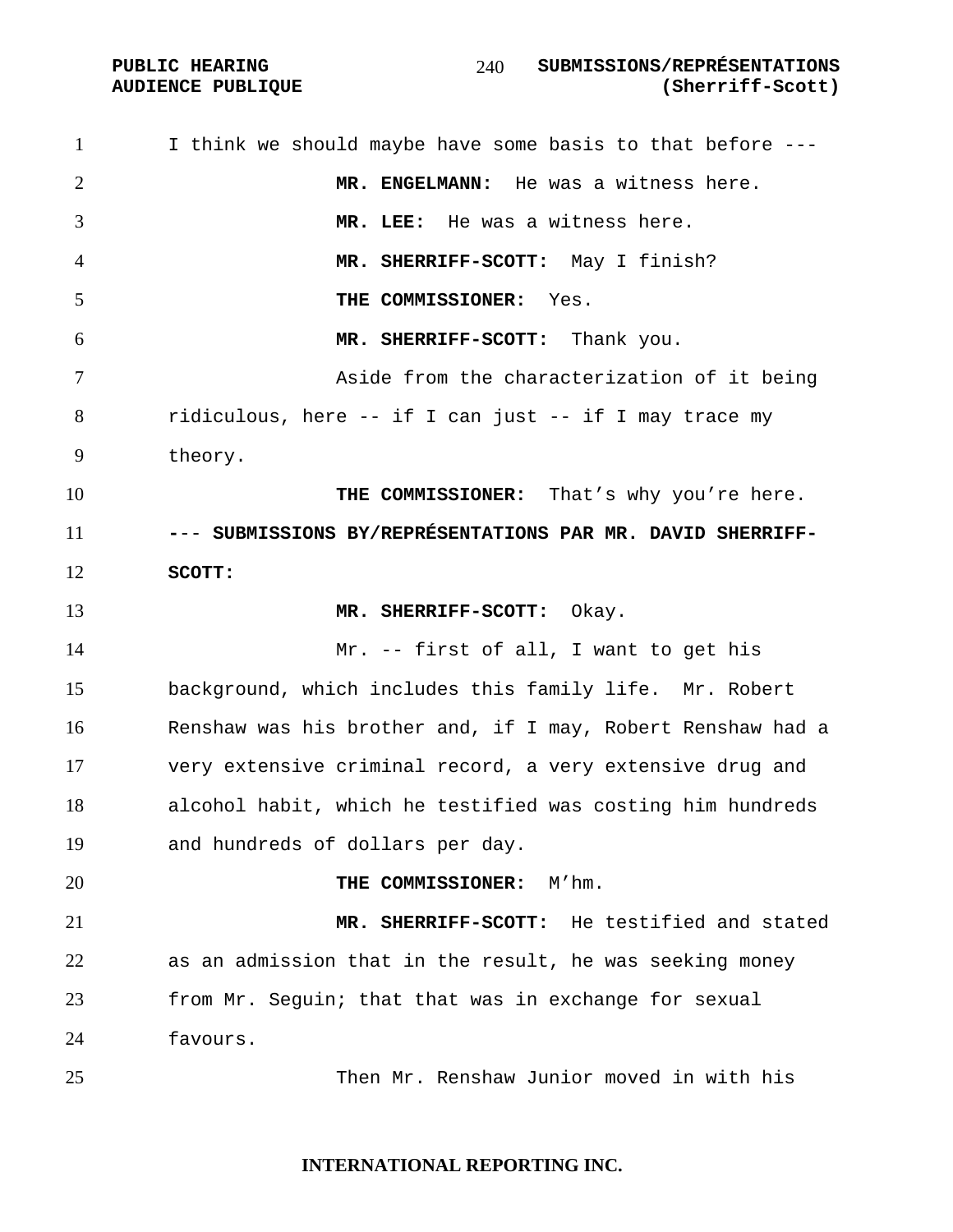I think we should maybe have some basis to that before ---

**MR. ENGELMANN:** He was a witness here.

**MR. LEE:** He was a witness here.

**MR. SHERRIFF-SCOTT:** May I finish?

**THE COMMISSIONER:** Yes.

**MR. SHERRIFF-SCOTT:** Thank you.

Aside from the characterization of it being ridiculous, here -- if I can just -- if I may trace my theory.

**THE COMMISSIONER:** That's why you're here.

**--- SUBMISSIONS BY/REPRÉSENTATIONS PAR MR. DAVID SHERRIFF-SCOTT:**

**MR. SHERRIFF-SCOTT:** Okay.

Mr. -- first of all, I want to get his background, which includes this family life. Mr. Robert Renshaw was his brother and, if I may, Robert Renshaw had a very extensive criminal record, a very extensive drug and alcohol habit, which he testified was costing him hundreds and hundreds of dollars per day.

**THE COMMISSIONER:** M'hm.

**MR. SHERRIFF-SCOTT:** He testified and stated as an admission that in the result, he was seeking money from Mr. Seguin; that that was in exchange for sexual favours.

Then Mr. Renshaw Junior moved in with his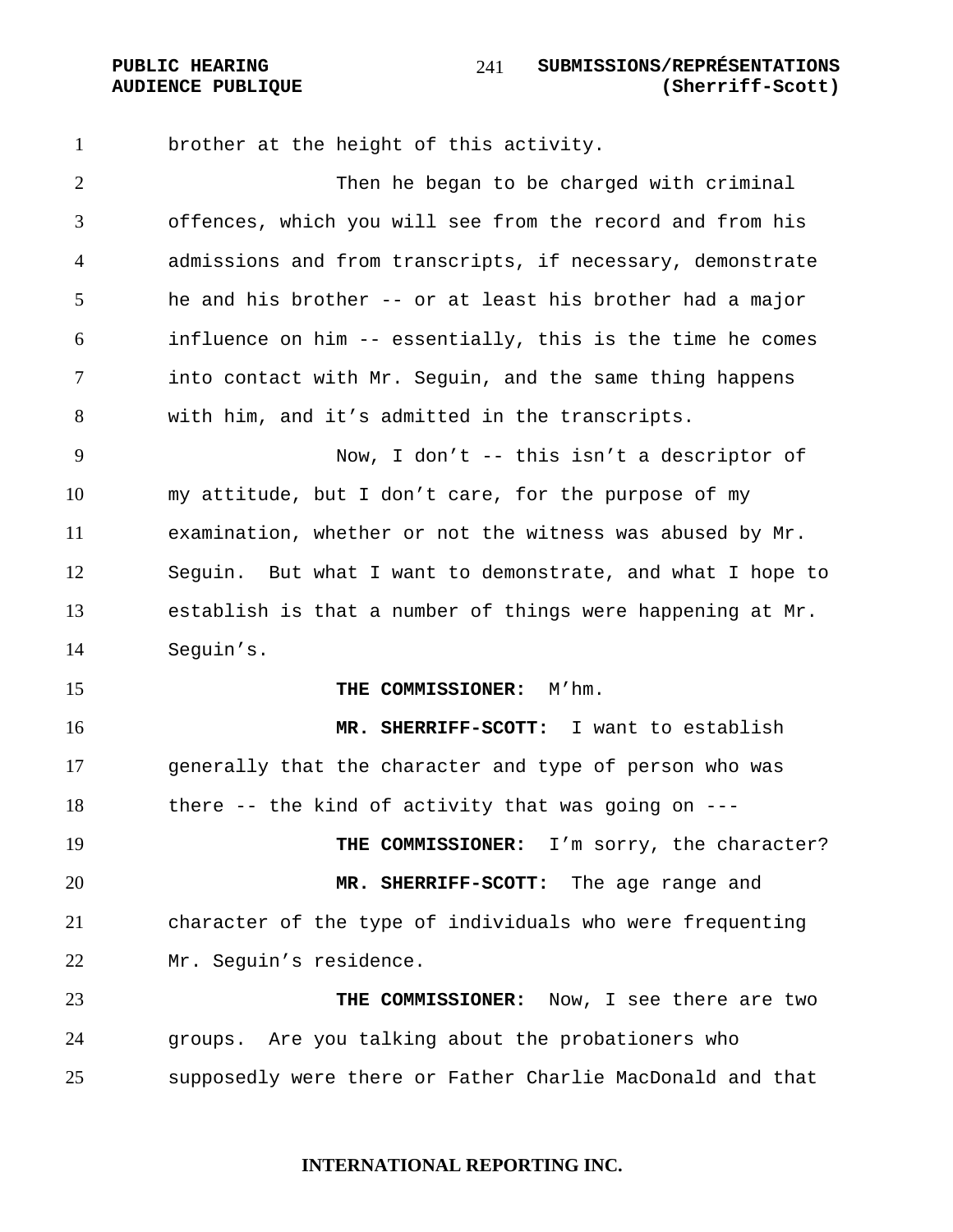brother at the height of this activity.

Then he began to be charged with criminal offences, which you will see from the record and from his admissions and from transcripts, if necessary, demonstrate he and his brother -- or at least his brother had a major influence on him -- essentially, this is the time he comes into contact with Mr. Seguin, and the same thing happens with him, and it's admitted in the transcripts.

Now, I don't -- this isn't a descriptor of my attitude, but I don't care, for the purpose of my examination, whether or not the witness was abused by Mr. Seguin. But what I want to demonstrate, and what I hope to establish is that a number of things were happening at Mr. Seguin's.

**THE COMMISSIONER:** M'hm.

**MR. SHERRIFF-SCOTT:** I want to establish generally that the character and type of person who was there -- the kind of activity that was going on ---

**THE COMMISSIONER:** I'm sorry, the character?

**MR. SHERRIFF-SCOTT:** The age range and character of the type of individuals who were frequenting Mr. Seguin's residence.

**THE COMMISSIONER:** Now, I see there are two groups. Are you talking about the probationers who supposedly were there or Father Charlie MacDonald and that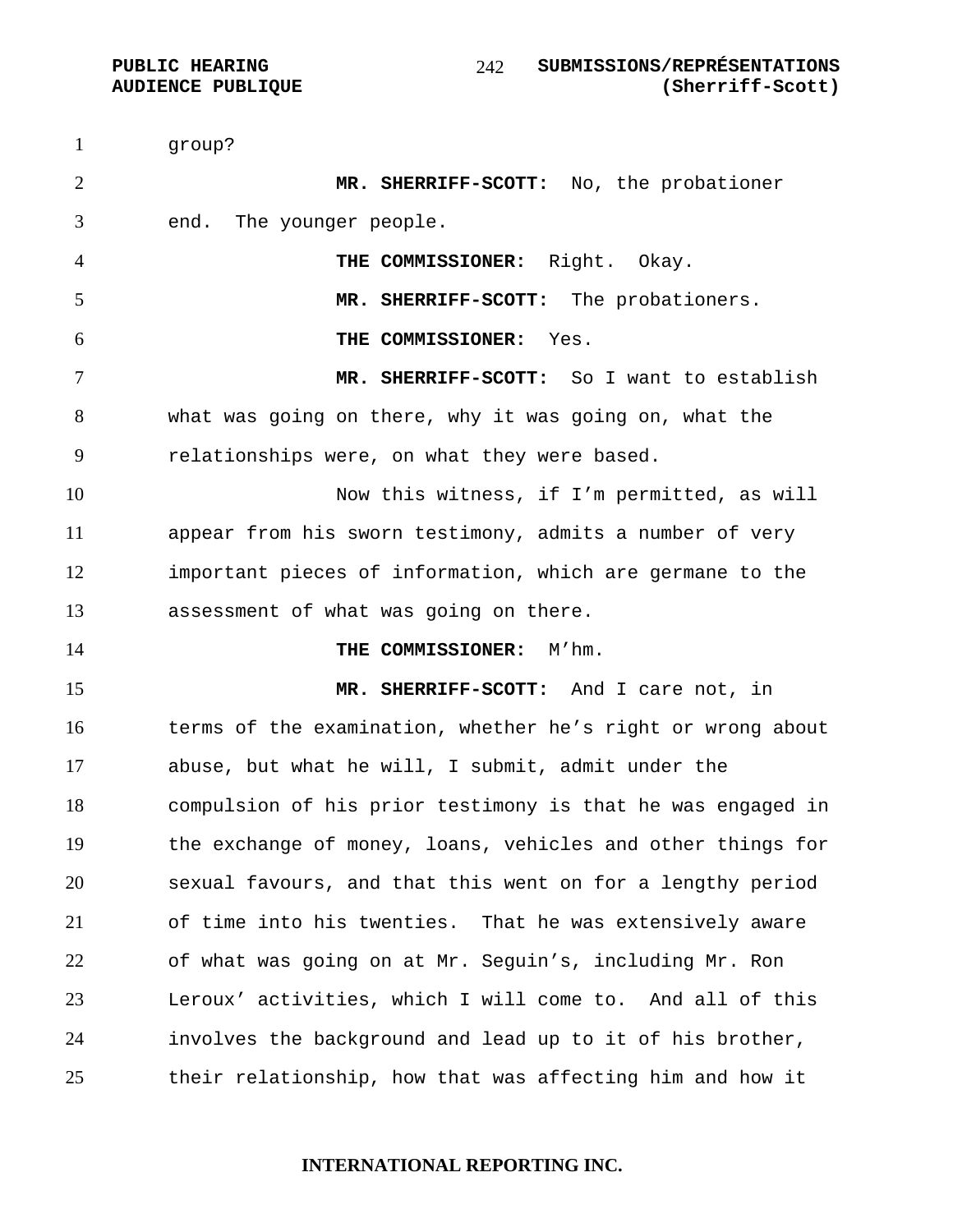group?

**MR. SHERRIFF-SCOTT:** No, the probationer end. The younger people.

**THE COMMISSIONER:** Right. Okay.

**MR. SHERRIFF-SCOTT:** The probationers.

**THE COMMISSIONER:** Yes.

**MR. SHERRIFF-SCOTT:** So I want to establish what was going on there, why it was going on, what the relationships were, on what they were based.

Now this witness, if I'm permitted, as will appear from his sworn testimony, admits a number of very important pieces of information, which are germane to the assessment of what was going on there.

**THE COMMISSIONER:** M'hm.

**MR. SHERRIFF-SCOTT:** And I care not, in terms of the examination, whether he's right or wrong about abuse, but what he will, I submit, admit under the compulsion of his prior testimony is that he was engaged in the exchange of money, loans, vehicles and other things for sexual favours, and that this went on for a lengthy period of time into his twenties. That he was extensively aware of what was going on at Mr. Seguin's, including Mr. Ron Leroux' activities, which I will come to. And all of this involves the background and lead up to it of his brother, their relationship, how that was affecting him and how it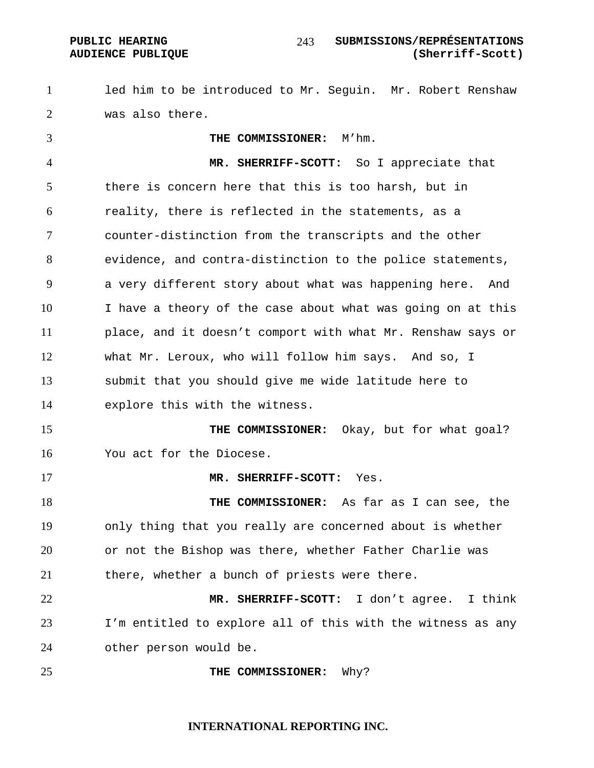led him to be introduced to Mr. Seguin. Mr. Robert Renshaw was also there.

**THE COMMISSIONER:** M'hm.

**MR. SHERRIFF-SCOTT:** So I appreciate that there is concern here that this is too harsh, but in reality, there is reflected in the statements, as a counter-distinction from the transcripts and the other evidence, and contra-distinction to the police statements, a very different story about what was happening here. And I have a theory of the case about what was going on at this place, and it doesn't comport with what Mr. Renshaw says or what Mr. Leroux, who will follow him says. And so, I submit that you should give me wide latitude here to explore this with the witness.

**THE COMMISSIONER:** Okay, but for what goal? You act for the Diocese.

**MR. SHERRIFF-SCOTT:** Yes.

**THE COMMISSIONER:** As far as I can see, the only thing that you really are concerned about is whether or not the Bishop was there, whether Father Charlie was there, whether a bunch of priests were there.

**MR. SHERRIFF-SCOTT:** I don't agree. I think I'm entitled to explore all of this with the witness as any other person would be.

**THE COMMISSIONER:** Why?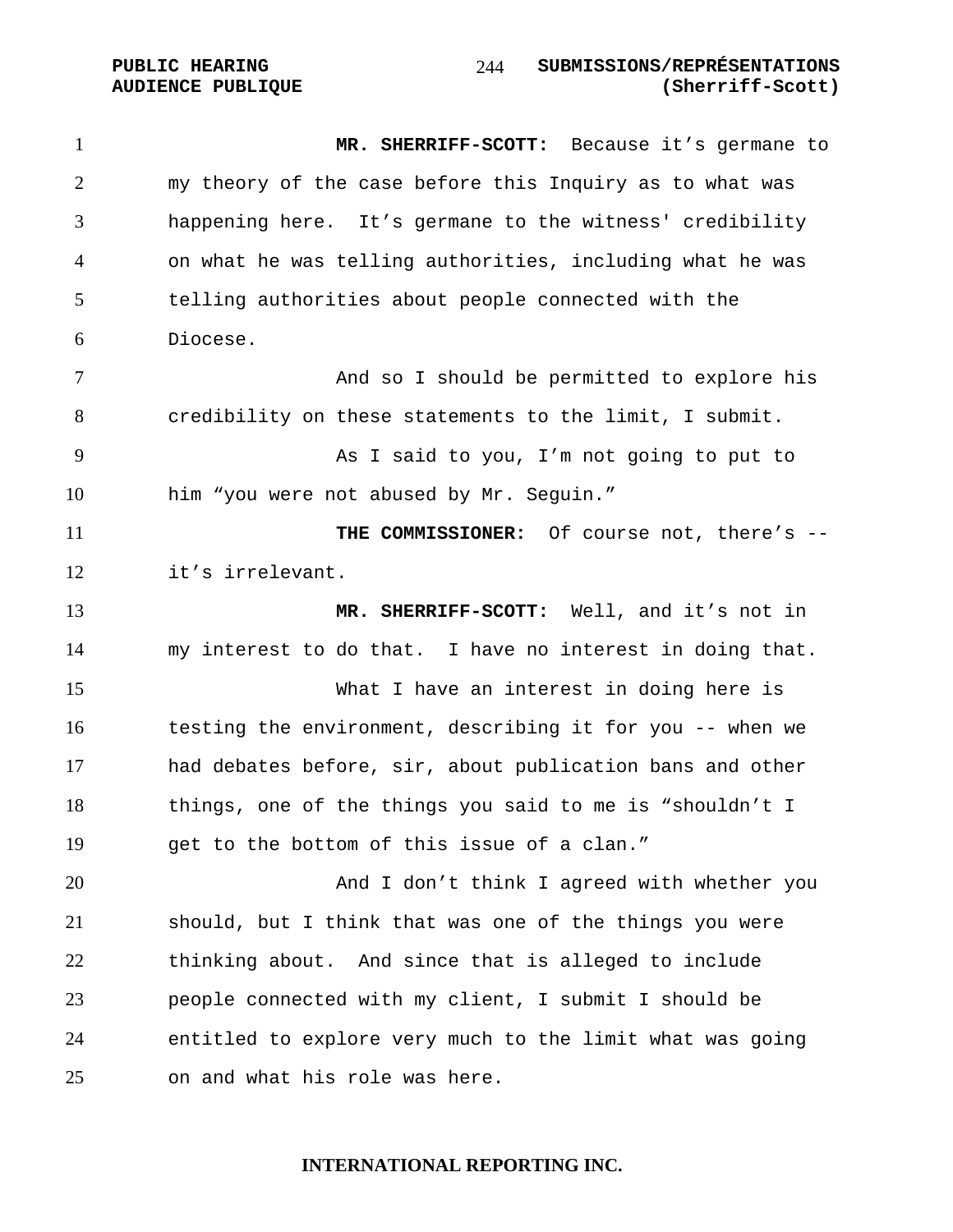**MR. SHERRIFF-SCOTT:** Because it’s germane to my theory of the case before this Inquiry as to what was happening here. It’s germane to the witness' credibility on what he was telling authorities, including what he was telling authorities about people connected with the Diocese.

And so I should be permitted to explore his credibility on these statements to the limit, I submit.

As I said to you, I’m not going to put to him “you were not abused by Mr. Seguin.”

**THE COMMISSIONER:** Of course not, there’s -- it’s irrelevant.

**MR. SHERRIFF-SCOTT:** Well, and it’s not in my interest to do that. I have no interest in doing that.

What I have an interest in doing here is testing the environment, describing it for you -- when we had debates before, sir, about publication bans and other things, one of the things you said to me is “shouldn’t I get to the bottom of this issue of a clan.”

And I don’t think I agreed with whether you should, but I think that was one of the things you were thinking about. And since that is alleged to include people connected with my client, I submit I should be entitled to explore very much to the limit what was going on and what his role was here.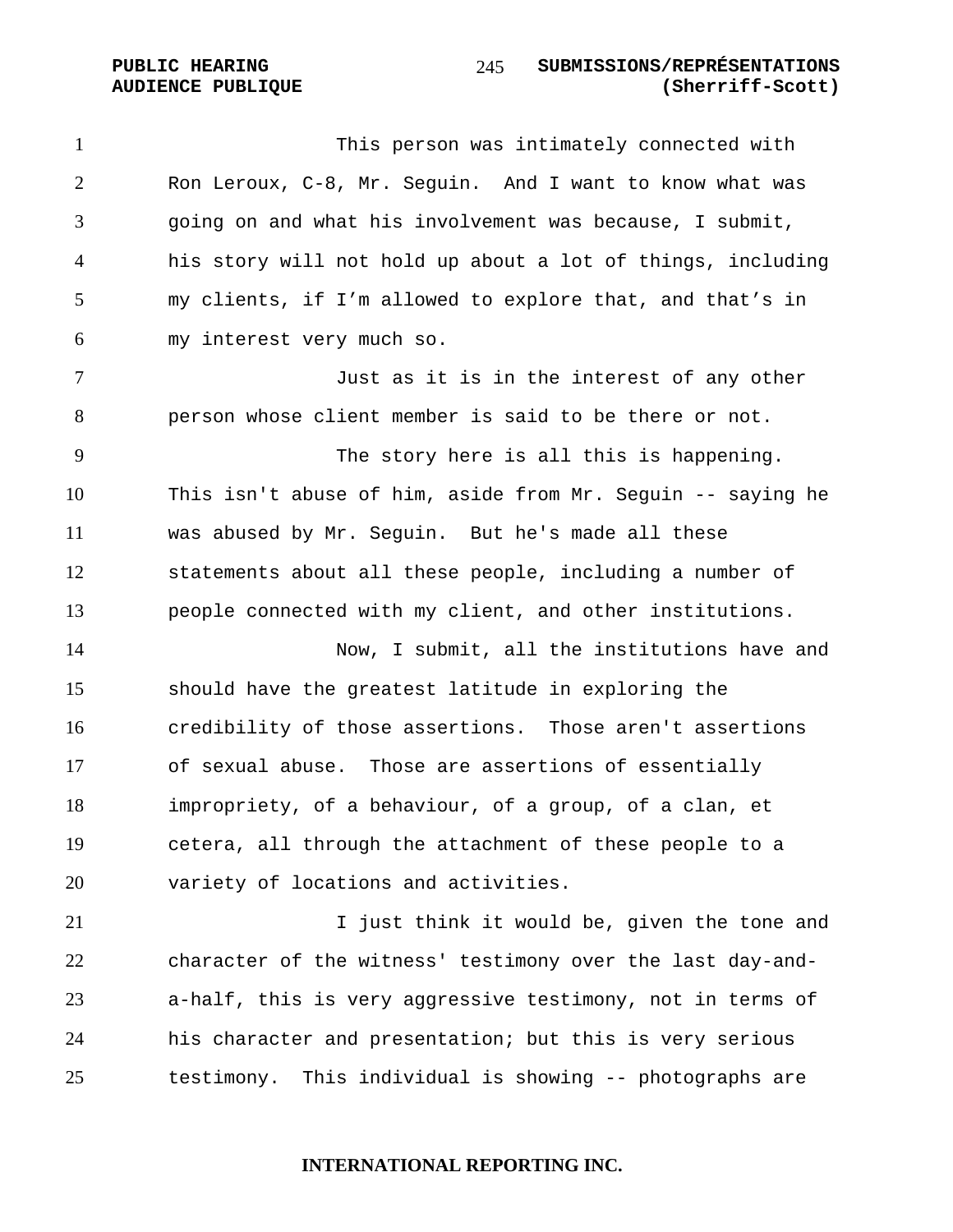This person was intimately connected with Ron Leroux, C-8, Mr. Seguin. And I want to know what was going on and what his involvement was because, I submit, his story will not hold up about a lot of things, including my clients, if I'm allowed to explore that, and that's in my interest very much so.

Just as it is in the interest of any other person whose client member is said to be there or not.

The story here is all this is happening. This isn't abuse of him, aside from Mr. Seguin -- saying he was abused by Mr. Seguin. But he's made all these statements about all these people, including a number of people connected with my client, and other institutions.

Now, I submit, all the institutions have and should have the greatest latitude in exploring the credibility of those assertions. Those aren't assertions of sexual abuse. Those are assertions of essentially impropriety, of a behaviour, of a group, of a clan, et cetera, all through the attachment of these people to a variety of locations and activities.

I just think it would be, given the tone and character of the witness' testimony over the last day-and-a-half, this is very aggressive testimony, not in terms of his character and presentation; but this is very serious testimony. This individual is showing -- photographs are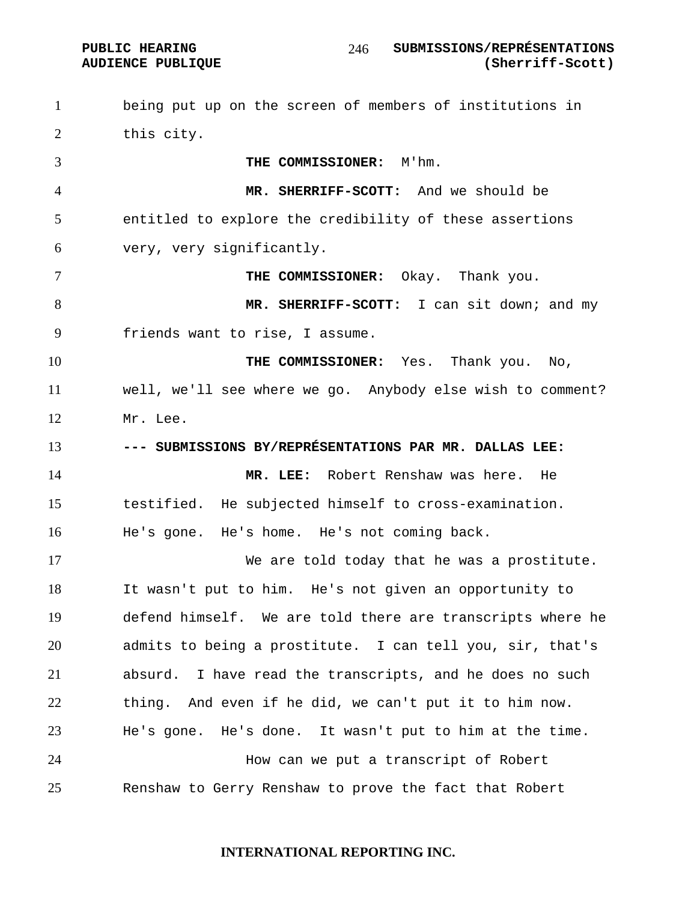being put up on the screen of members of institutions in this city.

**THE COMMISSIONER:** M'hm.

**MR. SHERRIFF-SCOTT:** And we should be entitled to explore the credibility of these assertions very, very significantly.

**THE COMMISSIONER:** Okay. Thank you.

**MR. SHERRIFF-SCOTT:** I can sit down; and my friends want to rise, I assume.

**THE COMMISSIONER:** Yes. Thank you. No, well, we'll see where we go. Anybody else wish to comment? Mr. Lee.

**--- SUBMISSIONS BY/REPRÉSENTATIONS PAR MR. DALLAS LEE:**

**MR. LEE:** Robert Renshaw was here. He testified. He subjected himself to cross-examination. He's gone. He's home. He's not coming back.

We are told today that he was a prostitute. It wasn't put to him. He's not given an opportunity to defend himself. We are told there are transcripts where he admits to being a prostitute. I can tell you, sir, that's absurd. I have read the transcripts, and he does no such thing. And even if he did, we can't put it to him now. He's gone. He's done. It wasn't put to him at the time.

How can we put a transcript of Robert Renshaw to Gerry Renshaw to prove the fact that Robert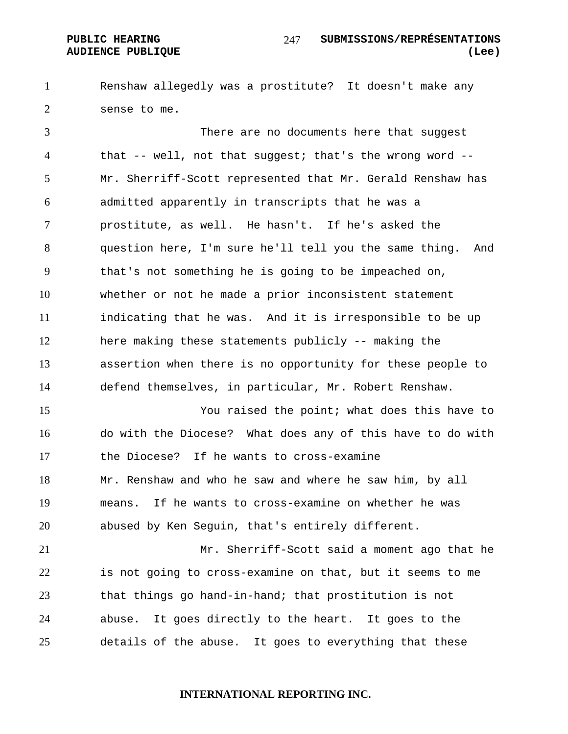Renshaw allegedly was a prostitute? It doesn't make any sense to me.

There are no documents here that suggest that -- well, not that suggest; that's the wrong word -- Mr. Sherriff-Scott represented that Mr. Gerald Renshaw has admitted apparently in transcripts that he was a prostitute, as well. He hasn't. If he's asked the question here, I'm sure he'll tell you the same thing. And that's not something he is going to be impeached on, whether or not he made a prior inconsistent statement indicating that he was. And it is irresponsible to be up here making these statements publicly -- making the assertion when there is no opportunity for these people to defend themselves, in particular, Mr. Robert Renshaw.

You raised the point; what does this have to do with the Diocese? What does any of this have to do with the Diocese? If he wants to cross-examine Mr. Renshaw and who he saw and where he saw him, by all means. If he wants to cross-examine on whether he was abused by Ken Seguin, that's entirely different.

Mr. Sherriff-Scott said a moment ago that he is not going to cross-examine on that, but it seems to me that things go hand-in-hand; that prostitution is not abuse. It goes directly to the heart. It goes to the details of the abuse. It goes to everything that these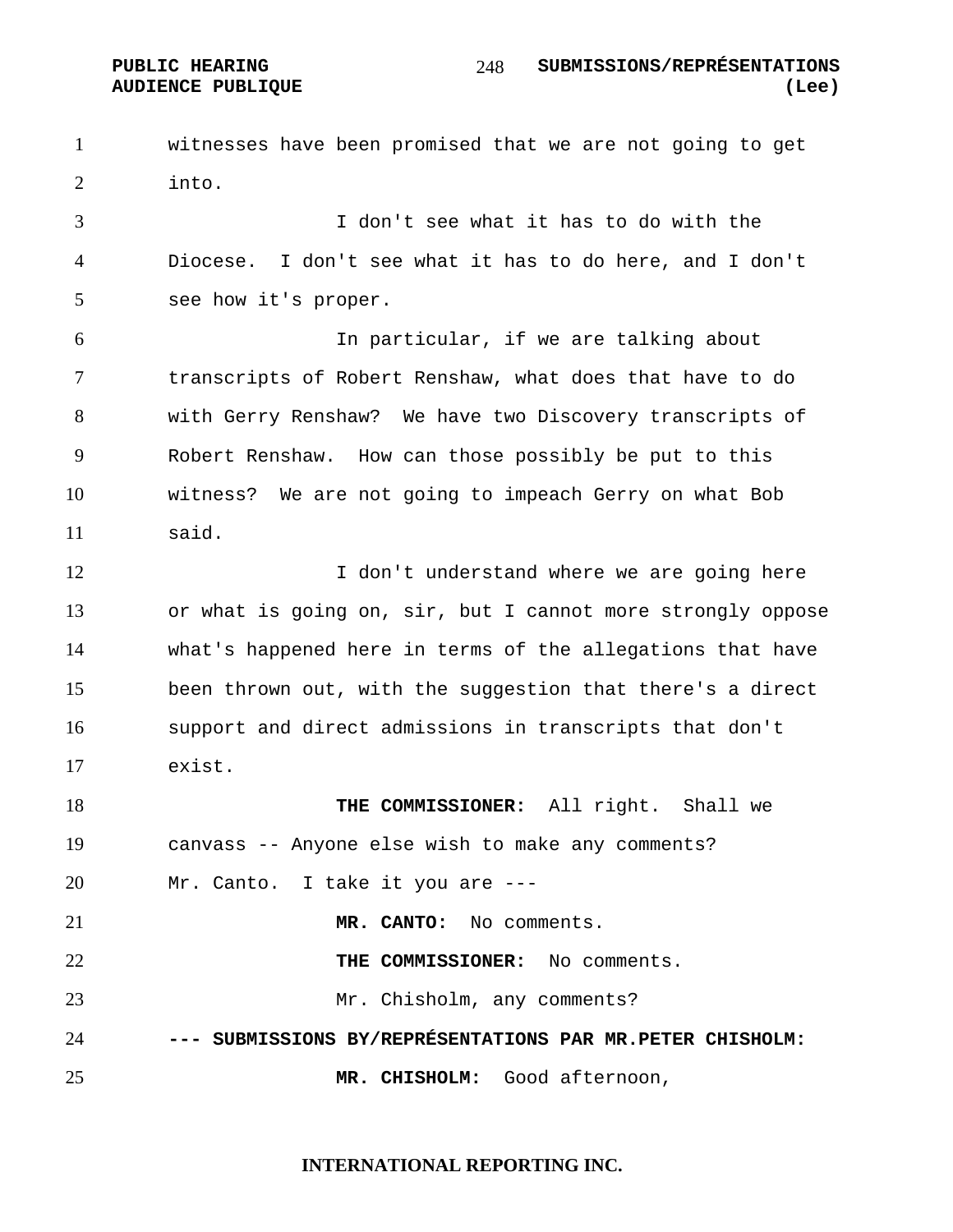witnesses have been promised that we are not going to get into.

I don't see what it has to do with the Diocese. I don't see what it has to do here, and I don't see how it's proper.

In particular, if we are talking about transcripts of Robert Renshaw, what does that have to do with Gerry Renshaw? We have two Discovery transcripts of Robert Renshaw. How can those possibly be put to this witness? We are not going to impeach Gerry on what Bob said.

I don't understand where we are going here or what is going on, sir, but I cannot more strongly oppose what's happened here in terms of the allegations that have been thrown out, with the suggestion that there's a direct support and direct admissions in transcripts that don't exist.

**THE COMMISSIONER:** All right. Shall we canvass -- Anyone else wish to make any comments? Mr. Canto. I take it you are ---

**MR. CANTO:** No comments.

**THE COMMISSIONER:** No comments.

Mr. Chisholm, any comments?

**--- SUBMISSIONS BY/REPRÉSENTATIONS PAR MR.PETER CHISHOLM:**

**MR. CHISHOLM:** Good afternoon,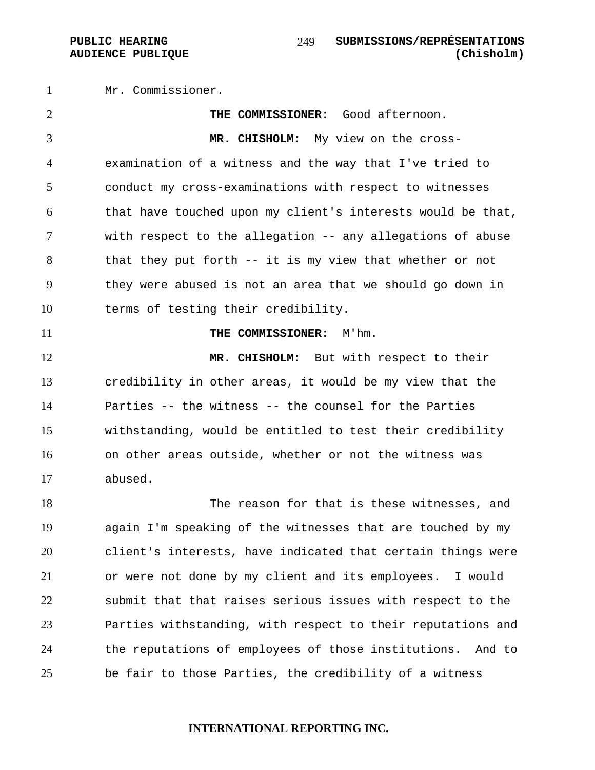Mr. Commissioner.

**THE COMMISSIONER:** Good afternoon.

**MR. CHISHOLM:** My view on the cross-examination of a witness and the way that I've tried to conduct my cross-examinations with respect to witnesses that have touched upon my client's interests would be that, with respect to the allegation -- any allegations of abuse that they put forth -- it is my view that whether or not they were abused is not an area that we should go down in terms of testing their credibility.

**THE COMMISSIONER:** M'hm.

**MR. CHISHOLM:** But with respect to their credibility in other areas, it would be my view that the Parties -- the witness -- the counsel for the Parties withstanding, would be entitled to test their credibility on other areas outside, whether or not the witness was abused.

The reason for that is these witnesses, and again I'm speaking of the witnesses that are touched by my client's interests, have indicated that certain things were or were not done by my client and its employees. I would submit that that raises serious issues with respect to the Parties withstanding, with respect to their reputations and the reputations of employees of those institutions. And to be fair to those Parties, the credibility of a witness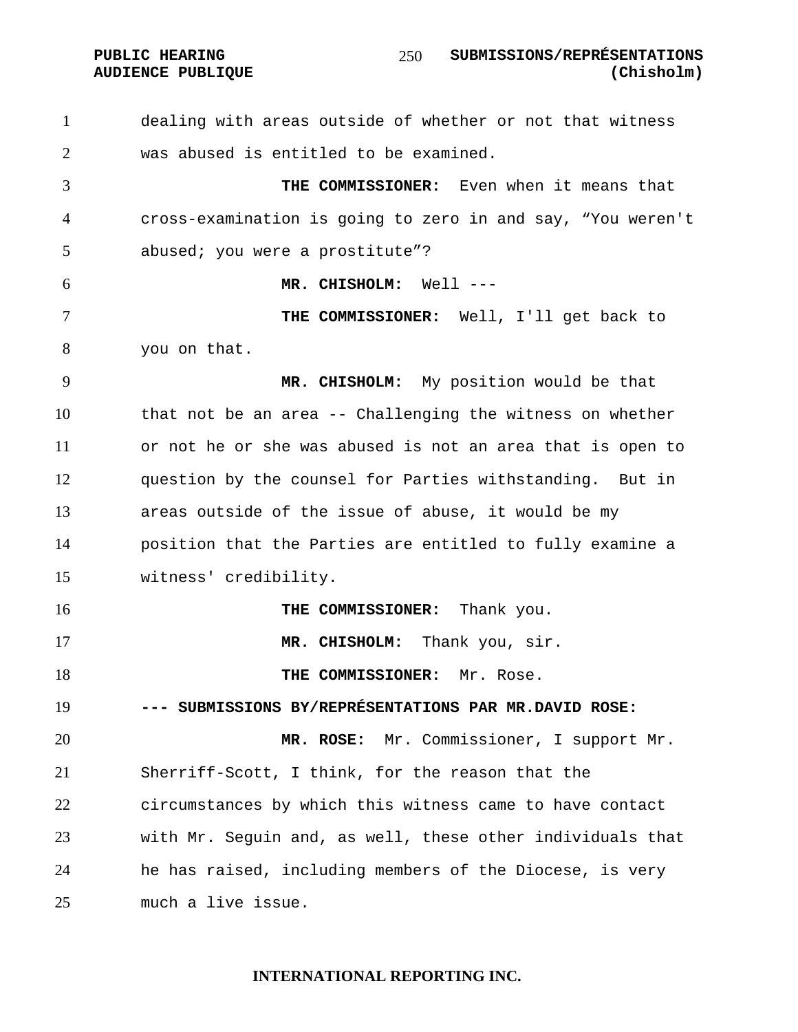dealing with areas outside of whether or not that witness was abused is entitled to be examined.

**THE COMMISSIONER:** Even when it means that cross-examination is going to zero in and say, “You weren't abused; you were a prostitute”?

**MR. CHISHOLM:** Well ---

**THE COMMISSIONER:** Well, I'll get back to you on that.

**MR. CHISHOLM:** My position would be that that not be an area -- Challenging the witness on whether or not he or she was abused is not an area that is open to question by the counsel for Parties withstanding. But in areas outside of the issue of abuse, it would be my position that the Parties are entitled to fully examine a witness' credibility.

**THE COMMISSIONER:** Thank you.

**MR. CHISHOLM:** Thank you, sir.

**THE COMMISSIONER:** Mr. Rose.

**--- SUBMISSIONS BY/REPRÉSENTATIONS PAR MR.DAVID ROSE:**

**MR. ROSE:** Mr. Commissioner, I support Mr. Sherriff-Scott, I think, for the reason that the circumstances by which this witness came to have contact with Mr. Seguin and, as well, these other individuals that he has raised, including members of the Diocese, is very much a live issue.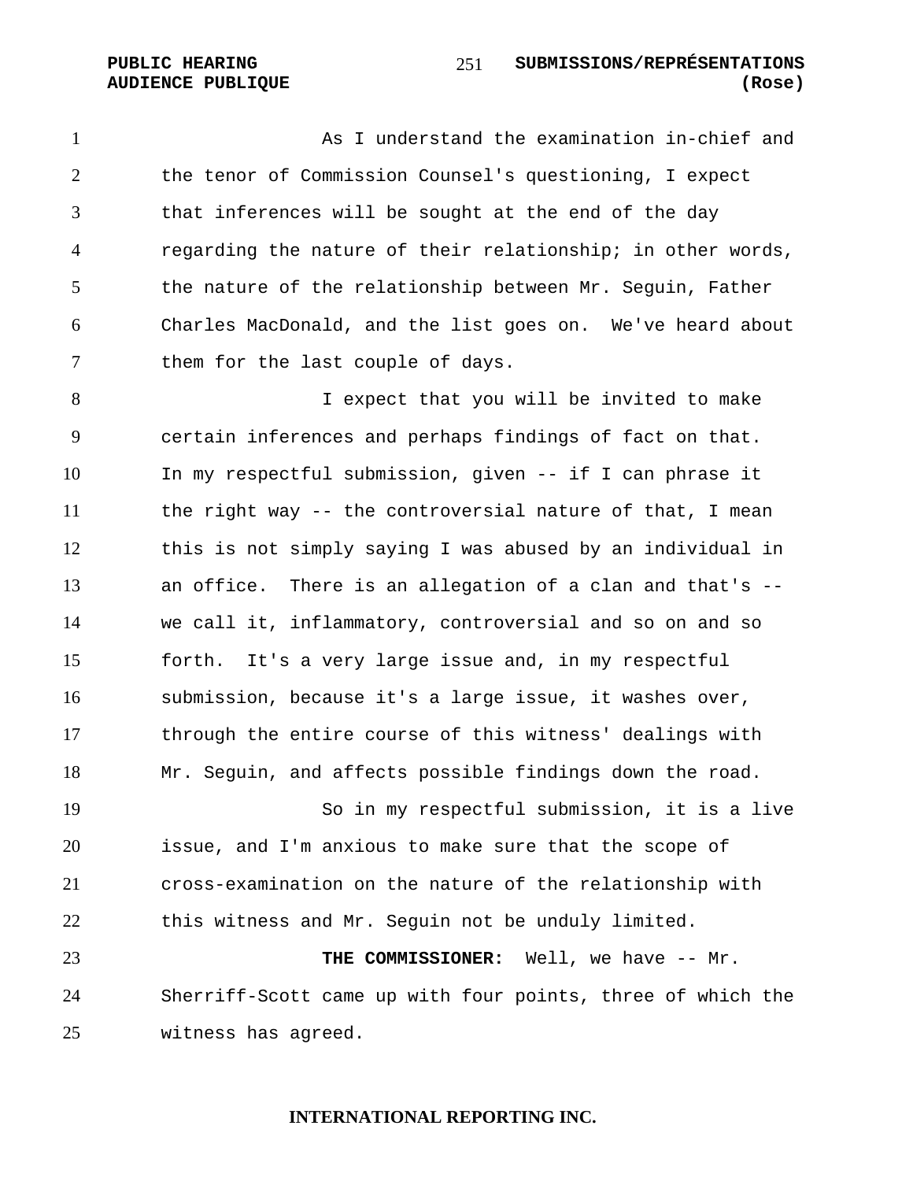As I understand the examination in-chief and the tenor of Commission Counsel's questioning, I expect that inferences will be sought at the end of the day regarding the nature of their relationship; in other words, the nature of the relationship between Mr. Seguin, Father Charles MacDonald, and the list goes on. We've heard about them for the last couple of days.

I expect that you will be invited to make certain inferences and perhaps findings of fact on that. In my respectful submission, given -- if I can phrase it the right way -- the controversial nature of that, I mean this is not simply saying I was abused by an individual in an office. There is an allegation of a clan and that's -- we call it, inflammatory, controversial and so on and so forth. It's a very large issue and, in my respectful submission, because it's a large issue, it washes over, through the entire course of this witness' dealings with Mr. Seguin, and affects possible findings down the road.

So in my respectful submission, it is a live issue, and I'm anxious to make sure that the scope of cross-examination on the nature of the relationship with this witness and Mr. Seguin not be unduly limited.

**THE COMMISSIONER:** Well, we have -- Mr. Sherriff-Scott came up with four points, three of which the witness has agreed.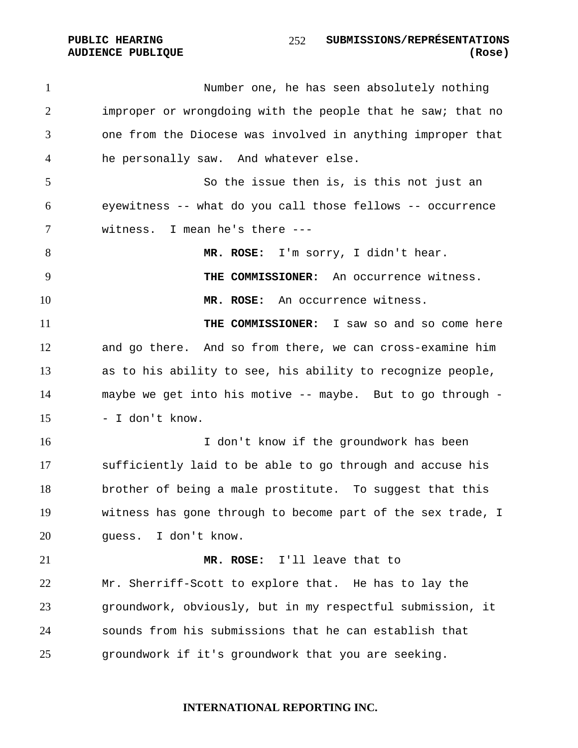Number one, he has seen absolutely nothing improper or wrongdoing with the people that he saw; that no one from the Diocese was involved in anything improper that he personally saw. And whatever else.

So the issue then is, is this not just an eyewitness -- what do you call those fellows -- occurrence witness. I mean he's there ---

**MR. ROSE:** I'm sorry, I didn't hear.

**THE COMMISSIONER:** An occurrence witness.

**MR. ROSE:** An occurrence witness.

**THE COMMISSIONER:** I saw so and so come here and go there. And so from there, we can cross-examine him as to his ability to see, his ability to recognize people, maybe we get into his motive -- maybe. But to go through -- I don't know.

I don't know if the groundwork has been sufficiently laid to be able to go through and accuse his brother of being a male prostitute. To suggest that this witness has gone through to become part of the sex trade, I guess. I don't know.

**MR. ROSE:** I'll leave that to Mr. Sherriff-Scott to explore that. He has to lay the groundwork, obviously, but in my respectful submission, it sounds from his submissions that he can establish that groundwork if it's groundwork that you are seeking.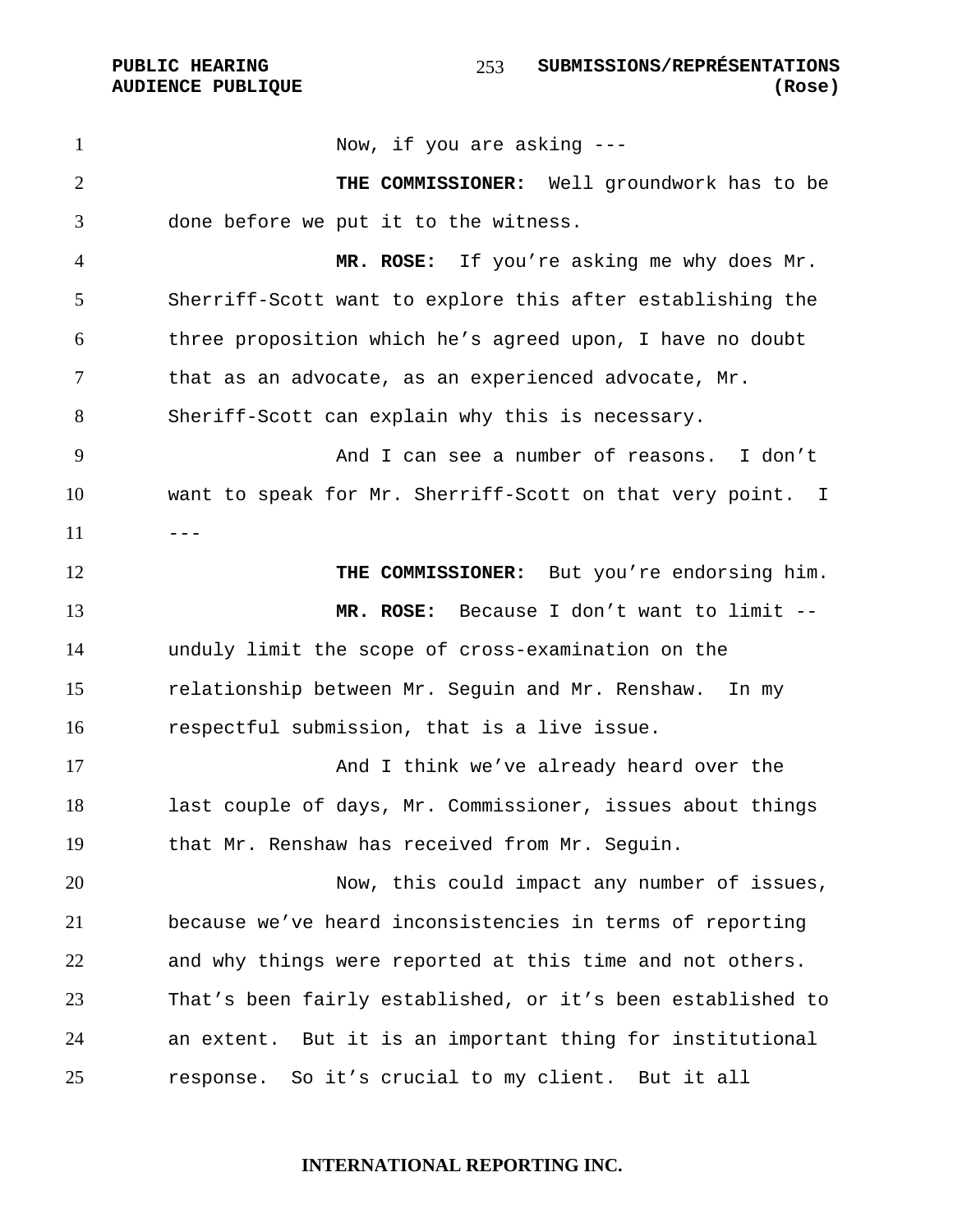Now, if you are asking ---

**THE COMMISSIONER:** Well groundwork has to be done before we put it to the witness.

**MR. ROSE:** If you're asking me why does Mr. Sherriff-Scott want to explore this after establishing the three proposition which he's agreed upon, I have no doubt that as an advocate, as an experienced advocate, Mr. Sheriff-Scott can explain why this is necessary.

And I can see a number of reasons. I don't want to speak for Mr. Sherriff-Scott on that very point. I ---

**THE COMMISSIONER:** But you're endorsing him.

**MR. ROSE:** Because I don't want to limit -- unduly limit the scope of cross-examination on the relationship between Mr. Seguin and Mr. Renshaw. In my respectful submission, that is a live issue.

And I think we've already heard over the last couple of days, Mr. Commissioner, issues about things that Mr. Renshaw has received from Mr. Seguin.

Now, this could impact any number of issues, because we've heard inconsistencies in terms of reporting and why things were reported at this time and not others. That's been fairly established, or it's been established to an extent. But it is an important thing for institutional response. So it's crucial to my client. But it all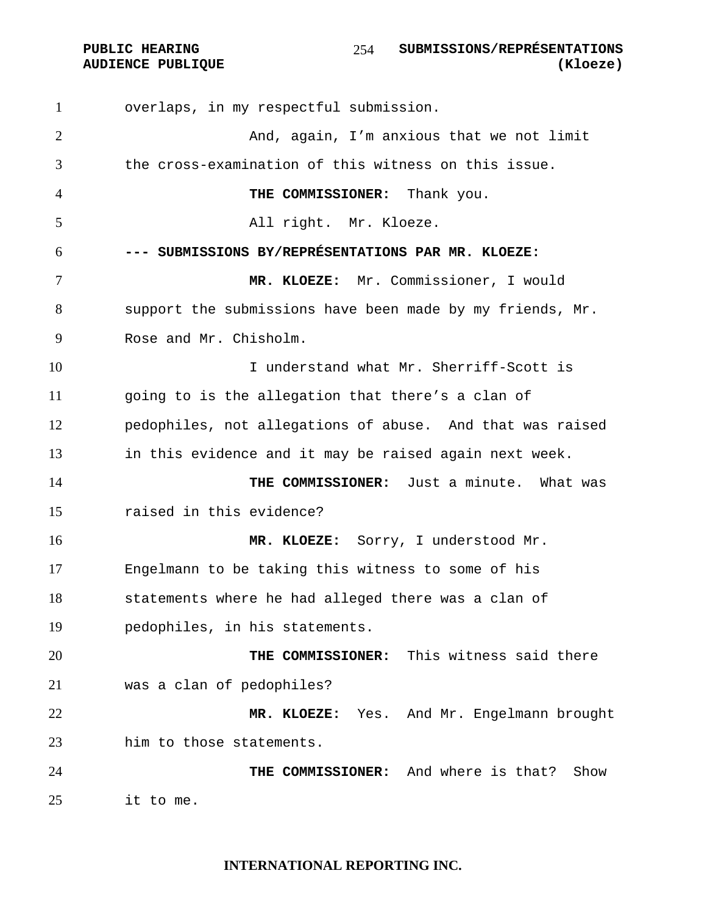overlaps, in my respectful submission.

And, again, I'm anxious that we not limit the cross-examination of this witness on this issue.

**THE COMMISSIONER:** Thank you.

All right. Mr. Kloeze.

**--- SUBMISSIONS BY/REPRÉSENTATIONS PAR MR. KLOEZE:**

**MR. KLOEZE:** Mr. Commissioner, I would support the submissions have been made by my friends, Mr. Rose and Mr. Chisholm.

I understand what Mr. Sherriff-Scott is going to is the allegation that there's a clan of pedophiles, not allegations of abuse. And that was raised in this evidence and it may be raised again next week.

**THE COMMISSIONER:** Just a minute. What was raised in this evidence?

**MR. KLOEZE:** Sorry, I understood Mr. Engelmann to be taking this witness to some of his statements where he had alleged there was a clan of pedophiles, in his statements.

**THE COMMISSIONER:** This witness said there was a clan of pedophiles?

**MR. KLOEZE:** Yes. And Mr. Engelmann brought him to those statements.

**THE COMMISSIONER:** And where is that? Show it to me.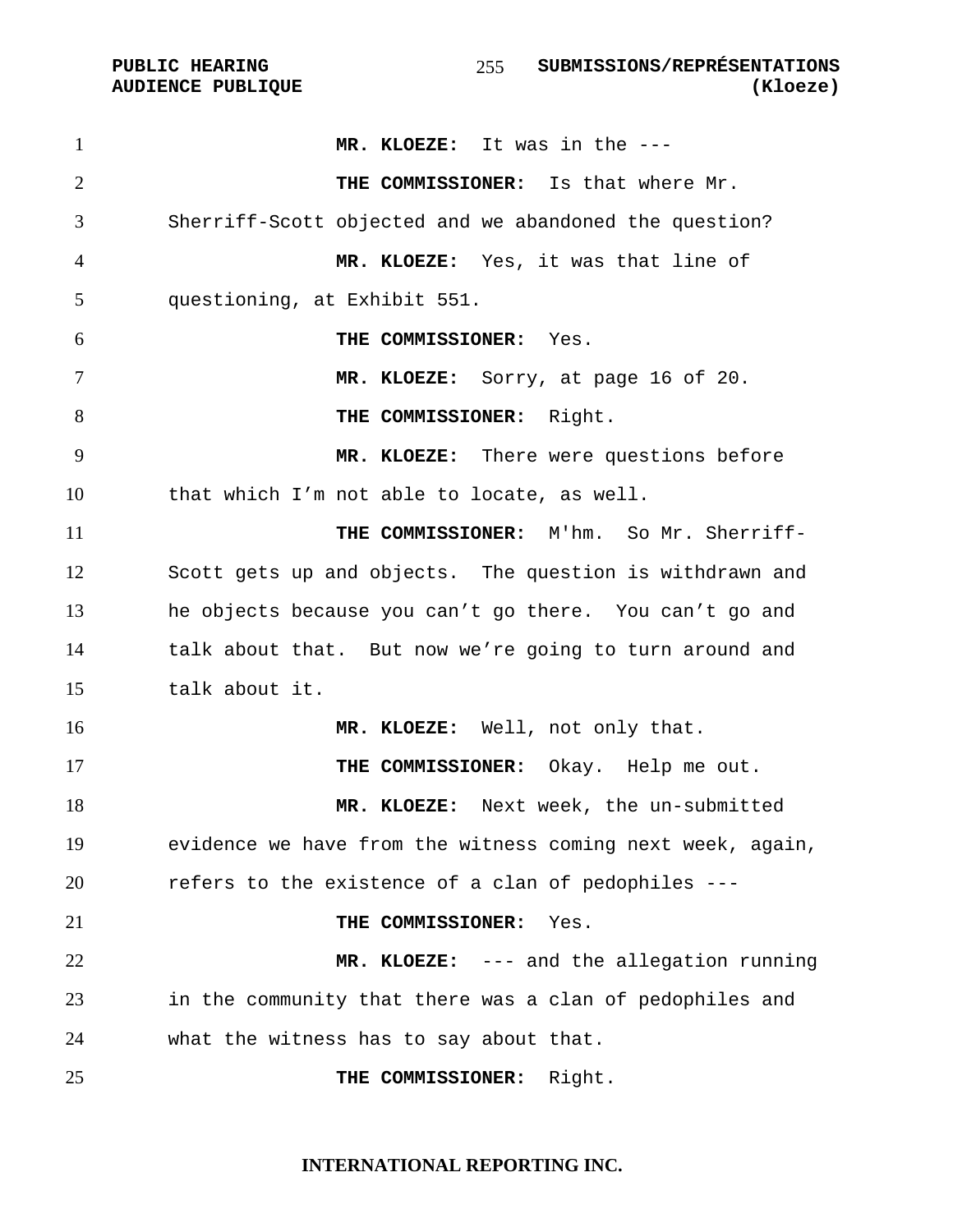**MR. KLOEZE:** It was in the ---

**THE COMMISSIONER:** Is that where Mr. Sherriff-Scott objected and we abandoned the question?

**MR. KLOEZE:** Yes, it was that line of questioning, at Exhibit 551.

**THE COMMISSIONER:** Yes.

**MR. KLOEZE:** Sorry, at page 16 of 20.

**THE COMMISSIONER:** Right.

**MR. KLOEZE:** There were questions before that which I'm not able to locate, as well.

**THE COMMISSIONER:** M'hm. So Mr. Sherriff-Scott gets up and objects. The question is withdrawn and he objects because you can't go there. You can't go and talk about that. But now we're going to turn around and talk about it.

**MR. KLOEZE:** Well, not only that.

**THE COMMISSIONER:** Okay. Help me out.

**MR. KLOEZE:** Next week, the un-submitted evidence we have from the witness coming next week, again, refers to the existence of a clan of pedophiles ---

**THE COMMISSIONER:** Yes.

**MR. KLOEZE:** --- and the allegation running in the community that there was a clan of pedophiles and what the witness has to say about that.

**THE COMMISSIONER:** Right.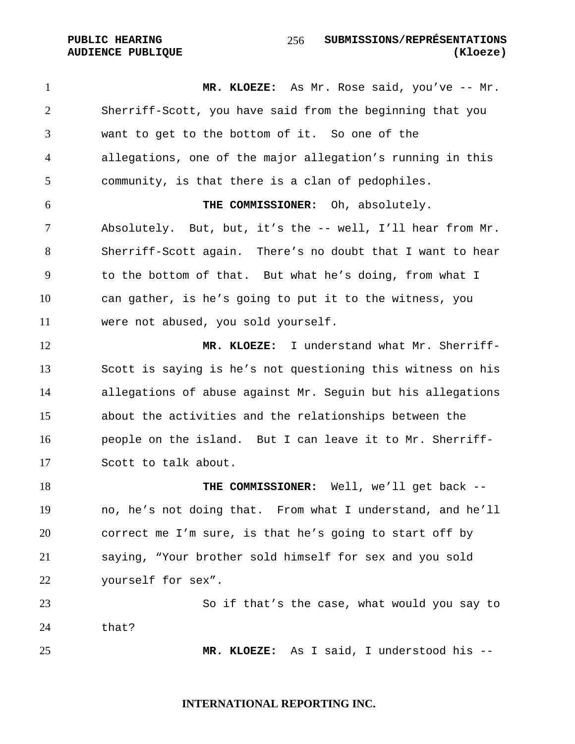**MR. KLOEZE:** As Mr. Rose said, you've -- Mr. Sherriff-Scott, you have said from the beginning that you want to get to the bottom of it. So one of the allegations, one of the major allegation's running in this community, is that there is a clan of pedophiles.

**THE COMMISSIONER:** Oh, absolutely. Absolutely. But, but, it's the -- well, I'll hear from Mr. Sherriff-Scott again. There's no doubt that I want to hear to the bottom of that. But what he's doing, from what I can gather, is he's going to put it to the witness, you were not abused, you sold yourself.

**MR. KLOEZE:** I understand what Mr. Sherriff-Scott is saying is he's not questioning this witness on his allegations of abuse against Mr. Seguin but his allegations about the activities and the relationships between the people on the island. But I can leave it to Mr. Sherriff-Scott to talk about.

**THE COMMISSIONER:** Well, we'll get back -- no, he's not doing that. From what I understand, and he'll correct me I'm sure, is that he's going to start off by saying, "Your brother sold himself for sex and you sold yourself for sex".

So if that's the case, what would you say to that?

**MR. KLOEZE:** As I said, I understood his --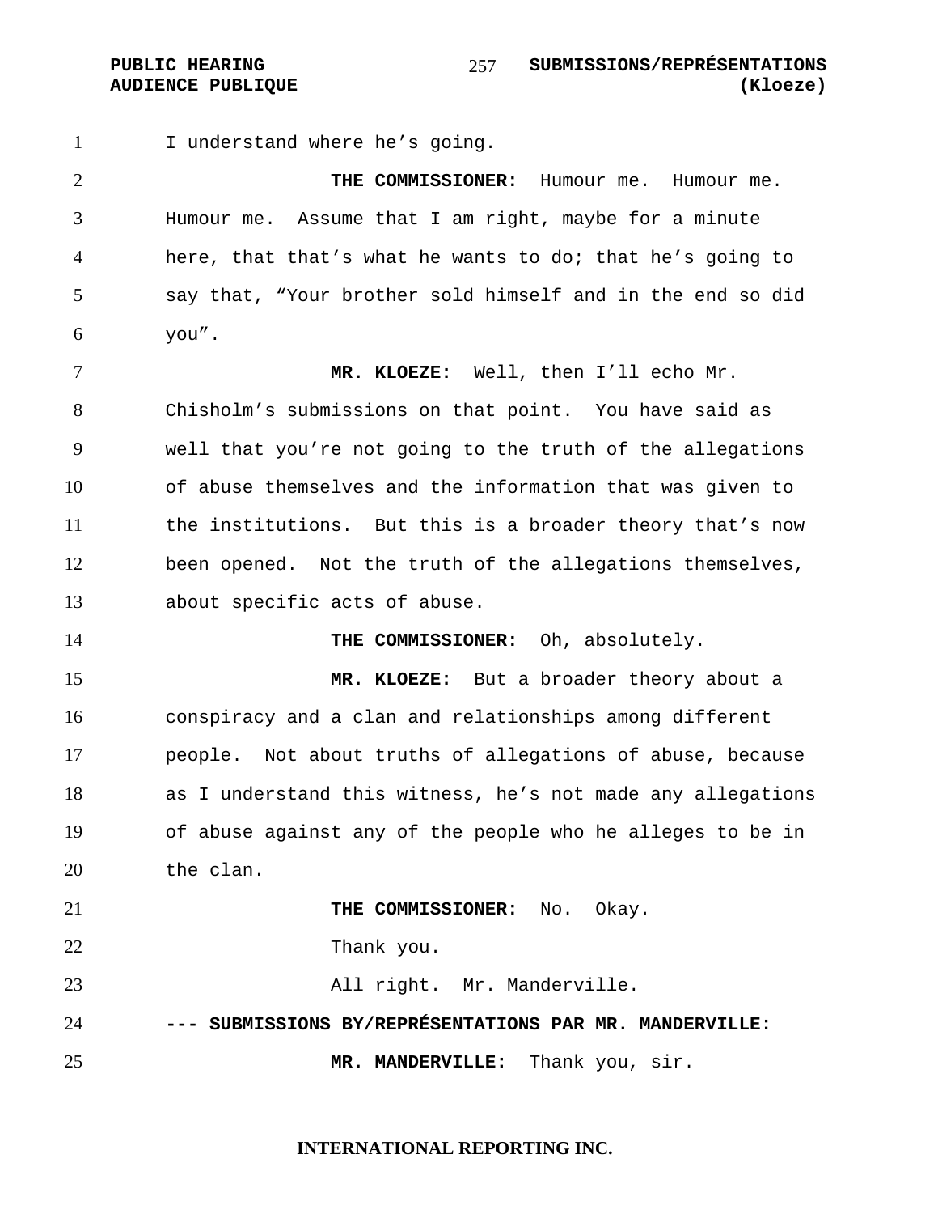I understand where he's going.

**THE COMMISSIONER:** Humour me. Humour me. Humour me. Assume that I am right, maybe for a minute here, that that's what he wants to do; that he's going to say that, "Your brother sold himself and in the end so did you".

**MR. KLOEZE:** Well, then I'll echo Mr. Chisholm's submissions on that point. You have said as well that you're not going to the truth of the allegations of abuse themselves and the information that was given to the institutions. But this is a broader theory that's now been opened. Not the truth of the allegations themselves, about specific acts of abuse.

**THE COMMISSIONER:** Oh, absolutely.

**MR. KLOEZE:** But a broader theory about a conspiracy and a clan and relationships among different people. Not about truths of allegations of abuse, because as I understand this witness, he's not made any allegations of abuse against any of the people who he alleges to be in the clan.

**THE COMMISSIONER:** No. Okay.

Thank you.

All right. Mr. Manderville.

**--- SUBMISSIONS BY/REPRÉSENTATIONS PAR MR. MANDERVILLE:**

**MR. MANDERVILLE:** Thank you, sir.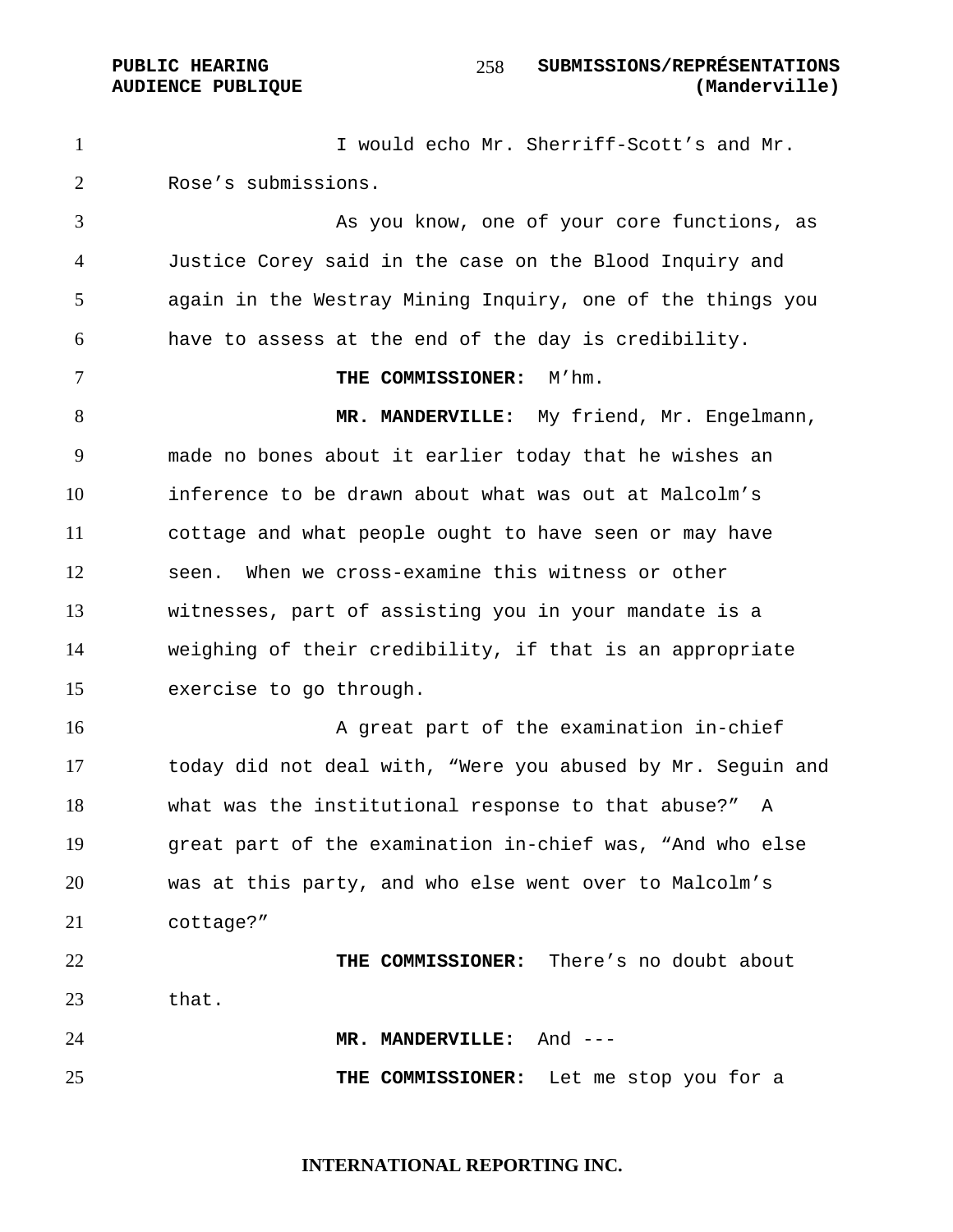I would echo Mr. Sherriff-Scott's and Mr. Rose's submissions.

As you know, one of your core functions, as Justice Corey said in the case on the Blood Inquiry and again in the Westray Mining Inquiry, one of the things you have to assess at the end of the day is credibility.

**THE COMMISSIONER:** M'hm.

**MR. MANDERVILLE:** My friend, Mr. Engelmann, made no bones about it earlier today that he wishes an inference to be drawn about what was out at Malcolm's cottage and what people ought to have seen or may have seen. When we cross-examine this witness or other witnesses, part of assisting you in your mandate is a weighing of their credibility, if that is an appropriate exercise to go through.

A great part of the examination in-chief today did not deal with, "Were you abused by Mr. Seguin and what was the institutional response to that abuse?" A great part of the examination in-chief was, "And who else was at this party, and who else went over to Malcolm's cottage?"

**THE COMMISSIONER:** There's no doubt about that.

**MR. MANDERVILLE:** And ---

**THE COMMISSIONER:** Let me stop you for a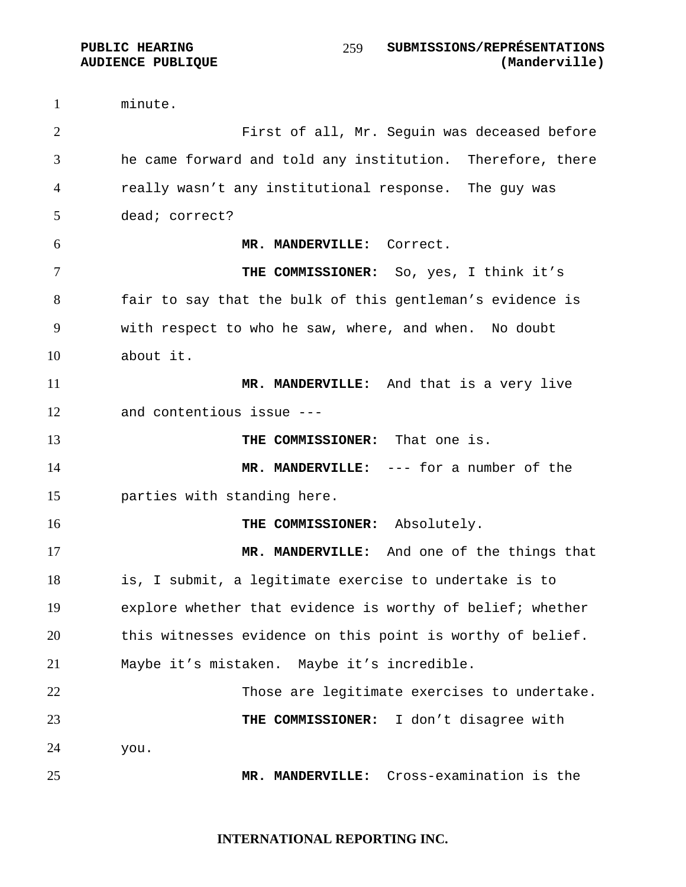minute.

First of all, Mr. Seguin was deceased before he came forward and told any institution. Therefore, there really wasn't any institutional response. The guy was dead; correct?

**MR. MANDERVILLE:** Correct.

**THE COMMISSIONER:** So, yes, I think it's fair to say that the bulk of this gentleman's evidence is with respect to who he saw, where, and when. No doubt about it.

**MR. MANDERVILLE:** And that is a very live and contentious issue ---

**THE COMMISSIONER:** That one is.

**MR. MANDERVILLE:** --- for a number of the parties with standing here.

**THE COMMISSIONER:** Absolutely.

**MR. MANDERVILLE:** And one of the things that is, I submit, a legitimate exercise to undertake is to explore whether that evidence is worthy of belief; whether this witnesses evidence on this point is worthy of belief. Maybe it's mistaken. Maybe it's incredible.

Those are legitimate exercises to undertake.

**THE COMMISSIONER:** I don't disagree with you.

**MR. MANDERVILLE:** Cross-examination is the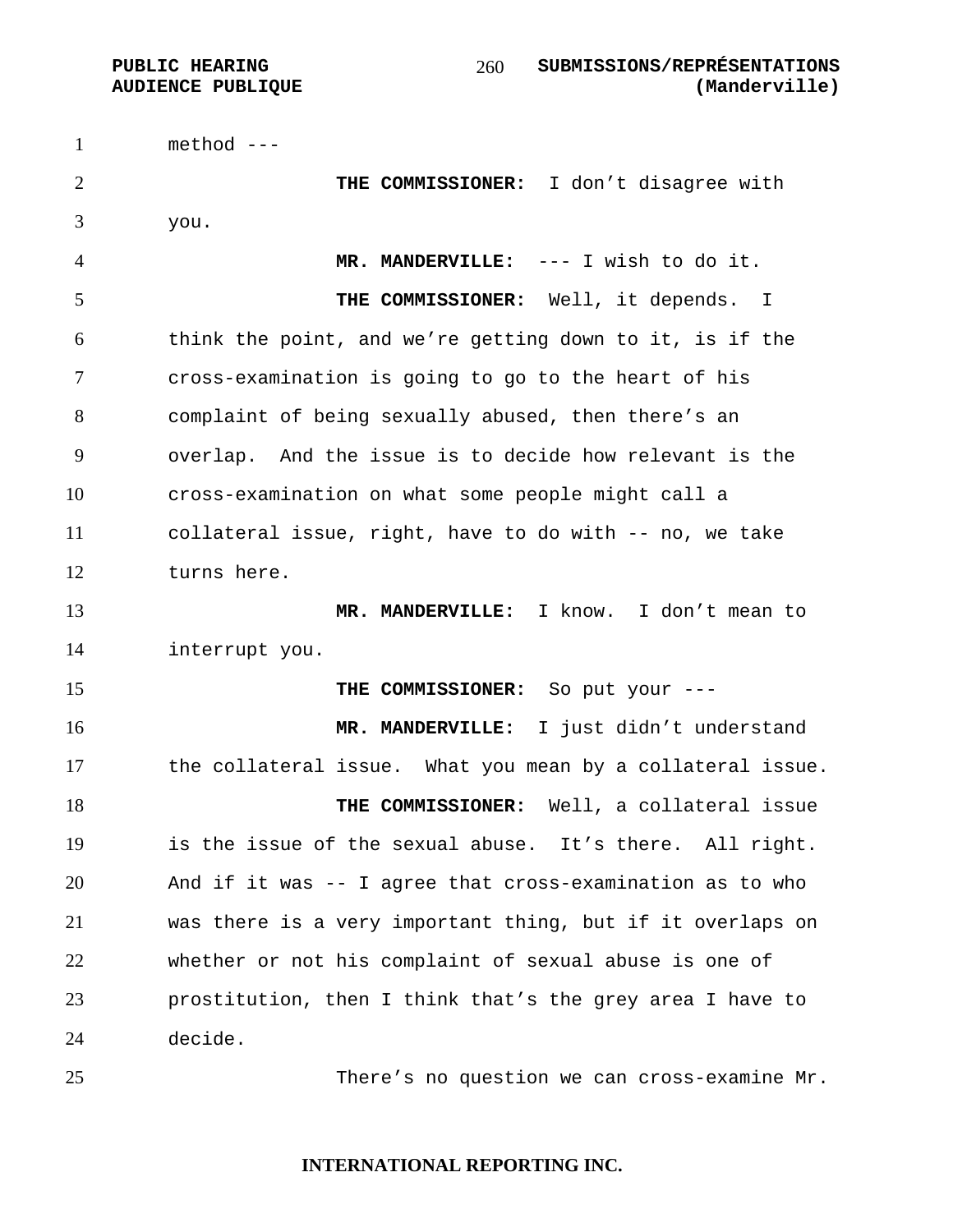method ---

**THE COMMISSIONER:** I don't disagree with you.

**MR. MANDERVILLE:** --- I wish to do it.

**THE COMMISSIONER:** Well, it depends. I think the point, and we're getting down to it, is if the cross-examination is going to go to the heart of his complaint of being sexually abused, then there's an overlap. And the issue is to decide how relevant is the cross-examination on what some people might call a collateral issue, right, have to do with -- no, we take turns here.

**MR. MANDERVILLE:** I know. I don't mean to interrupt you.

**THE COMMISSIONER:** So put your ---

**MR. MANDERVILLE:** I just didn't understand the collateral issue. What you mean by a collateral issue.

**THE COMMISSIONER:** Well, a collateral issue is the issue of the sexual abuse. It's there. All right. And if it was -- I agree that cross-examination as to who was there is a very important thing, but if it overlaps on whether or not his complaint of sexual abuse is one of prostitution, then I think that's the grey area I have to decide.

There's no question we can cross-examine Mr.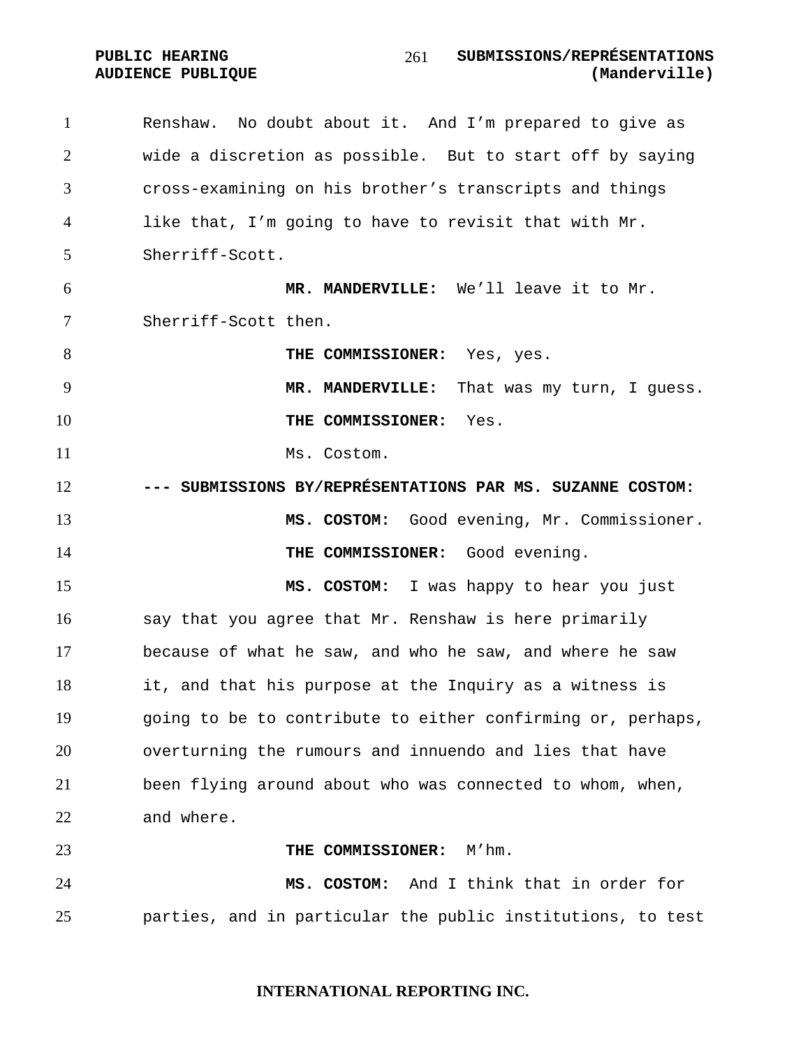Renshaw. No doubt about it. And I'm prepared to give as wide a discretion as possible. But to start off by saying cross-examining on his brother's transcripts and things like that, I'm going to have to revisit that with Mr. Sherriff-Scott.

**MR. MANDERVILLE:** We'll leave it to Mr. Sherriff-Scott then.

**THE COMMISSIONER:** Yes, yes.

**MR. MANDERVILLE:** That was my turn, I guess.

**THE COMMISSIONER:** Yes.

Ms. Costom.

**--- SUBMISSIONS BY/REPRÉSENTATIONS PAR MS. SUZANNE COSTOM:**

**MS. COSTOM:** Good evening, Mr. Commissioner.

**THE COMMISSIONER:** Good evening.

**MS. COSTOM:** I was happy to hear you just say that you agree that Mr. Renshaw is here primarily because of what he saw, and who he saw, and where he saw it, and that his purpose at the Inquiry as a witness is going to be to contribute to either confirming or, perhaps, overturning the rumours and innuendo and lies that have been flying around about who was connected to whom, when, and where.

**THE COMMISSIONER:** M'hm.

**MS. COSTOM:** And I think that in order for parties, and in particular the public institutions, to test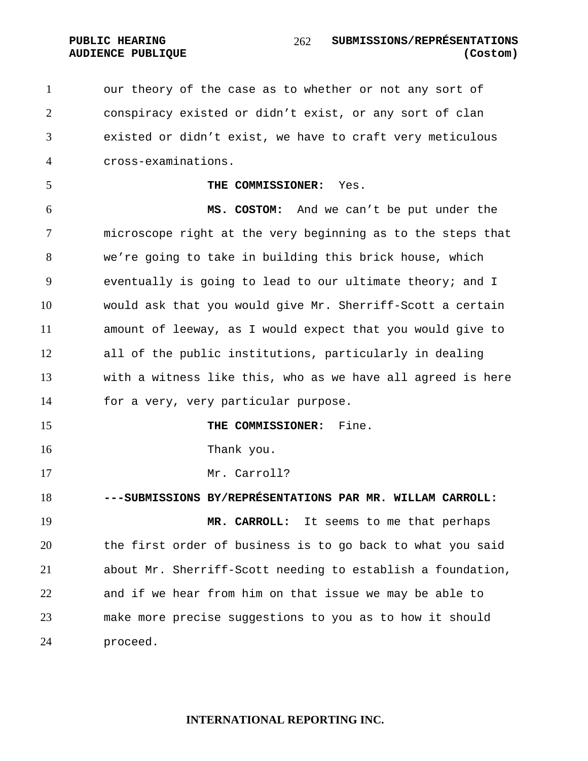our theory of the case as to whether or not any sort of conspiracy existed or didn't exist, or any sort of clan existed or didn't exist, we have to craft very meticulous cross-examinations.

**THE COMMISSIONER:** Yes.

**MS. COSTOM:** And we can't be put under the microscope right at the very beginning as to the steps that we're going to take in building this brick house, which eventually is going to lead to our ultimate theory; and I would ask that you would give Mr. Sherriff-Scott a certain amount of leeway, as I would expect that you would give to all of the public institutions, particularly in dealing with a witness like this, who as we have all agreed is here for a very, very particular purpose.

**THE COMMISSIONER:** Fine.

Thank you.

Mr. Carroll?

**---SUBMISSIONS BY/REPRÉSENTATIONS PAR MR. WILLAM CARROLL:**

**MR. CARROLL:** It seems to me that perhaps the first order of business is to go back to what you said about Mr. Sherriff-Scott needing to establish a foundation, and if we hear from him on that issue we may be able to make more precise suggestions to you as to how it should proceed.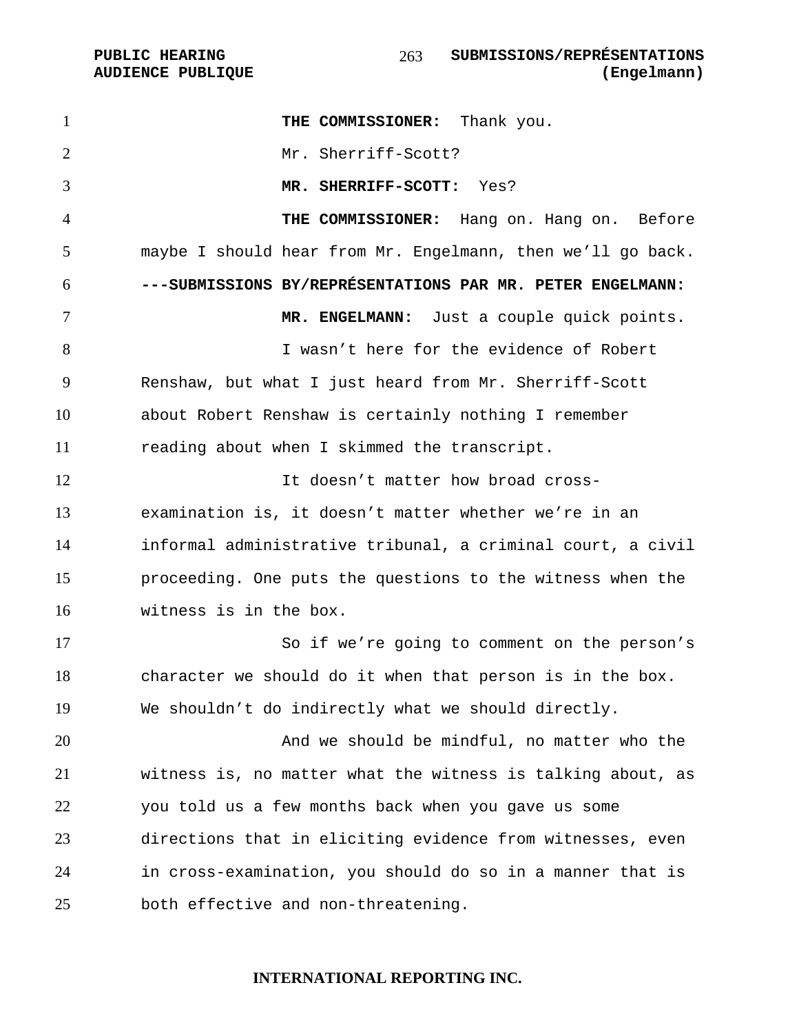**THE COMMISSIONER:** Thank you.

Mr. Sherriff-Scott?

**MR. SHERRIFF-SCOTT:** Yes?

**THE COMMISSIONER:** Hang on. Hang on. Before maybe I should hear from Mr. Engelmann, then we'll go back.

**---SUBMISSIONS BY/REPRÉSENTATIONS PAR MR. PETER ENGELMANN:**

**MR. ENGELMANN:** Just a couple quick points.

I wasn't here for the evidence of Robert Renshaw, but what I just heard from Mr. Sherriff-Scott about Robert Renshaw is certainly nothing I remember reading about when I skimmed the transcript.

It doesn't matter how broad cross-examination is, it doesn't matter whether we're in an informal administrative tribunal, a criminal court, a civil proceeding. One puts the questions to the witness when the witness is in the box.

So if we're going to comment on the person's character we should do it when that person is in the box. We shouldn't do indirectly what we should directly.

And we should be mindful, no matter who the witness is, no matter what the witness is talking about, as you told us a few months back when you gave us some directions that in eliciting evidence from witnesses, even in cross-examination, you should do so in a manner that is both effective and non-threatening.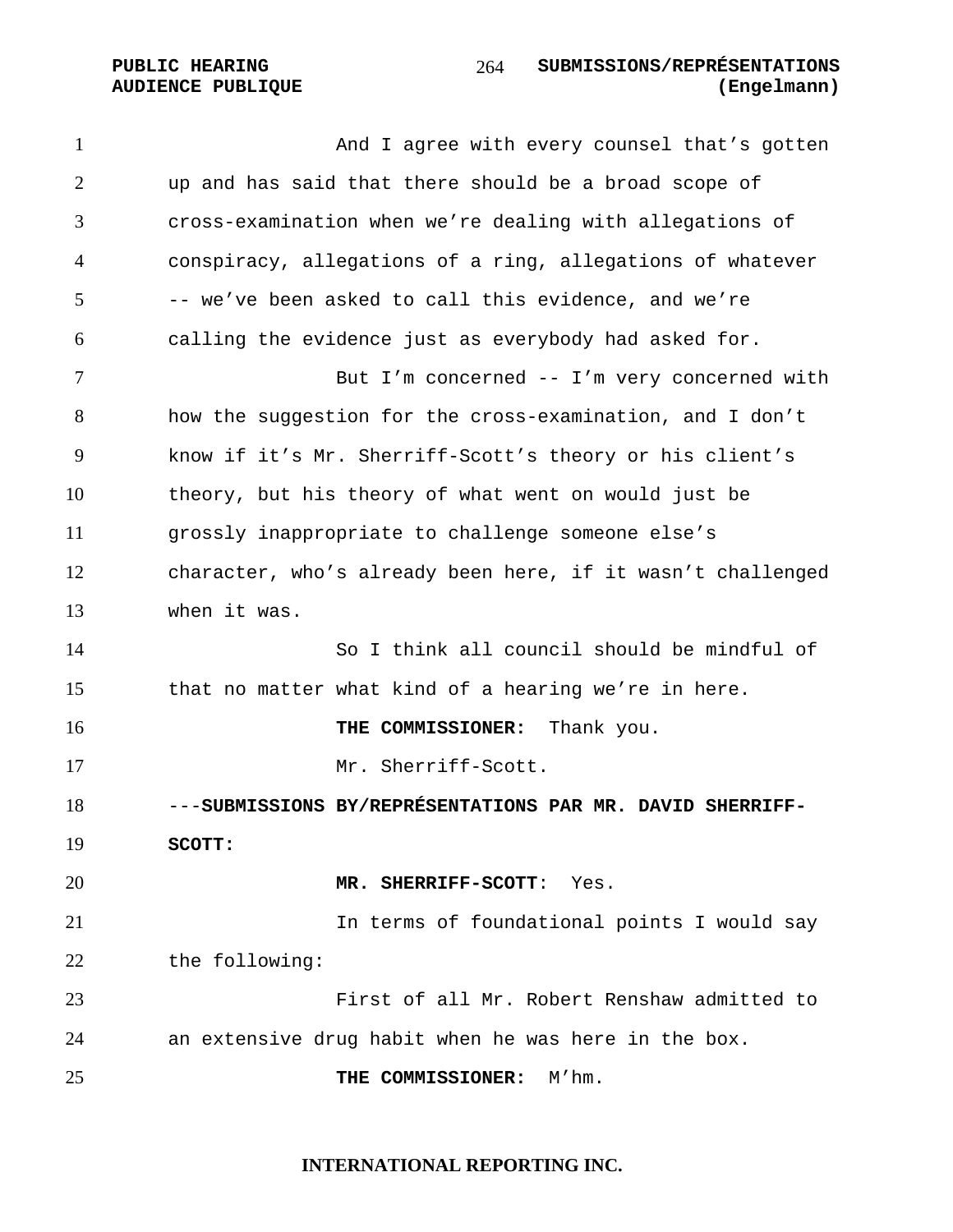And I agree with every counsel that’s gotten up and has said that there should be a broad scope of cross-examination when we’re dealing with allegations of conspiracy, allegations of a ring, allegations of whatever -- we’ve been asked to call this evidence, and we’re calling the evidence just as everybody had asked for.

But I’m concerned -- I’m very concerned with how the suggestion for the cross-examination, and I don’t know if it’s Mr. Sherriff-Scott’s theory or his client’s theory, but his theory of what went on would just be grossly inappropriate to challenge someone else’s character, who’s already been here, if it wasn’t challenged when it was.

So I think all council should be mindful of that no matter what kind of a hearing we’re in here.

**THE COMMISSIONER:** Thank you.

Mr. Sherriff-Scott.

**---SUBMISSIONS BY/REPRÉSENTATIONS PAR MR. DAVID SHERRIFF-SCOTT:**

**MR. SHERRIFF-SCOTT**: Yes.

In terms of foundational points I would say the following:

First of all Mr. Robert Renshaw admitted to an extensive drug habit when he was here in the box.

**THE COMMISSIONER:** M’hm.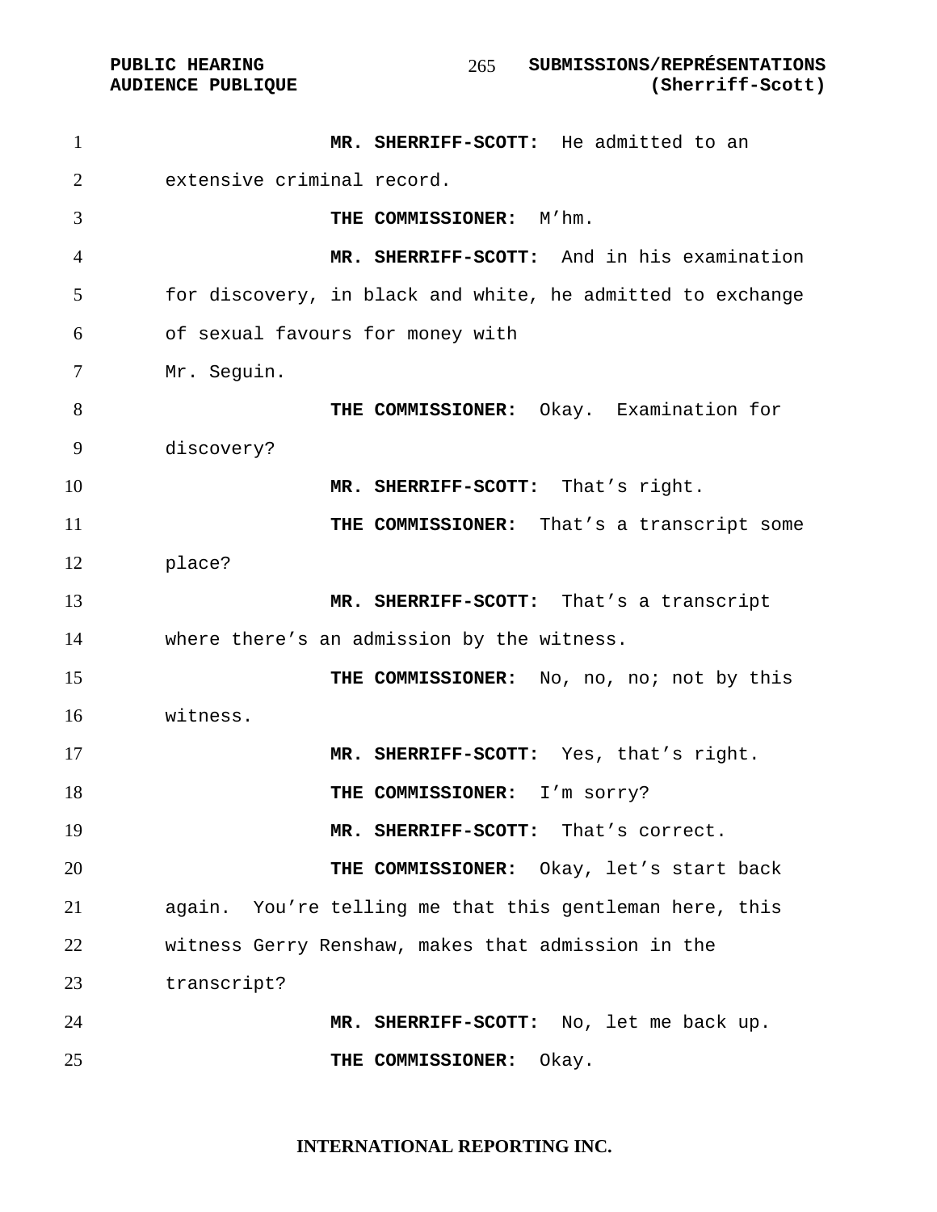**MR. SHERRIFF-SCOTT:** He admitted to an extensive criminal record.

**THE COMMISSIONER:** M'hm.

**MR. SHERRIFF-SCOTT:** And in his examination for discovery, in black and white, he admitted to exchange of sexual favours for money with Mr. Seguin.

**THE COMMISSIONER:** Okay. Examination for discovery?

**MR. SHERRIFF-SCOTT:** That's right.

**THE COMMISSIONER:** That's a transcript some place?

**MR. SHERRIFF-SCOTT:** That's a transcript where there's an admission by the witness.

**THE COMMISSIONER:** No, no, no; not by this witness.

**MR. SHERRIFF-SCOTT:** Yes, that's right.

**THE COMMISSIONER:** I'm sorry?

**MR. SHERRIFF-SCOTT:** That's correct.

**THE COMMISSIONER:** Okay, let's start back again. You're telling me that this gentleman here, this witness Gerry Renshaw, makes that admission in the transcript?

**MR. SHERRIFF-SCOTT:** No, let me back up.

**THE COMMISSIONER:** Okay.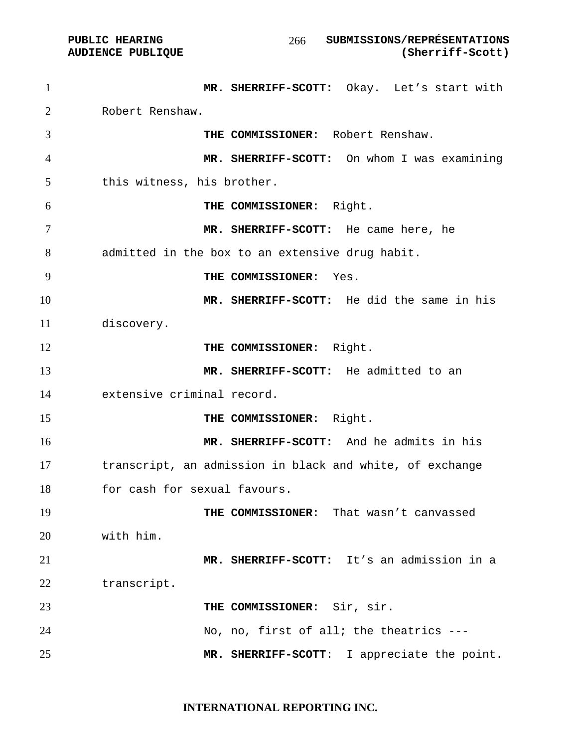**MR. SHERRIFF-SCOTT:** Okay. Let's start with Robert Renshaw.

**THE COMMISSIONER:** Robert Renshaw.

**MR. SHERRIFF-SCOTT:** On whom I was examining this witness, his brother.

**THE COMMISSIONER:** Right.

**MR. SHERRIFF-SCOTT:** He came here, he admitted in the box to an extensive drug habit.

**THE COMMISSIONER:** Yes.

**MR. SHERRIFF-SCOTT:** He did the same in his discovery.

**THE COMMISSIONER:** Right.

**MR. SHERRIFF-SCOTT:** He admitted to an extensive criminal record.

**THE COMMISSIONER:** Right.

**MR. SHERRIFF-SCOTT:** And he admits in his transcript, an admission in black and white, of exchange for cash for sexual favours.

**THE COMMISSIONER:** That wasn't canvassed with him.

**MR. SHERRIFF-SCOTT:** It's an admission in a transcript.

**THE COMMISSIONER:** Sir, sir.

No, no, first of all; the theatrics ---

**MR. SHERRIFF-SCOTT**: I appreciate the point.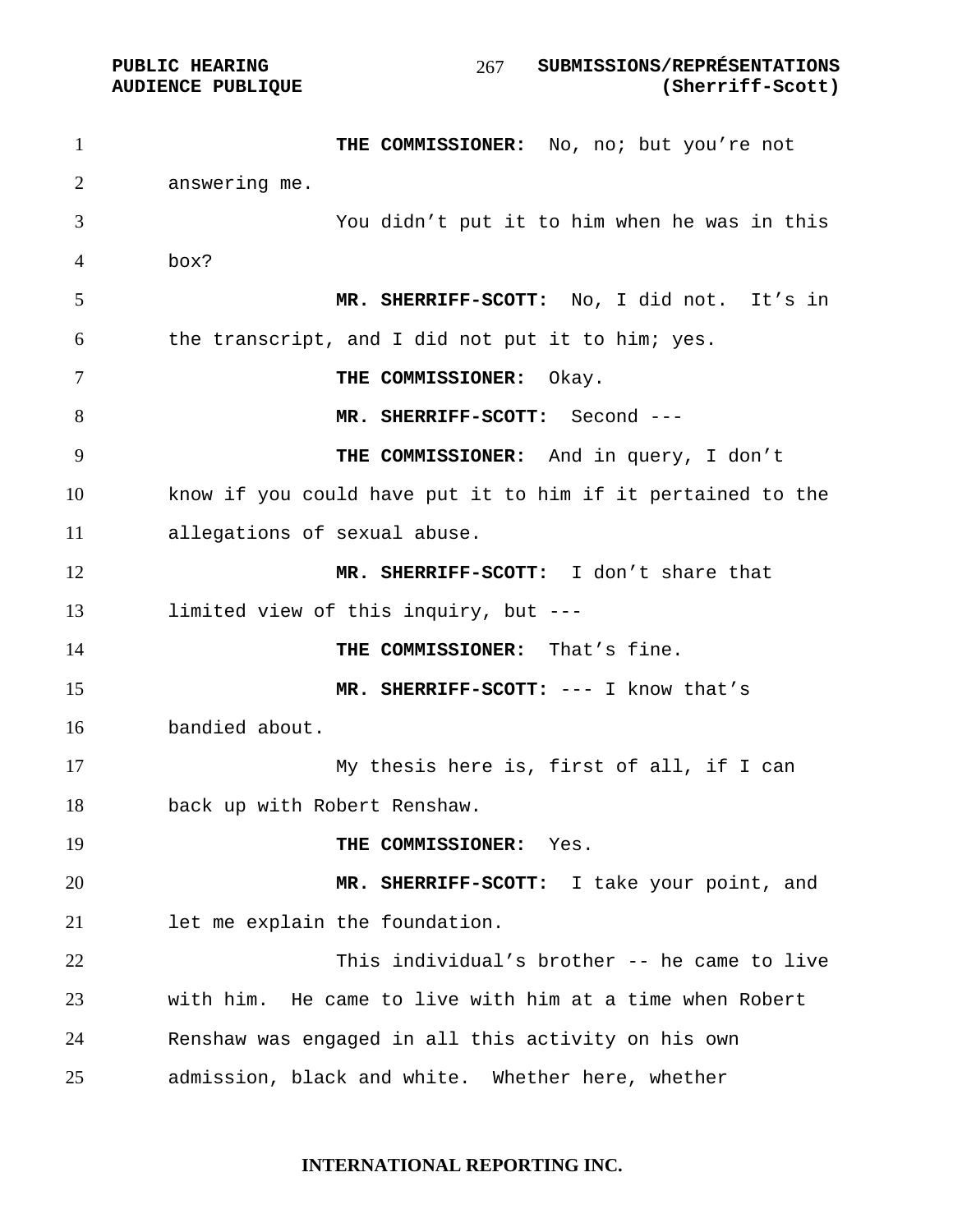**THE COMMISSIONER:** No, no; but you're not answering me.

You didn't put it to him when he was in this box?

**MR. SHERRIFF-SCOTT:** No, I did not. It's in the transcript, and I did not put it to him; yes.

**THE COMMISSIONER:** Okay.

**MR. SHERRIFF-SCOTT:** Second ---

**THE COMMISSIONER:** And in query, I don't know if you could have put it to him if it pertained to the allegations of sexual abuse.

**MR. SHERRIFF-SCOTT:** I don't share that limited view of this inquiry, but ---

**THE COMMISSIONER:** That's fine.

**MR. SHERRIFF-SCOTT:** --- I know that's bandied about.

My thesis here is, first of all, if I can back up with Robert Renshaw.

**THE COMMISSIONER:** Yes.

**MR. SHERRIFF-SCOTT:** I take your point, and let me explain the foundation.

This individual's brother -- he came to live with him. He came to live with him at a time when Robert Renshaw was engaged in all this activity on his own admission, black and white. Whether here, whether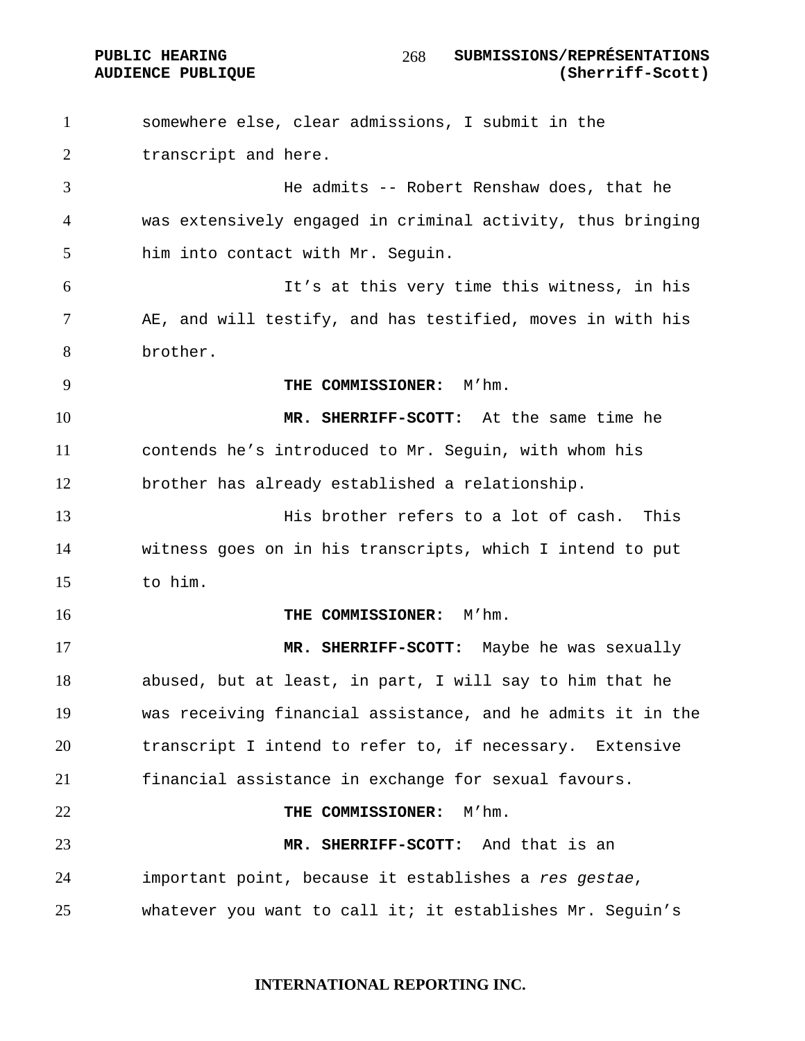somewhere else, clear admissions, I submit in the transcript and here.

He admits -- Robert Renshaw does, that he was extensively engaged in criminal activity, thus bringing him into contact with Mr. Seguin.

It's at this very time this witness, in his AE, and will testify, and has testified, moves in with his brother.

**THE COMMISSIONER:** M'hm.

**MR. SHERRIFF-SCOTT:** At the same time he contends he's introduced to Mr. Seguin, with whom his brother has already established a relationship.

His brother refers to a lot of cash. This witness goes on in his transcripts, which I intend to put to him.

**THE COMMISSIONER:** M'hm.

**MR. SHERRIFF-SCOTT:** Maybe he was sexually abused, but at least, in part, I will say to him that he was receiving financial assistance, and he admits it in the transcript I intend to refer to, if necessary. Extensive financial assistance in exchange for sexual favours.

**THE COMMISSIONER:** M'hm.

**MR. SHERRIFF-SCOTT:** And that is an important point, because it establishes a *res gestae*, whatever you want to call it; it establishes Mr. Seguin's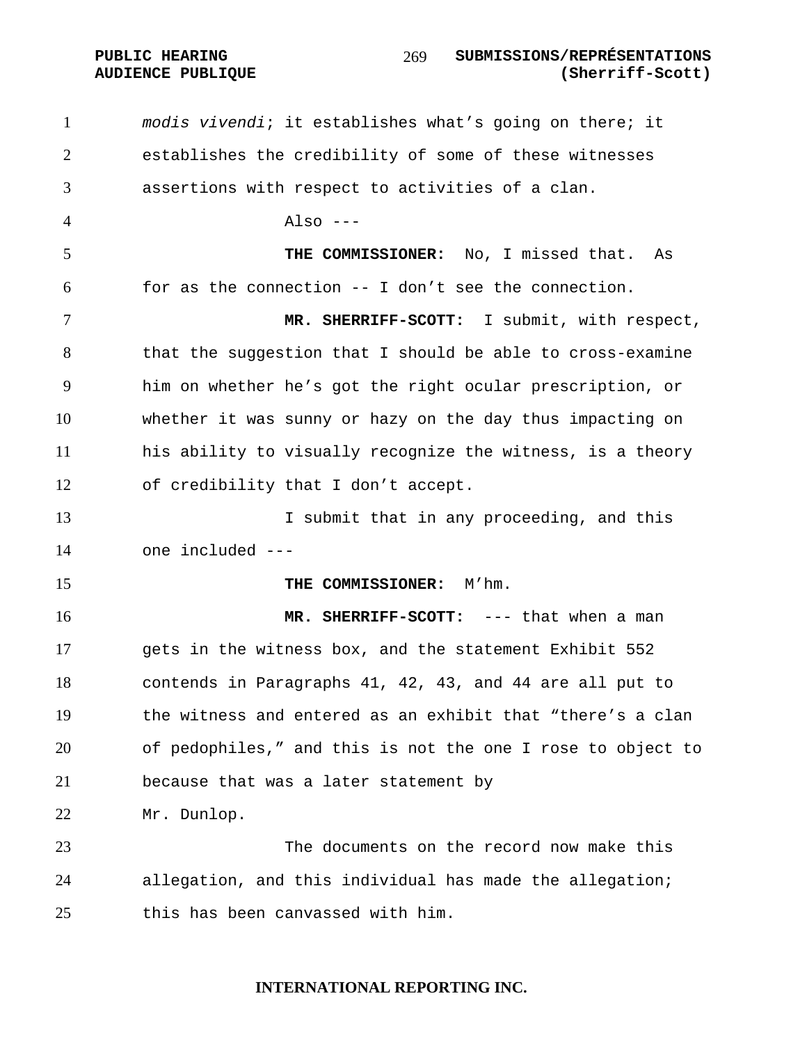*modis vivendi*; it establishes what's going on there; it establishes the credibility of some of these witnesses assertions with respect to activities of a clan.

Also ---

**THE COMMISSIONER:** No, I missed that. As for as the connection -- I don't see the connection.

**MR. SHERRIFF-SCOTT:** I submit, with respect, that the suggestion that I should be able to cross-examine him on whether he's got the right ocular prescription, or whether it was sunny or hazy on the day thus impacting on his ability to visually recognize the witness, is a theory of credibility that I don't accept.

I submit that in any proceeding, and this one included ---

**THE COMMISSIONER:** M'hm.

**MR. SHERRIFF-SCOTT:** --- that when a man gets in the witness box, and the statement Exhibit 552 contends in Paragraphs 41, 42, 43, and 44 are all put to the witness and entered as an exhibit that "there's a clan of pedophiles," and this is not the one I rose to object to because that was a later statement by Mr. Dunlop.

The documents on the record now make this allegation, and this individual has made the allegation; this has been canvassed with him.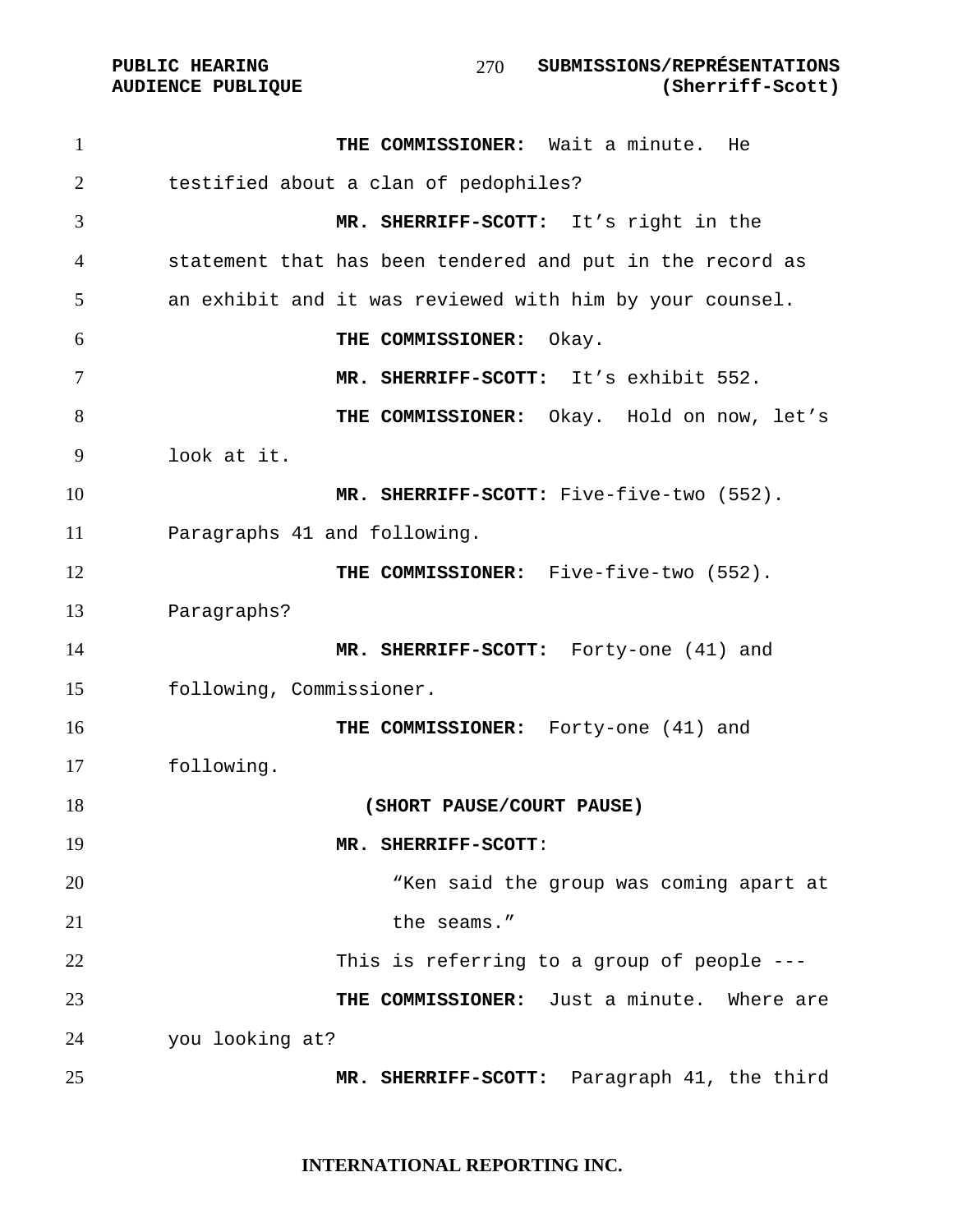**THE COMMISSIONER:** Wait a minute. He testified about a clan of pedophiles?

**MR. SHERRIFF-SCOTT:** It's right in the statement that has been tendered and put in the record as an exhibit and it was reviewed with him by your counsel.

**THE COMMISSIONER:** Okay.

**MR. SHERRIFF-SCOTT:** It's exhibit 552.

**THE COMMISSIONER:** Okay. Hold on now, let's look at it.

**MR. SHERRIFF-SCOTT:** Five-five-two (552). Paragraphs 41 and following.

**THE COMMISSIONER:** Five-five-two (552). Paragraphs?

**MR. SHERRIFF-SCOTT:** Forty-one (41) and following, Commissioner.

**THE COMMISSIONER:** Forty-one (41) and following.

**(SHORT PAUSE/COURT PAUSE)**

**MR. SHERRIFF-SCOTT**:

> "Ken said the group was coming apart at the seams."

This is referring to a group of people ---

**THE COMMISSIONER:** Just a minute. Where are you looking at?

**MR. SHERRIFF-SCOTT:** Paragraph 41, the third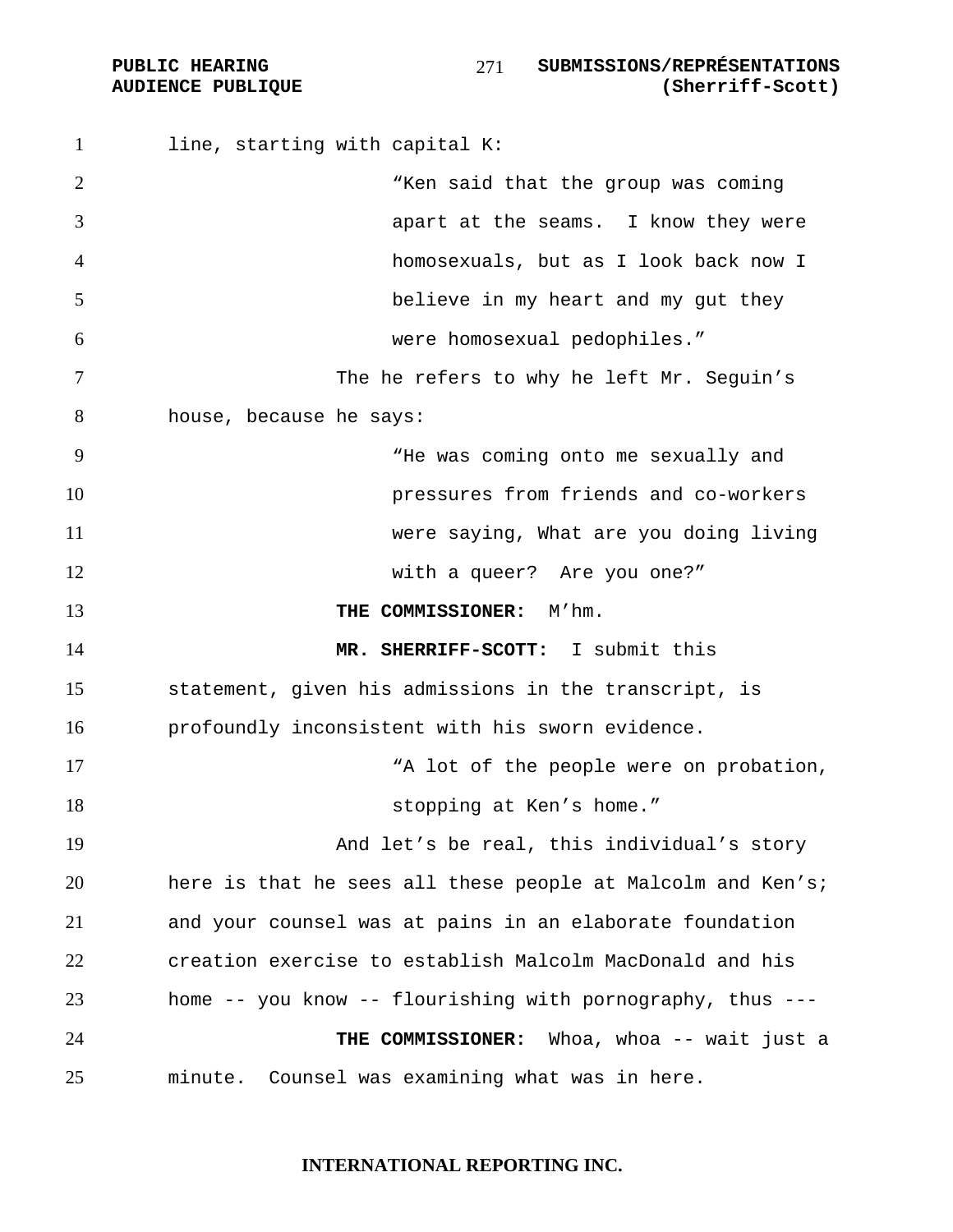line, starting with capital K:

> "Ken said that the group was coming apart at the seams. I know they were homosexuals, but as I look back now I believe in my heart and my gut they were homosexual pedophiles."

The he refers to why he left Mr. Seguin's house, because he says:

> "He was coming onto me sexually and pressures from friends and co-workers were saying, What are you doing living with a queer? Are you one?"

**THE COMMISSIONER:** M'hm.

**MR. SHERRIFF-SCOTT:** I submit this statement, given his admissions in the transcript, is profoundly inconsistent with his sworn evidence.

> "A lot of the people were on probation, stopping at Ken's home."

And let's be real, this individual's story here is that he sees all these people at Malcolm and Ken's; and your counsel was at pains in an elaborate foundation creation exercise to establish Malcolm MacDonald and his home -- you know -- flourishing with pornography, thus ---

**THE COMMISSIONER:** Whoa, whoa -- wait just a minute. Counsel was examining what was in here.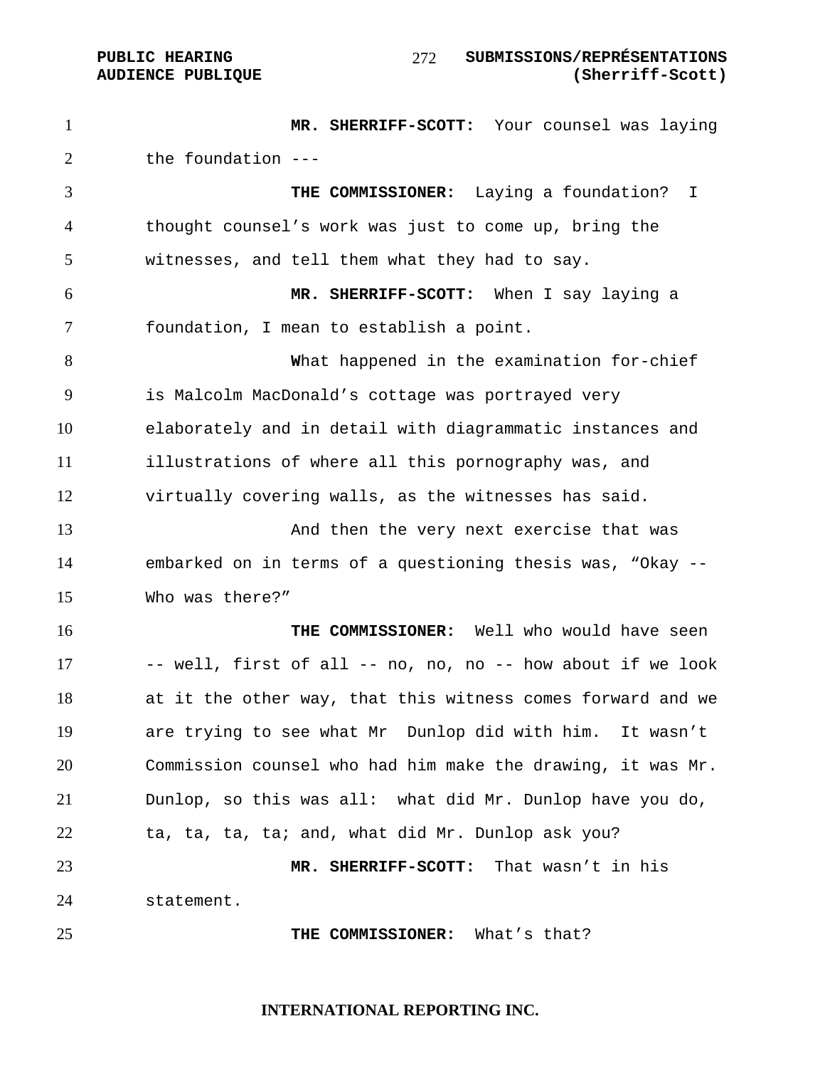**MR. SHERRIFF-SCOTT:** Your counsel was laying the foundation ---

**THE COMMISSIONER:** Laying a foundation? I thought counsel's work was just to come up, bring the witnesses, and tell them what they had to say.

**MR. SHERRIFF-SCOTT:** When I say laying a foundation, I mean to establish a point.

What happened in the examination for-chief is Malcolm MacDonald's cottage was portrayed very elaborately and in detail with diagrammatic instances and illustrations of where all this pornography was, and virtually covering walls, as the witnesses has said.

And then the very next exercise that was embarked on in terms of a questioning thesis was, "Okay -- Who was there?"

**THE COMMISSIONER:** Well who would have seen -- well, first of all -- no, no, no -- how about if we look at it the other way, that this witness comes forward and we are trying to see what Mr Dunlop did with him. It wasn't Commission counsel who had him make the drawing, it was Mr. Dunlop, so this was all: what did Mr. Dunlop have you do, ta, ta, ta, ta; and, what did Mr. Dunlop ask you?

**MR. SHERRIFF-SCOTT:** That wasn't in his statement.

**THE COMMISSIONER:** What's that?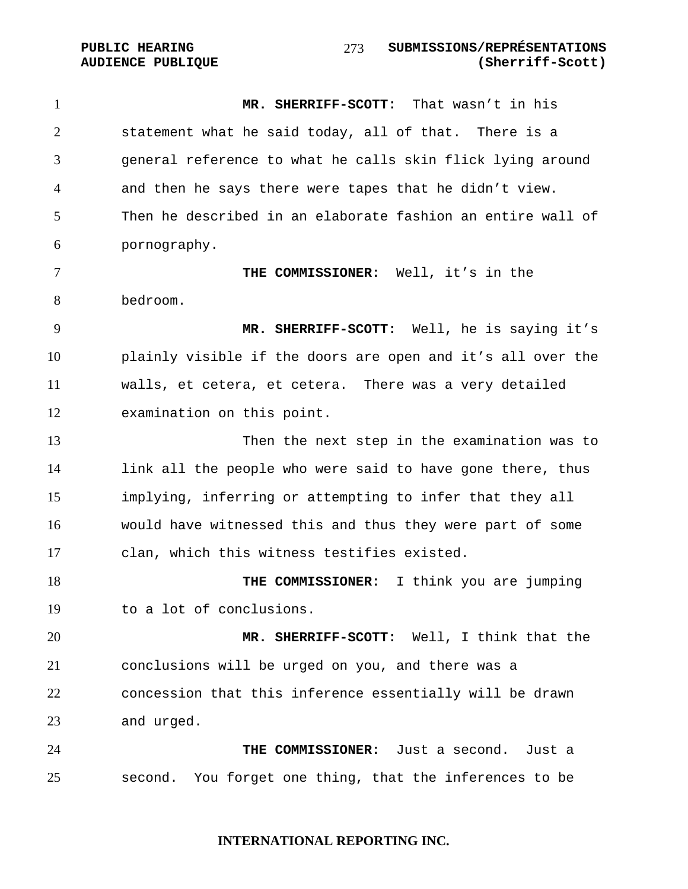**MR. SHERRIFF-SCOTT:** That wasn't in his statement what he said today, all of that. There is a general reference to what he calls skin flick lying around and then he says there were tapes that he didn't view. Then he described in an elaborate fashion an entire wall of pornography.

**THE COMMISSIONER:** Well, it's in the bedroom.

**MR. SHERRIFF-SCOTT:** Well, he is saying it's plainly visible if the doors are open and it's all over the walls, et cetera, et cetera. There was a very detailed examination on this point.

Then the next step in the examination was to link all the people who were said to have gone there, thus implying, inferring or attempting to infer that they all would have witnessed this and thus they were part of some clan, which this witness testifies existed.

**THE COMMISSIONER:** I think you are jumping to a lot of conclusions.

**MR. SHERRIFF-SCOTT:** Well, I think that the conclusions will be urged on you, and there was a concession that this inference essentially will be drawn and urged.

**THE COMMISSIONER:** Just a second. Just a second. You forget one thing, that the inferences to be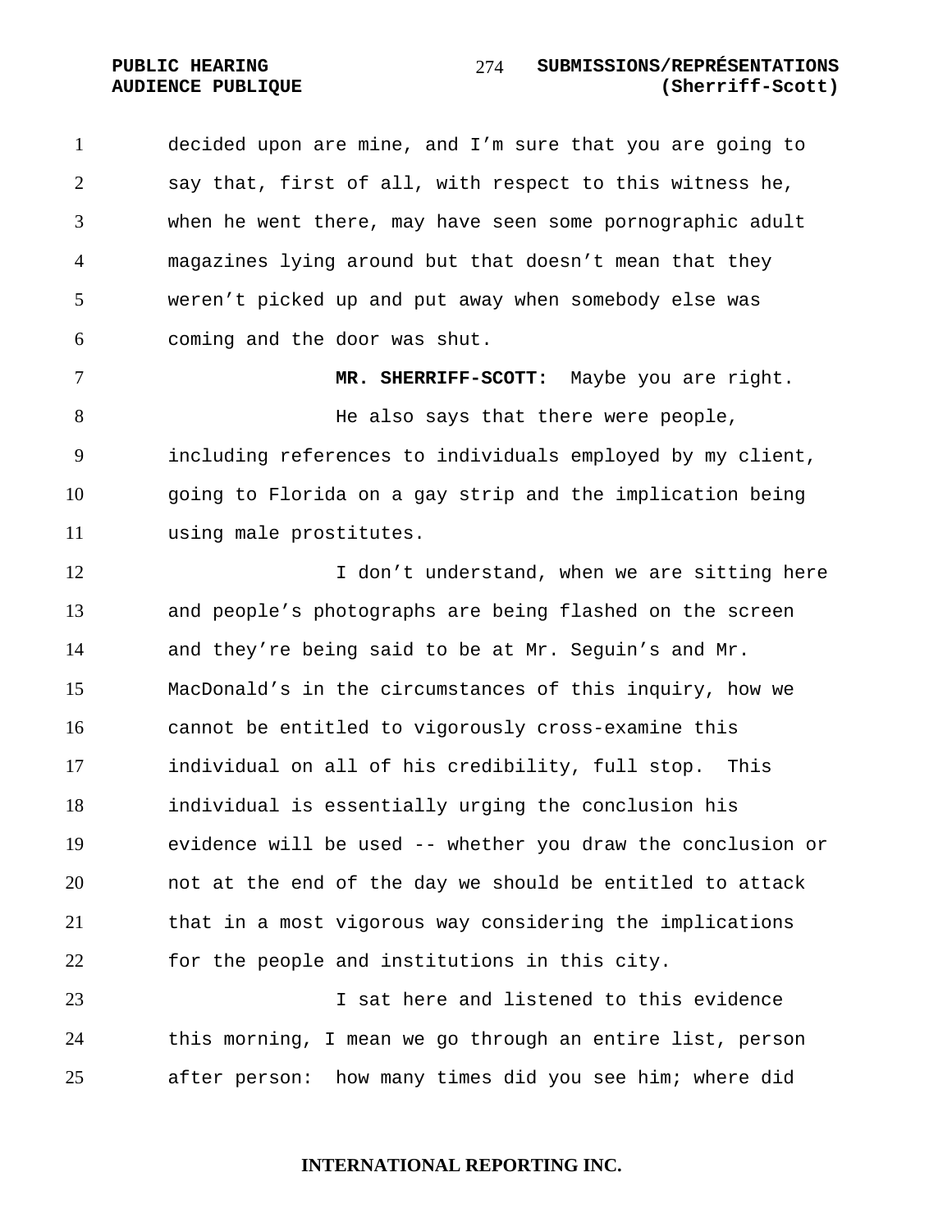decided upon are mine, and I'm sure that you are going to say that, first of all, with respect to this witness he, when he went there, may have seen some pornographic adult magazines lying around but that doesn't mean that they weren't picked up and put away when somebody else was coming and the door was shut.

**MR. SHERRIFF-SCOTT:** Maybe you are right.

He also says that there were people, including references to individuals employed by my client, going to Florida on a gay strip and the implication being using male prostitutes.

I don't understand, when we are sitting here and people's photographs are being flashed on the screen and they're being said to be at Mr. Seguin's and Mr. MacDonald's in the circumstances of this inquiry, how we cannot be entitled to vigorously cross-examine this individual on all of his credibility, full stop. This individual is essentially urging the conclusion his evidence will be used -- whether you draw the conclusion or not at the end of the day we should be entitled to attack that in a most vigorous way considering the implications for the people and institutions in this city.

I sat here and listened to this evidence this morning, I mean we go through an entire list, person after person: how many times did you see him; where did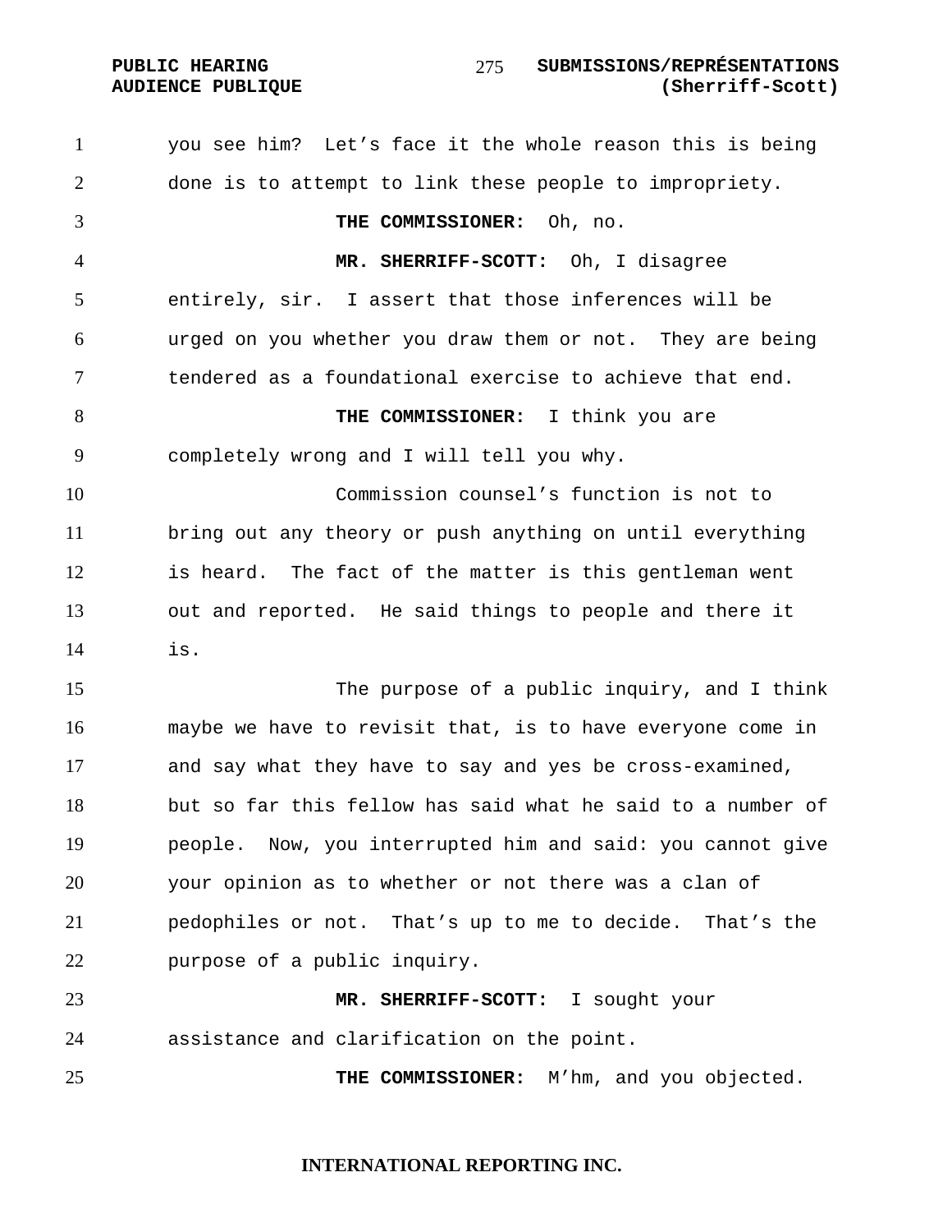you see him? Let's face it the whole reason this is being done is to attempt to link these people to impropriety.

**THE COMMISSIONER:** Oh, no.

**MR. SHERRIFF-SCOTT:** Oh, I disagree entirely, sir. I assert that those inferences will be urged on you whether you draw them or not. They are being tendered as a foundational exercise to achieve that end.

**THE COMMISSIONER:** I think you are completely wrong and I will tell you why.

Commission counsel's function is not to bring out any theory or push anything on until everything is heard. The fact of the matter is this gentleman went out and reported. He said things to people and there it is.

The purpose of a public inquiry, and I think maybe we have to revisit that, is to have everyone come in and say what they have to say and yes be cross-examined, but so far this fellow has said what he said to a number of people. Now, you interrupted him and said: you cannot give your opinion as to whether or not there was a clan of pedophiles or not. That's up to me to decide. That's the purpose of a public inquiry.

**MR. SHERRIFF-SCOTT:** I sought your assistance and clarification on the point.

**THE COMMISSIONER:** M'hm, and you objected.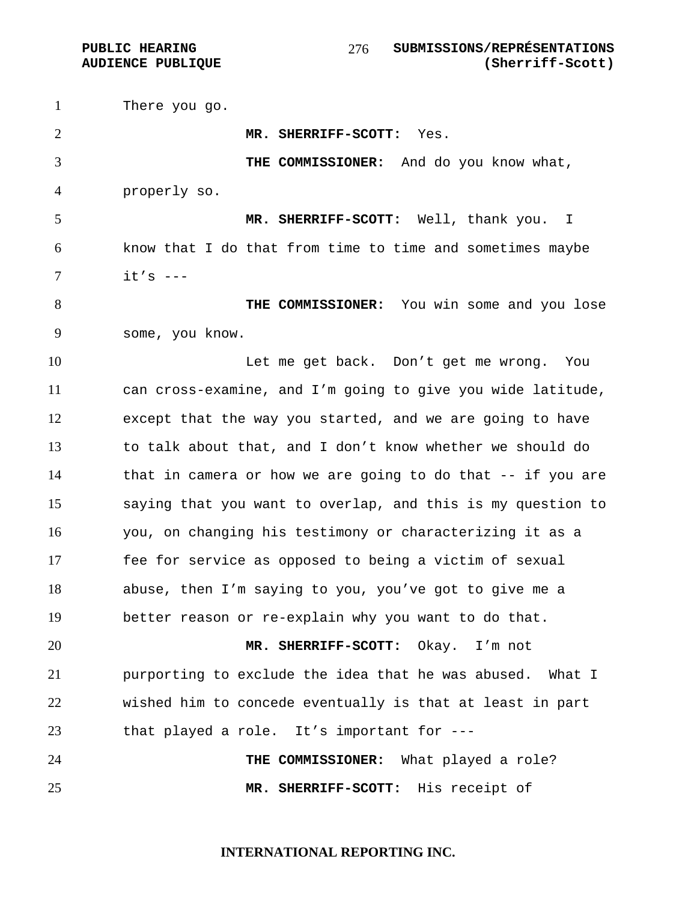There you go.

**MR. SHERRIFF-SCOTT:** Yes.

**THE COMMISSIONER:** And do you know what, properly so.

**MR. SHERRIFF-SCOTT:** Well, thank you. I know that I do that from time to time and sometimes maybe it's ---

**THE COMMISSIONER:** You win some and you lose some, you know.

Let me get back. Don't get me wrong. You can cross-examine, and I'm going to give you wide latitude, except that the way you started, and we are going to have to talk about that, and I don't know whether we should do that in camera or how we are going to do that -- if you are saying that you want to overlap, and this is my question to you, on changing his testimony or characterizing it as a fee for service as opposed to being a victim of sexual abuse, then I'm saying to you, you've got to give me a better reason or re-explain why you want to do that.

**MR. SHERRIFF-SCOTT:** Okay. I'm not purporting to exclude the idea that he was abused. What I wished him to concede eventually is that at least in part that played a role. It's important for ---

**THE COMMISSIONER:** What played a role?

**MR. SHERRIFF-SCOTT:** His receipt of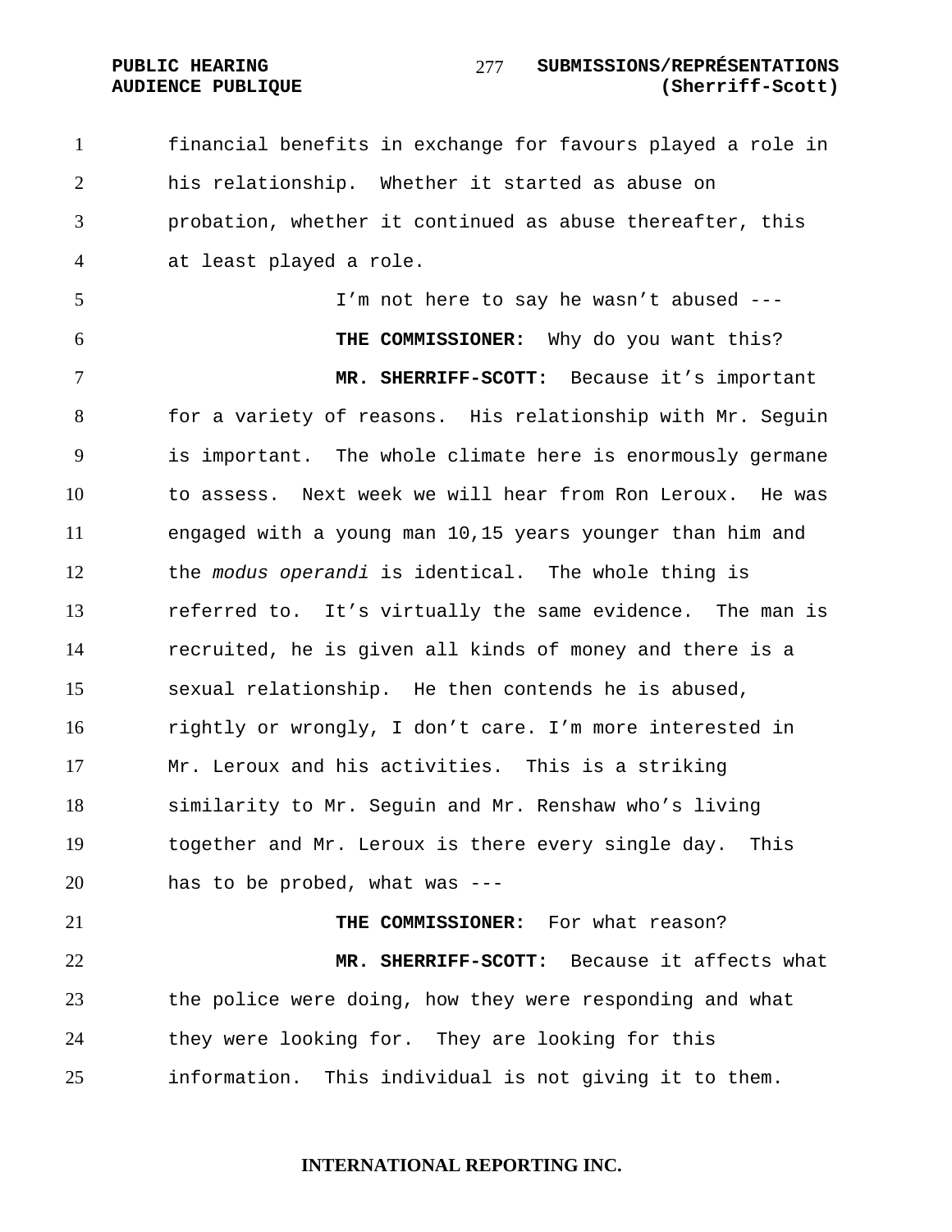financial benefits in exchange for favours played a role in his relationship. Whether it started as abuse on probation, whether it continued as abuse thereafter, this at least played a role.

I'm not here to say he wasn't abused ---

**THE COMMISSIONER:** Why do you want this?

**MR. SHERRIFF-SCOTT:** Because it's important for a variety of reasons. His relationship with Mr. Seguin is important. The whole climate here is enormously germane to assess. Next week we will hear from Ron Leroux. He was engaged with a young man 10,15 years younger than him and the *modus operandi* is identical. The whole thing is referred to. It's virtually the same evidence. The man is recruited, he is given all kinds of money and there is a sexual relationship. He then contends he is abused, rightly or wrongly, I don't care. I'm more interested in Mr. Leroux and his activities. This is a striking similarity to Mr. Seguin and Mr. Renshaw who's living together and Mr. Leroux is there every single day. This has to be probed, what was ---

**THE COMMISSIONER:** For what reason?

**MR. SHERRIFF-SCOTT:** Because it affects what the police were doing, how they were responding and what they were looking for. They are looking for this information. This individual is not giving it to them.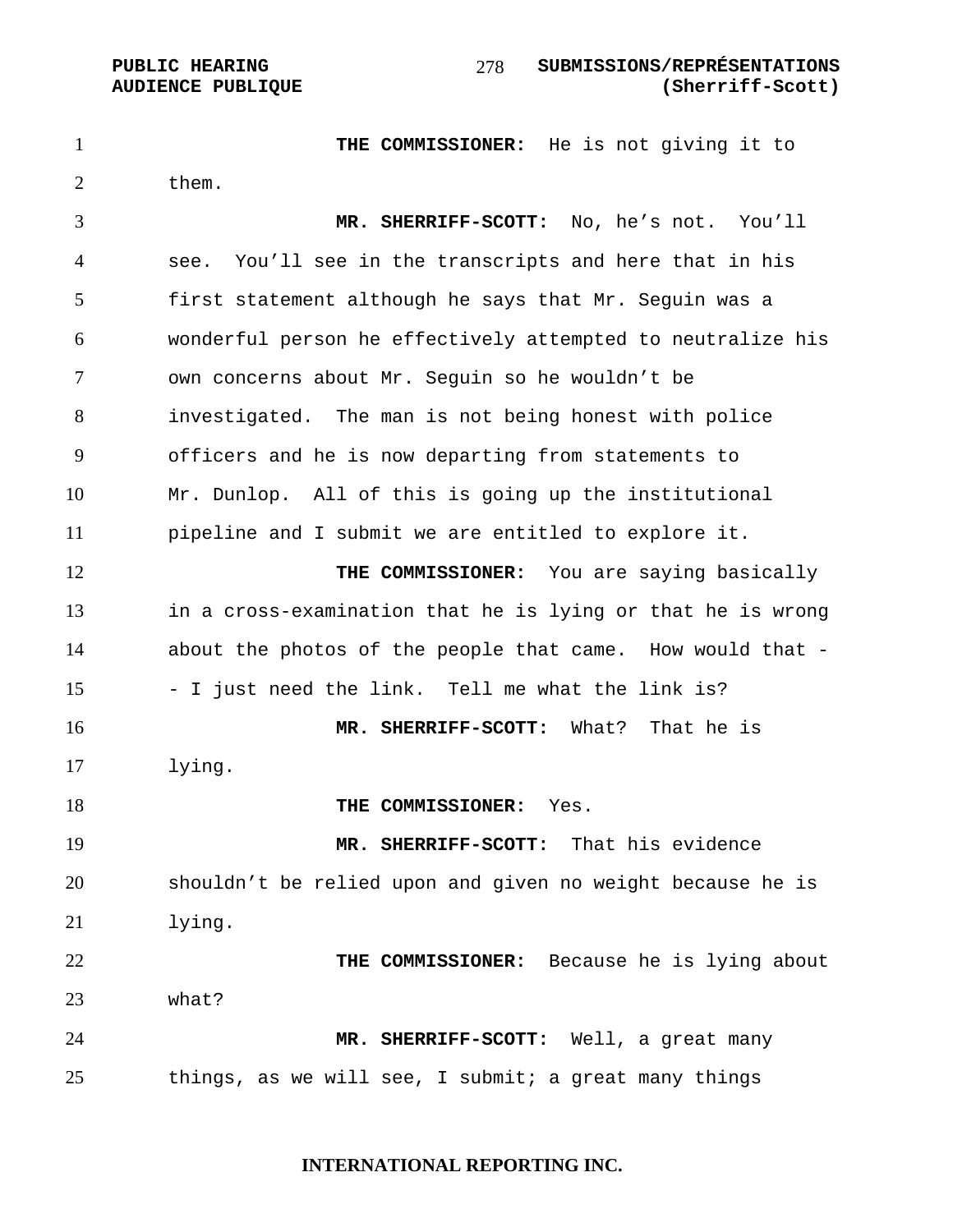**THE COMMISSIONER:** He is not giving it to them.

**MR. SHERRIFF-SCOTT:** No, he's not. You'll see. You'll see in the transcripts and here that in his first statement although he says that Mr. Seguin was a wonderful person he effectively attempted to neutralize his own concerns about Mr. Seguin so he wouldn't be investigated. The man is not being honest with police officers and he is now departing from statements to Mr. Dunlop. All of this is going up the institutional pipeline and I submit we are entitled to explore it.

**THE COMMISSIONER:** You are saying basically in a cross-examination that he is lying or that he is wrong about the photos of the people that came. How would that -- I just need the link. Tell me what the link is?

**MR. SHERRIFF-SCOTT:** What? That he is lying.

**THE COMMISSIONER:** Yes.

**MR. SHERRIFF-SCOTT:** That his evidence shouldn't be relied upon and given no weight because he is lying.

**THE COMMISSIONER:** Because he is lying about what?

**MR. SHERRIFF-SCOTT:** Well, a great many things, as we will see, I submit; a great many things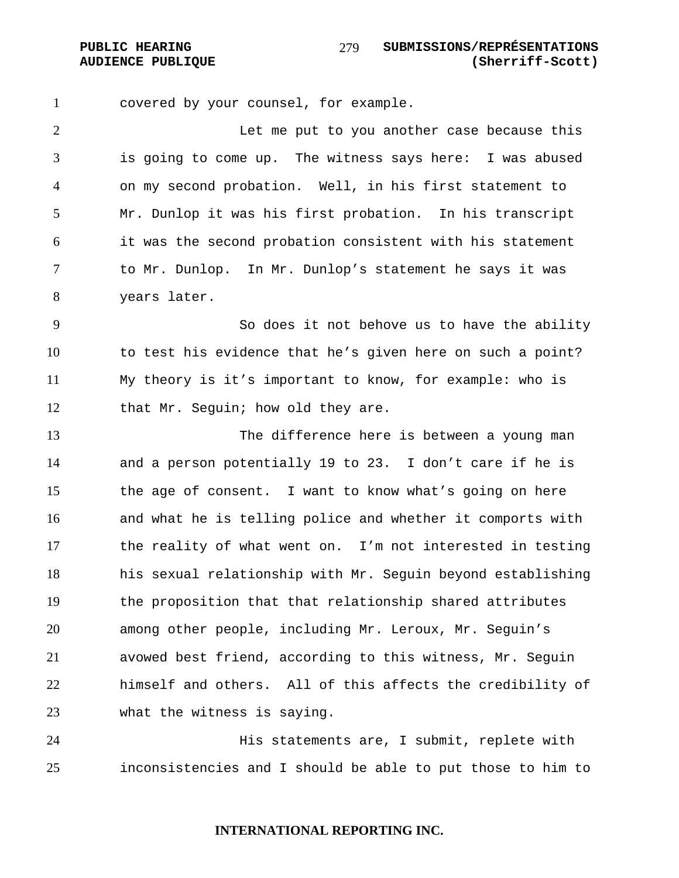covered by your counsel, for example.

Let me put to you another case because this is going to come up. The witness says here: I was abused on my second probation. Well, in his first statement to Mr. Dunlop it was his first probation. In his transcript it was the second probation consistent with his statement to Mr. Dunlop. In Mr. Dunlop's statement he says it was years later.

So does it not behove us to have the ability to test his evidence that he's given here on such a point? My theory is it's important to know, for example: who is that Mr. Seguin; how old they are.

The difference here is between a young man and a person potentially 19 to 23. I don't care if he is the age of consent. I want to know what's going on here and what he is telling police and whether it comports with the reality of what went on. I'm not interested in testing his sexual relationship with Mr. Seguin beyond establishing the proposition that that relationship shared attributes among other people, including Mr. Leroux, Mr. Seguin's avowed best friend, according to this witness, Mr. Seguin himself and others. All of this affects the credibility of what the witness is saying.

His statements are, I submit, replete with inconsistencies and I should be able to put those to him to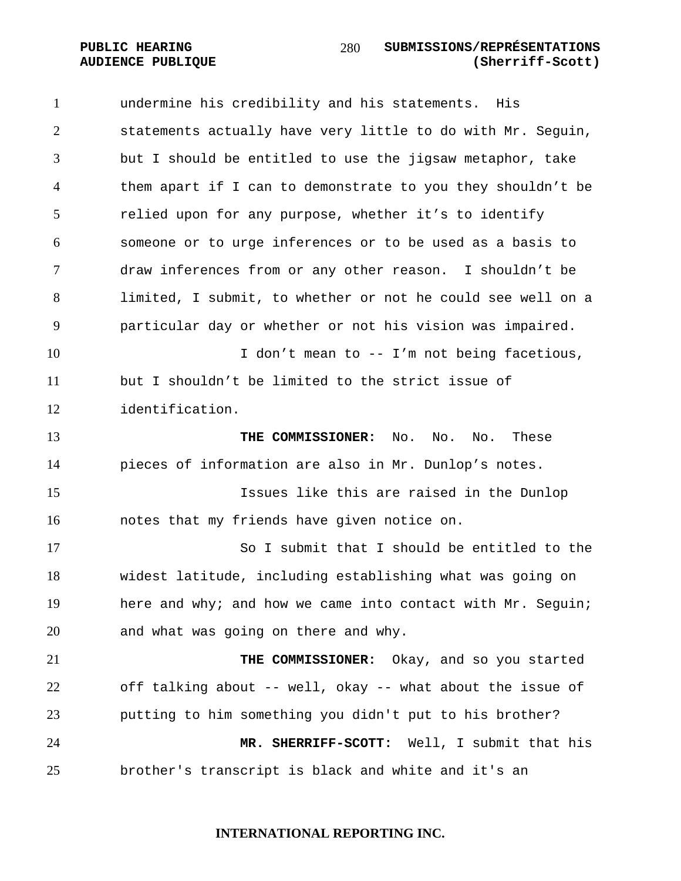undermine his credibility and his statements. His statements actually have very little to do with Mr. Seguin, but I should be entitled to use the jigsaw metaphor, take them apart if I can to demonstrate to you they shouldn't be relied upon for any purpose, whether it's to identify someone or to urge inferences or to be used as a basis to draw inferences from or any other reason. I shouldn't be limited, I submit, to whether or not he could see well on a particular day or whether or not his vision was impaired.

I don't mean to -- I'm not being facetious, but I shouldn't be limited to the strict issue of identification.

**THE COMMISSIONER:** No. No. No. These pieces of information are also in Mr. Dunlop's notes.

Issues like this are raised in the Dunlop notes that my friends have given notice on.

So I submit that I should be entitled to the widest latitude, including establishing what was going on here and why; and how we came into contact with Mr. Seguin; and what was going on there and why.

**THE COMMISSIONER:** Okay, and so you started off talking about -- well, okay -- what about the issue of putting to him something you didn't put to his brother?

**MR. SHERRIFF-SCOTT:** Well, I submit that his brother's transcript is black and white and it's an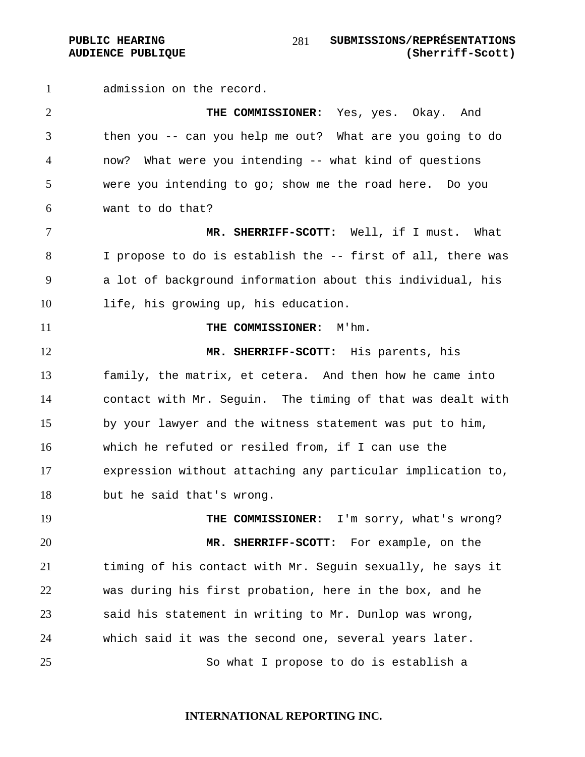admission on the record.

**THE COMMISSIONER:** Yes, yes. Okay. And then you -- can you help me out? What are you going to do now? What were you intending -- what kind of questions were you intending to go; show me the road here. Do you want to do that?

**MR. SHERRIFF-SCOTT:** Well, if I must. What I propose to do is establish the -- first of all, there was a lot of background information about this individual, his life, his growing up, his education.

**THE COMMISSIONER:** M'hm.

**MR. SHERRIFF-SCOTT:** His parents, his family, the matrix, et cetera. And then how he came into contact with Mr. Seguin. The timing of that was dealt with by your lawyer and the witness statement was put to him, which he refuted or resiled from, if I can use the expression without attaching any particular implication to, but he said that's wrong.

**THE COMMISSIONER:** I'm sorry, what's wrong?

**MR. SHERRIFF-SCOTT:** For example, on the timing of his contact with Mr. Seguin sexually, he says it was during his first probation, here in the box, and he said his statement in writing to Mr. Dunlop was wrong, which said it was the second one, several years later.

So what I propose to do is establish a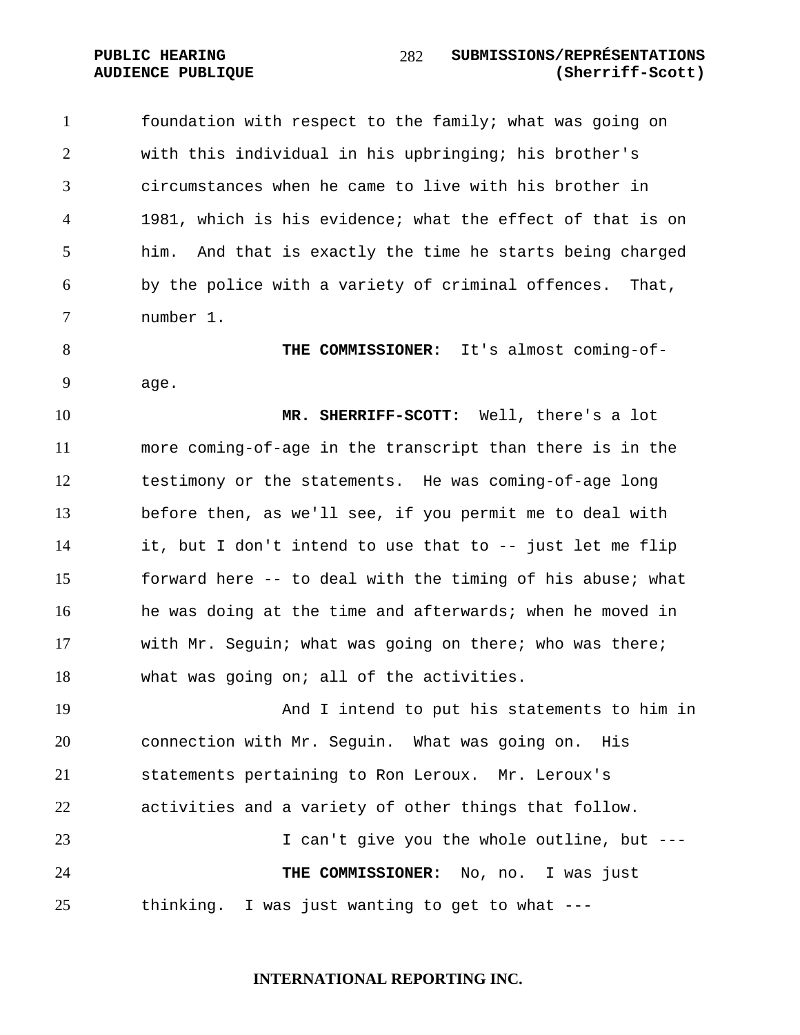foundation with respect to the family; what was going on with this individual in his upbringing; his brother's circumstances when he came to live with his brother in 1981, which is his evidence; what the effect of that is on him. And that is exactly the time he starts being charged by the police with a variety of criminal offences. That, number 1.

**THE COMMISSIONER:** It's almost coming-of-age.

**MR. SHERRIFF-SCOTT:** Well, there's a lot more coming-of-age in the transcript than there is in the testimony or the statements. He was coming-of-age long before then, as we'll see, if you permit me to deal with it, but I don't intend to use that to -- just let me flip forward here -- to deal with the timing of his abuse; what he was doing at the time and afterwards; when he moved in with Mr. Seguin; what was going on there; who was there; what was going on; all of the activities.

And I intend to put his statements to him in connection with Mr. Seguin. What was going on. His statements pertaining to Ron Leroux. Mr. Leroux's activities and a variety of other things that follow.

I can't give you the whole outline, but ---

**THE COMMISSIONER:** No, no. I was just thinking. I was just wanting to get to what ---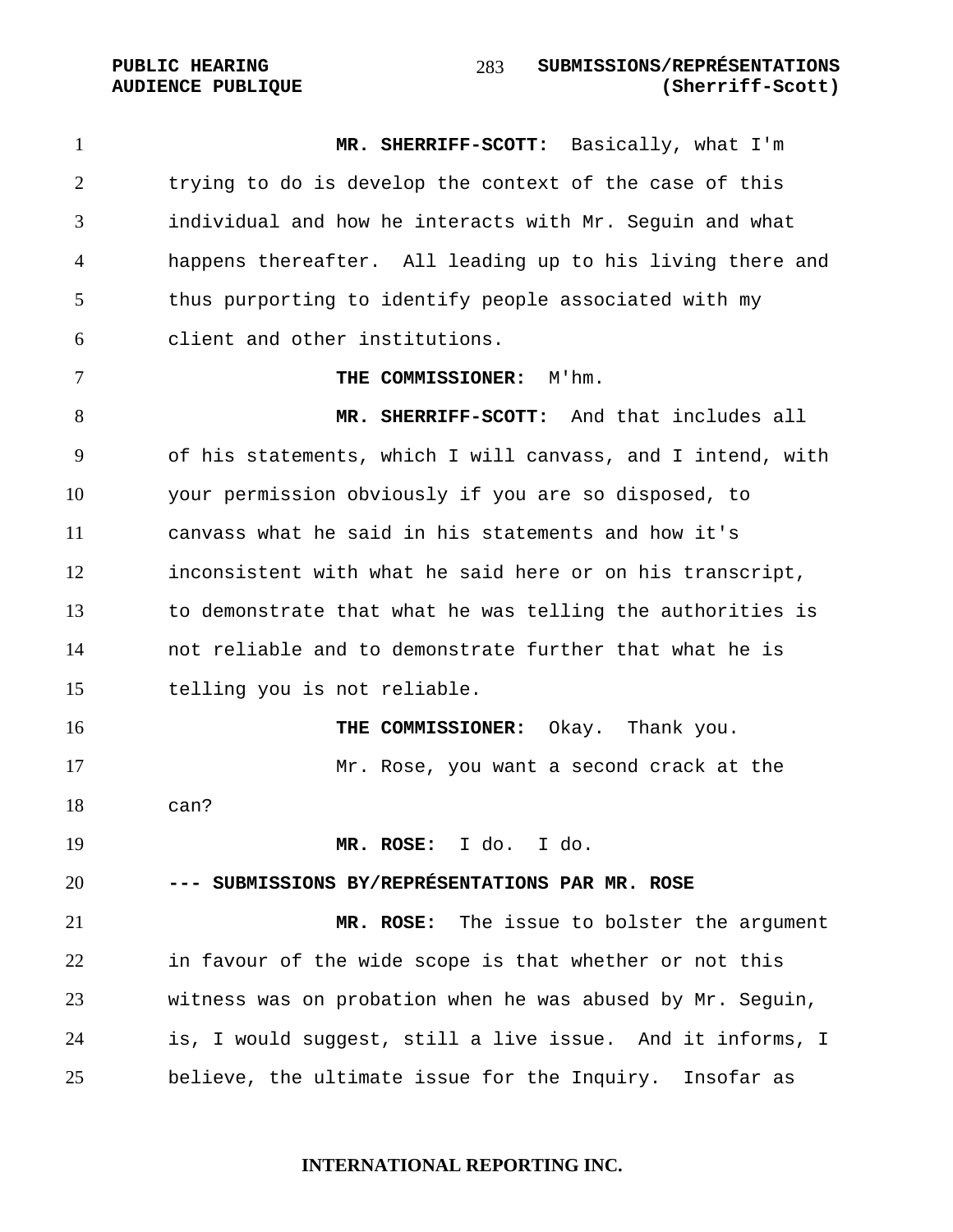**MR. SHERRIFF-SCOTT:** Basically, what I'm trying to do is develop the context of the case of this individual and how he interacts with Mr. Seguin and what happens thereafter. All leading up to his living there and thus purporting to identify people associated with my client and other institutions.

**THE COMMISSIONER:** M'hm.

**MR. SHERRIFF-SCOTT:** And that includes all of his statements, which I will canvass, and I intend, with your permission obviously if you are so disposed, to canvass what he said in his statements and how it's inconsistent with what he said here or on his transcript, to demonstrate that what he was telling the authorities is not reliable and to demonstrate further that what he is telling you is not reliable.

**THE COMMISSIONER:** Okay. Thank you.

Mr. Rose, you want a second crack at the can?

**MR. ROSE:** I do. I do.

**--- SUBMISSIONS BY/REPRÉSENTATIONS PAR MR. ROSE**

**MR. ROSE:** The issue to bolster the argument in favour of the wide scope is that whether or not this witness was on probation when he was abused by Mr. Seguin, is, I would suggest, still a live issue. And it informs, I believe, the ultimate issue for the Inquiry. Insofar as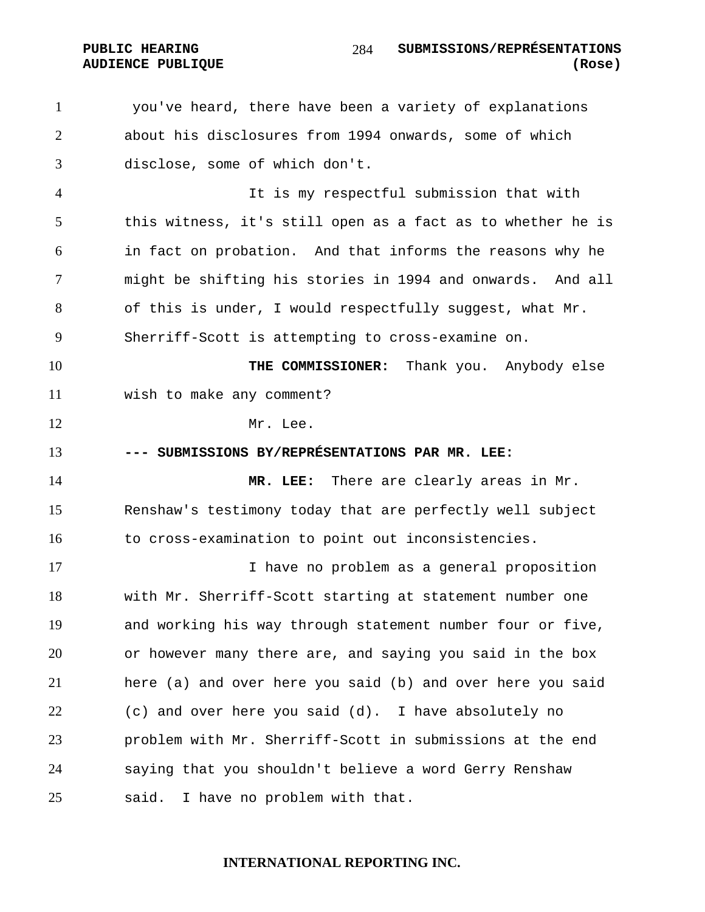you've heard, there have been a variety of explanations about his disclosures from 1994 onwards, some of which disclose, some of which don't.

It is my respectful submission that with this witness, it's still open as a fact as to whether he is in fact on probation. And that informs the reasons why he might be shifting his stories in 1994 and onwards. And all of this is under, I would respectfully suggest, what Mr. Sherriff-Scott is attempting to cross-examine on.

**THE COMMISSIONER:** Thank you. Anybody else wish to make any comment?

Mr. Lee.

**--- SUBMISSIONS BY/REPRÉSENTATIONS PAR MR. LEE:**

**MR. LEE:** There are clearly areas in Mr. Renshaw's testimony today that are perfectly well subject to cross-examination to point out inconsistencies.

I have no problem as a general proposition with Mr. Sherriff-Scott starting at statement number one and working his way through statement number four or five, or however many there are, and saying you said in the box here (a) and over here you said (b) and over here you said (c) and over here you said (d). I have absolutely no problem with Mr. Sherriff-Scott in submissions at the end saying that you shouldn't believe a word Gerry Renshaw said. I have no problem with that.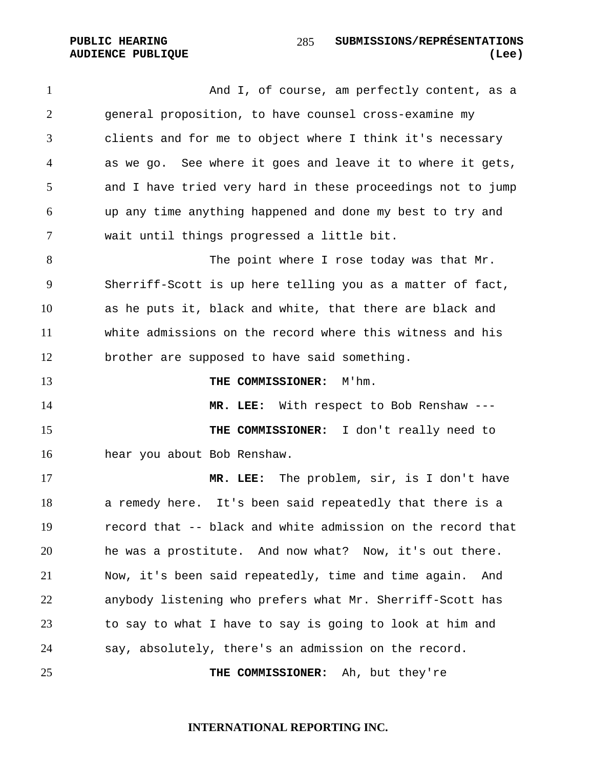And I, of course, am perfectly content, as a general proposition, to have counsel cross-examine my clients and for me to object where I think it's necessary as we go. See where it goes and leave it to where it gets, and I have tried very hard in these proceedings not to jump up any time anything happened and done my best to try and wait until things progressed a little bit.

The point where I rose today was that Mr. Sherriff-Scott is up here telling you as a matter of fact, as he puts it, black and white, that there are black and white admissions on the record where this witness and his brother are supposed to have said something.

**THE COMMISSIONER:** M'hm.

**MR. LEE:** With respect to Bob Renshaw ---

**THE COMMISSIONER:** I don't really need to hear you about Bob Renshaw.

**MR. LEE:** The problem, sir, is I don't have a remedy here. It's been said repeatedly that there is a record that -- black and white admission on the record that he was a prostitute. And now what? Now, it's out there. Now, it's been said repeatedly, time and time again. And anybody listening who prefers what Mr. Sherriff-Scott has to say to what I have to say is going to look at him and say, absolutely, there's an admission on the record.

**THE COMMISSIONER:** Ah, but they're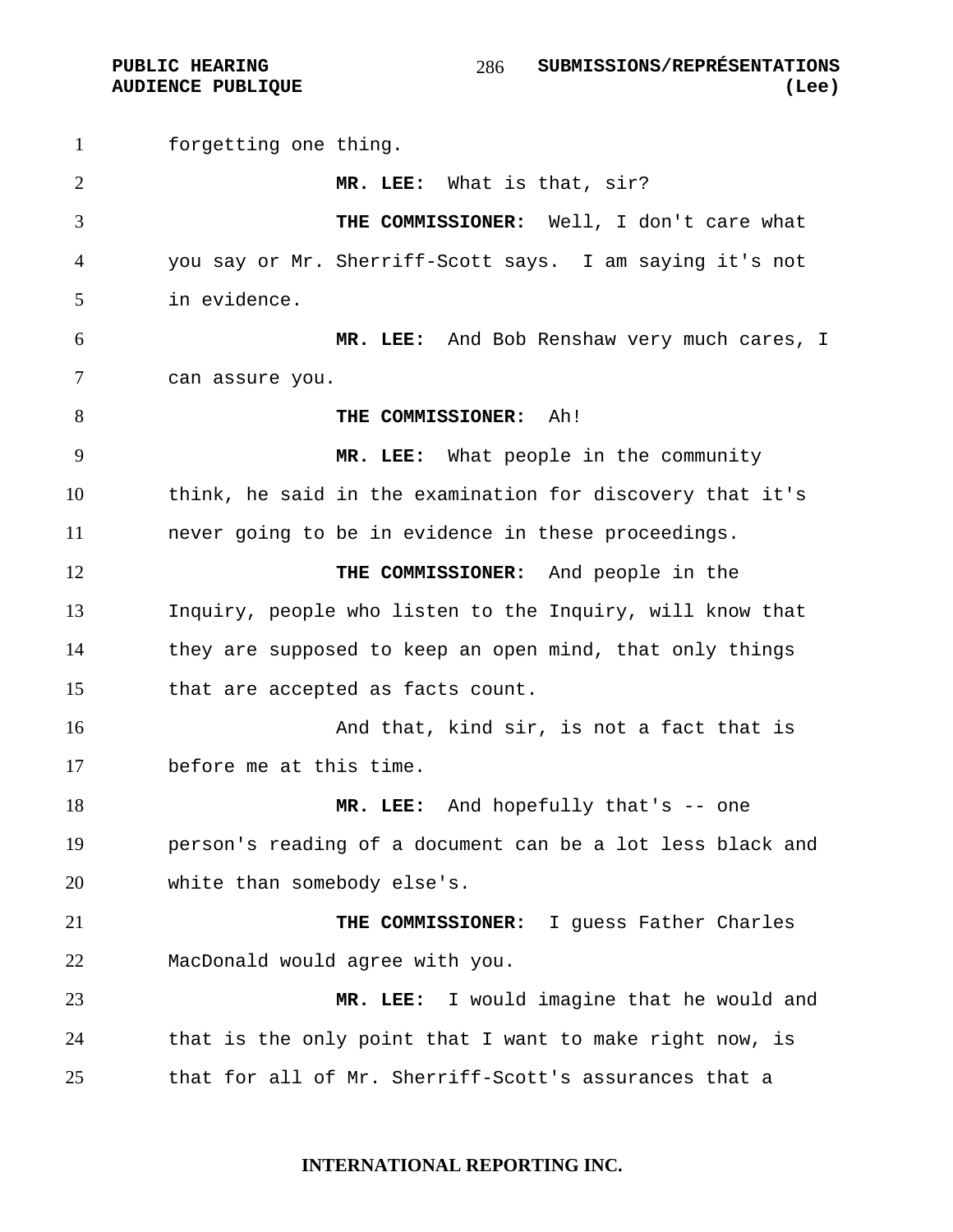forgetting one thing.

**MR. LEE:** What is that, sir?

**THE COMMISSIONER:** Well, I don't care what you say or Mr. Sherriff-Scott says. I am saying it's not in evidence.

**MR. LEE:** And Bob Renshaw very much cares, I can assure you.

**THE COMMISSIONER:** Ah!

**MR. LEE:** What people in the community think, he said in the examination for discovery that it's never going to be in evidence in these proceedings.

**THE COMMISSIONER:** And people in the Inquiry, people who listen to the Inquiry, will know that they are supposed to keep an open mind, that only things that are accepted as facts count.

And that, kind sir, is not a fact that is before me at this time.

**MR. LEE:** And hopefully that's -- one person's reading of a document can be a lot less black and white than somebody else's.

**THE COMMISSIONER:** I guess Father Charles MacDonald would agree with you.

**MR. LEE:** I would imagine that he would and that is the only point that I want to make right now, is that for all of Mr. Sherriff-Scott's assurances that a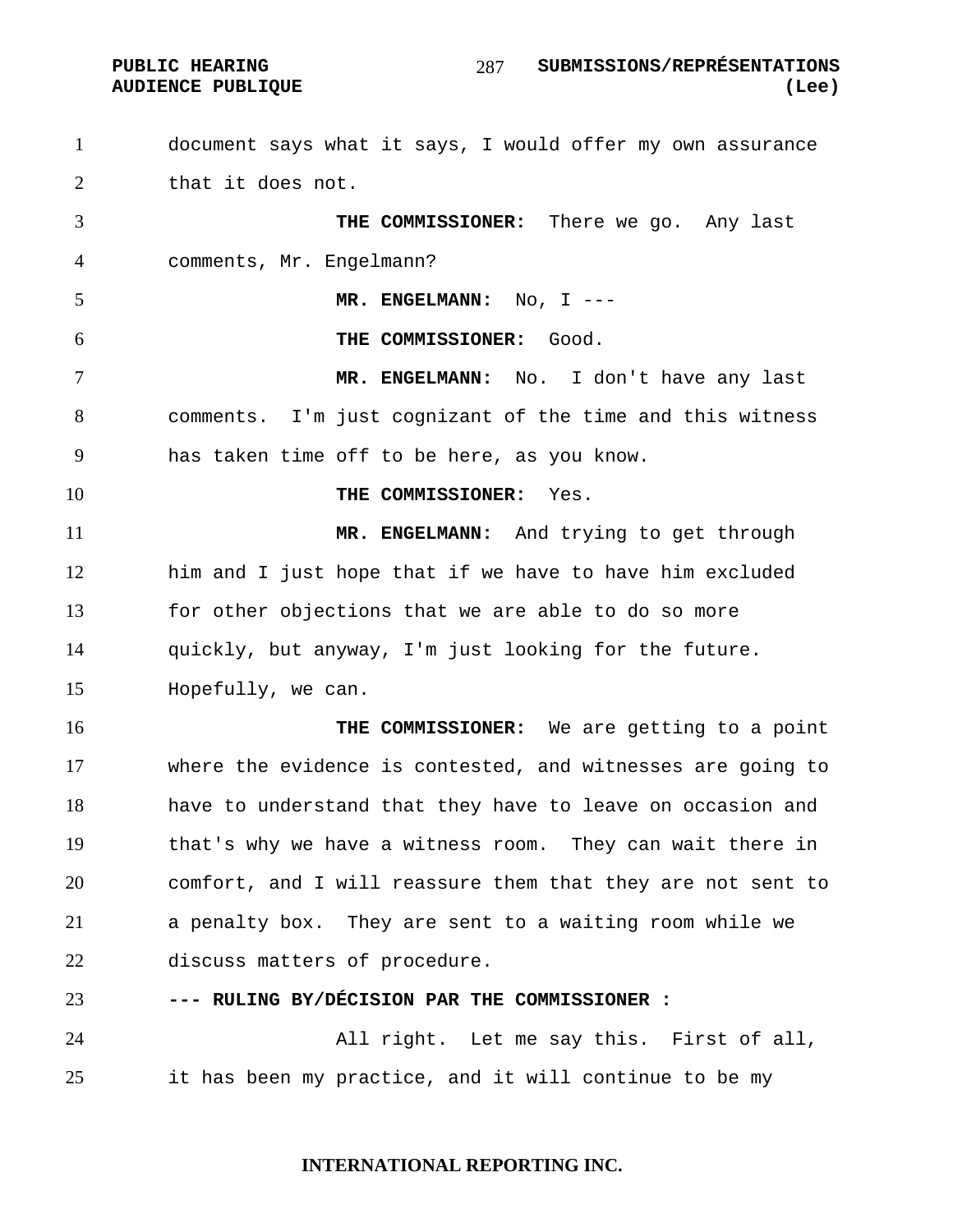document says what it says, I would offer my own assurance that it does not.

**THE COMMISSIONER:** There we go. Any last comments, Mr. Engelmann?

**MR. ENGELMANN:** No, I ---

**THE COMMISSIONER:** Good.

**MR. ENGELMANN:** No. I don't have any last comments. I'm just cognizant of the time and this witness has taken time off to be here, as you know.

**THE COMMISSIONER:** Yes.

**MR. ENGELMANN:** And trying to get through him and I just hope that if we have to have him excluded for other objections that we are able to do so more quickly, but anyway, I'm just looking for the future. Hopefully, we can.

**THE COMMISSIONER:** We are getting to a point where the evidence is contested, and witnesses are going to have to understand that they have to leave on occasion and that's why we have a witness room. They can wait there in comfort, and I will reassure them that they are not sent to a penalty box. They are sent to a waiting room while we discuss matters of procedure.

**--- RULING BY/DÉCISION PAR THE COMMISSIONER :**

All right. Let me say this. First of all, it has been my practice, and it will continue to be my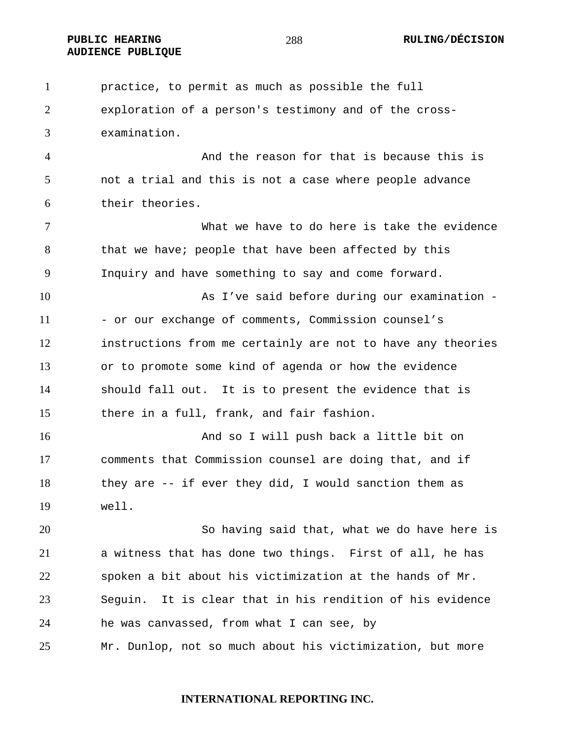practice, to permit as much as possible the full exploration of a person's testimony and of the cross-examination.

And the reason for that is because this is not a trial and this is not a case where people advance their theories.

What we have to do here is take the evidence that we have; people that have been affected by this Inquiry and have something to say and come forward.

As I've said before during our examination -- or our exchange of comments, Commission counsel's instructions from me certainly are not to have any theories or to promote some kind of agenda or how the evidence should fall out. It is to present the evidence that is there in a full, frank, and fair fashion.

And so I will push back a little bit on comments that Commission counsel are doing that, and if they are -- if ever they did, I would sanction them as well.

So having said that, what we do have here is a witness that has done two things. First of all, he has spoken a bit about his victimization at the hands of Mr. Seguin. It is clear that in his rendition of his evidence he was canvassed, from what I can see, by Mr. Dunlop, not so much about his victimization, but more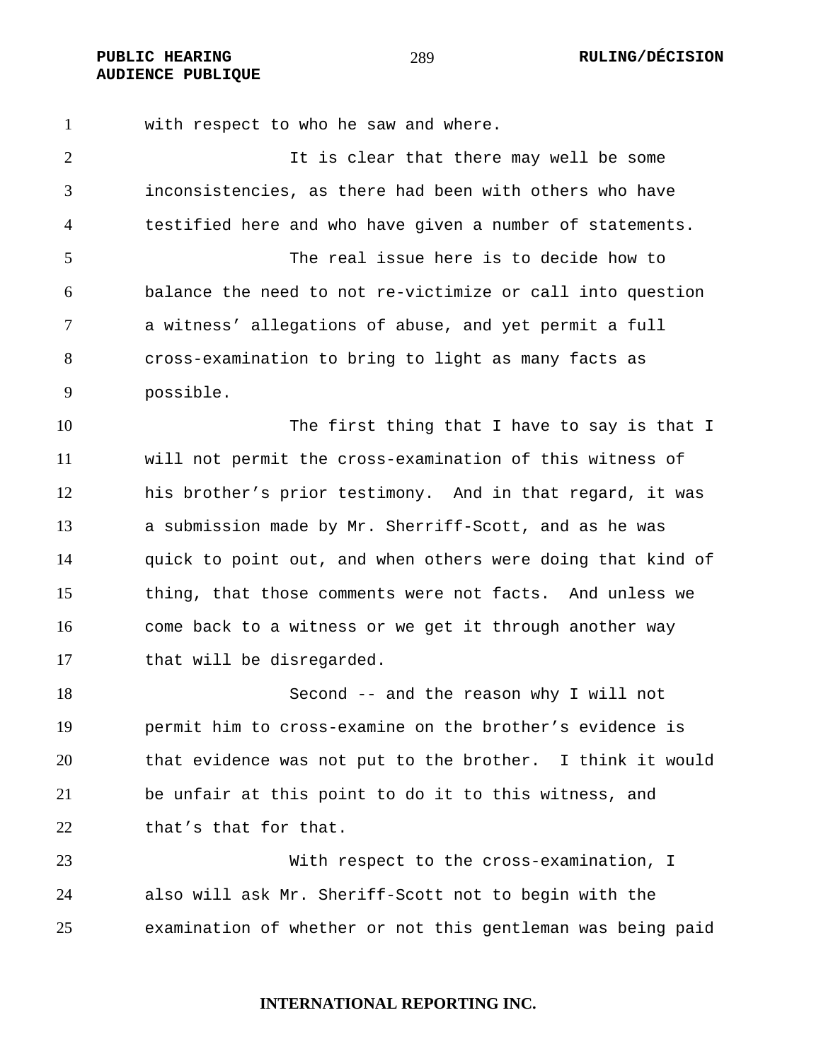with respect to who he saw and where.

It is clear that there may well be some inconsistencies, as there had been with others who have testified here and who have given a number of statements.

The real issue here is to decide how to balance the need to not re-victimize or call into question a witness' allegations of abuse, and yet permit a full cross-examination to bring to light as many facts as possible.

The first thing that I have to say is that I will not permit the cross-examination of this witness of his brother's prior testimony. And in that regard, it was a submission made by Mr. Sherriff-Scott, and as he was quick to point out, and when others were doing that kind of thing, that those comments were not facts. And unless we come back to a witness or we get it through another way that will be disregarded.

Second -- and the reason why I will not permit him to cross-examine on the brother's evidence is that evidence was not put to the brother. I think it would be unfair at this point to do it to this witness, and that's that for that.

With respect to the cross-examination, I also will ask Mr. Sheriff-Scott not to begin with the examination of whether or not this gentleman was being paid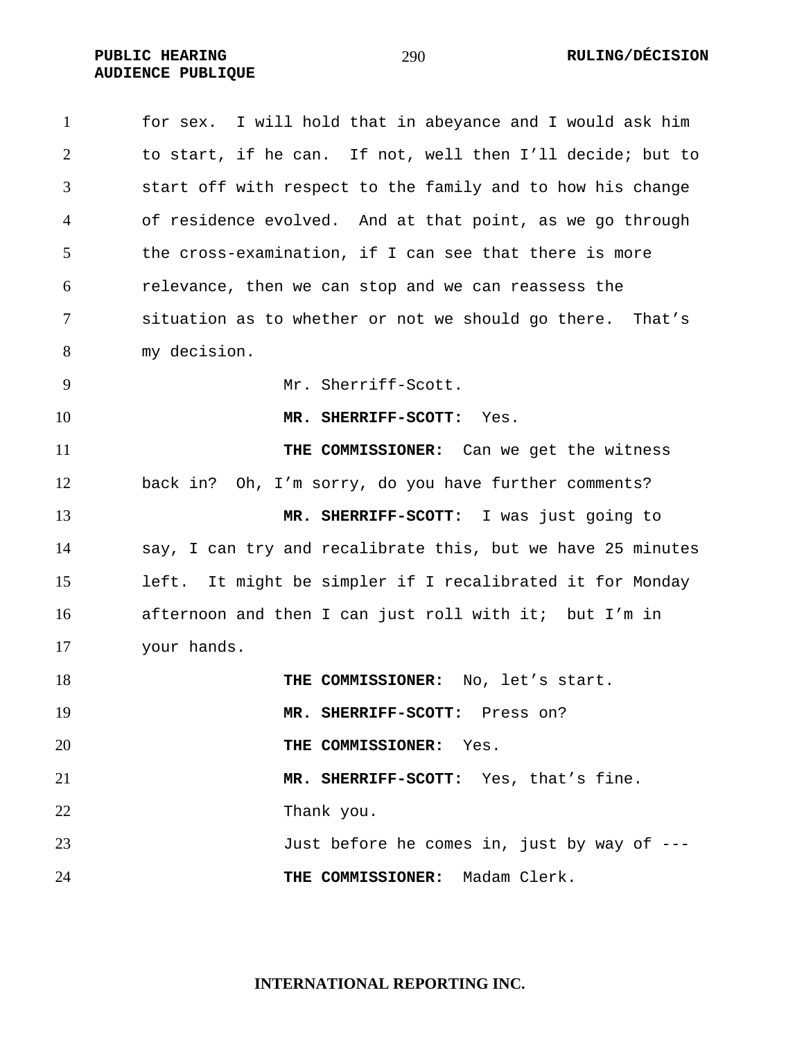for sex. I will hold that in abeyance and I would ask him to start, if he can. If not, well then I'll decide; but to start off with respect to the family and to how his change of residence evolved. And at that point, as we go through the cross-examination, if I can see that there is more relevance, then we can stop and we can reassess the situation as to whether or not we should go there. That's my decision.

Mr. Sherriff-Scott.

**MR. SHERRIFF-SCOTT:** Yes.

**THE COMMISSIONER:** Can we get the witness back in? Oh, I'm sorry, do you have further comments?

**MR. SHERRIFF-SCOTT:** I was just going to say, I can try and recalibrate this, but we have 25 minutes left. It might be simpler if I recalibrated it for Monday afternoon and then I can just roll with it; but I'm in your hands.

**THE COMMISSIONER:** No, let's start.

**MR. SHERRIFF-SCOTT:** Press on?

**THE COMMISSIONER:** Yes.

**MR. SHERRIFF-SCOTT:** Yes, that's fine. Thank you.

Just before he comes in, just by way of ---

**THE COMMISSIONER:** Madam Clerk.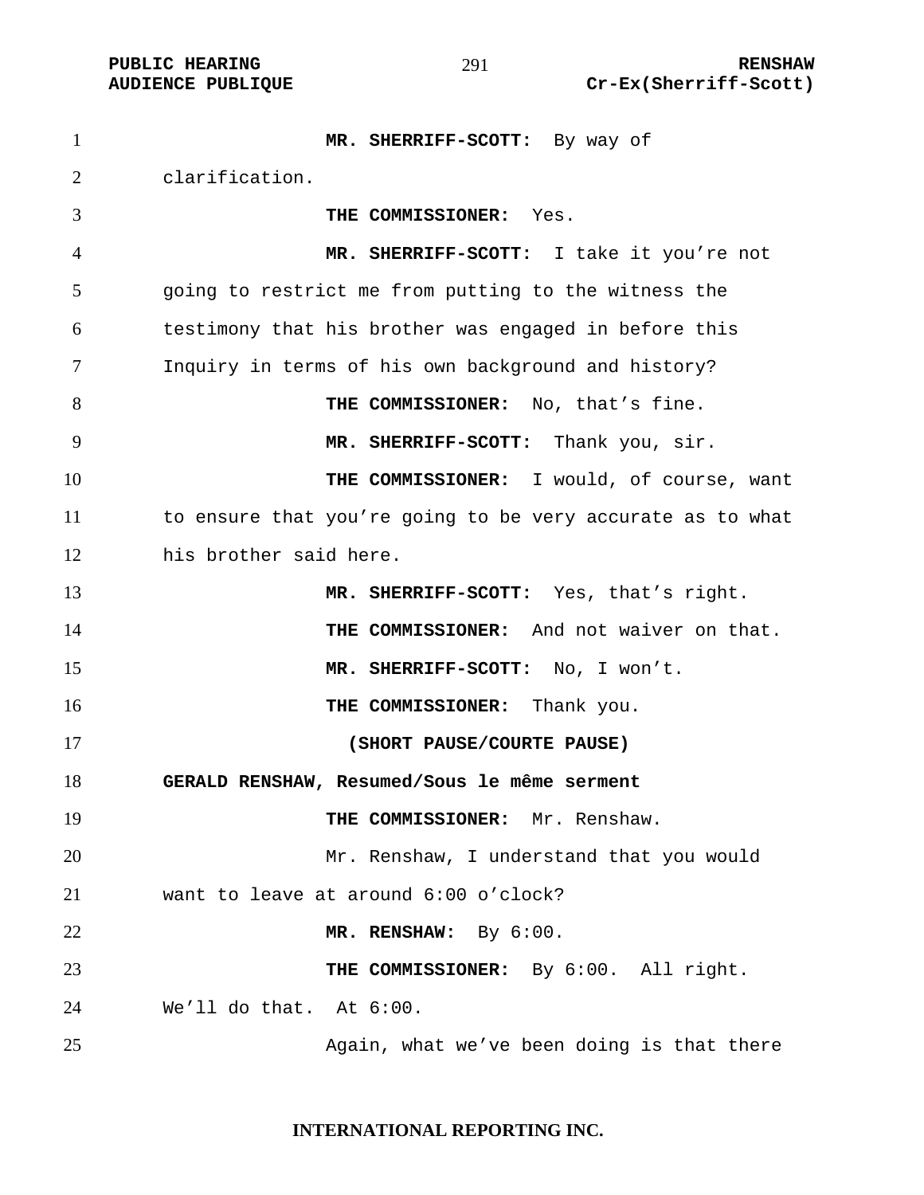**MR. SHERRIFF-SCOTT:** By way of clarification.

**THE COMMISSIONER:** Yes.

**MR. SHERRIFF-SCOTT:** I take it you're not going to restrict me from putting to the witness the testimony that his brother was engaged in before this Inquiry in terms of his own background and history?

**THE COMMISSIONER:** No, that's fine.

**MR. SHERRIFF-SCOTT:** Thank you, sir.

**THE COMMISSIONER:** I would, of course, want to ensure that you're going to be very accurate as to what his brother said here.

**MR. SHERRIFF-SCOTT:** Yes, that's right.

**THE COMMISSIONER:** And not waiver on that.

**MR. SHERRIFF-SCOTT:** No, I won't.

**THE COMMISSIONER:** Thank you.

**(SHORT PAUSE/COURTE PAUSE)**

**GERALD RENSHAW, Resumed/Sous le même serment**

**THE COMMISSIONER:** Mr. Renshaw.

Mr. Renshaw, I understand that you would want to leave at around 6:00 o'clock?

**MR. RENSHAW:** By 6:00.

**THE COMMISSIONER:** By 6:00. All right. We'll do that. At 6:00.

Again, what we've been doing is that there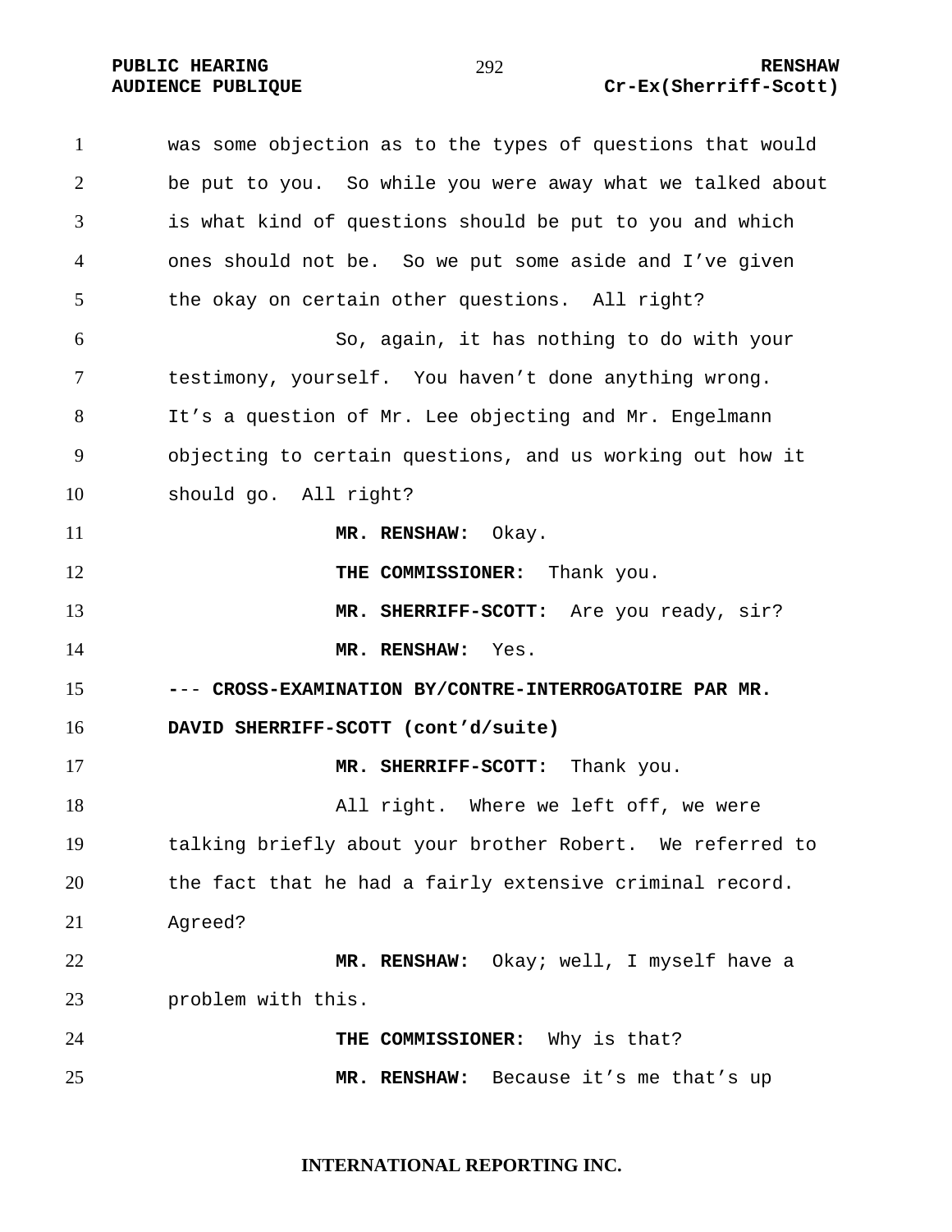was some objection as to the types of questions that would be put to you. So while you were away what we talked about is what kind of questions should be put to you and which ones should not be. So we put some aside and I've given the okay on certain other questions. All right?

So, again, it has nothing to do with your testimony, yourself. You haven't done anything wrong. It's a question of Mr. Lee objecting and Mr. Engelmann objecting to certain questions, and us working out how it should go. All right?

**MR. RENSHAW:** Okay.

**THE COMMISSIONER:** Thank you.

**MR. SHERRIFF-SCOTT:** Are you ready, sir?

**MR. RENSHAW:** Yes.

**--- CROSS-EXAMINATION BY/CONTRE-INTERROGATOIRE PAR MR. DAVID SHERRIFF-SCOTT (cont'd/suite)**

**MR. SHERRIFF-SCOTT:** Thank you.

All right. Where we left off, we were talking briefly about your brother Robert. We referred to the fact that he had a fairly extensive criminal record. Agreed?

**MR. RENSHAW:** Okay; well, I myself have a problem with this.

**THE COMMISSIONER:** Why is that?

**MR. RENSHAW:** Because it's me that's up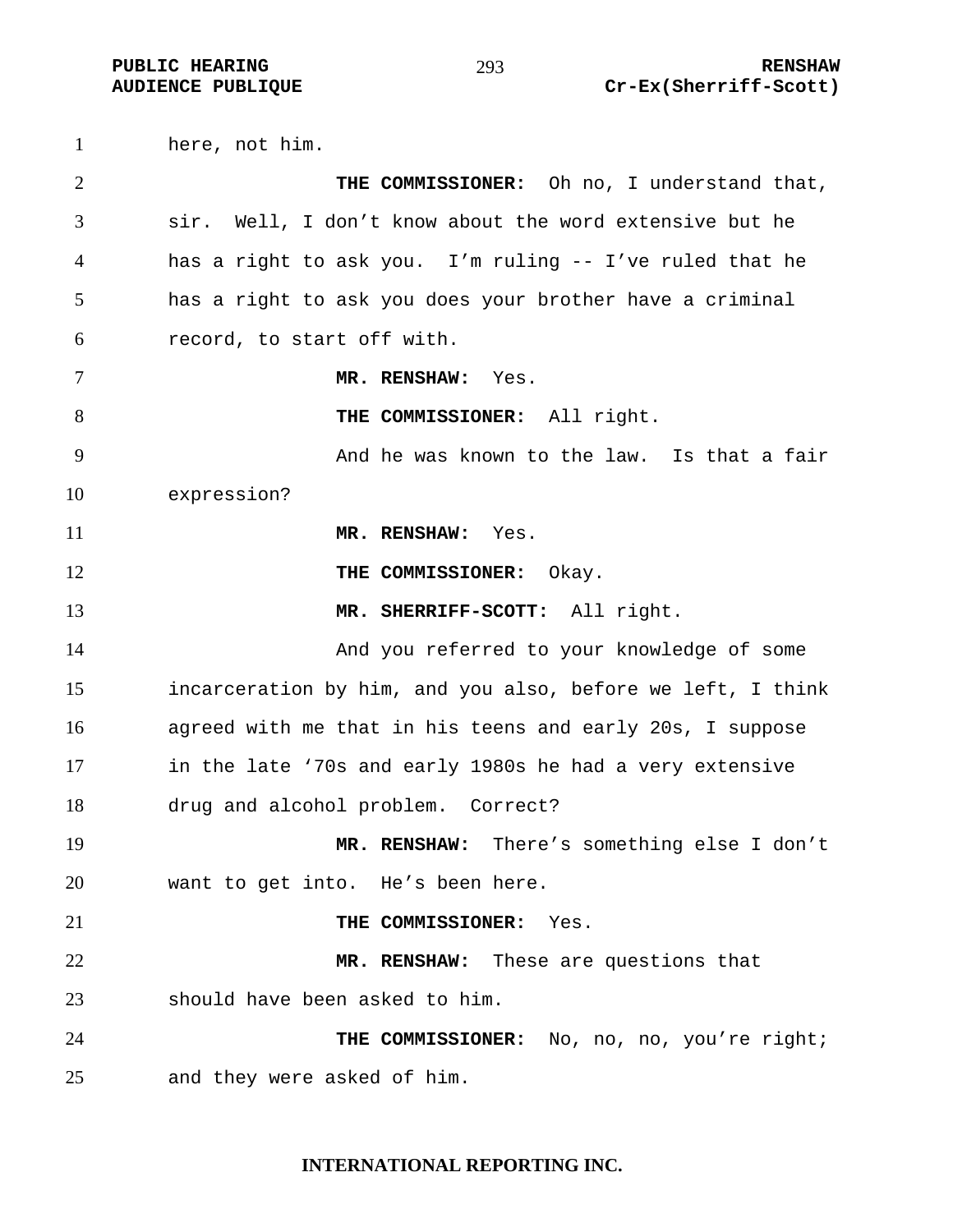here, not him.

**THE COMMISSIONER:** Oh no, I understand that, sir. Well, I don't know about the word extensive but he has a right to ask you. I'm ruling -- I've ruled that he has a right to ask you does your brother have a criminal record, to start off with.

**MR. RENSHAW:** Yes.

**THE COMMISSIONER:** All right.

And he was known to the law. Is that a fair expression?

**MR. RENSHAW:** Yes.

**THE COMMISSIONER:** Okay.

**MR. SHERRIFF-SCOTT:** All right.

And you referred to your knowledge of some incarceration by him, and you also, before we left, I think agreed with me that in his teens and early 20s, I suppose in the late '70s and early 1980s he had a very extensive drug and alcohol problem. Correct?

**MR. RENSHAW:** There's something else I don't want to get into. He's been here.

**THE COMMISSIONER:** Yes.

**MR. RENSHAW:** These are questions that should have been asked to him.

**THE COMMISSIONER:** No, no, no, you're right; and they were asked of him.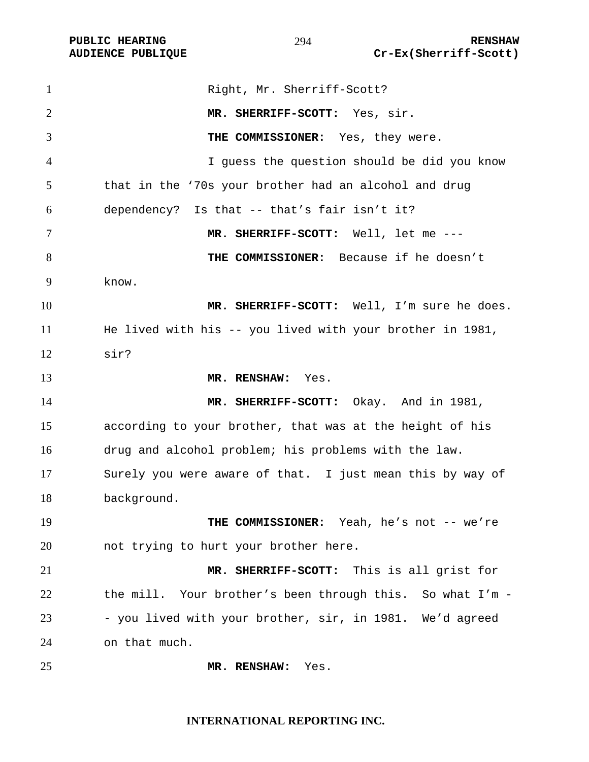Right, Mr. Sherriff-Scott?

**MR. SHERRIFF-SCOTT:** Yes, sir.

**THE COMMISSIONER:** Yes, they were.

I guess the question should be did you know that in the '70s your brother had an alcohol and drug dependency? Is that -- that's fair isn't it?

**MR. SHERRIFF-SCOTT:** Well, let me ---

**THE COMMISSIONER:** Because if he doesn't know.

**MR. SHERRIFF-SCOTT:** Well, I'm sure he does. He lived with his -- you lived with your brother in 1981, sir?

**MR. RENSHAW:** Yes.

**MR. SHERRIFF-SCOTT:** Okay. And in 1981, according to your brother, that was at the height of his drug and alcohol problem; his problems with the law. Surely you were aware of that. I just mean this by way of background.

**THE COMMISSIONER:** Yeah, he's not -- we're not trying to hurt your brother here.

**MR. SHERRIFF-SCOTT:** This is all grist for the mill. Your brother's been through this. So what I'm -- you lived with your brother, sir, in 1981. We'd agreed on that much.

**MR. RENSHAW:** Yes.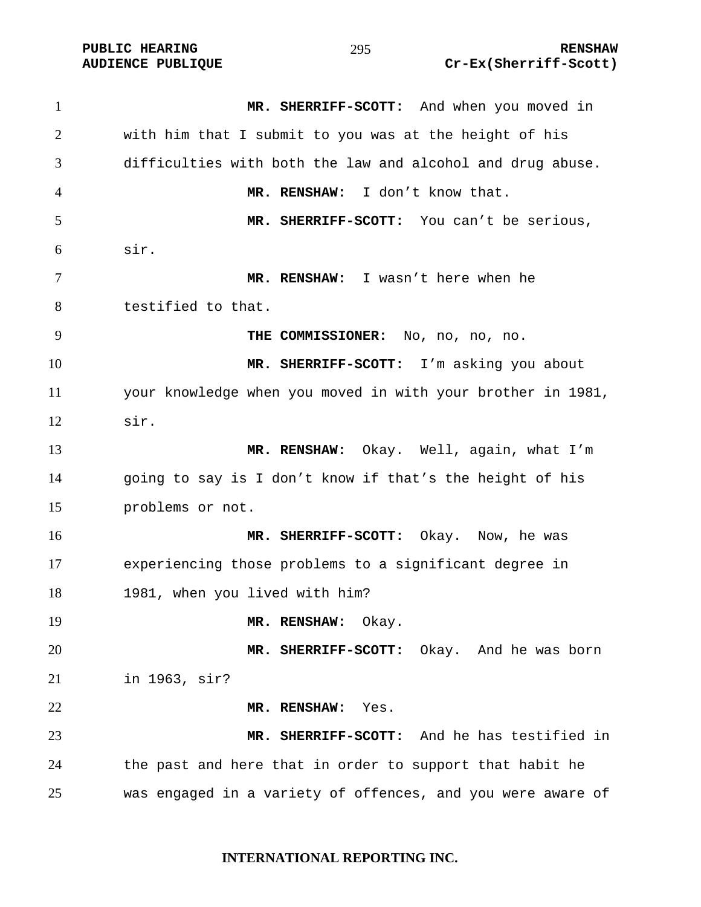**MR. SHERRIFF-SCOTT:** And when you moved in with him that I submit to you was at the height of his difficulties with both the law and alcohol and drug abuse.

**MR. RENSHAW:** I don't know that.

**MR. SHERRIFF-SCOTT:** You can't be serious, sir.

**MR. RENSHAW:** I wasn't here when he testified to that.

**THE COMMISSIONER:** No, no, no, no.

**MR. SHERRIFF-SCOTT:** I'm asking you about your knowledge when you moved in with your brother in 1981, sir.

**MR. RENSHAW:** Okay. Well, again, what I'm going to say is I don't know if that's the height of his problems or not.

**MR. SHERRIFF-SCOTT:** Okay. Now, he was experiencing those problems to a significant degree in 1981, when you lived with him?

**MR. RENSHAW:** Okay.

**MR. SHERRIFF-SCOTT:** Okay. And he was born in 1963, sir?

**MR. RENSHAW:** Yes.

**MR. SHERRIFF-SCOTT:** And he has testified in the past and here that in order to support that habit he was engaged in a variety of offences, and you were aware of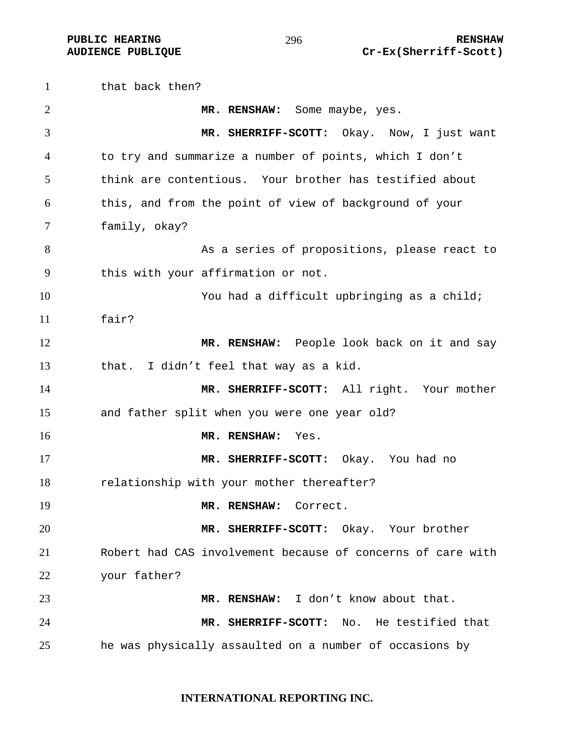that back then?

**MR. RENSHAW:** Some maybe, yes.

**MR. SHERRIFF-SCOTT:** Okay. Now, I just want to try and summarize a number of points, which I don't think are contentious. Your brother has testified about this, and from the point of view of background of your family, okay?

As a series of propositions, please react to this with your affirmation or not.

You had a difficult upbringing as a child; fair?

**MR. RENSHAW:** People look back on it and say that. I didn't feel that way as a kid.

**MR. SHERRIFF-SCOTT:** All right. Your mother and father split when you were one year old?

**MR. RENSHAW:** Yes.

**MR. SHERRIFF-SCOTT:** Okay. You had no relationship with your mother thereafter?

**MR. RENSHAW:** Correct.

**MR. SHERRIFF-SCOTT:** Okay. Your brother Robert had CAS involvement because of concerns of care with your father?

**MR. RENSHAW:** I don't know about that.

**MR. SHERRIFF-SCOTT:** No. He testified that he was physically assaulted on a number of occasions by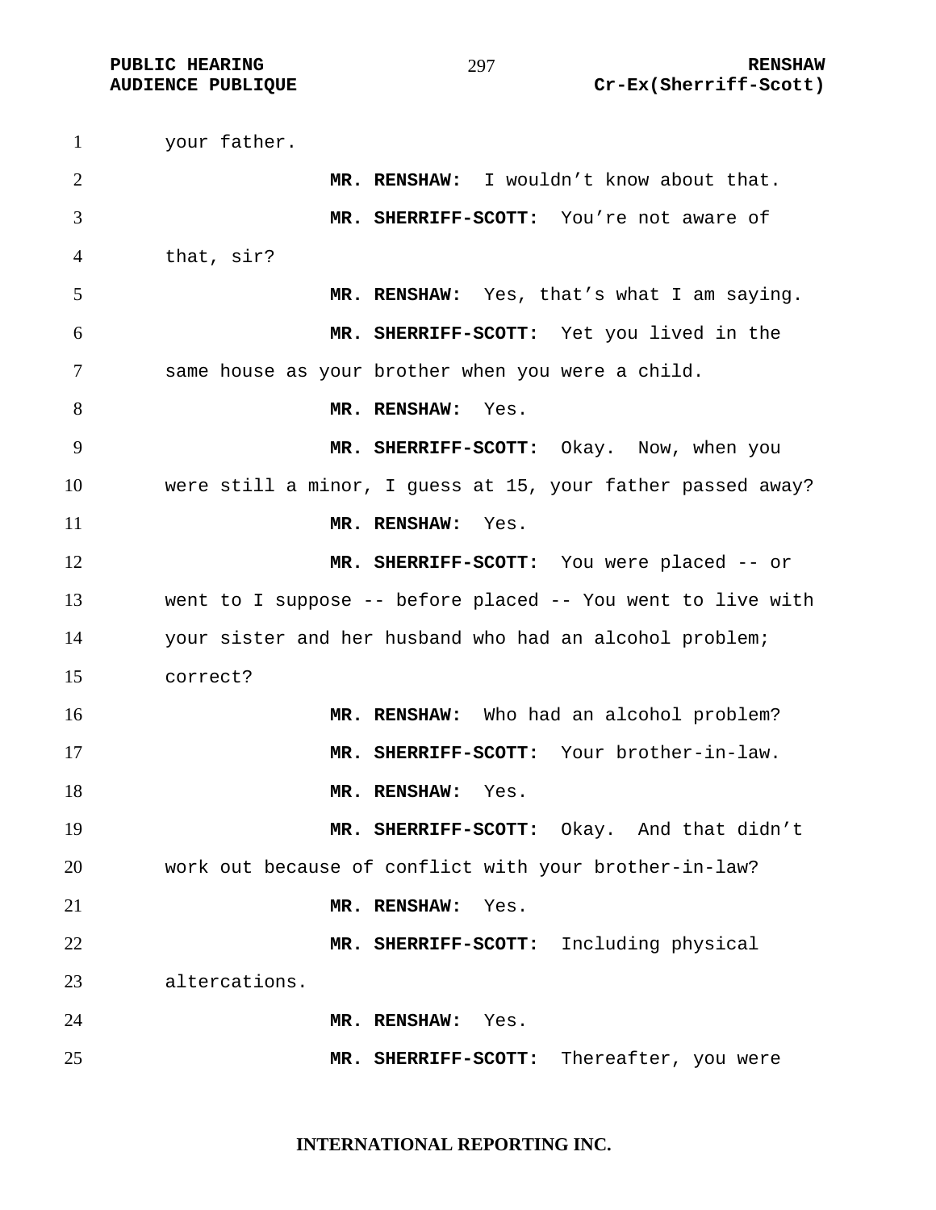your father.

**MR. RENSHAW:** I wouldn't know about that.

**MR. SHERRIFF-SCOTT:** You're not aware of that, sir?

**MR. RENSHAW:** Yes, that's what I am saying.

**MR. SHERRIFF-SCOTT:** Yet you lived in the same house as your brother when you were a child.

**MR. RENSHAW:** Yes.

**MR. SHERRIFF-SCOTT:** Okay. Now, when you were still a minor, I guess at 15, your father passed away?

**MR. RENSHAW:** Yes.

**MR. SHERRIFF-SCOTT:** You were placed -- or went to I suppose -- before placed -- You went to live with your sister and her husband who had an alcohol problem; correct?

**MR. RENSHAW:** Who had an alcohol problem?

**MR. SHERRIFF-SCOTT:** Your brother-in-law.

**MR. RENSHAW:** Yes.

**MR. SHERRIFF-SCOTT:** Okay. And that didn't work out because of conflict with your brother-in-law?

**MR. RENSHAW:** Yes.

**MR. SHERRIFF-SCOTT:** Including physical altercations.

**MR. RENSHAW:** Yes.

**MR. SHERRIFF-SCOTT:** Thereafter, you were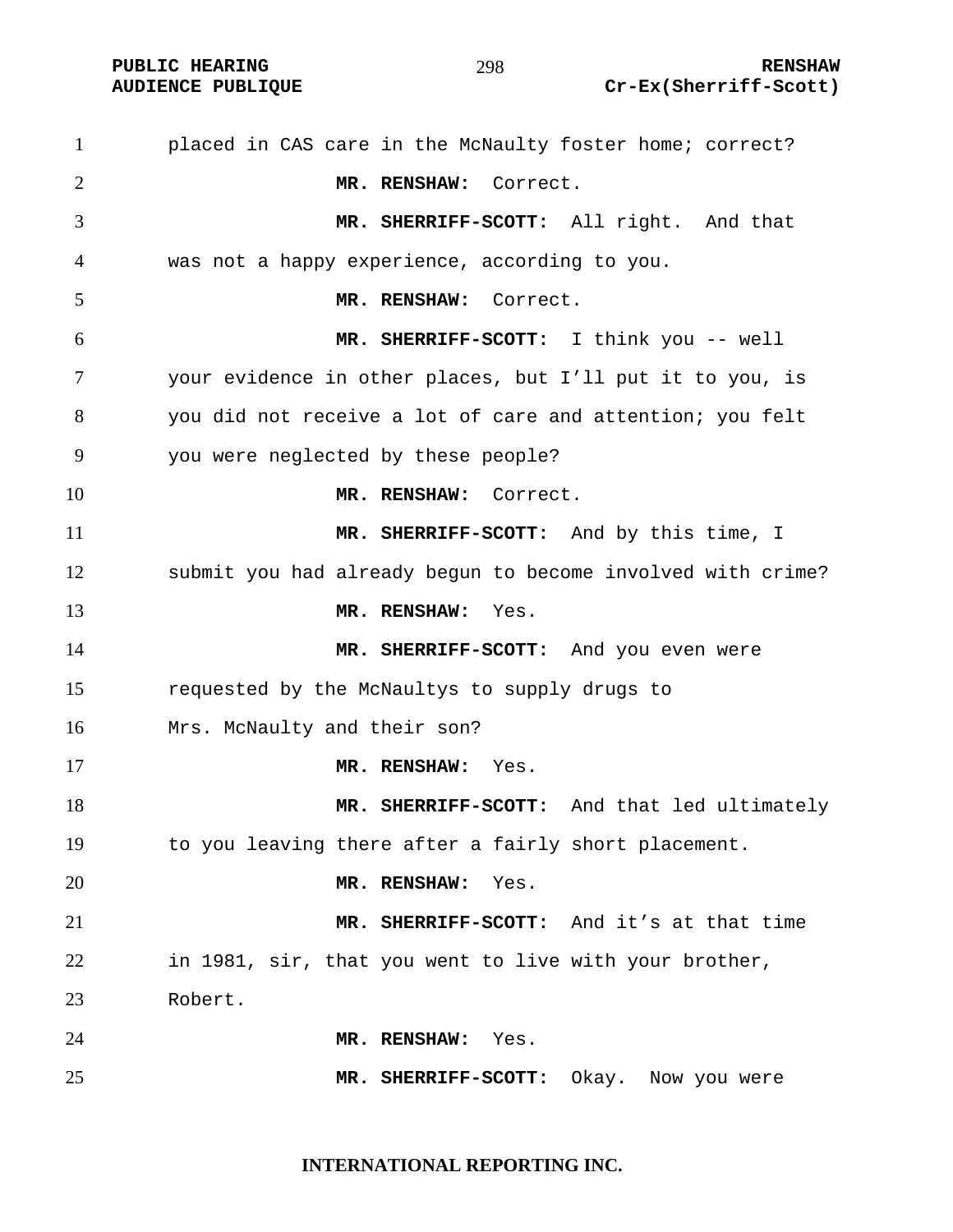placed in CAS care in the McNaulty foster home; correct?

**MR. RENSHAW:** Correct.

**MR. SHERRIFF-SCOTT:** All right. And that was not a happy experience, according to you.

**MR. RENSHAW:** Correct.

**MR. SHERRIFF-SCOTT:** I think you -- well your evidence in other places, but I'll put it to you, is you did not receive a lot of care and attention; you felt you were neglected by these people?

**MR. RENSHAW:** Correct.

**MR. SHERRIFF-SCOTT:** And by this time, I submit you had already begun to become involved with crime?

**MR. RENSHAW:** Yes.

**MR. SHERRIFF-SCOTT:** And you even were requested by the McNaultys to supply drugs to Mrs. McNaulty and their son?

**MR. RENSHAW:** Yes.

**MR. SHERRIFF-SCOTT:** And that led ultimately to you leaving there after a fairly short placement.

**MR. RENSHAW:** Yes.

**MR. SHERRIFF-SCOTT:** And it's at that time in 1981, sir, that you went to live with your brother, Robert.

**MR. RENSHAW:** Yes.

**MR. SHERRIFF-SCOTT:** Okay. Now you were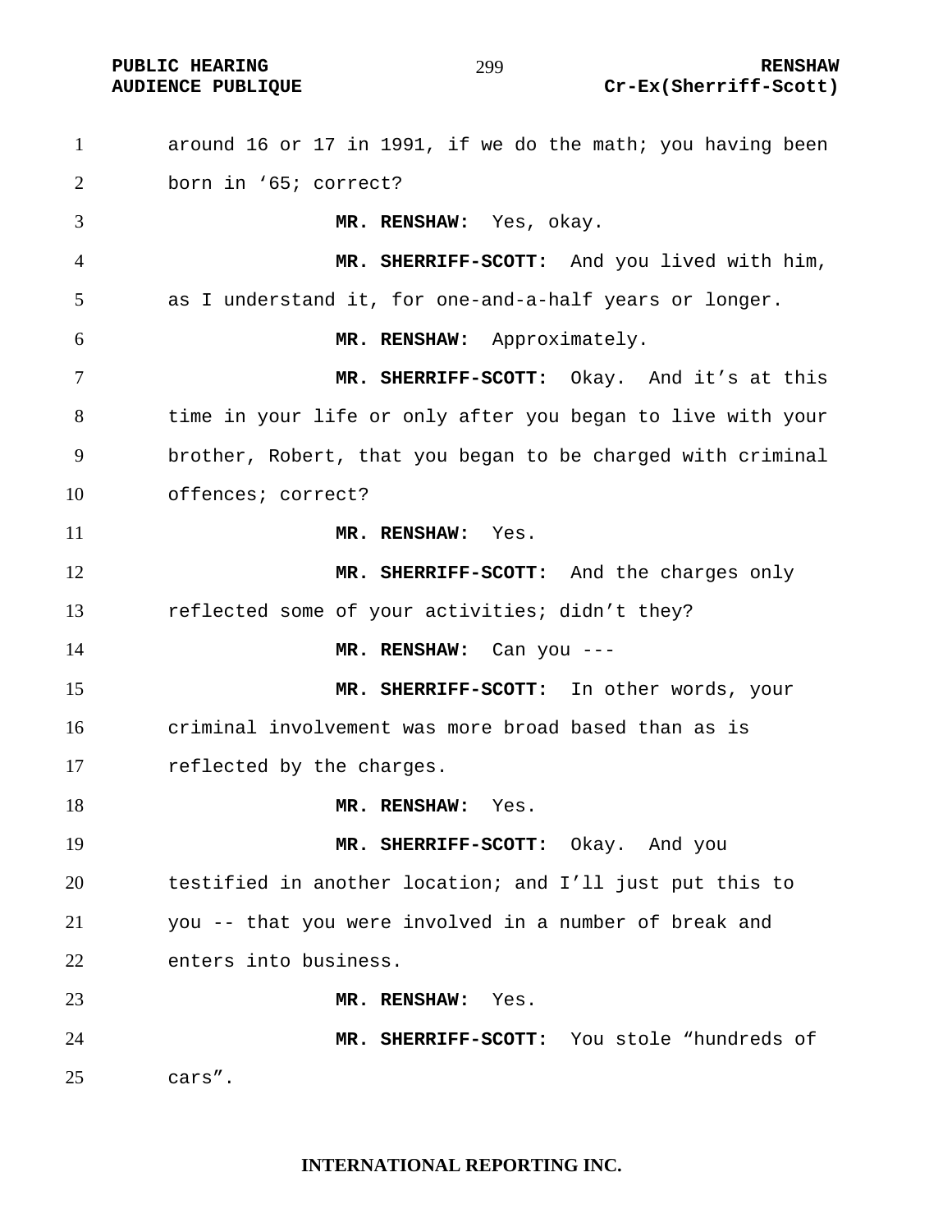around 16 or 17 in 1991, if we do the math; you having been born in '65; correct?

**MR. RENSHAW:** Yes, okay.

**MR. SHERRIFF-SCOTT:** And you lived with him, as I understand it, for one-and-a-half years or longer.

**MR. RENSHAW:** Approximately.

**MR. SHERRIFF-SCOTT:** Okay. And it's at this time in your life or only after you began to live with your brother, Robert, that you began to be charged with criminal offences; correct?

**MR. RENSHAW:** Yes.

**MR. SHERRIFF-SCOTT:** And the charges only reflected some of your activities; didn't they?

**MR. RENSHAW:** Can you ---

**MR. SHERRIFF-SCOTT:** In other words, your criminal involvement was more broad based than as is reflected by the charges.

**MR. RENSHAW:** Yes.

**MR. SHERRIFF-SCOTT:** Okay. And you testified in another location; and I'll just put this to you -- that you were involved in a number of break and enters into business.

**MR. RENSHAW:** Yes.

**MR. SHERRIFF-SCOTT:** You stole "hundreds of cars".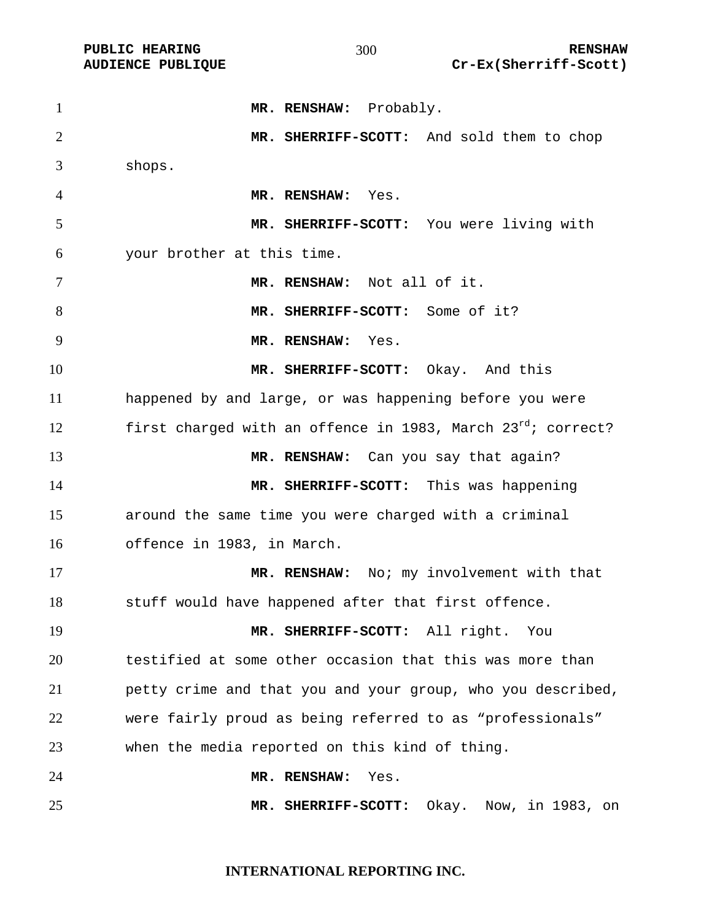**MR. RENSHAW:** Probably.

**MR. SHERRIFF-SCOTT:** And sold them to chop shops.

**MR. RENSHAW:** Yes.

**MR. SHERRIFF-SCOTT:** You were living with your brother at this time.

**MR. RENSHAW:** Not all of it.

**MR. SHERRIFF-SCOTT:** Some of it?

**MR. RENSHAW:** Yes.

**MR. SHERRIFF-SCOTT:** Okay. And this happened by and large, or was happening before you were first charged with an offence in 1983, March 23rd; correct?

**MR. RENSHAW:** Can you say that again?

**MR. SHERRIFF-SCOTT:** This was happening around the same time you were charged with a criminal offence in 1983, in March.

**MR. RENSHAW:** No; my involvement with that stuff would have happened after that first offence.

**MR. SHERRIFF-SCOTT:** All right. You testified at some other occasion that this was more than petty crime and that you and your group, who you described, were fairly proud as being referred to as “professionals” when the media reported on this kind of thing.

**MR. RENSHAW:** Yes.

**MR. SHERRIFF-SCOTT:** Okay. Now, in 1983, on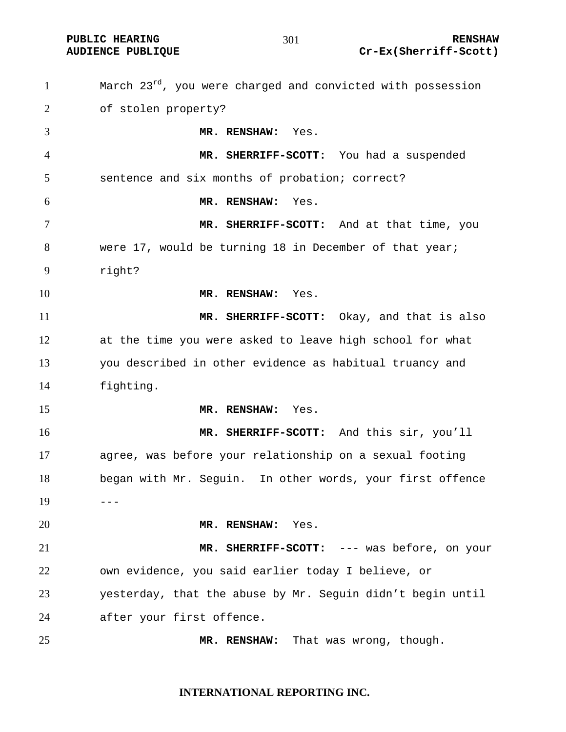March 23rd, you were charged and convicted with possession of stolen property?

**MR. RENSHAW:** Yes.

**MR. SHERRIFF-SCOTT:** You had a suspended sentence and six months of probation; correct?

**MR. RENSHAW:** Yes.

**MR. SHERRIFF-SCOTT:** And at that time, you were 17, would be turning 18 in December of that year; right?

**MR. RENSHAW:** Yes.

**MR. SHERRIFF-SCOTT:** Okay, and that is also at the time you were asked to leave high school for what you described in other evidence as habitual truancy and fighting.

**MR. RENSHAW:** Yes.

**MR. SHERRIFF-SCOTT:** And this sir, you'll agree, was before your relationship on a sexual footing began with Mr. Seguin. In other words, your first offence ---

**MR. RENSHAW:** Yes.

**MR. SHERRIFF-SCOTT:** --- was before, on your own evidence, you said earlier today I believe, or yesterday, that the abuse by Mr. Seguin didn't begin until after your first offence.

**MR. RENSHAW:** That was wrong, though.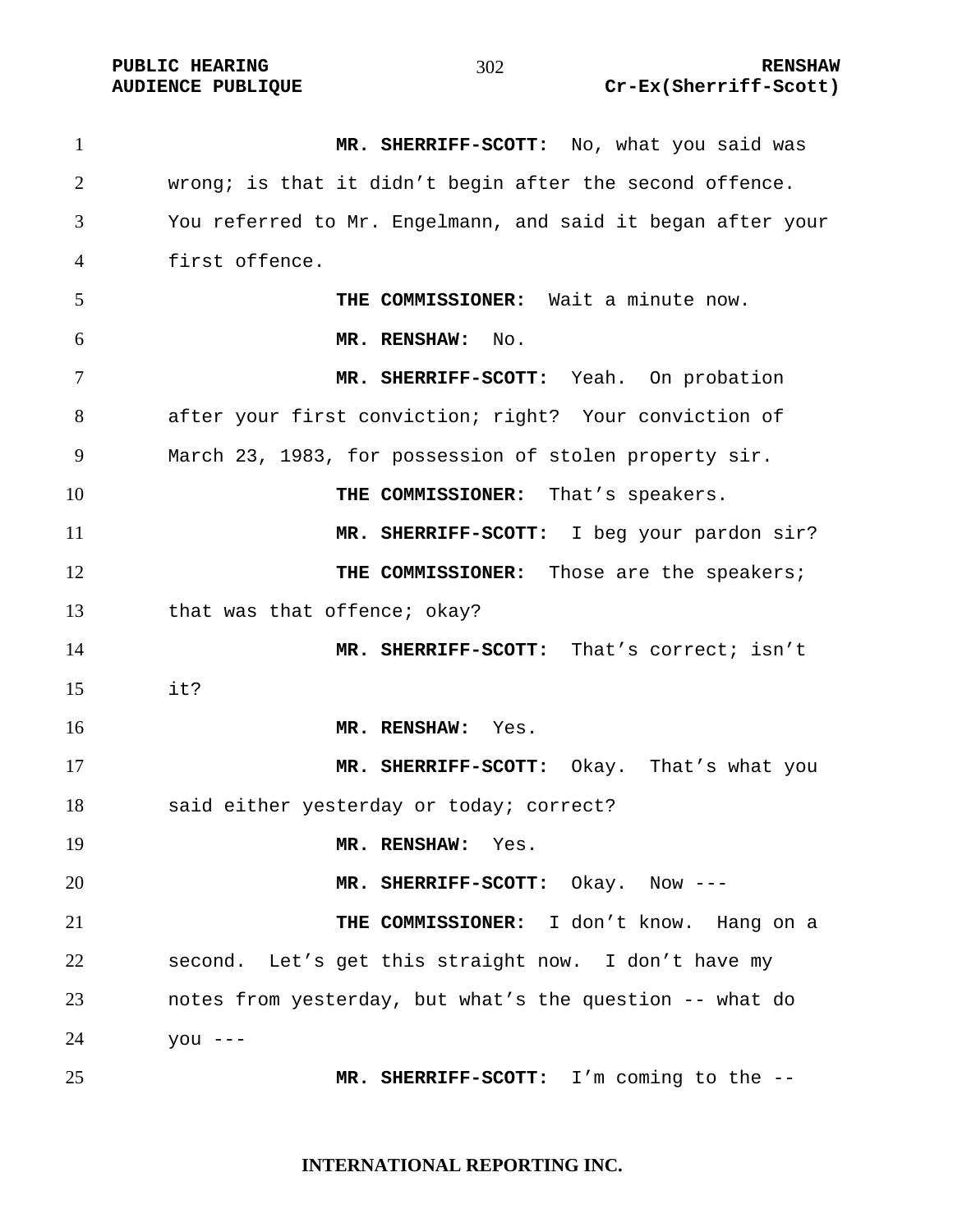**MR. SHERRIFF-SCOTT:** No, what you said was wrong; is that it didn't begin after the second offence. You referred to Mr. Engelmann, and said it began after your first offence.

**THE COMMISSIONER:** Wait a minute now.

**MR. RENSHAW:** No.

**MR. SHERRIFF-SCOTT:** Yeah. On probation after your first conviction; right? Your conviction of March 23, 1983, for possession of stolen property sir.

**THE COMMISSIONER:** That's speakers.

**MR. SHERRIFF-SCOTT:** I beg your pardon sir?

**THE COMMISSIONER:** Those are the speakers; that was that offence; okay?

**MR. SHERRIFF-SCOTT:** That's correct; isn't it?

**MR. RENSHAW:** Yes.

**MR. SHERRIFF-SCOTT:** Okay. That's what you said either yesterday or today; correct?

**MR. RENSHAW:** Yes.

**MR. SHERRIFF-SCOTT:** Okay. Now ---

**THE COMMISSIONER:** I don't know. Hang on a second. Let's get this straight now. I don't have my notes from yesterday, but what's the question -- what do you ---

**MR. SHERRIFF-SCOTT:** I'm coming to the --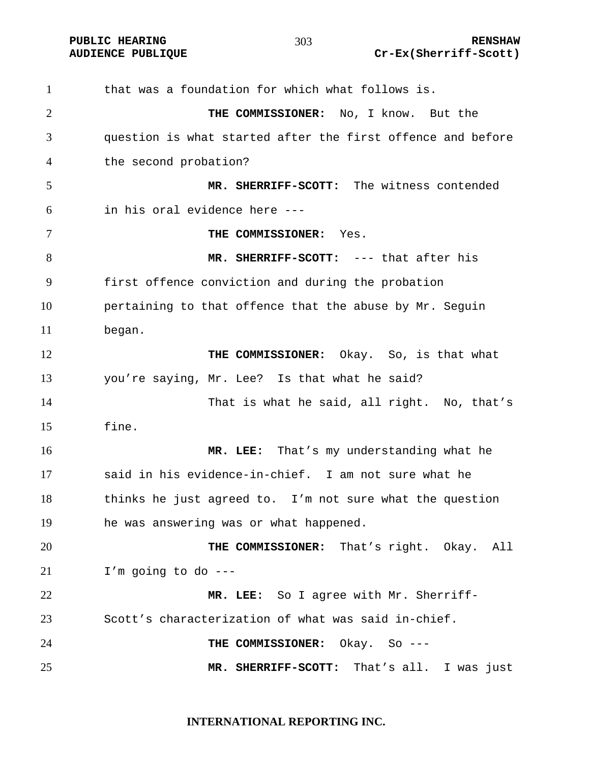that was a foundation for which what follows is.

**THE COMMISSIONER:** No, I know. But the question is what started after the first offence and before the second probation?

**MR. SHERRIFF-SCOTT:** The witness contended in his oral evidence here ---

**THE COMMISSIONER:** Yes.

**MR. SHERRIFF-SCOTT:** --- that after his first offence conviction and during the probation pertaining to that offence that the abuse by Mr. Seguin began.

**THE COMMISSIONER:** Okay. So, is that what you're saying, Mr. Lee? Is that what he said?

That is what he said, all right. No, that's fine.

**MR. LEE:** That's my understanding what he said in his evidence-in-chief. I am not sure what he thinks he just agreed to. I'm not sure what the question he was answering was or what happened.

**THE COMMISSIONER:** That's right. Okay. All I'm going to do ---

**MR. LEE:** So I agree with Mr. Sherriff-Scott's characterization of what was said in-chief.

**THE COMMISSIONER:** Okay. So ---

**MR. SHERRIFF-SCOTT:** That's all. I was just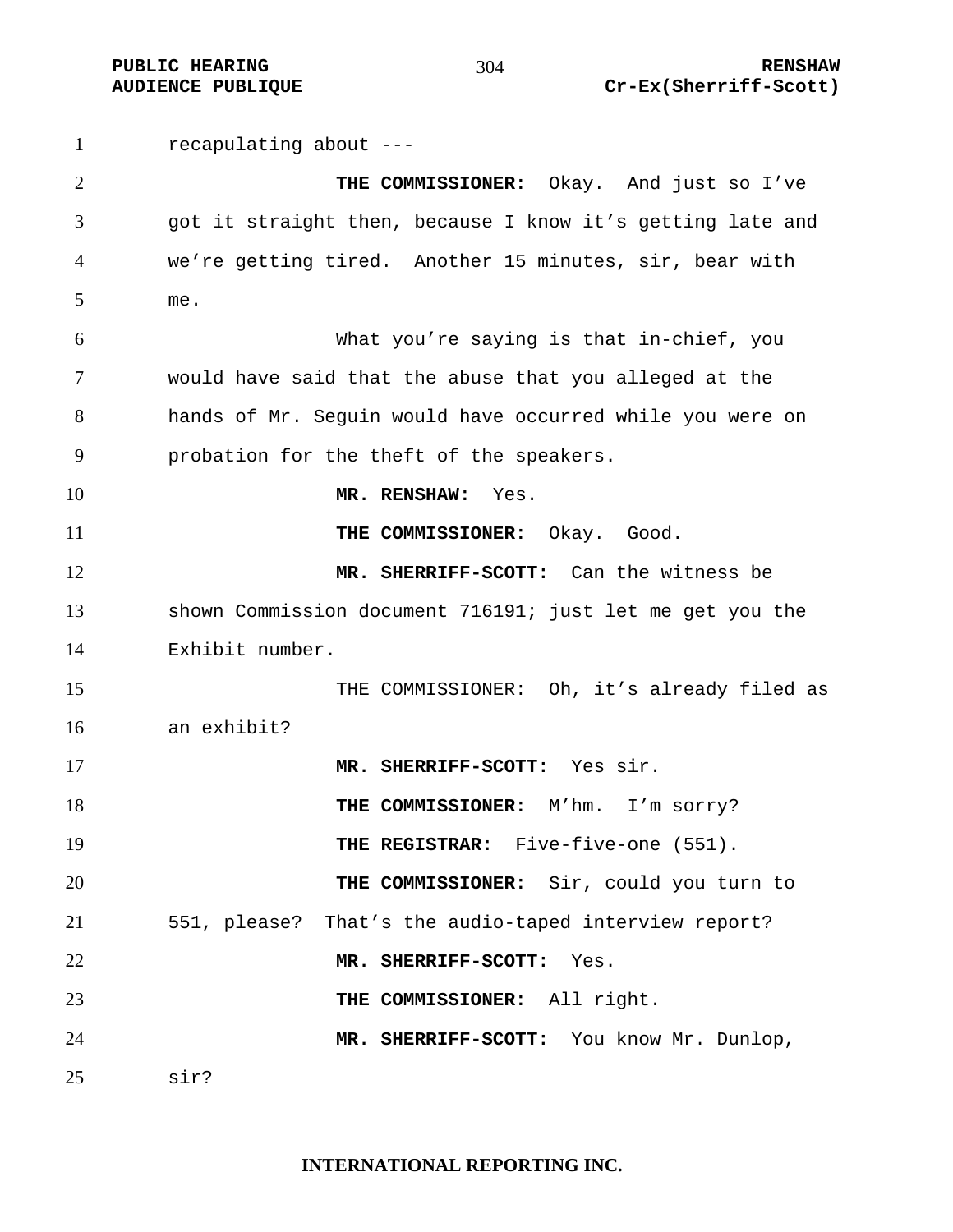recapulating about ---

**THE COMMISSIONER:** Okay. And just so I've got it straight then, because I know it's getting late and we're getting tired. Another 15 minutes, sir, bear with me.

What you're saying is that in-chief, you would have said that the abuse that you alleged at the hands of Mr. Seguin would have occurred while you were on probation for the theft of the speakers.

**MR. RENSHAW:** Yes.

**THE COMMISSIONER:** Okay. Good.

**MR. SHERRIFF-SCOTT:** Can the witness be shown Commission document 716191; just let me get you the Exhibit number.

THE COMMISSIONER: Oh, it's already filed as an exhibit?

**MR. SHERRIFF-SCOTT:** Yes sir.

**THE COMMISSIONER:** M'hm. I'm sorry?

**THE REGISTRAR:** Five-five-one (551).

**THE COMMISSIONER:** Sir, could you turn to 551, please? That's the audio-taped interview report?

**MR. SHERRIFF-SCOTT:** Yes.

**THE COMMISSIONER:** All right.

**MR. SHERRIFF-SCOTT:** You know Mr. Dunlop, sir?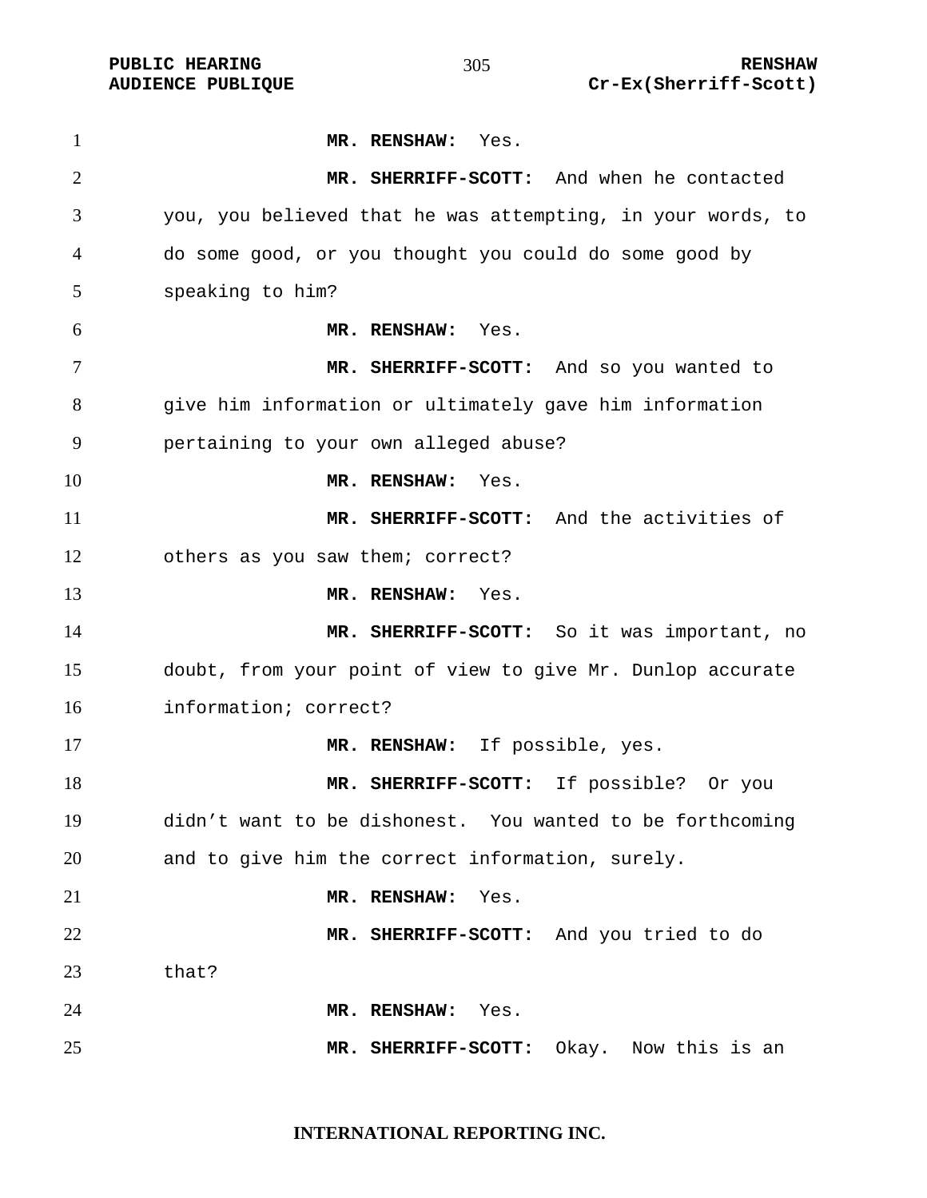**MR. RENSHAW:** Yes.

**MR. SHERRIFF-SCOTT:** And when he contacted you, you believed that he was attempting, in your words, to do some good, or you thought you could do some good by speaking to him?

**MR. RENSHAW:** Yes.

**MR. SHERRIFF-SCOTT:** And so you wanted to give him information or ultimately gave him information pertaining to your own alleged abuse?

**MR. RENSHAW:** Yes.

**MR. SHERRIFF-SCOTT:** And the activities of others as you saw them; correct?

**MR. RENSHAW:** Yes.

**MR. SHERRIFF-SCOTT:** So it was important, no doubt, from your point of view to give Mr. Dunlop accurate information; correct?

**MR. RENSHAW:** If possible, yes.

**MR. SHERRIFF-SCOTT:** If possible? Or you didn't want to be dishonest. You wanted to be forthcoming and to give him the correct information, surely.

**MR. RENSHAW:** Yes.

**MR. SHERRIFF-SCOTT:** And you tried to do that?

**MR. RENSHAW:** Yes.

**MR. SHERRIFF-SCOTT:** Okay. Now this is an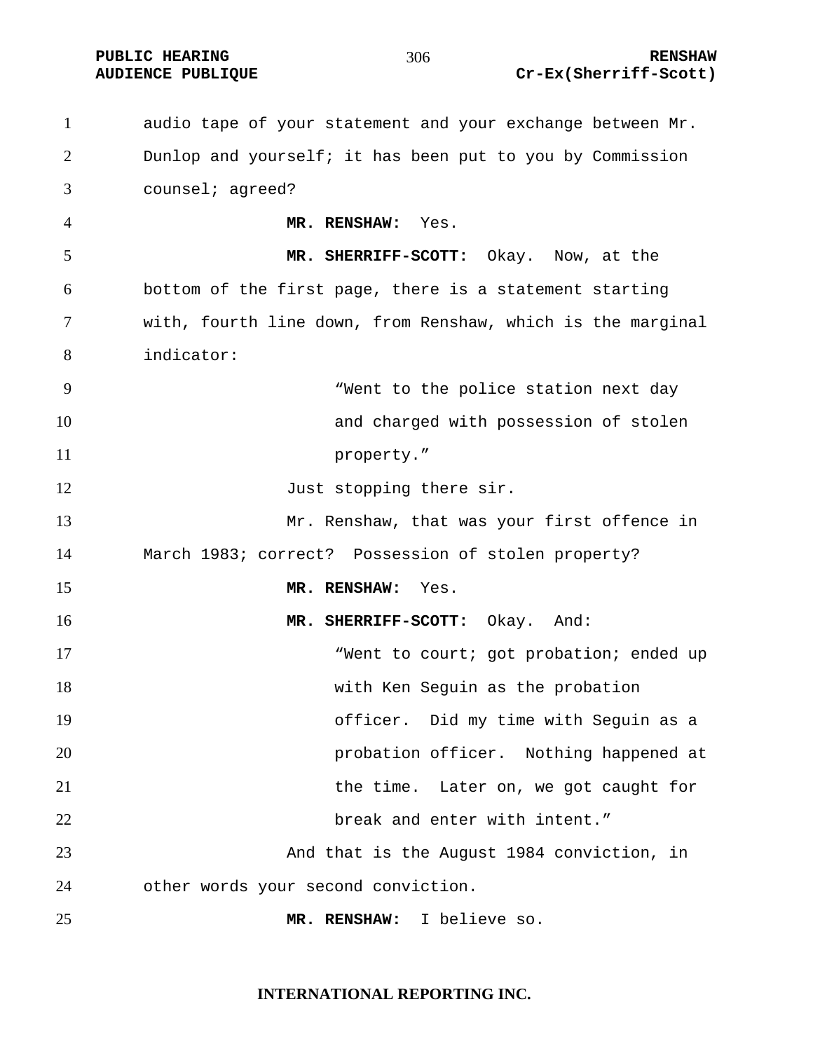audio tape of your statement and your exchange between Mr. Dunlop and yourself; it has been put to you by Commission counsel; agreed?

**MR. RENSHAW:** Yes.

**MR. SHERRIFF-SCOTT:** Okay. Now, at the bottom of the first page, there is a statement starting with, fourth line down, from Renshaw, which is the marginal indicator:

> "Went to the police station next day and charged with possession of stolen property."

Just stopping there sir.

Mr. Renshaw, that was your first offence in March 1983; correct? Possession of stolen property?

**MR. RENSHAW:** Yes.

**MR. SHERRIFF-SCOTT:** Okay. And:

> "Went to court; got probation; ended up with Ken Seguin as the probation officer. Did my time with Seguin as a probation officer. Nothing happened at the time. Later on, we got caught for break and enter with intent."

And that is the August 1984 conviction, in other words your second conviction.

**MR. RENSHAW:** I believe so.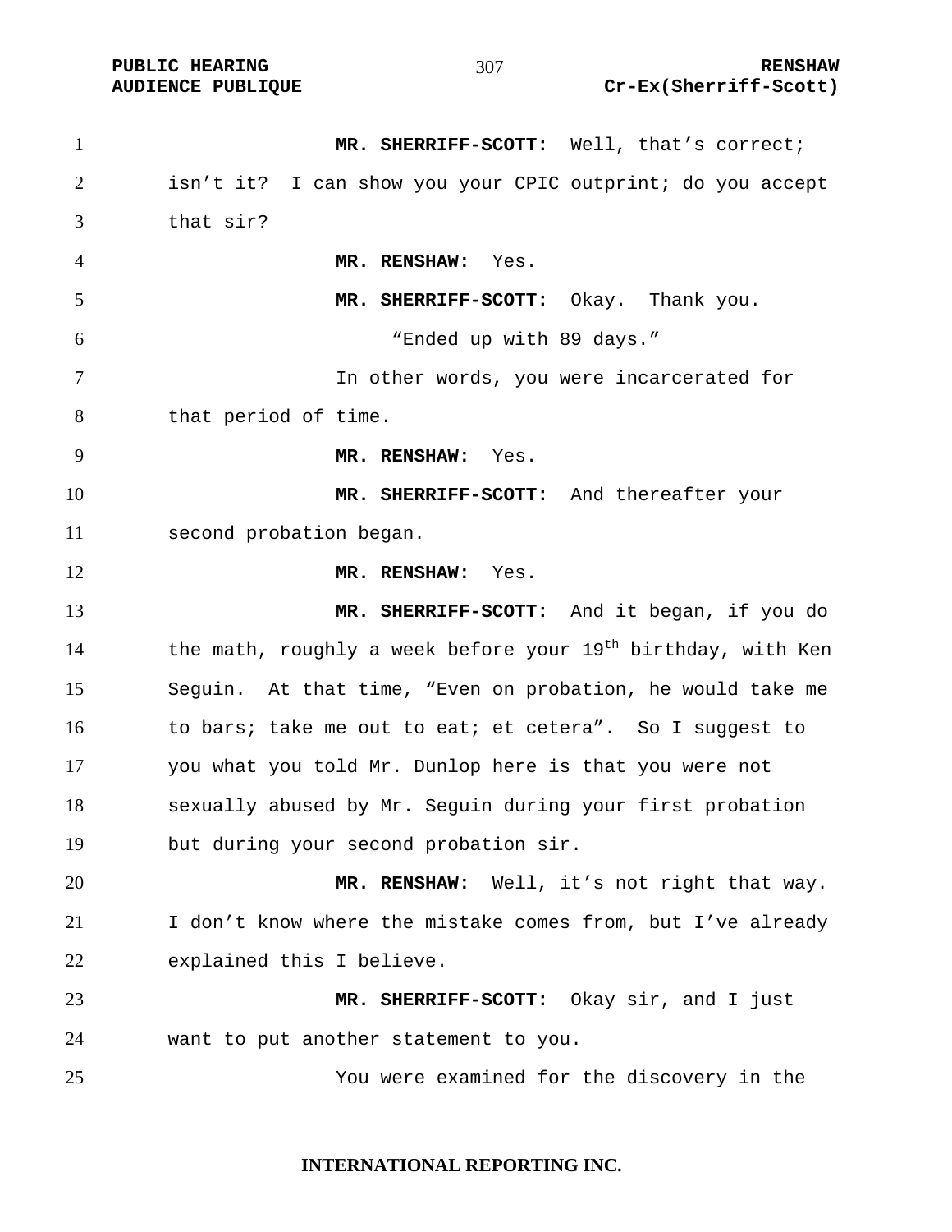**MR. SHERRIFF-SCOTT:** Well, that's correct; isn't it? I can show you your CPIC outprint; do you accept that sir?

**MR. RENSHAW:** Yes.

**MR. SHERRIFF-SCOTT:** Okay. Thank you.

"Ended up with 89 days."

In other words, you were incarcerated for that period of time.

**MR. RENSHAW:** Yes.

**MR. SHERRIFF-SCOTT:** And thereafter your second probation began.

**MR. RENSHAW:** Yes.

**MR. SHERRIFF-SCOTT:** And it began, if you do the math, roughly a week before your 19th birthday, with Ken Seguin. At that time, "Even on probation, he would take me to bars; take me out to eat; et cetera". So I suggest to you what you told Mr. Dunlop here is that you were not sexually abused by Mr. Seguin during your first probation but during your second probation sir.

**MR. RENSHAW:** Well, it's not right that way. I don't know where the mistake comes from, but I've already explained this I believe.

**MR. SHERRIFF-SCOTT:** Okay sir, and I just want to put another statement to you.

You were examined for the discovery in the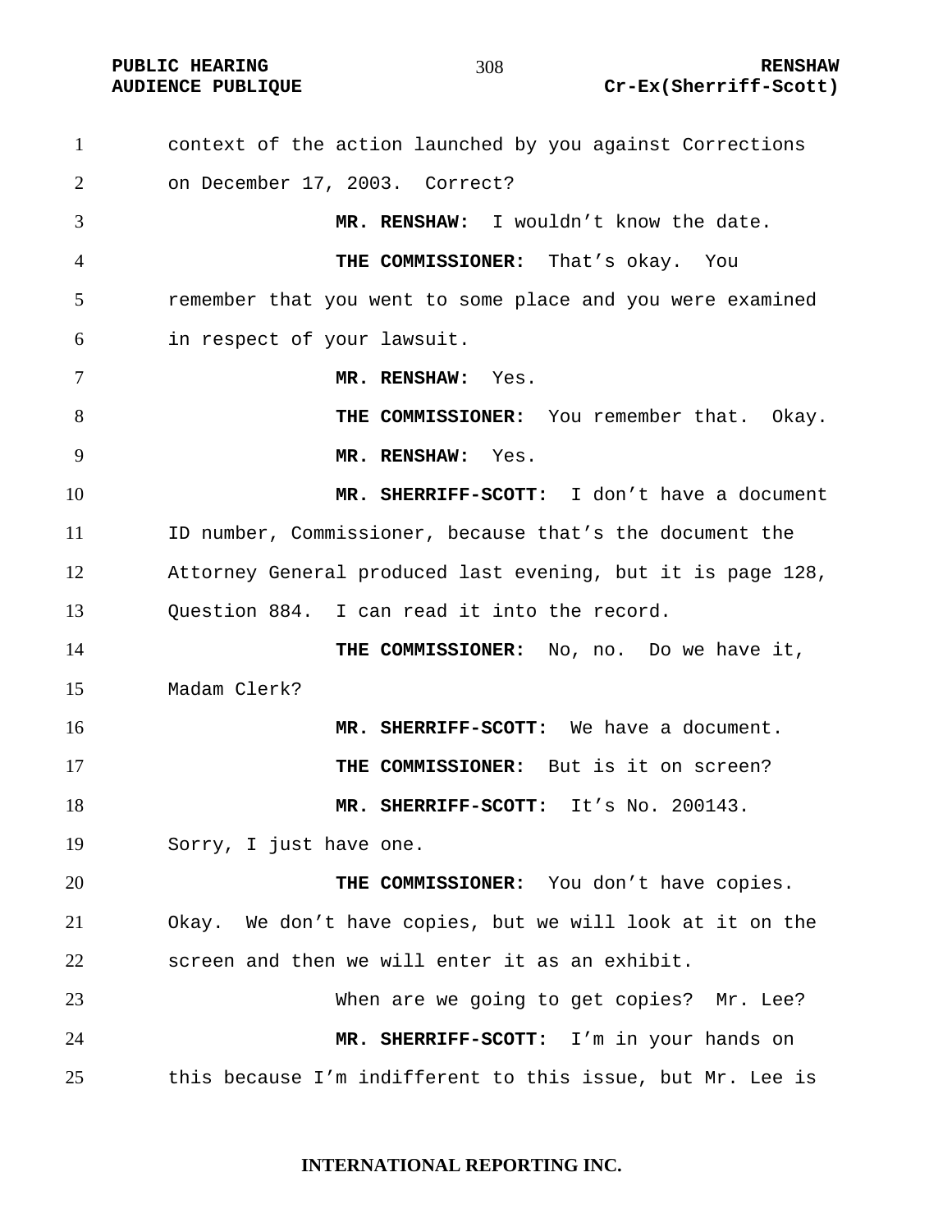context of the action launched by you against Corrections on December 17, 2003. Correct?

**MR. RENSHAW:** I wouldn't know the date.

**THE COMMISSIONER:** That's okay. You remember that you went to some place and you were examined in respect of your lawsuit.

**MR. RENSHAW:** Yes.

**THE COMMISSIONER:** You remember that. Okay.

**MR. RENSHAW:** Yes.

**MR. SHERRIFF-SCOTT:** I don't have a document ID number, Commissioner, because that's the document the Attorney General produced last evening, but it is page 128, Question 884. I can read it into the record.

**THE COMMISSIONER:** No, no. Do we have it, Madam Clerk?

**MR. SHERRIFF-SCOTT:** We have a document.

**THE COMMISSIONER:** But is it on screen?

**MR. SHERRIFF-SCOTT:** It's No. 200143. Sorry, I just have one.

**THE COMMISSIONER:** You don't have copies. Okay. We don't have copies, but we will look at it on the screen and then we will enter it as an exhibit.

When are we going to get copies? Mr. Lee?

**MR. SHERRIFF-SCOTT:** I'm in your hands on this because I'm indifferent to this issue, but Mr. Lee is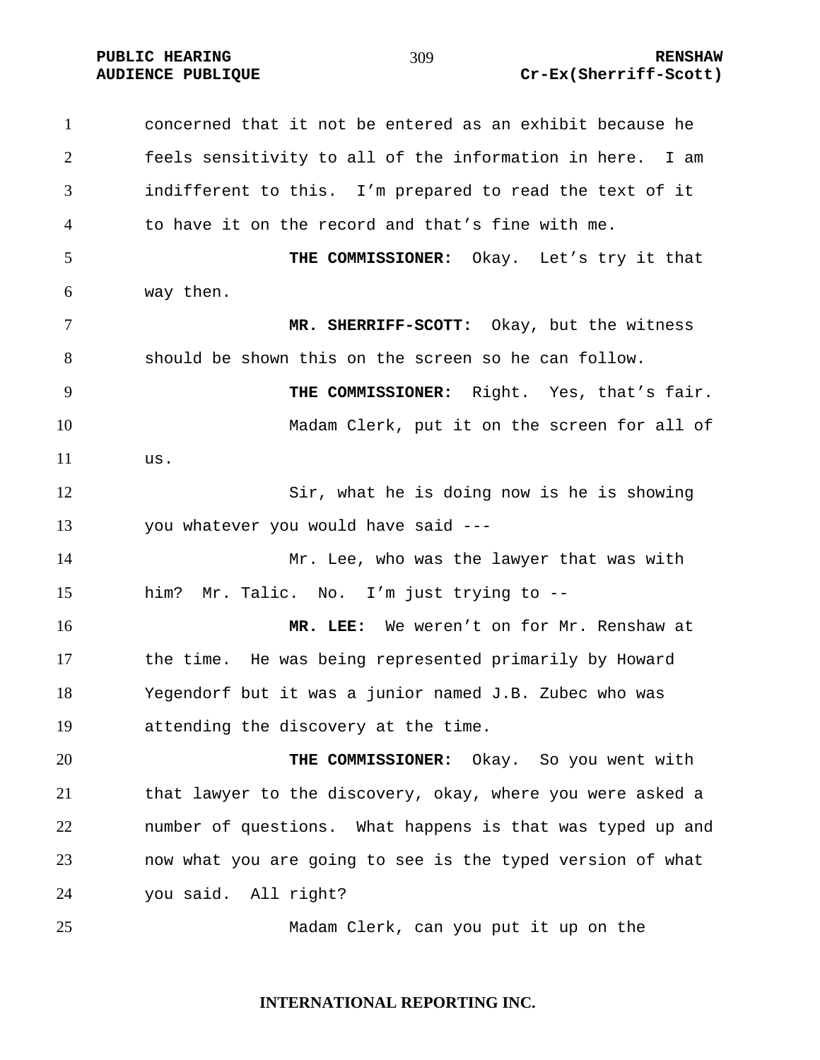concerned that it not be entered as an exhibit because he feels sensitivity to all of the information in here. I am indifferent to this. I'm prepared to read the text of it to have it on the record and that's fine with me.

**THE COMMISSIONER:** Okay. Let's try it that way then.

**MR. SHERRIFF-SCOTT:** Okay, but the witness should be shown this on the screen so he can follow.

**THE COMMISSIONER:** Right. Yes, that's fair.

Madam Clerk, put it on the screen for all of us.

Sir, what he is doing now is he is showing you whatever you would have said ---

Mr. Lee, who was the lawyer that was with him? Mr. Talic. No. I'm just trying to --

**MR. LEE:** We weren't on for Mr. Renshaw at the time. He was being represented primarily by Howard Yegendorf but it was a junior named J.B. Zubec who was attending the discovery at the time.

**THE COMMISSIONER:** Okay. So you went with that lawyer to the discovery, okay, where you were asked a number of questions. What happens is that was typed up and now what you are going to see is the typed version of what you said. All right?

Madam Clerk, can you put it up on the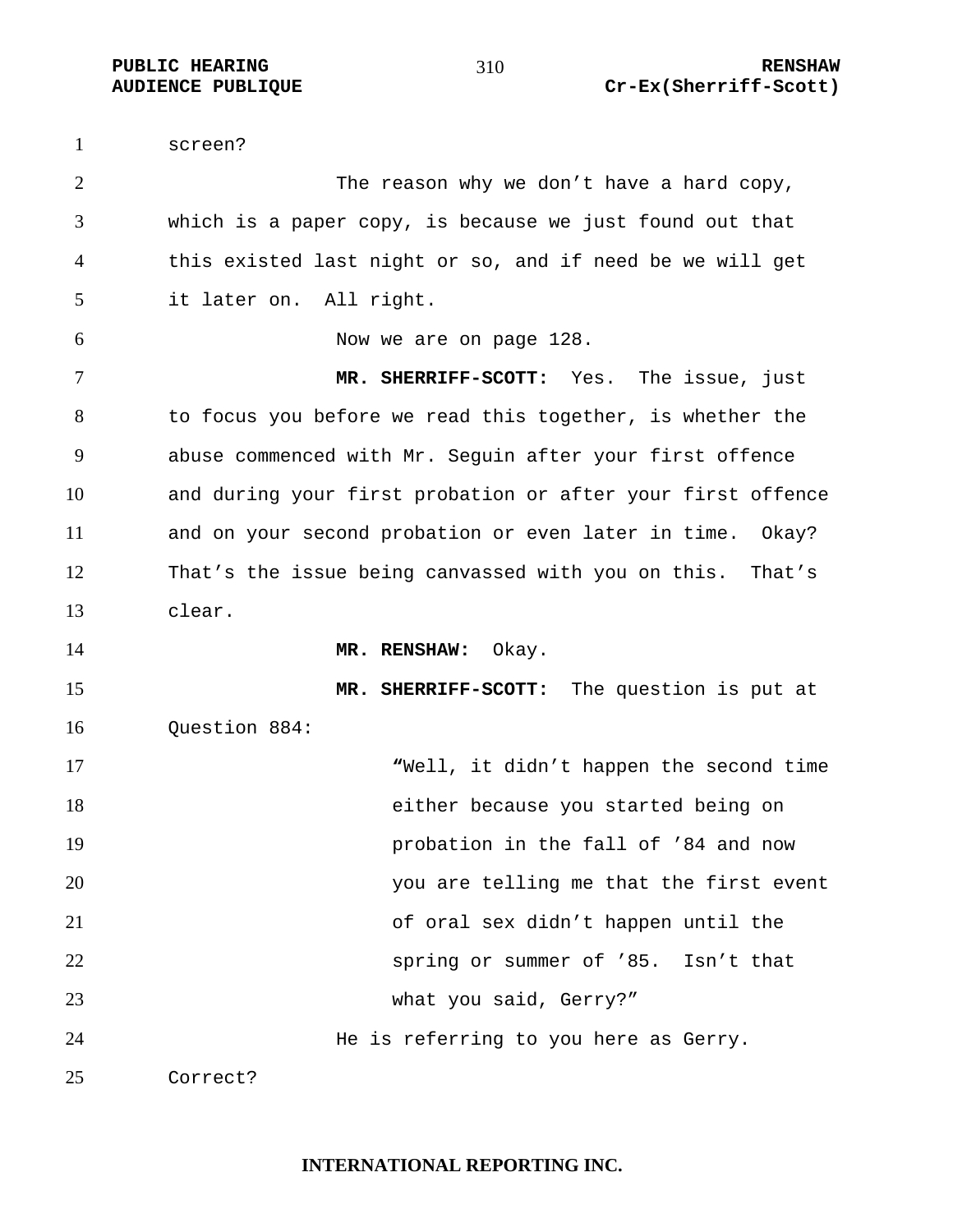screen?

The reason why we don't have a hard copy, which is a paper copy, is because we just found out that this existed last night or so, and if need be we will get it later on. All right.

Now we are on page 128.

**MR. SHERRIFF-SCOTT:** Yes. The issue, just to focus you before we read this together, is whether the abuse commenced with Mr. Seguin after your first offence and during your first probation or after your first offence and on your second probation or even later in time. Okay? That's the issue being canvassed with you on this. That's clear.

**MR. RENSHAW:** Okay.

**MR. SHERRIFF-SCOTT:** The question is put at Question 884:

> "Well, it didn't happen the second time either because you started being on probation in the fall of '84 and now you are telling me that the first event of oral sex didn't happen until the spring or summer of '85. Isn't that what you said, Gerry?"

He is referring to you here as Gerry. Correct?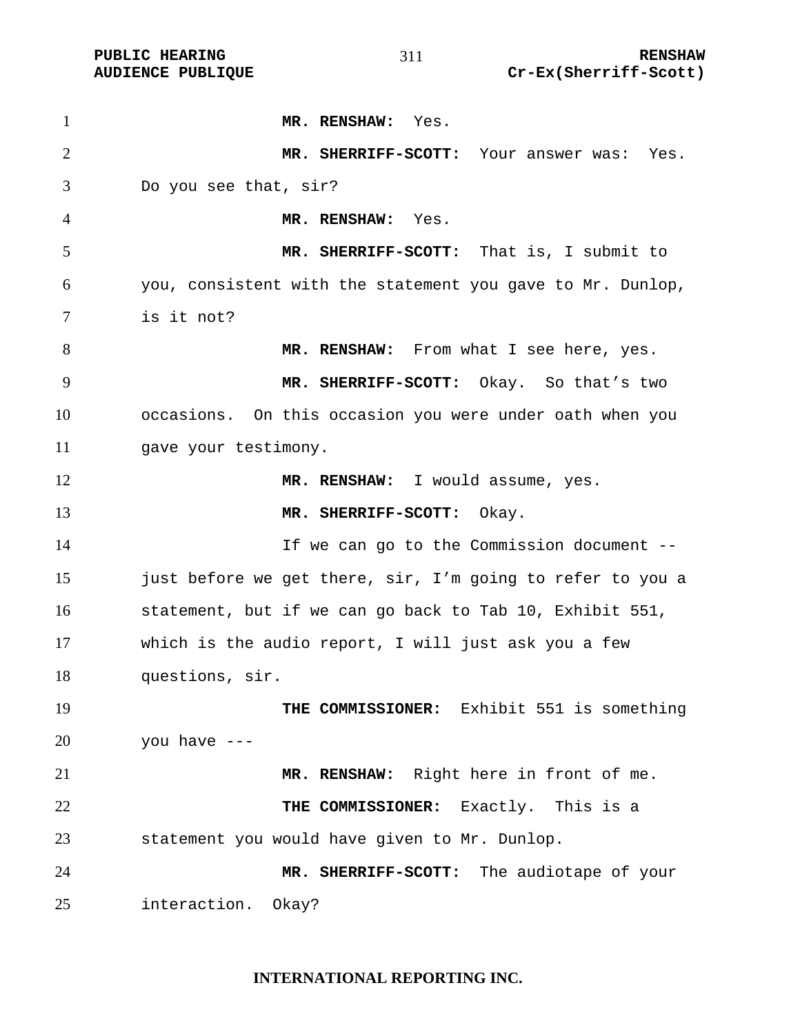**MR. RENSHAW:** Yes.

**MR. SHERRIFF-SCOTT:** Your answer was: Yes. Do you see that, sir?

**MR. RENSHAW:** Yes.

**MR. SHERRIFF-SCOTT:** That is, I submit to you, consistent with the statement you gave to Mr. Dunlop, is it not?

**MR. RENSHAW:** From what I see here, yes.

**MR. SHERRIFF-SCOTT:** Okay. So that's two occasions. On this occasion you were under oath when you gave your testimony.

**MR. RENSHAW:** I would assume, yes.

**MR. SHERRIFF-SCOTT:** Okay.

If we can go to the Commission document -- just before we get there, sir, I'm going to refer to you a statement, but if we can go back to Tab 10, Exhibit 551, which is the audio report, I will just ask you a few questions, sir.

**THE COMMISSIONER:** Exhibit 551 is something you have ---

**MR. RENSHAW:** Right here in front of me.

**THE COMMISSIONER:** Exactly. This is a statement you would have given to Mr. Dunlop.

**MR. SHERRIFF-SCOTT:** The audiotape of your interaction. Okay?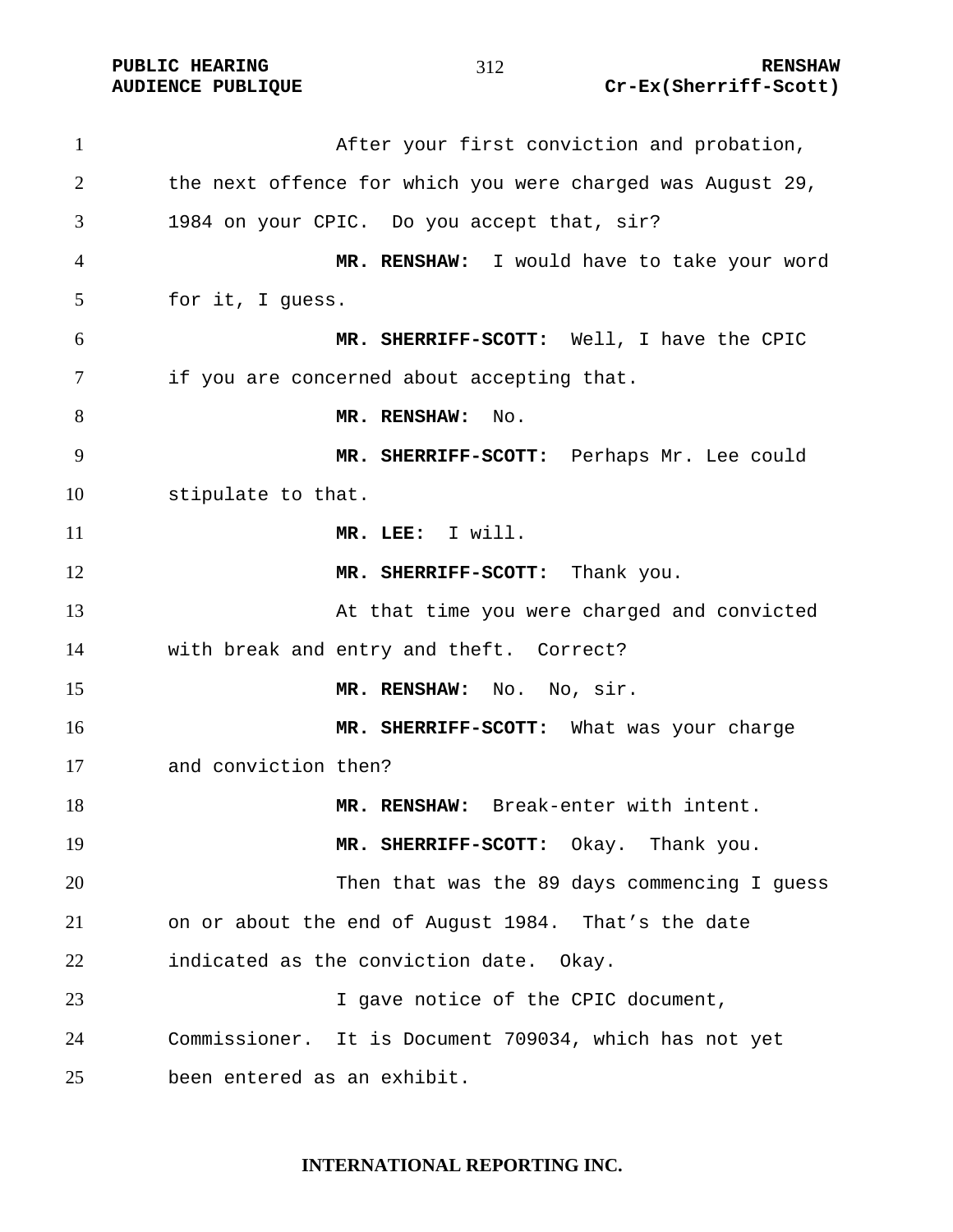After your first conviction and probation, the next offence for which you were charged was August 29, 1984 on your CPIC. Do you accept that, sir?

**MR. RENSHAW:** I would have to take your word for it, I guess.

**MR. SHERRIFF-SCOTT:** Well, I have the CPIC if you are concerned about accepting that.

**MR. RENSHAW:** No.

**MR. SHERRIFF-SCOTT:** Perhaps Mr. Lee could stipulate to that.

**MR. LEE:** I will.

**MR. SHERRIFF-SCOTT:** Thank you.

At that time you were charged and convicted with break and entry and theft. Correct?

**MR. RENSHAW:** No. No, sir.

**MR. SHERRIFF-SCOTT:** What was your charge and conviction then?

**MR. RENSHAW:** Break-enter with intent.

**MR. SHERRIFF-SCOTT:** Okay. Thank you.

Then that was the 89 days commencing I guess on or about the end of August 1984. That's the date indicated as the conviction date. Okay.

I gave notice of the CPIC document, Commissioner. It is Document 709034, which has not yet been entered as an exhibit.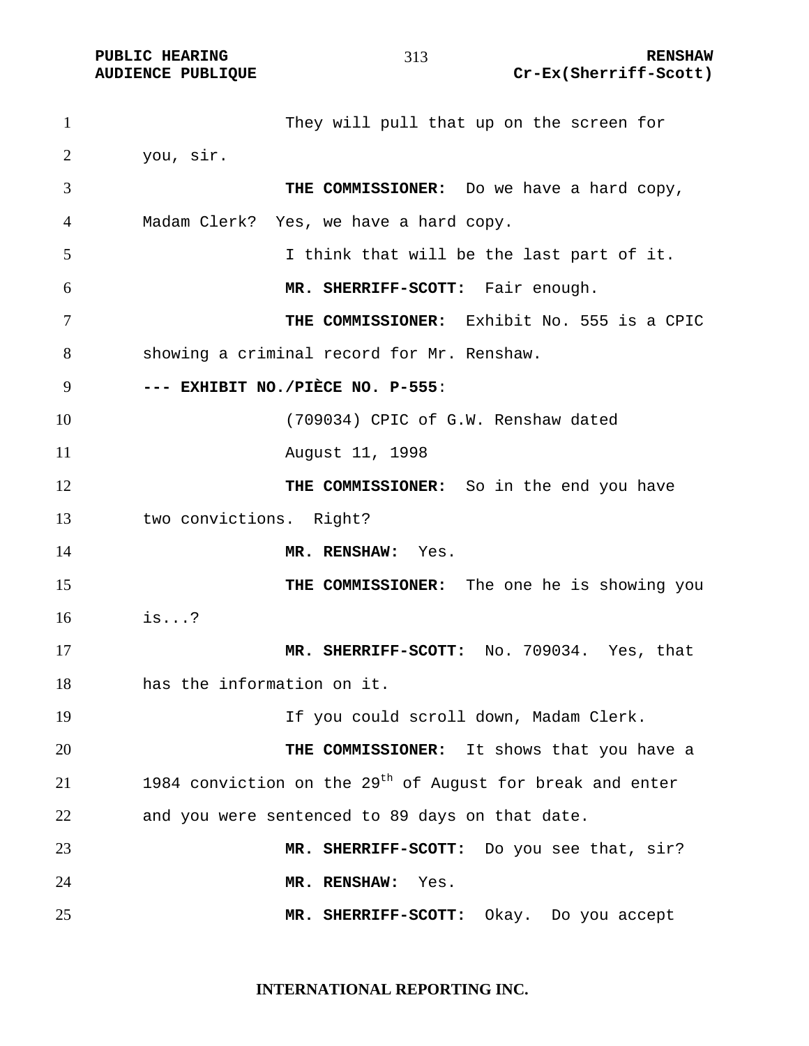They will pull that up on the screen for you, sir.

**THE COMMISSIONER:** Do we have a hard copy, Madam Clerk? Yes, we have a hard copy.

I think that will be the last part of it.

**MR. SHERRIFF-SCOTT:** Fair enough.

**THE COMMISSIONER:** Exhibit No. 555 is a CPIC showing a criminal record for Mr. Renshaw.

**--- EXHIBIT NO./PIÈCE NO. P-555**:

(709034) CPIC of G.W. Renshaw dated August 11, 1998

**THE COMMISSIONER:** So in the end you have two convictions. Right?

**MR. RENSHAW:** Yes.

**THE COMMISSIONER:** The one he is showing you is...?

**MR. SHERRIFF-SCOTT:** No. 709034. Yes, that has the information on it.

If you could scroll down, Madam Clerk.

**THE COMMISSIONER:** It shows that you have a 1984 conviction on the 29th of August for break and enter and you were sentenced to 89 days on that date.

**MR. SHERRIFF-SCOTT:** Do you see that, sir?

**MR. RENSHAW:** Yes.

**MR. SHERRIFF-SCOTT:** Okay. Do you accept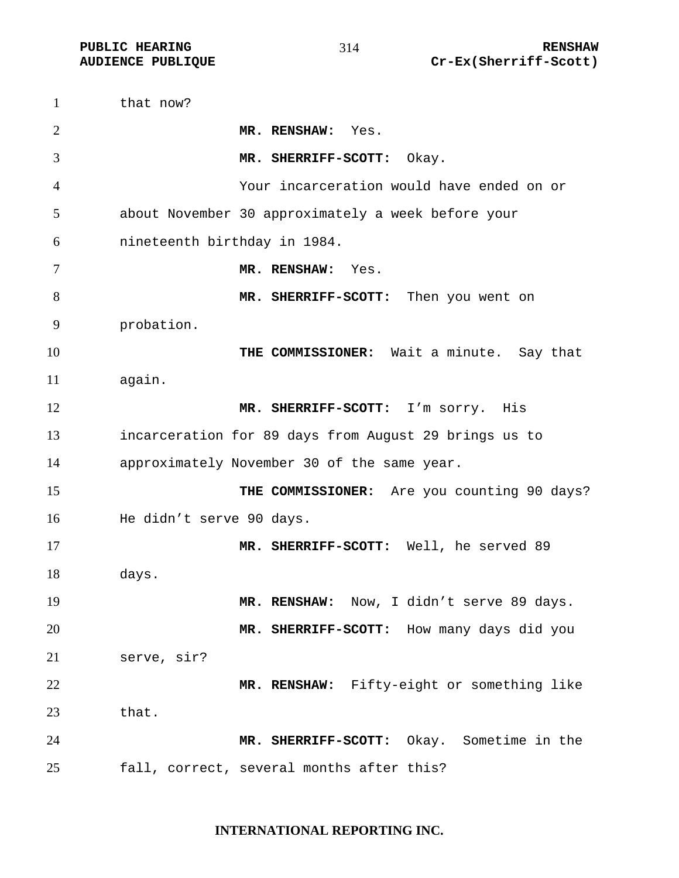that now?

**MR. RENSHAW:** Yes.

**MR. SHERRIFF-SCOTT:** Okay.

Your incarceration would have ended on or about November 30 approximately a week before your nineteenth birthday in 1984.

**MR. RENSHAW:** Yes.

**MR. SHERRIFF-SCOTT:** Then you went on probation.

**THE COMMISSIONER:** Wait a minute. Say that again.

**MR. SHERRIFF-SCOTT:** I'm sorry. His incarceration for 89 days from August 29 brings us to approximately November 30 of the same year.

**THE COMMISSIONER:** Are you counting 90 days? He didn't serve 90 days.

**MR. SHERRIFF-SCOTT:** Well, he served 89 days.

**MR. RENSHAW:** Now, I didn't serve 89 days.

**MR. SHERRIFF-SCOTT:** How many days did you serve, sir?

**MR. RENSHAW:** Fifty-eight or something like that.

**MR. SHERRIFF-SCOTT:** Okay. Sometime in the fall, correct, several months after this?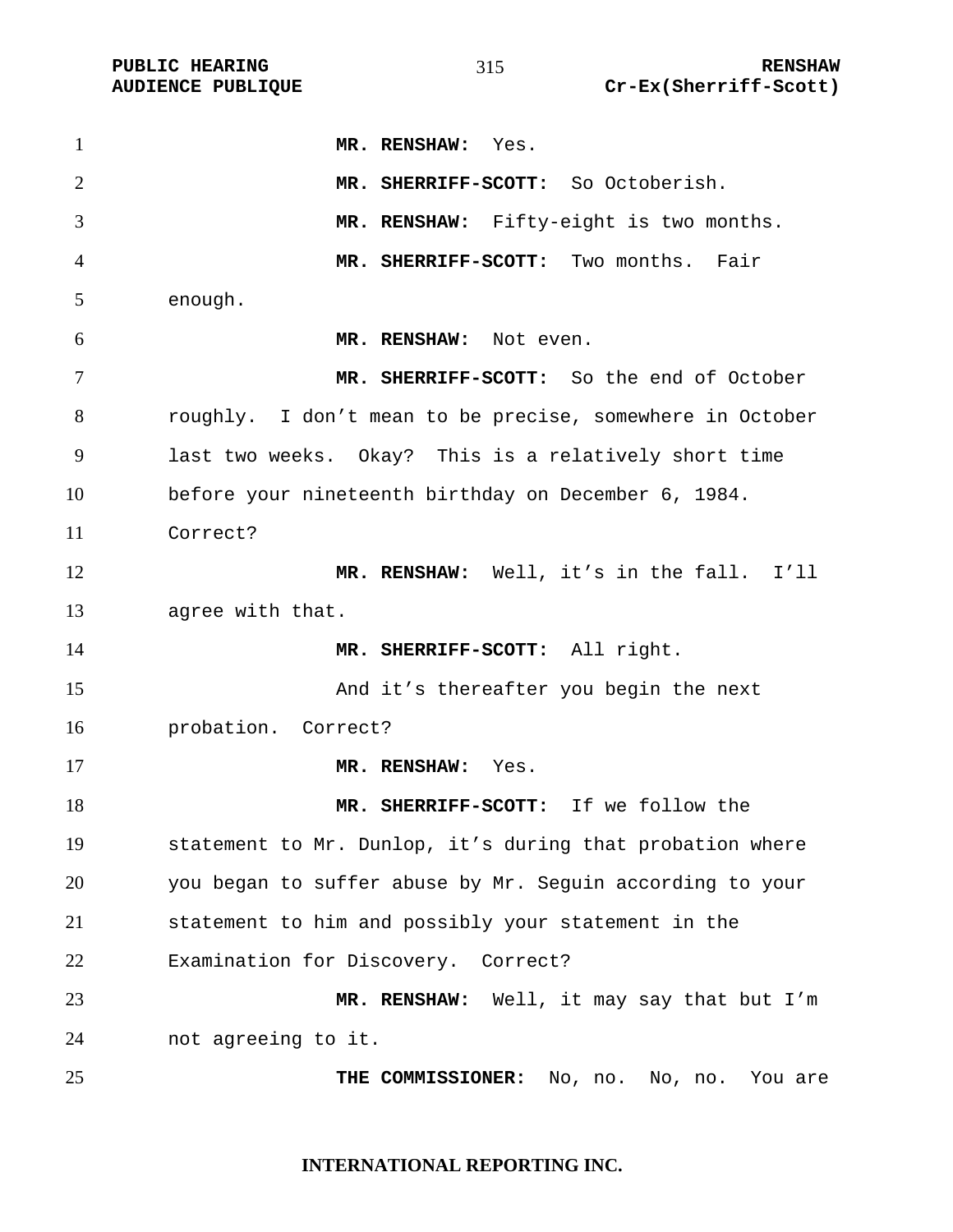**MR. RENSHAW:** Yes.

**MR. SHERRIFF-SCOTT:** So Octoberish.

**MR. RENSHAW:** Fifty-eight is two months.

**MR. SHERRIFF-SCOTT:** Two months. Fair enough.

**MR. RENSHAW:** Not even.

**MR. SHERRIFF-SCOTT:** So the end of October roughly. I don't mean to be precise, somewhere in October last two weeks. Okay? This is a relatively short time before your nineteenth birthday on December 6, 1984. Correct?

**MR. RENSHAW:** Well, it's in the fall. I'll agree with that.

**MR. SHERRIFF-SCOTT:** All right.

And it's thereafter you begin the next probation. Correct?

**MR. RENSHAW:** Yes.

**MR. SHERRIFF-SCOTT:** If we follow the statement to Mr. Dunlop, it's during that probation where you began to suffer abuse by Mr. Seguin according to your statement to him and possibly your statement in the Examination for Discovery. Correct?

**MR. RENSHAW:** Well, it may say that but I'm not agreeing to it.

**THE COMMISSIONER:** No, no. No, no. You are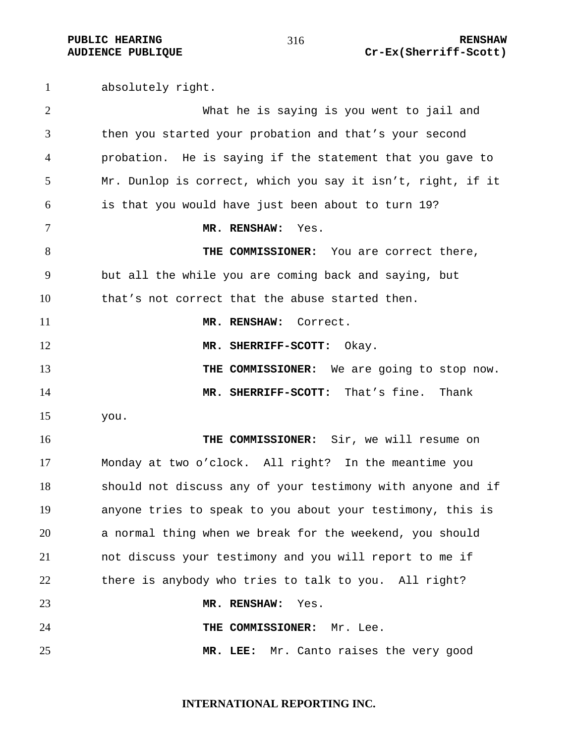absolutely right.

What he is saying is you went to jail and then you started your probation and that's your second probation. He is saying if the statement that you gave to Mr. Dunlop is correct, which you say it isn't, right, if it is that you would have just been about to turn 19?

**MR. RENSHAW:** Yes.

**THE COMMISSIONER:** You are correct there, but all the while you are coming back and saying, but that's not correct that the abuse started then.

**MR. RENSHAW:** Correct.

**MR. SHERRIFF-SCOTT:** Okay.

**THE COMMISSIONER:** We are going to stop now.

**MR. SHERRIFF-SCOTT:** That's fine. Thank you.

**THE COMMISSIONER:** Sir, we will resume on Monday at two o'clock. All right? In the meantime you should not discuss any of your testimony with anyone and if anyone tries to speak to you about your testimony, this is a normal thing when we break for the weekend, you should not discuss your testimony and you will report to me if there is anybody who tries to talk to you. All right?

**MR. RENSHAW:** Yes.

**THE COMMISSIONER:** Mr. Lee.

**MR. LEE:** Mr. Canto raises the very good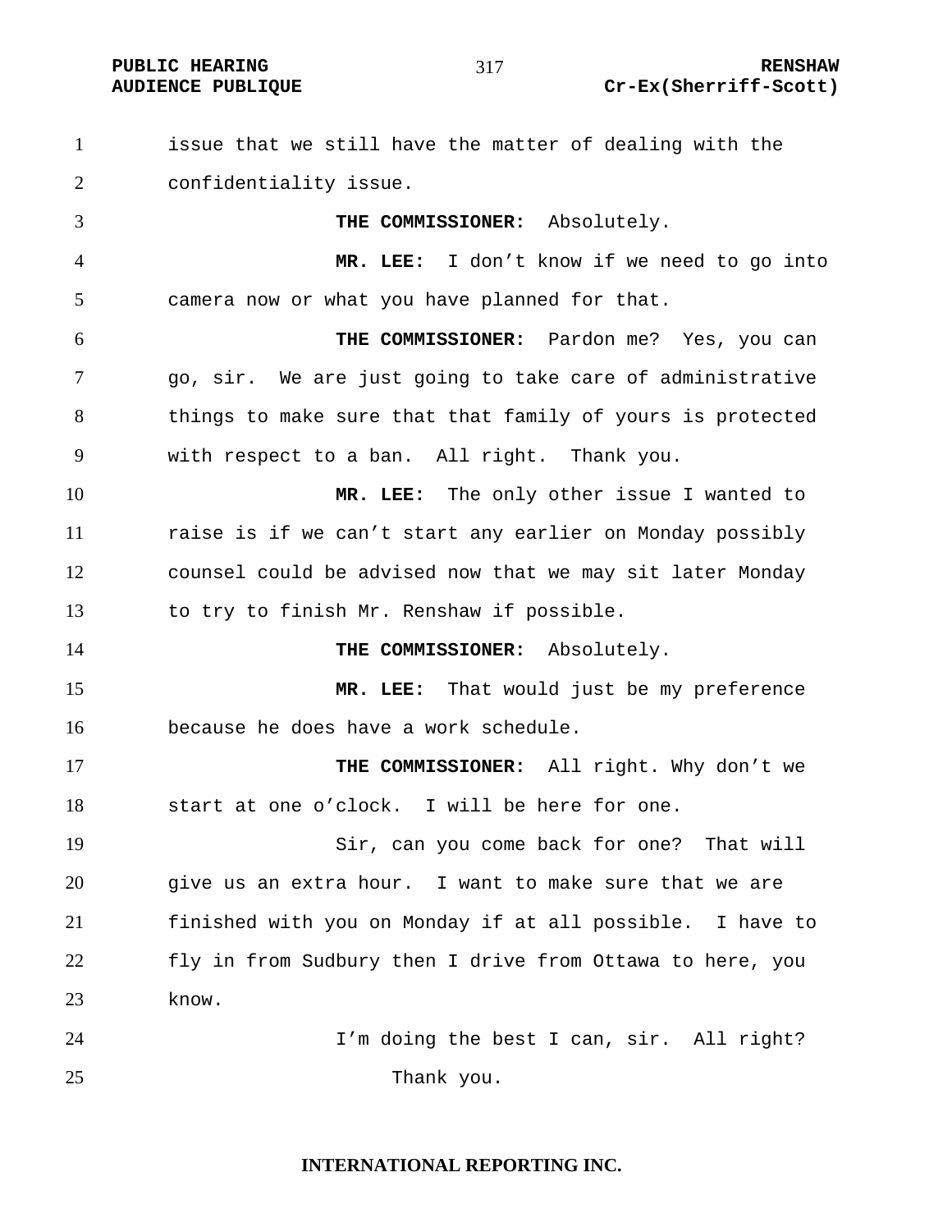issue that we still have the matter of dealing with the confidentiality issue.

**THE COMMISSIONER:** Absolutely.

**MR. LEE:** I don't know if we need to go into camera now or what you have planned for that.

**THE COMMISSIONER:** Pardon me? Yes, you can go, sir. We are just going to take care of administrative things to make sure that that family of yours is protected with respect to a ban. All right. Thank you.

**MR. LEE:** The only other issue I wanted to raise is if we can't start any earlier on Monday possibly counsel could be advised now that we may sit later Monday to try to finish Mr. Renshaw if possible.

**THE COMMISSIONER:** Absolutely.

**MR. LEE:** That would just be my preference because he does have a work schedule.

**THE COMMISSIONER:** All right. Why don't we start at one o'clock. I will be here for one.

Sir, can you come back for one? That will give us an extra hour. I want to make sure that we are finished with you on Monday if at all possible. I have to fly in from Sudbury then I drive from Ottawa to here, you know.

I'm doing the best I can, sir. All right?

Thank you.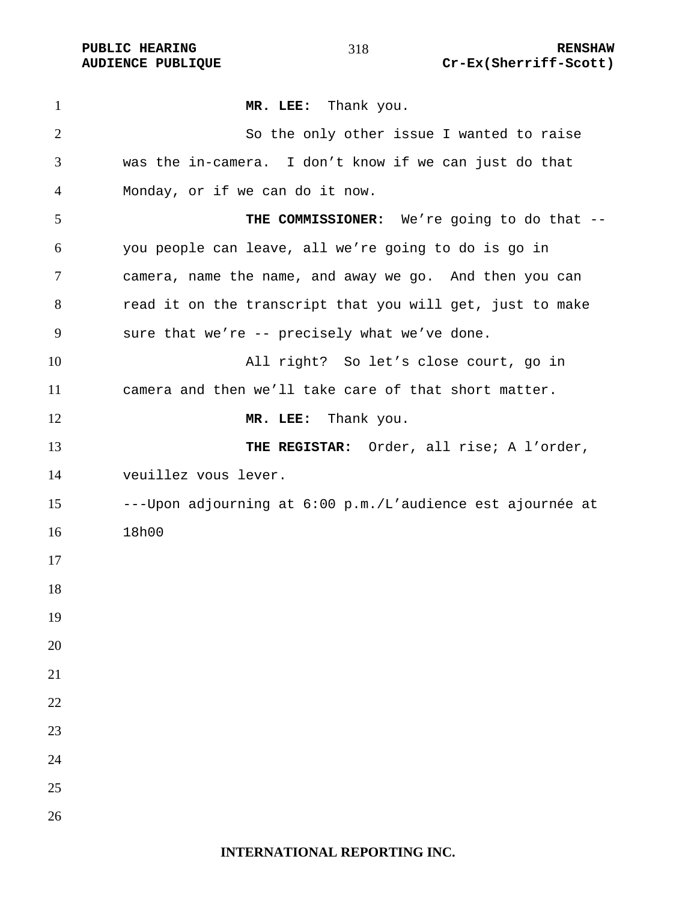**MR. LEE:** Thank you.

So the only other issue I wanted to raise was the in-camera. I don’t know if we can just do that Monday, or if we can do it now.

**THE COMMISSIONER:** We’re going to do that -- you people can leave, all we’re going to do is go in camera, name the name, and away we go. And then you can read it on the transcript that you will get, just to make sure that we’re -- precisely what we’ve done.

All right? So let’s close court, go in camera and then we’ll take care of that short matter.

**MR. LEE:** Thank you.

**THE REGISTAR:** Order, all rise; A l’order, veuillez vous lever.

---Upon adjourning at 6:00 p.m./L’audience est ajournée at 18h00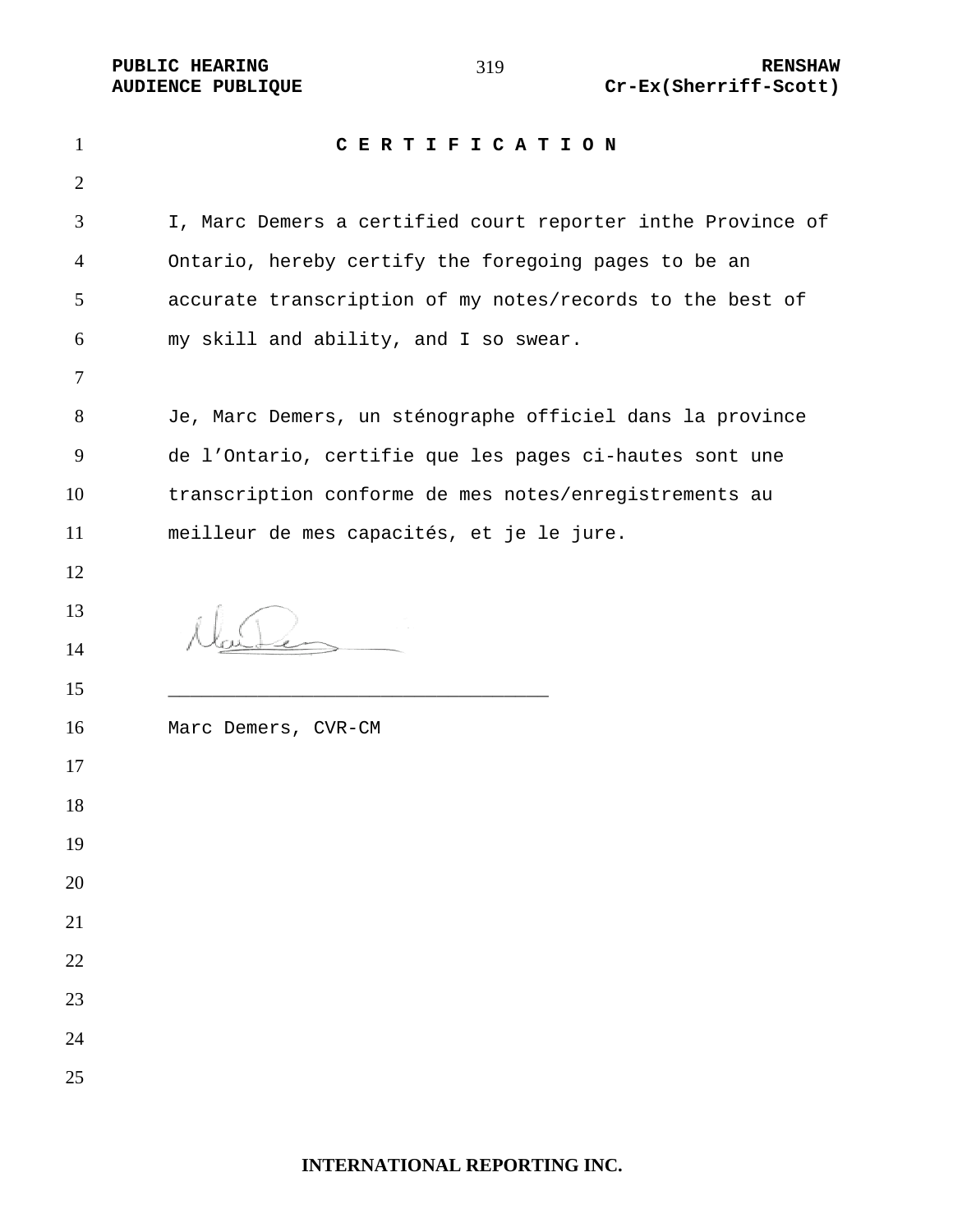# C E R T I F I C A T I O N

I, Marc Demers a certified court reporter inthe Province of Ontario, hereby certify the foregoing pages to be an accurate transcription of my notes/records to the best of my skill and ability, and I so swear.

Je, Marc Demers, un sténographe officiel dans la province de l'Ontario, certifie que les pages ci-hautes sont une transcription conforme de mes notes/enregistrements au meilleur de mes capacités, et je le jure.

_________________________________

Marc Demers, CVR-CM